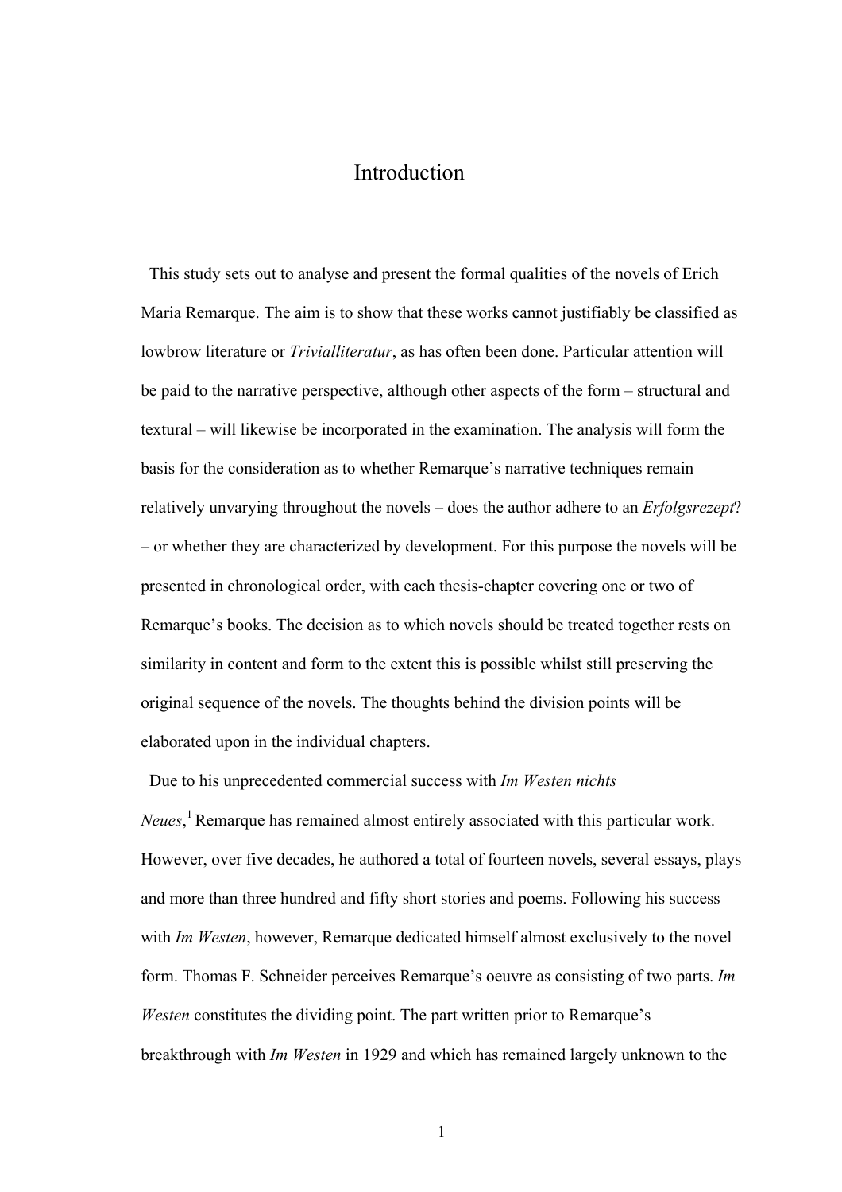# Introduction

This study sets out to analyse and present the formal qualities of the novels of Erich Maria Remarque. The aim is to show that these works cannot justifiably be classified as lowbrow literature or *Trivialliteratur*, as has often been done. Particular attention will be paid to the narrative perspective, although other aspects of the form – structural and textural – will likewise be incorporated in the examination. The analysis will form the basis for the consideration as to whether Remarque's narrative techniques remain relatively unvarying throughout the novels – does the author adhere to an *Erfolgsrezept*? – or whether they are characterized by development. For this purpose the novels will be presented in chronological order, with each thesis-chapter covering one or two of Remarque's books. The decision as to which novels should be treated together rests on similarity in content and form to the extent this is possible whilst still preserving the original sequence of the novels. The thoughts behind the division points will be elaborated upon in the individual chapters.

Due to his unprecedented commercial success with *Im Westen nichts Neues*,[1] Remarque has remained almost entirely associated with this particular work. However, over five decades, he authored a total of fourteen novels, several essays, plays and more than three hundred and fifty short stories and poems. Following his success with *Im Westen*, however, Remarque dedicated himself almost exclusively to the novel form. Thomas F. Schneider perceives Remarque's oeuvre as consisting of two parts. *Im Westen* constitutes the dividing point. The part written prior to Remarque's breakthrough with *Im Westen* in 1929 and which has remained largely unknown to the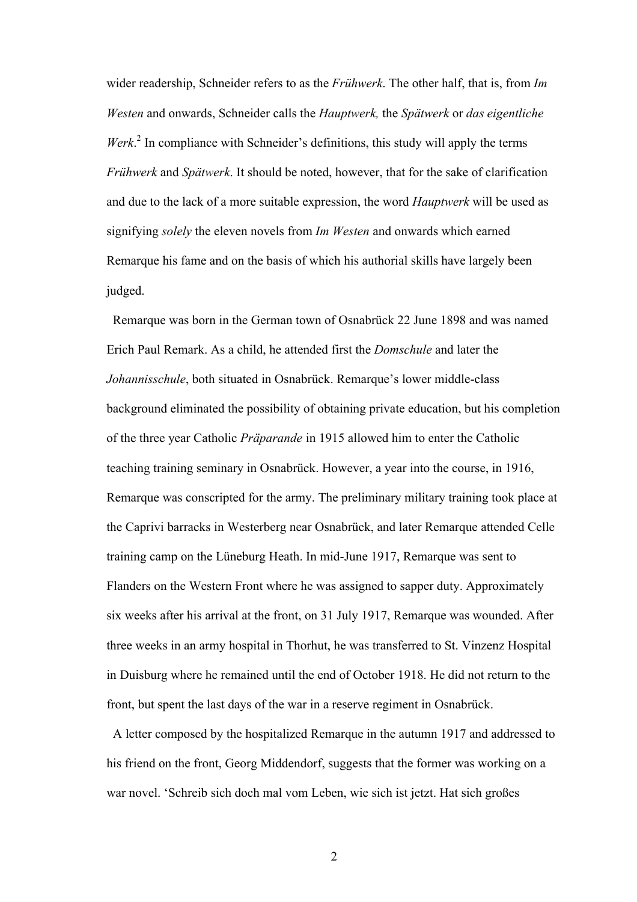wider readership, Schneider refers to as the *Frühwerk*. The other half, that is, from *Im Westen* and onwards, Schneider calls the *Hauptwerk,* the *Spätwerk* or *das eigentliche Werk*.[2] In compliance with Schneider's definitions, this study will apply the terms *Frühwerk* and *Spätwerk*. It should be noted, however, that for the sake of clarification and due to the lack of a more suitable expression, the word *Hauptwerk* will be used as signifying *solely* the eleven novels from *Im Westen* and onwards which earned Remarque his fame and on the basis of which his authorial skills have largely been judged.

Remarque was born in the German town of Osnabrück 22 June 1898 and was named Erich Paul Remark. As a child, he attended first the *Domschule* and later the *Johannisschule*, both situated in Osnabrück. Remarque's lower middle-class background eliminated the possibility of obtaining private education, but his completion of the three year Catholic *Präparande* in 1915 allowed him to enter the Catholic teaching training seminary in Osnabrück. However, a year into the course, in 1916, Remarque was conscripted for the army. The preliminary military training took place at the Caprivi barracks in Westerberg near Osnabrück, and later Remarque attended Celle training camp on the Lüneburg Heath. In mid-June 1917, Remarque was sent to Flanders on the Western Front where he was assigned to sapper duty. Approximately six weeks after his arrival at the front, on 31 July 1917, Remarque was wounded. After three weeks in an army hospital in Thorhut, he was transferred to St. Vinzenz Hospital in Duisburg where he remained until the end of October 1918. He did not return to the front, but spent the last days of the war in a reserve regiment in Osnabrück.

A letter composed by the hospitalized Remarque in the autumn 1917 and addressed to his friend on the front, Georg Middendorf, suggests that the former was working on a war novel. 'Schreib sich doch mal vom Leben, wie sich ist jetzt. Hat sich großes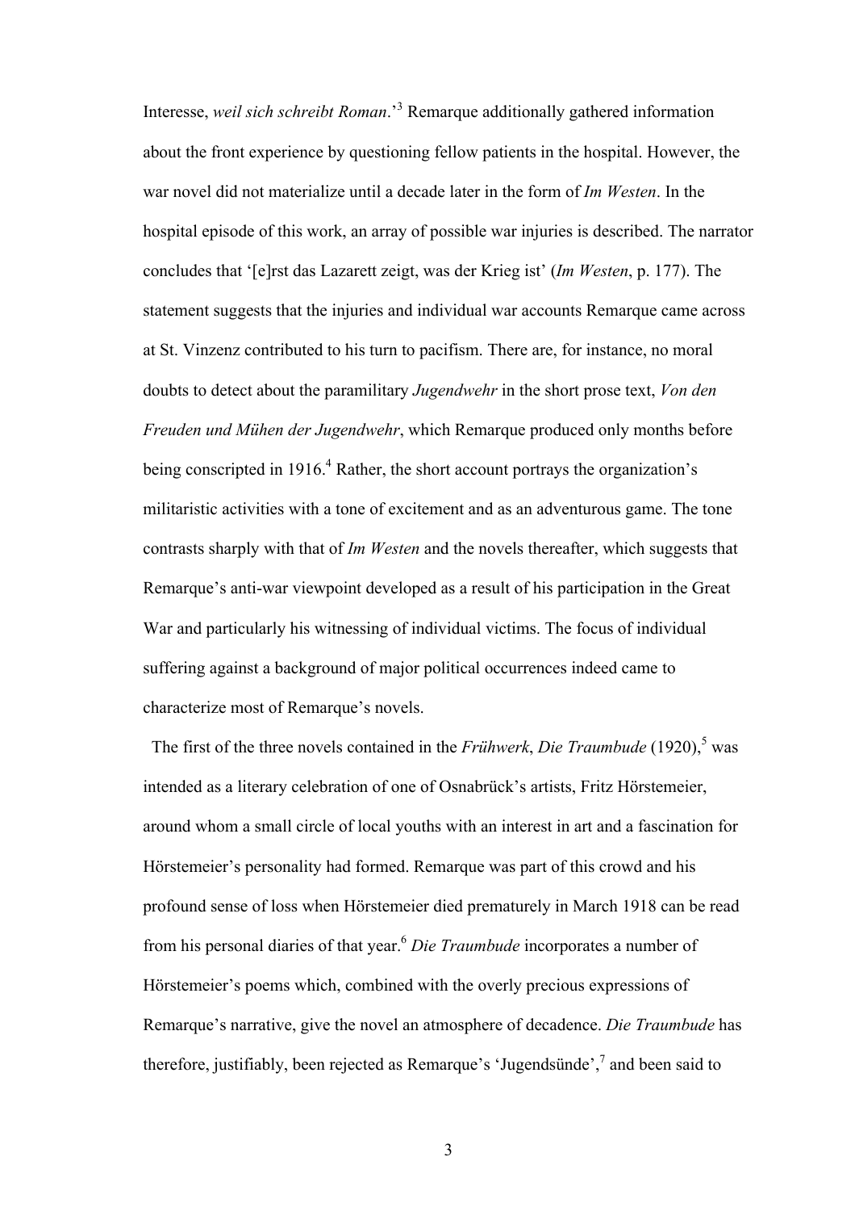Interesse, *weil sich schreibt Roman*.'[3] Remarque additionally gathered information about the front experience by questioning fellow patients in the hospital. However, the war novel did not materialize until a decade later in the form of *Im Westen*. In the hospital episode of this work, an array of possible war injuries is described. The narrator concludes that '[e]rst das Lazarett zeigt, was der Krieg ist' (*Im Westen*, p. 177). The statement suggests that the injuries and individual war accounts Remarque came across at St. Vinzenz contributed to his turn to pacifism. There are, for instance, no moral doubts to detect about the paramilitary *Jugendwehr* in the short prose text, *Von den Freuden und Mühen der Jugendwehr*, which Remarque produced only months before being conscripted in 1916.[4] Rather, the short account portrays the organization's militaristic activities with a tone of excitement and as an adventurous game. The tone contrasts sharply with that of *Im Westen* and the novels thereafter, which suggests that Remarque's anti-war viewpoint developed as a result of his participation in the Great War and particularly his witnessing of individual victims. The focus of individual suffering against a background of major political occurrences indeed came to characterize most of Remarque's novels.

The first of the three novels contained in the *Frühwerk*, *Die Traumbude* (1920),[5] was intended as a literary celebration of one of Osnabrück's artists, Fritz Hörstemeier, around whom a small circle of local youths with an interest in art and a fascination for Hörstemeier's personality had formed. Remarque was part of this crowd and his profound sense of loss when Hörstemeier died prematurely in March 1918 can be read from his personal diaries of that year.[6] *Die Traumbude* incorporates a number of Hörstemeier's poems which, combined with the overly precious expressions of Remarque's narrative, give the novel an atmosphere of decadence. *Die Traumbude* has therefore, justifiably, been rejected as Remarque's 'Jugendsünde',[7] and been said to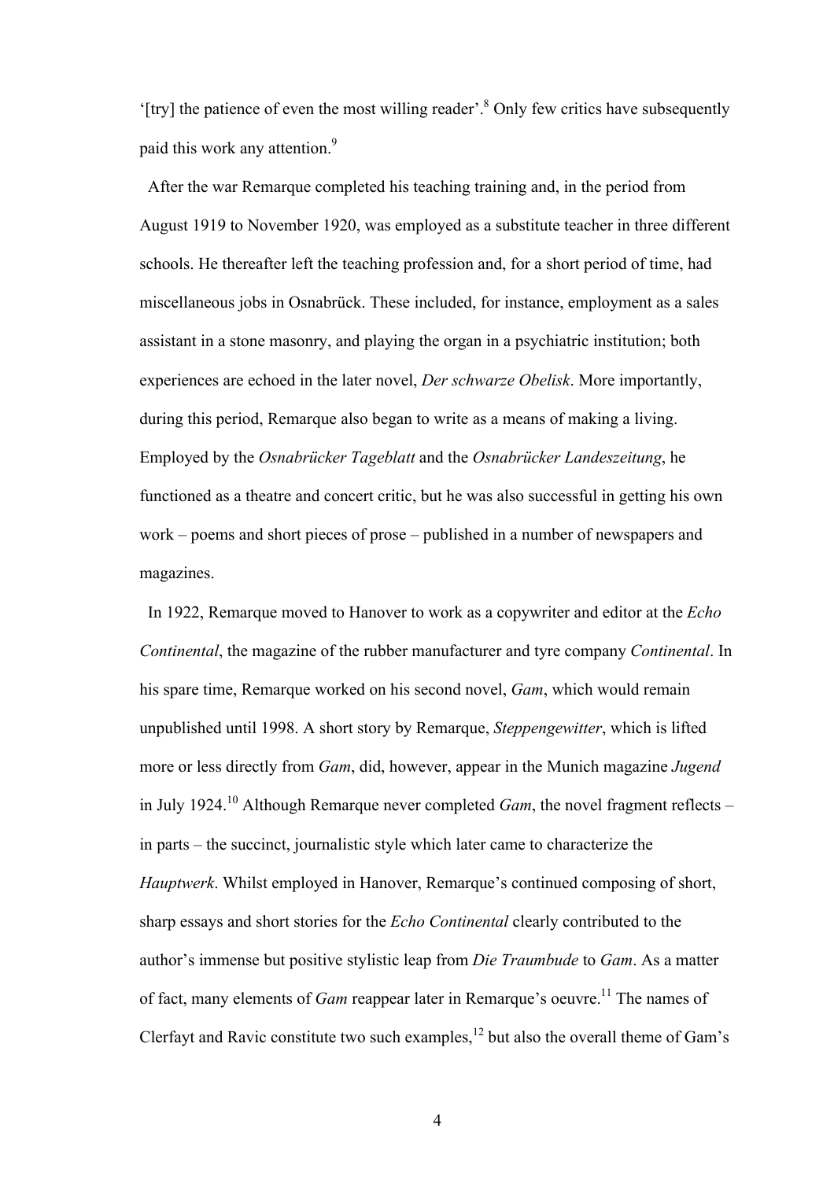'[try] the patience of even the most willing reader'.[8] Only few critics have subsequently paid this work any attention.[9]

After the war Remarque completed his teaching training and, in the period from August 1919 to November 1920, was employed as a substitute teacher in three different schools. He thereafter left the teaching profession and, for a short period of time, had miscellaneous jobs in Osnabrück. These included, for instance, employment as a sales assistant in a stone masonry, and playing the organ in a psychiatric institution; both experiences are echoed in the later novel, *Der schwarze Obelisk*. More importantly, during this period, Remarque also began to write as a means of making a living. Employed by the *Osnabrücker Tageblatt* and the *Osnabrücker Landeszeitung*, he functioned as a theatre and concert critic, but he was also successful in getting his own work – poems and short pieces of prose – published in a number of newspapers and magazines.

In 1922, Remarque moved to Hanover to work as a copywriter and editor at the *Echo Continental*, the magazine of the rubber manufacturer and tyre company *Continental*. In his spare time, Remarque worked on his second novel, *Gam*, which would remain unpublished until 1998. A short story by Remarque, *Steppengewitter*, which is lifted more or less directly from *Gam*, did, however, appear in the Munich magazine *Jugend* in July 1924.[10] Although Remarque never completed *Gam*, the novel fragment reflects – in parts – the succinct, journalistic style which later came to characterize the *Hauptwerk*. Whilst employed in Hanover, Remarque's continued composing of short, sharp essays and short stories for the *Echo Continental* clearly contributed to the author's immense but positive stylistic leap from *Die Traumbude* to *Gam*. As a matter of fact, many elements of *Gam* reappear later in Remarque's oeuvre.[11] The names of Clerfayt and Ravic constitute two such examples,[12] but also the overall theme of Gam's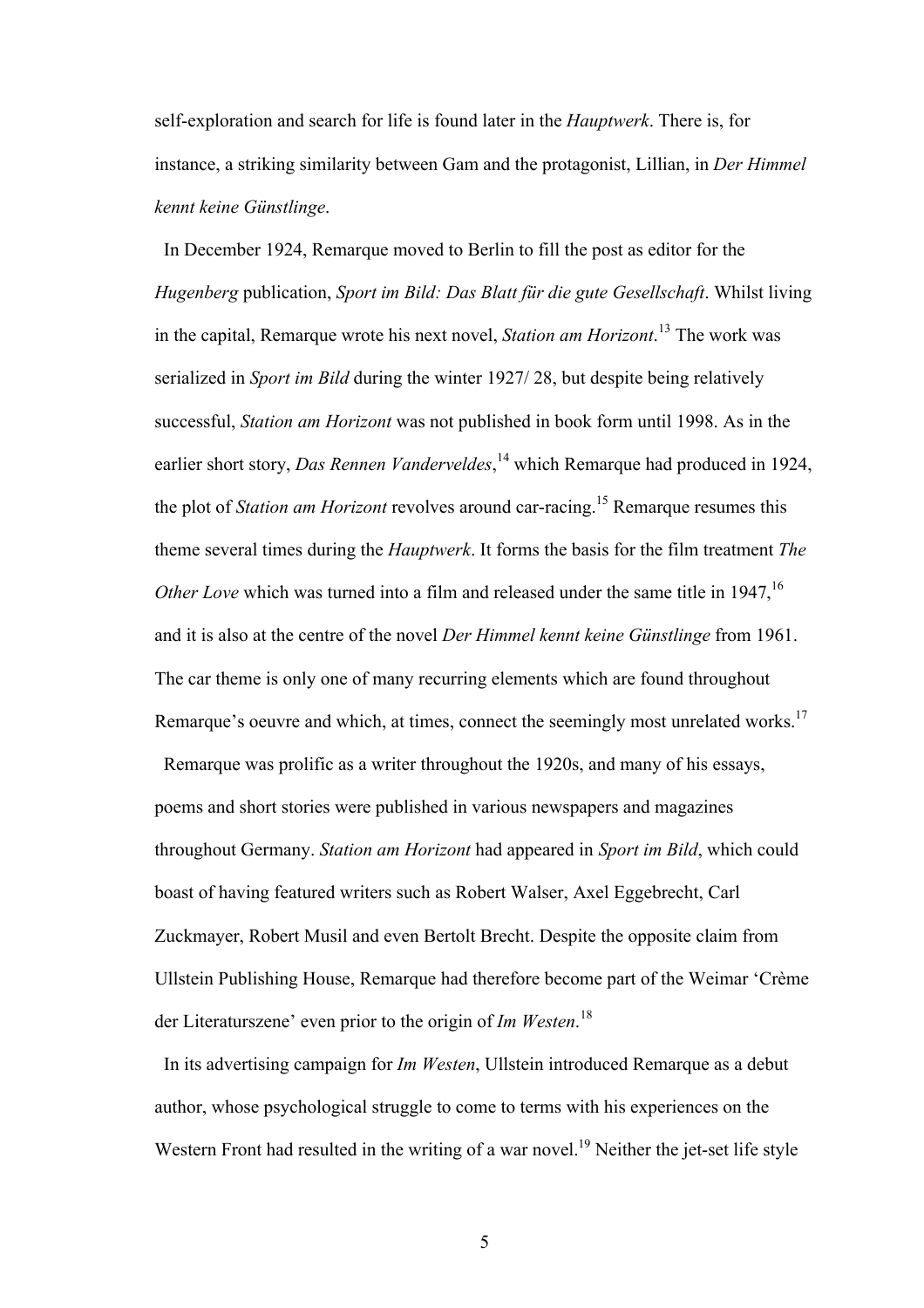self-exploration and search for life is found later in the *Hauptwerk*. There is, for instance, a striking similarity between Gam and the protagonist, Lillian, in *Der Himmel kennt keine Günstlinge*.

In December 1924, Remarque moved to Berlin to fill the post as editor for the *Hugenberg* publication, *Sport im Bild: Das Blatt für die gute Gesellschaft*. Whilst living in the capital, Remarque wrote his next novel, *Station am Horizont*.[13] The work was serialized in *Sport im Bild* during the winter 1927/ 28, but despite being relatively successful, *Station am Horizont* was not published in book form until 1998. As in the earlier short story, *Das Rennen Vanderveldes*,[14] which Remarque had produced in 1924, the plot of *Station am Horizont* revolves around car-racing.[15] Remarque resumes this theme several times during the *Hauptwerk*. It forms the basis for the film treatment *The Other Love* which was turned into a film and released under the same title in 1947,[16] and it is also at the centre of the novel *Der Himmel kennt keine Günstlinge* from 1961. The car theme is only one of many recurring elements which are found throughout Remarque's oeuvre and which, at times, connect the seemingly most unrelated works.[17]

Remarque was prolific as a writer throughout the 1920s, and many of his essays, poems and short stories were published in various newspapers and magazines throughout Germany. *Station am Horizont* had appeared in *Sport im Bild*, which could boast of having featured writers such as Robert Walser, Axel Eggebrecht, Carl Zuckmayer, Robert Musil and even Bertolt Brecht. Despite the opposite claim from Ullstein Publishing House, Remarque had therefore become part of the Weimar 'Crème der Literaturszene' even prior to the origin of *Im Westen*.[18]

In its advertising campaign for *Im Westen*, Ullstein introduced Remarque as a debut author, whose psychological struggle to come to terms with his experiences on the Western Front had resulted in the writing of a war novel.[19] Neither the jet-set life style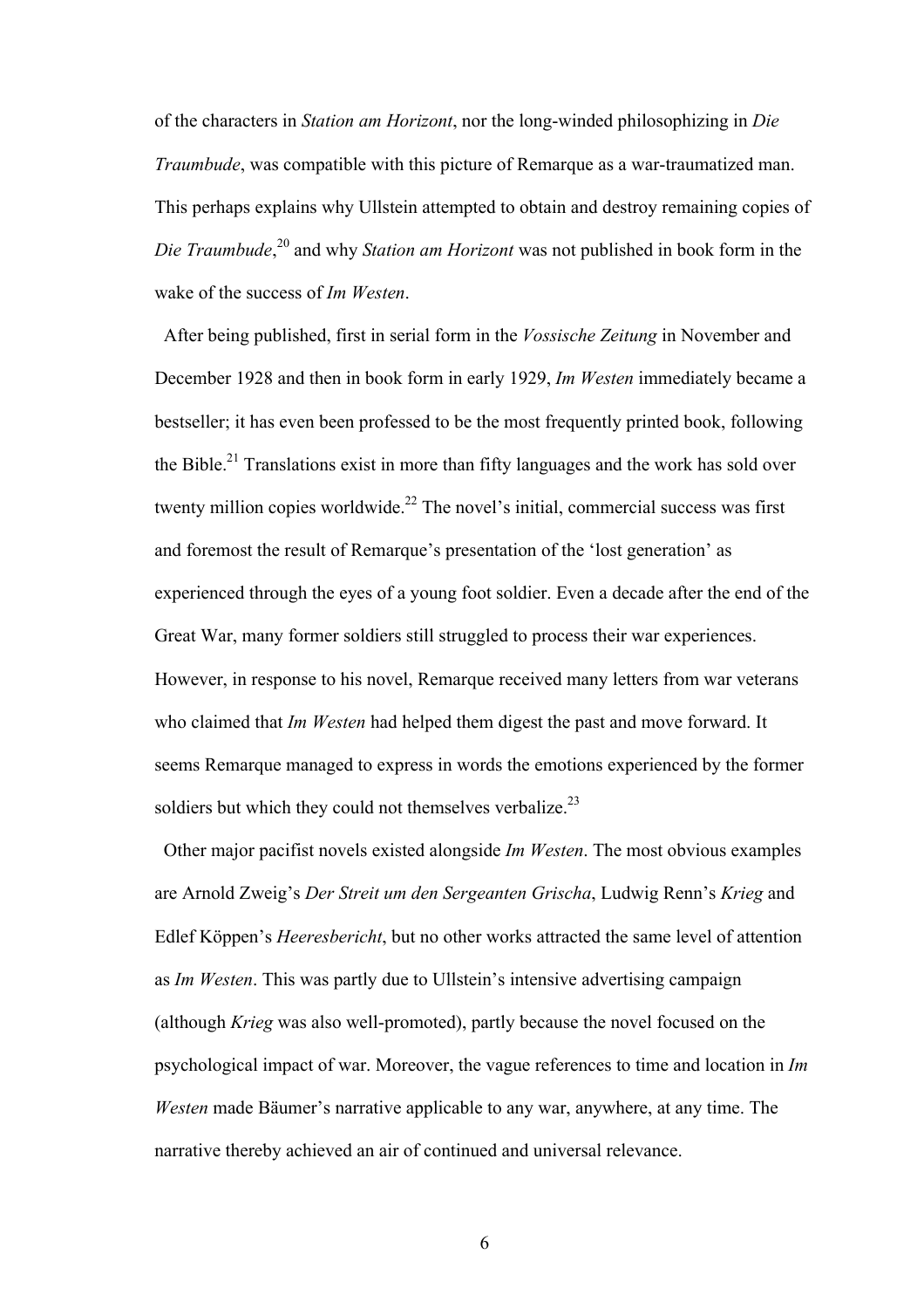of the characters in *Station am Horizont*, nor the long-winded philosophizing in *Die Traumbude*, was compatible with this picture of Remarque as a war-traumatized man. This perhaps explains why Ullstein attempted to obtain and destroy remaining copies of *Die Traumbude*,[20] and why *Station am Horizont* was not published in book form in the wake of the success of *Im Westen*.

After being published, first in serial form in the *Vossische Zeitung* in November and December 1928 and then in book form in early 1929, *Im Westen* immediately became a bestseller; it has even been professed to be the most frequently printed book, following the Bible.[21] Translations exist in more than fifty languages and the work has sold over twenty million copies worldwide.[22] The novel's initial, commercial success was first and foremost the result of Remarque's presentation of the 'lost generation' as experienced through the eyes of a young foot soldier. Even a decade after the end of the Great War, many former soldiers still struggled to process their war experiences. However, in response to his novel, Remarque received many letters from war veterans who claimed that *Im Westen* had helped them digest the past and move forward. It seems Remarque managed to express in words the emotions experienced by the former soldiers but which they could not themselves verbalize.[23]

Other major pacifist novels existed alongside *Im Westen*. The most obvious examples are Arnold Zweig's *Der Streit um den Sergeanten Grischa*, Ludwig Renn's *Krieg* and Edlef Köppen's *Heeresbericht*, but no other works attracted the same level of attention as *Im Westen*. This was partly due to Ullstein's intensive advertising campaign (although *Krieg* was also well-promoted), partly because the novel focused on the psychological impact of war. Moreover, the vague references to time and location in *Im Westen* made Bäumer's narrative applicable to any war, anywhere, at any time. The narrative thereby achieved an air of continued and universal relevance.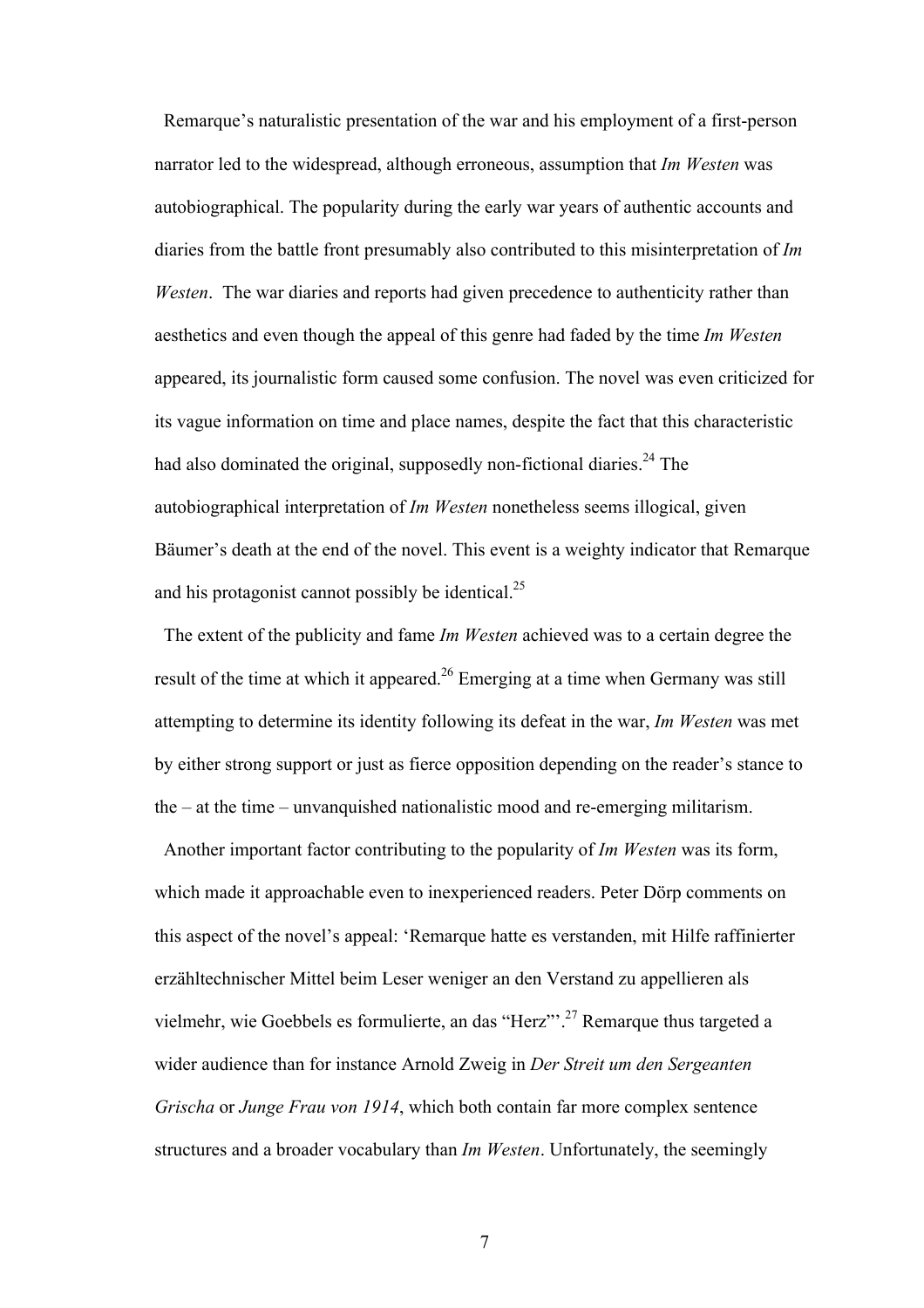Remarque's naturalistic presentation of the war and his employment of a first-person narrator led to the widespread, although erroneous, assumption that *Im Westen* was autobiographical. The popularity during the early war years of authentic accounts and diaries from the battle front presumably also contributed to this misinterpretation of *Im Westen*. The war diaries and reports had given precedence to authenticity rather than aesthetics and even though the appeal of this genre had faded by the time *Im Westen* appeared, its journalistic form caused some confusion. The novel was even criticized for its vague information on time and place names, despite the fact that this characteristic had also dominated the original, supposedly non-fictional diaries.[24] The autobiographical interpretation of *Im Westen* nonetheless seems illogical, given Bäumer's death at the end of the novel. This event is a weighty indicator that Remarque and his protagonist cannot possibly be identical.[25]

The extent of the publicity and fame *Im Westen* achieved was to a certain degree the result of the time at which it appeared.[26] Emerging at a time when Germany was still attempting to determine its identity following its defeat in the war, *Im Westen* was met by either strong support or just as fierce opposition depending on the reader's stance to the – at the time – unvanquished nationalistic mood and re-emerging militarism.

Another important factor contributing to the popularity of *Im Westen* was its form, which made it approachable even to inexperienced readers. Peter Dörp comments on this aspect of the novel's appeal: 'Remarque hatte es verstanden, mit Hilfe raffinierter erzähltechnischer Mittel beim Leser weniger an den Verstand zu appellieren als vielmehr, wie Goebbels es formulierte, an das "Herz"'.[27] Remarque thus targeted a wider audience than for instance Arnold Zweig in *Der Streit um den Sergeanten Grischa* or *Junge Frau von 1914*, which both contain far more complex sentence structures and a broader vocabulary than *Im Westen*. Unfortunately, the seemingly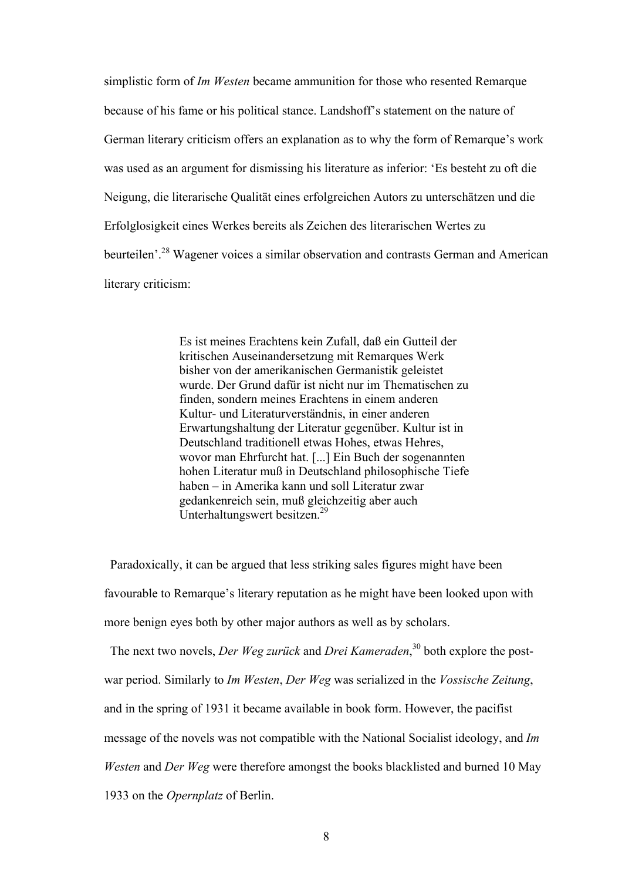simplistic form of *Im Westen* became ammunition for those who resented Remarque because of his fame or his political stance. Landshoff's statement on the nature of German literary criticism offers an explanation as to why the form of Remarque's work was used as an argument for dismissing his literature as inferior: 'Es besteht zu oft die Neigung, die literarische Qualität eines erfolgreichen Autors zu unterschätzen und die Erfolglosigkeit eines Werkes bereits als Zeichen des literarischen Wertes zu beurteilen'.[28] Wagener voices a similar observation and contrasts German and American literary criticism:

> Es ist meines Erachtens kein Zufall, daß ein Gutteil der kritischen Auseinandersetzung mit Remarques Werk bisher von der amerikanischen Germanistik geleistet wurde. Der Grund dafür ist nicht nur im Thematischen zu finden, sondern meines Erachtens in einem anderen Kultur- und Literaturverständnis, in einer anderen Erwartungshaltung der Literatur gegenüber. Kultur ist in Deutschland traditionell etwas Hohes, etwas Hehres, wovor man Ehrfurcht hat. [...] Ein Buch der sogenannten hohen Literatur muß in Deutschland philosophische Tiefe haben – in Amerika kann und soll Literatur zwar gedankenreich sein, muß gleichzeitig aber auch Unterhaltungswert besitzen.[29]

Paradoxically, it can be argued that less striking sales figures might have been favourable to Remarque's literary reputation as he might have been looked upon with more benign eyes both by other major authors as well as by scholars.

The next two novels, *Der Weg zurück* and *Drei Kameraden*,[30] both explore the post-war period. Similarly to *Im Westen*, *Der Weg* was serialized in the *Vossische Zeitung*, and in the spring of 1931 it became available in book form. However, the pacifist message of the novels was not compatible with the National Socialist ideology, and *Im Westen* and *Der Weg* were therefore amongst the books blacklisted and burned 10 May 1933 on the *Opernplatz* of Berlin.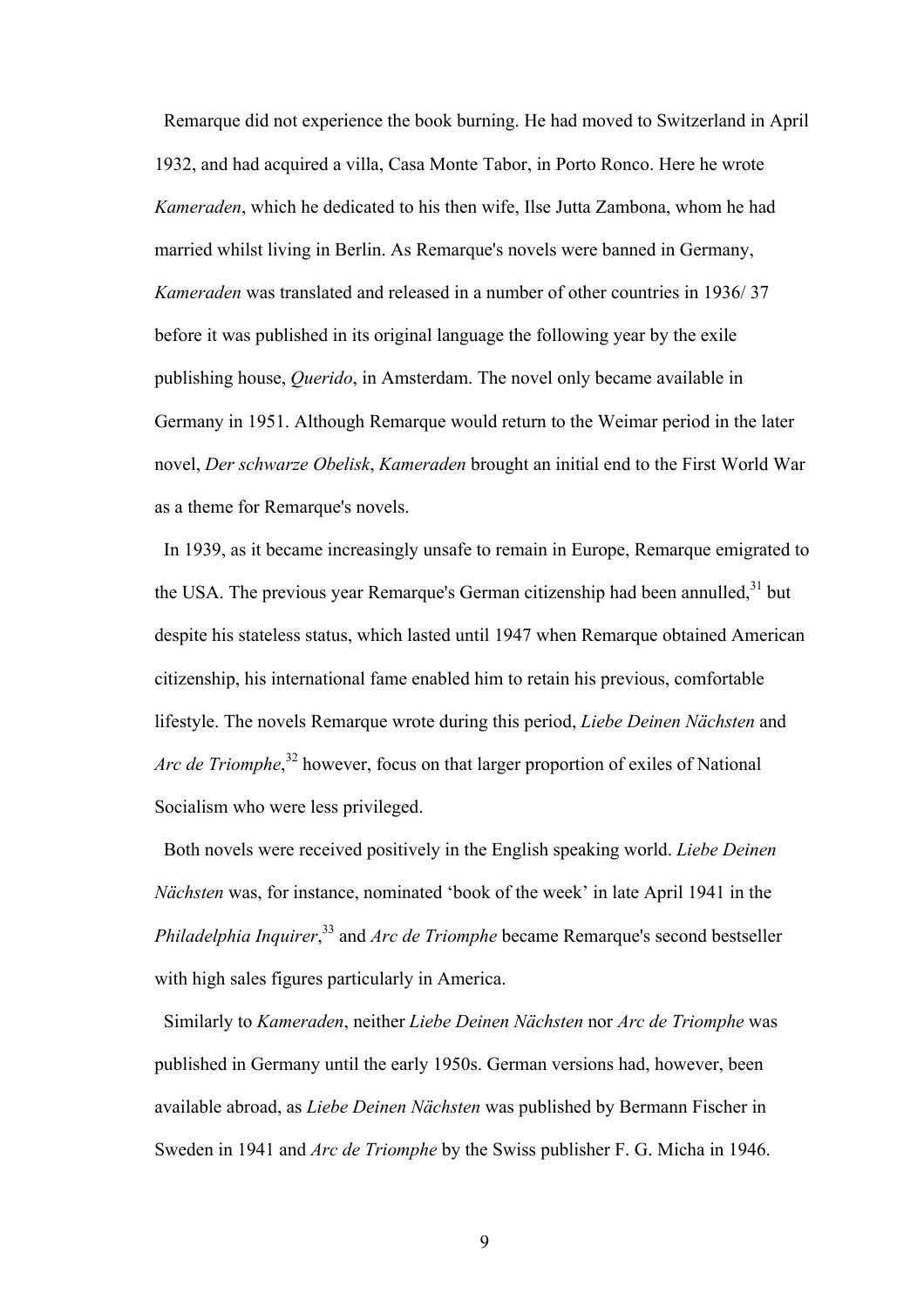Remarque did not experience the book burning. He had moved to Switzerland in April 1932, and had acquired a villa, Casa Monte Tabor, in Porto Ronco. Here he wrote *Kameraden*, which he dedicated to his then wife, Ilse Jutta Zambona, whom he had married whilst living in Berlin. As Remarque's novels were banned in Germany, *Kameraden* was translated and released in a number of other countries in 1936/ 37 before it was published in its original language the following year by the exile publishing house, *Querido*, in Amsterdam. The novel only became available in Germany in 1951. Although Remarque would return to the Weimar period in the later novel, *Der schwarze Obelisk*, *Kameraden* brought an initial end to the First World War as a theme for Remarque's novels.

In 1939, as it became increasingly unsafe to remain in Europe, Remarque emigrated to the USA. The previous year Remarque's German citizenship had been annulled,[31] but despite his stateless status, which lasted until 1947 when Remarque obtained American citizenship, his international fame enabled him to retain his previous, comfortable lifestyle. The novels Remarque wrote during this period, *Liebe Deinen Nächsten* and *Arc de Triomphe*,[32] however, focus on that larger proportion of exiles of National Socialism who were less privileged.

Both novels were received positively in the English speaking world. *Liebe Deinen Nächsten* was, for instance, nominated 'book of the week' in late April 1941 in the *Philadelphia Inquirer*,[33] and *Arc de Triomphe* became Remarque's second bestseller with high sales figures particularly in America.

Similarly to *Kameraden*, neither *Liebe Deinen Nächsten* nor *Arc de Triomphe* was published in Germany until the early 1950s. German versions had, however, been available abroad, as *Liebe Deinen Nächsten* was published by Bermann Fischer in Sweden in 1941 and *Arc de Triomphe* by the Swiss publisher F. G. Micha in 1946.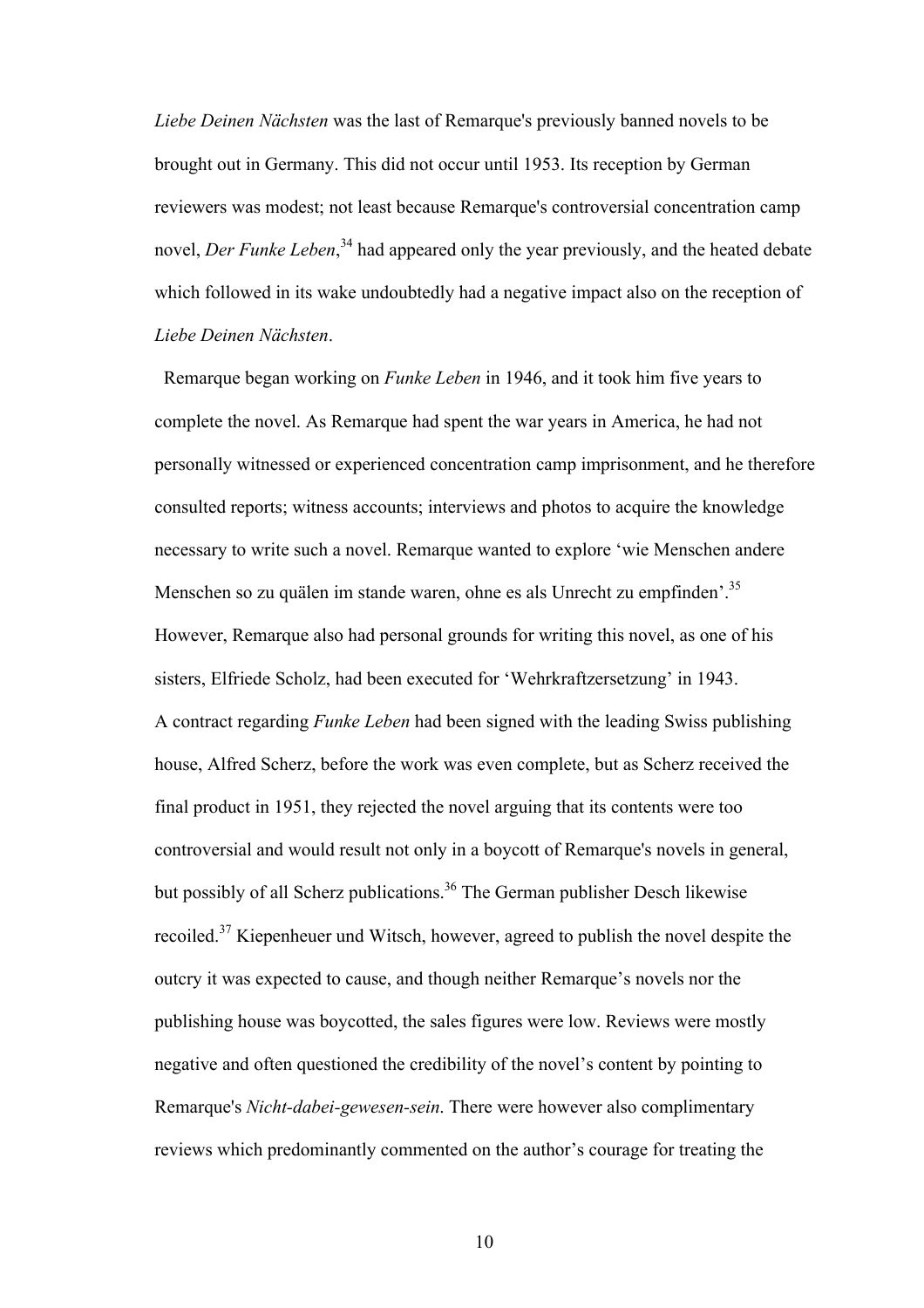*Liebe Deinen Nächsten* was the last of Remarque's previously banned novels to be brought out in Germany. This did not occur until 1953. Its reception by German reviewers was modest; not least because Remarque's controversial concentration camp novel, *Der Funke Leben*,[34] had appeared only the year previously, and the heated debate which followed in its wake undoubtedly had a negative impact also on the reception of *Liebe Deinen Nächsten*.

Remarque began working on *Funke Leben* in 1946, and it took him five years to complete the novel. As Remarque had spent the war years in America, he had not personally witnessed or experienced concentration camp imprisonment, and he therefore consulted reports; witness accounts; interviews and photos to acquire the knowledge necessary to write such a novel. Remarque wanted to explore 'wie Menschen andere Menschen so zu quälen im stande waren, ohne es als Unrecht zu empfinden'.[35] However, Remarque also had personal grounds for writing this novel, as one of his sisters, Elfriede Scholz, had been executed for 'Wehrkraftzersetzung' in 1943. A contract regarding *Funke Leben* had been signed with the leading Swiss publishing house, Alfred Scherz, before the work was even complete, but as Scherz received the final product in 1951, they rejected the novel arguing that its contents were too controversial and would result not only in a boycott of Remarque's novels in general, but possibly of all Scherz publications.[36] The German publisher Desch likewise recoiled.[37] Kiepenheuer und Witsch, however, agreed to publish the novel despite the outcry it was expected to cause, and though neither Remarque's novels nor the publishing house was boycotted, the sales figures were low. Reviews were mostly negative and often questioned the credibility of the novel's content by pointing to Remarque's *Nicht-dabei-gewesen-sein*. There were however also complimentary reviews which predominantly commented on the author's courage for treating the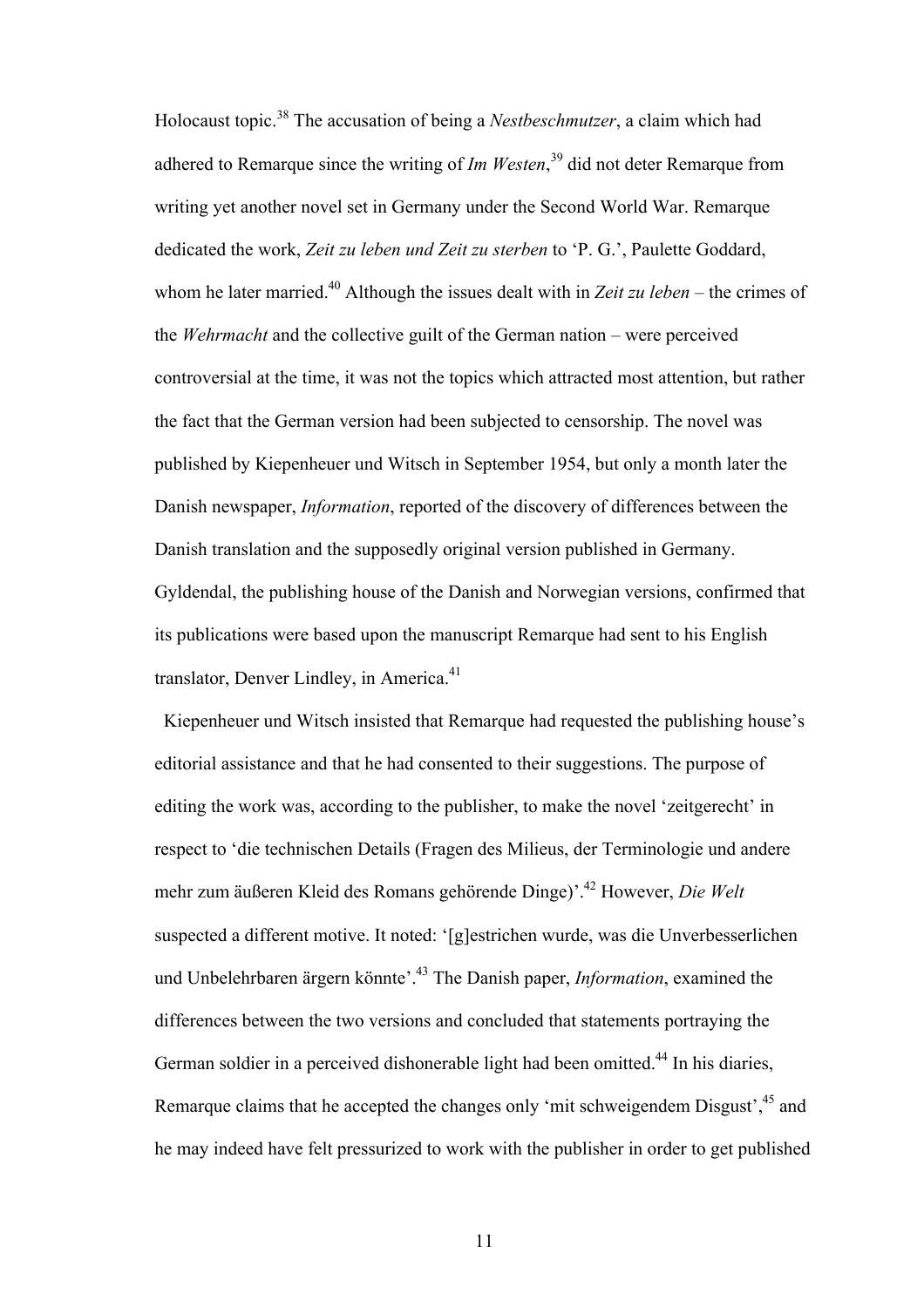Holocaust topic.[38] The accusation of being a *Nestbeschmutzer*, a claim which had adhered to Remarque since the writing of *Im Westen*,[39] did not deter Remarque from writing yet another novel set in Germany under the Second World War. Remarque dedicated the work, *Zeit zu leben und Zeit zu sterben* to 'P. G.', Paulette Goddard, whom he later married.[40] Although the issues dealt with in *Zeit zu leben* – the crimes of the *Wehrmacht* and the collective guilt of the German nation – were perceived controversial at the time, it was not the topics which attracted most attention, but rather the fact that the German version had been subjected to censorship. The novel was published by Kiepenheuer und Witsch in September 1954, but only a month later the Danish newspaper, *Information*, reported of the discovery of differences between the Danish translation and the supposedly original version published in Germany. Gyldendal, the publishing house of the Danish and Norwegian versions, confirmed that its publications were based upon the manuscript Remarque had sent to his English translator, Denver Lindley, in America.[41]

Kiepenheuer und Witsch insisted that Remarque had requested the publishing house's editorial assistance and that he had consented to their suggestions. The purpose of editing the work was, according to the publisher, to make the novel 'zeitgerecht' in respect to 'die technischen Details (Fragen des Milieus, der Terminologie und andere mehr zum äußeren Kleid des Romans gehörende Dinge)'.[42] However, *Die Welt* suspected a different motive. It noted: '[g]estrichen wurde, was die Unverbesserlichen und Unbelehrbaren ärgern könnte'.[43] The Danish paper, *Information*, examined the differences between the two versions and concluded that statements portraying the German soldier in a perceived dishonerable light had been omitted.[44] In his diaries, Remarque claims that he accepted the changes only 'mit schweigendem Disgust',[45] and he may indeed have felt pressurized to work with the publisher in order to get published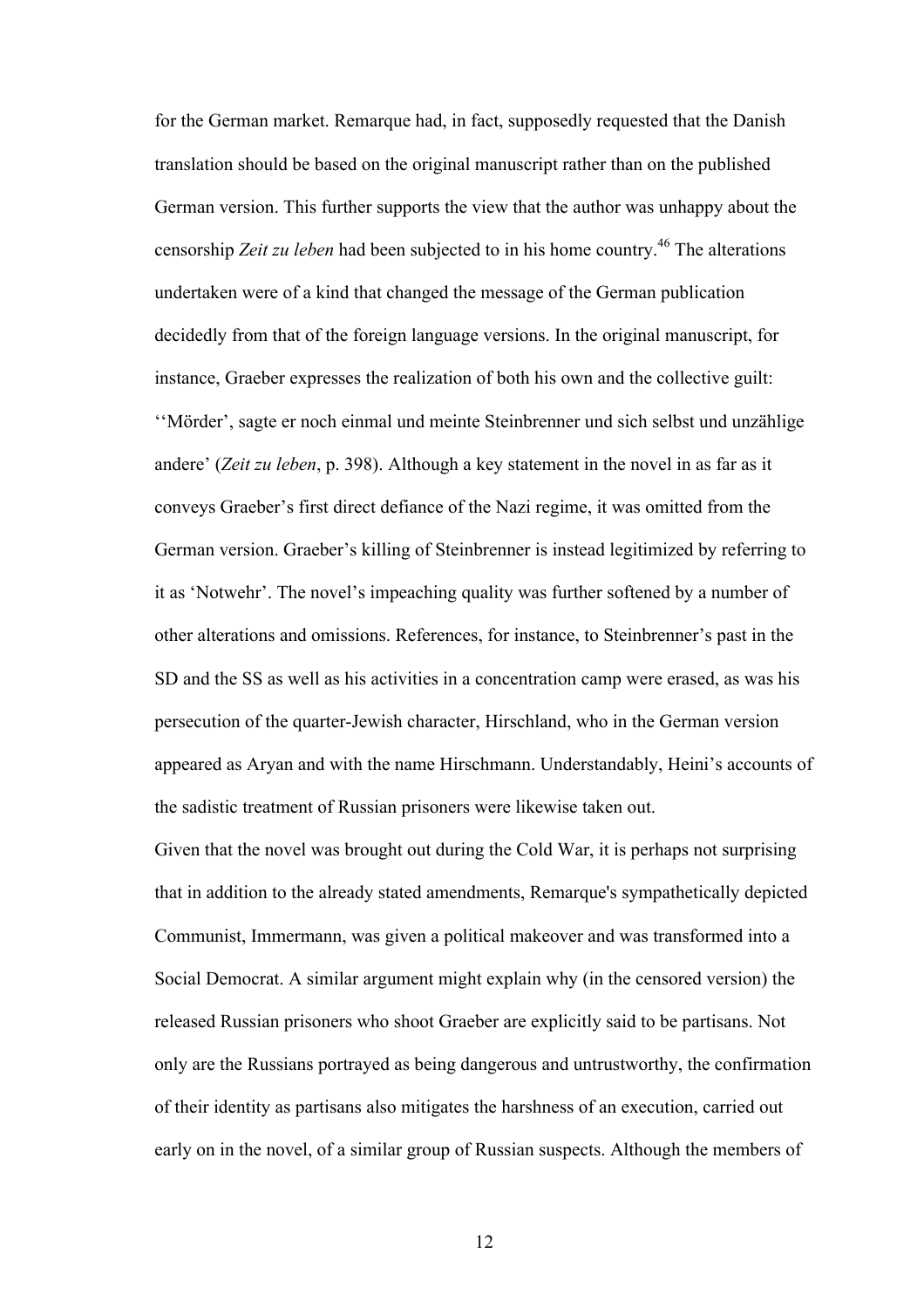for the German market. Remarque had, in fact, supposedly requested that the Danish translation should be based on the original manuscript rather than on the published German version. This further supports the view that the author was unhappy about the censorship *Zeit zu leben* had been subjected to in his home country.[46] The alterations undertaken were of a kind that changed the message of the German publication decidedly from that of the foreign language versions. In the original manuscript, for instance, Graeber expresses the realization of both his own and the collective guilt: ''Mörder', sagte er noch einmal und meinte Steinbrenner und sich selbst und unzählige andere' (*Zeit zu leben*, p. 398). Although a key statement in the novel in as far as it conveys Graeber's first direct defiance of the Nazi regime, it was omitted from the German version. Graeber's killing of Steinbrenner is instead legitimized by referring to it as 'Notwehr'. The novel's impeaching quality was further softened by a number of other alterations and omissions. References, for instance, to Steinbrenner's past in the SD and the SS as well as his activities in a concentration camp were erased, as was his persecution of the quarter-Jewish character, Hirschland, who in the German version appeared as Aryan and with the name Hirschmann. Understandably, Heini's accounts of the sadistic treatment of Russian prisoners were likewise taken out.

Given that the novel was brought out during the Cold War, it is perhaps not surprising that in addition to the already stated amendments, Remarque's sympathetically depicted Communist, Immermann, was given a political makeover and was transformed into a Social Democrat. A similar argument might explain why (in the censored version) the released Russian prisoners who shoot Graeber are explicitly said to be partisans. Not only are the Russians portrayed as being dangerous and untrustworthy, the confirmation of their identity as partisans also mitigates the harshness of an execution, carried out early on in the novel, of a similar group of Russian suspects. Although the members of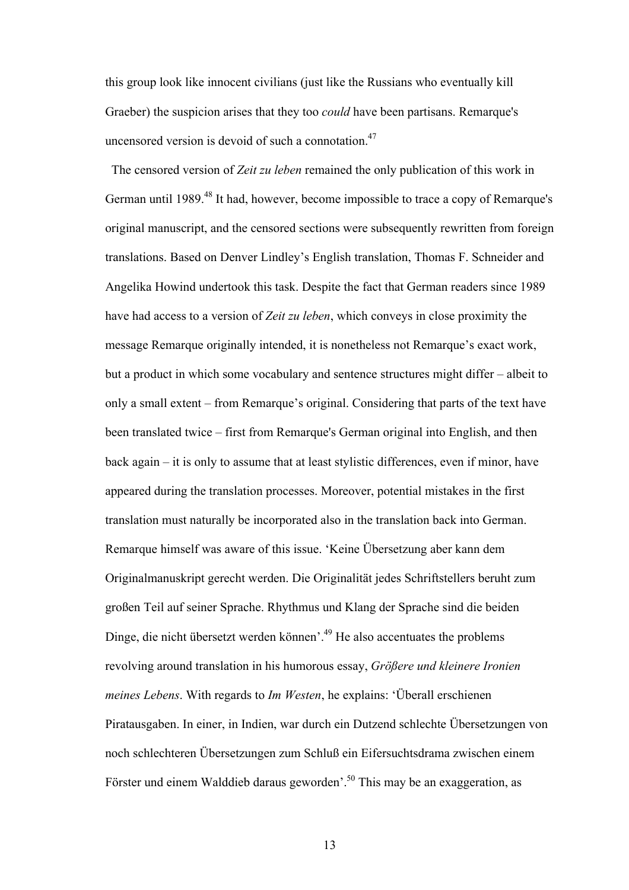this group look like innocent civilians (just like the Russians who eventually kill Graeber) the suspicion arises that they too *could* have been partisans. Remarque's uncensored version is devoid of such a connotation.[47]

The censored version of *Zeit zu leben* remained the only publication of this work in German until 1989.[48] It had, however, become impossible to trace a copy of Remarque's original manuscript, and the censored sections were subsequently rewritten from foreign translations. Based on Denver Lindley’s English translation, Thomas F. Schneider and Angelika Howind undertook this task. Despite the fact that German readers since 1989 have had access to a version of *Zeit zu leben*, which conveys in close proximity the message Remarque originally intended, it is nonetheless not Remarque’s exact work, but a product in which some vocabulary and sentence structures might differ – albeit to only a small extent – from Remarque’s original. Considering that parts of the text have been translated twice – first from Remarque's German original into English, and then back again – it is only to assume that at least stylistic differences, even if minor, have appeared during the translation processes. Moreover, potential mistakes in the first translation must naturally be incorporated also in the translation back into German. Remarque himself was aware of this issue. ‘Keine Übersetzung aber kann dem Originalmanuskript gerecht werden. Die Originalität jedes Schriftstellers beruht zum großen Teil auf seiner Sprache. Rhythmus und Klang der Sprache sind die beiden Dinge, die nicht übersetzt werden können’.[49] He also accentuates the problems revolving around translation in his humorous essay, *Größere und kleinere Ironien meines Lebens*. With regards to *Im Westen*, he explains: ‘Überall erschienen Piratausgaben. In einer, in Indien, war durch ein Dutzend schlechte Übersetzungen von noch schlechteren Übersetzungen zum Schluß ein Eifersuchtsdrama zwischen einem Förster und einem Walddieb daraus geworden’.[50] This may be an exaggeration, as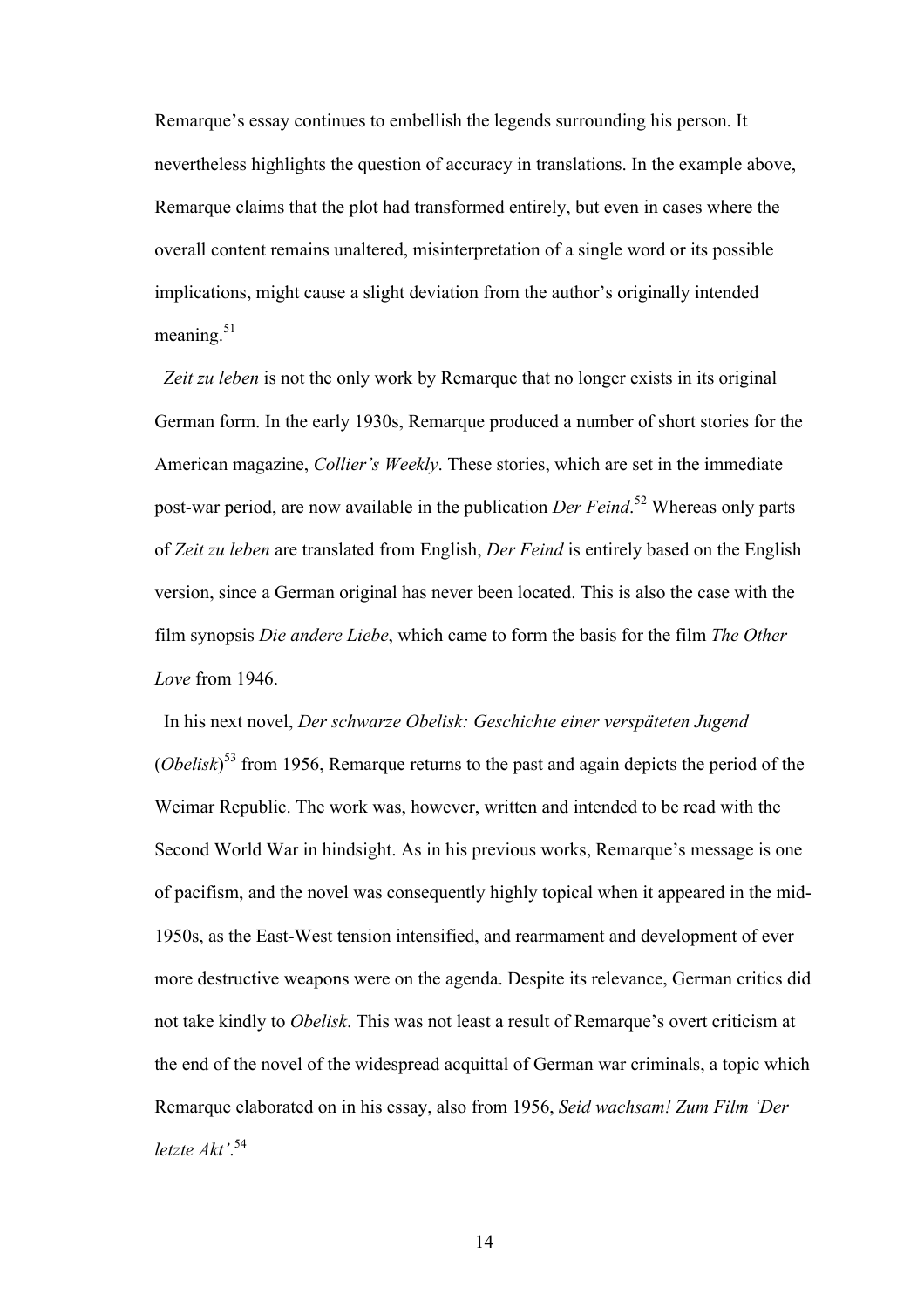Remarque's essay continues to embellish the legends surrounding his person. It nevertheless highlights the question of accuracy in translations. In the example above, Remarque claims that the plot had transformed entirely, but even in cases where the overall content remains unaltered, misinterpretation of a single word or its possible implications, might cause a slight deviation from the author's originally intended meaning.[51]

*Zeit zu leben* is not the only work by Remarque that no longer exists in its original German form. In the early 1930s, Remarque produced a number of short stories for the American magazine, *Collier's Weekly*. These stories, which are set in the immediate post-war period, are now available in the publication *Der Feind*.[52] Whereas only parts of *Zeit zu leben* are translated from English, *Der Feind* is entirely based on the English version, since a German original has never been located. This is also the case with the film synopsis *Die andere Liebe*, which came to form the basis for the film *The Other Love* from 1946.

In his next novel, *Der schwarze Obelisk: Geschichte einer verspäteten Jugend* (*Obelisk*)[53] from 1956, Remarque returns to the past and again depicts the period of the Weimar Republic. The work was, however, written and intended to be read with the Second World War in hindsight. As in his previous works, Remarque's message is one of pacifism, and the novel was consequently highly topical when it appeared in the mid-1950s, as the East-West tension intensified, and rearmament and development of ever more destructive weapons were on the agenda. Despite its relevance, German critics did not take kindly to *Obelisk*. This was not least a result of Remarque's overt criticism at the end of the novel of the widespread acquittal of German war criminals, a topic which Remarque elaborated on in his essay, also from 1956, *Seid wachsam! Zum Film 'Der letzte Akt'*.[54]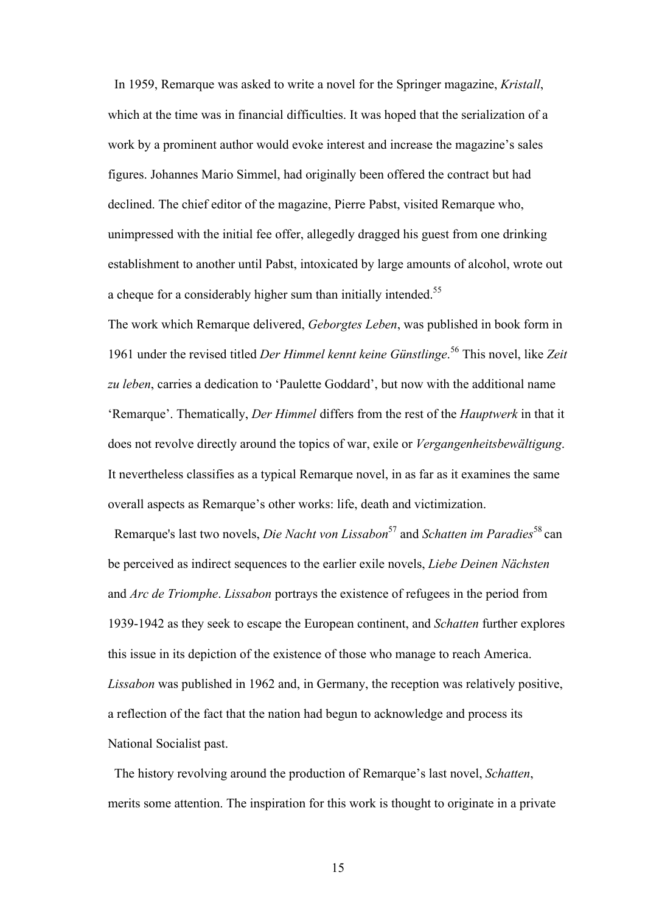In 1959, Remarque was asked to write a novel for the Springer magazine, *Kristall*, which at the time was in financial difficulties. It was hoped that the serialization of a work by a prominent author would evoke interest and increase the magazine's sales figures. Johannes Mario Simmel, had originally been offered the contract but had declined. The chief editor of the magazine, Pierre Pabst, visited Remarque who, unimpressed with the initial fee offer, allegedly dragged his guest from one drinking establishment to another until Pabst, intoxicated by large amounts of alcohol, wrote out a cheque for a considerably higher sum than initially intended.[55]

The work which Remarque delivered, *Geborgtes Leben*, was published in book form in 1961 under the revised titled *Der Himmel kennt keine Günstlinge*.[56] This novel, like *Zeit zu leben*, carries a dedication to 'Paulette Goddard', but now with the additional name 'Remarque'. Thematically, *Der Himmel* differs from the rest of the *Hauptwerk* in that it does not revolve directly around the topics of war, exile or *Vergangenheitsbewältigung*. It nevertheless classifies as a typical Remarque novel, in as far as it examines the same overall aspects as Remarque's other works: life, death and victimization.

Remarque's last two novels, *Die Nacht von Lissabon*[57] and *Schatten im Paradies*[58] can be perceived as indirect sequences to the earlier exile novels, *Liebe Deinen Nächsten* and *Arc de Triomphe*. *Lissabon* portrays the existence of refugees in the period from 1939-1942 as they seek to escape the European continent, and *Schatten* further explores this issue in its depiction of the existence of those who manage to reach America. *Lissabon* was published in 1962 and, in Germany, the reception was relatively positive, a reflection of the fact that the nation had begun to acknowledge and process its National Socialist past.

The history revolving around the production of Remarque's last novel, *Schatten*, merits some attention. The inspiration for this work is thought to originate in a private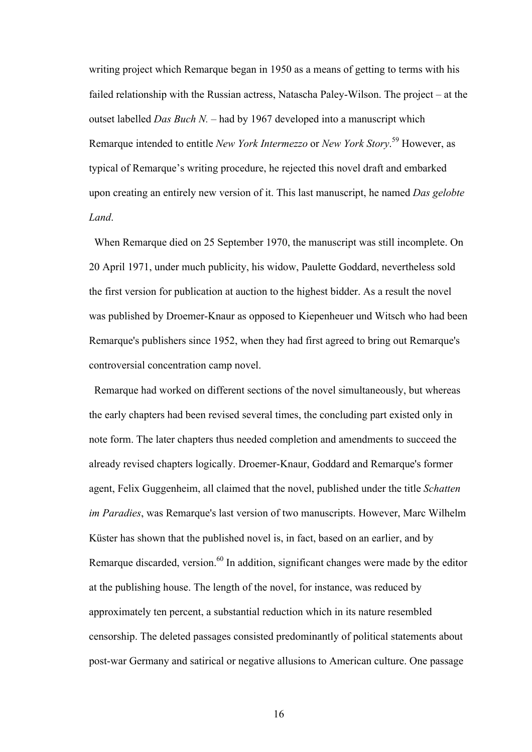writing project which Remarque began in 1950 as a means of getting to terms with his failed relationship with the Russian actress, Natascha Paley-Wilson. The project – at the outset labelled *Das Buch N.* – had by 1967 developed into a manuscript which Remarque intended to entitle *New York Intermezzo* or *New York Story*.[59] However, as typical of Remarque's writing procedure, he rejected this novel draft and embarked upon creating an entirely new version of it. This last manuscript, he named *Das gelobte Land*.

When Remarque died on 25 September 1970, the manuscript was still incomplete. On 20 April 1971, under much publicity, his widow, Paulette Goddard, nevertheless sold the first version for publication at auction to the highest bidder. As a result the novel was published by Droemer-Knaur as opposed to Kiepenheuer und Witsch who had been Remarque's publishers since 1952, when they had first agreed to bring out Remarque's controversial concentration camp novel.

Remarque had worked on different sections of the novel simultaneously, but whereas the early chapters had been revised several times, the concluding part existed only in note form. The later chapters thus needed completion and amendments to succeed the already revised chapters logically. Droemer-Knaur, Goddard and Remarque's former agent, Felix Guggenheim, all claimed that the novel, published under the title *Schatten im Paradies*, was Remarque's last version of two manuscripts. However, Marc Wilhelm Küster has shown that the published novel is, in fact, based on an earlier, and by Remarque discarded, version.[60] In addition, significant changes were made by the editor at the publishing house. The length of the novel, for instance, was reduced by approximately ten percent, a substantial reduction which in its nature resembled censorship. The deleted passages consisted predominantly of political statements about post-war Germany and satirical or negative allusions to American culture. One passage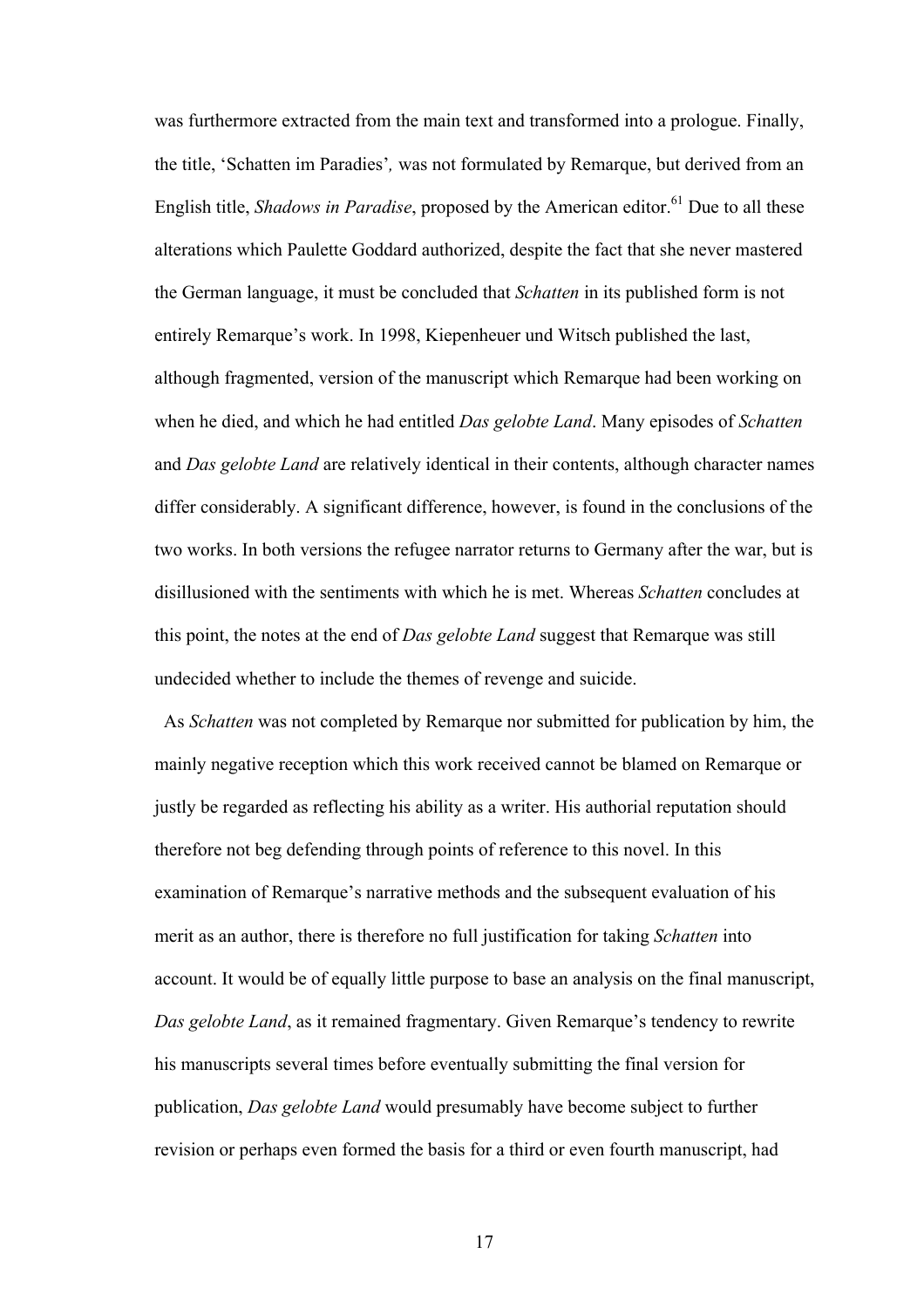was furthermore extracted from the main text and transformed into a prologue. Finally, the title, 'Schatten im Paradies', was not formulated by Remarque, but derived from an English title, *Shadows in Paradise*, proposed by the American editor.[61] Due to all these alterations which Paulette Goddard authorized, despite the fact that she never mastered the German language, it must be concluded that *Schatten* in its published form is not entirely Remarque's work. In 1998, Kiepenheuer und Witsch published the last, although fragmented, version of the manuscript which Remarque had been working on when he died, and which he had entitled *Das gelobte Land*. Many episodes of *Schatten* and *Das gelobte Land* are relatively identical in their contents, although character names differ considerably. A significant difference, however, is found in the conclusions of the two works. In both versions the refugee narrator returns to Germany after the war, but is disillusioned with the sentiments with which he is met. Whereas *Schatten* concludes at this point, the notes at the end of *Das gelobte Land* suggest that Remarque was still undecided whether to include the themes of revenge and suicide.

As *Schatten* was not completed by Remarque nor submitted for publication by him, the mainly negative reception which this work received cannot be blamed on Remarque or justly be regarded as reflecting his ability as a writer. His authorial reputation should therefore not beg defending through points of reference to this novel. In this examination of Remarque's narrative methods and the subsequent evaluation of his merit as an author, there is therefore no full justification for taking *Schatten* into account. It would be of equally little purpose to base an analysis on the final manuscript, *Das gelobte Land*, as it remained fragmentary. Given Remarque's tendency to rewrite his manuscripts several times before eventually submitting the final version for publication, *Das gelobte Land* would presumably have become subject to further revision or perhaps even formed the basis for a third or even fourth manuscript, had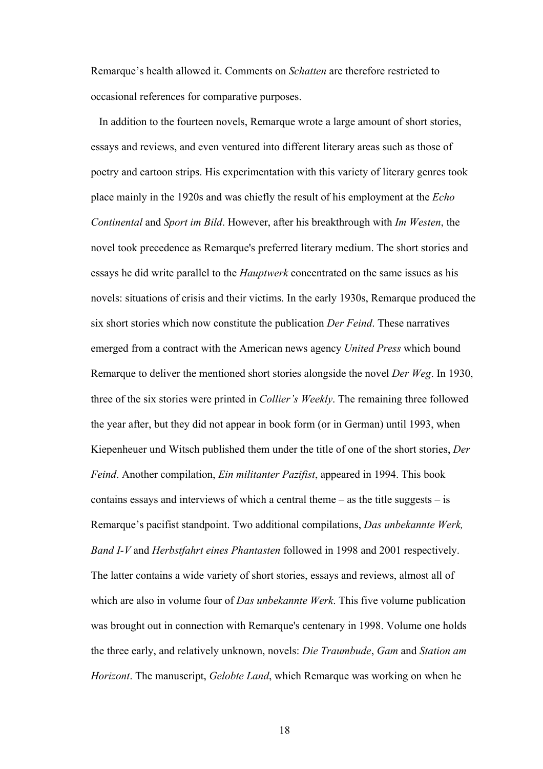Remarque's health allowed it. Comments on *Schatten* are therefore restricted to occasional references for comparative purposes.

In addition to the fourteen novels, Remarque wrote a large amount of short stories, essays and reviews, and even ventured into different literary areas such as those of poetry and cartoon strips. His experimentation with this variety of literary genres took place mainly in the 1920s and was chiefly the result of his employment at the *Echo Continental* and *Sport im Bild*. However, after his breakthrough with *Im Westen*, the novel took precedence as Remarque's preferred literary medium. The short stories and essays he did write parallel to the *Hauptwerk* concentrated on the same issues as his novels: situations of crisis and their victims. In the early 1930s, Remarque produced the six short stories which now constitute the publication *Der Feind*. These narratives emerged from a contract with the American news agency *United Press* which bound Remarque to deliver the mentioned short stories alongside the novel *Der Weg*. In 1930, three of the six stories were printed in *Collier's Weekly*. The remaining three followed the year after, but they did not appear in book form (or in German) until 1993, when Kiepenheuer und Witsch published them under the title of one of the short stories, *Der Feind*. Another compilation, *Ein militanter Pazifist*, appeared in 1994. This book contains essays and interviews of which a central theme – as the title suggests – is Remarque's pacifist standpoint. Two additional compilations, *Das unbekannte Werk, Band I-V* and *Herbstfahrt eines Phantasten* followed in 1998 and 2001 respectively. The latter contains a wide variety of short stories, essays and reviews, almost all of which are also in volume four of *Das unbekannte Werk*. This five volume publication was brought out in connection with Remarque's centenary in 1998. Volume one holds the three early, and relatively unknown, novels: *Die Traumbude*, *Gam* and *Station am Horizont*. The manuscript, *Gelobte Land*, which Remarque was working on when he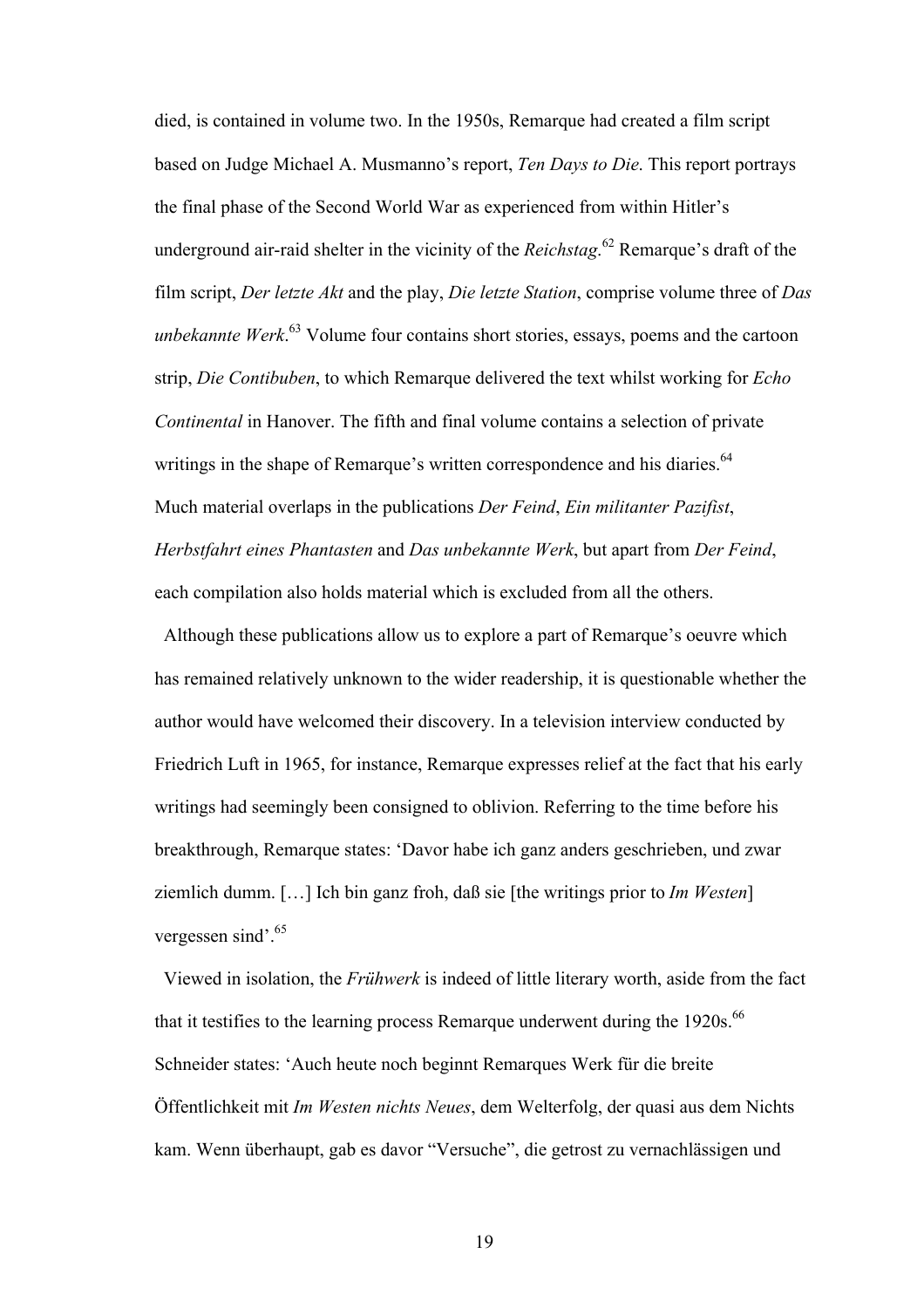died, is contained in volume two. In the 1950s, Remarque had created a film script based on Judge Michael A. Musmanno's report, *Ten Days to Die*. This report portrays the final phase of the Second World War as experienced from within Hitler's underground air-raid shelter in the vicinity of the *Reichstag*.[62] Remarque's draft of the film script, *Der letzte Akt* and the play, *Die letzte Station*, comprise volume three of *Das unbekannte Werk*.[63] Volume four contains short stories, essays, poems and the cartoon strip, *Die Contibuben*, to which Remarque delivered the text whilst working for *Echo Continental* in Hanover. The fifth and final volume contains a selection of private writings in the shape of Remarque's written correspondence and his diaries.[64] Much material overlaps in the publications *Der Feind*, *Ein militanter Pazifist*, *Herbstfahrt eines Phantasten* and *Das unbekannte Werk*, but apart from *Der Feind*, each compilation also holds material which is excluded from all the others.

Although these publications allow us to explore a part of Remarque's oeuvre which has remained relatively unknown to the wider readership, it is questionable whether the author would have welcomed their discovery. In a television interview conducted by Friedrich Luft in 1965, for instance, Remarque expresses relief at the fact that his early writings had seemingly been consigned to oblivion. Referring to the time before his breakthrough, Remarque states: 'Davor habe ich ganz anders geschrieben, und zwar ziemlich dumm. […] Ich bin ganz froh, daß sie [the writings prior to *Im Westen*] vergessen sind'.[65]

Viewed in isolation, the *Frühwerk* is indeed of little literary worth, aside from the fact that it testifies to the learning process Remarque underwent during the 1920s.[66] Schneider states: 'Auch heute noch beginnt Remarques Werk für die breite Öffentlichkeit mit *Im Westen nichts Neues*, dem Welterfolg, der quasi aus dem Nichts kam. Wenn überhaupt, gab es davor "Versuche", die getrost zu vernachlässigen und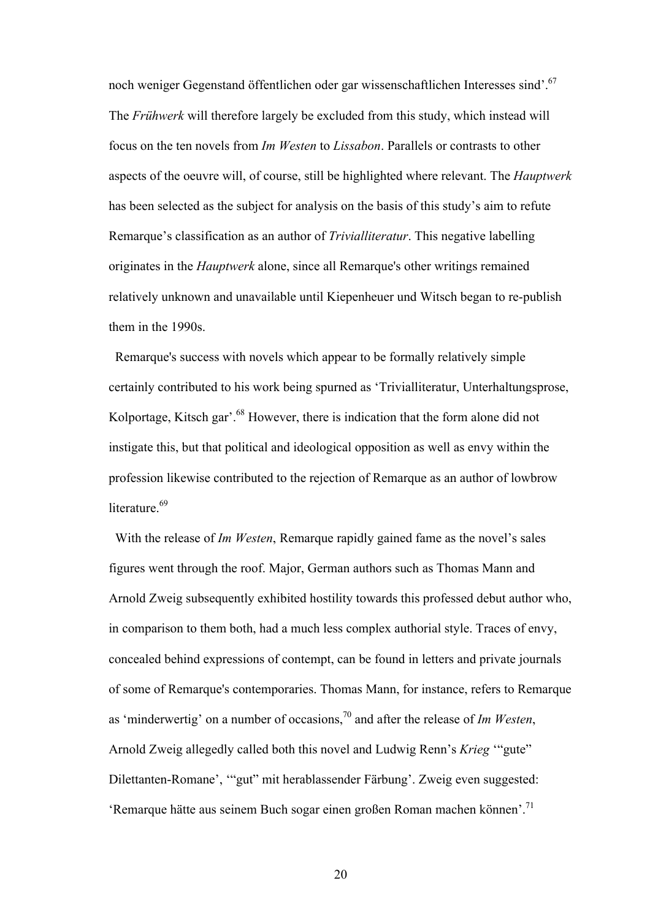noch weniger Gegenstand öffentlichen oder gar wissenschaftlichen Interesses sind'.[67] The *Frühwerk* will therefore largely be excluded from this study, which instead will focus on the ten novels from *Im Westen* to *Lissabon*. Parallels or contrasts to other aspects of the oeuvre will, of course, still be highlighted where relevant. The *Hauptwerk* has been selected as the subject for analysis on the basis of this study's aim to refute Remarque's classification as an author of *Trivialliteratur*. This negative labelling originates in the *Hauptwerk* alone, since all Remarque's other writings remained relatively unknown and unavailable until Kiepenheuer und Witsch began to re-publish them in the 1990s.

Remarque's success with novels which appear to be formally relatively simple certainly contributed to his work being spurned as 'Trivialliteratur, Unterhaltungsprose, Kolportage, Kitsch gar'.[68] However, there is indication that the form alone did not instigate this, but that political and ideological opposition as well as envy within the profession likewise contributed to the rejection of Remarque as an author of lowbrow literature.[69]

With the release of *Im Westen*, Remarque rapidly gained fame as the novel's sales figures went through the roof. Major, German authors such as Thomas Mann and Arnold Zweig subsequently exhibited hostility towards this professed debut author who, in comparison to them both, had a much less complex authorial style. Traces of envy, concealed behind expressions of contempt, can be found in letters and private journals of some of Remarque's contemporaries. Thomas Mann, for instance, refers to Remarque as 'minderwertig' on a number of occasions,[70] and after the release of *Im Westen*, Arnold Zweig allegedly called both this novel and Ludwig Renn's *Krieg* '"gute" Dilettanten-Romane', '"gut" mit herablassender Färbung'. Zweig even suggested: 'Remarque hätte aus seinem Buch sogar einen großen Roman machen können'.[71]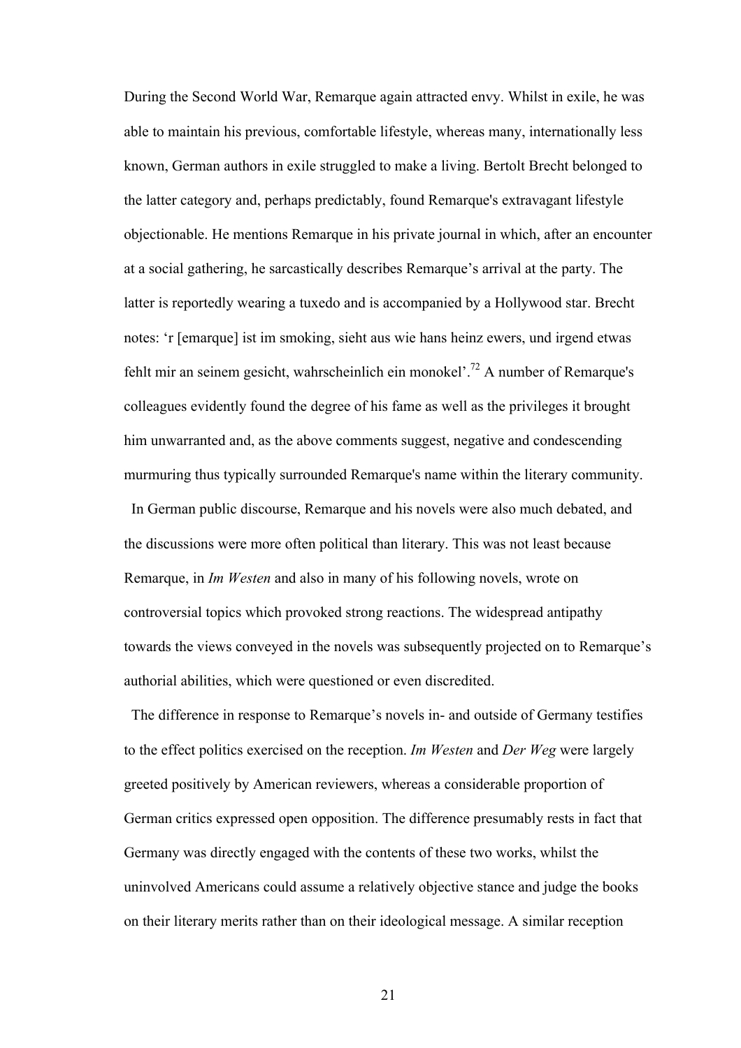During the Second World War, Remarque again attracted envy. Whilst in exile, he was able to maintain his previous, comfortable lifestyle, whereas many, internationally less known, German authors in exile struggled to make a living. Bertolt Brecht belonged to the latter category and, perhaps predictably, found Remarque's extravagant lifestyle objectionable. He mentions Remarque in his private journal in which, after an encounter at a social gathering, he sarcastically describes Remarque's arrival at the party. The latter is reportedly wearing a tuxedo and is accompanied by a Hollywood star. Brecht notes: 'r [emarque] ist im smoking, sieht aus wie hans heinz ewers, und irgend etwas fehlt mir an seinem gesicht, wahrscheinlich ein monokel'.[72] A number of Remarque's colleagues evidently found the degree of his fame as well as the privileges it brought him unwarranted and, as the above comments suggest, negative and condescending murmuring thus typically surrounded Remarque's name within the literary community.

In German public discourse, Remarque and his novels were also much debated, and the discussions were more often political than literary. This was not least because Remarque, in *Im Westen* and also in many of his following novels, wrote on controversial topics which provoked strong reactions. The widespread antipathy towards the views conveyed in the novels was subsequently projected on to Remarque's authorial abilities, which were questioned or even discredited.

The difference in response to Remarque's novels in- and outside of Germany testifies to the effect politics exercised on the reception. *Im Westen* and *Der Weg* were largely greeted positively by American reviewers, whereas a considerable proportion of German critics expressed open opposition. The difference presumably rests in fact that Germany was directly engaged with the contents of these two works, whilst the uninvolved Americans could assume a relatively objective stance and judge the books on their literary merits rather than on their ideological message. A similar reception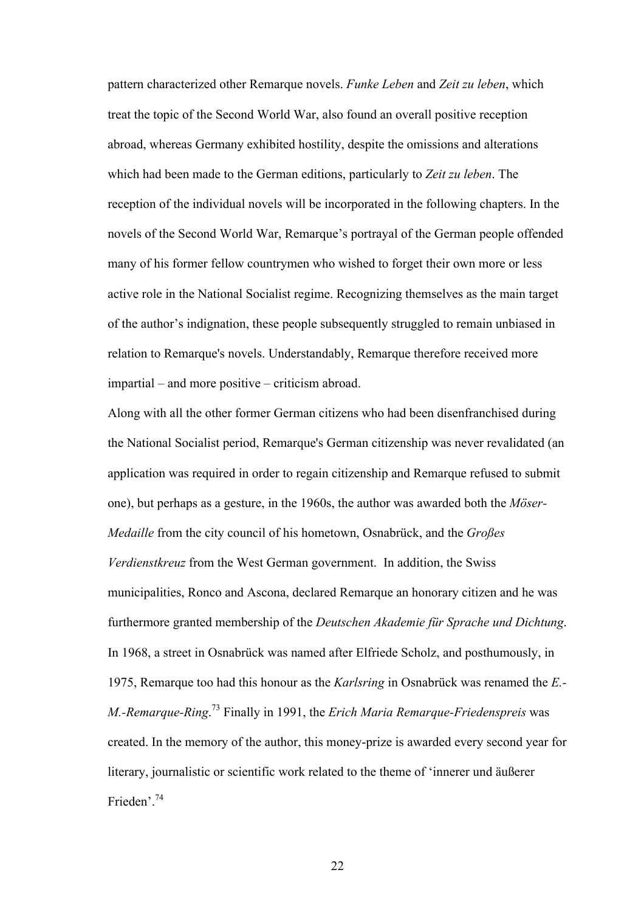pattern characterized other Remarque novels. *Funke Leben* and *Zeit zu leben*, which treat the topic of the Second World War, also found an overall positive reception abroad, whereas Germany exhibited hostility, despite the omissions and alterations which had been made to the German editions, particularly to *Zeit zu leben*. The reception of the individual novels will be incorporated in the following chapters. In the novels of the Second World War, Remarque's portrayal of the German people offended many of his former fellow countrymen who wished to forget their own more or less active role in the National Socialist regime. Recognizing themselves as the main target of the author's indignation, these people subsequently struggled to remain unbiased in relation to Remarque's novels. Understandably, Remarque therefore received more impartial – and more positive – criticism abroad.

Along with all the other former German citizens who had been disenfranchised during the National Socialist period, Remarque's German citizenship was never revalidated (an application was required in order to regain citizenship and Remarque refused to submit one), but perhaps as a gesture, in the 1960s, the author was awarded both the *Möser-Medaille* from the city council of his hometown, Osnabrück, and the *Großes Verdienstkreuz* from the West German government. In addition, the Swiss municipalities, Ronco and Ascona, declared Remarque an honorary citizen and he was furthermore granted membership of the *Deutschen Akademie für Sprache und Dichtung*. In 1968, a street in Osnabrück was named after Elfriede Scholz, and posthumously, in 1975, Remarque too had this honour as the *Karlsring* in Osnabrück was renamed the *E.-M.-Remarque-Ring*.[73] Finally in 1991, the *Erich Maria Remarque-Friedenspreis* was created. In the memory of the author, this money-prize is awarded every second year for literary, journalistic or scientific work related to the theme of 'innerer und äußerer Frieden'.[74]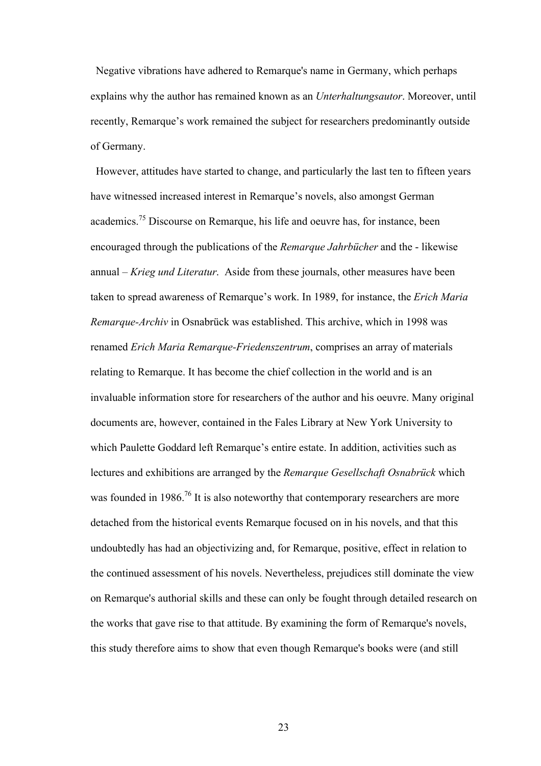Negative vibrations have adhered to Remarque's name in Germany, which perhaps explains why the author has remained known as an *Unterhaltungsautor*. Moreover, until recently, Remarque's work remained the subject for researchers predominantly outside of Germany.

However, attitudes have started to change, and particularly the last ten to fifteen years have witnessed increased interest in Remarque's novels, also amongst German academics.[75] Discourse on Remarque, his life and oeuvre has, for instance, been encouraged through the publications of the *Remarque Jahrbücher* and the - likewise annual – *Krieg und Literatur*. Aside from these journals, other measures have been taken to spread awareness of Remarque's work. In 1989, for instance, the *Erich Maria Remarque-Archiv* in Osnabrück was established. This archive, which in 1998 was renamed *Erich Maria Remarque-Friedenszentrum*, comprises an array of materials relating to Remarque. It has become the chief collection in the world and is an invaluable information store for researchers of the author and his oeuvre. Many original documents are, however, contained in the Fales Library at New York University to which Paulette Goddard left Remarque's entire estate. In addition, activities such as lectures and exhibitions are arranged by the *Remarque Gesellschaft Osnabrück* which was founded in 1986.[76] It is also noteworthy that contemporary researchers are more detached from the historical events Remarque focused on in his novels, and that this undoubtedly has had an objectivizing and, for Remarque, positive, effect in relation to the continued assessment of his novels. Nevertheless, prejudices still dominate the view on Remarque's authorial skills and these can only be fought through detailed research on the works that gave rise to that attitude. By examining the form of Remarque's novels, this study therefore aims to show that even though Remarque's books were (and still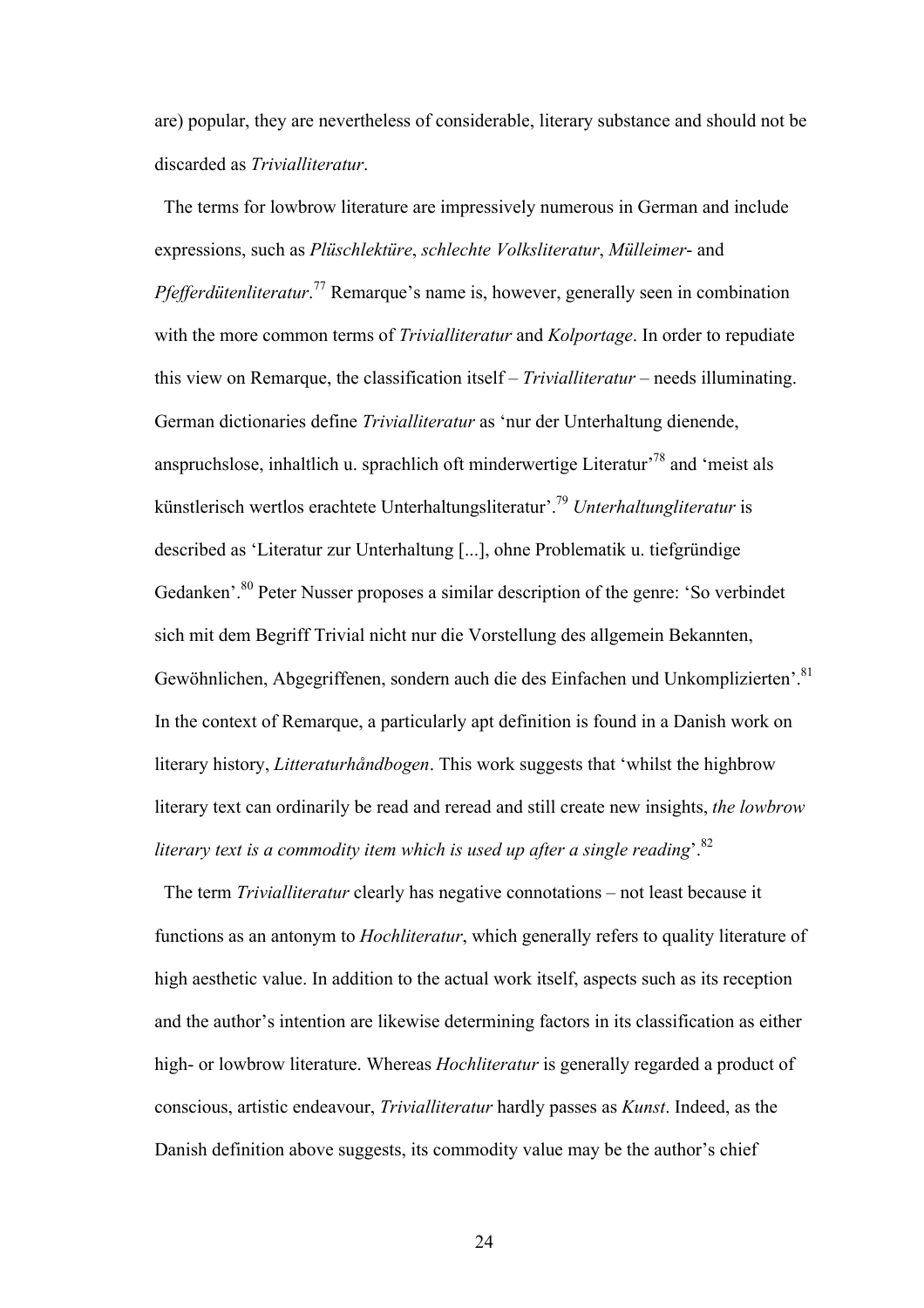are) popular, they are nevertheless of considerable, literary substance and should not be discarded as *Trivialliteratur*.

The terms for lowbrow literature are impressively numerous in German and include expressions, such as *Plüschlektüre*, *schlechte Volksliteratur*, *Mülleimer*- and *Pfefferdütenliteratur*.[77] Remarque's name is, however, generally seen in combination with the more common terms of *Trivialliteratur* and *Kolportage*. In order to repudiate this view on Remarque, the classification itself – *Trivialliteratur* – needs illuminating. German dictionaries define *Trivialliteratur* as 'nur der Unterhaltung dienende, anspruchslose, inhaltlich u. sprachlich oft minderwertige Literatur'[78] and 'meist als künstlerisch wertlos erachtete Unterhaltungsliteratur'.[79] *Unterhaltungliteratur* is described as 'Literatur zur Unterhaltung [...], ohne Problematik u. tiefgründige Gedanken'.[80] Peter Nusser proposes a similar description of the genre: 'So verbindet sich mit dem Begriff Trivial nicht nur die Vorstellung des allgemein Bekannten, Gewöhnlichen, Abgegriffenen, sondern auch die des Einfachen und Unkomplizierten'.[81] In the context of Remarque, a particularly apt definition is found in a Danish work on literary history, *Litteraturhåndbogen*. This work suggests that 'whilst the highbrow literary text can ordinarily be read and reread and still create new insights, *the lowbrow literary text is a commodity item which is used up after a single reading*'.[82]

The term *Trivialliteratur* clearly has negative connotations – not least because it functions as an antonym to *Hochliteratur*, which generally refers to quality literature of high aesthetic value. In addition to the actual work itself, aspects such as its reception and the author's intention are likewise determining factors in its classification as either high- or lowbrow literature. Whereas *Hochliteratur* is generally regarded a product of conscious, artistic endeavour, *Trivialliteratur* hardly passes as *Kunst*. Indeed, as the Danish definition above suggests, its commodity value may be the author's chief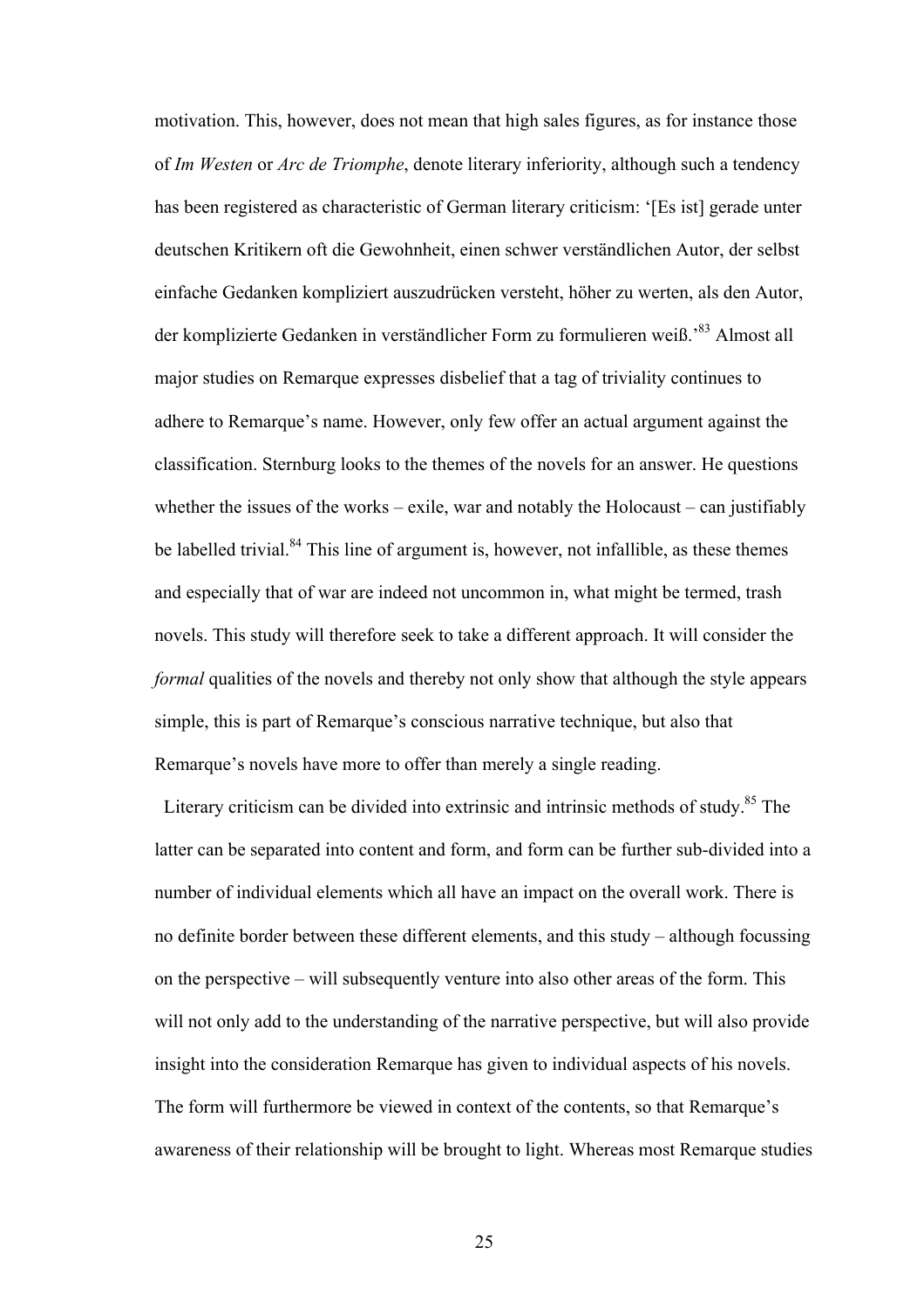motivation. This, however, does not mean that high sales figures, as for instance those of *Im Westen* or *Arc de Triomphe*, denote literary inferiority, although such a tendency has been registered as characteristic of German literary criticism: '[Es ist] gerade unter deutschen Kritikern oft die Gewohnheit, einen schwer verständlichen Autor, der selbst einfache Gedanken kompliziert auszudrücken versteht, höher zu werten, als den Autor, der komplizierte Gedanken in verständlicher Form zu formulieren weiß.'[83] Almost all major studies on Remarque expresses disbelief that a tag of triviality continues to adhere to Remarque's name. However, only few offer an actual argument against the classification. Sternburg looks to the themes of the novels for an answer. He questions whether the issues of the works – exile, war and notably the Holocaust – can justifiably be labelled trivial.[84] This line of argument is, however, not infallible, as these themes and especially that of war are indeed not uncommon in, what might be termed, trash novels. This study will therefore seek to take a different approach. It will consider the *formal* qualities of the novels and thereby not only show that although the style appears simple, this is part of Remarque's conscious narrative technique, but also that Remarque's novels have more to offer than merely a single reading.

Literary criticism can be divided into extrinsic and intrinsic methods of study.[85] The latter can be separated into content and form, and form can be further sub-divided into a number of individual elements which all have an impact on the overall work. There is no definite border between these different elements, and this study – although focussing on the perspective – will subsequently venture into also other areas of the form. This will not only add to the understanding of the narrative perspective, but will also provide insight into the consideration Remarque has given to individual aspects of his novels. The form will furthermore be viewed in context of the contents, so that Remarque's awareness of their relationship will be brought to light. Whereas most Remarque studies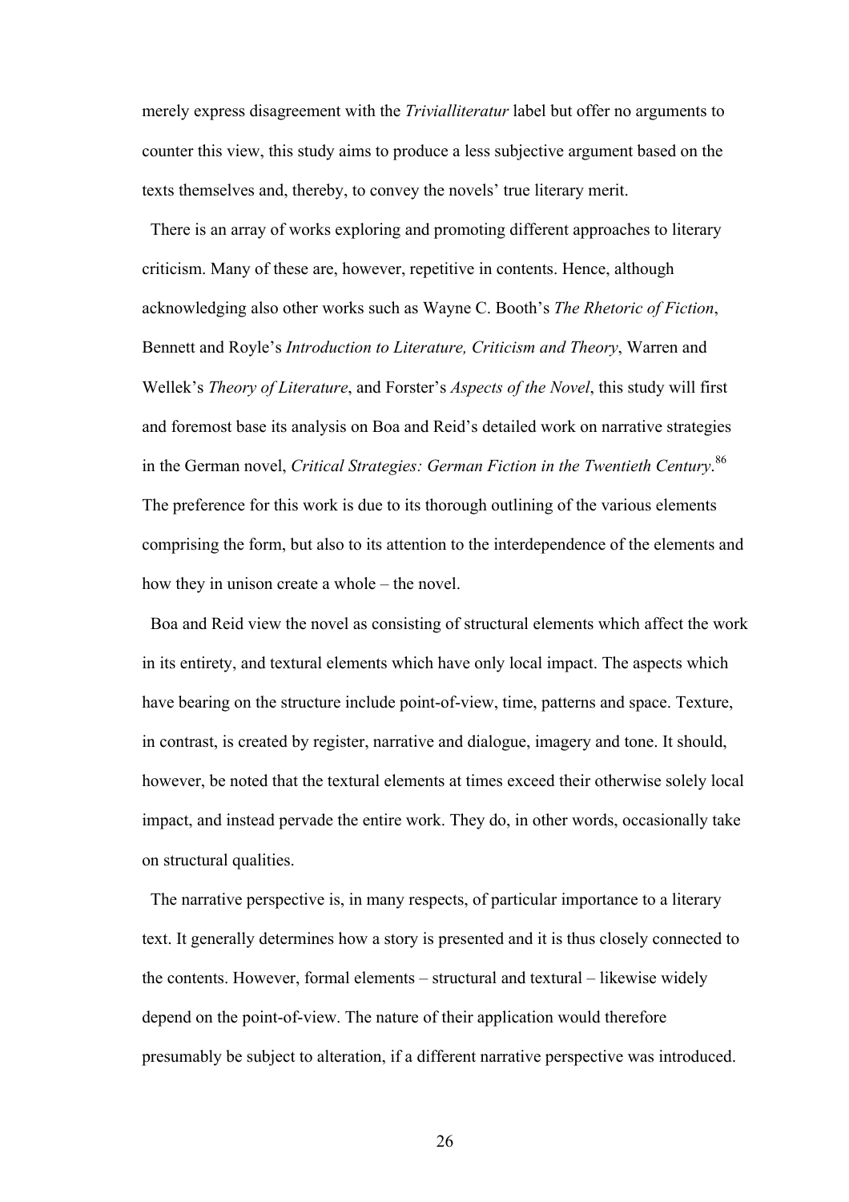merely express disagreement with the *Trivialliteratur* label but offer no arguments to counter this view, this study aims to produce a less subjective argument based on the texts themselves and, thereby, to convey the novels' true literary merit.

There is an array of works exploring and promoting different approaches to literary criticism. Many of these are, however, repetitive in contents. Hence, although acknowledging also other works such as Wayne C. Booth's *The Rhetoric of Fiction*, Bennett and Royle's *Introduction to Literature, Criticism and Theory*, Warren and Wellek's *Theory of Literature*, and Forster's *Aspects of the Novel*, this study will first and foremost base its analysis on Boa and Reid's detailed work on narrative strategies in the German novel, *Critical Strategies: German Fiction in the Twentieth Century*.[86] The preference for this work is due to its thorough outlining of the various elements comprising the form, but also to its attention to the interdependence of the elements and how they in unison create a whole – the novel.

Boa and Reid view the novel as consisting of structural elements which affect the work in its entirety, and textural elements which have only local impact. The aspects which have bearing on the structure include point-of-view, time, patterns and space. Texture, in contrast, is created by register, narrative and dialogue, imagery and tone. It should, however, be noted that the textural elements at times exceed their otherwise solely local impact, and instead pervade the entire work. They do, in other words, occasionally take on structural qualities.

The narrative perspective is, in many respects, of particular importance to a literary text. It generally determines how a story is presented and it is thus closely connected to the contents. However, formal elements – structural and textural – likewise widely depend on the point-of-view. The nature of their application would therefore presumably be subject to alteration, if a different narrative perspective was introduced.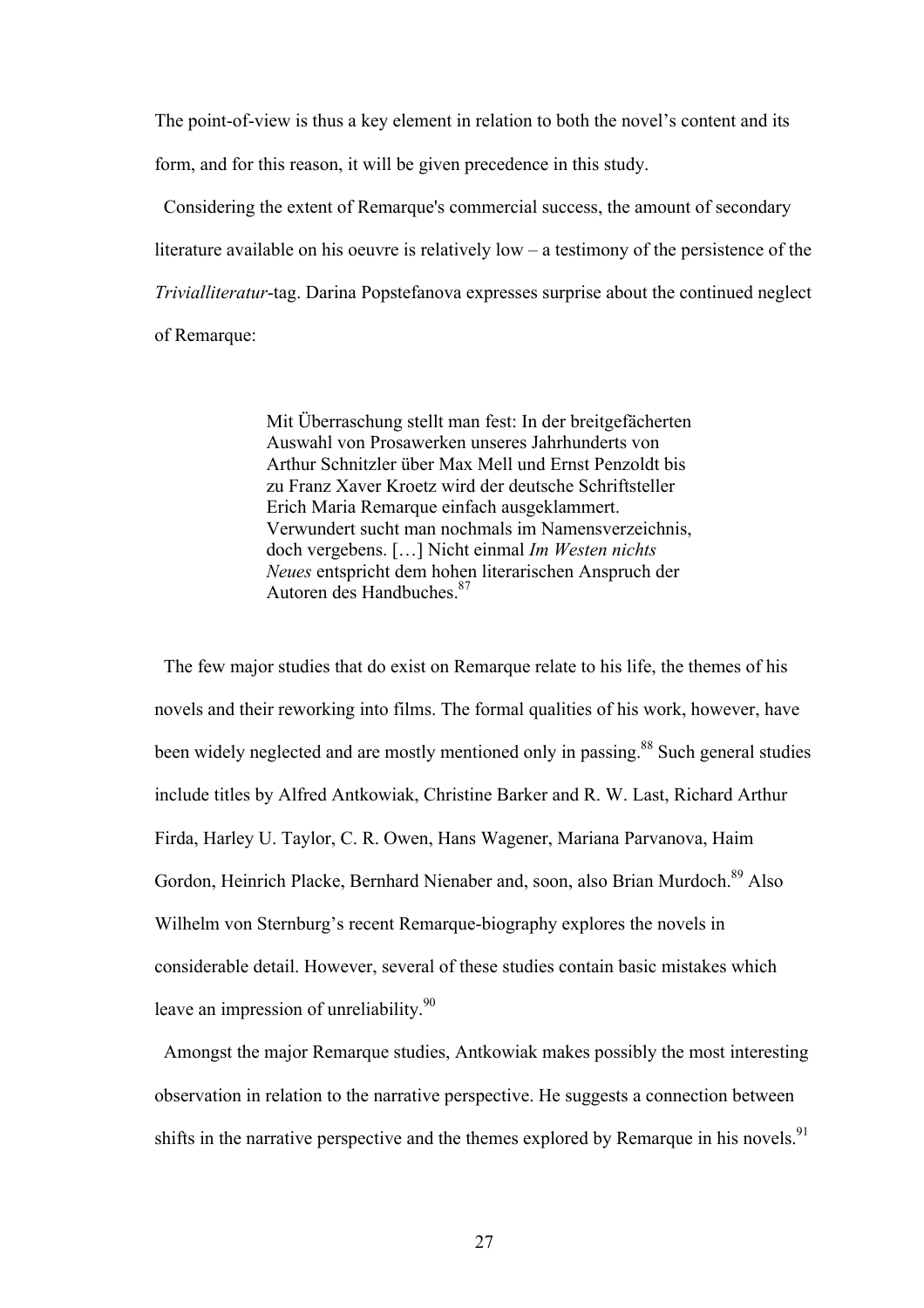The point-of-view is thus a key element in relation to both the novel's content and its form, and for this reason, it will be given precedence in this study.

Considering the extent of Remarque's commercial success, the amount of secondary literature available on his oeuvre is relatively low – a testimony of the persistence of the *Trivialliteratur*-tag. Darina Popstefanova expresses surprise about the continued neglect of Remarque:

> Mit Überraschung stellt man fest: In der breitgefächerten Auswahl von Prosawerken unseres Jahrhunderts von Arthur Schnitzler über Max Mell und Ernst Penzoldt bis zu Franz Xaver Kroetz wird der deutsche Schriftsteller Erich Maria Remarque einfach ausgeklammert. Verwundert sucht man nochmals im Namensverzeichnis, doch vergebens. […] Nicht einmal *Im Westen nichts Neues* entspricht dem hohen literarischen Anspruch der Autoren des Handbuches.[87]

The few major studies that do exist on Remarque relate to his life, the themes of his novels and their reworking into films. The formal qualities of his work, however, have been widely neglected and are mostly mentioned only in passing.[88] Such general studies include titles by Alfred Antkowiak, Christine Barker and R. W. Last, Richard Arthur Firda, Harley U. Taylor, C. R. Owen, Hans Wagener, Mariana Parvanova, Haim Gordon, Heinrich Placke, Bernhard Nienaber and, soon, also Brian Murdoch.[89] Also Wilhelm von Sternburg's recent Remarque-biography explores the novels in considerable detail. However, several of these studies contain basic mistakes which leave an impression of unreliability.[90]

Amongst the major Remarque studies, Antkowiak makes possibly the most interesting observation in relation to the narrative perspective. He suggests a connection between shifts in the narrative perspective and the themes explored by Remarque in his novels.[91]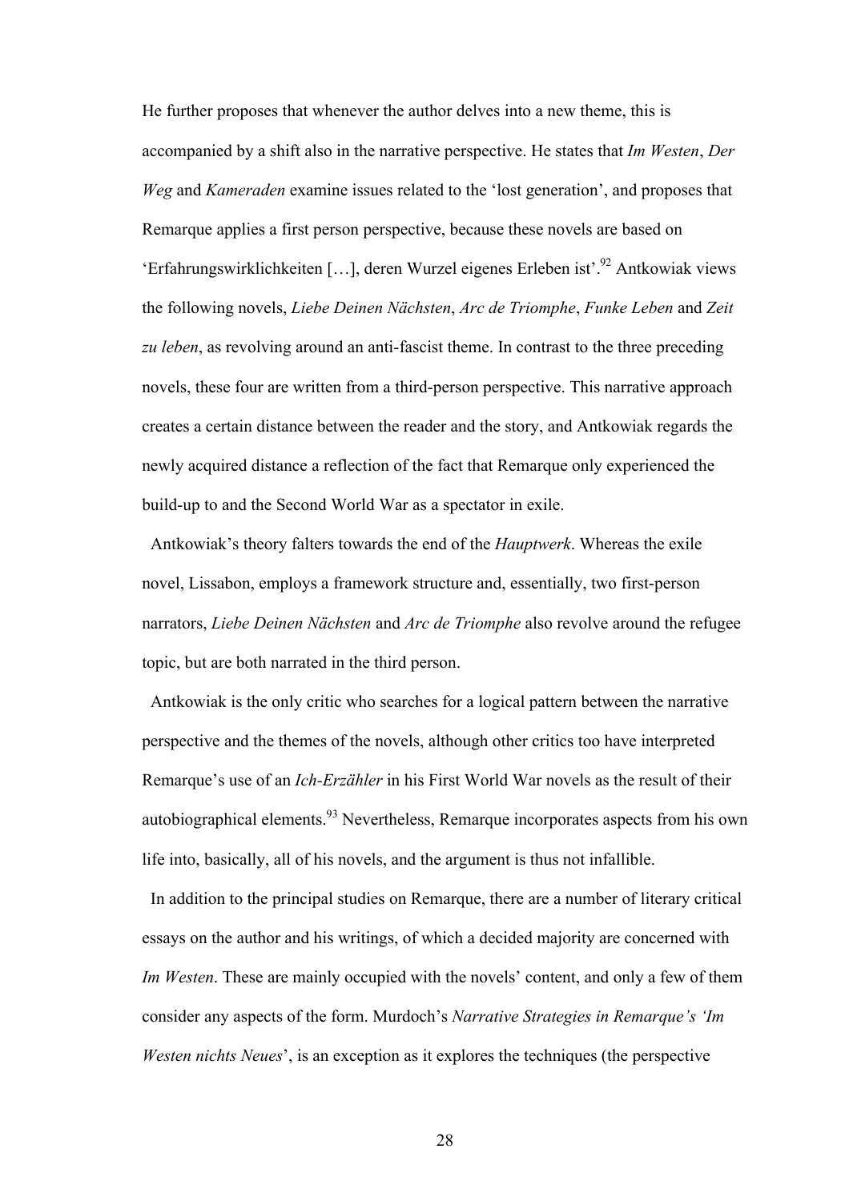He further proposes that whenever the author delves into a new theme, this is accompanied by a shift also in the narrative perspective. He states that *Im Westen*, *Der Weg* and *Kameraden* examine issues related to the 'lost generation', and proposes that Remarque applies a first person perspective, because these novels are based on 'Erfahrungswirklichkeiten […], deren Wurzel eigenes Erleben ist'.[92] Antkowiak views the following novels, *Liebe Deinen Nächsten*, *Arc de Triomphe*, *Funke Leben* and *Zeit zu leben*, as revolving around an anti-fascist theme. In contrast to the three preceding novels, these four are written from a third-person perspective. This narrative approach creates a certain distance between the reader and the story, and Antkowiak regards the newly acquired distance a reflection of the fact that Remarque only experienced the build-up to and the Second World War as a spectator in exile.

Antkowiak's theory falters towards the end of the *Hauptwerk*. Whereas the exile novel, Lissabon, employs a framework structure and, essentially, two first-person narrators, *Liebe Deinen Nächsten* and *Arc de Triomphe* also revolve around the refugee topic, but are both narrated in the third person.

Antkowiak is the only critic who searches for a logical pattern between the narrative perspective and the themes of the novels, although other critics too have interpreted Remarque's use of an *Ich-Erzähler* in his First World War novels as the result of their autobiographical elements.[93] Nevertheless, Remarque incorporates aspects from his own life into, basically, all of his novels, and the argument is thus not infallible.

In addition to the principal studies on Remarque, there are a number of literary critical essays on the author and his writings, of which a decided majority are concerned with *Im Westen*. These are mainly occupied with the novels' content, and only a few of them consider any aspects of the form. Murdoch's *Narrative Strategies in Remarque's 'Im Westen nichts Neues*', is an exception as it explores the techniques (the perspective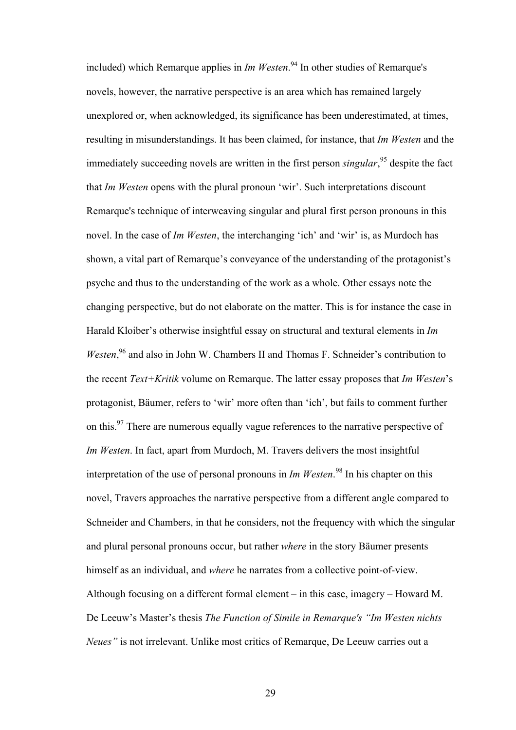included) which Remarque applies in *Im Westen*.[94] In other studies of Remarque's novels, however, the narrative perspective is an area which has remained largely unexplored or, when acknowledged, its significance has been underestimated, at times, resulting in misunderstandings. It has been claimed, for instance, that *Im Westen* and the immediately succeeding novels are written in the first person *singular*,[95] despite the fact that *Im Westen* opens with the plural pronoun 'wir'. Such interpretations discount Remarque's technique of interweaving singular and plural first person pronouns in this novel. In the case of *Im Westen*, the interchanging 'ich' and 'wir' is, as Murdoch has shown, a vital part of Remarque's conveyance of the understanding of the protagonist's psyche and thus to the understanding of the work as a whole. Other essays note the changing perspective, but do not elaborate on the matter. This is for instance the case in Harald Kloiber's otherwise insightful essay on structural and textural elements in *Im Westen*,[96] and also in John W. Chambers II and Thomas F. Schneider's contribution to the recent *Text+Kritik* volume on Remarque. The latter essay proposes that *Im Westen*'s protagonist, Bäumer, refers to 'wir' more often than 'ich', but fails to comment further on this.[97] There are numerous equally vague references to the narrative perspective of *Im Westen*. In fact, apart from Murdoch, M. Travers delivers the most insightful interpretation of the use of personal pronouns in *Im Westen*.[98] In his chapter on this novel, Travers approaches the narrative perspective from a different angle compared to Schneider and Chambers, in that he considers, not the frequency with which the singular and plural personal pronouns occur, but rather *where* in the story Bäumer presents himself as an individual, and *where* he narrates from a collective point-of-view. Although focusing on a different formal element – in this case, imagery – Howard M. De Leeuw's Master's thesis *The Function of Simile in Remarque's "Im Westen nichts Neues"* is not irrelevant. Unlike most critics of Remarque, De Leeuw carries out a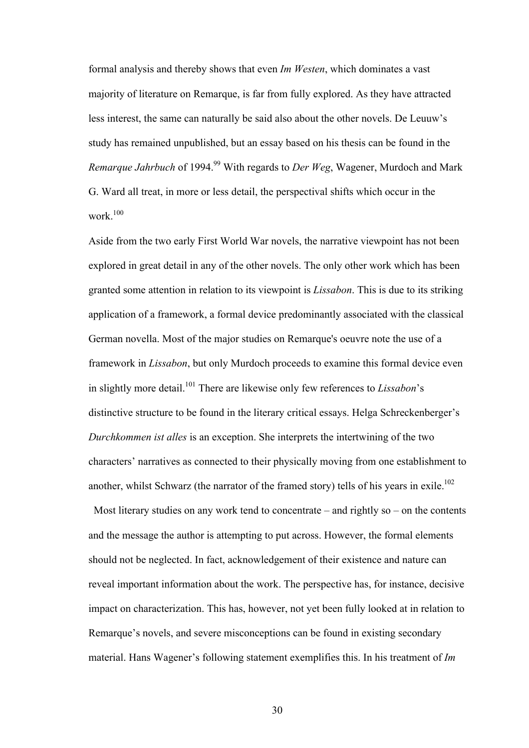formal analysis and thereby shows that even *Im Westen*, which dominates a vast majority of literature on Remarque, is far from fully explored. As they have attracted less interest, the same can naturally be said also about the other novels. De Leuuw's study has remained unpublished, but an essay based on his thesis can be found in the *Remarque Jahrbuch* of 1994.[99] With regards to *Der Weg*, Wagener, Murdoch and Mark G. Ward all treat, in more or less detail, the perspectival shifts which occur in the work.[100]

Aside from the two early First World War novels, the narrative viewpoint has not been explored in great detail in any of the other novels. The only other work which has been granted some attention in relation to its viewpoint is *Lissabon*. This is due to its striking application of a framework, a formal device predominantly associated with the classical German novella. Most of the major studies on Remarque's oeuvre note the use of a framework in *Lissabon*, but only Murdoch proceeds to examine this formal device even in slightly more detail.[101] There are likewise only few references to *Lissabon*'s distinctive structure to be found in the literary critical essays. Helga Schreckenberger's *Durchkommen ist alles* is an exception. She interprets the intertwining of the two characters' narratives as connected to their physically moving from one establishment to another, whilst Schwarz (the narrator of the framed story) tells of his years in exile.[102]

Most literary studies on any work tend to concentrate – and rightly so – on the contents and the message the author is attempting to put across. However, the formal elements should not be neglected. In fact, acknowledgement of their existence and nature can reveal important information about the work. The perspective has, for instance, decisive impact on characterization. This has, however, not yet been fully looked at in relation to Remarque's novels, and severe misconceptions can be found in existing secondary material. Hans Wagener's following statement exemplifies this. In his treatment of *Im*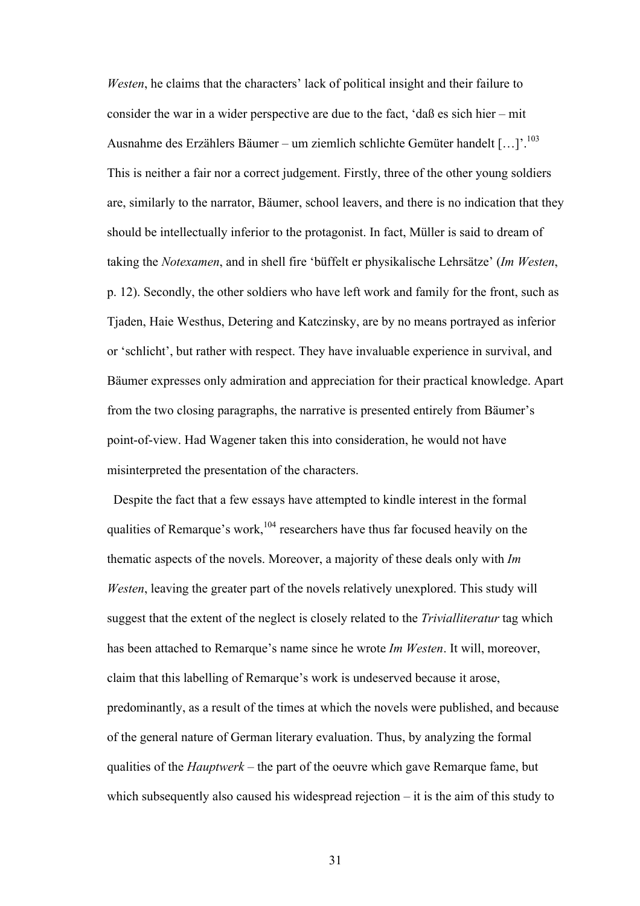*Westen*, he claims that the characters' lack of political insight and their failure to consider the war in a wider perspective are due to the fact, 'daß es sich hier – mit Ausnahme des Erzählers Bäumer – um ziemlich schlichte Gemüter handelt […]'.[103] This is neither a fair nor a correct judgement. Firstly, three of the other young soldiers are, similarly to the narrator, Bäumer, school leavers, and there is no indication that they should be intellectually inferior to the protagonist. In fact, Müller is said to dream of taking the *Notexamen*, and in shell fire 'büffelt er physikalische Lehrsätze' (*Im Westen*, p. 12). Secondly, the other soldiers who have left work and family for the front, such as Tjaden, Haie Westhus, Detering and Katczinsky, are by no means portrayed as inferior or 'schlicht', but rather with respect. They have invaluable experience in survival, and Bäumer expresses only admiration and appreciation for their practical knowledge. Apart from the two closing paragraphs, the narrative is presented entirely from Bäumer's point-of-view. Had Wagener taken this into consideration, he would not have misinterpreted the presentation of the characters.

Despite the fact that a few essays have attempted to kindle interest in the formal qualities of Remarque's work,[104] researchers have thus far focused heavily on the thematic aspects of the novels. Moreover, a majority of these deals only with *Im Westen*, leaving the greater part of the novels relatively unexplored. This study will suggest that the extent of the neglect is closely related to the *Trivialliteratur* tag which has been attached to Remarque's name since he wrote *Im Westen*. It will, moreover, claim that this labelling of Remarque's work is undeserved because it arose, predominantly, as a result of the times at which the novels were published, and because of the general nature of German literary evaluation. Thus, by analyzing the formal qualities of the *Hauptwerk* – the part of the oeuvre which gave Remarque fame, but which subsequently also caused his widespread rejection – it is the aim of this study to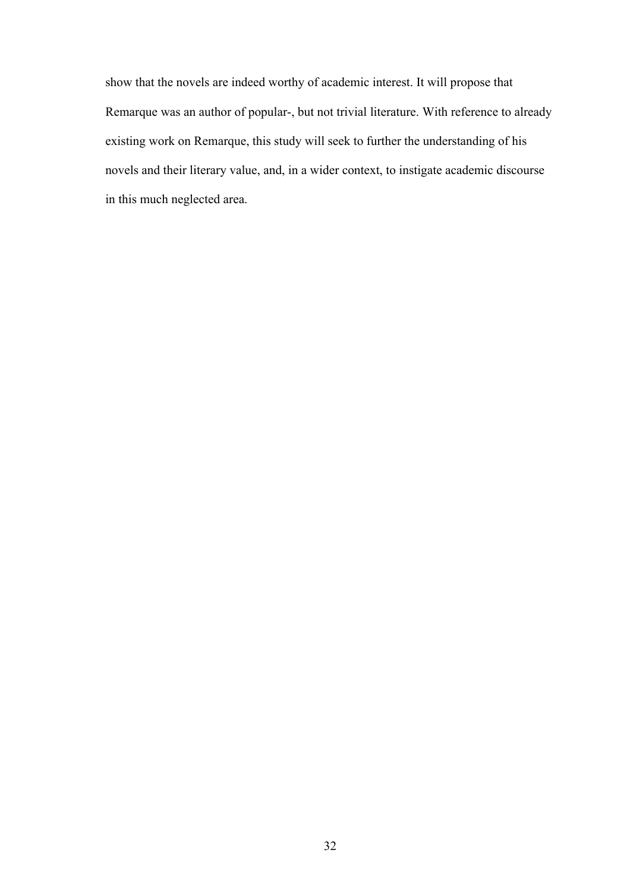show that the novels are indeed worthy of academic interest. It will propose that Remarque was an author of popular-, but not trivial literature. With reference to already existing work on Remarque, this study will seek to further the understanding of his novels and their literary value, and, in a wider context, to instigate academic discourse in this much neglected area.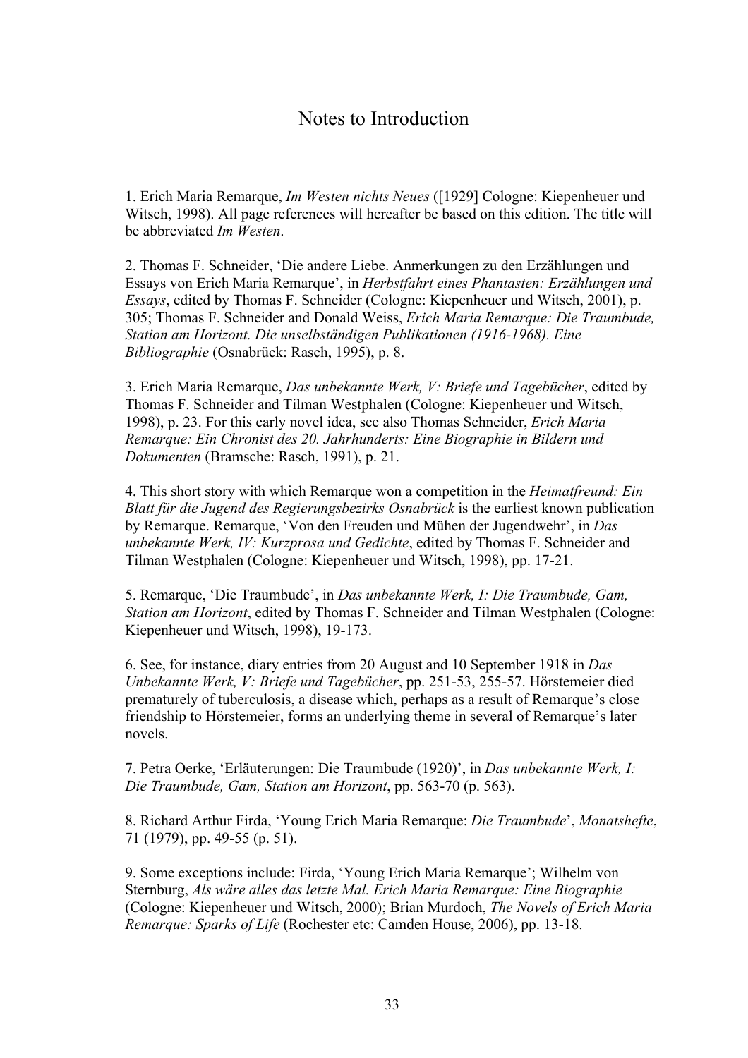# Notes to Introduction

1. Erich Maria Remarque, *Im Westen nichts Neues* ([1929] Cologne: Kiepenheuer und Witsch, 1998). All page references will hereafter be based on this edition. The title will be abbreviated *Im Westen*.

2. Thomas F. Schneider, 'Die andere Liebe. Anmerkungen zu den Erzählungen und Essays von Erich Maria Remarque', in *Herbstfahrt eines Phantasten: Erzählungen und Essays*, edited by Thomas F. Schneider (Cologne: Kiepenheuer und Witsch, 2001), p. 305; Thomas F. Schneider and Donald Weiss, *Erich Maria Remarque: Die Traumbude, Station am Horizont. Die unselbständigen Publikationen (1916-1968). Eine Bibliographie* (Osnabrück: Rasch, 1995), p. 8.

3. Erich Maria Remarque, *Das unbekannte Werk, V: Briefe und Tagebücher*, edited by Thomas F. Schneider and Tilman Westphalen (Cologne: Kiepenheuer und Witsch, 1998), p. 23. For this early novel idea, see also Thomas Schneider, *Erich Maria Remarque: Ein Chronist des 20. Jahrhunderts: Eine Biographie in Bildern und Dokumenten* (Bramsche: Rasch, 1991), p. 21.

4. This short story with which Remarque won a competition in the *Heimatfreund: Ein Blatt für die Jugend des Regierungsbezirks Osnabrück* is the earliest known publication by Remarque. Remarque, 'Von den Freuden und Mühen der Jugendwehr', in *Das unbekannte Werk, IV: Kurzprosa und Gedichte*, edited by Thomas F. Schneider and Tilman Westphalen (Cologne: Kiepenheuer und Witsch, 1998), pp. 17-21.

5. Remarque, 'Die Traumbude', in *Das unbekannte Werk, I: Die Traumbude, Gam, Station am Horizont*, edited by Thomas F. Schneider and Tilman Westphalen (Cologne: Kiepenheuer und Witsch, 1998), 19-173.

6. See, for instance, diary entries from 20 August and 10 September 1918 in *Das Unbekannte Werk, V: Briefe und Tagebücher*, pp. 251-53, 255-57. Hörstemeier died prematurely of tuberculosis, a disease which, perhaps as a result of Remarque's close friendship to Hörstemeier, forms an underlying theme in several of Remarque's later novels.

7. Petra Oerke, 'Erläuterungen: Die Traumbude (1920)', in *Das unbekannte Werk, I: Die Traumbude, Gam, Station am Horizont*, pp. 563-70 (p. 563).

8. Richard Arthur Firda, 'Young Erich Maria Remarque: *Die Traumbude*', *Monatshefte*, 71 (1979), pp. 49-55 (p. 51).

9. Some exceptions include: Firda, 'Young Erich Maria Remarque'; Wilhelm von Sternburg, *Als wäre alles das letzte Mal. Erich Maria Remarque: Eine Biographie* (Cologne: Kiepenheuer und Witsch, 2000); Brian Murdoch, *The Novels of Erich Maria Remarque: Sparks of Life* (Rochester etc: Camden House, 2006), pp. 13-18.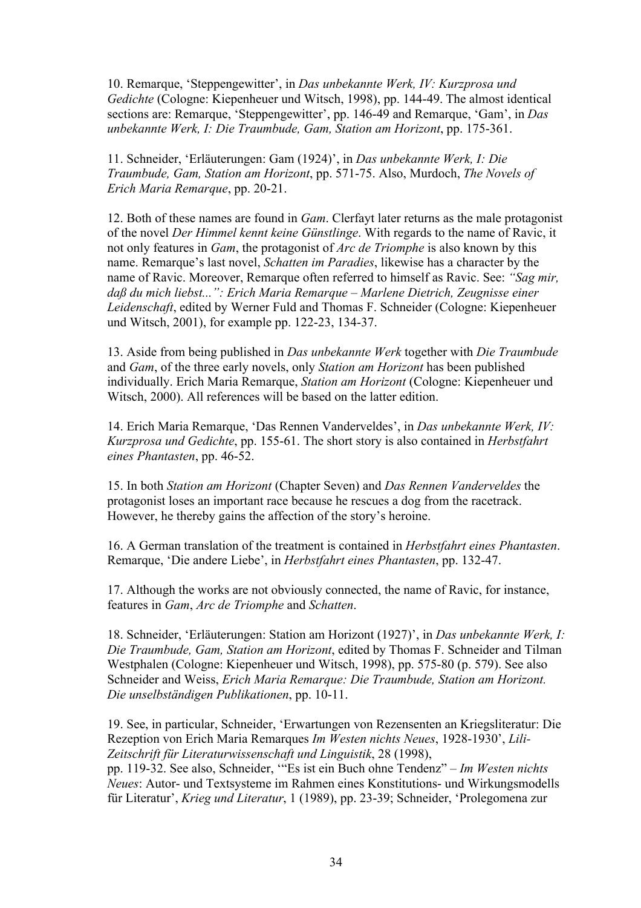10. Remarque, 'Steppengewitter', in *Das unbekannte Werk, IV: Kurzprosa und Gedichte* (Cologne: Kiepenheuer und Witsch, 1998), pp. 144-49. The almost identical sections are: Remarque, 'Steppengewitter', pp. 146-49 and Remarque, 'Gam', in *Das unbekannte Werk, I: Die Traumbude, Gam, Station am Horizont*, pp. 175-361.

11. Schneider, 'Erläuterungen: Gam (1924)', in *Das unbekannte Werk, I: Die Traumbude, Gam, Station am Horizont*, pp. 571-75. Also, Murdoch, *The Novels of Erich Maria Remarque*, pp. 20-21.

12. Both of these names are found in *Gam*. Clerfayt later returns as the male protagonist of the novel *Der Himmel kennt keine Günstlinge*. With regards to the name of Ravic, it not only features in *Gam*, the protagonist of *Arc de Triomphe* is also known by this name. Remarque's last novel, *Schatten im Paradies*, likewise has a character by the name of Ravic. Moreover, Remarque often referred to himself as Ravic. See: *"Sag mir, daß du mich liebst...": Erich Maria Remarque – Marlene Dietrich, Zeugnisse einer Leidenschaft*, edited by Werner Fuld and Thomas F. Schneider (Cologne: Kiepenheuer und Witsch, 2001), for example pp. 122-23, 134-37.

13. Aside from being published in *Das unbekannte Werk* together with *Die Traumbude* and *Gam*, of the three early novels, only *Station am Horizont* has been published individually. Erich Maria Remarque, *Station am Horizont* (Cologne: Kiepenheuer und Witsch, 2000). All references will be based on the latter edition.

14. Erich Maria Remarque, 'Das Rennen Vanderveldes', in *Das unbekannte Werk, IV: Kurzprosa und Gedichte*, pp. 155-61. The short story is also contained in *Herbstfahrt eines Phantasten*, pp. 46-52.

15. In both *Station am Horizont* (Chapter Seven) and *Das Rennen Vanderveldes* the protagonist loses an important race because he rescues a dog from the racetrack. However, he thereby gains the affection of the story's heroine.

16. A German translation of the treatment is contained in *Herbstfahrt eines Phantasten*. Remarque, 'Die andere Liebe', in *Herbstfahrt eines Phantasten*, pp. 132-47.

17. Although the works are not obviously connected, the name of Ravic, for instance, features in *Gam*, *Arc de Triomphe* and *Schatten*.

18. Schneider, 'Erläuterungen: Station am Horizont (1927)', in *Das unbekannte Werk, I: Die Traumbude, Gam, Station am Horizont*, edited by Thomas F. Schneider and Tilman Westphalen (Cologne: Kiepenheuer und Witsch, 1998), pp. 575-80 (p. 579). See also Schneider and Weiss, *Erich Maria Remarque: Die Traumbude, Station am Horizont. Die unselbständigen Publikationen*, pp. 10-11.

19. See, in particular, Schneider, 'Erwartungen von Rezensenten an Kriegsliteratur: Die Rezeption von Erich Maria Remarques *Im Westen nichts Neues*, 1928-1930', *Lili-Zeitschrift für Literaturwissenschaft und Linguistik*, 28 (1998), pp. 119-32. See also, Schneider, '"Es ist ein Buch ohne Tendenz" – *Im Westen nichts Neues*: Autor- und Textsysteme im Rahmen eines Konstitutions- und Wirkungsmodells für Literatur', *Krieg und Literatur*, 1 (1989), pp. 23-39; Schneider, 'Prolegomena zur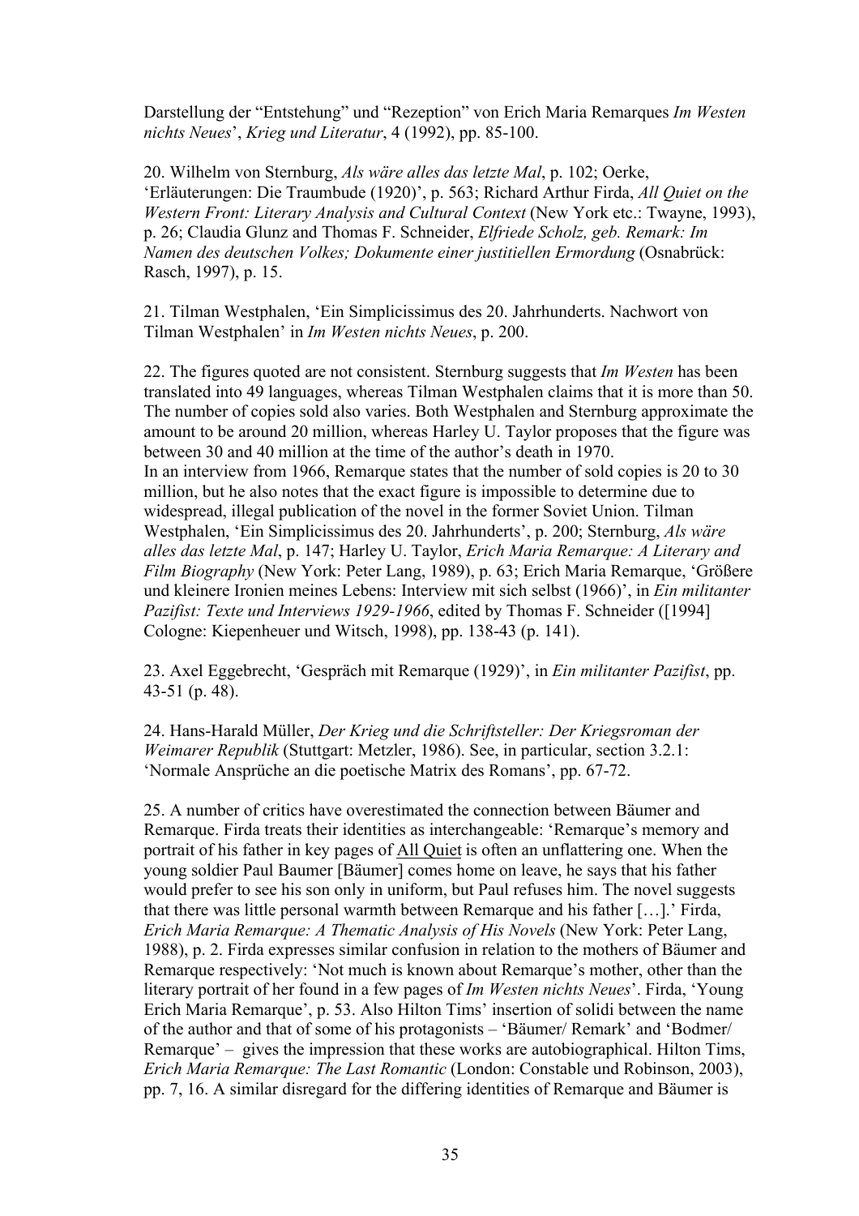Darstellung der “Entstehung” und “Rezeption” von Erich Maria Remarques *Im Westen nichts Neues*’, *Krieg und Literatur*, 4 (1992), pp. 85-100.

20. Wilhelm von Sternburg, *Als wäre alles das letzte Mal*, p. 102; Oerke, ‘Erläuterungen: Die Traumbude (1920)’, p. 563; Richard Arthur Firda, *All Quiet on the Western Front: Literary Analysis and Cultural Context* (New York etc.: Twayne, 1993), p. 26; Claudia Glunz and Thomas F. Schneider, *Elfriede Scholz, geb. Remark: Im Namen des deutschen Volkes; Dokumente einer justitiellen Ermordung* (Osnabrück: Rasch, 1997), p. 15.

21. Tilman Westphalen, ‘Ein Simplicissimus des 20. Jahrhunderts. Nachwort von Tilman Westphalen’ in *Im Westen nichts Neues*, p. 200.

22. The figures quoted are not consistent. Sternburg suggests that *Im Westen* has been translated into 49 languages, whereas Tilman Westphalen claims that it is more than 50. The number of copies sold also varies. Both Westphalen and Sternburg approximate the amount to be around 20 million, whereas Harley U. Taylor proposes that the figure was between 30 and 40 million at the time of the author’s death in 1970.
In an interview from 1966, Remarque states that the number of sold copies is 20 to 30 million, but he also notes that the exact figure is impossible to determine due to widespread, illegal publication of the novel in the former Soviet Union. Tilman Westphalen, ‘Ein Simplicissimus des 20. Jahrhunderts’, p. 200; Sternburg, *Als wäre alles das letzte Mal*, p. 147; Harley U. Taylor, *Erich Maria Remarque: A Literary and Film Biography* (New York: Peter Lang, 1989), p. 63; Erich Maria Remarque, ‘Größere und kleinere Ironien meines Lebens: Interview mit sich selbst (1966)’, in *Ein militanter Pazifist: Texte und Interviews 1929-1966*, edited by Thomas F. Schneider ([1994] Cologne: Kiepenheuer und Witsch, 1998), pp. 138-43 (p. 141).

23. Axel Eggebrecht, ‘Gespräch mit Remarque (1929)’, in *Ein militanter Pazifist*, pp. 43-51 (p. 48).

24. Hans-Harald Müller, *Der Krieg und die Schriftsteller: Der Kriegsroman der Weimarer Republik* (Stuttgart: Metzler, 1986). See, in particular, section 3.2.1: ‘Normale Ansprüche an die poetische Matrix des Romans’, pp. 67-72.

25. A number of critics have overestimated the connection between Bäumer and Remarque. Firda treats their identities as interchangeable: ‘Remarque’s memory and portrait of his father in key pages of All Quiet is often an unflattering one. When the young soldier Paul Baumer [Bäumer] comes home on leave, he says that his father would prefer to see his son only in uniform, but Paul refuses him. The novel suggests that there was little personal warmth between Remarque and his father […].’ Firda, *Erich Maria Remarque: A Thematic Analysis of His Novels* (New York: Peter Lang, 1988), p. 2. Firda expresses similar confusion in relation to the mothers of Bäumer and Remarque respectively: ‘Not much is known about Remarque’s mother, other than the literary portrait of her found in a few pages of *Im Westen nichts Neues*’. Firda, ‘Young Erich Maria Remarque’, p. 53. Also Hilton Tims’ insertion of solidi between the name of the author and that of some of his protagonists – ‘Bäumer/ Remark’ and ‘Bodmer/ Remarque’ – gives the impression that these works are autobiographical. Hilton Tims, *Erich Maria Remarque: The Last Romantic* (London: Constable und Robinson, 2003), pp. 7, 16. A similar disregard for the differing identities of Remarque and Bäumer is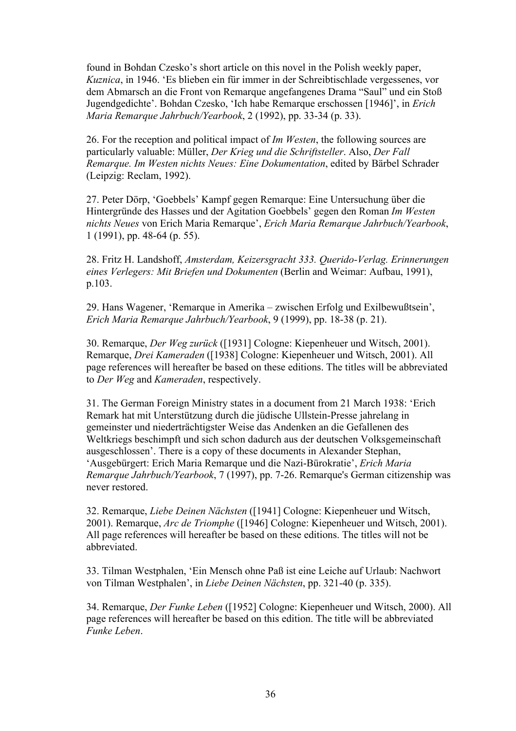found in Bohdan Czesko's short article on this novel in the Polish weekly paper, *Kuznica*, in 1946. 'Es blieben ein für immer in der Schreibtischlade vergessenes, vor dem Abmarsch an die Front von Remarque angefangenes Drama "Saul" und ein Stoß Jugendgedichte'. Bohdan Czesko, 'Ich habe Remarque erschossen [1946]', in *Erich Maria Remarque Jahrbuch/Yearbook*, 2 (1992), pp. 33-34 (p. 33).

26. For the reception and political impact of *Im Westen*, the following sources are particularly valuable: Müller, *Der Krieg und die Schriftsteller*. Also, *Der Fall Remarque. Im Westen nichts Neues: Eine Dokumentation*, edited by Bärbel Schrader (Leipzig: Reclam, 1992).

27. Peter Dörp, 'Goebbels' Kampf gegen Remarque: Eine Untersuchung über die Hintergründe des Hasses und der Agitation Goebbels' gegen den Roman *Im Westen nichts Neues* von Erich Maria Remarque', *Erich Maria Remarque Jahrbuch/Yearbook*, 1 (1991), pp. 48-64 (p. 55).

28. Fritz H. Landshoff, *Amsterdam, Keizersgracht 333. Querido-Verlag. Erinnerungen eines Verlegers: Mit Briefen und Dokumenten* (Berlin and Weimar: Aufbau, 1991), p.103.

29. Hans Wagener, 'Remarque in Amerika – zwischen Erfolg und Exilbewußtsein', *Erich Maria Remarque Jahrbuch/Yearbook*, 9 (1999), pp. 18-38 (p. 21).

30. Remarque, *Der Weg zurück* ([1931] Cologne: Kiepenheuer und Witsch, 2001). Remarque, *Drei Kameraden* ([1938] Cologne: Kiepenheuer und Witsch, 2001). All page references will hereafter be based on these editions. The titles will be abbreviated to *Der Weg* and *Kameraden*, respectively.

31. The German Foreign Ministry states in a document from 21 March 1938: 'Erich Remark hat mit Unterstützung durch die jüdische Ullstein-Presse jahrelang in gemeinster und niederträchtigster Weise das Andenken an die Gefallenen des Weltkriegs beschimpft und sich schon dadurch aus der deutschen Volksgemeinschaft ausgeschlossen'. There is a copy of these documents in Alexander Stephan, 'Ausgebürgert: Erich Maria Remarque und die Nazi-Bürokratie', *Erich Maria Remarque Jahrbuch/Yearbook*, 7 (1997), pp. 7-26. Remarque's German citizenship was never restored.

32. Remarque, *Liebe Deinen Nächsten* ([1941] Cologne: Kiepenheuer und Witsch, 2001). Remarque, *Arc de Triomphe* ([1946] Cologne: Kiepenheuer und Witsch, 2001). All page references will hereafter be based on these editions. The titles will not be abbreviated.

33. Tilman Westphalen, 'Ein Mensch ohne Paß ist eine Leiche auf Urlaub: Nachwort von Tilman Westphalen', in *Liebe Deinen Nächsten*, pp. 321-40 (p. 335).

34. Remarque, *Der Funke Leben* ([1952] Cologne: Kiepenheuer und Witsch, 2000). All page references will hereafter be based on this edition. The title will be abbreviated *Funke Leben*.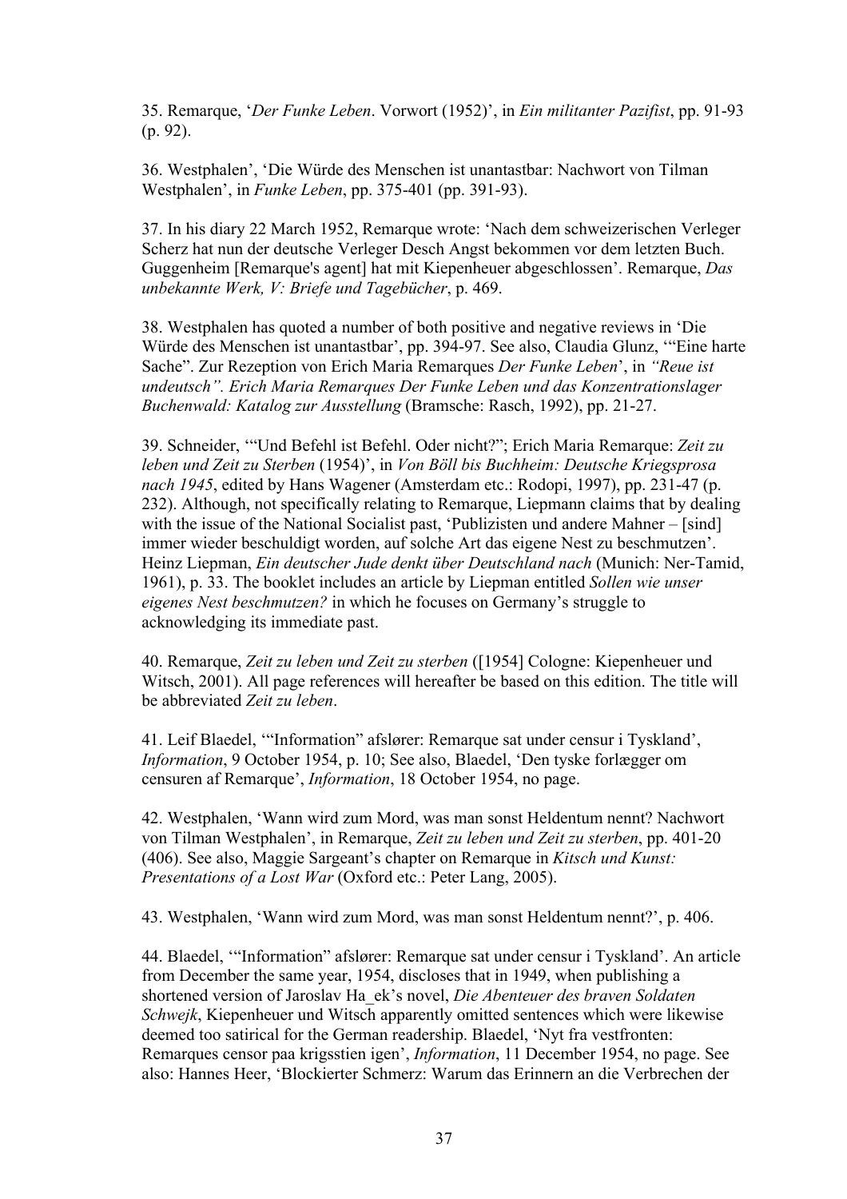35. Remarque, ‘*Der Funke Leben*. Vorwort (1952)’, in *Ein militanter Pazifist*, pp. 91-93 (p. 92).

36. Westphalen’, ‘Die Würde des Menschen ist unantastbar: Nachwort von Tilman Westphalen’, in *Funke Leben*, pp. 375-401 (pp. 391-93).

37. In his diary 22 March 1952, Remarque wrote: ‘Nach dem schweizerischen Verleger Scherz hat nun der deutsche Verleger Desch Angst bekommen vor dem letzten Buch. Guggenheim [Remarque's agent] hat mit Kiepenheuer abgeschlossen’. Remarque, *Das unbekannte Werk, V: Briefe und Tagebücher*, p. 469.

38. Westphalen has quoted a number of both positive and negative reviews in ‘Die Würde des Menschen ist unantastbar’, pp. 394-97. See also, Claudia Glunz, ‘“Eine harte Sache”. Zur Rezeption von Erich Maria Remarques *Der Funke Leben*’, in *“Reue ist undeutsch”. Erich Maria Remarques Der Funke Leben und das Konzentrationslager Buchenwald: Katalog zur Ausstellung* (Bramsche: Rasch, 1992), pp. 21-27.

39. Schneider, ‘“Und Befehl ist Befehl. Oder nicht?”; Erich Maria Remarque: *Zeit zu leben und Zeit zu Sterben* (1954)’, in *Von Böll bis Buchheim: Deutsche Kriegsprosa nach 1945*, edited by Hans Wagener (Amsterdam etc.: Rodopi, 1997), pp. 231-47 (p. 232). Although, not specifically relating to Remarque, Liepmann claims that by dealing with the issue of the National Socialist past, ‘Publizisten und andere Mahner – [sind] immer wieder beschuldigt worden, auf solche Art das eigene Nest zu beschmutzen’. Heinz Liepman, *Ein deutscher Jude denkt über Deutschland nach* (Munich: Ner-Tamid, 1961), p. 33. The booklet includes an article by Liepman entitled *Sollen wie unser eigenes Nest beschmutzen?* in which he focuses on Germany’s struggle to acknowledging its immediate past.

40. Remarque, *Zeit zu leben und Zeit zu sterben* ([1954] Cologne: Kiepenheuer und Witsch, 2001). All page references will hereafter be based on this edition. The title will be abbreviated *Zeit zu leben*.

41. Leif Blaedel, ‘“Information” afslører: Remarque sat under censur i Tyskland’, *Information*, 9 October 1954, p. 10; See also, Blaedel, ‘Den tyske forlægger om censuren af Remarque’, *Information*, 18 October 1954, no page.

42. Westphalen, ‘Wann wird zum Mord, was man sonst Heldentum nennt? Nachwort von Tilman Westphalen’, in Remarque, *Zeit zu leben und Zeit zu sterben*, pp. 401-20 (406). See also, Maggie Sargeant’s chapter on Remarque in *Kitsch und Kunst: Presentations of a Lost War* (Oxford etc.: Peter Lang, 2005).

43. Westphalen, ‘Wann wird zum Mord, was man sonst Heldentum nennt?’, p. 406.

44. Blaedel, ‘“Information” afslører: Remarque sat under censur i Tyskland’. An article from December the same year, 1954, discloses that in 1949, when publishing a shortened version of Jaroslav Ha_ek’s novel, *Die Abenteuer des braven Soldaten Schwejk*, Kiepenheuer und Witsch apparently omitted sentences which were likewise deemed too satirical for the German readership. Blaedel, ‘Nyt fra vestfronten: Remarques censor paa krigsstien igen’, *Information*, 11 December 1954, no page. See also: Hannes Heer, ‘Blockierter Schmerz: Warum das Erinnern an die Verbrechen der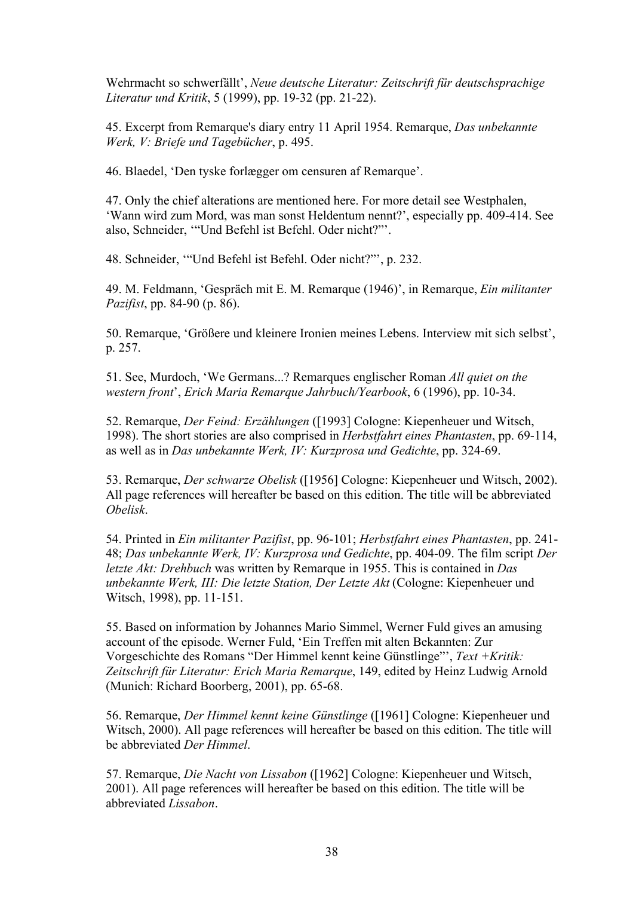Wehrmacht so schwerfällt', *Neue deutsche Literatur: Zeitschrift für deutschsprachige Literatur und Kritik*, 5 (1999), pp. 19-32 (pp. 21-22).

45. Excerpt from Remarque's diary entry 11 April 1954. Remarque, *Das unbekannte Werk, V: Briefe und Tagebücher*, p. 495.

46. Blaedel, 'Den tyske forlægger om censuren af Remarque'.

47. Only the chief alterations are mentioned here. For more detail see Westphalen, 'Wann wird zum Mord, was man sonst Heldentum nennt?', especially pp. 409-414. See also, Schneider, '"Und Befehl ist Befehl. Oder nicht?"'.

48. Schneider, '"Und Befehl ist Befehl. Oder nicht?"', p. 232.

49. M. Feldmann, 'Gespräch mit E. M. Remarque (1946)', in Remarque, *Ein militanter Pazifist*, pp. 84-90 (p. 86).

50. Remarque, 'Größere und kleinere Ironien meines Lebens. Interview mit sich selbst', p. 257.

51. See, Murdoch, 'We Germans...? Remarques englischer Roman *All quiet on the western front*', *Erich Maria Remarque Jahrbuch/Yearbook*, 6 (1996), pp. 10-34.

52. Remarque, *Der Feind: Erzählungen* ([1993] Cologne: Kiepenheuer und Witsch, 1998). The short stories are also comprised in *Herbstfahrt eines Phantasten*, pp. 69-114, as well as in *Das unbekannte Werk, IV: Kurzprosa und Gedichte*, pp. 324-69.

53. Remarque, *Der schwarze Obelisk* ([1956] Cologne: Kiepenheuer und Witsch, 2002). All page references will hereafter be based on this edition. The title will be abbreviated *Obelisk*.

54. Printed in *Ein militanter Pazifist*, pp. 96-101; *Herbstfahrt eines Phantasten*, pp. 241-48; *Das unbekannte Werk, IV: Kurzprosa und Gedichte*, pp. 404-09. The film script *Der letzte Akt: Drehbuch* was written by Remarque in 1955. This is contained in *Das unbekannte Werk, III: Die letzte Station, Der Letzte Akt* (Cologne: Kiepenheuer und Witsch, 1998), pp. 11-151.

55. Based on information by Johannes Mario Simmel, Werner Fuld gives an amusing account of the episode. Werner Fuld, 'Ein Treffen mit alten Bekannten: Zur Vorgeschichte des Romans "Der Himmel kennt keine Günstlinge"', *Text +Kritik: Zeitschrift für Literatur: Erich Maria Remarque*, 149, edited by Heinz Ludwig Arnold (Munich: Richard Boorberg, 2001), pp. 65-68.

56. Remarque, *Der Himmel kennt keine Günstlinge* ([1961] Cologne: Kiepenheuer und Witsch, 2000). All page references will hereafter be based on this edition. The title will be abbreviated *Der Himmel*.

57. Remarque, *Die Nacht von Lissabon* ([1962] Cologne: Kiepenheuer und Witsch, 2001). All page references will hereafter be based on this edition. The title will be abbreviated *Lissabon*.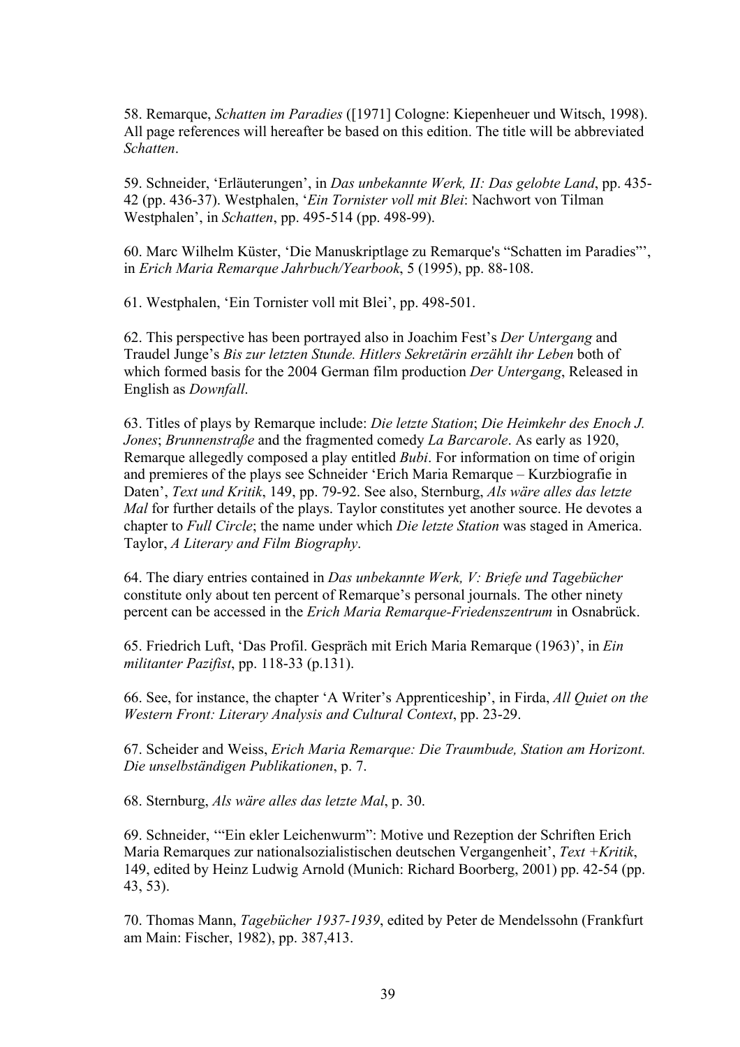58. Remarque, *Schatten im Paradies* ([1971] Cologne: Kiepenheuer und Witsch, 1998). All page references will hereafter be based on this edition. The title will be abbreviated *Schatten*.

59. Schneider, 'Erläuterungen', in *Das unbekannte Werk, II: Das gelobte Land*, pp. 435-42 (pp. 436-37). Westphalen, '*Ein Tornister voll mit Blei*: Nachwort von Tilman Westphalen', in *Schatten*, pp. 495-514 (pp. 498-99).

60. Marc Wilhelm Küster, 'Die Manuskriptlage zu Remarque's "Schatten im Paradies"', in *Erich Maria Remarque Jahrbuch/Yearbook*, 5 (1995), pp. 88-108.

61. Westphalen, 'Ein Tornister voll mit Blei', pp. 498-501.

62. This perspective has been portrayed also in Joachim Fest's *Der Untergang* and Traudel Junge's *Bis zur letzten Stunde. Hitlers Sekretärin erzählt ihr Leben* both of which formed basis for the 2004 German film production *Der Untergang*, Released in English as *Downfall*.

63. Titles of plays by Remarque include: *Die letzte Station*; *Die Heimkehr des Enoch J. Jones*; *Brunnenstraße* and the fragmented comedy *La Barcarole*. As early as 1920, Remarque allegedly composed a play entitled *Bubi*. For information on time of origin and premieres of the plays see Schneider 'Erich Maria Remarque – Kurzbiografie in Daten', *Text und Kritik*, 149, pp. 79-92. See also, Sternburg, *Als wäre alles das letzte Mal* for further details of the plays. Taylor constitutes yet another source. He devotes a chapter to *Full Circle*; the name under which *Die letzte Station* was staged in America. Taylor, *A Literary and Film Biography*.

64. The diary entries contained in *Das unbekannte Werk, V: Briefe und Tagebücher* constitute only about ten percent of Remarque's personal journals. The other ninety percent can be accessed in the *Erich Maria Remarque-Friedenszentrum* in Osnabrück.

65. Friedrich Luft, 'Das Profil. Gespräch mit Erich Maria Remarque (1963)', in *Ein militanter Pazifist*, pp. 118-33 (p.131).

66. See, for instance, the chapter 'A Writer's Apprenticeship', in Firda, *All Quiet on the Western Front: Literary Analysis and Cultural Context*, pp. 23-29.

67. Scheider and Weiss, *Erich Maria Remarque: Die Traumbude, Station am Horizont. Die unselbständigen Publikationen*, p. 7.

68. Sternburg, *Als wäre alles das letzte Mal*, p. 30.

69. Schneider, '"Ein ekler Leichenwurm": Motive und Rezeption der Schriften Erich Maria Remarques zur nationalsozialistischen deutschen Vergangenheit', *Text +Kritik*, 149, edited by Heinz Ludwig Arnold (Munich: Richard Boorberg, 2001) pp. 42-54 (pp. 43, 53).

70. Thomas Mann, *Tagebücher 1937-1939*, edited by Peter de Mendelssohn (Frankfurt am Main: Fischer, 1982), pp. 387,413.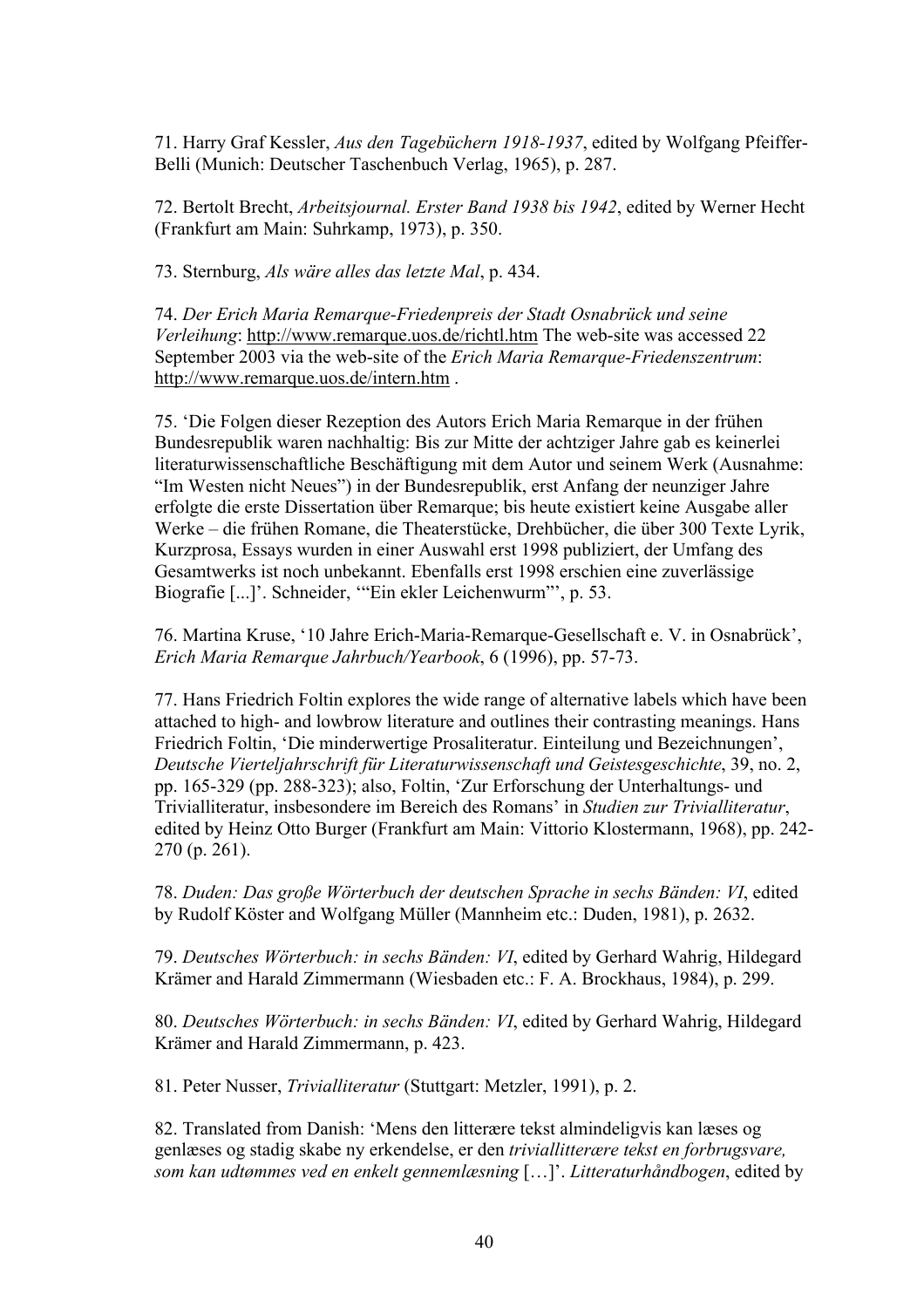71. Harry Graf Kessler, *Aus den Tagebüchern 1918-1937*, edited by Wolfgang Pfeiffer-Belli (Munich: Deutscher Taschenbuch Verlag, 1965), p. 287.

72. Bertolt Brecht, *Arbeitsjournal. Erster Band 1938 bis 1942*, edited by Werner Hecht (Frankfurt am Main: Suhrkamp, 1973), p. 350.

73. Sternburg, *Als wäre alles das letzte Mal*, p. 434.

74. *Der Erich Maria Remarque-Friedenpreis der Stadt Osnabrück und seine Verleihung*: http://www.remarque.uos.de/richtl.htm The web-site was accessed 22 September 2003 via the web-site of the *Erich Maria Remarque-Friedenszentrum*: http://www.remarque.uos.de/intern.htm .

75. 'Die Folgen dieser Rezeption des Autors Erich Maria Remarque in der frühen Bundesrepublik waren nachhaltig: Bis zur Mitte der achtziger Jahre gab es keinerlei literaturwissenschaftliche Beschäftigung mit dem Autor und seinem Werk (Ausnahme: "Im Westen nicht Neues") in der Bundesrepublik, erst Anfang der neunziger Jahre erfolgte die erste Dissertation über Remarque; bis heute existiert keine Ausgabe aller Werke – die frühen Romane, die Theaterstücke, Drehbücher, die über 300 Texte Lyrik, Kurzprosa, Essays wurden in einer Auswahl erst 1998 publiziert, der Umfang des Gesamtwerks ist noch unbekannt. Ebenfalls erst 1998 erschien eine zuverlässige Biografie [...]'. Schneider, '"Ein ekler Leichenwurm"', p. 53.

76. Martina Kruse, '10 Jahre Erich-Maria-Remarque-Gesellschaft e. V. in Osnabrück', *Erich Maria Remarque Jahrbuch/Yearbook*, 6 (1996), pp. 57-73.

77. Hans Friedrich Foltin explores the wide range of alternative labels which have been attached to high- and lowbrow literature and outlines their contrasting meanings. Hans Friedrich Foltin, 'Die minderwertige Prosaliteratur. Einteilung und Bezeichnungen', *Deutsche Vierteljahrschrift für Literaturwissenschaft und Geistesgeschichte*, 39, no. 2, pp. 165-329 (pp. 288-323); also, Foltin, 'Zur Erforschung der Unterhaltungs- und Trivialliteratur, insbesondere im Bereich des Romans' in *Studien zur Trivialliteratur*, edited by Heinz Otto Burger (Frankfurt am Main: Vittorio Klostermann, 1968), pp. 242-270 (p. 261).

78. *Duden: Das große Wörterbuch der deutschen Sprache in sechs Bänden: VI*, edited by Rudolf Köster and Wolfgang Müller (Mannheim etc.: Duden, 1981), p. 2632.

79. *Deutsches Wörterbuch: in sechs Bänden: VI*, edited by Gerhard Wahrig, Hildegard Krämer and Harald Zimmermann (Wiesbaden etc.: F. A. Brockhaus, 1984), p. 299.

80. *Deutsches Wörterbuch: in sechs Bänden: VI*, edited by Gerhard Wahrig, Hildegard Krämer and Harald Zimmermann, p. 423.

81. Peter Nusser, *Trivialliteratur* (Stuttgart: Metzler, 1991), p. 2.

82. Translated from Danish: 'Mens den litterære tekst almindeligvis kan læses og genlæses og stadig skabe ny erkendelse, er den *triviallitterære tekst en forbrugsvare, som kan udtømmes ved en enkelt gennemlæsning* […]'. *Litteraturhåndbogen*, edited by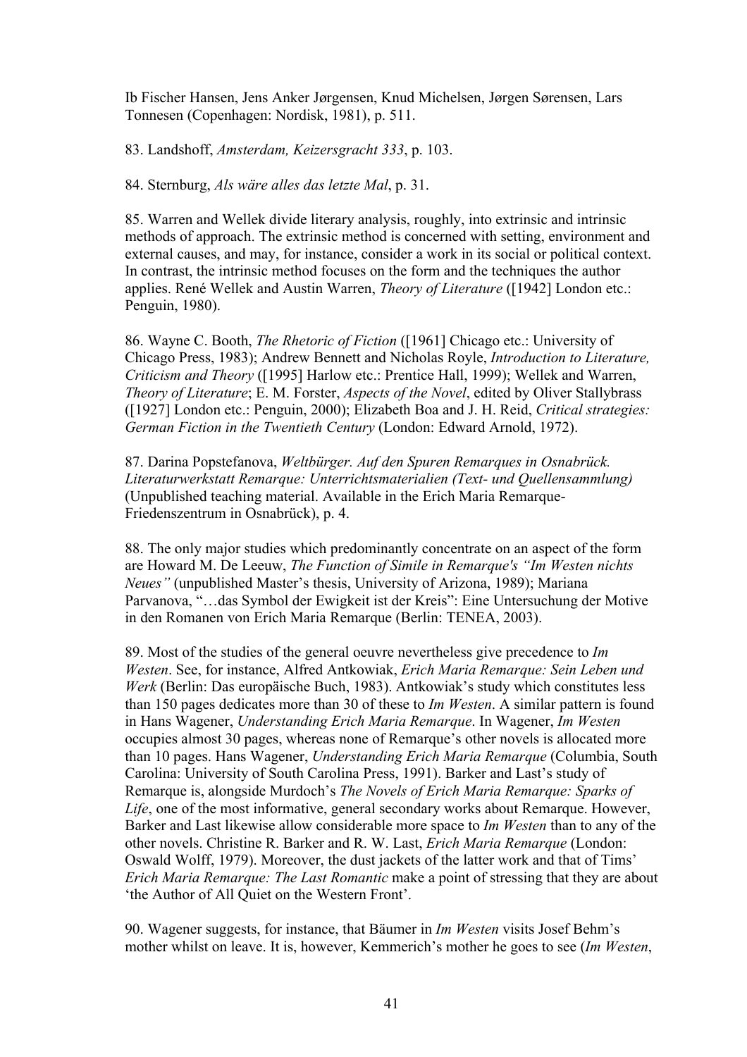Ib Fischer Hansen, Jens Anker Jørgensen, Knud Michelsen, Jørgen Sørensen, Lars Tonnesen (Copenhagen: Nordisk, 1981), p. 511.

83. Landshoff, *Amsterdam, Keizersgracht 333*, p. 103.

84. Sternburg, *Als wäre alles das letzte Mal*, p. 31.

85. Warren and Wellek divide literary analysis, roughly, into extrinsic and intrinsic methods of approach. The extrinsic method is concerned with setting, environment and external causes, and may, for instance, consider a work in its social or political context. In contrast, the intrinsic method focuses on the form and the techniques the author applies. René Wellek and Austin Warren, *Theory of Literature* ([1942] London etc.: Penguin, 1980).

86. Wayne C. Booth, *The Rhetoric of Fiction* ([1961] Chicago etc.: University of Chicago Press, 1983); Andrew Bennett and Nicholas Royle, *Introduction to Literature, Criticism and Theory* ([1995] Harlow etc.: Prentice Hall, 1999); Wellek and Warren, *Theory of Literature*; E. M. Forster, *Aspects of the Novel*, edited by Oliver Stallybrass ([1927] London etc.: Penguin, 2000); Elizabeth Boa and J. H. Reid, *Critical strategies: German Fiction in the Twentieth Century* (London: Edward Arnold, 1972).

87. Darina Popstefanova, *Weltbürger. Auf den Spuren Remarques in Osnabrück. Literaturwerkstatt Remarque: Unterrichtsmaterialien (Text- und Quellensammlung)* (Unpublished teaching material. Available in the Erich Maria Remarque-Friedenszentrum in Osnabrück), p. 4.

88. The only major studies which predominantly concentrate on an aspect of the form are Howard M. De Leeuw, *The Function of Simile in Remarque's "Im Westen nichts Neues"* (unpublished Master's thesis, University of Arizona, 1989); Mariana Parvanova, "…das Symbol der Ewigkeit ist der Kreis": Eine Untersuchung der Motive in den Romanen von Erich Maria Remarque (Berlin: TENEA, 2003).

89. Most of the studies of the general oeuvre nevertheless give precedence to *Im Westen*. See, for instance, Alfred Antkowiak, *Erich Maria Remarque: Sein Leben und Werk* (Berlin: Das europäische Buch, 1983). Antkowiak's study which constitutes less than 150 pages dedicates more than 30 of these to *Im Westen*. A similar pattern is found in Hans Wagener, *Understanding Erich Maria Remarque*. In Wagener, *Im Westen* occupies almost 30 pages, whereas none of Remarque's other novels is allocated more than 10 pages. Hans Wagener, *Understanding Erich Maria Remarque* (Columbia, South Carolina: University of South Carolina Press, 1991). Barker and Last's study of Remarque is, alongside Murdoch's *The Novels of Erich Maria Remarque: Sparks of Life*, one of the most informative, general secondary works about Remarque. However, Barker and Last likewise allow considerable more space to *Im Westen* than to any of the other novels. Christine R. Barker and R. W. Last, *Erich Maria Remarque* (London: Oswald Wolff, 1979). Moreover, the dust jackets of the latter work and that of Tims' *Erich Maria Remarque: The Last Romantic* make a point of stressing that they are about 'the Author of All Quiet on the Western Front'.

90. Wagener suggests, for instance, that Bäumer in *Im Westen* visits Josef Behm's mother whilst on leave. It is, however, Kemmerich's mother he goes to see (*Im Westen*,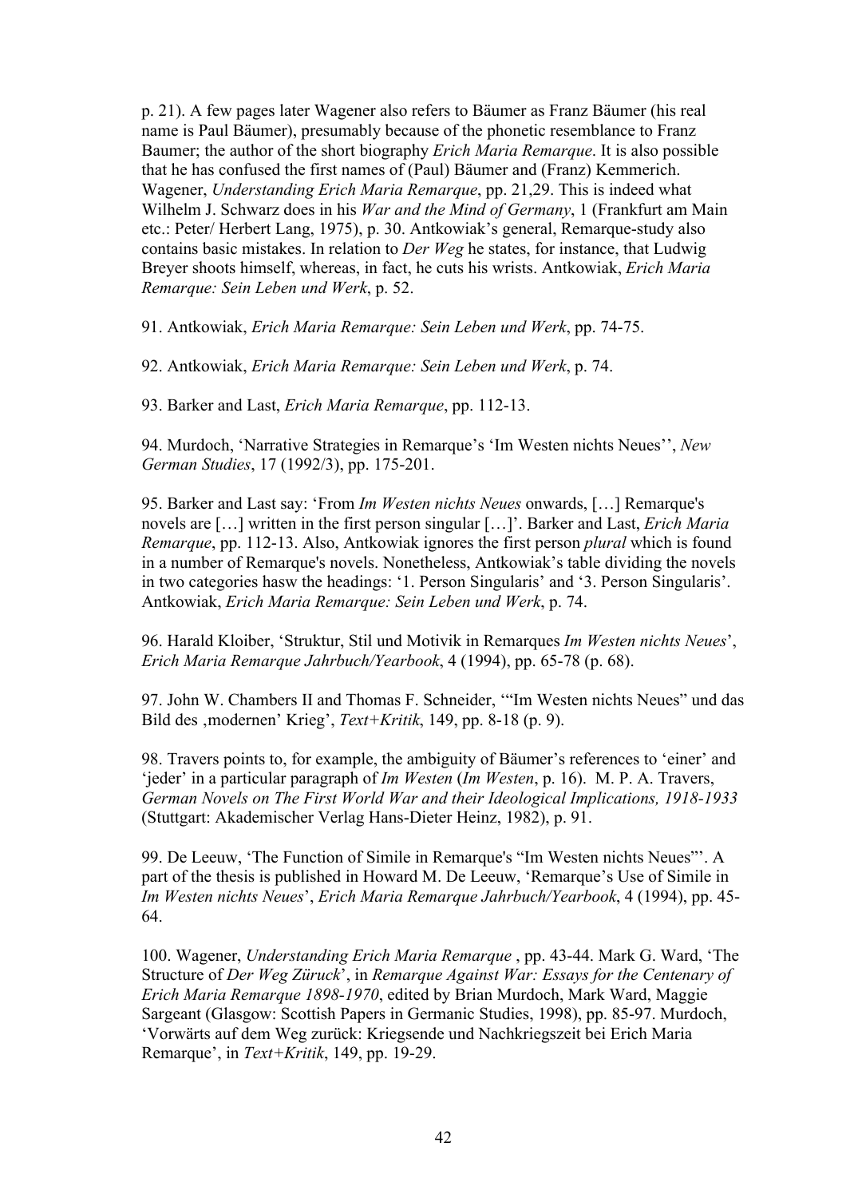p. 21). A few pages later Wagener also refers to Bäumer as Franz Bäumer (his real name is Paul Bäumer), presumably because of the phonetic resemblance to Franz Baumer; the author of the short biography *Erich Maria Remarque*. It is also possible that he has confused the first names of (Paul) Bäumer and (Franz) Kemmerich. Wagener, *Understanding Erich Maria Remarque*, pp. 21,29. This is indeed what Wilhelm J. Schwarz does in his *War and the Mind of Germany*, 1 (Frankfurt am Main etc.: Peter/ Herbert Lang, 1975), p. 30. Antkowiak's general, Remarque-study also contains basic mistakes. In relation to *Der Weg* he states, for instance, that Ludwig Breyer shoots himself, whereas, in fact, he cuts his wrists. Antkowiak, *Erich Maria Remarque: Sein Leben und Werk*, p. 52.

91. Antkowiak, *Erich Maria Remarque: Sein Leben und Werk*, pp. 74-75.

92. Antkowiak, *Erich Maria Remarque: Sein Leben und Werk*, p. 74.

93. Barker and Last, *Erich Maria Remarque*, pp. 112-13.

94. Murdoch, 'Narrative Strategies in Remarque's 'Im Westen nichts Neues'', *New German Studies*, 17 (1992/3), pp. 175-201.

95. Barker and Last say: 'From *Im Westen nichts Neues* onwards, […] Remarque's novels are […] written in the first person singular […]'. Barker and Last, *Erich Maria Remarque*, pp. 112-13. Also, Antkowiak ignores the first person *plural* which is found in a number of Remarque's novels. Nonetheless, Antkowiak's table dividing the novels in two categories hasw the headings: '1. Person Singularis' and '3. Person Singularis'. Antkowiak, *Erich Maria Remarque: Sein Leben und Werk*, p. 74.

96. Harald Kloiber, 'Struktur, Stil und Motivik in Remarques *Im Westen nichts Neues*', *Erich Maria Remarque Jahrbuch/Yearbook*, 4 (1994), pp. 65-78 (p. 68).

97. John W. Chambers II and Thomas F. Schneider, '"Im Westen nichts Neues" und das Bild des ‚modernen' Krieg', *Text+Kritik*, 149, pp. 8-18 (p. 9).

98. Travers points to, for example, the ambiguity of Bäumer's references to 'einer' and 'jeder' in a particular paragraph of *Im Westen* (*Im Westen*, p. 16). M. P. A. Travers, *German Novels on The First World War and their Ideological Implications, 1918-1933* (Stuttgart: Akademischer Verlag Hans-Dieter Heinz, 1982), p. 91.

99. De Leeuw, 'The Function of Simile in Remarque's "Im Westen nichts Neues"'. A part of the thesis is published in Howard M. De Leeuw, 'Remarque's Use of Simile in *Im Westen nichts Neues*', *Erich Maria Remarque Jahrbuch/Yearbook*, 4 (1994), pp. 45-64.

100. Wagener, *Understanding Erich Maria Remarque* , pp. 43-44. Mark G. Ward, 'The Structure of *Der Weg Zürck*', in *Remarque Against War: Essays for the Centenary of Erich Maria Remarque 1898-1970*, edited by Brian Murdoch, Mark Ward, Maggie Sargeant (Glasgow: Scottish Papers in Germanic Studies, 1998), pp. 85-97. Murdoch, 'Vorwärts auf dem Weg zurück: Kriegsende und Nachkriegszeit bei Erich Maria Remarque', in *Text+Kritik*, 149, pp. 19-29.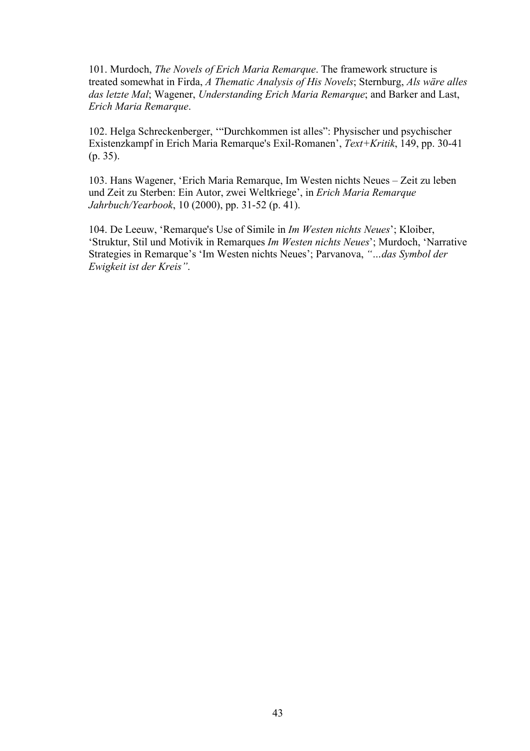101. Murdoch, *The Novels of Erich Maria Remarque*. The framework structure is treated somewhat in Firda, *A Thematic Analysis of His Novels*; Sternburg, *Als wäre alles das letzte Mal*; Wagener, *Understanding Erich Maria Remarque*; and Barker and Last, *Erich Maria Remarque*.

102. Helga Schreckenberger, '"Durchkommen ist alles": Physischer und psychischer Existenzkampf in Erich Maria Remarque's Exil-Romanen', *Text+Kritik*, 149, pp. 30-41 (p. 35).

103. Hans Wagener, 'Erich Maria Remarque, Im Westen nichts Neues – Zeit zu leben und Zeit zu Sterben: Ein Autor, zwei Weltkriege', in *Erich Maria Remarque Jahrbuch/Yearbook*, 10 (2000), pp. 31-52 (p. 41).

104. De Leeuw, 'Remarque's Use of Simile in *Im Westen nichts Neues*'; Kloiber, 'Struktur, Stil und Motivik in Remarques *Im Westen nichts Neues*'; Murdoch, 'Narrative Strategies in Remarque's 'Im Westen nichts Neues'; Parvanova, *"…das Symbol der Ewigkeit ist der Kreis"*.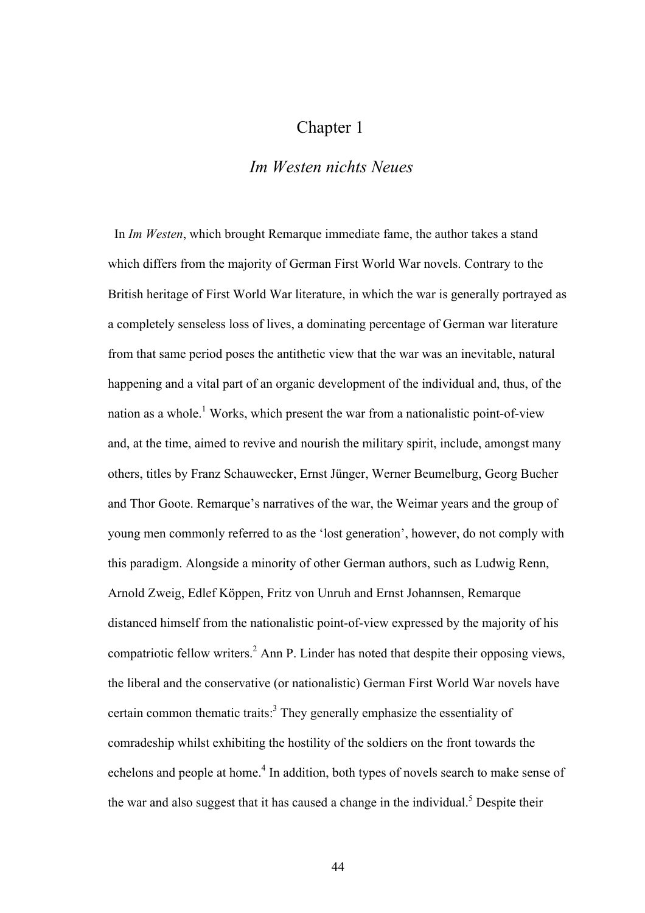# Chapter 1

## *Im Westen nichts Neues*

In *Im Westen*, which brought Remarque immediate fame, the author takes a stand which differs from the majority of German First World War novels. Contrary to the British heritage of First World War literature, in which the war is generally portrayed as a completely senseless loss of lives, a dominating percentage of German war literature from that same period poses the antithetic view that the war was an inevitable, natural happening and a vital part of an organic development of the individual and, thus, of the nation as a whole.[1] Works, which present the war from a nationalistic point-of-view and, at the time, aimed to revive and nourish the military spirit, include, amongst many others, titles by Franz Schauwecker, Ernst Jünger, Werner Beumelburg, Georg Bucher and Thor Goote. Remarque's narratives of the war, the Weimar years and the group of young men commonly referred to as the 'lost generation', however, do not comply with this paradigm. Alongside a minority of other German authors, such as Ludwig Renn, Arnold Zweig, Edlef Köppen, Fritz von Unruh and Ernst Johannsen, Remarque distanced himself from the nationalistic point-of-view expressed by the majority of his compatriotic fellow writers.[2] Ann P. Linder has noted that despite their opposing views, the liberal and the conservative (or nationalistic) German First World War novels have certain common thematic traits:[3] They generally emphasize the essentiality of comradeship whilst exhibiting the hostility of the soldiers on the front towards the echelons and people at home.[4] In addition, both types of novels search to make sense of the war and also suggest that it has caused a change in the individual.[5] Despite their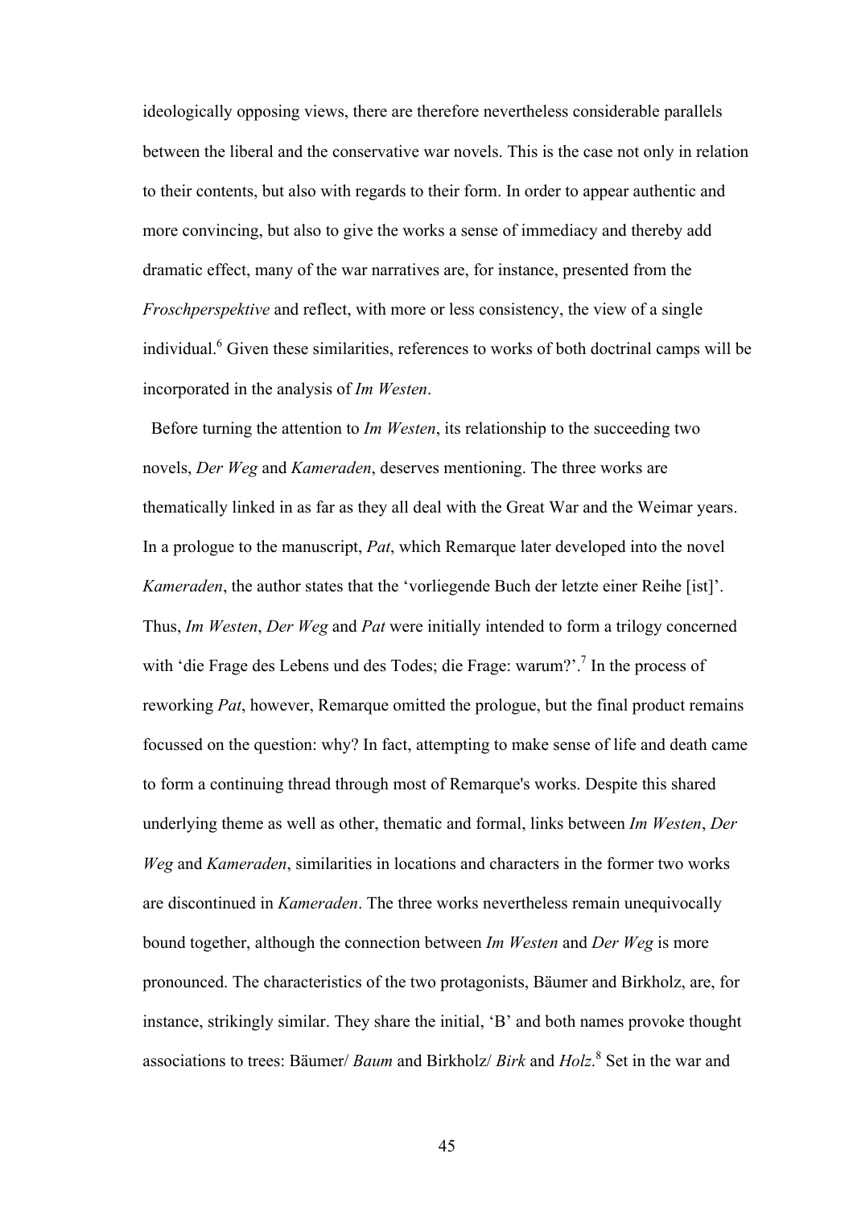ideologically opposing views, there are therefore nevertheless considerable parallels between the liberal and the conservative war novels. This is the case not only in relation to their contents, but also with regards to their form. In order to appear authentic and more convincing, but also to give the works a sense of immediacy and thereby add dramatic effect, many of the war narratives are, for instance, presented from the *Froschperspektive* and reflect, with more or less consistency, the view of a single individual.[6] Given these similarities, references to works of both doctrinal camps will be incorporated in the analysis of *Im Westen*.

Before turning the attention to *Im Westen*, its relationship to the succeeding two novels, *Der Weg* and *Kameraden*, deserves mentioning. The three works are thematically linked in as far as they all deal with the Great War and the Weimar years. In a prologue to the manuscript, *Pat*, which Remarque later developed into the novel *Kameraden*, the author states that the 'vorliegende Buch der letzte einer Reihe [ist]'. Thus, *Im Westen*, *Der Weg* and *Pat* were initially intended to form a trilogy concerned with 'die Frage des Lebens und des Todes; die Frage: warum?'.[7] In the process of reworking *Pat*, however, Remarque omitted the prologue, but the final product remains focussed on the question: why? In fact, attempting to make sense of life and death came to form a continuing thread through most of Remarque's works. Despite this shared underlying theme as well as other, thematic and formal, links between *Im Westen*, *Der Weg* and *Kameraden*, similarities in locations and characters in the former two works are discontinued in *Kameraden*. The three works nevertheless remain unequivocally bound together, although the connection between *Im Westen* and *Der Weg* is more pronounced. The characteristics of the two protagonists, Bäumer and Birkholz, are, for instance, strikingly similar. They share the initial, 'B' and both names provoke thought associations to trees: Bäumer/ *Baum* and Birkholz/ *Birk* and *Holz*.[8] Set in the war and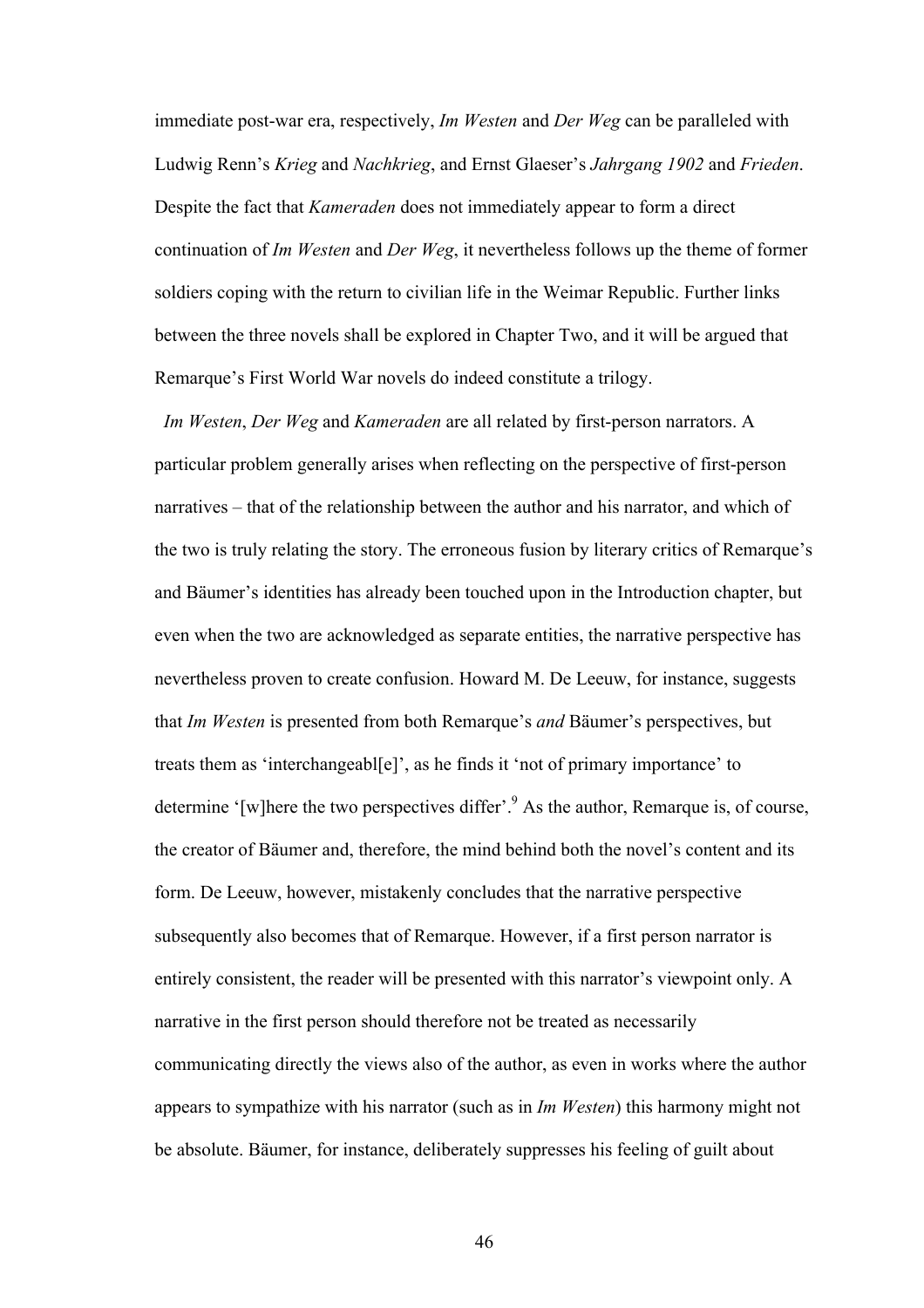immediate post-war era, respectively, *Im Westen* and *Der Weg* can be paralleled with Ludwig Renn's *Krieg* and *Nachkrieg*, and Ernst Glaeser's *Jahrgang 1902* and *Frieden*. Despite the fact that *Kameraden* does not immediately appear to form a direct continuation of *Im Westen* and *Der Weg*, it nevertheless follows up the theme of former soldiers coping with the return to civilian life in the Weimar Republic. Further links between the three novels shall be explored in Chapter Two, and it will be argued that Remarque's First World War novels do indeed constitute a trilogy.

*Im Westen*, *Der Weg* and *Kameraden* are all related by first-person narrators. A particular problem generally arises when reflecting on the perspective of first-person narratives – that of the relationship between the author and his narrator, and which of the two is truly relating the story. The erroneous fusion by literary critics of Remarque's and Bäumer's identities has already been touched upon in the Introduction chapter, but even when the two are acknowledged as separate entities, the narrative perspective has nevertheless proven to create confusion. Howard M. De Leeuw, for instance, suggests that *Im Westen* is presented from both Remarque's *and* Bäumer's perspectives, but treats them as 'interchangeabl[e]', as he finds it 'not of primary importance' to determine '[w]here the two perspectives differ'.[9] As the author, Remarque is, of course, the creator of Bäumer and, therefore, the mind behind both the novel's content and its form. De Leeuw, however, mistakenly concludes that the narrative perspective subsequently also becomes that of Remarque. However, if a first person narrator is entirely consistent, the reader will be presented with this narrator's viewpoint only. A narrative in the first person should therefore not be treated as necessarily communicating directly the views also of the author, as even in works where the author appears to sympathize with his narrator (such as in *Im Westen*) this harmony might not be absolute. Bäumer, for instance, deliberately suppresses his feeling of guilt about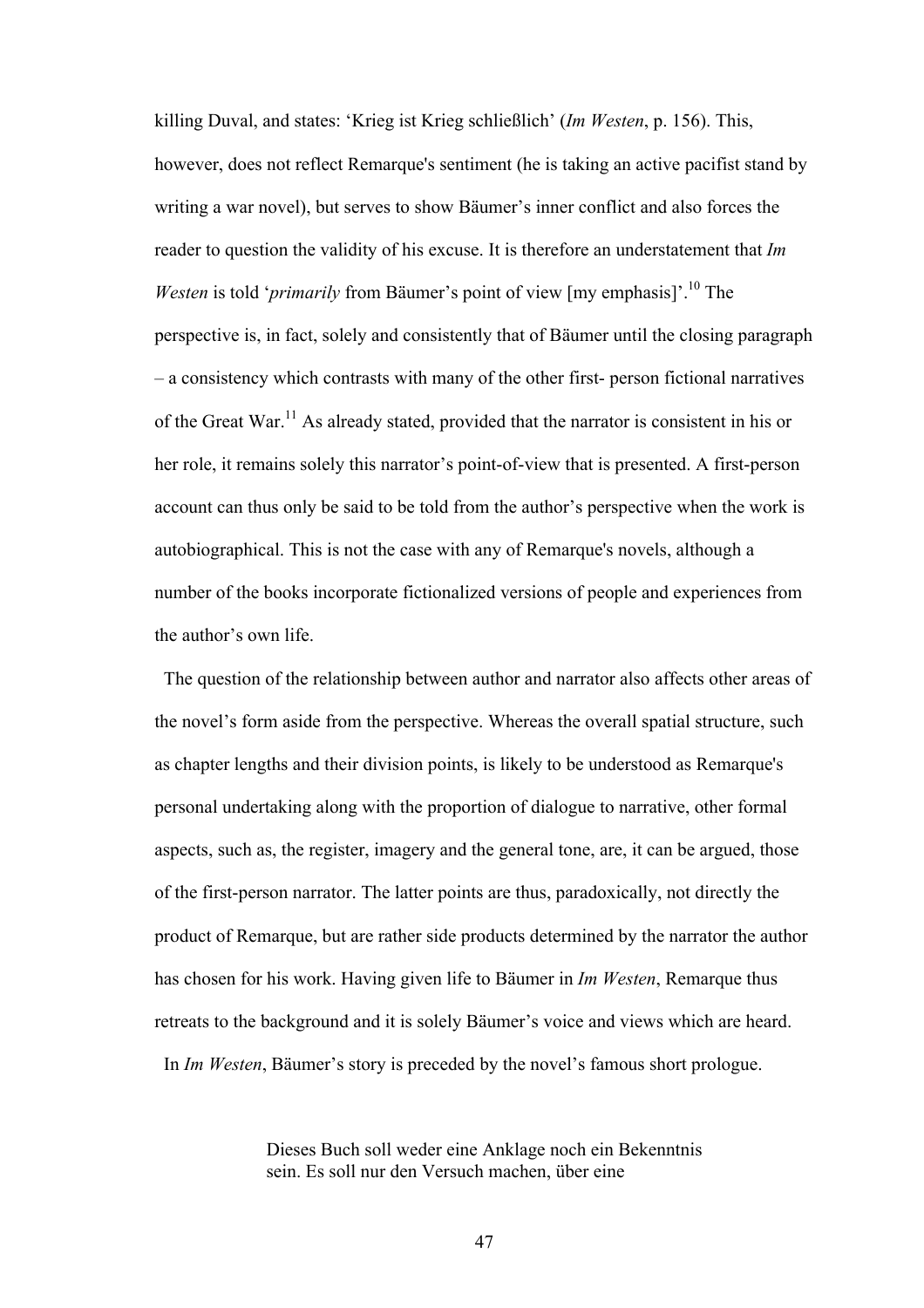killing Duval, and states: 'Krieg ist Krieg schließlich' (*Im Westen*, p. 156). This, however, does not reflect Remarque's sentiment (he is taking an active pacifist stand by writing a war novel), but serves to show Bäumer's inner conflict and also forces the reader to question the validity of his excuse. It is therefore an understatement that *Im Westen* is told '*primarily* from Bäumer's point of view [my emphasis]'.[10] The perspective is, in fact, solely and consistently that of Bäumer until the closing paragraph – a consistency which contrasts with many of the other first- person fictional narratives of the Great War.[11] As already stated, provided that the narrator is consistent in his or her role, it remains solely this narrator's point-of-view that is presented. A first-person account can thus only be said to be told from the author's perspective when the work is autobiographical. This is not the case with any of Remarque's novels, although a number of the books incorporate fictionalized versions of people and experiences from the author's own life.

The question of the relationship between author and narrator also affects other areas of the novel's form aside from the perspective. Whereas the overall spatial structure, such as chapter lengths and their division points, is likely to be understood as Remarque's personal undertaking along with the proportion of dialogue to narrative, other formal aspects, such as, the register, imagery and the general tone, are, it can be argued, those of the first-person narrator. The latter points are thus, paradoxically, not directly the product of Remarque, but are rather side products determined by the narrator the author has chosen for his work. Having given life to Bäumer in *Im Westen*, Remarque thus retreats to the background and it is solely Bäumer's voice and views which are heard.

In *Im Westen*, Bäumer's story is preceded by the novel's famous short prologue.

> Dieses Buch soll weder eine Anklage noch ein Bekenntnis sein. Es soll nur den Versuch machen, über eine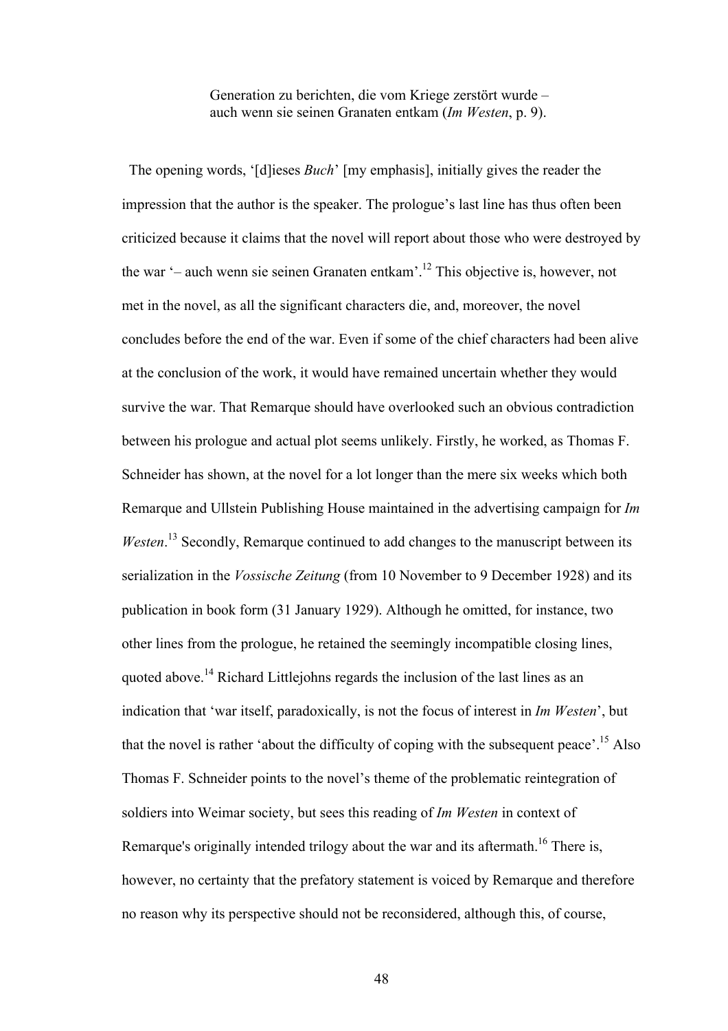> Generation zu berichten, die vom Kriege zerstört wurde – auch wenn sie seinen Granaten entkam (*Im Westen*, p. 9).

The opening words, '[d]ieses *Buch*' [my emphasis], initially gives the reader the impression that the author is the speaker. The prologue's last line has thus often been criticized because it claims that the novel will report about those who were destroyed by the war '– auch wenn sie seinen Granaten entkam'.[12] This objective is, however, not met in the novel, as all the significant characters die, and, moreover, the novel concludes before the end of the war. Even if some of the chief characters had been alive at the conclusion of the work, it would have remained uncertain whether they would survive the war. That Remarque should have overlooked such an obvious contradiction between his prologue and actual plot seems unlikely. Firstly, he worked, as Thomas F. Schneider has shown, at the novel for a lot longer than the mere six weeks which both Remarque and Ullstein Publishing House maintained in the advertising campaign for *Im Westen*.[13] Secondly, Remarque continued to add changes to the manuscript between its serialization in the *Vossische Zeitung* (from 10 November to 9 December 1928) and its publication in book form (31 January 1929). Although he omitted, for instance, two other lines from the prologue, he retained the seemingly incompatible closing lines, quoted above.[14] Richard Littlejohns regards the inclusion of the last lines as an indication that 'war itself, paradoxically, is not the focus of interest in *Im Westen*', but that the novel is rather 'about the difficulty of coping with the subsequent peace'.[15] Also Thomas F. Schneider points to the novel's theme of the problematic reintegration of soldiers into Weimar society, but sees this reading of *Im Westen* in context of Remarque's originally intended trilogy about the war and its aftermath.[16] There is, however, no certainty that the prefatory statement is voiced by Remarque and therefore no reason why its perspective should not be reconsidered, although this, of course,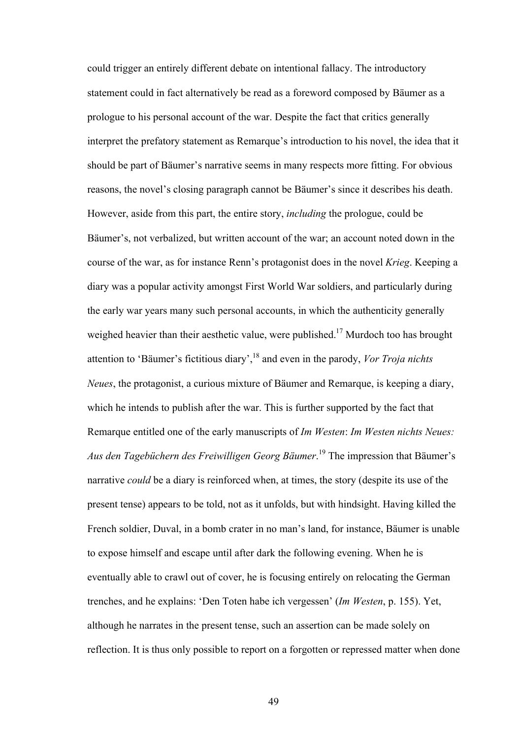could trigger an entirely different debate on intentional fallacy. The introductory statement could in fact alternatively be read as a foreword composed by Bäumer as a prologue to his personal account of the war. Despite the fact that critics generally interpret the prefatory statement as Remarque's introduction to his novel, the idea that it should be part of Bäumer's narrative seems in many respects more fitting. For obvious reasons, the novel's closing paragraph cannot be Bäumer's since it describes his death. However, aside from this part, the entire story, *including* the prologue, could be Bäumer's, not verbalized, but written account of the war; an account noted down in the course of the war, as for instance Renn's protagonist does in the novel *Krieg*. Keeping a diary was a popular activity amongst First World War soldiers, and particularly during the early war years many such personal accounts, in which the authenticity generally weighed heavier than their aesthetic value, were published.[17] Murdoch too has brought attention to 'Bäumer's fictitious diary',[18] and even in the parody, *Vor Troja nichts Neues*, the protagonist, a curious mixture of Bäumer and Remarque, is keeping a diary, which he intends to publish after the war. This is further supported by the fact that Remarque entitled one of the early manuscripts of *Im Westen*: *Im Westen nichts Neues: Aus den Tagebüchern des Freiwilligen Georg Bäumer*.[19] The impression that Bäumer's narrative *could* be a diary is reinforced when, at times, the story (despite its use of the present tense) appears to be told, not as it unfolds, but with hindsight. Having killed the French soldier, Duval, in a bomb crater in no man's land, for instance, Bäumer is unable to expose himself and escape until after dark the following evening. When he is eventually able to crawl out of cover, he is focusing entirely on relocating the German trenches, and he explains: 'Den Toten habe ich vergessen' (*Im Westen*, p. 155). Yet, although he narrates in the present tense, such an assertion can be made solely on reflection. It is thus only possible to report on a forgotten or repressed matter when done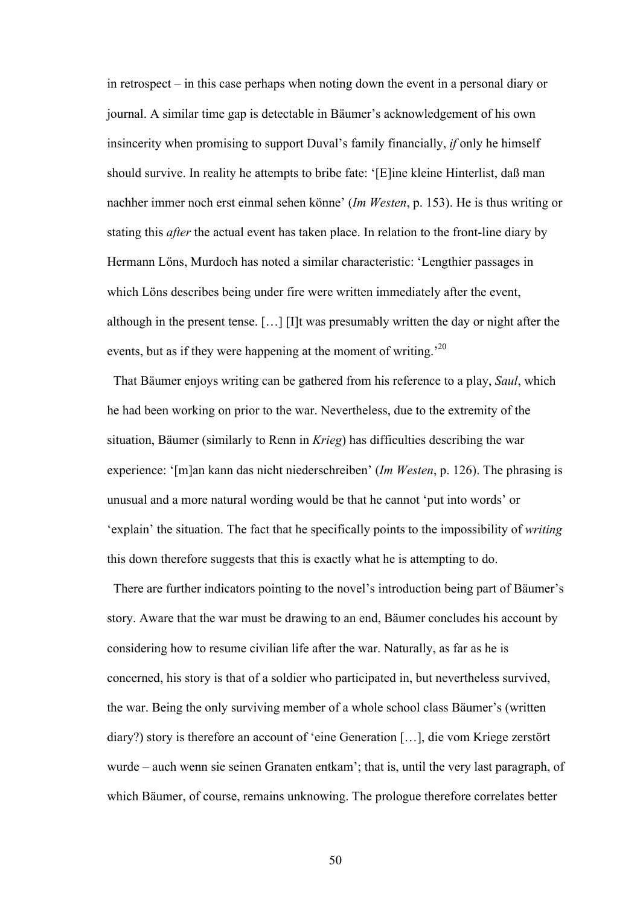in retrospect – in this case perhaps when noting down the event in a personal diary or journal. A similar time gap is detectable in Bäumer's acknowledgement of his own insincerity when promising to support Duval's family financially, *if* only he himself should survive. In reality he attempts to bribe fate: '[E]ine kleine Hinterlist, daß man nachher immer noch erst einmal sehen könne' (*Im Westen*, p. 153). He is thus writing or stating this *after* the actual event has taken place. In relation to the front-line diary by Hermann Löns, Murdoch has noted a similar characteristic: 'Lengthier passages in which Löns describes being under fire were written immediately after the event, although in the present tense. […] [I]t was presumably written the day or night after the events, but as if they were happening at the moment of writing.'[20]

That Bäumer enjoys writing can be gathered from his reference to a play, *Saul*, which he had been working on prior to the war. Nevertheless, due to the extremity of the situation, Bäumer (similarly to Renn in *Krieg*) has difficulties describing the war experience: '[m]an kann das nicht niederschreiben' (*Im Westen*, p. 126). The phrasing is unusual and a more natural wording would be that he cannot 'put into words' or 'explain' the situation. The fact that he specifically points to the impossibility of *writing* this down therefore suggests that this is exactly what he is attempting to do.

There are further indicators pointing to the novel's introduction being part of Bäumer's story. Aware that the war must be drawing to an end, Bäumer concludes his account by considering how to resume civilian life after the war. Naturally, as far as he is concerned, his story is that of a soldier who participated in, but nevertheless survived, the war. Being the only surviving member of a whole school class Bäumer's (written diary?) story is therefore an account of 'eine Generation […], die vom Kriege zerstört wurde – auch wenn sie seinen Granaten entkam'; that is, until the very last paragraph, of which Bäumer, of course, remains unknowing. The prologue therefore correlates better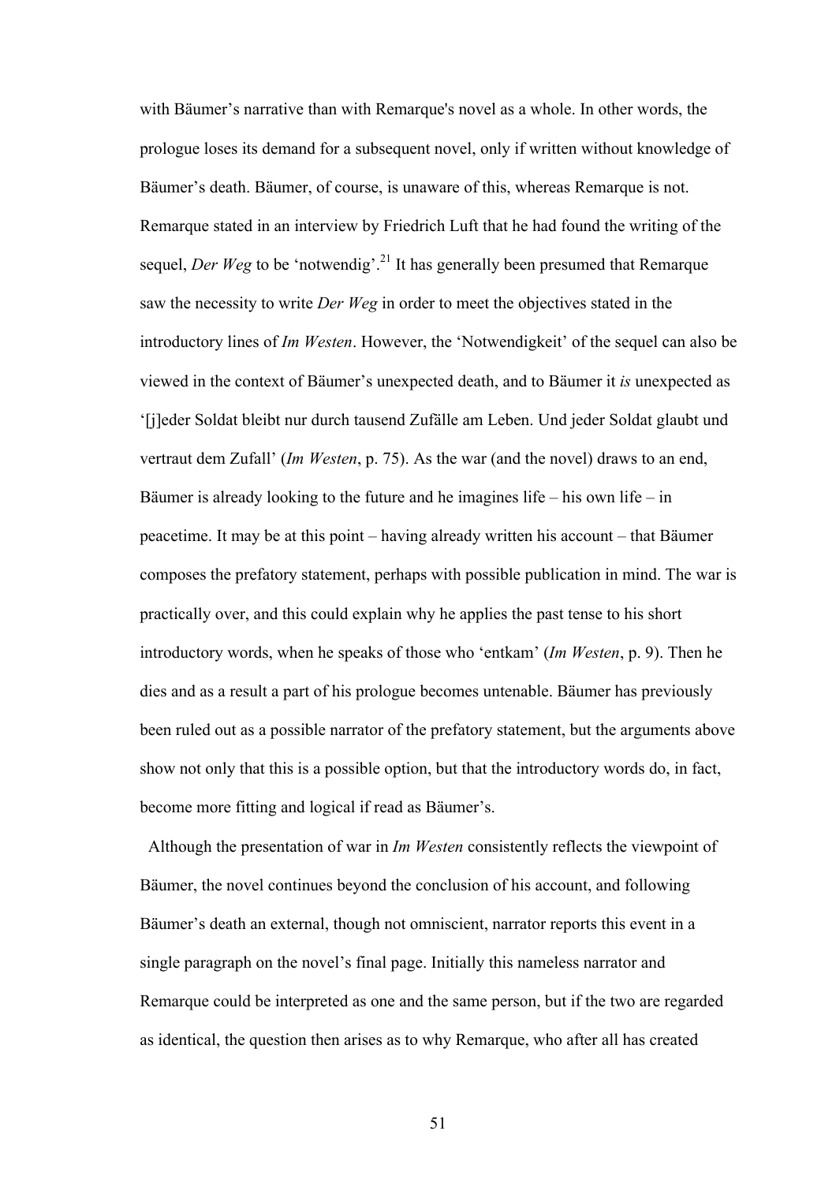with Bäumer's narrative than with Remarque's novel as a whole. In other words, the prologue loses its demand for a subsequent novel, only if written without knowledge of Bäumer's death. Bäumer, of course, is unaware of this, whereas Remarque is not. Remarque stated in an interview by Friedrich Luft that he had found the writing of the sequel, *Der Weg* to be 'notwendig'.[21] It has generally been presumed that Remarque saw the necessity to write *Der Weg* in order to meet the objectives stated in the introductory lines of *Im Westen*. However, the 'Notwendigkeit' of the sequel can also be viewed in the context of Bäumer's unexpected death, and to Bäumer it *is* unexpected as '[j]eder Soldat bleibt nur durch tausend Zufälle am Leben. Und jeder Soldat glaubt und vertraut dem Zufall' (*Im Westen*, p. 75). As the war (and the novel) draws to an end, Bäumer is already looking to the future and he imagines life – his own life – in peacetime. It may be at this point – having already written his account – that Bäumer composes the prefatory statement, perhaps with possible publication in mind. The war is practically over, and this could explain why he applies the past tense to his short introductory words, when he speaks of those who 'entkam' (*Im Westen*, p. 9). Then he dies and as a result a part of his prologue becomes untenable. Bäumer has previously been ruled out as a possible narrator of the prefatory statement, but the arguments above show not only that this is a possible option, but that the introductory words do, in fact, become more fitting and logical if read as Bäumer's.

Although the presentation of war in *Im Westen* consistently reflects the viewpoint of Bäumer, the novel continues beyond the conclusion of his account, and following Bäumer's death an external, though not omniscient, narrator reports this event in a single paragraph on the novel's final page. Initially this nameless narrator and Remarque could be interpreted as one and the same person, but if the two are regarded as identical, the question then arises as to why Remarque, who after all has created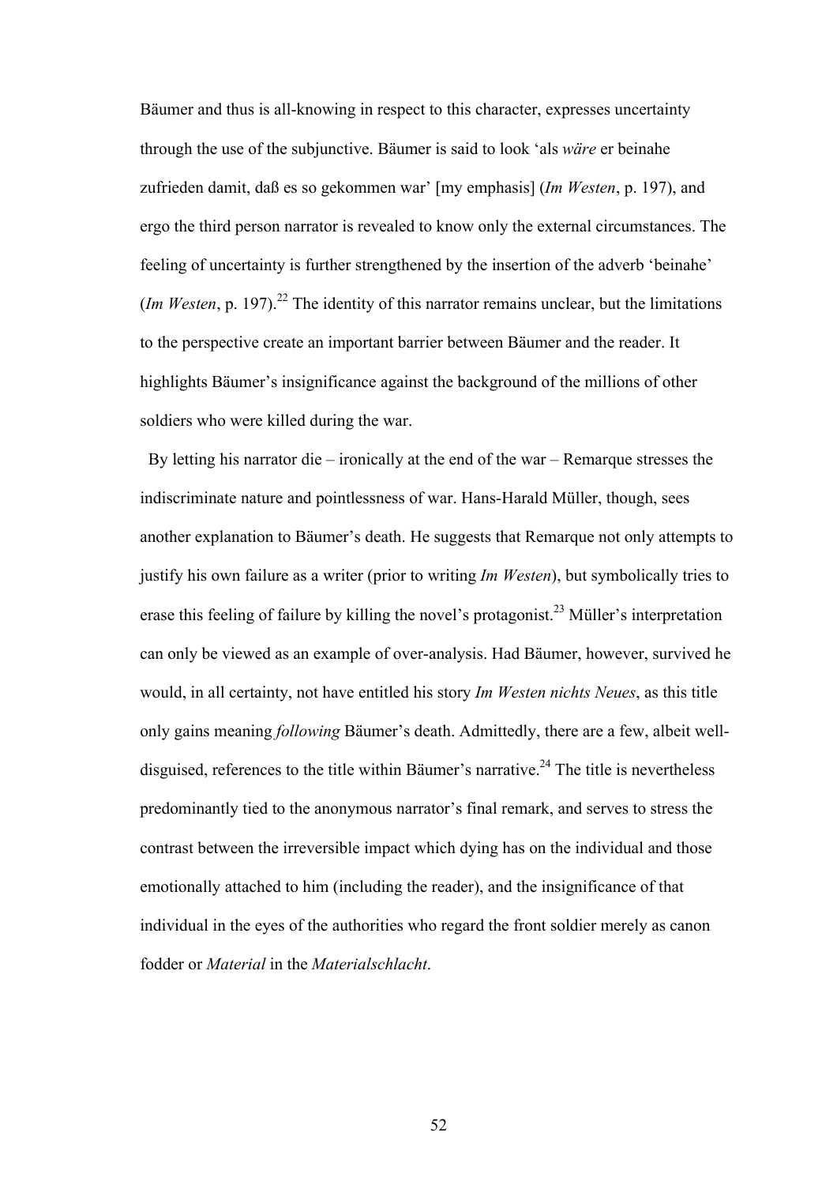Bäumer and thus is all-knowing in respect to this character, expresses uncertainty through the use of the subjunctive. Bäumer is said to look 'als *wäre* er beinahe zufrieden damit, daß es so gekommen war' [my emphasis] (*Im Westen*, p. 197), and ergo the third person narrator is revealed to know only the external circumstances. The feeling of uncertainty is further strengthened by the insertion of the adverb 'beinahe' (*Im Westen*, p. 197).[22] The identity of this narrator remains unclear, but the limitations to the perspective create an important barrier between Bäumer and the reader. It highlights Bäumer's insignificance against the background of the millions of other soldiers who were killed during the war.

By letting his narrator die – ironically at the end of the war – Remarque stresses the indiscriminate nature and pointlessness of war. Hans-Harald Müller, though, sees another explanation to Bäumer's death. He suggests that Remarque not only attempts to justify his own failure as a writer (prior to writing *Im Westen*), but symbolically tries to erase this feeling of failure by killing the novel's protagonist.[23] Müller's interpretation can only be viewed as an example of over-analysis. Had Bäumer, however, survived he would, in all certainty, not have entitled his story *Im Westen nichts Neues*, as this title only gains meaning *following* Bäumer's death. Admittedly, there are a few, albeit well-disguised, references to the title within Bäumer's narrative.[24] The title is nevertheless predominantly tied to the anonymous narrator's final remark, and serves to stress the contrast between the irreversible impact which dying has on the individual and those emotionally attached to him (including the reader), and the insignificance of that individual in the eyes of the authorities who regard the front soldier merely as canon fodder or *Material* in the *Materialschlacht*.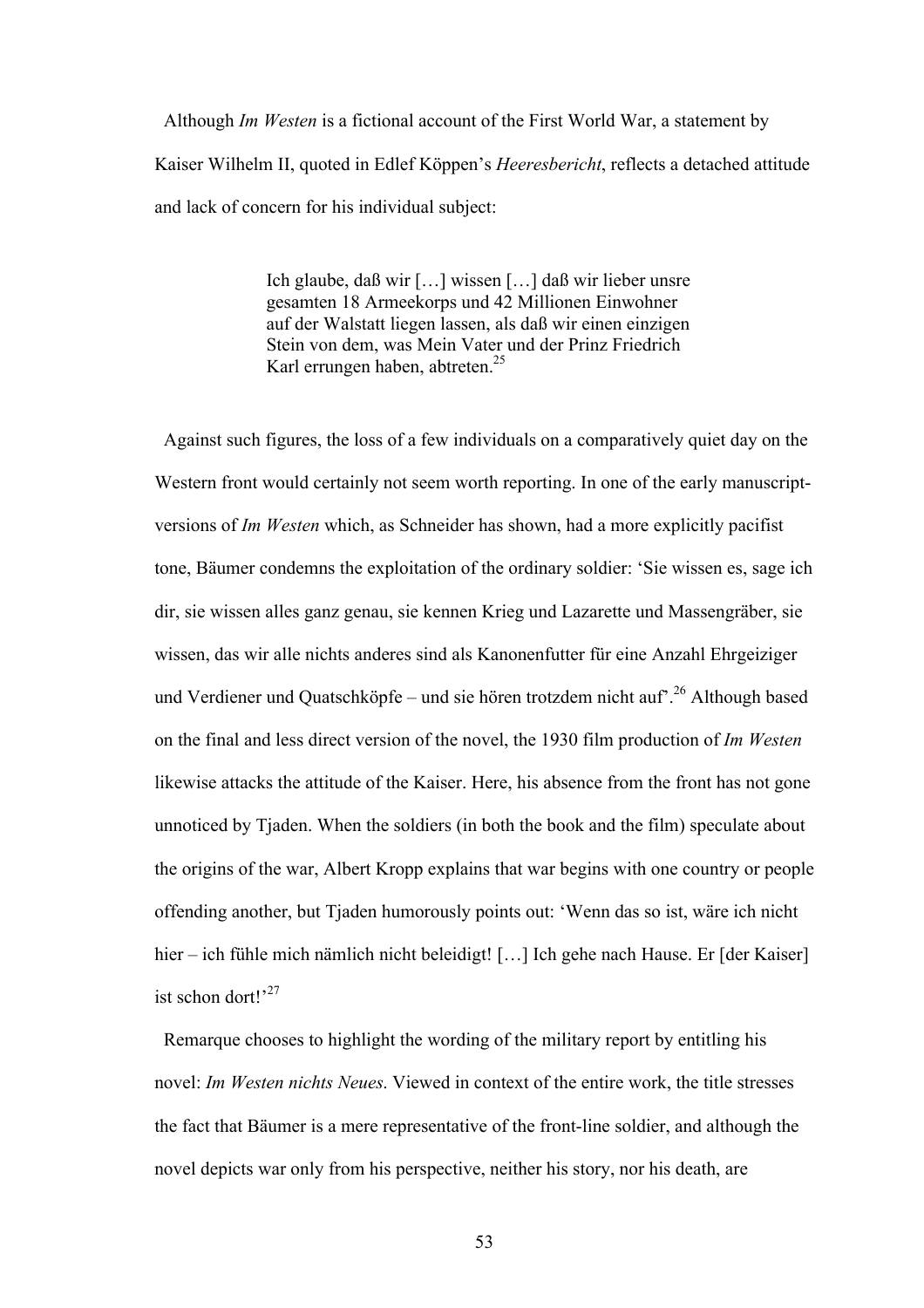Although *Im Westen* is a fictional account of the First World War, a statement by Kaiser Wilhelm II, quoted in Edlef Köppen's *Heeresbericht*, reflects a detached attitude and lack of concern for his individual subject:

> Ich glaube, daß wir […] wissen […] daß wir lieber unsre gesamten 18 Armeekorps und 42 Millionen Einwohner auf der Walstatt liegen lassen, als daß wir einen einzigen Stein von dem, was Mein Vater und der Prinz Friedrich Karl errungen haben, abtreten.[25]

Against such figures, the loss of a few individuals on a comparatively quiet day on the Western front would certainly not seem worth reporting. In one of the early manuscript-versions of *Im Westen* which, as Schneider has shown, had a more explicitly pacifist tone, Bäumer condemns the exploitation of the ordinary soldier: 'Sie wissen es, sage ich dir, sie wissen alles ganz genau, sie kennen Krieg und Lazarette und Massengräber, sie wissen, das wir alle nichts anderes sind als Kanonenfutter für eine Anzahl Ehrgeiziger und Verdiener und Quatschköpfe – und sie hören trotzdem nicht auf'.[26] Although based on the final and less direct version of the novel, the 1930 film production of *Im Westen* likewise attacks the attitude of the Kaiser. Here, his absence from the front has not gone unnoticed by Tjaden. When the soldiers (in both the book and the film) speculate about the origins of the war, Albert Kropp explains that war begins with one country or people offending another, but Tjaden humorously points out: 'Wenn das so ist, wäre ich nicht hier – ich fühle mich nämlich nicht beleidigt! […] Ich gehe nach Hause. Er [der Kaiser] ist schon dort!'[27]

Remarque chooses to highlight the wording of the military report by entitling his novel: *Im Westen nichts Neues*. Viewed in context of the entire work, the title stresses the fact that Bäumer is a mere representative of the front-line soldier, and although the novel depicts war only from his perspective, neither his story, nor his death, are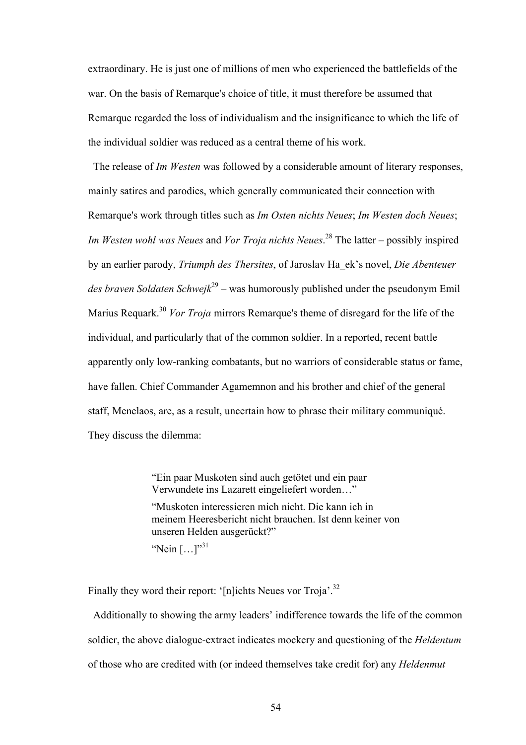extraordinary. He is just one of millions of men who experienced the battlefields of the war. On the basis of Remarque's choice of title, it must therefore be assumed that Remarque regarded the loss of individualism and the insignificance to which the life of the individual soldier was reduced as a central theme of his work.

The release of *Im Westen* was followed by a considerable amount of literary responses, mainly satires and parodies, which generally communicated their connection with Remarque's work through titles such as *Im Osten nichts Neues*; *Im Westen doch Neues*; *Im Westen wohl was Neues* and *Vor Troja nichts Neues*.[28] The latter – possibly inspired by an earlier parody, *Triumph des Thersites*, of Jaroslav Ha_ek's novel, *Die Abenteuer des braven Soldaten Schwejk*[29] – was humorously published under the pseudonym Emil Marius Requark.[30] *Vor Troja* mirrors Remarque's theme of disregard for the life of the individual, and particularly that of the common soldier. In a reported, recent battle apparently only low-ranking combatants, but no warriors of considerable status or fame, have fallen. Chief Commander Agamemnon and his brother and chief of the general staff, Menelaos, are, as a result, uncertain how to phrase their military communiqué. They discuss the dilemma:

> "Ein paar Muskoten sind auch getötet und ein paar Verwundete ins Lazarett eingeliefert worden…"
>
> "Muskoten interessieren mich nicht. Die kann ich in meinem Heeresbericht nicht brauchen. Ist denn keiner von unseren Helden ausgerückt?"
>
> "Nein […]"[31]

Finally they word their report: '[n]ichts Neues vor Troja'.[32]

Additionally to showing the army leaders' indifference towards the life of the common soldier, the above dialogue-extract indicates mockery and questioning of the *Heldentum* of those who are credited with (or indeed themselves take credit for) any *Heldenmut*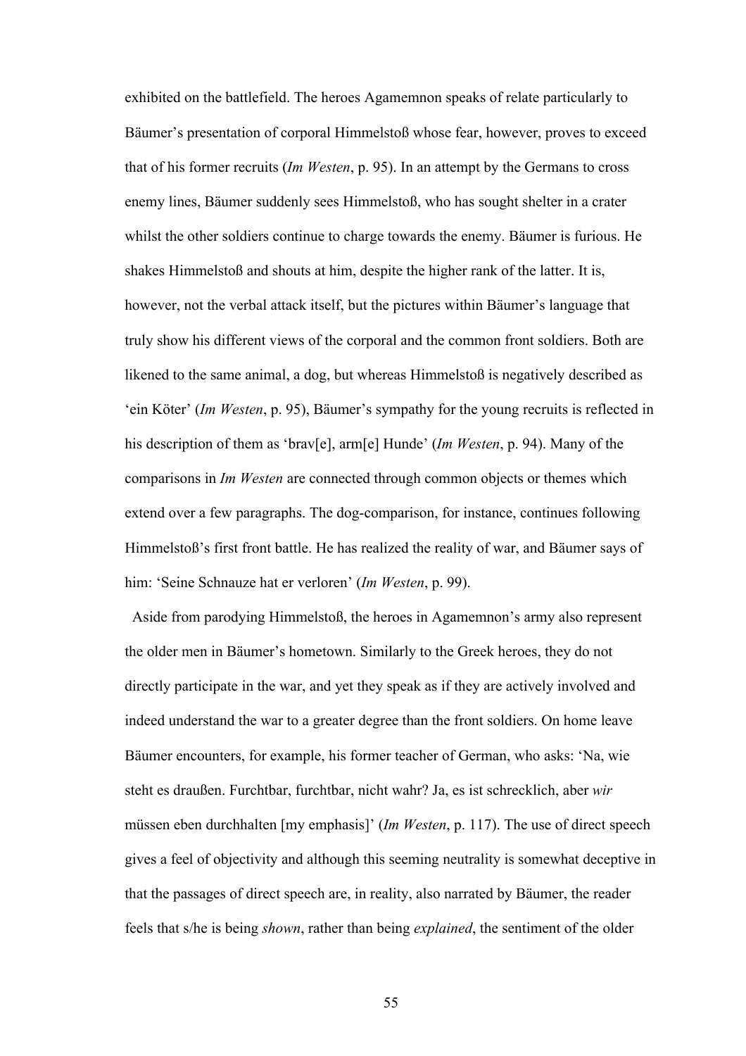exhibited on the battlefield. The heroes Agamemnon speaks of relate particularly to Bäumer's presentation of corporal Himmelstoß whose fear, however, proves to exceed that of his former recruits (*Im Westen*, p. 95). In an attempt by the Germans to cross enemy lines, Bäumer suddenly sees Himmelstoß, who has sought shelter in a crater whilst the other soldiers continue to charge towards the enemy. Bäumer is furious. He shakes Himmelstoß and shouts at him, despite the higher rank of the latter. It is, however, not the verbal attack itself, but the pictures within Bäumer's language that truly show his different views of the corporal and the common front soldiers. Both are likened to the same animal, a dog, but whereas Himmelstoß is negatively described as 'ein Köter' (*Im Westen*, p. 95), Bäumer's sympathy for the young recruits is reflected in his description of them as 'brav[e], arm[e] Hunde' (*Im Westen*, p. 94). Many of the comparisons in *Im Westen* are connected through common objects or themes which extend over a few paragraphs. The dog-comparison, for instance, continues following Himmelstoß's first front battle. He has realized the reality of war, and Bäumer says of him: 'Seine Schnauze hat er verloren' (*Im Westen*, p. 99).

Aside from parodying Himmelstoß, the heroes in Agamemnon's army also represent the older men in Bäumer's hometown. Similarly to the Greek heroes, they do not directly participate in the war, and yet they speak as if they are actively involved and indeed understand the war to a greater degree than the front soldiers. On home leave Bäumer encounters, for example, his former teacher of German, who asks: 'Na, wie steht es draußen. Furchtbar, furchtbar, nicht wahr? Ja, es ist schrecklich, aber *wir* müssen eben durchhalten [my emphasis]' (*Im Westen*, p. 117). The use of direct speech gives a feel of objectivity and although this seeming neutrality is somewhat deceptive in that the passages of direct speech are, in reality, also narrated by Bäumer, the reader feels that s/he is being *shown*, rather than being *explained*, the sentiment of the older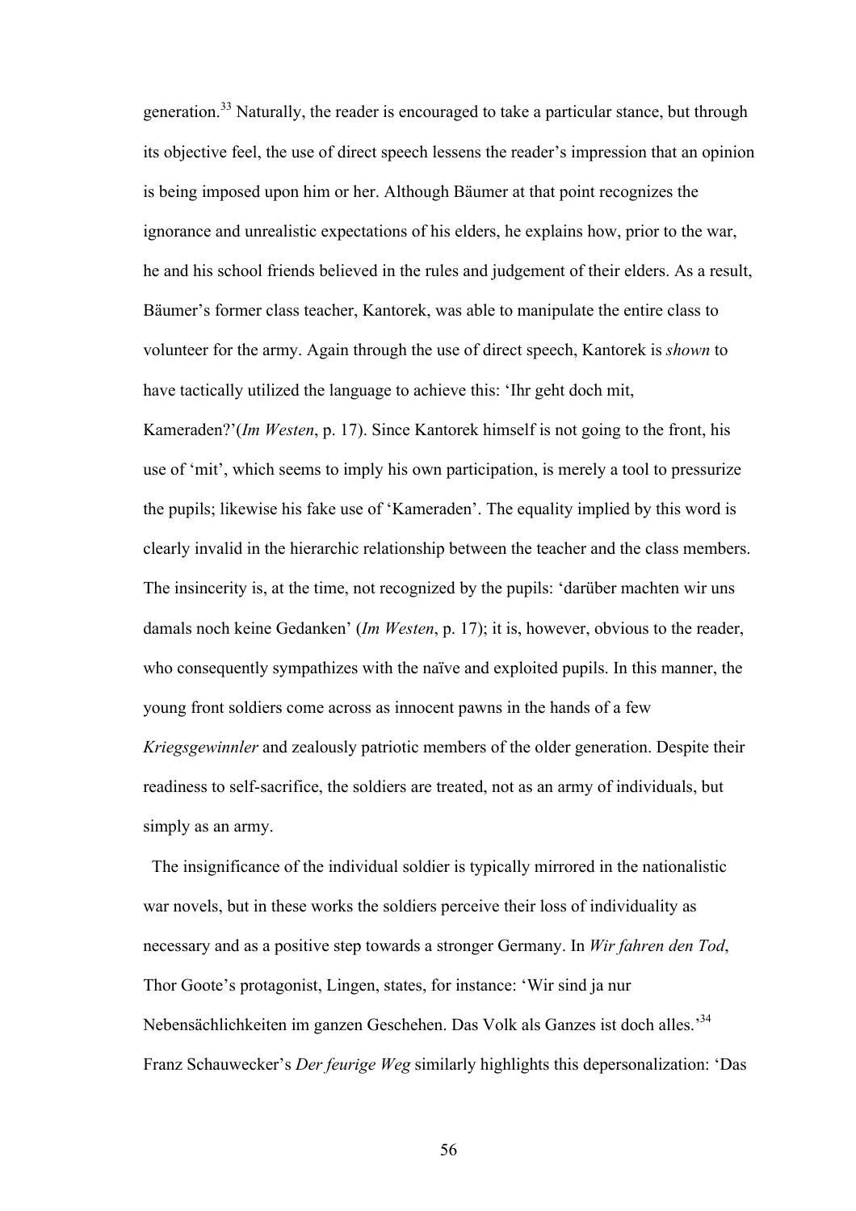generation.[33] Naturally, the reader is encouraged to take a particular stance, but through its objective feel, the use of direct speech lessens the reader's impression that an opinion is being imposed upon him or her. Although Bäumer at that point recognizes the ignorance and unrealistic expectations of his elders, he explains how, prior to the war, he and his school friends believed in the rules and judgement of their elders. As a result, Bäumer's former class teacher, Kantorek, was able to manipulate the entire class to volunteer for the army. Again through the use of direct speech, Kantorek is *shown* to have tactically utilized the language to achieve this: 'Ihr geht doch mit, Kameraden?'(*Im Westen*, p. 17). Since Kantorek himself is not going to the front, his use of 'mit', which seems to imply his own participation, is merely a tool to pressurize the pupils; likewise his fake use of 'Kameraden'. The equality implied by this word is clearly invalid in the hierarchic relationship between the teacher and the class members. The insincerity is, at the time, not recognized by the pupils: 'darüber machten wir uns damals noch keine Gedanken' (*Im Westen*, p. 17); it is, however, obvious to the reader, who consequently sympathizes with the naïve and exploited pupils. In this manner, the young front soldiers come across as innocent pawns in the hands of a few *Kriegsgewinnler* and zealously patriotic members of the older generation. Despite their readiness to self-sacrifice, the soldiers are treated, not as an army of individuals, but simply as an army.

The insignificance of the individual soldier is typically mirrored in the nationalistic war novels, but in these works the soldiers perceive their loss of individuality as necessary and as a positive step towards a stronger Germany. In *Wir fahren den Tod*, Thor Goote's protagonist, Lingen, states, for instance: 'Wir sind ja nur Nebensächlichkeiten im ganzen Geschehen. Das Volk als Ganzes ist doch alles.'[34] Franz Schauwecker's *Der feurige Weg* similarly highlights this depersonalization: 'Das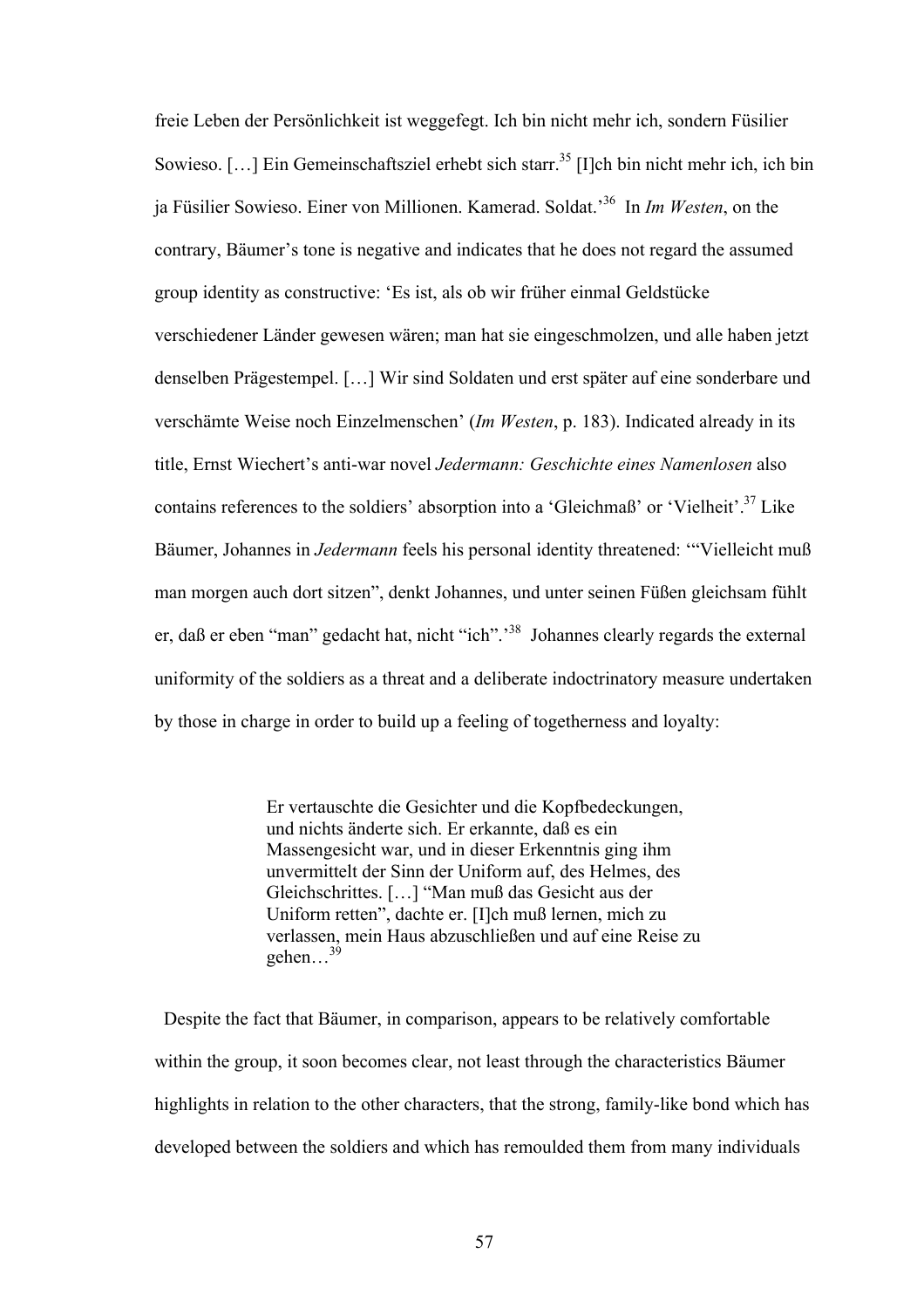freie Leben der Persönlichkeit ist weggefegt. Ich bin nicht mehr ich, sondern Füsilier Sowieso. […] Ein Gemeinschaftsziel erhebt sich starr.[35] [I]ch bin nicht mehr ich, ich bin ja Füsilier Sowieso. Einer von Millionen. Kamerad. Soldat.'[36] In *Im Westen*, on the contrary, Bäumer's tone is negative and indicates that he does not regard the assumed group identity as constructive: 'Es ist, als ob wir früher einmal Geldstücke verschiedener Länder gewesen wären; man hat sie eingeschmolzen, und alle haben jetzt denselben Prägestempel. […] Wir sind Soldaten und erst später auf eine sonderbare und verschämte Weise noch Einzelmenschen' (*Im Westen*, p. 183). Indicated already in its title, Ernst Wiechert's anti-war novel *Jedermann: Geschichte eines Namenlosen* also contains references to the soldiers' absorption into a 'Gleichmaß' or 'Vielheit'.[37] Like Bäumer, Johannes in *Jedermann* feels his personal identity threatened: '"Vielleicht muß man morgen auch dort sitzen", denkt Johannes, und unter seinen Füßen gleichsam fühlt er, daß er eben "man" gedacht hat, nicht "ich".'[38] Johannes clearly regards the external uniformity of the soldiers as a threat and a deliberate indoctrinatory measure undertaken by those in charge in order to build up a feeling of togetherness and loyalty:

> Er vertauschte die Gesichter und die Kopfbedeckungen, und nichts änderte sich. Er erkannte, daß es ein Massengesicht war, und in dieser Erkenntnis ging ihm unvermittelt der Sinn der Uniform auf, des Helmes, des Gleichschrittes. […] "Man muß das Gesicht aus der Uniform retten", dachte er. [I]ch muß lernen, mich zu verlassen, mein Haus abzuschließen und auf eine Reise zu gehen…[39]

Despite the fact that Bäumer, in comparison, appears to be relatively comfortable within the group, it soon becomes clear, not least through the characteristics Bäumer highlights in relation to the other characters, that the strong, family-like bond which has developed between the soldiers and which has remoulded them from many individuals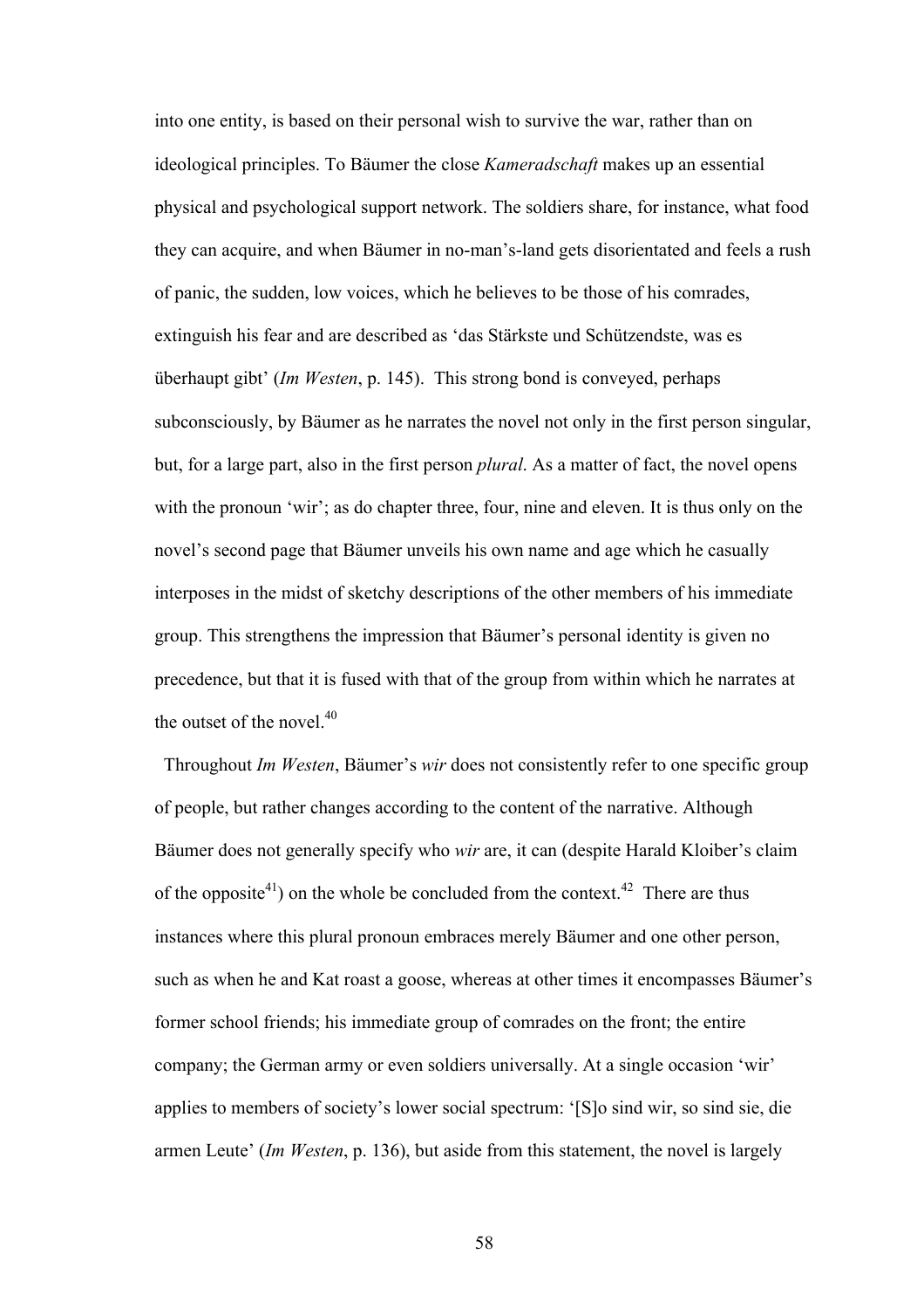into one entity, is based on their personal wish to survive the war, rather than on ideological principles. To Bäumer the close *Kameradschaft* makes up an essential physical and psychological support network. The soldiers share, for instance, what food they can acquire, and when Bäumer in no-man's-land gets disorientated and feels a rush of panic, the sudden, low voices, which he believes to be those of his comrades, extinguish his fear and are described as 'das Stärkste und Schützendste, was es überhaupt gibt' (*Im Westen*, p. 145). This strong bond is conveyed, perhaps subconsciously, by Bäumer as he narrates the novel not only in the first person singular, but, for a large part, also in the first person *plural*. As a matter of fact, the novel opens with the pronoun 'wir'; as do chapter three, four, nine and eleven. It is thus only on the novel's second page that Bäumer unveils his own name and age which he casually interposes in the midst of sketchy descriptions of the other members of his immediate group. This strengthens the impression that Bäumer's personal identity is given no precedence, but that it is fused with that of the group from within which he narrates at the outset of the novel.[40]

Throughout *Im Westen*, Bäumer's *wir* does not consistently refer to one specific group of people, but rather changes according to the content of the narrative. Although Bäumer does not generally specify who *wir* are, it can (despite Harald Kloiber's claim of the opposite[41]) on the whole be concluded from the context.[42] There are thus instances where this plural pronoun embraces merely Bäumer and one other person, such as when he and Kat roast a goose, whereas at other times it encompasses Bäumer's former school friends; his immediate group of comrades on the front; the entire company; the German army or even soldiers universally. At a single occasion 'wir' applies to members of society's lower social spectrum: '[S]o sind wir, so sind sie, die armen Leute' (*Im Westen*, p. 136), but aside from this statement, the novel is largely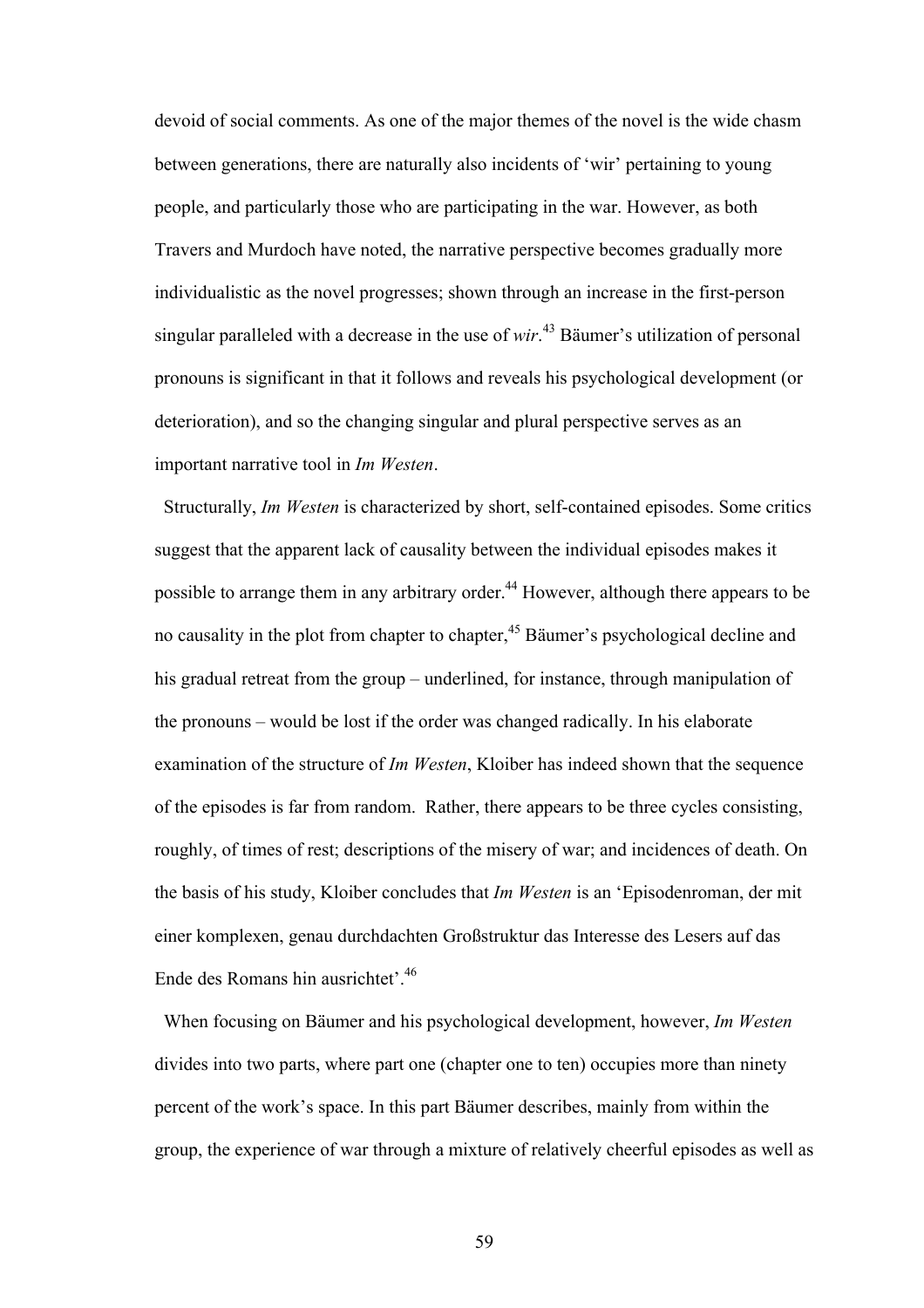devoid of social comments. As one of the major themes of the novel is the wide chasm between generations, there are naturally also incidents of 'wir' pertaining to young people, and particularly those who are participating in the war. However, as both Travers and Murdoch have noted, the narrative perspective becomes gradually more individualistic as the novel progresses; shown through an increase in the first-person singular paralleled with a decrease in the use of *wir*.[43] Bäumer's utilization of personal pronouns is significant in that it follows and reveals his psychological development (or deterioration), and so the changing singular and plural perspective serves as an important narrative tool in *Im Westen*.

Structurally, *Im Westen* is characterized by short, self-contained episodes. Some critics suggest that the apparent lack of causality between the individual episodes makes it possible to arrange them in any arbitrary order.[44] However, although there appears to be no causality in the plot from chapter to chapter,[45] Bäumer's psychological decline and his gradual retreat from the group – underlined, for instance, through manipulation of the pronouns – would be lost if the order was changed radically. In his elaborate examination of the structure of *Im Westen*, Kloiber has indeed shown that the sequence of the episodes is far from random. Rather, there appears to be three cycles consisting, roughly, of times of rest; descriptions of the misery of war; and incidences of death. On the basis of his study, Kloiber concludes that *Im Westen* is an 'Episodenroman, der mit einer komplexen, genau durchdachten Großstruktur das Interesse des Lesers auf das Ende des Romans hin ausrichtet'.[46]

When focusing on Bäumer and his psychological development, however, *Im Westen* divides into two parts, where part one (chapter one to ten) occupies more than ninety percent of the work's space. In this part Bäumer describes, mainly from within the group, the experience of war through a mixture of relatively cheerful episodes as well as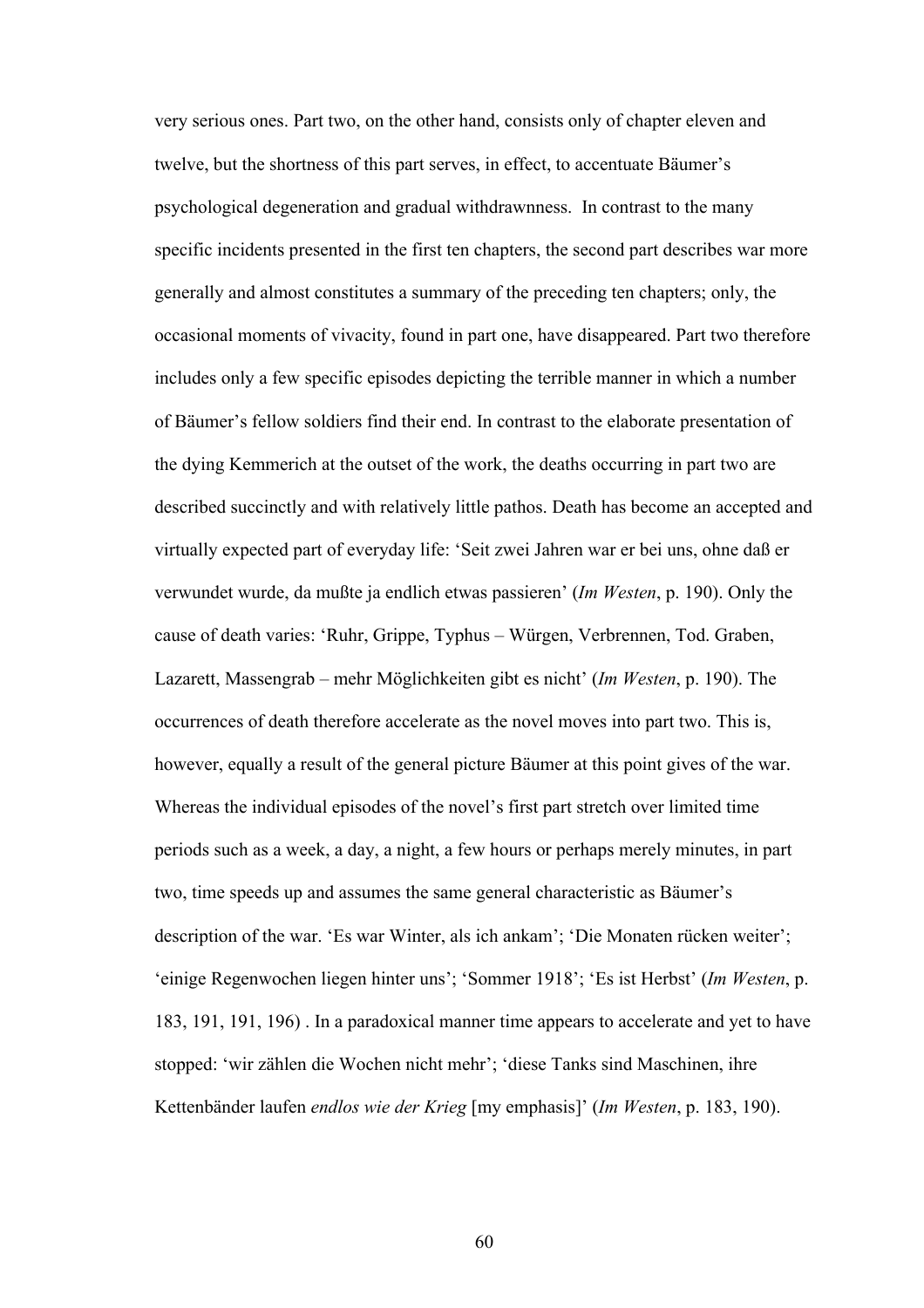very serious ones. Part two, on the other hand, consists only of chapter eleven and twelve, but the shortness of this part serves, in effect, to accentuate Bäumer's psychological degeneration and gradual withdrawnness. In contrast to the many specific incidents presented in the first ten chapters, the second part describes war more generally and almost constitutes a summary of the preceding ten chapters; only, the occasional moments of vivacity, found in part one, have disappeared. Part two therefore includes only a few specific episodes depicting the terrible manner in which a number of Bäumer's fellow soldiers find their end. In contrast to the elaborate presentation of the dying Kemmerich at the outset of the work, the deaths occurring in part two are described succinctly and with relatively little pathos. Death has become an accepted and virtually expected part of everyday life: 'Seit zwei Jahren war er bei uns, ohne daß er verwundet wurde, da mußte ja endlich etwas passieren' (*Im Westen*, p. 190). Only the cause of death varies: 'Ruhr, Grippe, Typhus – Würgen, Verbrennen, Tod. Graben, Lazarett, Massengrab – mehr Möglichkeiten gibt es nicht' (*Im Westen*, p. 190). The occurrences of death therefore accelerate as the novel moves into part two. This is, however, equally a result of the general picture Bäumer at this point gives of the war. Whereas the individual episodes of the novel's first part stretch over limited time periods such as a week, a day, a night, a few hours or perhaps merely minutes, in part two, time speeds up and assumes the same general characteristic as Bäumer's description of the war. 'Es war Winter, als ich ankam'; 'Die Monaten rücken weiter'; 'einige Regenwochen liegen hinter uns'; 'Sommer 1918'; 'Es ist Herbst' (*Im Westen*, p. 183, 191, 191, 196) . In a paradoxical manner time appears to accelerate and yet to have stopped: 'wir zählen die Wochen nicht mehr'; 'diese Tanks sind Maschinen, ihre Kettenbänder laufen *endlos wie der Krieg* [my emphasis]' (*Im Westen*, p. 183, 190).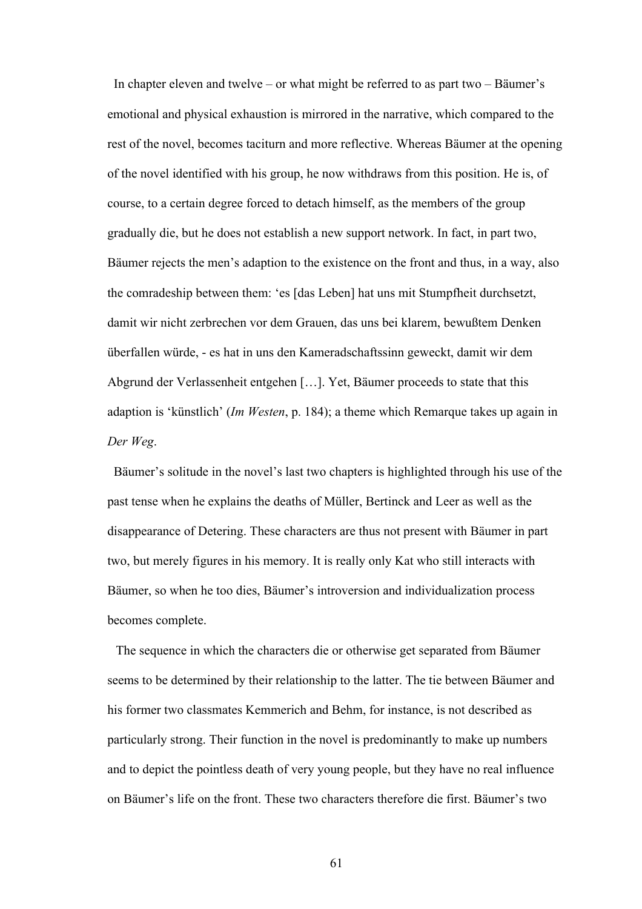In chapter eleven and twelve – or what might be referred to as part two – Bäumer's emotional and physical exhaustion is mirrored in the narrative, which compared to the rest of the novel, becomes taciturn and more reflective. Whereas Bäumer at the opening of the novel identified with his group, he now withdraws from this position. He is, of course, to a certain degree forced to detach himself, as the members of the group gradually die, but he does not establish a new support network. In fact, in part two, Bäumer rejects the men's adaption to the existence on the front and thus, in a way, also the comradeship between them: 'es [das Leben] hat uns mit Stumpfheit durchsetzt, damit wir nicht zerbrechen vor dem Grauen, das uns bei klarem, bewußtem Denken überfallen würde, - es hat in uns den Kameradschaftssinn geweckt, damit wir dem Abgrund der Verlassenheit entgehen […]. Yet, Bäumer proceeds to state that this adaption is 'künstlich' (*Im Westen*, p. 184); a theme which Remarque takes up again in *Der Weg*.

Bäumer's solitude in the novel's last two chapters is highlighted through his use of the past tense when he explains the deaths of Müller, Bertinck and Leer as well as the disappearance of Detering. These characters are thus not present with Bäumer in part two, but merely figures in his memory. It is really only Kat who still interacts with Bäumer, so when he too dies, Bäumer's introversion and individualization process becomes complete.

The sequence in which the characters die or otherwise get separated from Bäumer seems to be determined by their relationship to the latter. The tie between Bäumer and his former two classmates Kemmerich and Behm, for instance, is not described as particularly strong. Their function in the novel is predominantly to make up numbers and to depict the pointless death of very young people, but they have no real influence on Bäumer's life on the front. These two characters therefore die first. Bäumer's two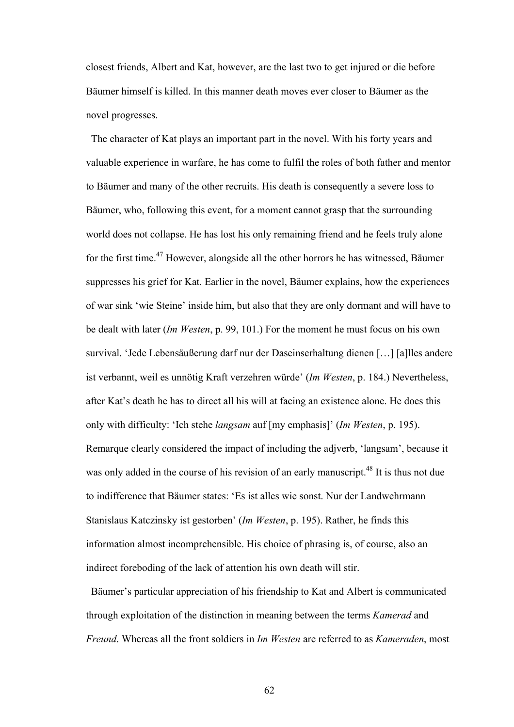closest friends, Albert and Kat, however, are the last two to get injured or die before Bäumer himself is killed. In this manner death moves ever closer to Bäumer as the novel progresses.

The character of Kat plays an important part in the novel. With his forty years and valuable experience in warfare, he has come to fulfil the roles of both father and mentor to Bäumer and many of the other recruits. His death is consequently a severe loss to Bäumer, who, following this event, for a moment cannot grasp that the surrounding world does not collapse. He has lost his only remaining friend and he feels truly alone for the first time.[47] However, alongside all the other horrors he has witnessed, Bäumer suppresses his grief for Kat. Earlier in the novel, Bäumer explains, how the experiences of war sink 'wie Steine' inside him, but also that they are only dormant and will have to be dealt with later (*Im Westen*, p. 99, 101.) For the moment he must focus on his own survival. 'Jede Lebensäußerung darf nur der Daseinserhaltung dienen […] [a]lles andere ist verbannt, weil es unnötig Kraft verzehren würde' (*Im Westen*, p. 184.) Nevertheless, after Kat's death he has to direct all his will at facing an existence alone. He does this only with difficulty: 'Ich stehe *langsam* auf [my emphasis]' (*Im Westen*, p. 195). Remarque clearly considered the impact of including the adjverb, 'langsam', because it was only added in the course of his revision of an early manuscript.[48] It is thus not due to indifference that Bäumer states: 'Es ist alles wie sonst. Nur der Landwehrmann Stanislaus Katczinsky ist gestorben' (*Im Westen*, p. 195). Rather, he finds this information almost incomprehensible. His choice of phrasing is, of course, also an indirect foreboding of the lack of attention his own death will stir.

Bäumer's particular appreciation of his friendship to Kat and Albert is communicated through exploitation of the distinction in meaning between the terms *Kamerad* and *Freund*. Whereas all the front soldiers in *Im Westen* are referred to as *Kameraden*, most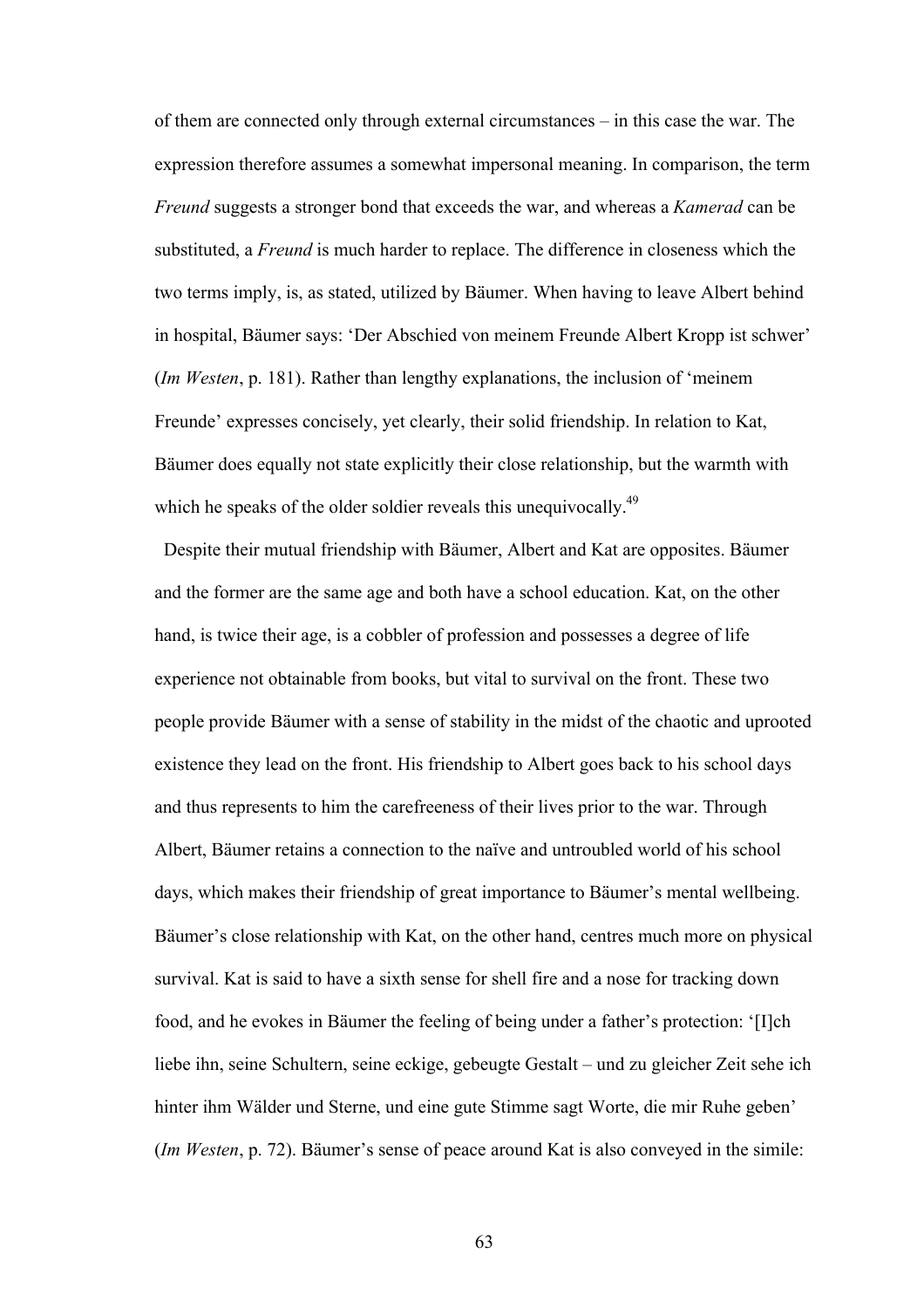of them are connected only through external circumstances – in this case the war. The expression therefore assumes a somewhat impersonal meaning. In comparison, the term *Freund* suggests a stronger bond that exceeds the war, and whereas a *Kamerad* can be substituted, a *Freund* is much harder to replace. The difference in closeness which the two terms imply, is, as stated, utilized by Bäumer. When having to leave Albert behind in hospital, Bäumer says: 'Der Abschied von meinem Freunde Albert Kropp ist schwer' (*Im Westen*, p. 181). Rather than lengthy explanations, the inclusion of 'meinem Freunde' expresses concisely, yet clearly, their solid friendship. In relation to Kat, Bäumer does equally not state explicitly their close relationship, but the warmth with which he speaks of the older soldier reveals this unequivocally.[49]

Despite their mutual friendship with Bäumer, Albert and Kat are opposites. Bäumer and the former are the same age and both have a school education. Kat, on the other hand, is twice their age, is a cobbler of profession and possesses a degree of life experience not obtainable from books, but vital to survival on the front. These two people provide Bäumer with a sense of stability in the midst of the chaotic and uprooted existence they lead on the front. His friendship to Albert goes back to his school days and thus represents to him the carefreeness of their lives prior to the war. Through Albert, Bäumer retains a connection to the naïve and untroubled world of his school days, which makes their friendship of great importance to Bäumer's mental wellbeing. Bäumer's close relationship with Kat, on the other hand, centres much more on physical survival. Kat is said to have a sixth sense for shell fire and a nose for tracking down food, and he evokes in Bäumer the feeling of being under a father's protection: '[I]ch liebe ihn, seine Schultern, seine eckige, gebeugte Gestalt – und zu gleicher Zeit sehe ich hinter ihm Wälder und Sterne, und eine gute Stimme sagt Worte, die mir Ruhe geben' (*Im Westen*, p. 72). Bäumer's sense of peace around Kat is also conveyed in the simile: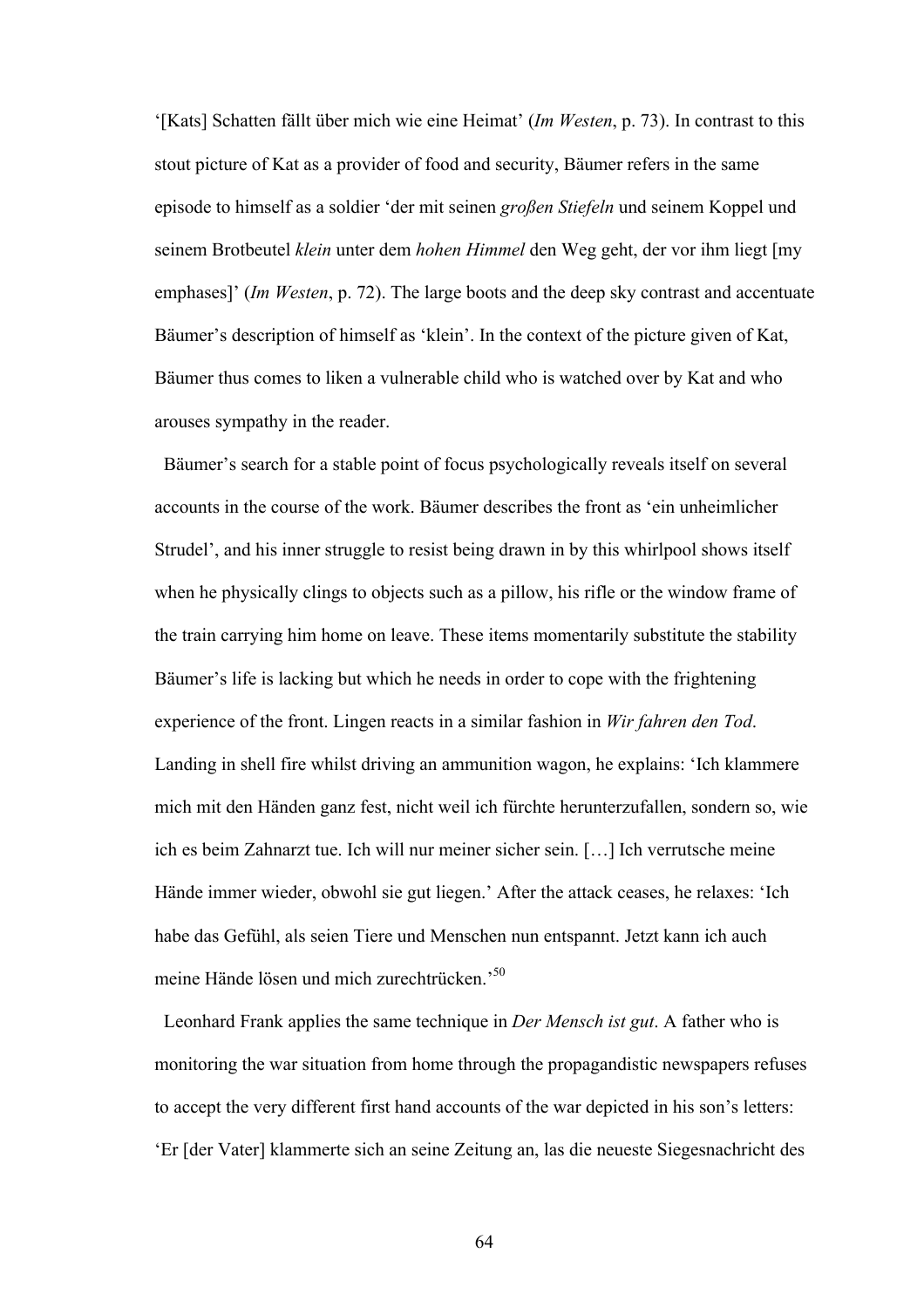'[Kats] Schatten fällt über mich wie eine Heimat' (*Im Westen*, p. 73). In contrast to this stout picture of Kat as a provider of food and security, Bäumer refers in the same episode to himself as a soldier 'der mit seinen *großen Stiefeln* und seinem Koppel und seinem Brotbeutel *klein* unter dem *hohen Himmel* den Weg geht, der vor ihm liegt [my emphases]' (*Im Westen*, p. 72). The large boots and the deep sky contrast and accentuate Bäumer's description of himself as 'klein'. In the context of the picture given of Kat, Bäumer thus comes to liken a vulnerable child who is watched over by Kat and who arouses sympathy in the reader.

Bäumer's search for a stable point of focus psychologically reveals itself on several accounts in the course of the work. Bäumer describes the front as 'ein unheimlicher Strudel', and his inner struggle to resist being drawn in by this whirlpool shows itself when he physically clings to objects such as a pillow, his rifle or the window frame of the train carrying him home on leave. These items momentarily substitute the stability Bäumer's life is lacking but which he needs in order to cope with the frightening experience of the front. Lingen reacts in a similar fashion in *Wir fahren den Tod*. Landing in shell fire whilst driving an ammunition wagon, he explains: 'Ich klammere mich mit den Händen ganz fest, nicht weil ich fürchte herunterzufallen, sondern so, wie ich es beim Zahnarzt tue. Ich will nur meiner sicher sein. […] Ich verrutsche meine Hände immer wieder, obwohl sie gut liegen.' After the attack ceases, he relaxes: 'Ich habe das Gefühl, als seien Tiere und Menschen nun entspannt. Jetzt kann ich auch meine Hände lösen und mich zurechtrücken.'[50]

Leonhard Frank applies the same technique in *Der Mensch ist gut*. A father who is monitoring the war situation from home through the propagandistic newspapers refuses to accept the very different first hand accounts of the war depicted in his son's letters: 'Er [der Vater] klammerte sich an seine Zeitung an, las die neueste Siegesnachricht des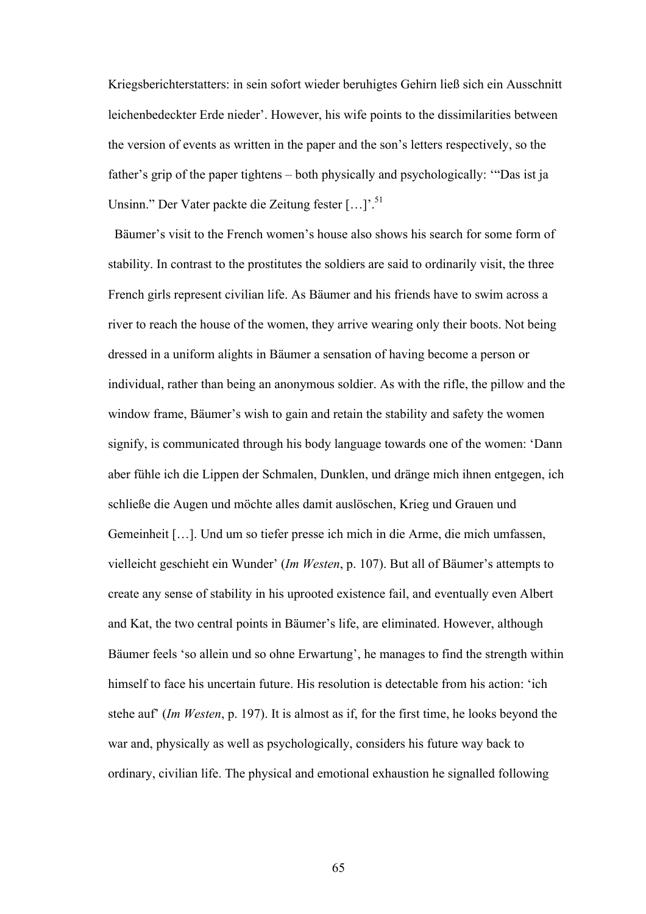Kriegsberichterstatters: in sein sofort wieder beruhigtes Gehirn ließ sich ein Ausschnitt leichenbedeckter Erde nieder'. However, his wife points to the dissimilarities between the version of events as written in the paper and the son's letters respectively, so the father's grip of the paper tightens – both physically and psychologically: '"Das ist ja Unsinn." Der Vater packte die Zeitung fester […]'.[51]

Bäumer's visit to the French women's house also shows his search for some form of stability. In contrast to the prostitutes the soldiers are said to ordinarily visit, the three French girls represent civilian life. As Bäumer and his friends have to swim across a river to reach the house of the women, they arrive wearing only their boots. Not being dressed in a uniform alights in Bäumer a sensation of having become a person or individual, rather than being an anonymous soldier. As with the rifle, the pillow and the window frame, Bäumer's wish to gain and retain the stability and safety the women signify, is communicated through his body language towards one of the women: 'Dann aber fühle ich die Lippen der Schmalen, Dunklen, und dränge mich ihnen entgegen, ich schließe die Augen und möchte alles damit auslöschen, Krieg und Grauen und Gemeinheit […]. Und um so tiefer presse ich mich in die Arme, die mich umfassen, vielleicht geschieht ein Wunder' (*Im Westen*, p. 107). But all of Bäumer's attempts to create any sense of stability in his uprooted existence fail, and eventually even Albert and Kat, the two central points in Bäumer's life, are eliminated. However, although Bäumer feels 'so allein und so ohne Erwartung', he manages to find the strength within himself to face his uncertain future. His resolution is detectable from his action: 'ich stehe auf' (*Im Westen*, p. 197). It is almost as if, for the first time, he looks beyond the war and, physically as well as psychologically, considers his future way back to ordinary, civilian life. The physical and emotional exhaustion he signalled following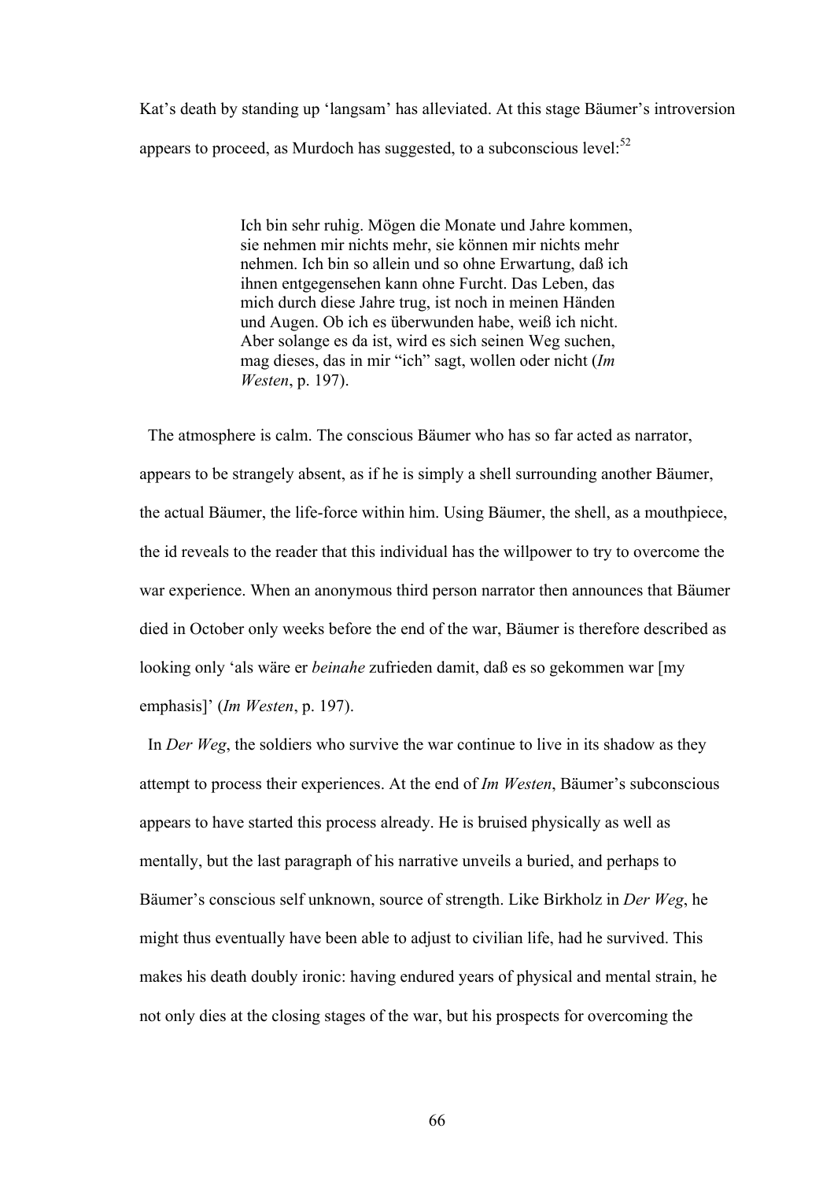Kat's death by standing up 'langsam' has alleviated. At this stage Bäumer's introversion appears to proceed, as Murdoch has suggested, to a subconscious level:[52]

> Ich bin sehr ruhig. Mögen die Monate und Jahre kommen, sie nehmen mir nichts mehr, sie können mir nichts mehr nehmen. Ich bin so allein und so ohne Erwartung, daß ich ihnen entgegensehen kann ohne Furcht. Das Leben, das mich durch diese Jahre trug, ist noch in meinen Händen und Augen. Ob ich es überwunden habe, weiß ich nicht. Aber solange es da ist, wird es sich seinen Weg suchen, mag dieses, das in mir "ich" sagt, wollen oder nicht (*Im Westen*, p. 197).

The atmosphere is calm. The conscious Bäumer who has so far acted as narrator, appears to be strangely absent, as if he is simply a shell surrounding another Bäumer, the actual Bäumer, the life-force within him. Using Bäumer, the shell, as a mouthpiece, the id reveals to the reader that this individual has the willpower to try to overcome the war experience. When an anonymous third person narrator then announces that Bäumer died in October only weeks before the end of the war, Bäumer is therefore described as looking only 'als wäre er *beinahe* zufrieden damit, daß es so gekommen war [my emphasis]' (*Im Westen*, p. 197).

In *Der Weg*, the soldiers who survive the war continue to live in its shadow as they attempt to process their experiences. At the end of *Im Westen*, Bäumer's subconscious appears to have started this process already. He is bruised physically as well as mentally, but the last paragraph of his narrative unveils a buried, and perhaps to Bäumer's conscious self unknown, source of strength. Like Birkholz in *Der Weg*, he might thus eventually have been able to adjust to civilian life, had he survived. This makes his death doubly ironic: having endured years of physical and mental strain, he not only dies at the closing stages of the war, but his prospects for overcoming the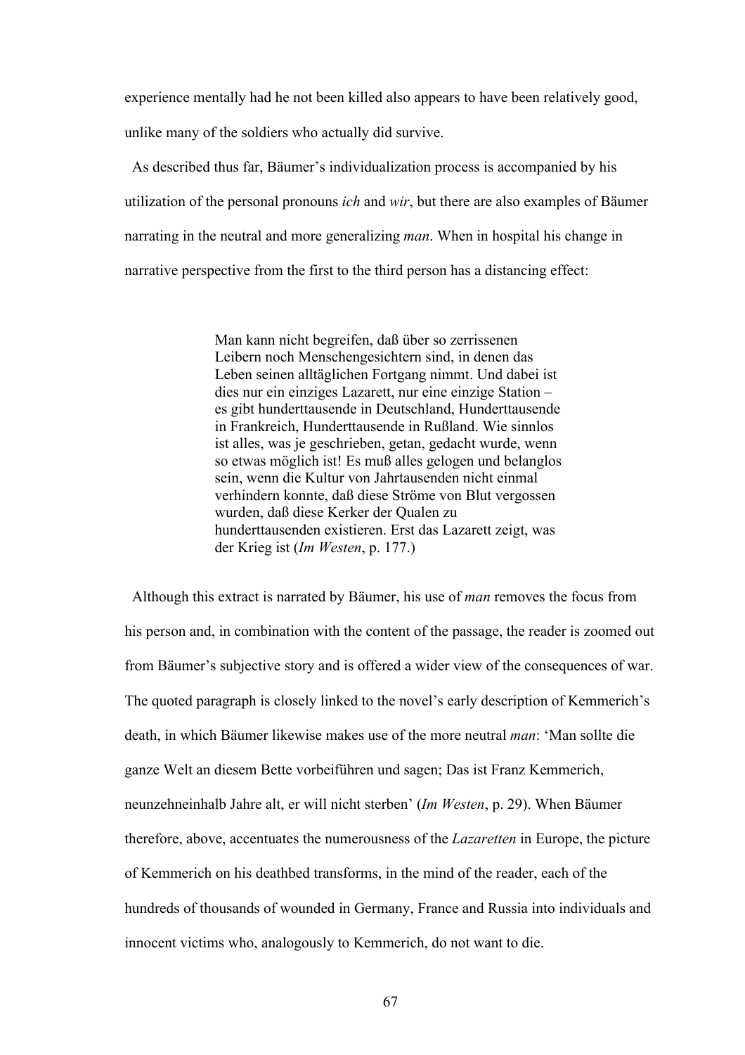experience mentally had he not been killed also appears to have been relatively good, unlike many of the soldiers who actually did survive.

As described thus far, Bäumer's individualization process is accompanied by his utilization of the personal pronouns *ich* and *wir*, but there are also examples of Bäumer narrating in the neutral and more generalizing *man*. When in hospital his change in narrative perspective from the first to the third person has a distancing effect:

> Man kann nicht begreifen, daß über so zerrissenen Leibern noch Menschengesichtern sind, in denen das Leben seinen alltäglichen Fortgang nimmt. Und dabei ist dies nur ein einziges Lazarett, nur eine einzige Station – es gibt hunderttausende in Deutschland, Hunderttausende in Frankreich, Hunderttausende in Rußland. Wie sinnlos ist alles, was je geschrieben, getan, gedacht wurde, wenn so etwas möglich ist! Es muß alles gelogen und belanglos sein, wenn die Kultur von Jahrtausenden nicht einmal verhindern konnte, daß diese Ströme von Blut vergossen wurden, daß diese Kerker der Qualen zu hunderttausenden existieren. Erst das Lazarett zeigt, was der Krieg ist (*Im Westen*, p. 177.)

Although this extract is narrated by Bäumer, his use of *man* removes the focus from his person and, in combination with the content of the passage, the reader is zoomed out from Bäumer's subjective story and is offered a wider view of the consequences of war. The quoted paragraph is closely linked to the novel's early description of Kemmerich's death, in which Bäumer likewise makes use of the more neutral *man*: 'Man sollte die ganze Welt an diesem Bette vorbeiführen und sagen; Das ist Franz Kemmerich, neunzehneinhalb Jahre alt, er will nicht sterben' (*Im Westen*, p. 29). When Bäumer therefore, above, accentuates the numerousness of the *Lazaretten* in Europe, the picture of Kemmerich on his deathbed transforms, in the mind of the reader, each of the hundreds of thousands of wounded in Germany, France and Russia into individuals and innocent victims who, analogously to Kemmerich, do not want to die.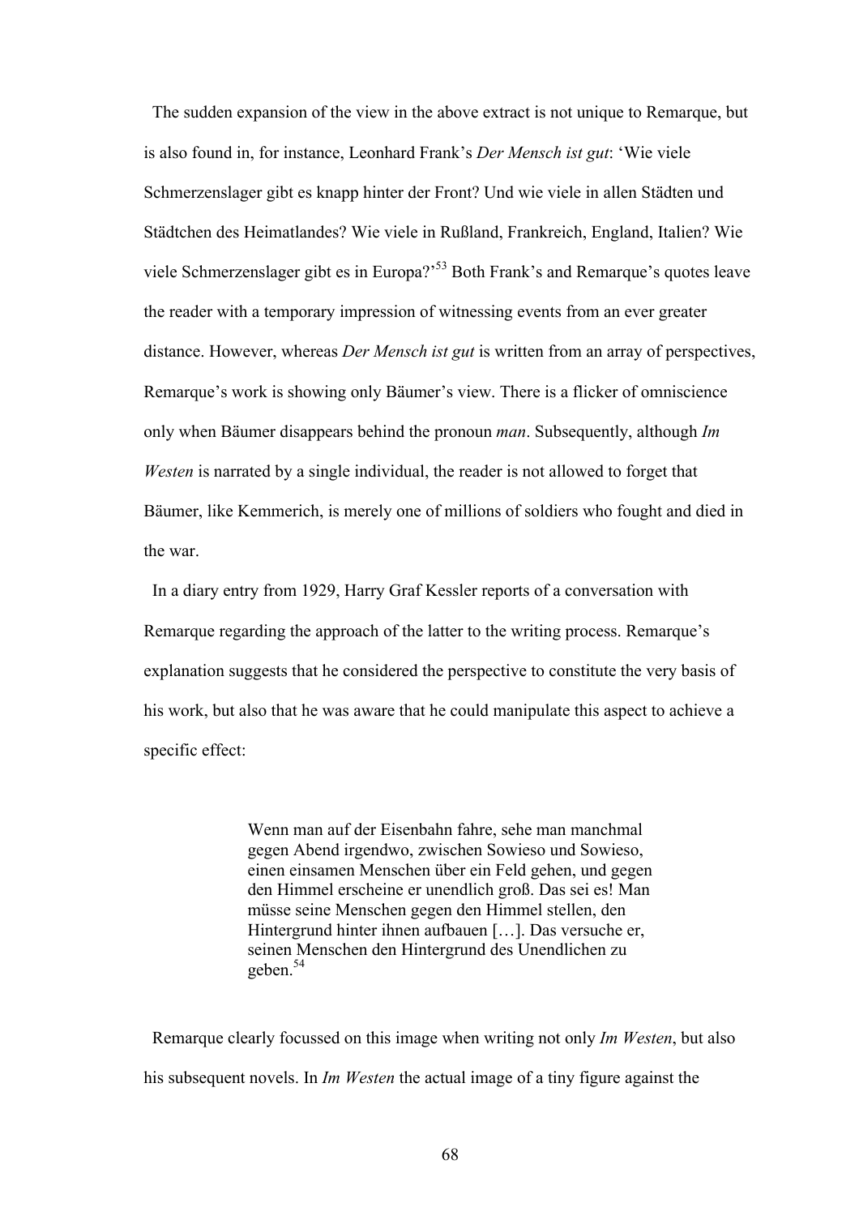The sudden expansion of the view in the above extract is not unique to Remarque, but is also found in, for instance, Leonhard Frank's *Der Mensch ist gut*: 'Wie viele Schmerzenslager gibt es knapp hinter der Front? Und wie viele in allen Städten und Städtchen des Heimatlandes? Wie viele in Rußland, Frankreich, England, Italien? Wie viele Schmerzenslager gibt es in Europa?'[53] Both Frank's and Remarque's quotes leave the reader with a temporary impression of witnessing events from an ever greater distance. However, whereas *Der Mensch ist gut* is written from an array of perspectives, Remarque's work is showing only Bäumer's view. There is a flicker of omniscience only when Bäumer disappears behind the pronoun *man*. Subsequently, although *Im Westen* is narrated by a single individual, the reader is not allowed to forget that Bäumer, like Kemmerich, is merely one of millions of soldiers who fought and died in the war.

In a diary entry from 1929, Harry Graf Kessler reports of a conversation with Remarque regarding the approach of the latter to the writing process. Remarque's explanation suggests that he considered the perspective to constitute the very basis of his work, but also that he was aware that he could manipulate this aspect to achieve a specific effect:

> Wenn man auf der Eisenbahn fahre, sehe man manchmal gegen Abend irgendwo, zwischen Sowieso und Sowieso, einen einsamen Menschen über ein Feld gehen, und gegen den Himmel erscheine er unendlich groß. Das sei es! Man müsse seine Menschen gegen den Himmel stellen, den Hintergrund hinter ihnen aufbauen […]. Das versuche er, seinen Menschen den Hintergrund des Unendlichen zu geben.[54]

Remarque clearly focussed on this image when writing not only *Im Westen*, but also his subsequent novels. In *Im Westen* the actual image of a tiny figure against the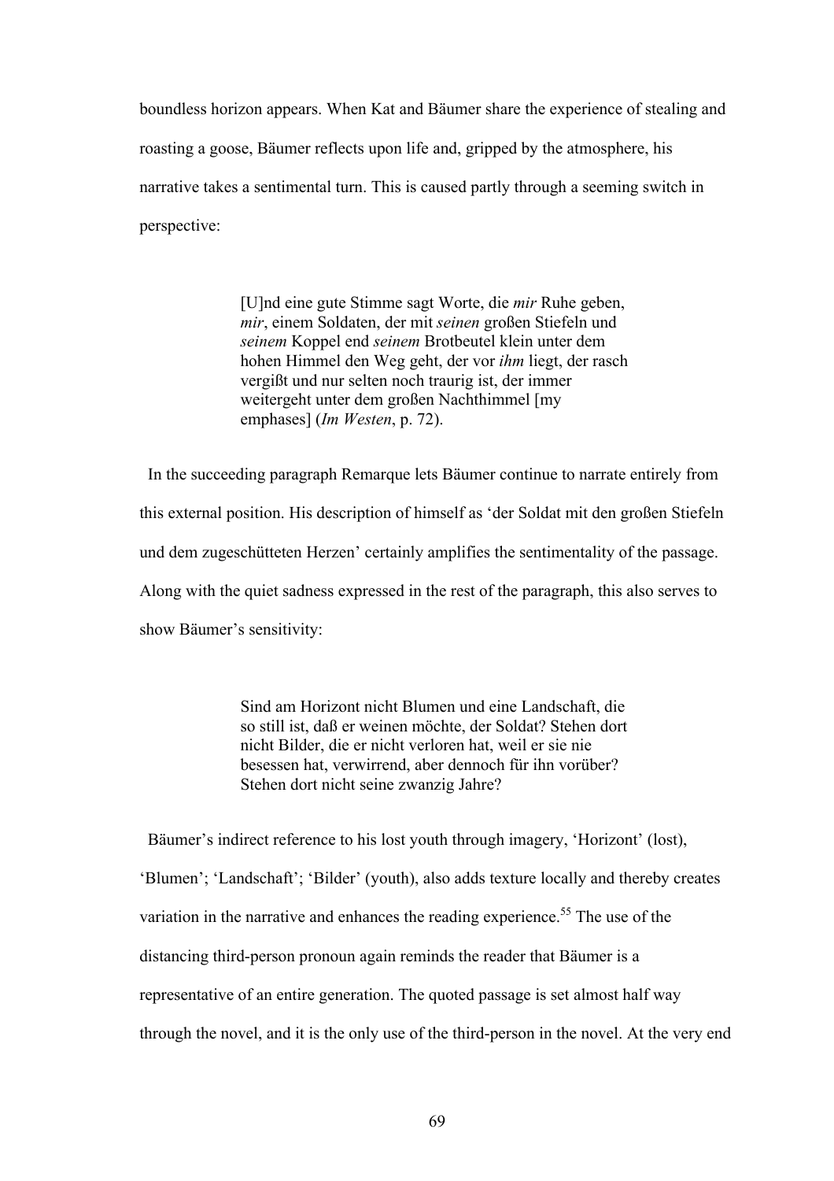boundless horizon appears. When Kat and Bäumer share the experience of stealing and roasting a goose, Bäumer reflects upon life and, gripped by the atmosphere, his narrative takes a sentimental turn. This is caused partly through a seeming switch in perspective:

> [U]nd eine gute Stimme sagt Worte, die *mir* Ruhe geben, *mir*, einem Soldaten, der mit *seinen* großen Stiefeln und *seinem* Koppel end *seinem* Brotbeutel klein unter dem hohen Himmel den Weg geht, der vor *ihm* liegt, der rasch vergißt und nur selten noch traurig ist, der immer weitergeht unter dem großen Nachthimmel [my emphases] (*Im Westen*, p. 72).

In the succeeding paragraph Remarque lets Bäumer continue to narrate entirely from this external position. His description of himself as 'der Soldat mit den großen Stiefeln und dem zugeschütteten Herzen' certainly amplifies the sentimentality of the passage. Along with the quiet sadness expressed in the rest of the paragraph, this also serves to show Bäumer's sensitivity:

> Sind am Horizont nicht Blumen und eine Landschaft, die so still ist, daß er weinen möchte, der Soldat? Stehen dort nicht Bilder, die er nicht verloren hat, weil er sie nie besessen hat, verwirrend, aber dennoch für ihn vorüber? Stehen dort nicht seine zwanzig Jahre?

Bäumer's indirect reference to his lost youth through imagery, 'Horizont' (lost), 'Blumen'; 'Landschaft'; 'Bilder' (youth), also adds texture locally and thereby creates variation in the narrative and enhances the reading experience.[55] The use of the distancing third-person pronoun again reminds the reader that Bäumer is a representative of an entire generation. The quoted passage is set almost half way through the novel, and it is the only use of the third-person in the novel. At the very end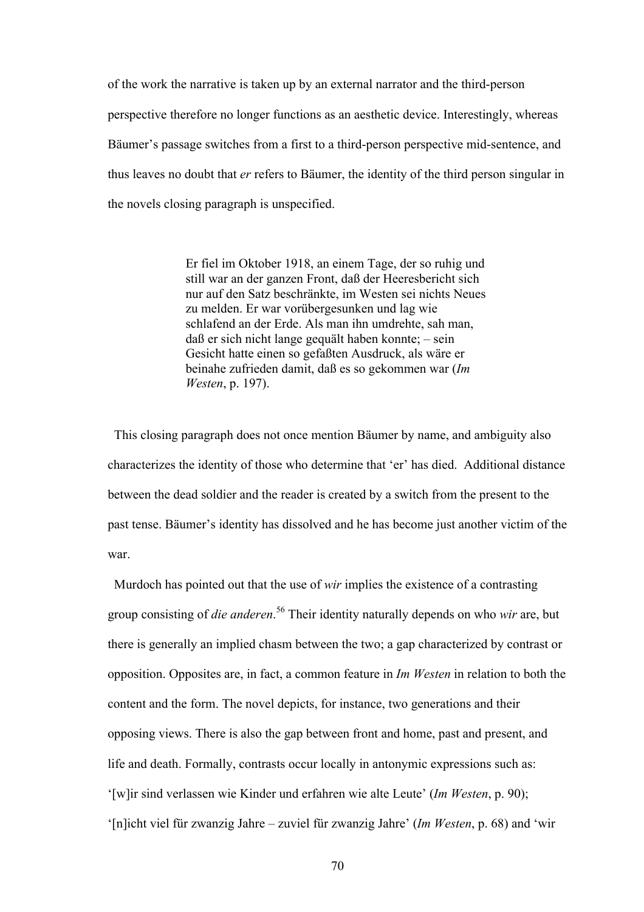of the work the narrative is taken up by an external narrator and the third-person perspective therefore no longer functions as an aesthetic device. Interestingly, whereas Bäumer's passage switches from a first to a third-person perspective mid-sentence, and thus leaves no doubt that *er* refers to Bäumer, the identity of the third person singular in the novels closing paragraph is unspecified.

> Er fiel im Oktober 1918, an einem Tage, der so ruhig und still war an der ganzen Front, daß der Heeresbericht sich nur auf den Satz beschränkte, im Westen sei nichts Neues zu melden. Er war vorübergesunken und lag wie schlafend an der Erde. Als man ihn umdrehte, sah man, daß er sich nicht lange gequält haben konnte; – sein Gesicht hatte einen so gefaßten Ausdruck, als wäre er beinahe zufrieden damit, daß es so gekommen war (*Im Westen*, p. 197).

This closing paragraph does not once mention Bäumer by name, and ambiguity also characterizes the identity of those who determine that 'er' has died. Additional distance between the dead soldier and the reader is created by a switch from the present to the past tense. Bäumer's identity has dissolved and he has become just another victim of the war.

Murdoch has pointed out that the use of *wir* implies the existence of a contrasting group consisting of *die anderen*.[56] Their identity naturally depends on who *wir* are, but there is generally an implied chasm between the two; a gap characterized by contrast or opposition. Opposites are, in fact, a common feature in *Im Westen* in relation to both the content and the form. The novel depicts, for instance, two generations and their opposing views. There is also the gap between front and home, past and present, and life and death. Formally, contrasts occur locally in antonymic expressions such as: '[w]ir sind verlassen wie Kinder und erfahren wie alte Leute' (*Im Westen*, p. 90); '[n]icht viel für zwanzig Jahre – zuviel für zwanzig Jahre' (*Im Westen*, p. 68) and 'wir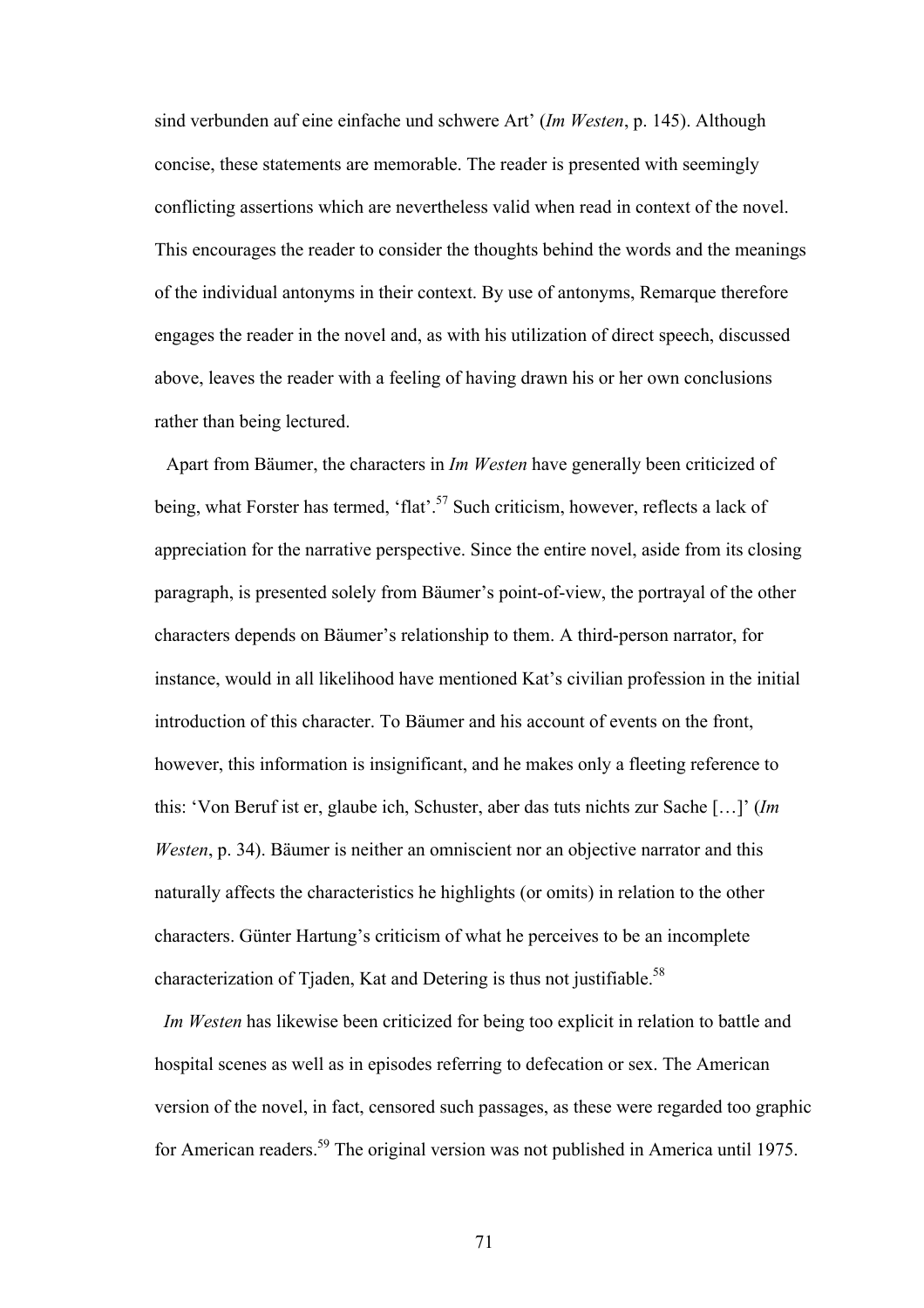sind verbunden auf eine einfache und schwere Art' (*Im Westen*, p. 145). Although concise, these statements are memorable. The reader is presented with seemingly conflicting assertions which are nevertheless valid when read in context of the novel. This encourages the reader to consider the thoughts behind the words and the meanings of the individual antonyms in their context. By use of antonyms, Remarque therefore engages the reader in the novel and, as with his utilization of direct speech, discussed above, leaves the reader with a feeling of having drawn his or her own conclusions rather than being lectured.

Apart from Bäumer, the characters in *Im Westen* have generally been criticized of being, what Forster has termed, 'flat'.[57] Such criticism, however, reflects a lack of appreciation for the narrative perspective. Since the entire novel, aside from its closing paragraph, is presented solely from Bäumer's point-of-view, the portrayal of the other characters depends on Bäumer's relationship to them. A third-person narrator, for instance, would in all likelihood have mentioned Kat's civilian profession in the initial introduction of this character. To Bäumer and his account of events on the front, however, this information is insignificant, and he makes only a fleeting reference to this: 'Von Beruf ist er, glaube ich, Schuster, aber das tuts nichts zur Sache […]' (*Im Westen*, p. 34). Bäumer is neither an omniscient nor an objective narrator and this naturally affects the characteristics he highlights (or omits) in relation to the other characters. Günter Hartung's criticism of what he perceives to be an incomplete characterization of Tjaden, Kat and Detering is thus not justifiable.[58]

*Im Westen* has likewise been criticized for being too explicit in relation to battle and hospital scenes as well as in episodes referring to defecation or sex. The American version of the novel, in fact, censored such passages, as these were regarded too graphic for American readers.[59] The original version was not published in America until 1975.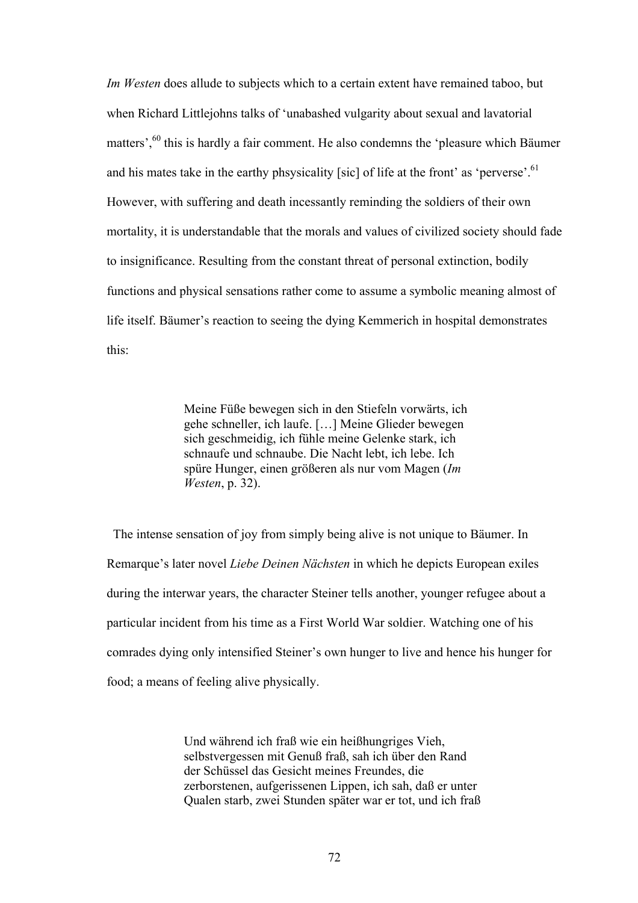*Im Westen* does allude to subjects which to a certain extent have remained taboo, but when Richard Littlejohns talks of 'unabashed vulgarity about sexual and lavatorial matters',[60] this is hardly a fair comment. He also condemns the 'pleasure which Bäumer and his mates take in the earthy phsysicality [sic] of life at the front' as 'perverse'.[61] However, with suffering and death incessantly reminding the soldiers of their own mortality, it is understandable that the morals and values of civilized society should fade to insignificance. Resulting from the constant threat of personal extinction, bodily functions and physical sensations rather come to assume a symbolic meaning almost of life itself. Bäumer's reaction to seeing the dying Kemmerich in hospital demonstrates this:

> Meine Füße bewegen sich in den Stiefeln vorwärts, ich gehe schneller, ich laufe. […] Meine Glieder bewegen sich geschmeidig, ich fühle meine Gelenke stark, ich schnaufe und schnaube. Die Nacht lebt, ich lebe. Ich spüre Hunger, einen größeren als nur vom Magen (*Im Westen*, p. 32).

The intense sensation of joy from simply being alive is not unique to Bäumer. In Remarque's later novel *Liebe Deinen Nächsten* in which he depicts European exiles during the interwar years, the character Steiner tells another, younger refugee about a particular incident from his time as a First World War soldier. Watching one of his comrades dying only intensified Steiner's own hunger to live and hence his hunger for food; a means of feeling alive physically.

> Und während ich fraß wie ein heißhungriges Vieh, selbstvergessen mit Genuß fraß, sah ich über den Rand der Schüssel das Gesicht meines Freundes, die zerborstenen, aufgerissenen Lippen, ich sah, daß er unter Qualen starb, zwei Stunden später war er tot, und ich fraß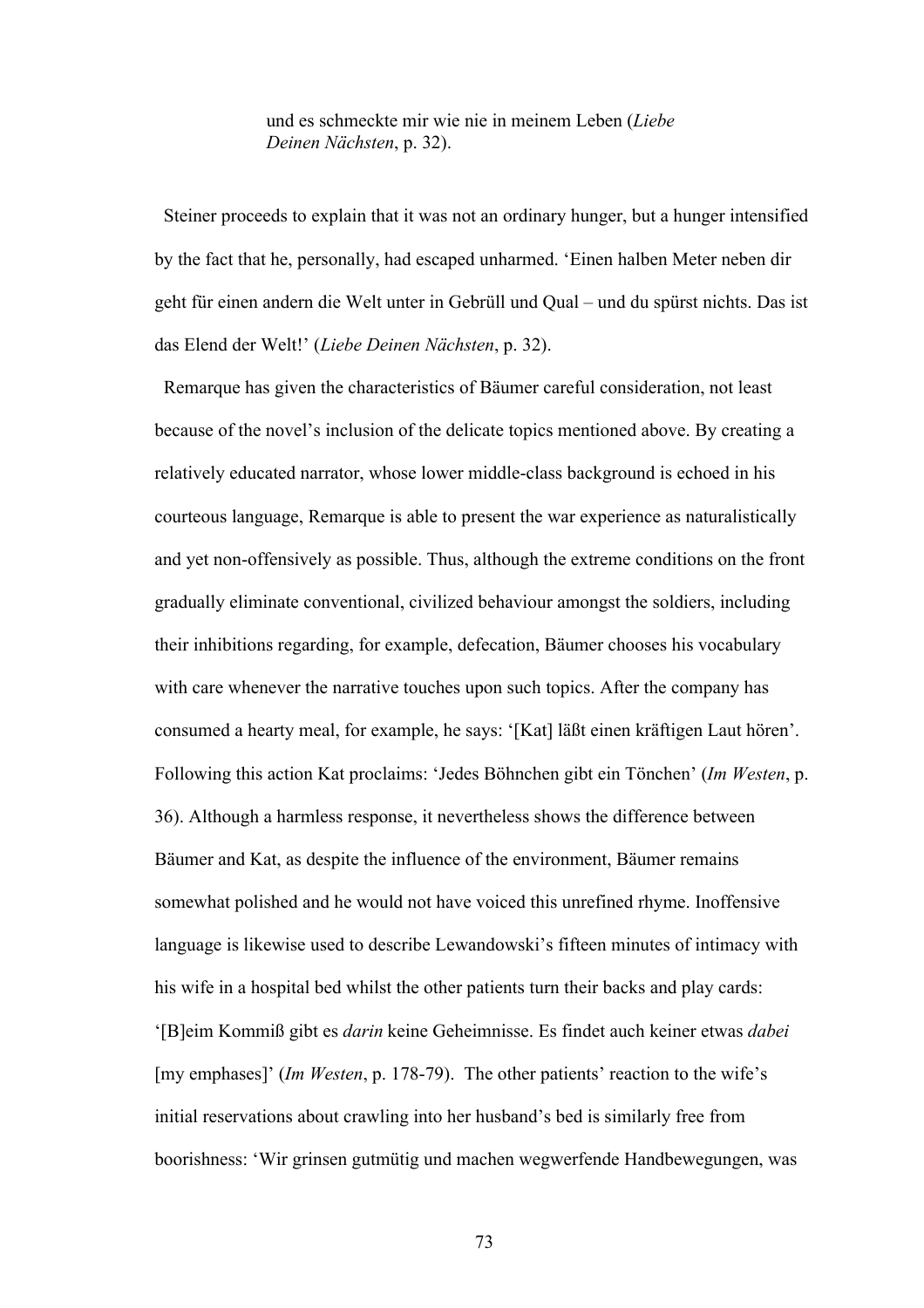> und es schmeckte mir wie nie in meinem Leben (*Liebe Deinen Nächsten*, p. 32).

Steiner proceeds to explain that it was not an ordinary hunger, but a hunger intensified by the fact that he, personally, had escaped unharmed. 'Einen halben Meter neben dir geht für einen andern die Welt unter in Gebrüll und Qual – und du spürst nichts. Das ist das Elend der Welt!' (*Liebe Deinen Nächsten*, p. 32).

Remarque has given the characteristics of Bäumer careful consideration, not least because of the novel's inclusion of the delicate topics mentioned above. By creating a relatively educated narrator, whose lower middle-class background is echoed in his courteous language, Remarque is able to present the war experience as naturalistically and yet non-offensively as possible. Thus, although the extreme conditions on the front gradually eliminate conventional, civilized behaviour amongst the soldiers, including their inhibitions regarding, for example, defecation, Bäumer chooses his vocabulary with care whenever the narrative touches upon such topics. After the company has consumed a hearty meal, for example, he says: '[Kat] läßt einen kräftigen Laut hören'. Following this action Kat proclaims: 'Jedes Böhnchen gibt ein Tönchen' (*Im Westen*, p. 36). Although a harmless response, it nevertheless shows the difference between Bäumer and Kat, as despite the influence of the environment, Bäumer remains somewhat polished and he would not have voiced this unrefined rhyme. Inoffensive language is likewise used to describe Lewandowski's fifteen minutes of intimacy with his wife in a hospital bed whilst the other patients turn their backs and play cards: '[B]eim Kommiß gibt es *darin* keine Geheimnisse. Es findet auch keiner etwas *dabei* [my emphases]' (*Im Westen*, p. 178-79). The other patients' reaction to the wife's initial reservations about crawling into her husband's bed is similarly free from boorishness: 'Wir grinsen gutmütig und machen wegwerfende Handbewegungen, was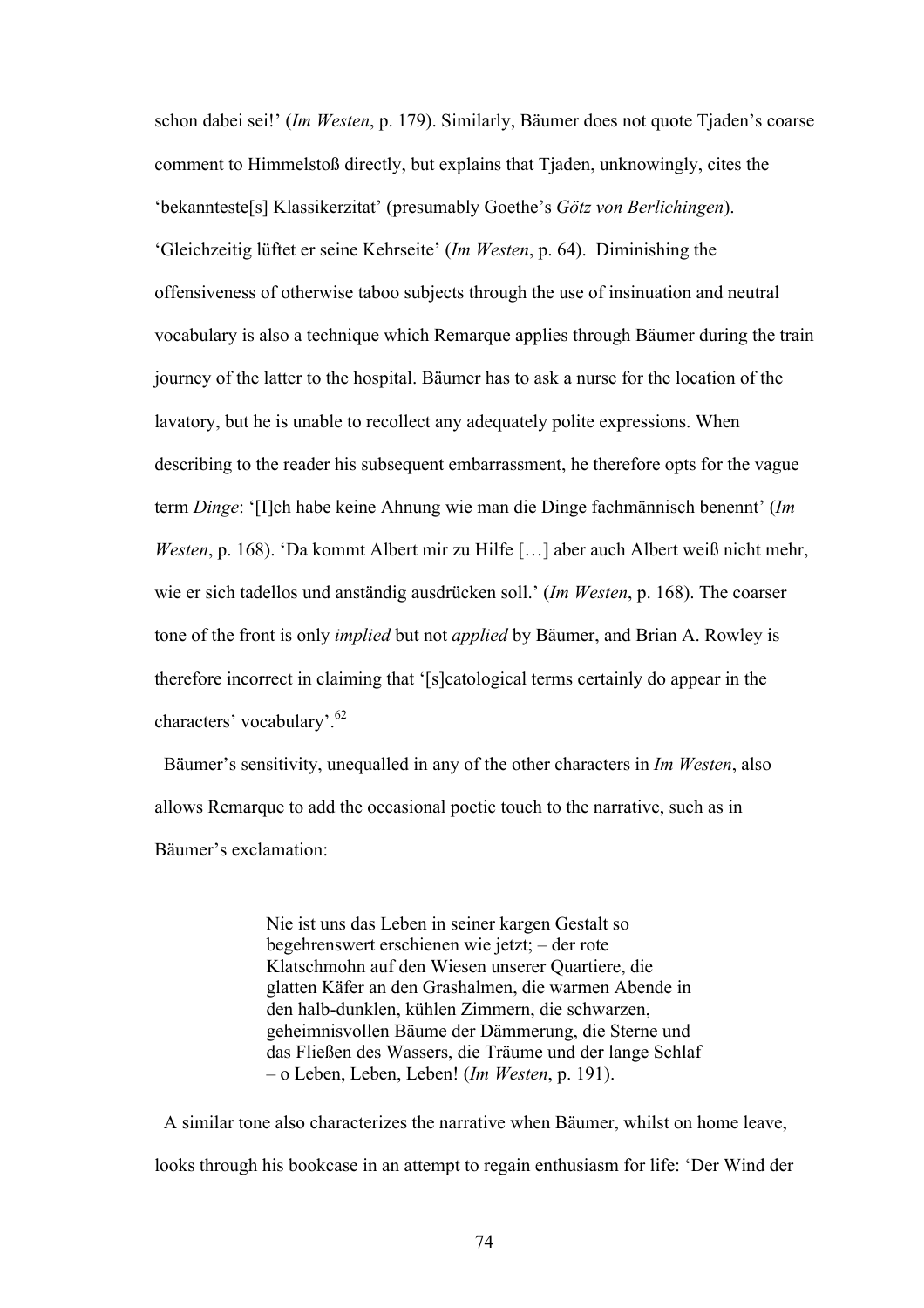schon dabei sei!' (*Im Westen*, p. 179). Similarly, Bäumer does not quote Tjaden's coarse comment to Himmelstoß directly, but explains that Tjaden, unknowingly, cites the 'bekannteste[s] Klassikerzitat' (presumably Goethe's *Götz von Berlichingen*). 'Gleichzeitig lüftet er seine Kehrseite' (*Im Westen*, p. 64). Diminishing the offensiveness of otherwise taboo subjects through the use of insinuation and neutral vocabulary is also a technique which Remarque applies through Bäumer during the train journey of the latter to the hospital. Bäumer has to ask a nurse for the location of the lavatory, but he is unable to recollect any adequately polite expressions. When describing to the reader his subsequent embarrassment, he therefore opts for the vague term *Dinge*: '[I]ch habe keine Ahnung wie man die Dinge fachmännisch benennt' (*Im Westen*, p. 168). 'Da kommt Albert mir zu Hilfe […] aber auch Albert weiß nicht mehr, wie er sich tadellos und anständig ausdrücken soll.' (*Im Westen*, p. 168). The coarser tone of the front is only *implied* but not *applied* by Bäumer, and Brian A. Rowley is therefore incorrect in claiming that '[s]catological terms certainly do appear in the characters' vocabulary'.[62]

Bäumer's sensitivity, unequalled in any of the other characters in *Im Westen*, also allows Remarque to add the occasional poetic touch to the narrative, such as in Bäumer's exclamation:

> Nie ist uns das Leben in seiner kargen Gestalt so begehrenswert erschienen wie jetzt; – der rote Klatschmohn auf den Wiesen unserer Quartiere, die glatten Käfer an den Grashalmen, die warmen Abende in den halb-dunklen, kühlen Zimmern, die schwarzen, geheimnisvollen Bäume der Dämmerung, die Sterne und das Fließen des Wassers, die Träume und der lange Schlaf – o Leben, Leben, Leben! (*Im Westen*, p. 191).

A similar tone also characterizes the narrative when Bäumer, whilst on home leave, looks through his bookcase in an attempt to regain enthusiasm for life: 'Der Wind der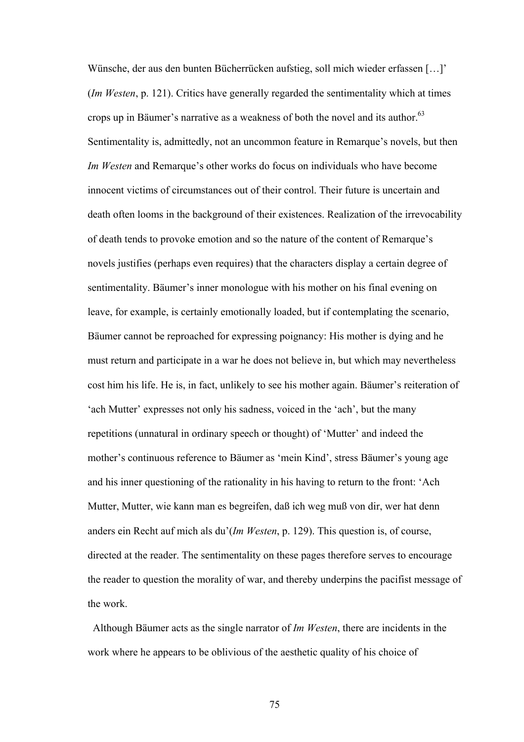Wünsche, der aus den bunten Bücherrücken aufstieg, soll mich wieder erfassen […]' (*Im Westen*, p. 121). Critics have generally regarded the sentimentality which at times crops up in Bäumer's narrative as a weakness of both the novel and its author.[63] Sentimentality is, admittedly, not an uncommon feature in Remarque's novels, but then *Im Westen* and Remarque's other works do focus on individuals who have become innocent victims of circumstances out of their control. Their future is uncertain and death often looms in the background of their existences. Realization of the irrevocability of death tends to provoke emotion and so the nature of the content of Remarque's novels justifies (perhaps even requires) that the characters display a certain degree of sentimentality. Bäumer's inner monologue with his mother on his final evening on leave, for example, is certainly emotionally loaded, but if contemplating the scenario, Bäumer cannot be reproached for expressing poignancy: His mother is dying and he must return and participate in a war he does not believe in, but which may nevertheless cost him his life. He is, in fact, unlikely to see his mother again. Bäumer's reiteration of 'ach Mutter' expresses not only his sadness, voiced in the 'ach', but the many repetitions (unnatural in ordinary speech or thought) of 'Mutter' and indeed the mother's continuous reference to Bäumer as 'mein Kind', stress Bäumer's young age and his inner questioning of the rationality in his having to return to the front: 'Ach Mutter, Mutter, wie kann man es begreifen, daß ich weg muß von dir, wer hat denn anders ein Recht auf mich als du'(*Im Westen*, p. 129). This question is, of course, directed at the reader. The sentimentality on these pages therefore serves to encourage the reader to question the morality of war, and thereby underpins the pacifist message of the work.

Although Bäumer acts as the single narrator of *Im Westen*, there are incidents in the work where he appears to be oblivious of the aesthetic quality of his choice of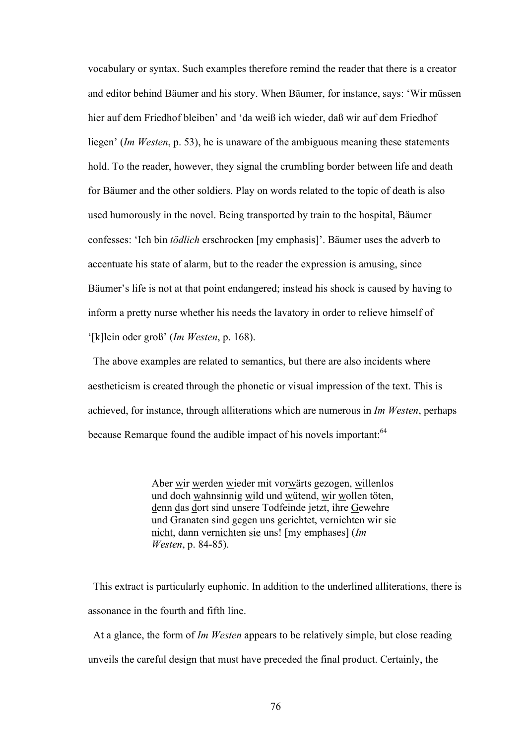vocabulary or syntax. Such examples therefore remind the reader that there is a creator and editor behind Bäumer and his story. When Bäumer, for instance, says: 'Wir müssen hier auf dem Friedhof bleiben' and 'da weiß ich wieder, daß wir auf dem Friedhof liegen' (*Im Westen*, p. 53), he is unaware of the ambiguous meaning these statements hold. To the reader, however, they signal the crumbling border between life and death for Bäumer and the other soldiers. Play on words related to the topic of death is also used humorously in the novel. Being transported by train to the hospital, Bäumer confesses: 'Ich bin *tödlich* erschrocken [my emphasis]'. Bäumer uses the adverb to accentuate his state of alarm, but to the reader the expression is amusing, since Bäumer's life is not at that point endangered; instead his shock is caused by having to inform a pretty nurse whether his needs the lavatory in order to relieve himself of '[k]lein oder groß' (*Im Westen*, p. 168).

The above examples are related to semantics, but there are also incidents where aestheticism is created through the phonetic or visual impression of the text. This is achieved, for instance, through alliterations which are numerous in *Im Westen*, perhaps because Remarque found the audible impact of his novels important:[64]

> Aber <u>w</u>ir <u>w</u>erden <u>w</u>ieder mit vor<u>w</u>ärts gezogen, <u>w</u>illenlos und doch <u>w</u>ahnsinnig <u>w</u>ild und <u>w</u>ütend, <u>w</u>ir <u>w</u>ollen töten, <u>d</u>enn <u>d</u>as <u>d</u>ort sind unsere Todfeinde jetzt, ihre <u>G</u>ewehre und <u>G</u>ranaten sind gegen uns ge<u>richt</u>et, ver<u>nicht</u>en <u>wir sie nicht</u>, dann ver<u>nicht</u>en <u>sie</u> uns! [my emphases] (*Im Westen*, p. 84-85).

This extract is particularly euphonic. In addition to the underlined alliterations, there is assonance in the fourth and fifth line.

At a glance, the form of *Im Westen* appears to be relatively simple, but close reading unveils the careful design that must have preceded the final product. Certainly, the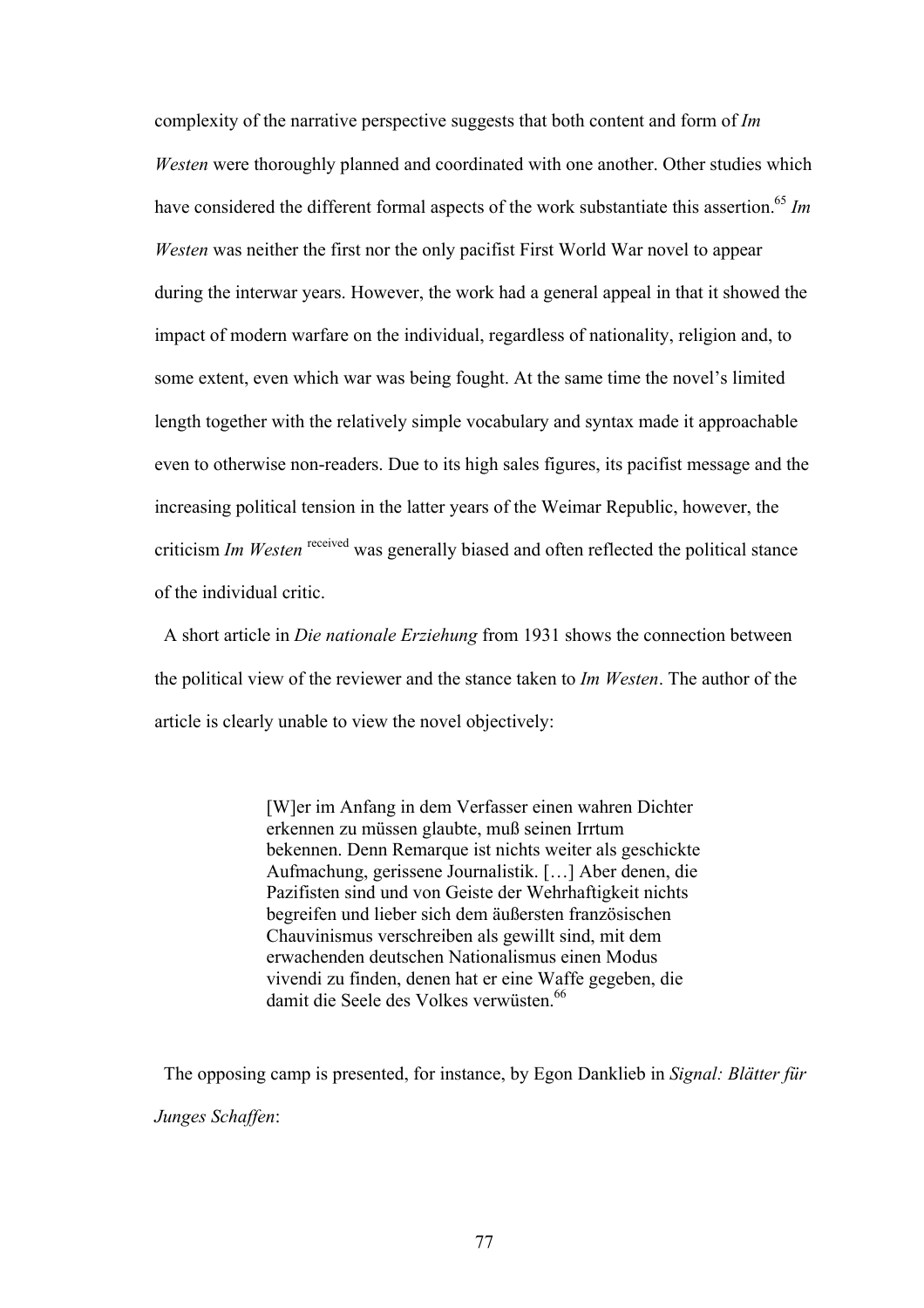complexity of the narrative perspective suggests that both content and form of *Im Westen* were thoroughly planned and coordinated with one another. Other studies which have considered the different formal aspects of the work substantiate this assertion.[65] *Im Westen* was neither the first nor the only pacifist First World War novel to appear during the interwar years. However, the work had a general appeal in that it showed the impact of modern warfare on the individual, regardless of nationality, religion and, to some extent, even which war was being fought. At the same time the novel's limited length together with the relatively simple vocabulary and syntax made it approachable even to otherwise non-readers. Due to its high sales figures, its pacifist message and the increasing political tension in the latter years of the Weimar Republic, however, the criticism *Im Westen* received was generally biased and often reflected the political stance of the individual critic.

A short article in *Die nationale Erziehung* from 1931 shows the connection between the political view of the reviewer and the stance taken to *Im Westen*. The author of the article is clearly unable to view the novel objectively:

> [W]er im Anfang in dem Verfasser einen wahren Dichter erkennen zu müssen glaubte, muß seinen Irrtum bekennen. Denn Remarque ist nichts weiter als geschickte Aufmachung, gerissene Journalistik. […] Aber denen, die Pazifisten sind und von Geiste der Wehrhaftigkeit nichts begreifen und lieber sich dem äußersten französischen Chauvinismus verschreiben als gewillt sind, mit dem erwachenden deutschen Nationalismus einen Modus vivendi zu finden, denen hat er eine Waffe gegeben, die damit die Seele des Volkes verwüsten.[66]

The opposing camp is presented, for instance, by Egon Danklieb in *Signal: Blätter für Junges Schaffen*: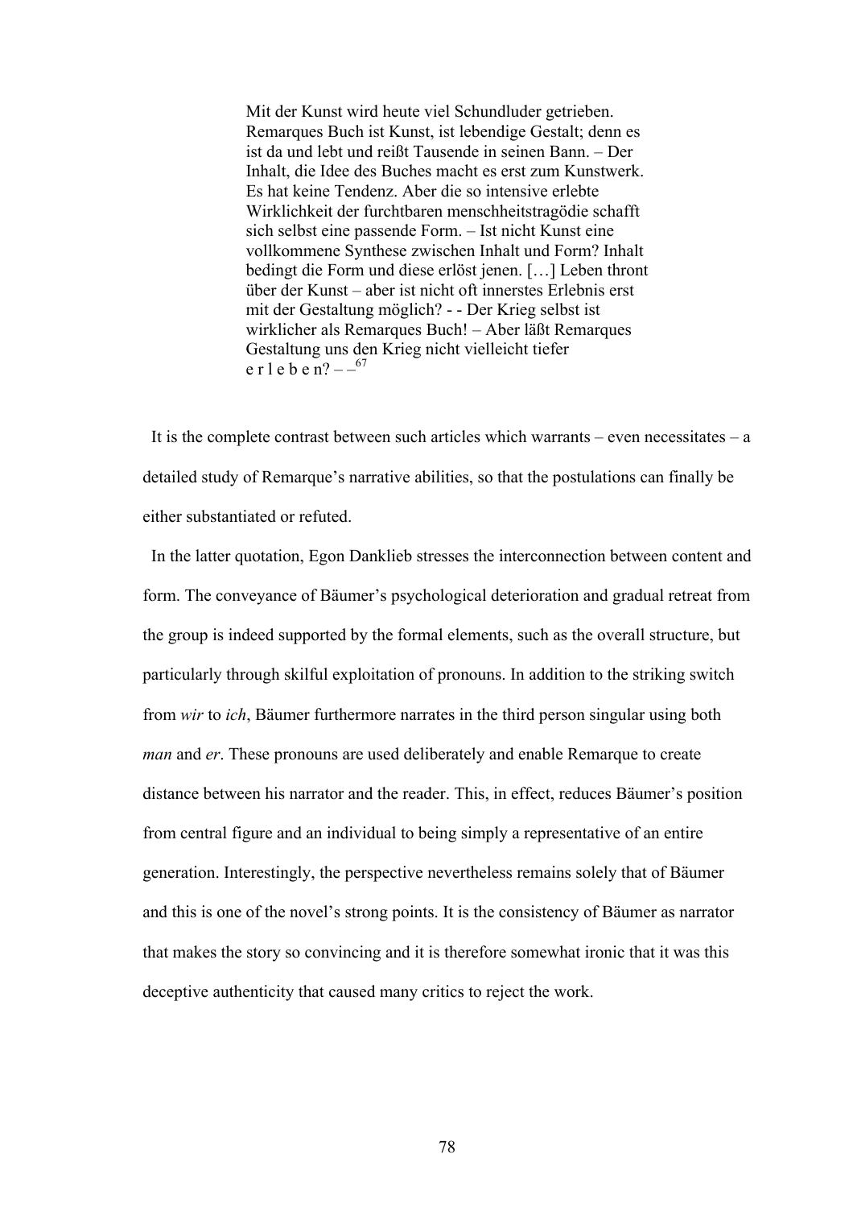> Mit der Kunst wird heute viel Schundluder getrieben. Remarques Buch ist Kunst, ist lebendige Gestalt; denn es ist da und lebt und reißt Tausende in seinen Bann. – Der Inhalt, die Idee des Buches macht es erst zum Kunstwerk. Es hat keine Tendenz. Aber die so intensive erlebte Wirklichkeit der furchtbaren menschheitstragödie schafft sich selbst eine passende Form. – Ist nicht Kunst eine vollkommene Synthese zwischen Inhalt und Form? Inhalt bedingt die Form und diese erlöst jenen. […] Leben thront über der Kunst – aber ist nicht oft innerstes Erlebnis erst mit der Gestaltung möglich? - - Der Krieg selbst ist wirklicher als Remarques Buch! – Aber läßt Remarques Gestaltung uns den Krieg nicht vielleicht tiefer e r l e b e n? – –[67]

It is the complete contrast between such articles which warrants – even necessitates – a detailed study of Remarque's narrative abilities, so that the postulations can finally be either substantiated or refuted.

In the latter quotation, Egon Danklieb stresses the interconnection between content and form. The conveyance of Bäumer's psychological deterioration and gradual retreat from the group is indeed supported by the formal elements, such as the overall structure, but particularly through skilful exploitation of pronouns. In addition to the striking switch from *wir* to *ich*, Bäumer furthermore narrates in the third person singular using both *man* and *er*. These pronouns are used deliberately and enable Remarque to create distance between his narrator and the reader. This, in effect, reduces Bäumer's position from central figure and an individual to being simply a representative of an entire generation. Interestingly, the perspective nevertheless remains solely that of Bäumer and this is one of the novel's strong points. It is the consistency of Bäumer as narrator that makes the story so convincing and it is therefore somewhat ironic that it was this deceptive authenticity that caused many critics to reject the work.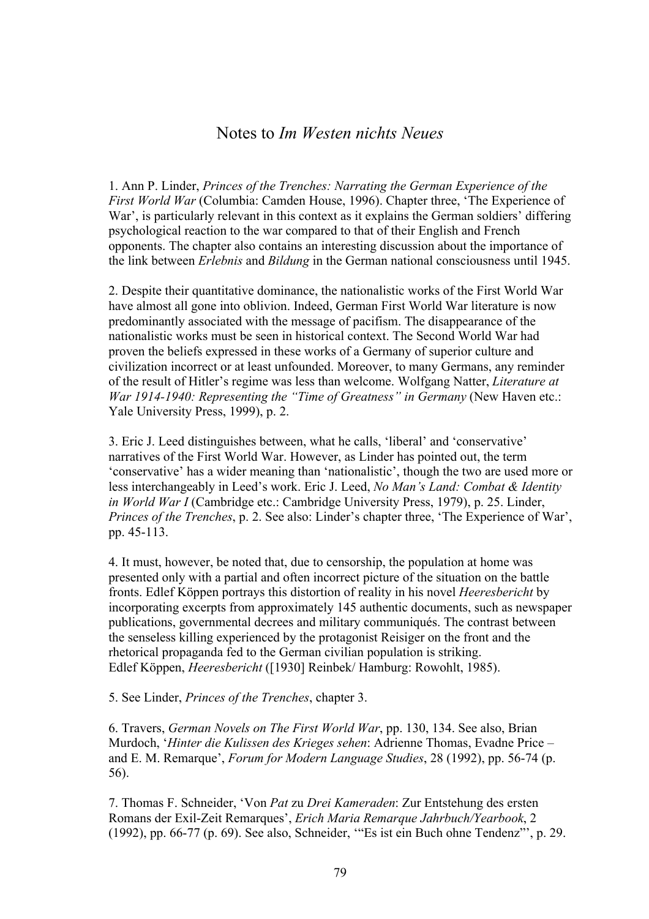# Notes to *Im Westen nichts Neues*

1. Ann P. Linder, *Princes of the Trenches: Narrating the German Experience of the First World War* (Columbia: Camden House, 1996). Chapter three, 'The Experience of War', is particularly relevant in this context as it explains the German soldiers' differing psychological reaction to the war compared to that of their English and French opponents. The chapter also contains an interesting discussion about the importance of the link between *Erlebnis* and *Bildung* in the German national consciousness until 1945.

2. Despite their quantitative dominance, the nationalistic works of the First World War have almost all gone into oblivion. Indeed, German First World War literature is now predominantly associated with the message of pacifism. The disappearance of the nationalistic works must be seen in historical context. The Second World War had proven the beliefs expressed in these works of a Germany of superior culture and civilization incorrect or at least unfounded. Moreover, to many Germans, any reminder of the result of Hitler's regime was less than welcome. Wolfgang Natter, *Literature at War 1914-1940: Representing the "Time of Greatness" in Germany* (New Haven etc.: Yale University Press, 1999), p. 2.

3. Eric J. Leed distinguishes between, what he calls, 'liberal' and 'conservative' narratives of the First World War. However, as Linder has pointed out, the term 'conservative' has a wider meaning than 'nationalistic', though the two are used more or less interchangeably in Leed's work. Eric J. Leed, *No Man's Land: Combat & Identity in World War I* (Cambridge etc.: Cambridge University Press, 1979), p. 25. Linder, *Princes of the Trenches*, p. 2. See also: Linder's chapter three, 'The Experience of War', pp. 45-113.

4. It must, however, be noted that, due to censorship, the population at home was presented only with a partial and often incorrect picture of the situation on the battle fronts. Edlef Köppen portrays this distortion of reality in his novel *Heeresbericht* by incorporating excerpts from approximately 145 authentic documents, such as newspaper publications, governmental decrees and military communiqués. The contrast between the senseless killing experienced by the protagonist Reisiger on the front and the rhetorical propaganda fed to the German civilian population is striking. Edlef Köppen, *Heeresbericht* ([1930] Reinbek/ Hamburg: Rowohlt, 1985).

5. See Linder, *Princes of the Trenches*, chapter 3.

6. Travers, *German Novels on The First World War*, pp. 130, 134. See also, Brian Murdoch, '*Hinter die Kulissen des Krieges sehen*: Adrienne Thomas, Evadne Price – and E. M. Remarque', *Forum for Modern Language Studies*, 28 (1992), pp. 56-74 (p. 56).

7. Thomas F. Schneider, 'Von *Pat* zu *Drei Kameraden*: Zur Entstehung des ersten Romans der Exil-Zeit Remarques', *Erich Maria Remarque Jahrbuch/Yearbook*, 2 (1992), pp. 66-77 (p. 69). See also, Schneider, '"Es ist ein Buch ohne Tendenz"', p. 29.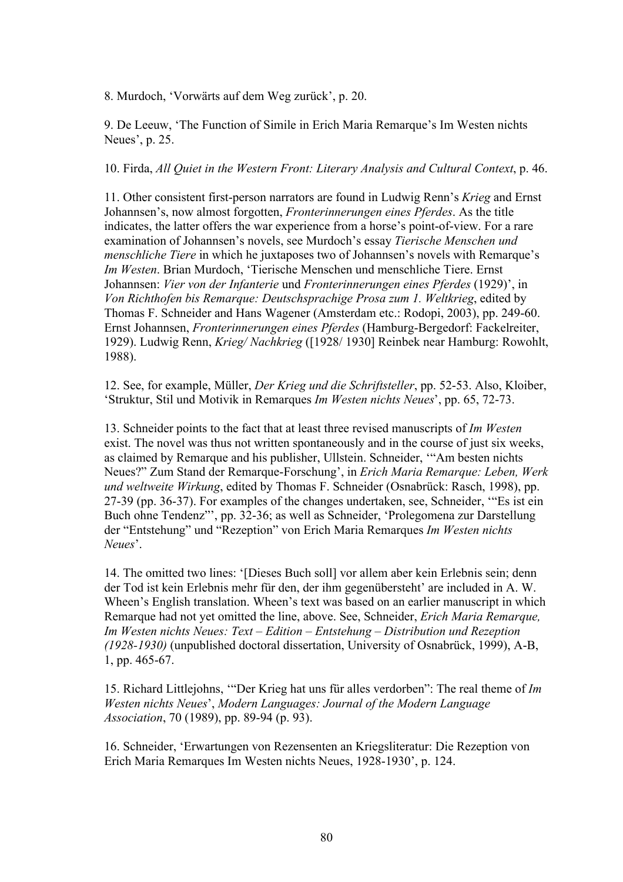8. Murdoch, ‘Vorwärts auf dem Weg zurück’, p. 20.

9. De Leeuw, ‘The Function of Simile in Erich Maria Remarque’s Im Westen nichts Neues’, p. 25.

10. Firda, *All Quiet in the Western Front: Literary Analysis and Cultural Context*, p. 46.

11. Other consistent first-person narrators are found in Ludwig Renn’s *Krieg* and Ernst Johannsen’s, now almost forgotten, *Fronterinnerungen eines Pferdes*. As the title indicates, the latter offers the war experience from a horse’s point-of-view. For a rare examination of Johannsen’s novels, see Murdoch’s essay *Tierische Menschen und menschliche Tiere* in which he juxtaposes two of Johannsen’s novels with Remarque’s *Im Westen*. Brian Murdoch, ‘Tierische Menschen und menschliche Tiere. Ernst Johannsen: *Vier von der Infanterie* und *Fronterinnerungen eines Pferdes* (1929)’, in *Von Richthofen bis Remarque: Deutschsprachige Prosa zum 1. Weltkrieg*, edited by Thomas F. Schneider and Hans Wagener (Amsterdam etc.: Rodopi, 2003), pp. 249-60. Ernst Johannsen, *Fronterinnerungen eines Pferdes* (Hamburg-Bergedorf: Fackelreiter, 1929). Ludwig Renn, *Krieg/ Nachkrieg* ([1928/ 1930] Reinbek near Hamburg: Rowohlt, 1988).

12. See, for example, Müller, *Der Krieg und die Schriftsteller*, pp. 52-53. Also, Kloiber, ‘Struktur, Stil und Motivik in Remarques *Im Westen nichts Neues*’, pp. 65, 72-73.

13. Schneider points to the fact that at least three revised manuscripts of *Im Westen* exist. The novel was thus not written spontaneously and in the course of just six weeks, as claimed by Remarque and his publisher, Ullstein. Schneider, ‘“Am besten nichts Neues?” Zum Stand der Remarque-Forschung’, in *Erich Maria Remarque: Leben, Werk und weltweite Wirkung*, edited by Thomas F. Schneider (Osnabrück: Rasch, 1998), pp. 27-39 (pp. 36-37). For examples of the changes undertaken, see, Schneider, ‘“Es ist ein Buch ohne Tendenz”’, pp. 32-36; as well as Schneider, ‘Prolegomena zur Darstellung der “Entstehung” und “Rezeption” von Erich Maria Remarques *Im Westen nichts Neues*’.

14. The omitted two lines: ‘[Dieses Buch soll] vor allem aber kein Erlebnis sein; denn der Tod ist kein Erlebnis mehr für den, der ihm gegenübersteht’ are included in A. W. Wheen’s English translation. Wheen’s text was based on an earlier manuscript in which Remarque had not yet omitted the line, above. See, Schneider, *Erich Maria Remarque, Im Westen nichts Neues: Text – Edition – Entstehung – Distribution und Rezeption (1928-1930)* (unpublished doctoral dissertation, University of Osnabrück, 1999), A-B, 1, pp. 465-67.

15. Richard Littlejohns, ‘“Der Krieg hat uns für alles verdorben”: The real theme of *Im Westen nichts Neues*’, *Modern Languages: Journal of the Modern Language Association*, 70 (1989), pp. 89-94 (p. 93).

16. Schneider, ‘Erwartungen von Rezensenten an Kriegsliteratur: Die Rezeption von Erich Maria Remarques Im Westen nichts Neues, 1928-1930’, p. 124.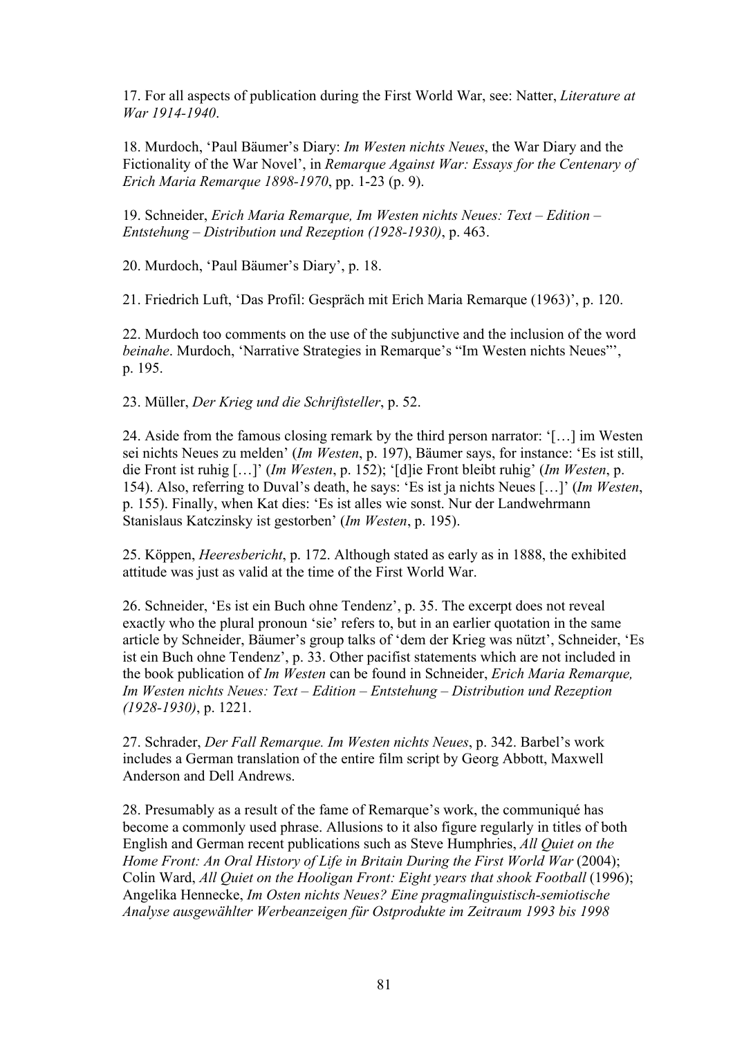17. For all aspects of publication during the First World War, see: Natter, *Literature at War 1914-1940*.

18. Murdoch, 'Paul Bäumer's Diary: *Im Westen nichts Neues*, the War Diary and the Fictionality of the War Novel', in *Remarque Against War: Essays for the Centenary of Erich Maria Remarque 1898-1970*, pp. 1-23 (p. 9).

19. Schneider, *Erich Maria Remarque, Im Westen nichts Neues: Text – Edition – Entstehung – Distribution und Rezeption (1928-1930)*, p. 463.

20. Murdoch, 'Paul Bäumer's Diary', p. 18.

21. Friedrich Luft, 'Das Profil: Gespräch mit Erich Maria Remarque (1963)', p. 120.

22. Murdoch too comments on the use of the subjunctive and the inclusion of the word *beinahe*. Murdoch, 'Narrative Strategies in Remarque's "Im Westen nichts Neues"', p. 195.

23. Müller, *Der Krieg und die Schriftsteller*, p. 52.

24. Aside from the famous closing remark by the third person narrator: '[…] im Westen sei nichts Neues zu melden' (*Im Westen*, p. 197), Bäumer says, for instance: 'Es ist still, die Front ist ruhig […]' (*Im Westen*, p. 152); '[d]ie Front bleibt ruhig' (*Im Westen*, p. 154). Also, referring to Duval's death, he says: 'Es ist ja nichts Neues […]' (*Im Westen*, p. 155). Finally, when Kat dies: 'Es ist alles wie sonst. Nur der Landwehrmann Stanislaus Katczinsky ist gestorben' (*Im Westen*, p. 195).

25. Köppen, *Heeresbericht*, p. 172. Although stated as early as in 1888, the exhibited attitude was just as valid at the time of the First World War.

26. Schneider, 'Es ist ein Buch ohne Tendenz', p. 35. The excerpt does not reveal exactly who the plural pronoun 'sie' refers to, but in an earlier quotation in the same article by Schneider, Bäumer's group talks of 'dem der Krieg was nützt', Schneider, 'Es ist ein Buch ohne Tendenz', p. 33. Other pacifist statements which are not included in the book publication of *Im Westen* can be found in Schneider, *Erich Maria Remarque, Im Westen nichts Neues: Text – Edition – Entstehung – Distribution und Rezeption (1928-1930)*, p. 1221.

27. Schrader, *Der Fall Remarque. Im Westen nichts Neues*, p. 342. Barbel's work includes a German translation of the entire film script by Georg Abbott, Maxwell Anderson and Dell Andrews.

28. Presumably as a result of the fame of Remarque's work, the communiqué has become a commonly used phrase. Allusions to it also figure regularly in titles of both English and German recent publications such as Steve Humphries, *All Quiet on the Home Front: An Oral History of Life in Britain During the First World War* (2004); Colin Ward, *All Quiet on the Hooligan Front: Eight years that shook Football* (1996); Angelika Hennecke, *Im Osten nichts Neues? Eine pragmalinguistisch-semiotische Analyse ausgewählter Werbeanzeigen für Ostprodukte im Zeitraum 1993 bis 1998*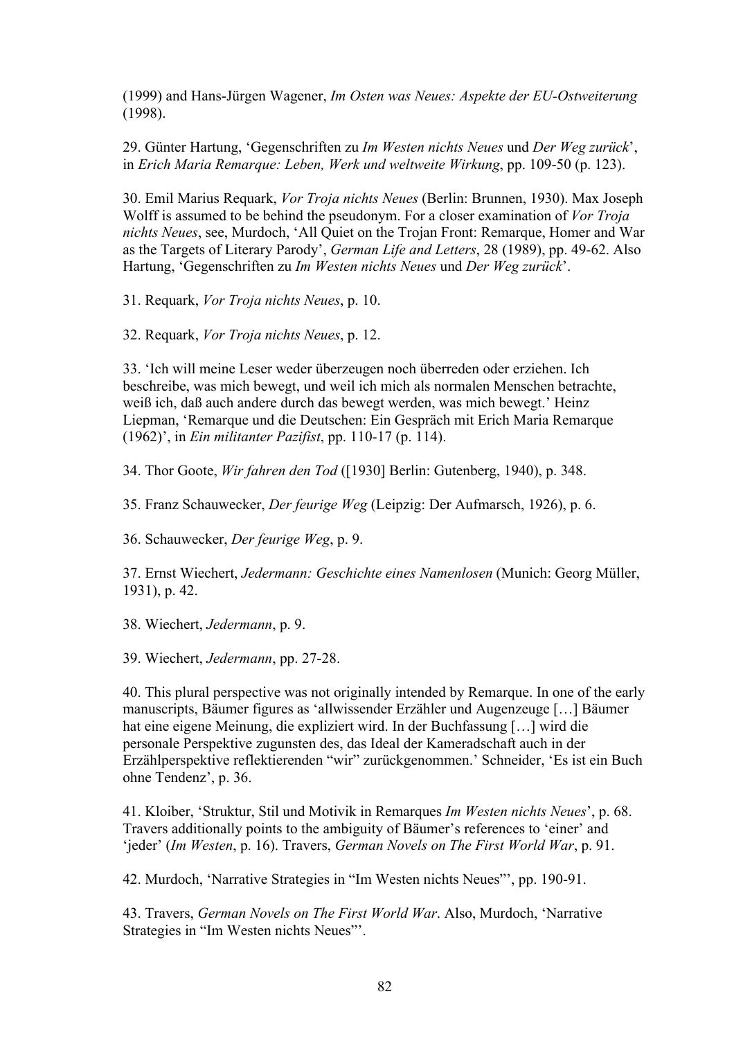(1999) and Hans-Jürgen Wagener, *Im Osten was Neues: Aspekte der EU-Ostweiterung* (1998).

29. Günter Hartung, 'Gegenschriften zu *Im Westen nichts Neues* und *Der Weg zurück*', in *Erich Maria Remarque: Leben, Werk und weltweite Wirkung*, pp. 109-50 (p. 123).

30. Emil Marius Requark, *Vor Troja nichts Neues* (Berlin: Brunnen, 1930). Max Joseph Wolff is assumed to be behind the pseudonym. For a closer examination of *Vor Troja nichts Neues*, see, Murdoch, 'All Quiet on the Trojan Front: Remarque, Homer and War as the Targets of Literary Parody', *German Life and Letters*, 28 (1989), pp. 49-62. Also Hartung, 'Gegenschriften zu *Im Westen nichts Neues* und *Der Weg zurück*'.

31. Requark, *Vor Troja nichts Neues*, p. 10.

32. Requark, *Vor Troja nichts Neues*, p. 12.

33. 'Ich will meine Leser weder überzeugen noch überreden oder erziehen. Ich beschreibe, was mich bewegt, und weil ich mich als normalen Menschen betrachte, weiß ich, daß auch andere durch das bewegt werden, was mich bewegt.' Heinz Liepman, 'Remarque und die Deutschen: Ein Gespräch mit Erich Maria Remarque (1962)', in *Ein militanter Pazifist*, pp. 110-17 (p. 114).

34. Thor Goote, *Wir fahren den Tod* ([1930] Berlin: Gutenberg, 1940), p. 348.

35. Franz Schauwecker, *Der feurige Weg* (Leipzig: Der Aufmarsch, 1926), p. 6.

36. Schauwecker, *Der feurige Weg*, p. 9.

37. Ernst Wiechert, *Jedermann: Geschichte eines Namenlosen* (Munich: Georg Müller, 1931), p. 42.

38. Wiechert, *Jedermann*, p. 9.

39. Wiechert, *Jedermann*, pp. 27-28.

40. This plural perspective was not originally intended by Remarque. In one of the early manuscripts, Bäumer figures as 'allwissender Erzähler und Augenzeuge […] Bäumer hat eine eigene Meinung, die expliziert wird. In der Buchfassung […] wird die personale Perspektive zugunsten des, das Ideal der Kameradschaft auch in der Erzählperspektive reflektierenden "wir" zurückgenommen.' Schneider, 'Es ist ein Buch ohne Tendenz', p. 36.

41. Kloiber, 'Struktur, Stil und Motivik in Remarques *Im Westen nichts Neues*', p. 68. Travers additionally points to the ambiguity of Bäumer's references to 'einer' and 'jeder' (*Im Westen*, p. 16). Travers, *German Novels on The First World War*, p. 91.

42. Murdoch, 'Narrative Strategies in "Im Westen nichts Neues"', pp. 190-91.

43. Travers, *German Novels on The First World War*. Also, Murdoch, 'Narrative Strategies in "Im Westen nichts Neues"'.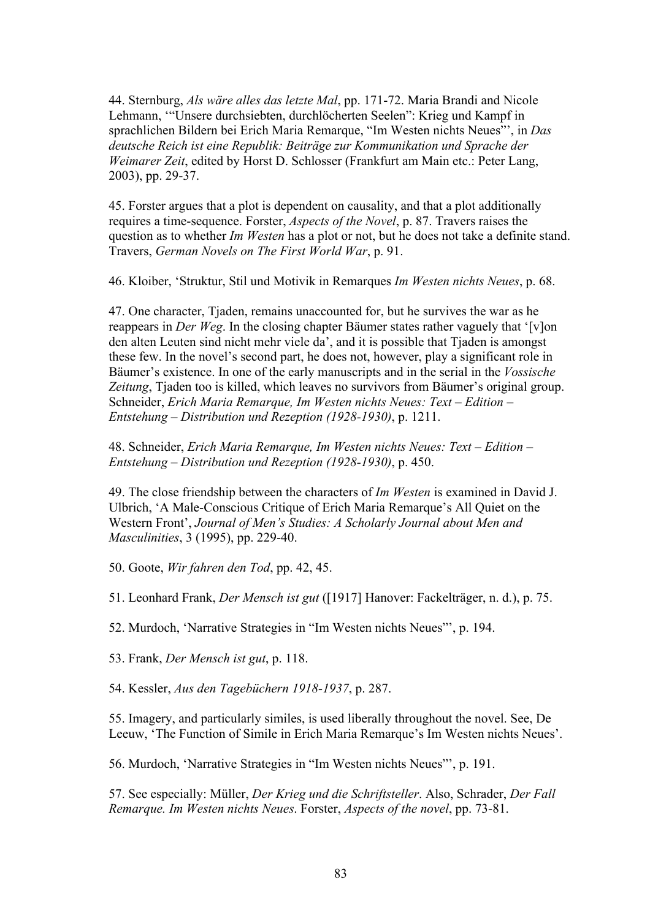44. Sternburg, *Als wäre alles das letzte Mal*, pp. 171-72. Maria Brandi and Nicole Lehmann, '"Unsere durchsiebten, durchlöcherten Seelen": Krieg und Kampf in sprachlichen Bildern bei Erich Maria Remarque, "Im Westen nichts Neues"', in *Das deutsche Reich ist eine Republik: Beiträge zur Kommunikation und Sprache der Weimarer Zeit*, edited by Horst D. Schlosser (Frankfurt am Main etc.: Peter Lang, 2003), pp. 29-37.

45. Forster argues that a plot is dependent on causality, and that a plot additionally requires a time-sequence. Forster, *Aspects of the Novel*, p. 87. Travers raises the question as to whether *Im Westen* has a plot or not, but he does not take a definite stand. Travers, *German Novels on The First World War*, p. 91.

46. Kloiber, 'Struktur, Stil und Motivik in Remarques *Im Westen nichts Neues*, p. 68.

47. One character, Tjaden, remains unaccounted for, but he survives the war as he reappears in *Der Weg*. In the closing chapter Bäumer states rather vaguely that '[v]on den alten Leuten sind nicht mehr viele da', and it is possible that Tjaden is amongst these few. In the novel's second part, he does not, however, play a significant role in Bäumer's existence. In one of the early manuscripts and in the serial in the *Vossische Zeitung*, Tjaden too is killed, which leaves no survivors from Bäumer's original group. Schneider, *Erich Maria Remarque, Im Westen nichts Neues: Text – Edition – Entstehung – Distribution und Rezeption (1928-1930)*, p. 1211.

48. Schneider, *Erich Maria Remarque, Im Westen nichts Neues: Text – Edition – Entstehung – Distribution und Rezeption (1928-1930)*, p. 450.

49. The close friendship between the characters of *Im Westen* is examined in David J. Ulbrich, 'A Male-Conscious Critique of Erich Maria Remarque's All Quiet on the Western Front', *Journal of Men's Studies: A Scholarly Journal about Men and Masculinities*, 3 (1995), pp. 229-40.

50. Goote, *Wir fahren den Tod*, pp. 42, 45.

51. Leonhard Frank, *Der Mensch ist gut* ([1917] Hanover: Fackelträger, n. d.), p. 75.

52. Murdoch, 'Narrative Strategies in "Im Westen nichts Neues"', p. 194.

53. Frank, *Der Mensch ist gut*, p. 118.

54. Kessler, *Aus den Tagebüchern 1918-1937*, p. 287.

55. Imagery, and particularly similes, is used liberally throughout the novel. See, De Leeuw, 'The Function of Simile in Erich Maria Remarque's Im Westen nichts Neues'.

56. Murdoch, 'Narrative Strategies in "Im Westen nichts Neues"', p. 191.

57. See especially: Müller, *Der Krieg und die Schriftsteller*. Also, Schrader, *Der Fall Remarque. Im Westen nichts Neues*. Forster, *Aspects of the novel*, pp. 73-81.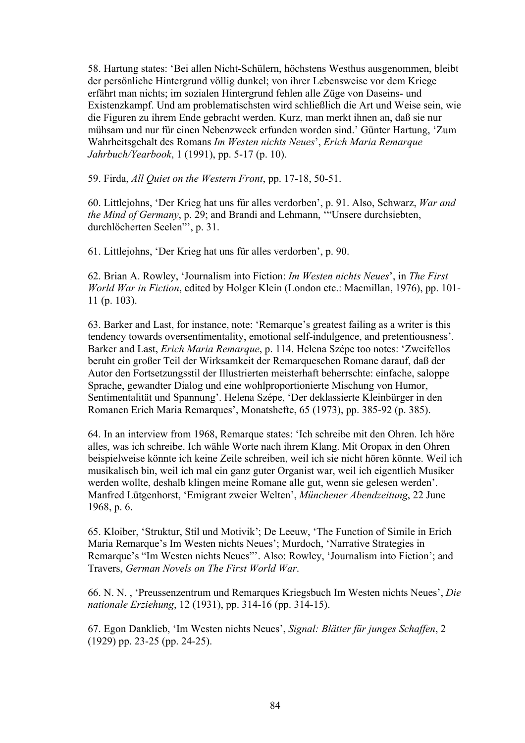58. Hartung states: 'Bei allen Nicht-Schülern, höchstens Westhus ausgenommen, bleibt der persönliche Hintergrund völlig dunkel; von ihrer Lebensweise vor dem Kriege erfährt man nichts; im sozialen Hintergrund fehlen alle Züge von Daseins- und Existenzkampf. Und am problematischsten wird schließlich die Art und Weise sein, wie die Figuren zu ihrem Ende gebracht werden. Kurz, man merkt ihnen an, daß sie nur mühsam und nur für einen Nebenzweck erfunden worden sind.' Günter Hartung, 'Zum Wahrheitsgehalt des Romans *Im Westen nichts Neues*', *Erich Maria Remarque Jahrbuch/Yearbook*, 1 (1991), pp. 5-17 (p. 10).

59. Firda, *All Quiet on the Western Front*, pp. 17-18, 50-51.

60. Littlejohns, 'Der Krieg hat uns für alles verdorben', p. 91. Also, Schwarz, *War and the Mind of Germany*, p. 29; and Brandi and Lehmann, '"Unsere durchsiebten, durchlöcherten Seelen"', p. 31.

61. Littlejohns, 'Der Krieg hat uns für alles verdorben', p. 90.

62. Brian A. Rowley, 'Journalism into Fiction: *Im Westen nichts Neues*', in *The First World War in Fiction*, edited by Holger Klein (London etc.: Macmillan, 1976), pp. 101-11 (p. 103).

63. Barker and Last, for instance, note: 'Remarque's greatest failing as a writer is this tendency towards oversentimentality, emotional self-indulgence, and pretentiousness'. Barker and Last, *Erich Maria Remarque*, p. 114. Helena Szépe too notes: 'Zweifellos beruht ein großer Teil der Wirksamkeit der Remarqueschen Romane darauf, daß der Autor den Fortsetzungsstil der Illustrierten meisterhaft beherrschte: einfache, saloppe Sprache, gewandter Dialog und eine wohlproportionierte Mischung von Humor, Sentimentalität und Spannung'. Helena Szépe, 'Der deklassierte Kleinbürger in den Romanen Erich Maria Remarques', Monatshefte, 65 (1973), pp. 385-92 (p. 385).

64. In an interview from 1968, Remarque states: 'Ich schreibe mit den Ohren. Ich höre alles, was ich schreibe. Ich wähle Worte nach ihrem Klang. Mit Oropax in den Ohren beispielweise könnte ich keine Zeile schreiben, weil ich sie nicht hören könnte. Weil ich musikalisch bin, weil ich mal ein ganz guter Organist war, weil ich eigentlich Musiker werden wollte, deshalb klingen meine Romane alle gut, wenn sie gelesen werden'. Manfred Lütgenhorst, 'Emigrant zweier Welten', *Münchener Abendzeitung*, 22 June 1968, p. 6.

65. Kloiber, 'Struktur, Stil und Motivik'; De Leeuw, 'The Function of Simile in Erich Maria Remarque's Im Westen nichts Neues'; Murdoch, 'Narrative Strategies in Remarque's "Im Westen nichts Neues"'. Also: Rowley, 'Journalism into Fiction'; and Travers, *German Novels on The First World War*.

66. N. N. , 'Preussenzentrum und Remarques Kriegsbuch Im Westen nichts Neues', *Die nationale Erziehung*, 12 (1931), pp. 314-16 (pp. 314-15).

67. Egon Danklieb, 'Im Westen nichts Neues', *Signal: Blätter für junges Schaffen*, 2 (1929) pp. 23-25 (pp. 24-25).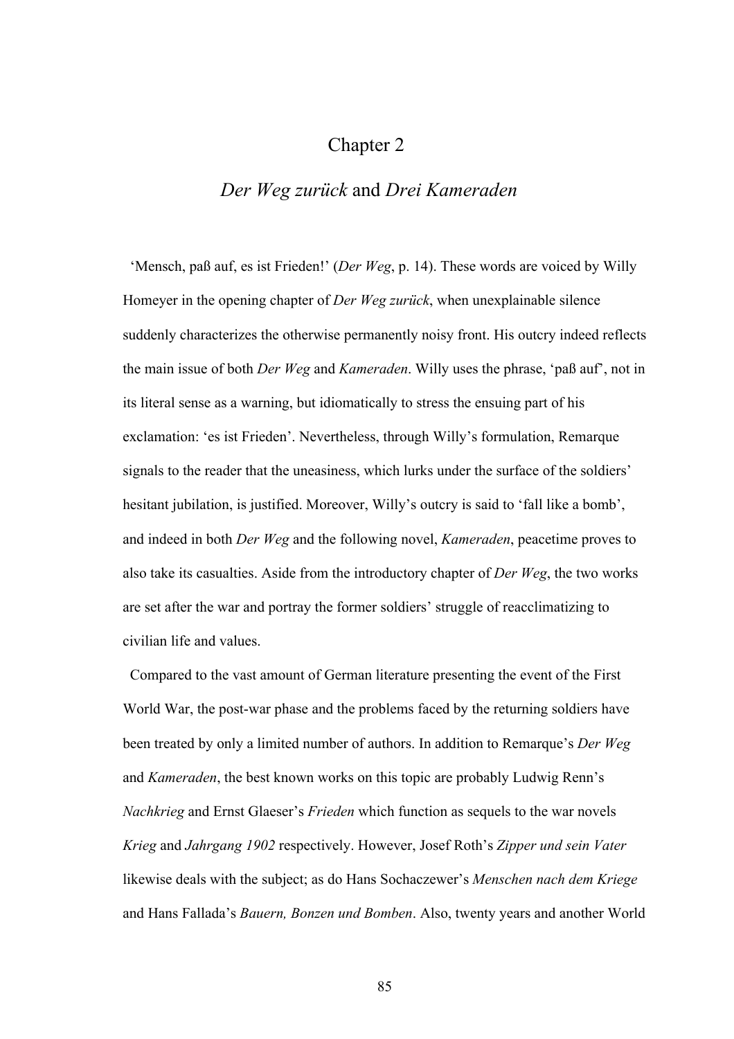# Chapter 2

## *Der Weg zurück* and *Drei Kameraden*

'Mensch, paß auf, es ist Frieden!' (*Der Weg*, p. 14). These words are voiced by Willy Homeyer in the opening chapter of *Der Weg zurück*, when unexplainable silence suddenly characterizes the otherwise permanently noisy front. His outcry indeed reflects the main issue of both *Der Weg* and *Kameraden*. Willy uses the phrase, 'paß auf', not in its literal sense as a warning, but idiomatically to stress the ensuing part of his exclamation: 'es ist Frieden'. Nevertheless, through Willy's formulation, Remarque signals to the reader that the uneasiness, which lurks under the surface of the soldiers' hesitant jubilation, is justified. Moreover, Willy's outcry is said to 'fall like a bomb', and indeed in both *Der Weg* and the following novel, *Kameraden*, peacetime proves to also take its casualties. Aside from the introductory chapter of *Der Weg*, the two works are set after the war and portray the former soldiers' struggle of reacclimatizing to civilian life and values.

Compared to the vast amount of German literature presenting the event of the First World War, the post-war phase and the problems faced by the returning soldiers have been treated by only a limited number of authors. In addition to Remarque's *Der Weg* and *Kameraden*, the best known works on this topic are probably Ludwig Renn's *Nachkrieg* and Ernst Glaeser's *Frieden* which function as sequels to the war novels *Krieg* and *Jahrgang 1902* respectively. However, Josef Roth's *Zipper und sein Vater* likewise deals with the subject; as do Hans Sochaczewer's *Menschen nach dem Kriege* and Hans Fallada's *Bauern, Bonzen und Bomben*. Also, twenty years and another World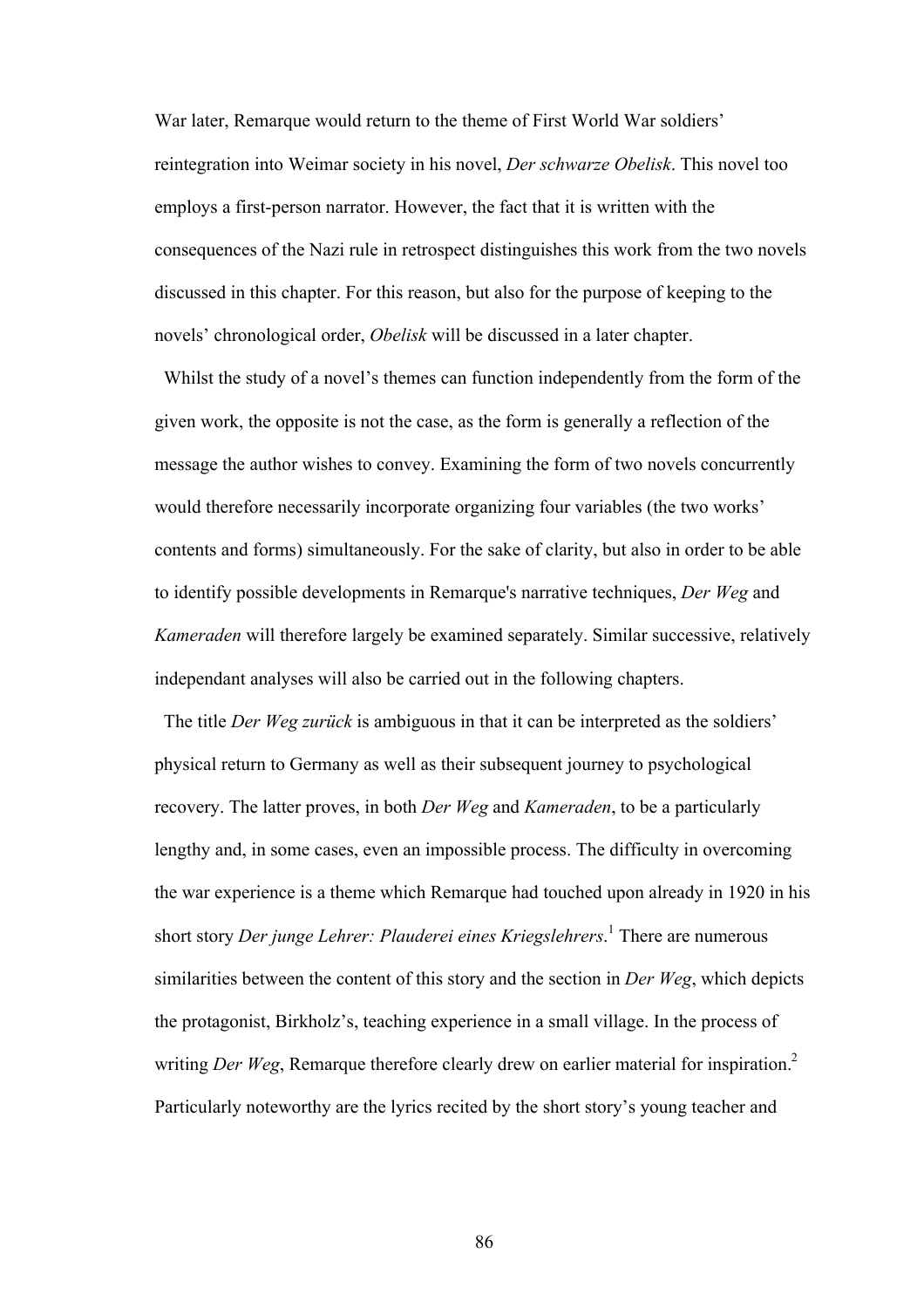War later, Remarque would return to the theme of First World War soldiers' reintegration into Weimar society in his novel, *Der schwarze Obelisk*. This novel too employs a first-person narrator. However, the fact that it is written with the consequences of the Nazi rule in retrospect distinguishes this work from the two novels discussed in this chapter. For this reason, but also for the purpose of keeping to the novels' chronological order, *Obelisk* will be discussed in a later chapter.

Whilst the study of a novel's themes can function independently from the form of the given work, the opposite is not the case, as the form is generally a reflection of the message the author wishes to convey. Examining the form of two novels concurrently would therefore necessarily incorporate organizing four variables (the two works' contents and forms) simultaneously. For the sake of clarity, but also in order to be able to identify possible developments in Remarque's narrative techniques, *Der Weg* and *Kameraden* will therefore largely be examined separately. Similar successive, relatively independant analyses will also be carried out in the following chapters.

The title *Der Weg zurück* is ambiguous in that it can be interpreted as the soldiers' physical return to Germany as well as their subsequent journey to psychological recovery. The latter proves, in both *Der Weg* and *Kameraden*, to be a particularly lengthy and, in some cases, even an impossible process. The difficulty in overcoming the war experience is a theme which Remarque had touched upon already in 1920 in his short story *Der junge Lehrer: Plauderei eines Kriegslehrers*.[1] There are numerous similarities between the content of this story and the section in *Der Weg*, which depicts the protagonist, Birkholz's, teaching experience in a small village. In the process of writing *Der Weg*, Remarque therefore clearly drew on earlier material for inspiration.[2] Particularly noteworthy are the lyrics recited by the short story's young teacher and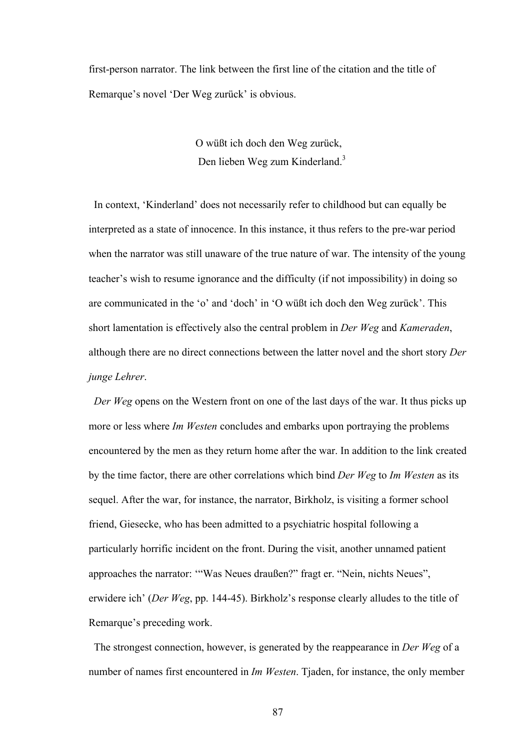first-person narrator. The link between the first line of the citation and the title of Remarque's novel 'Der Weg zurück' is obvious.

> O wüßt ich doch den Weg zurück,
> Den lieben Weg zum Kinderland.[3]

In context, 'Kinderland' does not necessarily refer to childhood but can equally be interpreted as a state of innocence. In this instance, it thus refers to the pre-war period when the narrator was still unaware of the true nature of war. The intensity of the young teacher's wish to resume ignorance and the difficulty (if not impossibility) in doing so are communicated in the 'o' and 'doch' in 'O wüßt ich doch den Weg zurück'. This short lamentation is effectively also the central problem in *Der Weg* and *Kameraden*, although there are no direct connections between the latter novel and the short story *Der junge Lehrer*.

*Der Weg* opens on the Western front on one of the last days of the war. It thus picks up more or less where *Im Westen* concludes and embarks upon portraying the problems encountered by the men as they return home after the war. In addition to the link created by the time factor, there are other correlations which bind *Der Weg* to *Im Westen* as its sequel. After the war, for instance, the narrator, Birkholz, is visiting a former school friend, Giesecke, who has been admitted to a psychiatric hospital following a particularly horrific incident on the front. During the visit, another unnamed patient approaches the narrator: '"Was Neues draußen?" fragt er. "Nein, nichts Neues", erwidere ich' (*Der Weg*, pp. 144-45). Birkholz's response clearly alludes to the title of Remarque's preceding work.

The strongest connection, however, is generated by the reappearance in *Der Weg* of a number of names first encountered in *Im Westen*. Tjaden, for instance, the only member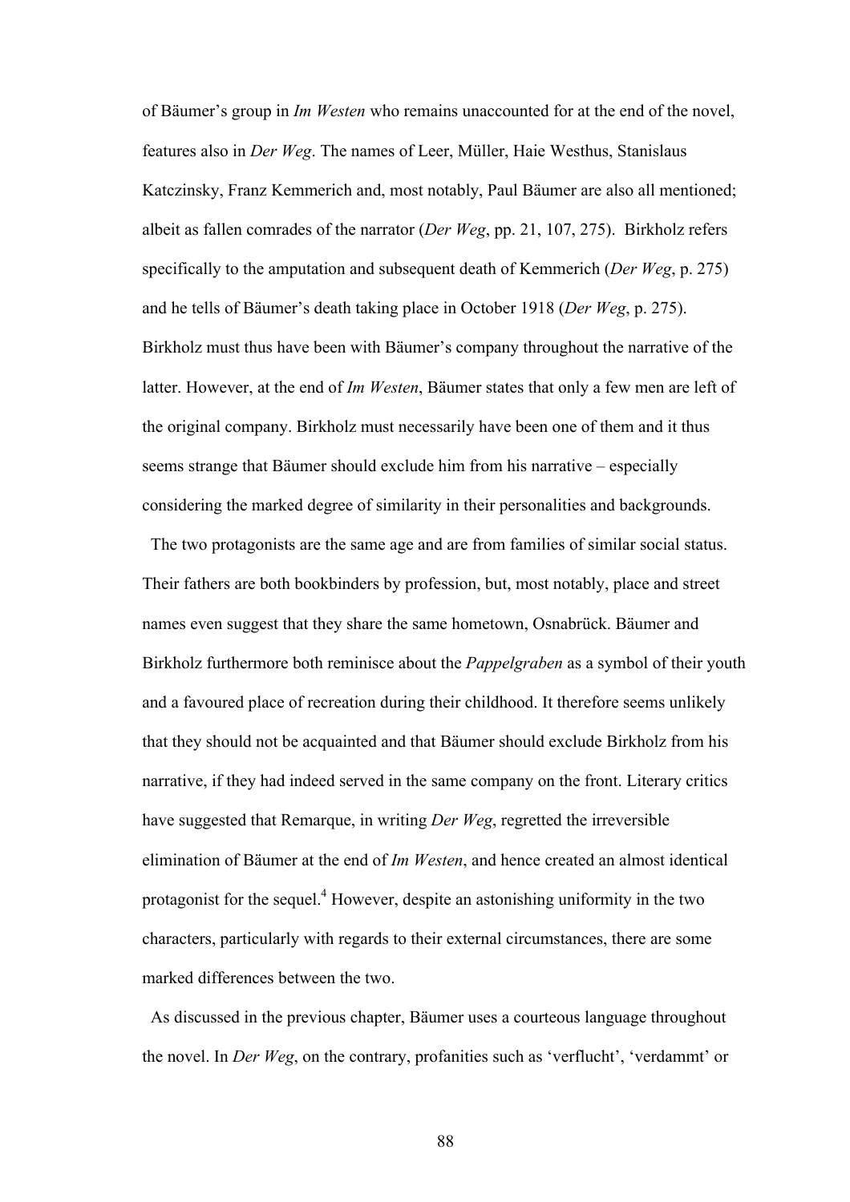of Bäumer's group in *Im Westen* who remains unaccounted for at the end of the novel, features also in *Der Weg*. The names of Leer, Müller, Haie Westhus, Stanislaus Katczinsky, Franz Kemmerich and, most notably, Paul Bäumer are also all mentioned; albeit as fallen comrades of the narrator (*Der Weg*, pp. 21, 107, 275). Birkholz refers specifically to the amputation and subsequent death of Kemmerich (*Der Weg*, p. 275) and he tells of Bäumer's death taking place in October 1918 (*Der Weg*, p. 275). Birkholz must thus have been with Bäumer's company throughout the narrative of the latter. However, at the end of *Im Westen*, Bäumer states that only a few men are left of the original company. Birkholz must necessarily have been one of them and it thus seems strange that Bäumer should exclude him from his narrative – especially considering the marked degree of similarity in their personalities and backgrounds.

The two protagonists are the same age and are from families of similar social status. Their fathers are both bookbinders by profession, but, most notably, place and street names even suggest that they share the same hometown, Osnabrück. Bäumer and Birkholz furthermore both reminisce about the *Pappelgraben* as a symbol of their youth and a favoured place of recreation during their childhood. It therefore seems unlikely that they should not be acquainted and that Bäumer should exclude Birkholz from his narrative, if they had indeed served in the same company on the front. Literary critics have suggested that Remarque, in writing *Der Weg*, regretted the irreversible elimination of Bäumer at the end of *Im Westen*, and hence created an almost identical protagonist for the sequel.[4] However, despite an astonishing uniformity in the two characters, particularly with regards to their external circumstances, there are some marked differences between the two.

As discussed in the previous chapter, Bäumer uses a courteous language throughout the novel. In *Der Weg*, on the contrary, profanities such as 'verflucht', 'verdammt' or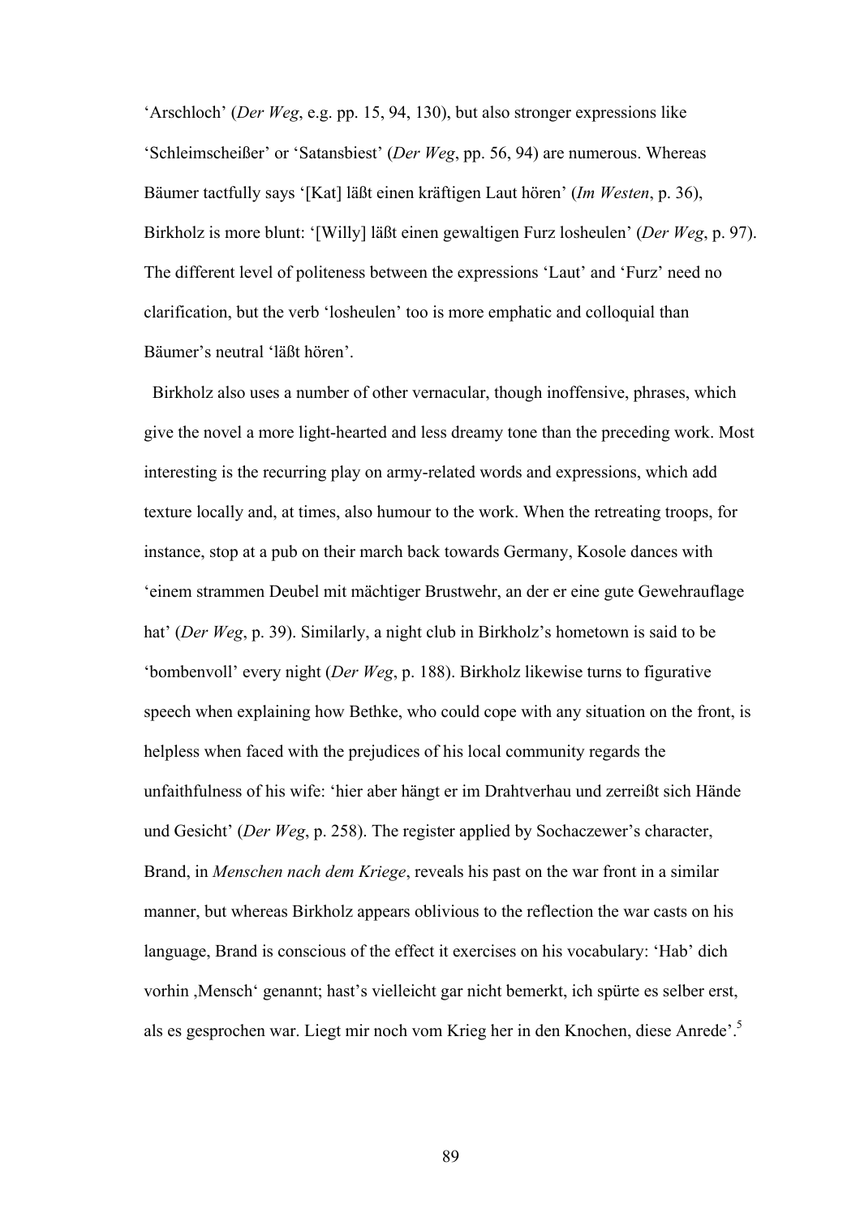'Arschloch' (*Der Weg*, e.g. pp. 15, 94, 130), but also stronger expressions like 'Schleimscheißer' or 'Satansbiest' (*Der Weg*, pp. 56, 94) are numerous. Whereas Bäumer tactfully says '[Kat] läßt einen kräftigen Laut hören' (*Im Westen*, p. 36), Birkholz is more blunt: '[Willy] läßt einen gewaltigen Furz losheulen' (*Der Weg*, p. 97). The different level of politeness between the expressions 'Laut' and 'Furz' need no clarification, but the verb 'losheulen' too is more emphatic and colloquial than Bäumer's neutral 'läßt hören'.

Birkholz also uses a number of other vernacular, though inoffensive, phrases, which give the novel a more light-hearted and less dreamy tone than the preceding work. Most interesting is the recurring play on army-related words and expressions, which add texture locally and, at times, also humour to the work. When the retreating troops, for instance, stop at a pub on their march back towards Germany, Kosole dances with 'einem strammen Deubel mit mächtiger Brustwehr, an der er eine gute Gewehrauflage hat' (*Der Weg*, p. 39). Similarly, a night club in Birkholz's hometown is said to be 'bombenvoll' every night (*Der Weg*, p. 188). Birkholz likewise turns to figurative speech when explaining how Bethke, who could cope with any situation on the front, is helpless when faced with the prejudices of his local community regards the unfaithfulness of his wife: 'hier aber hängt er im Drahtverhau und zerreißt sich Hände und Gesicht' (*Der Weg*, p. 258). The register applied by Sochaczewer's character, Brand, in *Menschen nach dem Kriege*, reveals his past on the war front in a similar manner, but whereas Birkholz appears oblivious to the reflection the war casts on his language, Brand is conscious of the effect it exercises on his vocabulary: 'Hab' dich vorhin ‚Mensch' genannt; hast's vielleicht gar nicht bemerkt, ich spürte es selber erst, als es gesprochen war. Liegt mir noch vom Krieg her in den Knochen, diese Anrede'.[5]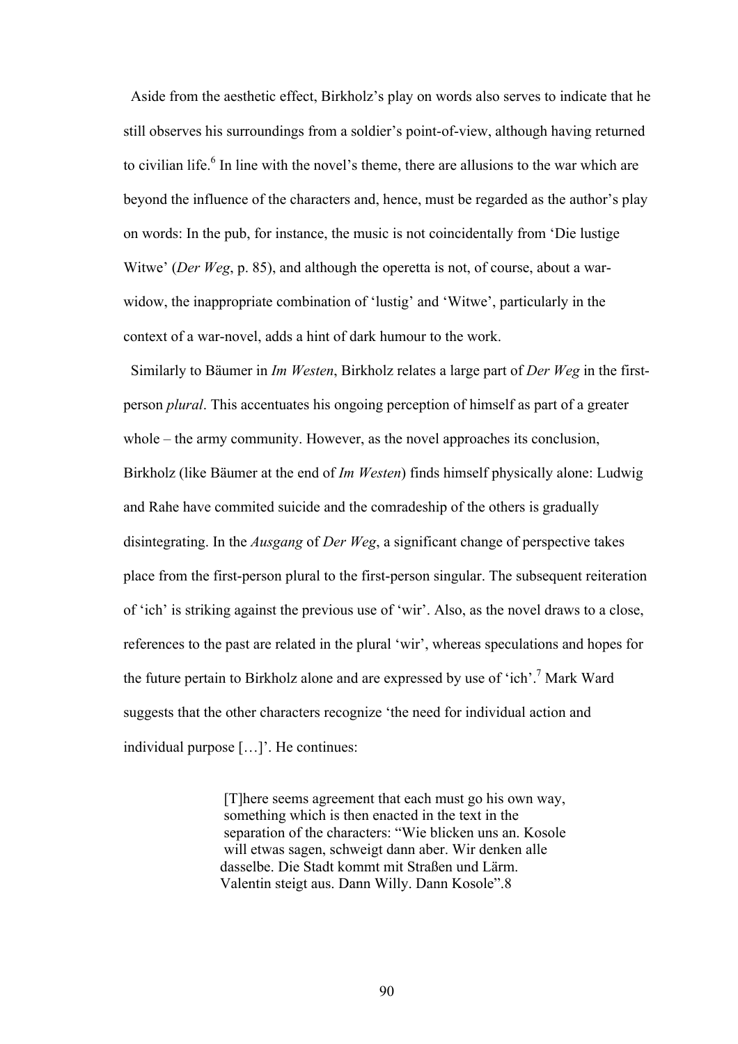Aside from the aesthetic effect, Birkholz's play on words also serves to indicate that he still observes his surroundings from a soldier's point-of-view, although having returned to civilian life.[6] In line with the novel's theme, there are allusions to the war which are beyond the influence of the characters and, hence, must be regarded as the author's play on words: In the pub, for instance, the music is not coincidentally from 'Die lustige Witwe' (*Der Weg*, p. 85), and although the operetta is not, of course, about a war-widow, the inappropriate combination of 'lustig' and 'Witwe', particularly in the context of a war-novel, adds a hint of dark humour to the work.

Similarly to Bäumer in *Im Westen*, Birkholz relates a large part of *Der Weg* in the first-person *plural*. This accentuates his ongoing perception of himself as part of a greater whole – the army community. However, as the novel approaches its conclusion, Birkholz (like Bäumer at the end of *Im Westen*) finds himself physically alone: Ludwig and Rahe have commited suicide and the comradeship of the others is gradually disintegrating. In the *Ausgang* of *Der Weg*, a significant change of perspective takes place from the first-person plural to the first-person singular. The subsequent reiteration of 'ich' is striking against the previous use of 'wir'. Also, as the novel draws to a close, references to the past are related in the plural 'wir', whereas speculations and hopes for the future pertain to Birkholz alone and are expressed by use of 'ich'.[7] Mark Ward suggests that the other characters recognize 'the need for individual action and individual purpose […]'. He continues:

> [T]here seems agreement that each must go his own way, something which is then enacted in the text in the separation of the characters: "Wie blicken uns an. Kosole will etwas sagen, schweigt dann aber. Wir denken alle dasselbe. Die Stadt kommt mit Straßen und Lärm. Valentin steigt aus. Dann Willy. Dann Kosole".8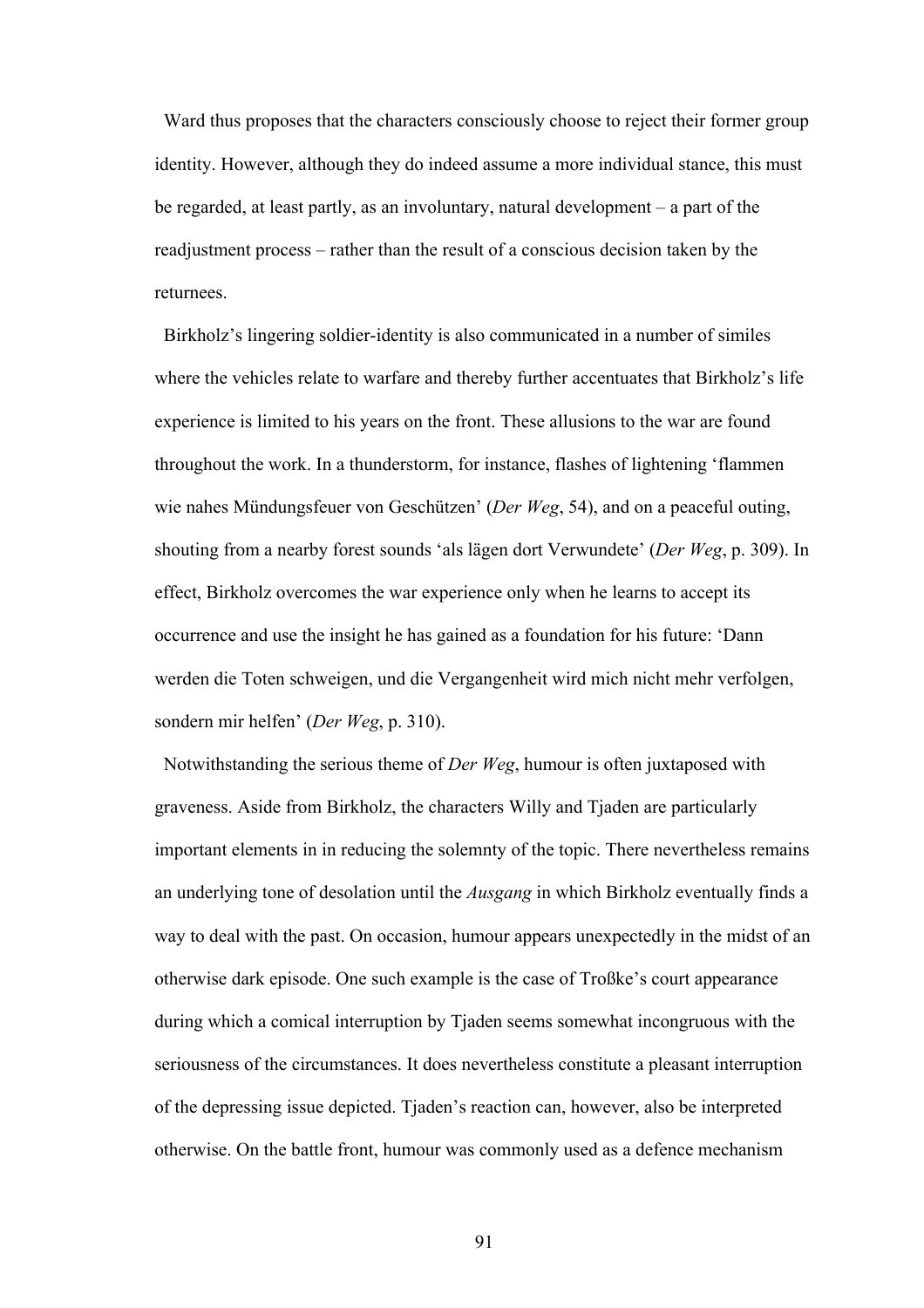Ward thus proposes that the characters consciously choose to reject their former group identity. However, although they do indeed assume a more individual stance, this must be regarded, at least partly, as an involuntary, natural development – a part of the readjustment process – rather than the result of a conscious decision taken by the returnees.

Birkholz's lingering soldier-identity is also communicated in a number of similes where the vehicles relate to warfare and thereby further accentuates that Birkholz's life experience is limited to his years on the front. These allusions to the war are found throughout the work. In a thunderstorm, for instance, flashes of lightening 'flammen wie nahes Mündungsfeuer von Geschützen' (*Der Weg*, 54), and on a peaceful outing, shouting from a nearby forest sounds 'als lägen dort Verwundete' (*Der Weg*, p. 309). In effect, Birkholz overcomes the war experience only when he learns to accept its occurrence and use the insight he has gained as a foundation for his future: 'Dann werden die Toten schweigen, und die Vergangenheit wird mich nicht mehr verfolgen, sondern mir helfen' (*Der Weg*, p. 310).

Notwithstanding the serious theme of *Der Weg*, humour is often juxtaposed with graveness. Aside from Birkholz, the characters Willy and Tjaden are particularly important elements in in reducing the solemnty of the topic. There nevertheless remains an underlying tone of desolation until the *Ausgang* in which Birkholz eventually finds a way to deal with the past. On occasion, humour appears unexpectedly in the midst of an otherwise dark episode. One such example is the case of Troßke's court appearance during which a comical interruption by Tjaden seems somewhat incongruous with the seriousness of the circumstances. It does nevertheless constitute a pleasant interruption of the depressing issue depicted. Tjaden's reaction can, however, also be interpreted otherwise. On the battle front, humour was commonly used as a defence mechanism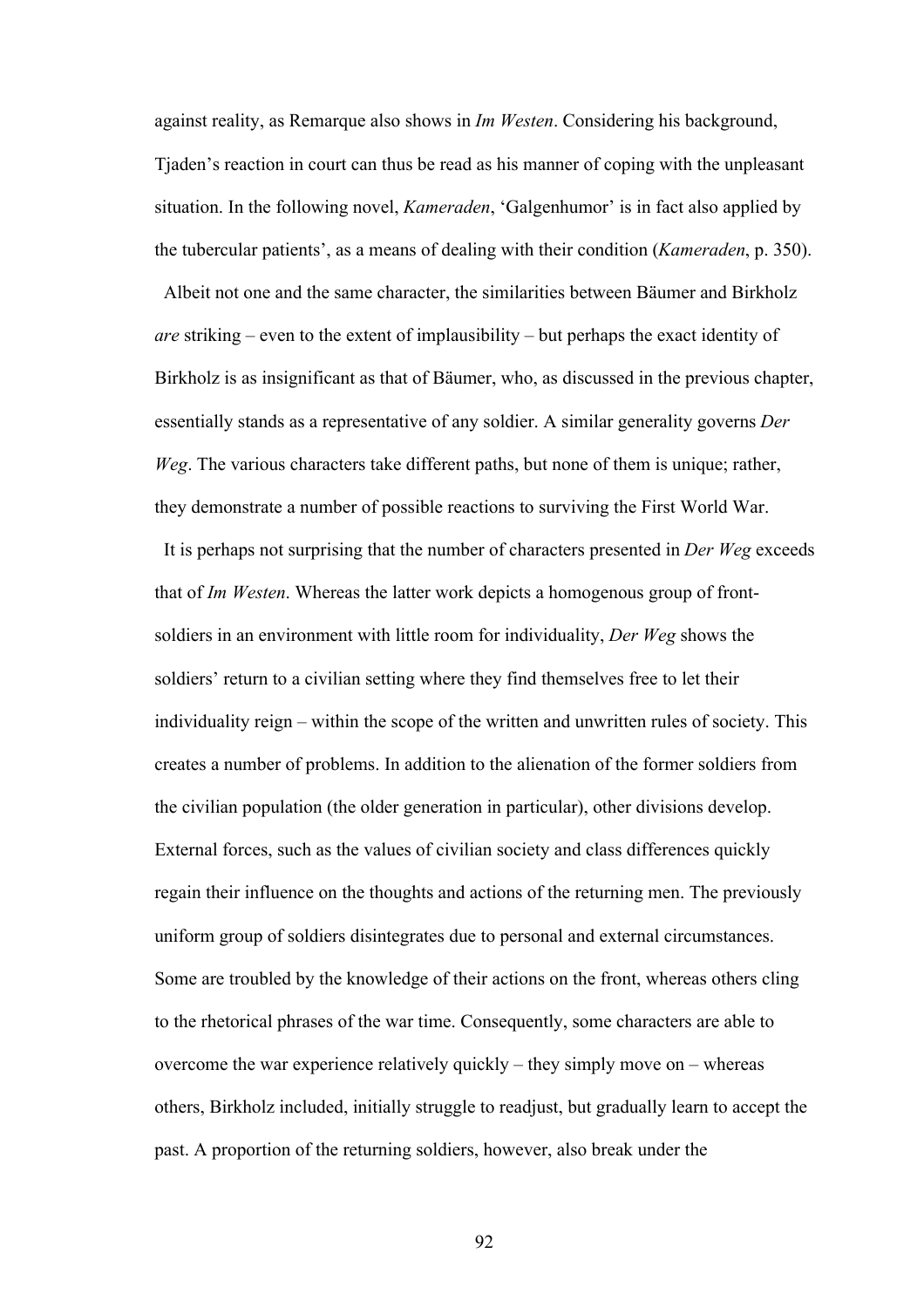against reality, as Remarque also shows in *Im Westen*. Considering his background, Tjaden's reaction in court can thus be read as his manner of coping with the unpleasant situation. In the following novel, *Kameraden*, 'Galgenhumor' is in fact also applied by the tubercular patients', as a means of dealing with their condition (*Kameraden*, p. 350).

Albeit not one and the same character, the similarities between Bäumer and Birkholz *are* striking – even to the extent of implausibility – but perhaps the exact identity of Birkholz is as insignificant as that of Bäumer, who, as discussed in the previous chapter, essentially stands as a representative of any soldier. A similar generality governs *Der Weg*. The various characters take different paths, but none of them is unique; rather, they demonstrate a number of possible reactions to surviving the First World War.

It is perhaps not surprising that the number of characters presented in *Der Weg* exceeds that of *Im Westen*. Whereas the latter work depicts a homogenous group of front-soldiers in an environment with little room for individuality, *Der Weg* shows the soldiers' return to a civilian setting where they find themselves free to let their individuality reign – within the scope of the written and unwritten rules of society. This creates a number of problems. In addition to the alienation of the former soldiers from the civilian population (the older generation in particular), other divisions develop. External forces, such as the values of civilian society and class differences quickly regain their influence on the thoughts and actions of the returning men. The previously uniform group of soldiers disintegrates due to personal and external circumstances. Some are troubled by the knowledge of their actions on the front, whereas others cling to the rhetorical phrases of the war time. Consequently, some characters are able to overcome the war experience relatively quickly – they simply move on – whereas others, Birkholz included, initially struggle to readjust, but gradually learn to accept the past. A proportion of the returning soldiers, however, also break under the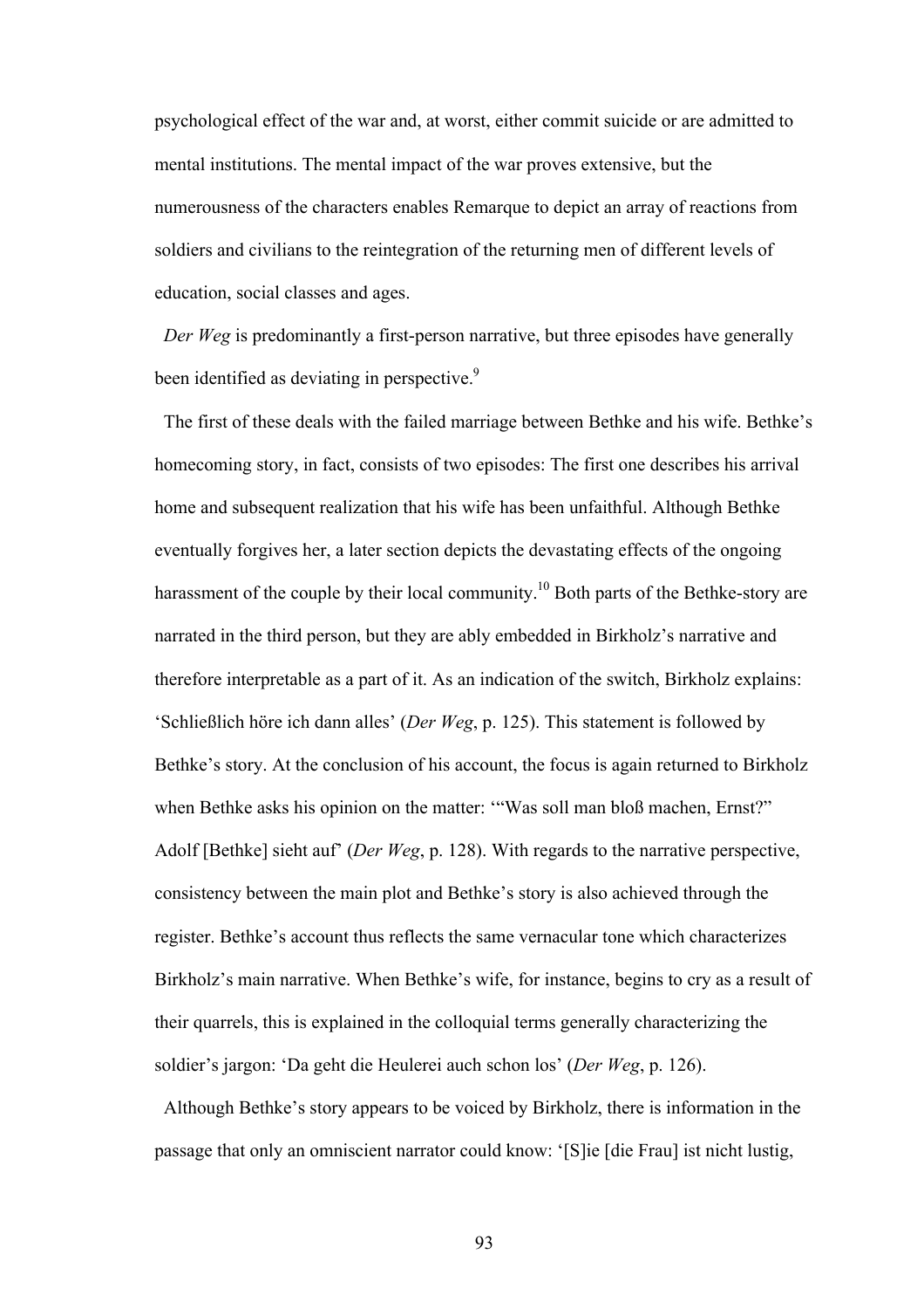psychological effect of the war and, at worst, either commit suicide or are admitted to mental institutions. The mental impact of the war proves extensive, but the numerousness of the characters enables Remarque to depict an array of reactions from soldiers and civilians to the reintegration of the returning men of different levels of education, social classes and ages.

*Der Weg* is predominantly a first-person narrative, but three episodes have generally been identified as deviating in perspective.[9]

The first of these deals with the failed marriage between Bethke and his wife. Bethke's homecoming story, in fact, consists of two episodes: The first one describes his arrival home and subsequent realization that his wife has been unfaithful. Although Bethke eventually forgives her, a later section depicts the devastating effects of the ongoing harassment of the couple by their local community.[10] Both parts of the Bethke-story are narrated in the third person, but they are ably embedded in Birkholz's narrative and therefore interpretable as a part of it. As an indication of the switch, Birkholz explains: 'Schließlich höre ich dann alles' (*Der Weg*, p. 125). This statement is followed by Bethke's story. At the conclusion of his account, the focus is again returned to Birkholz when Bethke asks his opinion on the matter: '"Was soll man bloß machen, Ernst?" Adolf [Bethke] sieht auf' (*Der Weg*, p. 128). With regards to the narrative perspective, consistency between the main plot and Bethke's story is also achieved through the register. Bethke's account thus reflects the same vernacular tone which characterizes Birkholz's main narrative. When Bethke's wife, for instance, begins to cry as a result of their quarrels, this is explained in the colloquial terms generally characterizing the soldier's jargon: 'Da geht die Heulerei auch schon los' (*Der Weg*, p. 126).

Although Bethke's story appears to be voiced by Birkholz, there is information in the passage that only an omniscient narrator could know: '[S]ie [die Frau] ist nicht lustig,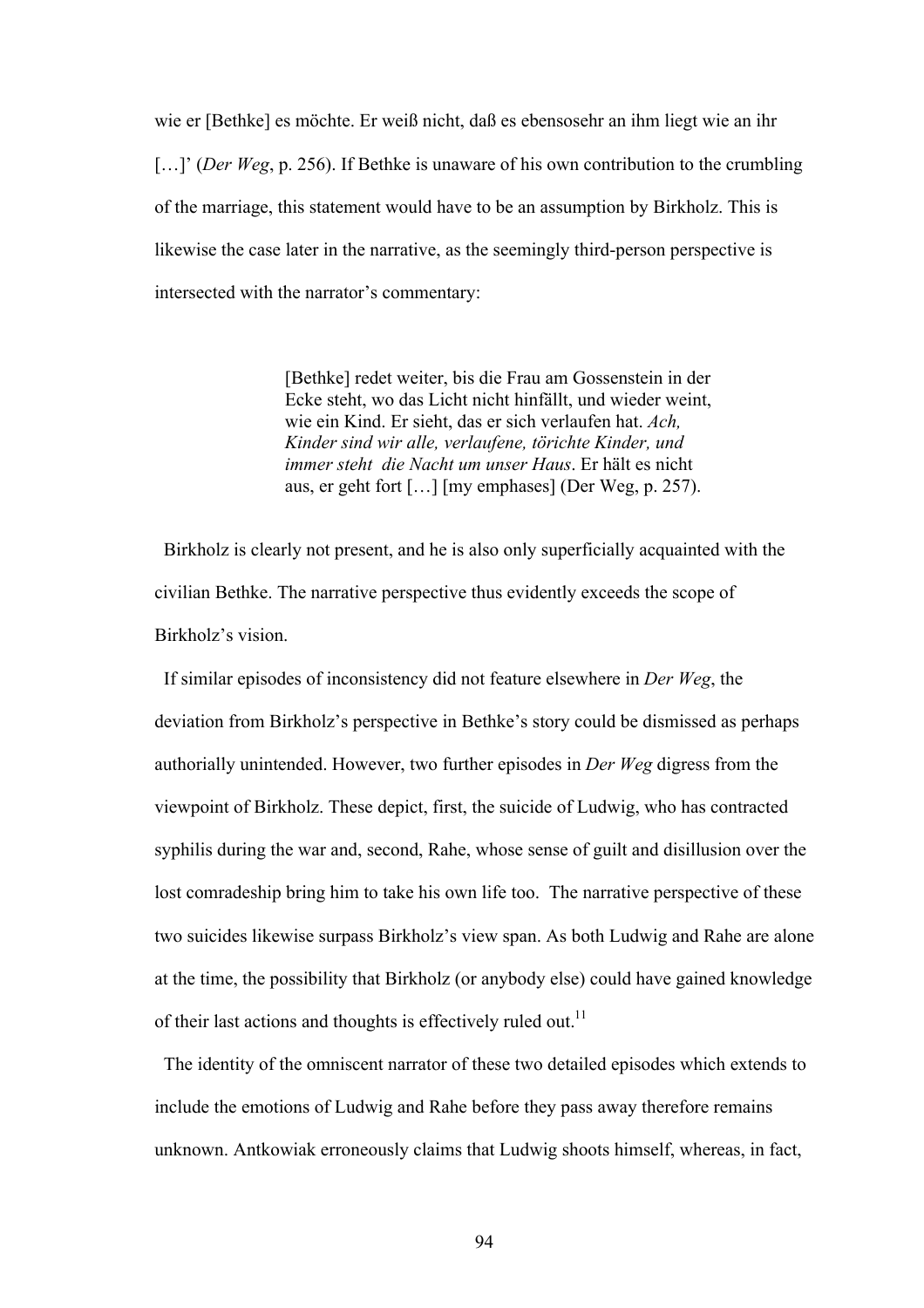wie er [Bethke] es möchte. Er weiß nicht, daß es ebensosehr an ihm liegt wie an ihr […]' (*Der Weg*, p. 256). If Bethke is unaware of his own contribution to the crumbling of the marriage, this statement would have to be an assumption by Birkholz. This is likewise the case later in the narrative, as the seemingly third-person perspective is intersected with the narrator's commentary:

> [Bethke] redet weiter, bis die Frau am Gossenstein in der Ecke steht, wo das Licht nicht hinfällt, und wieder weint, wie ein Kind. Er sieht, das er sich verlaufen hat. *Ach, Kinder sind wir alle, verlaufene, törichte Kinder, und immer steht die Nacht um unser Haus*. Er hält es nicht aus, er geht fort […] [my emphases] (Der Weg, p. 257).

Birkholz is clearly not present, and he is also only superficially acquainted with the civilian Bethke. The narrative perspective thus evidently exceeds the scope of Birkholz's vision.

If similar episodes of inconsistency did not feature elsewhere in *Der Weg*, the deviation from Birkholz's perspective in Bethke's story could be dismissed as perhaps authorially unintended. However, two further episodes in *Der Weg* digress from the viewpoint of Birkholz. These depict, first, the suicide of Ludwig, who has contracted syphilis during the war and, second, Rahe, whose sense of guilt and disillusion over the lost comradeship bring him to take his own life too. The narrative perspective of these two suicides likewise surpass Birkholz's view span. As both Ludwig and Rahe are alone at the time, the possibility that Birkholz (or anybody else) could have gained knowledge of their last actions and thoughts is effectively ruled out.[11]

The identity of the omniscent narrator of these two detailed episodes which extends to include the emotions of Ludwig and Rahe before they pass away therefore remains unknown. Antkowiak erroneously claims that Ludwig shoots himself, whereas, in fact,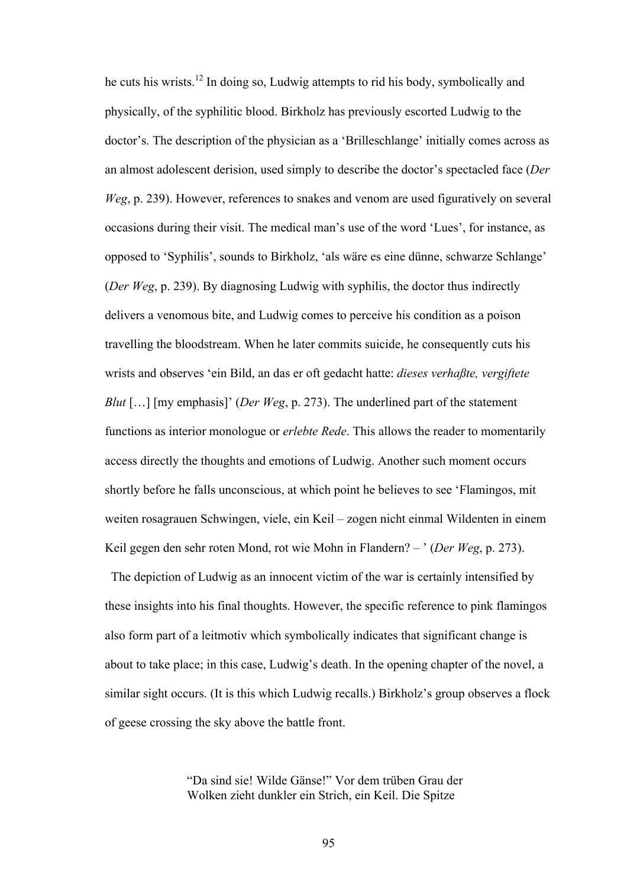he cuts his wrists.[12] In doing so, Ludwig attempts to rid his body, symbolically and physically, of the syphilitic blood. Birkholz has previously escorted Ludwig to the doctor's. The description of the physician as a 'Brilleschlange' initially comes across as an almost adolescent derision, used simply to describe the doctor's spectacled face (*Der Weg*, p. 239). However, references to snakes and venom are used figuratively on several occasions during their visit. The medical man's use of the word 'Lues', for instance, as opposed to 'Syphilis', sounds to Birkholz, 'als wäre es eine dünne, schwarze Schlange' (*Der Weg*, p. 239). By diagnosing Ludwig with syphilis, the doctor thus indirectly delivers a venomous bite, and Ludwig comes to perceive his condition as a poison travelling the bloodstream. When he later commits suicide, he consequently cuts his wrists and observes 'ein Bild, an das er oft gedacht hatte: *dieses verhaßte, vergiftete Blut* […] [my emphasis]' (*Der Weg*, p. 273). The underlined part of the statement functions as interior monologue or *erlebte Rede*. This allows the reader to momentarily access directly the thoughts and emotions of Ludwig. Another such moment occurs shortly before he falls unconscious, at which point he believes to see 'Flamingos, mit weiten rosagrauen Schwingen, viele, ein Keil – zogen nicht einmal Wildenten in einem Keil gegen den sehr roten Mond, rot wie Mohn in Flandern? – ' (*Der Weg*, p. 273).

The depiction of Ludwig as an innocent victim of the war is certainly intensified by these insights into his final thoughts. However, the specific reference to pink flamingos also form part of a leitmotiv which symbolically indicates that significant change is about to take place; in this case, Ludwig's death. In the opening chapter of the novel, a similar sight occurs. (It is this which Ludwig recalls.) Birkholz's group observes a flock of geese crossing the sky above the battle front.

> "Da sind sie! Wilde Gänse!" Vor dem trüben Grau der Wolken zieht dunkler ein Strich, ein Keil. Die Spitze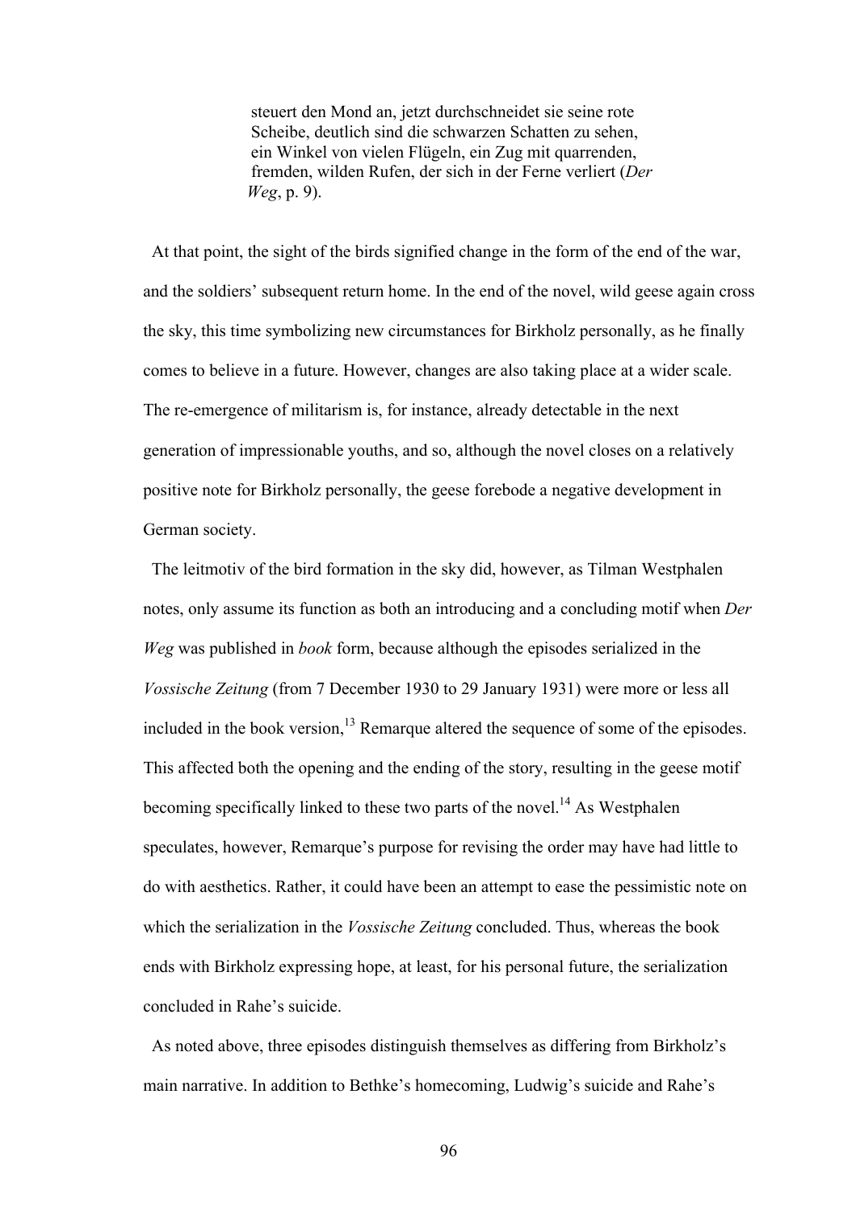> steuert den Mond an, jetzt durchschneidet sie seine rote Scheibe, deutlich sind die schwarzen Schatten zu sehen, ein Winkel von vielen Flügeln, ein Zug mit quarrenden, fremden, wilden Rufen, der sich in der Ferne verliert (*Der Weg*, p. 9).

At that point, the sight of the birds signified change in the form of the end of the war, and the soldiers' subsequent return home. In the end of the novel, wild geese again cross the sky, this time symbolizing new circumstances for Birkholz personally, as he finally comes to believe in a future. However, changes are also taking place at a wider scale. The re-emergence of militarism is, for instance, already detectable in the next generation of impressionable youths, and so, although the novel closes on a relatively positive note for Birkholz personally, the geese forebode a negative development in German society.

The leitmotiv of the bird formation in the sky did, however, as Tilman Westphalen notes, only assume its function as both an introducing and a concluding motif when *Der Weg* was published in *book* form, because although the episodes serialized in the *Vossische Zeitung* (from 7 December 1930 to 29 January 1931) were more or less all included in the book version,[13] Remarque altered the sequence of some of the episodes. This affected both the opening and the ending of the story, resulting in the geese motif becoming specifically linked to these two parts of the novel.[14] As Westphalen speculates, however, Remarque's purpose for revising the order may have had little to do with aesthetics. Rather, it could have been an attempt to ease the pessimistic note on which the serialization in the *Vossische Zeitung* concluded. Thus, whereas the book ends with Birkholz expressing hope, at least, for his personal future, the serialization concluded in Rahe's suicide.

As noted above, three episodes distinguish themselves as differing from Birkholz's main narrative. In addition to Bethke's homecoming, Ludwig's suicide and Rahe's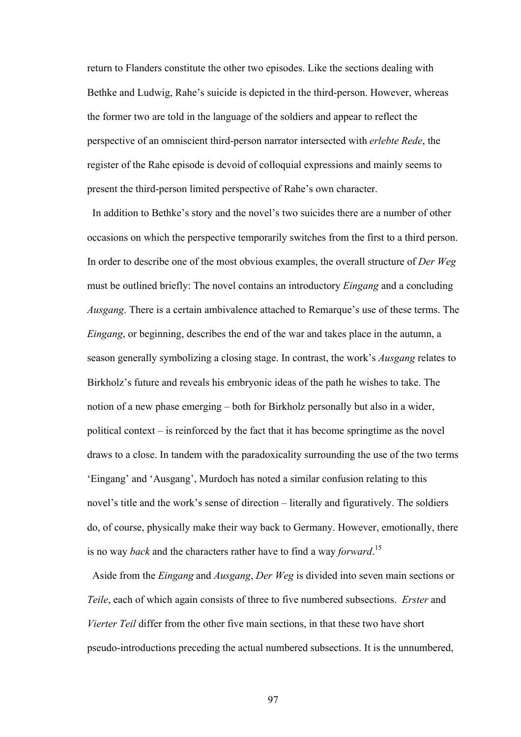return to Flanders constitute the other two episodes. Like the sections dealing with Bethke and Ludwig, Rahe's suicide is depicted in the third-person. However, whereas the former two are told in the language of the soldiers and appear to reflect the perspective of an omniscient third-person narrator intersected with *erlebte Rede*, the register of the Rahe episode is devoid of colloquial expressions and mainly seems to present the third-person limited perspective of Rahe's own character.

In addition to Bethke's story and the novel's two suicides there are a number of other occasions on which the perspective temporarily switches from the first to a third person. In order to describe one of the most obvious examples, the overall structure of *Der Weg* must be outlined briefly: The novel contains an introductory *Eingang* and a concluding *Ausgang*. There is a certain ambivalence attached to Remarque's use of these terms. The *Eingang*, or beginning, describes the end of the war and takes place in the autumn, a season generally symbolizing a closing stage. In contrast, the work's *Ausgang* relates to Birkholz's future and reveals his embryonic ideas of the path he wishes to take. The notion of a new phase emerging – both for Birkholz personally but also in a wider, political context – is reinforced by the fact that it has become springtime as the novel draws to a close. In tandem with the paradoxicality surrounding the use of the two terms 'Eingang' and 'Ausgang', Murdoch has noted a similar confusion relating to this novel's title and the work's sense of direction – literally and figuratively. The soldiers do, of course, physically make their way back to Germany. However, emotionally, there is no way *back* and the characters rather have to find a way *forward*.[15]

Aside from the *Eingang* and *Ausgang*, *Der Weg* is divided into seven main sections or *Teile*, each of which again consists of three to five numbered subsections. *Erster* and *Vierter Teil* differ from the other five main sections, in that these two have short pseudo-introductions preceding the actual numbered subsections. It is the unnumbered,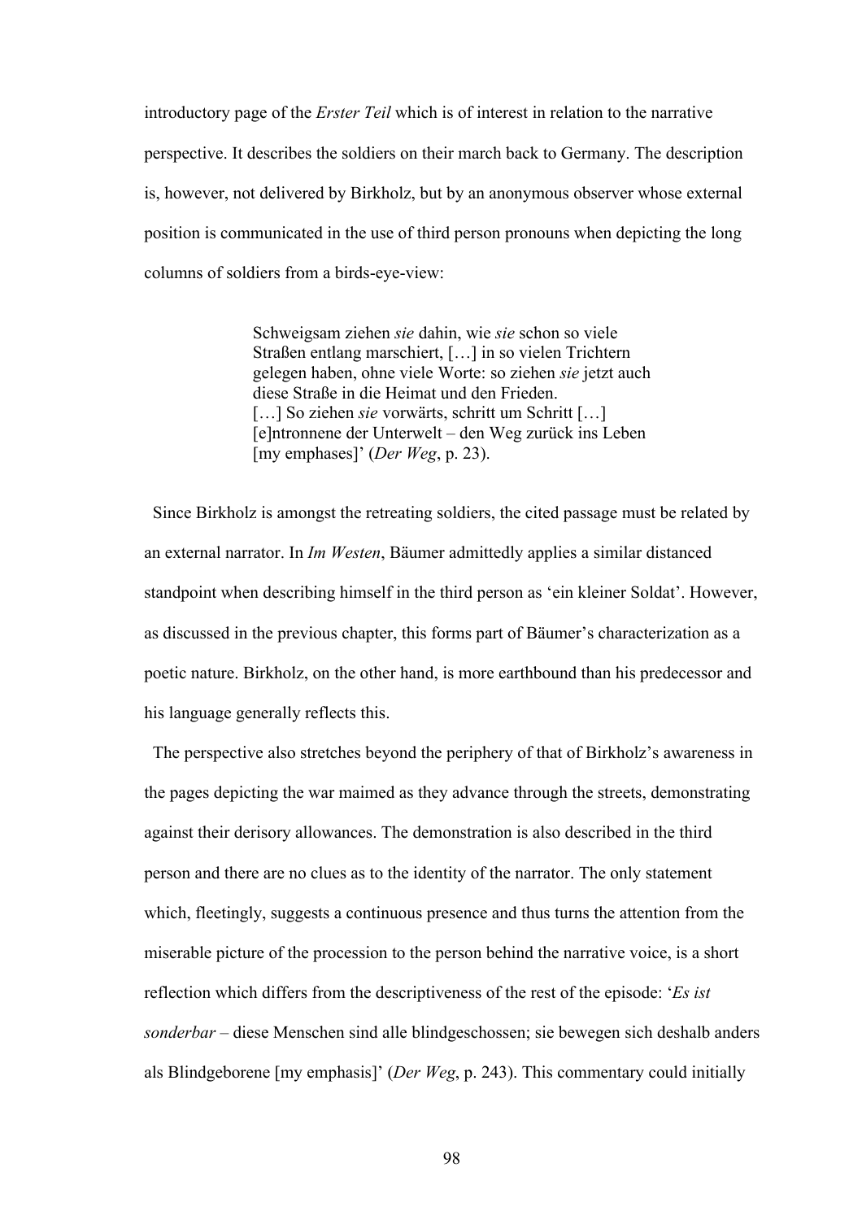introductory page of the *Erster Teil* which is of interest in relation to the narrative perspective. It describes the soldiers on their march back to Germany. The description is, however, not delivered by Birkholz, but by an anonymous observer whose external position is communicated in the use of third person pronouns when depicting the long columns of soldiers from a birds-eye-view:

> Schweigsam ziehen *sie* dahin, wie *sie* schon so viele Straßen entlang marschiert, […] in so vielen Trichtern gelegen haben, ohne viele Worte: so ziehen *sie* jetzt auch diese Straße in die Heimat und den Frieden. […] So ziehen *sie* vorwärts, schritt um Schritt […] [e]ntronnene der Unterwelt – den Weg zurück ins Leben [my emphases]' (*Der Weg*, p. 23).

Since Birkholz is amongst the retreating soldiers, the cited passage must be related by an external narrator. In *Im Westen*, Bäumer admittedly applies a similar distanced standpoint when describing himself in the third person as 'ein kleiner Soldat'. However, as discussed in the previous chapter, this forms part of Bäumer's characterization as a poetic nature. Birkholz, on the other hand, is more earthbound than his predecessor and his language generally reflects this.

The perspective also stretches beyond the periphery of that of Birkholz's awareness in the pages depicting the war maimed as they advance through the streets, demonstrating against their derisory allowances. The demonstration is also described in the third person and there are no clues as to the identity of the narrator. The only statement which, fleetingly, suggests a continuous presence and thus turns the attention from the miserable picture of the procession to the person behind the narrative voice, is a short reflection which differs from the descriptiveness of the rest of the episode: '*Es ist sonderbar* – diese Menschen sind alle blindgeschossen; sie bewegen sich deshalb anders als Blindgeborene [my emphasis]' (*Der Weg*, p. 243). This commentary could initially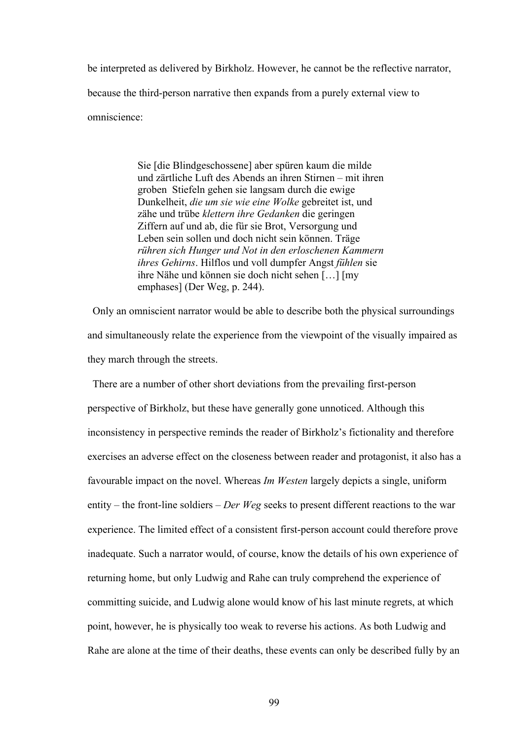be interpreted as delivered by Birkholz. However, he cannot be the reflective narrator, because the third-person narrative then expands from a purely external view to omniscience:

> Sie [die Blindgeschossene] aber spüren kaum die milde und zärtliche Luft des Abends an ihren Stirnen – mit ihren groben Stiefeln gehen sie langsam durch die ewige Dunkelheit, *die um sie wie eine Wolke* gebreitet ist, und zähe und trübe *klettern ihre Gedanken* die geringen Ziffern auf und ab, die für sie Brot, Versorgung und Leben sein sollen und doch nicht sein können. Träge *rühren sich Hunger und Not in den erloschenen Kammern ihres Gehirns*. Hilflos und voll dumpfer Angst *fühlen* sie ihre Nähe und können sie doch nicht sehen […] [my emphases] (Der Weg, p. 244).

Only an omniscient narrator would be able to describe both the physical surroundings and simultaneously relate the experience from the viewpoint of the visually impaired as they march through the streets.

There are a number of other short deviations from the prevailing first-person perspective of Birkholz, but these have generally gone unnoticed. Although this inconsistency in perspective reminds the reader of Birkholz's fictionality and therefore exercises an adverse effect on the closeness between reader and protagonist, it also has a favourable impact on the novel. Whereas *Im Westen* largely depicts a single, uniform entity – the front-line soldiers – *Der Weg* seeks to present different reactions to the war experience. The limited effect of a consistent first-person account could therefore prove inadequate. Such a narrator would, of course, know the details of his own experience of returning home, but only Ludwig and Rahe can truly comprehend the experience of committing suicide, and Ludwig alone would know of his last minute regrets, at which point, however, he is physically too weak to reverse his actions. As both Ludwig and Rahe are alone at the time of their deaths, these events can only be described fully by an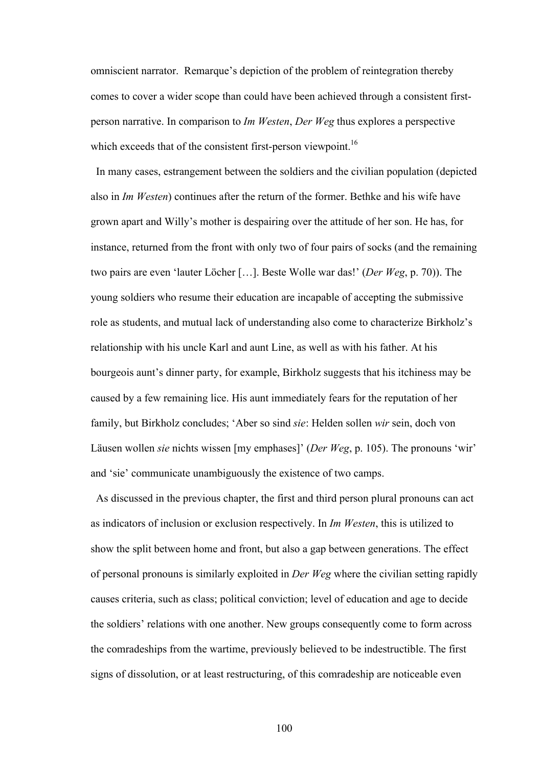omniscient narrator. Remarque's depiction of the problem of reintegration thereby comes to cover a wider scope than could have been achieved through a consistent first-person narrative. In comparison to *Im Westen*, *Der Weg* thus explores a perspective which exceeds that of the consistent first-person viewpoint.[16]

In many cases, estrangement between the soldiers and the civilian population (depicted also in *Im Westen*) continues after the return of the former. Bethke and his wife have grown apart and Willy's mother is despairing over the attitude of her son. He has, for instance, returned from the front with only two of four pairs of socks (and the remaining two pairs are even 'lauter Löcher […]. Beste Wolle war das!' (*Der Weg*, p. 70)). The young soldiers who resume their education are incapable of accepting the submissive role as students, and mutual lack of understanding also come to characterize Birkholz's relationship with his uncle Karl and aunt Line, as well as with his father. At his bourgeois aunt's dinner party, for example, Birkholz suggests that his itchiness may be caused by a few remaining lice. His aunt immediately fears for the reputation of her family, but Birkholz concludes; 'Aber so sind *sie*: Helden sollen *wir* sein, doch von Läusen wollen *sie* nichts wissen [my emphases]' (*Der Weg*, p. 105). The pronouns 'wir' and 'sie' communicate unambiguously the existence of two camps.

As discussed in the previous chapter, the first and third person plural pronouns can act as indicators of inclusion or exclusion respectively. In *Im Westen*, this is utilized to show the split between home and front, but also a gap between generations. The effect of personal pronouns is similarly exploited in *Der Weg* where the civilian setting rapidly causes criteria, such as class; political conviction; level of education and age to decide the soldiers' relations with one another. New groups consequently come to form across the comradeships from the wartime, previously believed to be indestructible. The first signs of dissolution, or at least restructuring, of this comradeship are noticeable even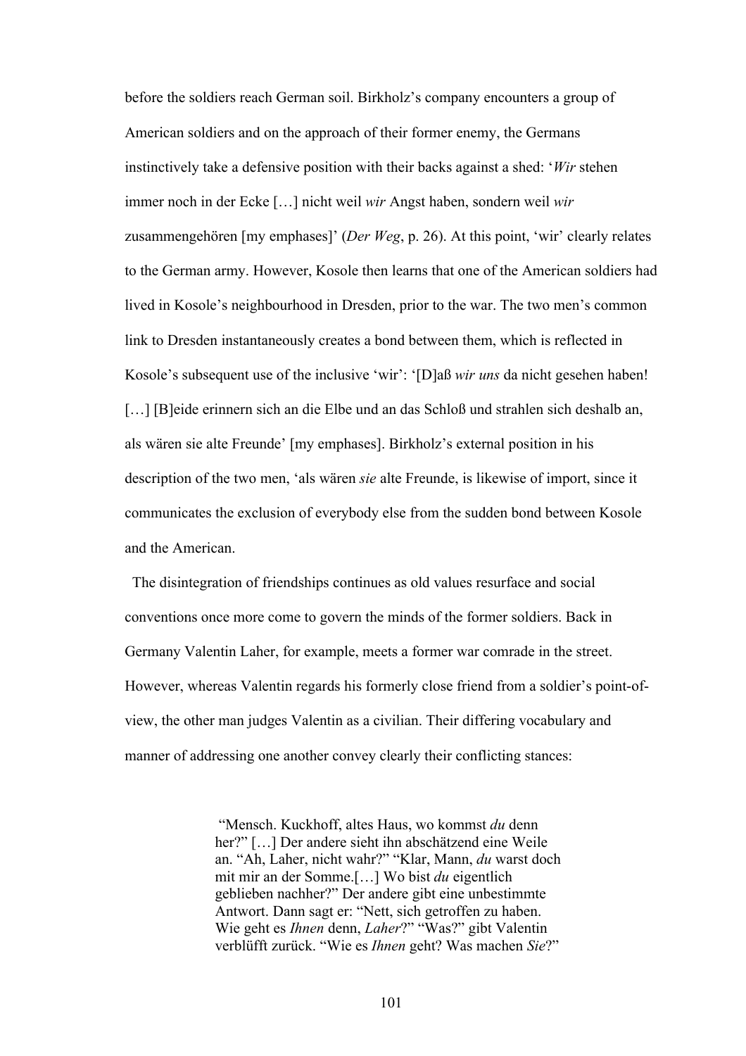before the soldiers reach German soil. Birkholz's company encounters a group of American soldiers and on the approach of their former enemy, the Germans instinctively take a defensive position with their backs against a shed: '*Wir* stehen immer noch in der Ecke […] nicht weil *wir* Angst haben, sondern weil *wir* zusammengehören [my emphases]' (*Der Weg*, p. 26). At this point, 'wir' clearly relates to the German army. However, Kosole then learns that one of the American soldiers had lived in Kosole's neighbourhood in Dresden, prior to the war. The two men's common link to Dresden instantaneously creates a bond between them, which is reflected in Kosole's subsequent use of the inclusive 'wir': '[D]aß *wir uns* da nicht gesehen haben! […] [B]eide erinnern sich an die Elbe und an das Schloß und strahlen sich deshalb an, als wären sie alte Freunde' [my emphases]. Birkholz's external position in his description of the two men, 'als wären *sie* alte Freunde, is likewise of import, since it communicates the exclusion of everybody else from the sudden bond between Kosole and the American.

The disintegration of friendships continues as old values resurface and social conventions once more come to govern the minds of the former soldiers. Back in Germany Valentin Laher, for example, meets a former war comrade in the street. However, whereas Valentin regards his formerly close friend from a soldier's point-of-view, the other man judges Valentin as a civilian. Their differing vocabulary and manner of addressing one another convey clearly their conflicting stances:

> "Mensch. Kuckhoff, altes Haus, wo kommst *du* denn her?" […] Der andere sieht ihn abschätzend eine Weile an. "Ah, Laher, nicht wahr?" "Klar, Mann, *du* warst doch mit mir an der Somme.[…] Wo bist *du* eigentlich geblieben nachher?" Der andere gibt eine unbestimmte Antwort. Dann sagt er: "Nett, sich getroffen zu haben. Wie geht es *Ihnen* denn, *Laher*?" "Was?" gibt Valentin verblüfft zurück. "Wie es *Ihnen* geht? Was machen *Sie*?"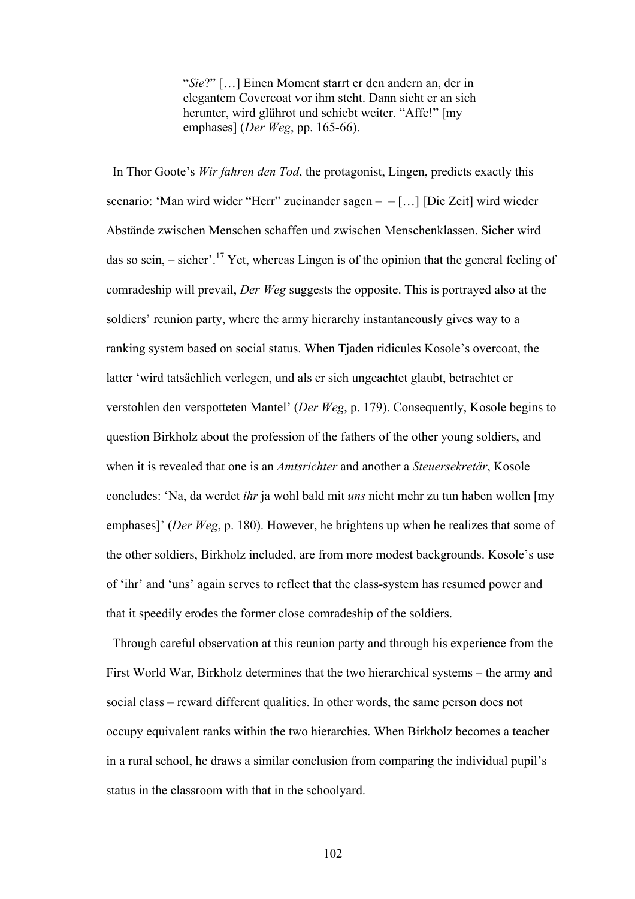> "*Sie*?" […] Einen Moment starrt er den andern an, der in elegantem Covercoat vor ihm steht. Dann sieht er an sich herunter, wird glührot und schiebt weiter. "Affe!" [my emphases] (*Der Weg*, pp. 165-66).

In Thor Goote's *Wir fahren den Tod*, the protagonist, Lingen, predicts exactly this scenario: 'Man wird wider "Herr" zueinander sagen – – […] [Die Zeit] wird wieder Abstände zwischen Menschen schaffen und zwischen Menschenklassen. Sicher wird das so sein, – sicher'.[17] Yet, whereas Lingen is of the opinion that the general feeling of comradeship will prevail, *Der Weg* suggests the opposite. This is portrayed also at the soldiers' reunion party, where the army hierarchy instantaneously gives way to a ranking system based on social status. When Tjaden ridicules Kosole's overcoat, the latter 'wird tatsächlich verlegen, und als er sich ungeachtet glaubt, betrachtet er verstohlen den verspotteten Mantel' (*Der Weg*, p. 179). Consequently, Kosole begins to question Birkholz about the profession of the fathers of the other young soldiers, and when it is revealed that one is an *Amtsrichter* and another a *Steuersekretär*, Kosole concludes: 'Na, da werdet *ihr* ja wohl bald mit *uns* nicht mehr zu tun haben wollen [my emphases]' (*Der Weg*, p. 180). However, he brightens up when he realizes that some of the other soldiers, Birkholz included, are from more modest backgrounds. Kosole's use of 'ihr' and 'uns' again serves to reflect that the class-system has resumed power and that it speedily erodes the former close comradeship of the soldiers.

Through careful observation at this reunion party and through his experience from the First World War, Birkholz determines that the two hierarchical systems – the army and social class – reward different qualities. In other words, the same person does not occupy equivalent ranks within the two hierarchies. When Birkholz becomes a teacher in a rural school, he draws a similar conclusion from comparing the individual pupil's status in the classroom with that in the schoolyard.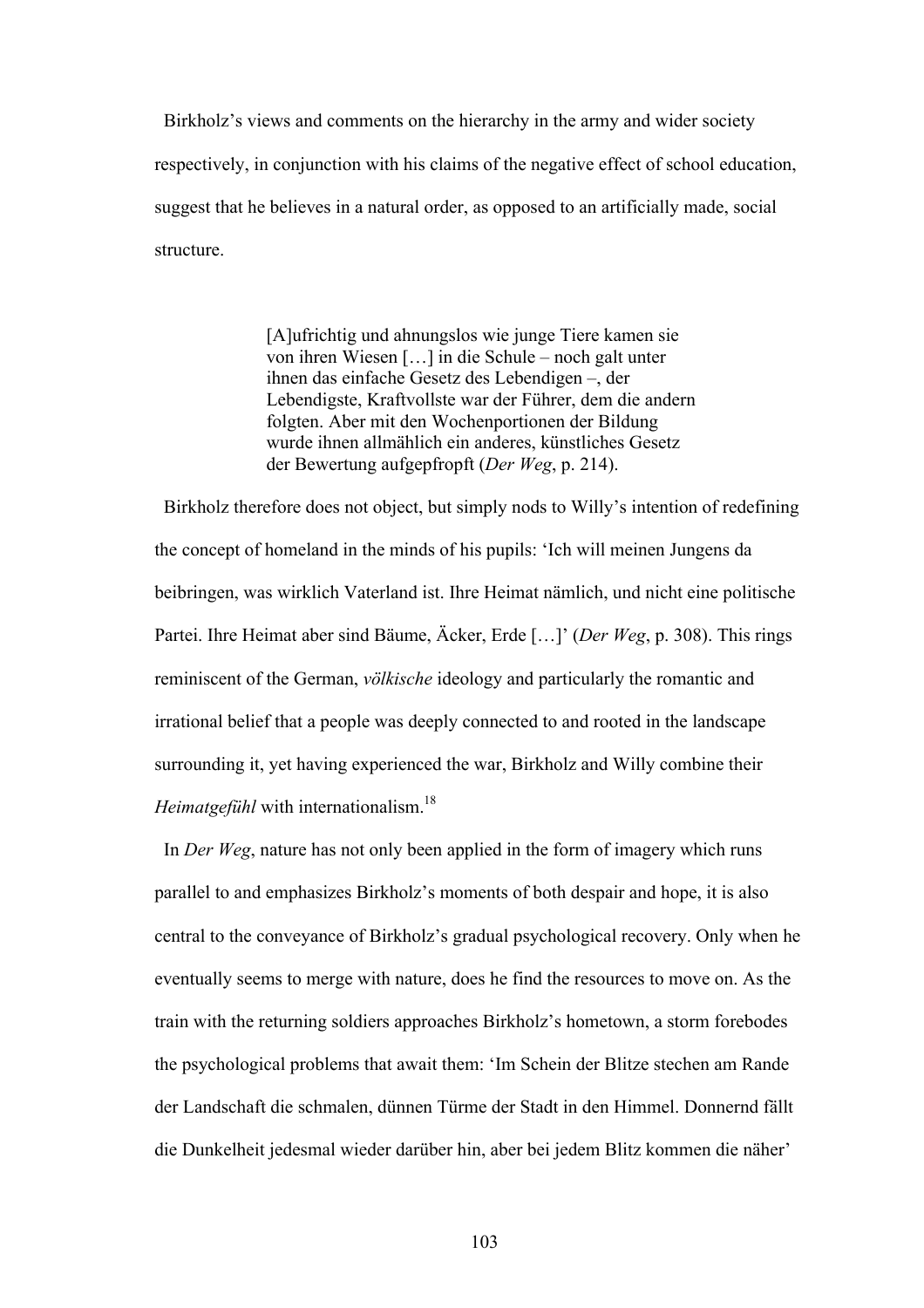Birkholz's views and comments on the hierarchy in the army and wider society respectively, in conjunction with his claims of the negative effect of school education, suggest that he believes in a natural order, as opposed to an artificially made, social structure.

> [A]ufrichtig und ahnungslos wie junge Tiere kamen sie von ihren Wiesen […] in die Schule – noch galt unter ihnen das einfache Gesetz des Lebendigen –, der Lebendigste, Kraftvollste war der Führer, dem die andern folgten. Aber mit den Wochenportionen der Bildung wurde ihnen allmählich ein anderes, künstliches Gesetz der Bewertung aufgepfropft (*Der Weg*, p. 214).

Birkholz therefore does not object, but simply nods to Willy's intention of redefining the concept of homeland in the minds of his pupils: 'Ich will meinen Jungens da beibringen, was wirklich Vaterland ist. Ihre Heimat nämlich, und nicht eine politische Partei. Ihre Heimat aber sind Bäume, Äcker, Erde […]' (*Der Weg*, p. 308). This rings reminiscent of the German, *völkische* ideology and particularly the romantic and irrational belief that a people was deeply connected to and rooted in the landscape surrounding it, yet having experienced the war, Birkholz and Willy combine their *Heimatgefühl* with internationalism.[18]

In *Der Weg*, nature has not only been applied in the form of imagery which runs parallel to and emphasizes Birkholz's moments of both despair and hope, it is also central to the conveyance of Birkholz's gradual psychological recovery. Only when he eventually seems to merge with nature, does he find the resources to move on. As the train with the returning soldiers approaches Birkholz's hometown, a storm forebodes the psychological problems that await them: 'Im Schein der Blitze stechen am Rande der Landschaft die schmalen, dünnen Türme der Stadt in den Himmel. Donnernd fällt die Dunkelheit jedesmal wieder darüber hin, aber bei jedem Blitz kommen die näher'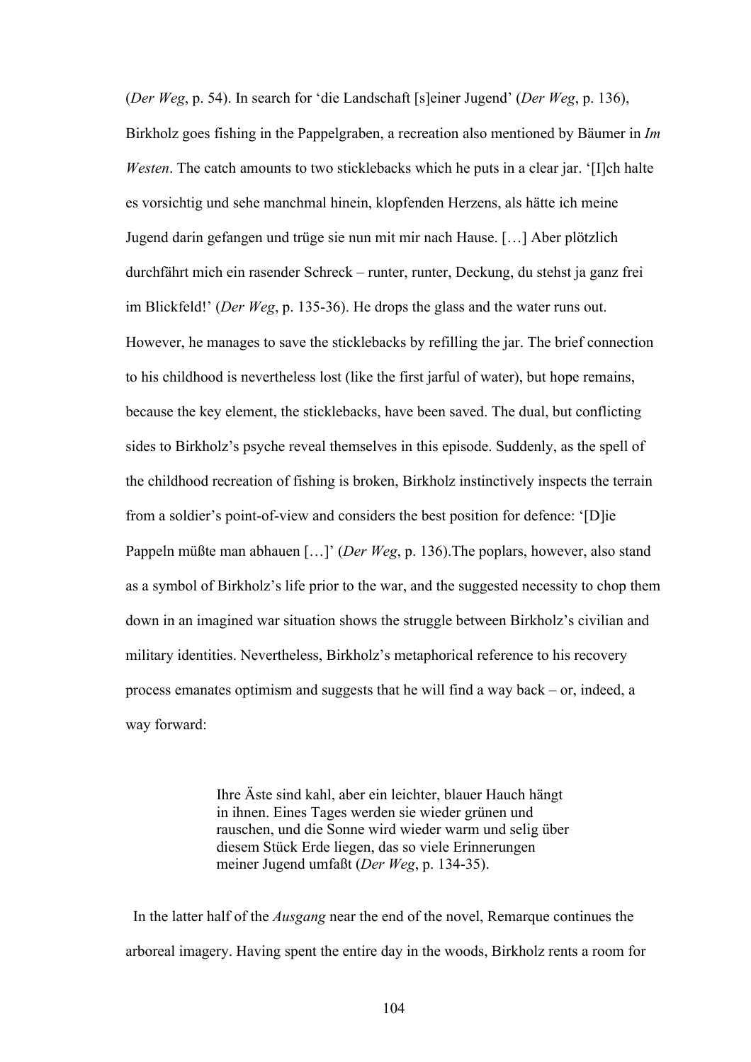(*Der Weg*, p. 54). In search for 'die Landschaft [s]einer Jugend' (*Der Weg*, p. 136), Birkholz goes fishing in the Pappelgraben, a recreation also mentioned by Bäumer in *Im Westen*. The catch amounts to two sticklebacks which he puts in a clear jar. '[I]ch halte es vorsichtig und sehe manchmal hinein, klopfenden Herzens, als hätte ich meine Jugend darin gefangen und trüge sie nun mit mir nach Hause. […] Aber plötzlich durchfährt mich ein rasender Schreck – runter, runter, Deckung, du stehst ja ganz frei im Blickfeld!' (*Der Weg*, p. 135-36). He drops the glass and the water runs out. However, he manages to save the sticklebacks by refilling the jar. The brief connection to his childhood is nevertheless lost (like the first jarful of water), but hope remains, because the key element, the sticklebacks, have been saved. The dual, but conflicting sides to Birkholz's psyche reveal themselves in this episode. Suddenly, as the spell of the childhood recreation of fishing is broken, Birkholz instinctively inspects the terrain from a soldier's point-of-view and considers the best position for defence: '[D]ie Pappeln müßte man abhauen […]' (*Der Weg*, p. 136).The poplars, however, also stand as a symbol of Birkholz's life prior to the war, and the suggested necessity to chop them down in an imagined war situation shows the struggle between Birkholz's civilian and military identities. Nevertheless, Birkholz's metaphorical reference to his recovery process emanates optimism and suggests that he will find a way back – or, indeed, a way forward:

> Ihre Äste sind kahl, aber ein leichter, blauer Hauch hängt in ihnen. Eines Tages werden sie wieder grünen und rauschen, und die Sonne wird wieder warm und selig über diesem Stück Erde liegen, das so viele Erinnerungen meiner Jugend umfaßt (*Der Weg*, p. 134-35).

In the latter half of the *Ausgang* near the end of the novel, Remarque continues the arboreal imagery. Having spent the entire day in the woods, Birkholz rents a room for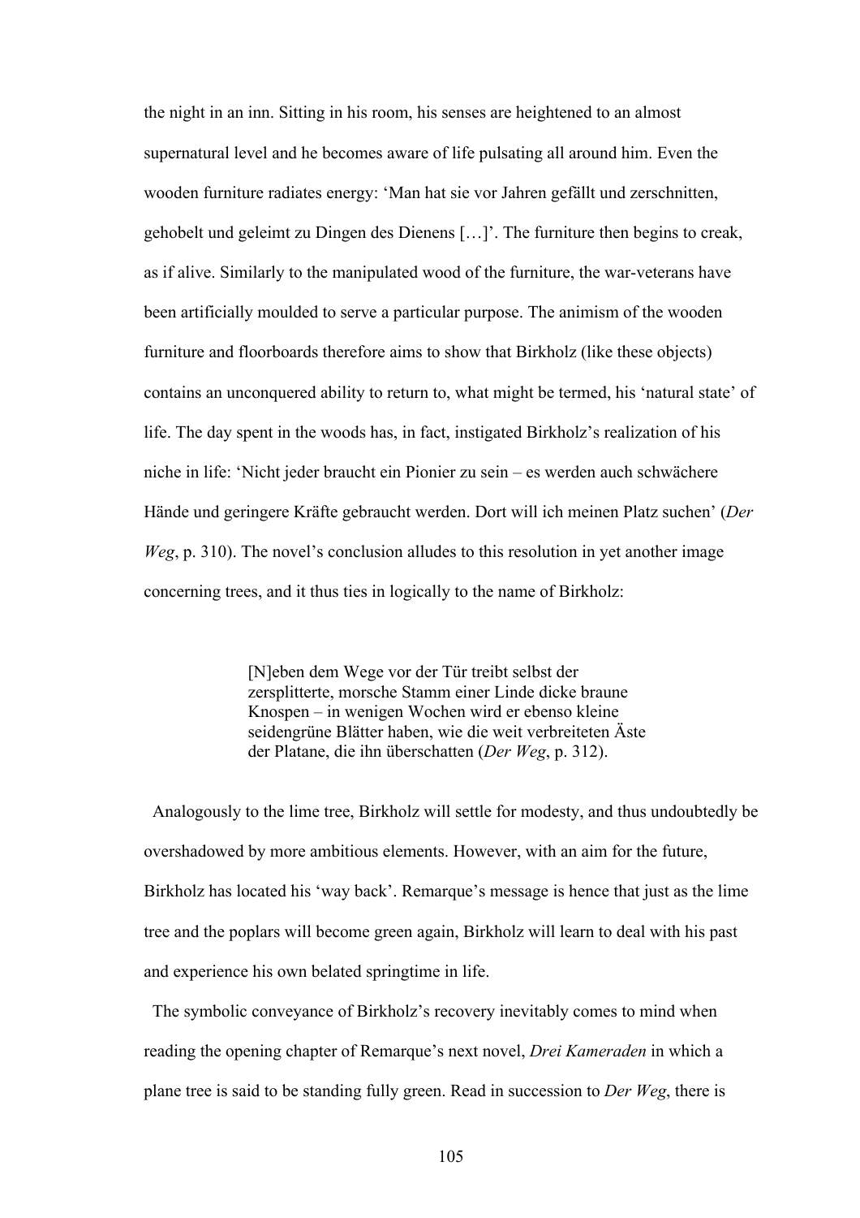the night in an inn. Sitting in his room, his senses are heightened to an almost supernatural level and he becomes aware of life pulsating all around him. Even the wooden furniture radiates energy: 'Man hat sie vor Jahren gefällt und zerschnitten, gehobelt und geleimt zu Dingen des Dienens […]'. The furniture then begins to creak, as if alive. Similarly to the manipulated wood of the furniture, the war-veterans have been artificially moulded to serve a particular purpose. The animism of the wooden furniture and floorboards therefore aims to show that Birkholz (like these objects) contains an unconquered ability to return to, what might be termed, his 'natural state' of life. The day spent in the woods has, in fact, instigated Birkholz's realization of his niche in life: 'Nicht jeder braucht ein Pionier zu sein – es werden auch schwächere Hände und geringere Kräfte gebraucht werden. Dort will ich meinen Platz suchen' (*Der Weg*, p. 310). The novel's conclusion alludes to this resolution in yet another image concerning trees, and it thus ties in logically to the name of Birkholz:

> [N]eben dem Wege vor der Tür treibt selbst der zersplitterte, morsche Stamm einer Linde dicke braune Knospen – in wenigen Wochen wird er ebenso kleine seidengrüne Blätter haben, wie die weit verbreiteten Äste der Platane, die ihn überschatten (*Der Weg*, p. 312).

Analogously to the lime tree, Birkholz will settle for modesty, and thus undoubtedly be overshadowed by more ambitious elements. However, with an aim for the future, Birkholz has located his 'way back'. Remarque's message is hence that just as the lime tree and the poplars will become green again, Birkholz will learn to deal with his past and experience his own belated springtime in life.

The symbolic conveyance of Birkholz's recovery inevitably comes to mind when reading the opening chapter of Remarque's next novel, *Drei Kameraden* in which a plane tree is said to be standing fully green. Read in succession to *Der Weg*, there is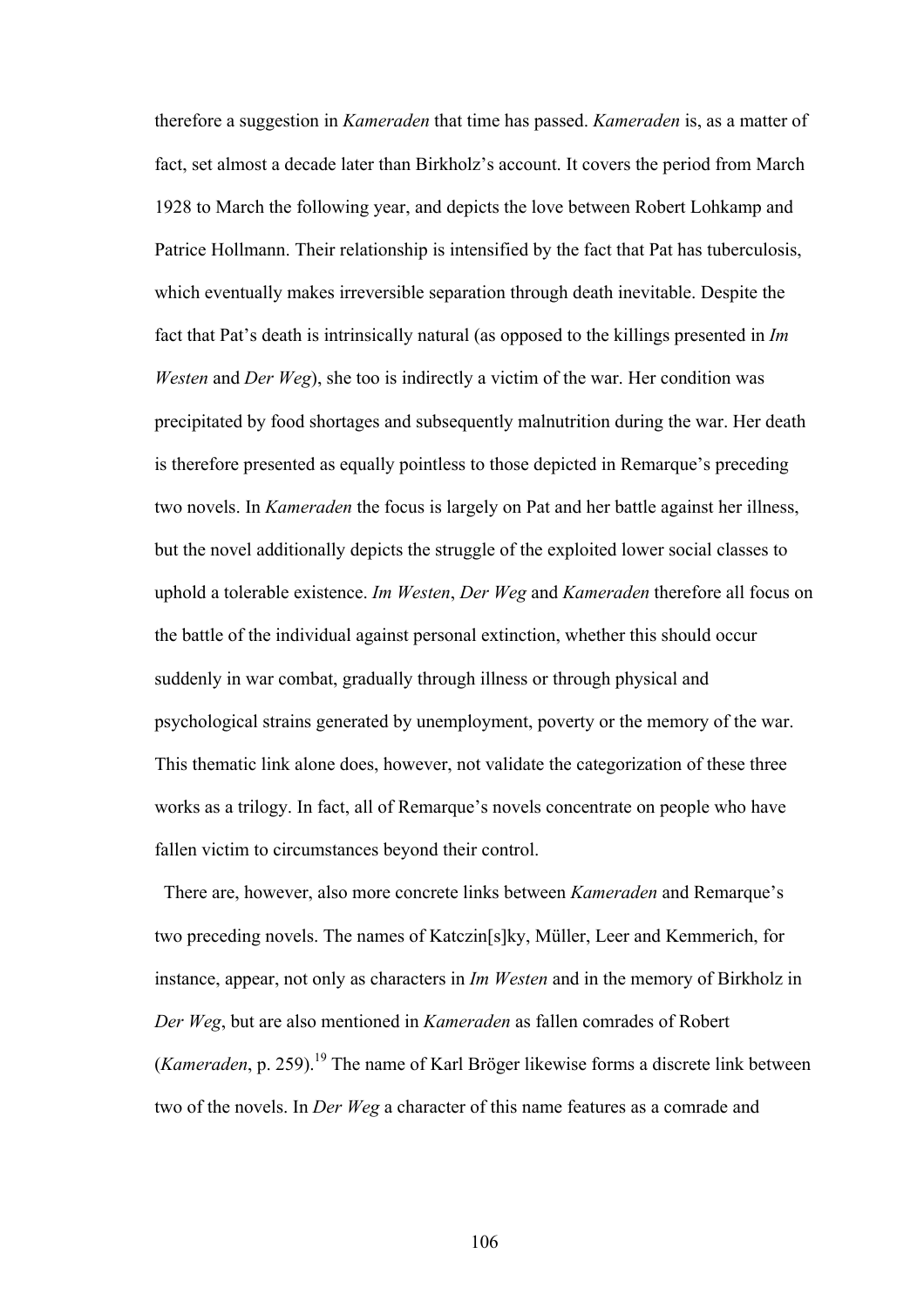therefore a suggestion in *Kameraden* that time has passed. *Kameraden* is, as a matter of fact, set almost a decade later than Birkholz's account. It covers the period from March 1928 to March the following year, and depicts the love between Robert Lohkamp and Patrice Hollmann. Their relationship is intensified by the fact that Pat has tuberculosis, which eventually makes irreversible separation through death inevitable. Despite the fact that Pat's death is intrinsically natural (as opposed to the killings presented in *Im Westen* and *Der Weg*), she too is indirectly a victim of the war. Her condition was precipitated by food shortages and subsequently malnutrition during the war. Her death is therefore presented as equally pointless to those depicted in Remarque's preceding two novels. In *Kameraden* the focus is largely on Pat and her battle against her illness, but the novel additionally depicts the struggle of the exploited lower social classes to uphold a tolerable existence. *Im Westen*, *Der Weg* and *Kameraden* therefore all focus on the battle of the individual against personal extinction, whether this should occur suddenly in war combat, gradually through illness or through physical and psychological strains generated by unemployment, poverty or the memory of the war. This thematic link alone does, however, not validate the categorization of these three works as a trilogy. In fact, all of Remarque's novels concentrate on people who have fallen victim to circumstances beyond their control.

There are, however, also more concrete links between *Kameraden* and Remarque's two preceding novels. The names of Katczin[s]ky, Müller, Leer and Kemmerich, for instance, appear, not only as characters in *Im Westen* and in the memory of Birkholz in *Der Weg*, but are also mentioned in *Kameraden* as fallen comrades of Robert (*Kameraden*, p. 259).[19] The name of Karl Bröger likewise forms a discrete link between two of the novels. In *Der Weg* a character of this name features as a comrade and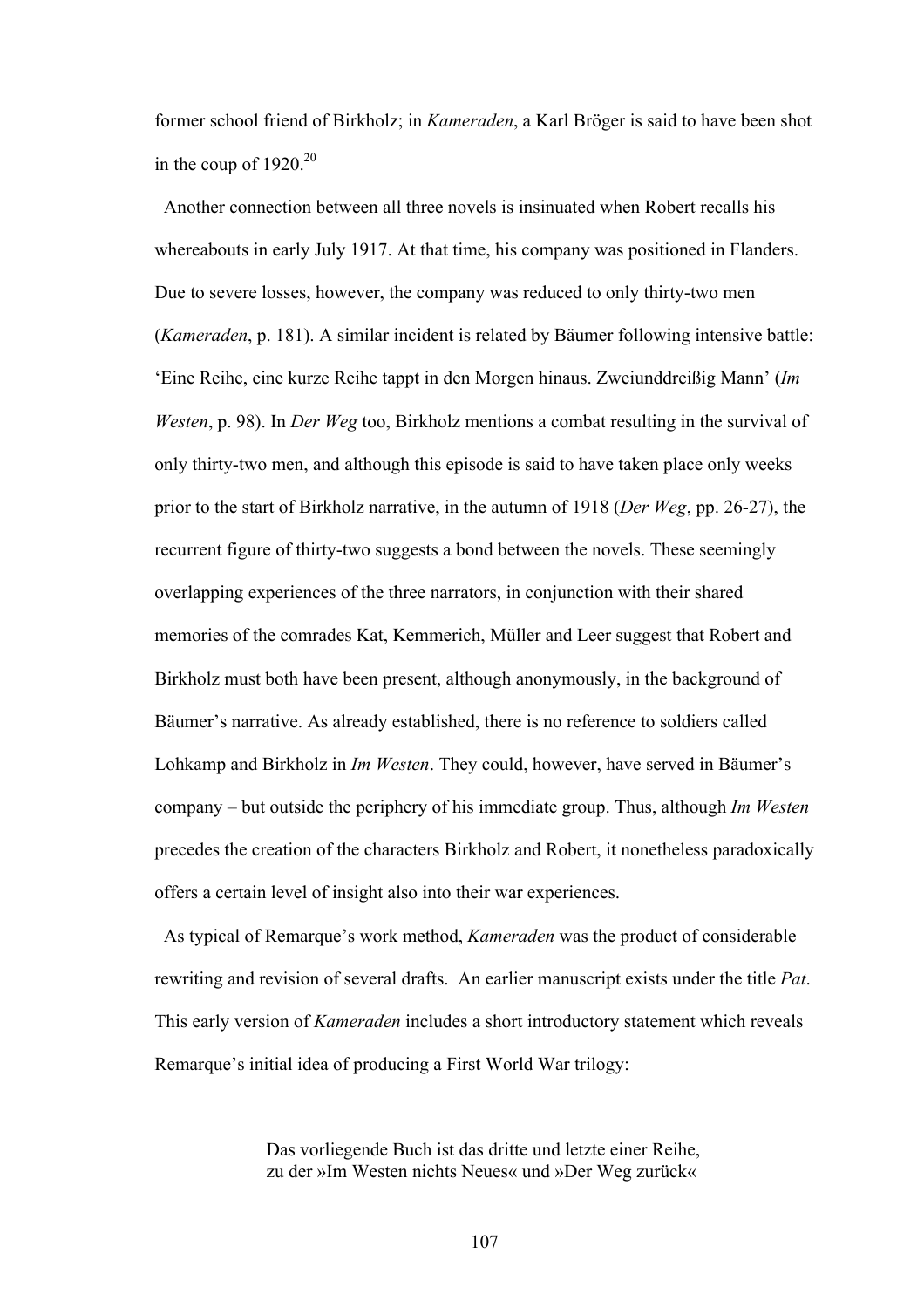former school friend of Birkholz; in *Kameraden*, a Karl Bröger is said to have been shot in the coup of 1920.[20]

Another connection between all three novels is insinuated when Robert recalls his whereabouts in early July 1917. At that time, his company was positioned in Flanders. Due to severe losses, however, the company was reduced to only thirty-two men (*Kameraden*, p. 181). A similar incident is related by Bäumer following intensive battle: 'Eine Reihe, eine kurze Reihe tappt in den Morgen hinaus. Zweiunddreißig Mann' (*Im Westen*, p. 98). In *Der Weg* too, Birkholz mentions a combat resulting in the survival of only thirty-two men, and although this episode is said to have taken place only weeks prior to the start of Birkholz narrative, in the autumn of 1918 (*Der Weg*, pp. 26-27), the recurrent figure of thirty-two suggests a bond between the novels. These seemingly overlapping experiences of the three narrators, in conjunction with their shared memories of the comrades Kat, Kemmerich, Müller and Leer suggest that Robert and Birkholz must both have been present, although anonymously, in the background of Bäumer's narrative. As already established, there is no reference to soldiers called Lohkamp and Birkholz in *Im Westen*. They could, however, have served in Bäumer's company – but outside the periphery of his immediate group. Thus, although *Im Westen* precedes the creation of the characters Birkholz and Robert, it nonetheless paradoxically offers a certain level of insight also into their war experiences.

As typical of Remarque's work method, *Kameraden* was the product of considerable rewriting and revision of several drafts. An earlier manuscript exists under the title *Pat*. This early version of *Kameraden* includes a short introductory statement which reveals Remarque's initial idea of producing a First World War trilogy:

> Das vorliegende Buch ist das dritte und letzte einer Reihe,
> zu der »Im Westen nichts Neues« und »Der Weg zurück«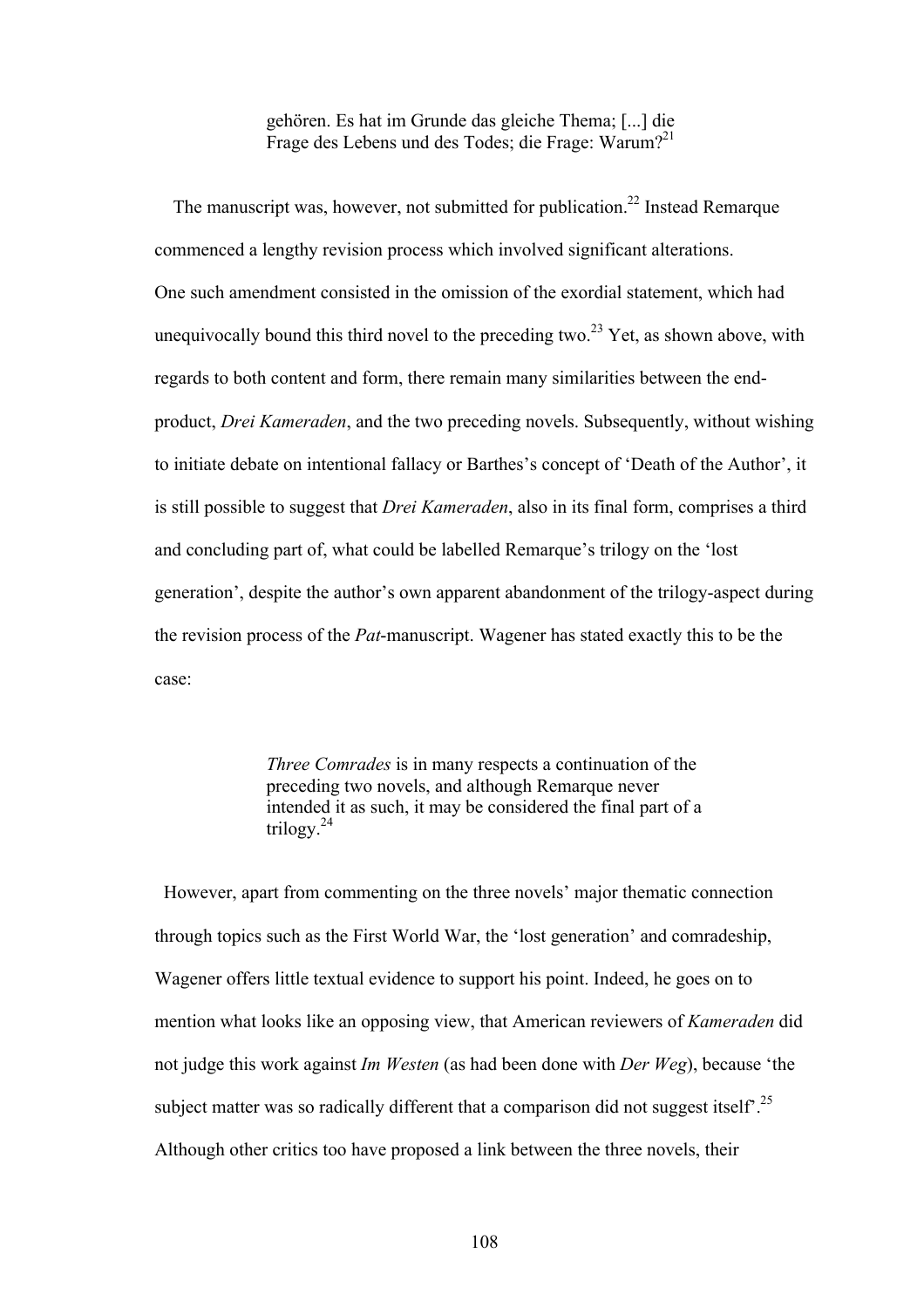> gehören. Es hat im Grunde das gleiche Thema; [...] die Frage des Lebens und des Todes; die Frage: Warum?[21]

The manuscript was, however, not submitted for publication.[22] Instead Remarque commenced a lengthy revision process which involved significant alterations. One such amendment consisted in the omission of the exordial statement, which had unequivocally bound this third novel to the preceding two.[23] Yet, as shown above, with regards to both content and form, there remain many similarities between the end-product, *Drei Kameraden*, and the two preceding novels. Subsequently, without wishing to initiate debate on intentional fallacy or Barthes's concept of 'Death of the Author', it is still possible to suggest that *Drei Kameraden*, also in its final form, comprises a third and concluding part of, what could be labelled Remarque's trilogy on the 'lost generation', despite the author's own apparent abandonment of the trilogy-aspect during the revision process of the *Pat*-manuscript. Wagener has stated exactly this to be the case:

> *Three Comrades* is in many respects a continuation of the preceding two novels, and although Remarque never intended it as such, it may be considered the final part of a trilogy.[24]

However, apart from commenting on the three novels' major thematic connection through topics such as the First World War, the 'lost generation' and comradeship, Wagener offers little textual evidence to support his point. Indeed, he goes on to mention what looks like an opposing view, that American reviewers of *Kameraden* did not judge this work against *Im Westen* (as had been done with *Der Weg*), because 'the subject matter was so radically different that a comparison did not suggest itself'.[25] Although other critics too have proposed a link between the three novels, their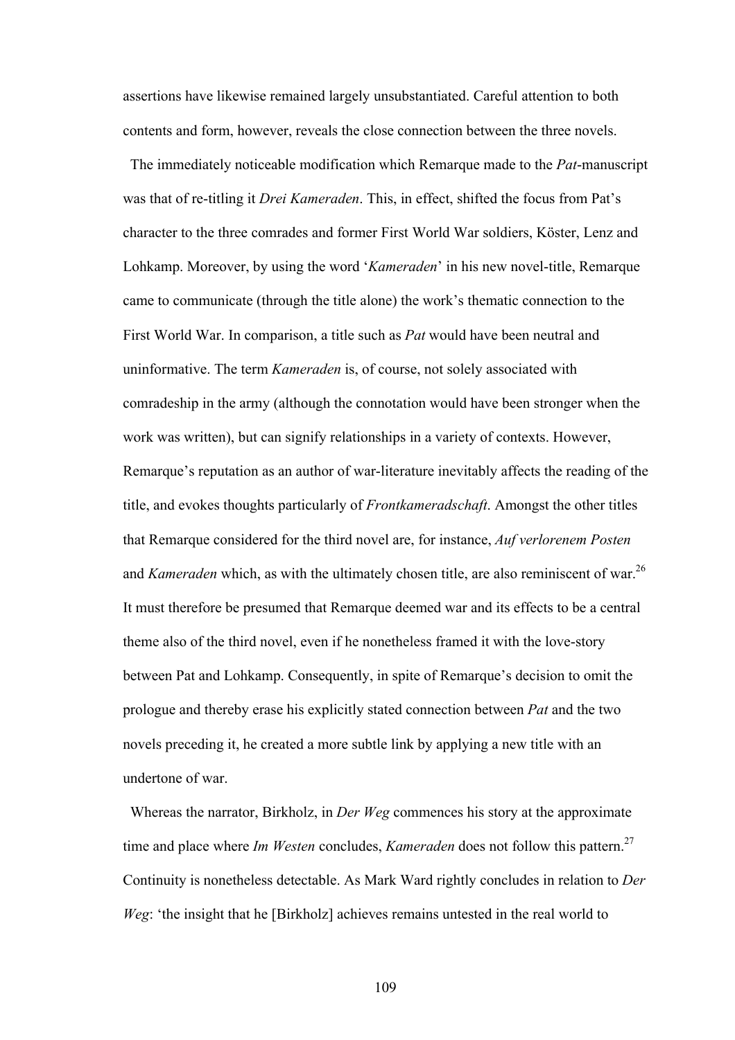assertions have likewise remained largely unsubstantiated. Careful attention to both contents and form, however, reveals the close connection between the three novels.

The immediately noticeable modification which Remarque made to the *Pat*-manuscript was that of re-titling it *Drei Kameraden*. This, in effect, shifted the focus from Pat's character to the three comrades and former First World War soldiers, Köster, Lenz and Lohkamp. Moreover, by using the word '*Kameraden*' in his new novel-title, Remarque came to communicate (through the title alone) the work's thematic connection to the First World War. In comparison, a title such as *Pat* would have been neutral and uninformative. The term *Kameraden* is, of course, not solely associated with comradeship in the army (although the connotation would have been stronger when the work was written), but can signify relationships in a variety of contexts. However, Remarque's reputation as an author of war-literature inevitably affects the reading of the title, and evokes thoughts particularly of *Frontkameradschaft*. Amongst the other titles that Remarque considered for the third novel are, for instance, *Auf verlorenem Posten* and *Kameraden* which, as with the ultimately chosen title, are also reminiscent of war.[26] It must therefore be presumed that Remarque deemed war and its effects to be a central theme also of the third novel, even if he nonetheless framed it with the love-story between Pat and Lohkamp. Consequently, in spite of Remarque's decision to omit the prologue and thereby erase his explicitly stated connection between *Pat* and the two novels preceding it, he created a more subtle link by applying a new title with an undertone of war.

Whereas the narrator, Birkholz, in *Der Weg* commences his story at the approximate time and place where *Im Westen* concludes, *Kameraden* does not follow this pattern.[27] Continuity is nonetheless detectable. As Mark Ward rightly concludes in relation to *Der Weg*: 'the insight that he [Birkholz] achieves remains untested in the real world to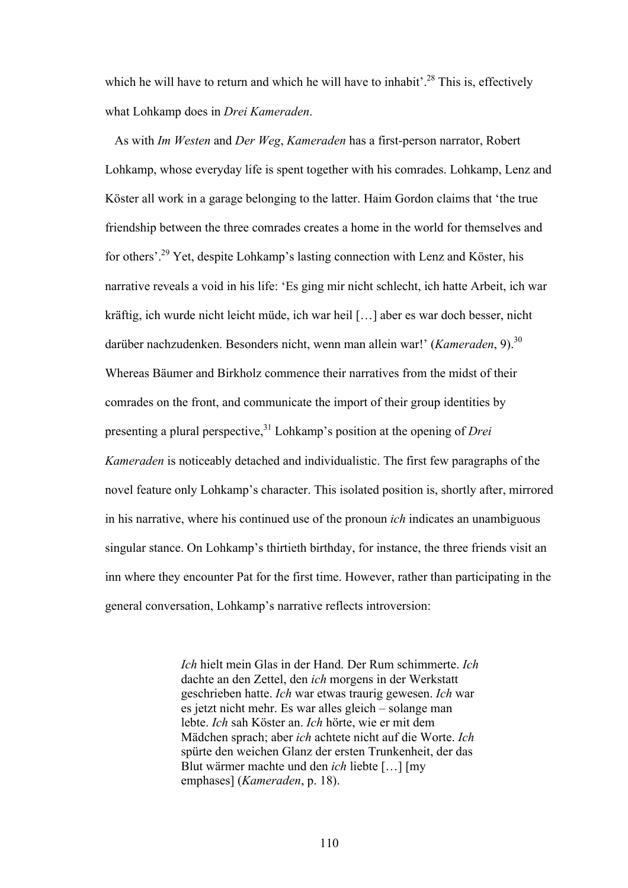which he will have to return and which he will have to inhabit'.[28] This is, effectively what Lohkamp does in *Drei Kameraden*.

As with *Im Westen* and *Der Weg*, *Kameraden* has a first-person narrator, Robert Lohkamp, whose everyday life is spent together with his comrades. Lohkamp, Lenz and Köster all work in a garage belonging to the latter. Haim Gordon claims that 'the true friendship between the three comrades creates a home in the world for themselves and for others'.[29] Yet, despite Lohkamp's lasting connection with Lenz and Köster, his narrative reveals a void in his life: 'Es ging mir nicht schlecht, ich hatte Arbeit, ich war kräftig, ich wurde nicht leicht müde, ich war heil […] aber es war doch besser, nicht darüber nachzudenken. Besonders nicht, wenn man allein war!' (*Kameraden*, 9).[30] Whereas Bäumer and Birkholz commence their narratives from the midst of their comrades on the front, and communicate the import of their group identities by presenting a plural perspective,[31] Lohkamp's position at the opening of *Drei Kameraden* is noticeably detached and individualistic. The first few paragraphs of the novel feature only Lohkamp's character. This isolated position is, shortly after, mirrored in his narrative, where his continued use of the pronoun *ich* indicates an unambiguous singular stance. On Lohkamp's thirtieth birthday, for instance, the three friends visit an inn where they encounter Pat for the first time. However, rather than participating in the general conversation, Lohkamp's narrative reflects introversion:

> *Ich* hielt mein Glas in der Hand. Der Rum schimmerte. *Ich* dachte an den Zettel, den *ich* morgens in der Werkstatt geschrieben hatte. *Ich* war etwas traurig gewesen. *Ich* war es jetzt nicht mehr. Es war alles gleich – solange man lebte. *Ich* sah Köster an. *Ich* hörte, wie er mit dem Mädchen sprach; aber *ich* achtete nicht auf die Worte. *Ich* spürte den weichen Glanz der ersten Trunkenheit, der das Blut wärmer machte und den *ich* liebte […] [my emphases] (*Kameraden*, p. 18).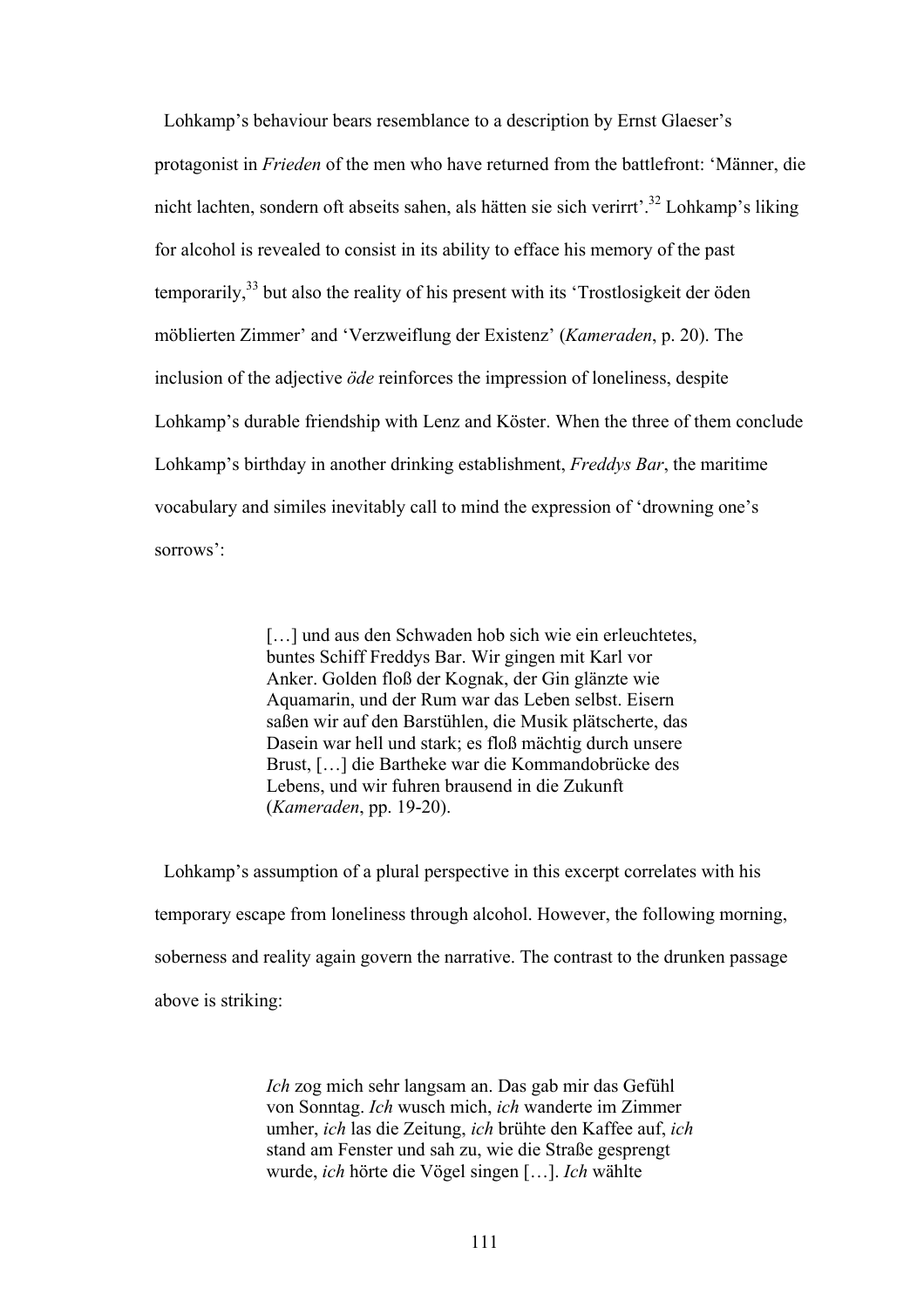Lohkamp's behaviour bears resemblance to a description by Ernst Glaeser's protagonist in *Frieden* of the men who have returned from the battlefront: 'Männer, die nicht lachten, sondern oft abseits sahen, als hätten sie sich verirrt'.[32] Lohkamp's liking for alcohol is revealed to consist in its ability to efface his memory of the past temporarily,[33] but also the reality of his present with its 'Trostlosigkeit der öden möblierten Zimmer' and 'Verzweiflung der Existenz' (*Kameraden*, p. 20). The inclusion of the adjective *öde* reinforces the impression of loneliness, despite Lohkamp's durable friendship with Lenz and Köster. When the three of them conclude Lohkamp's birthday in another drinking establishment, *Freddys Bar*, the maritime vocabulary and similes inevitably call to mind the expression of 'drowning one's sorrows':

> […] und aus den Schwaden hob sich wie ein erleuchtetes, buntes Schiff Freddys Bar. Wir gingen mit Karl vor Anker. Golden floß der Kognak, der Gin glänzte wie Aquamarin, und der Rum war das Leben selbst. Eisern saßen wir auf den Barstühlen, die Musik plätscherte, das Dasein war hell und stark; es floß mächtig durch unsere Brust, […] die Bartheke war die Kommandobrücke des Lebens, und wir fuhren brausend in die Zukunft (*Kameraden*, pp. 19-20).

Lohkamp's assumption of a plural perspective in this excerpt correlates with his temporary escape from loneliness through alcohol. However, the following morning, soberness and reality again govern the narrative. The contrast to the drunken passage above is striking:

> *Ich* zog mich sehr langsam an. Das gab mir das Gefühl von Sonntag. *Ich* wusch mich, *ich* wanderte im Zimmer umher, *ich* las die Zeitung, *ich* brühte den Kaffee auf, *ich* stand am Fenster und sah zu, wie die Straße gesprengt wurde, *ich* hörte die Vögel singen […]. *Ich* wählte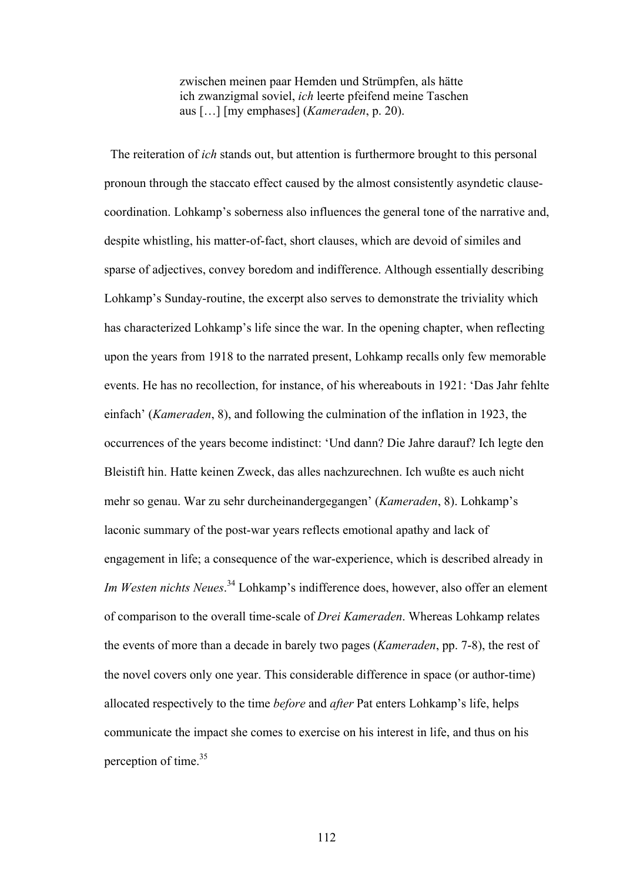> zwischen meinen paar Hemden und Strümpfen, als hätte ich zwanzigmal soviel, *ich* leerte pfeifend meine Taschen aus […] [my emphases] (*Kameraden*, p. 20).

The reiteration of *ich* stands out, but attention is furthermore brought to this personal pronoun through the staccato effect caused by the almost consistently asyndetic clause-coordination. Lohkamp's soberness also influences the general tone of the narrative and, despite whistling, his matter-of-fact, short clauses, which are devoid of similes and sparse of adjectives, convey boredom and indifference. Although essentially describing Lohkamp's Sunday-routine, the excerpt also serves to demonstrate the triviality which has characterized Lohkamp's life since the war. In the opening chapter, when reflecting upon the years from 1918 to the narrated present, Lohkamp recalls only few memorable events. He has no recollection, for instance, of his whereabouts in 1921: 'Das Jahr fehlte einfach' (*Kameraden*, 8), and following the culmination of the inflation in 1923, the occurrences of the years become indistinct: 'Und dann? Die Jahre darauf? Ich legte den Bleistift hin. Hatte keinen Zweck, das alles nachzurechnen. Ich wußte es auch nicht mehr so genau. War zu sehr durcheinandergegangen' (*Kameraden*, 8). Lohkamp's laconic summary of the post-war years reflects emotional apathy and lack of engagement in life; a consequence of the war-experience, which is described already in *Im Westen nichts Neues*.[34] Lohkamp's indifference does, however, also offer an element of comparison to the overall time-scale of *Drei Kameraden*. Whereas Lohkamp relates the events of more than a decade in barely two pages (*Kameraden*, pp. 7-8), the rest of the novel covers only one year. This considerable difference in space (or author-time) allocated respectively to the time *before* and *after* Pat enters Lohkamp's life, helps communicate the impact she comes to exercise on his interest in life, and thus on his perception of time.[35]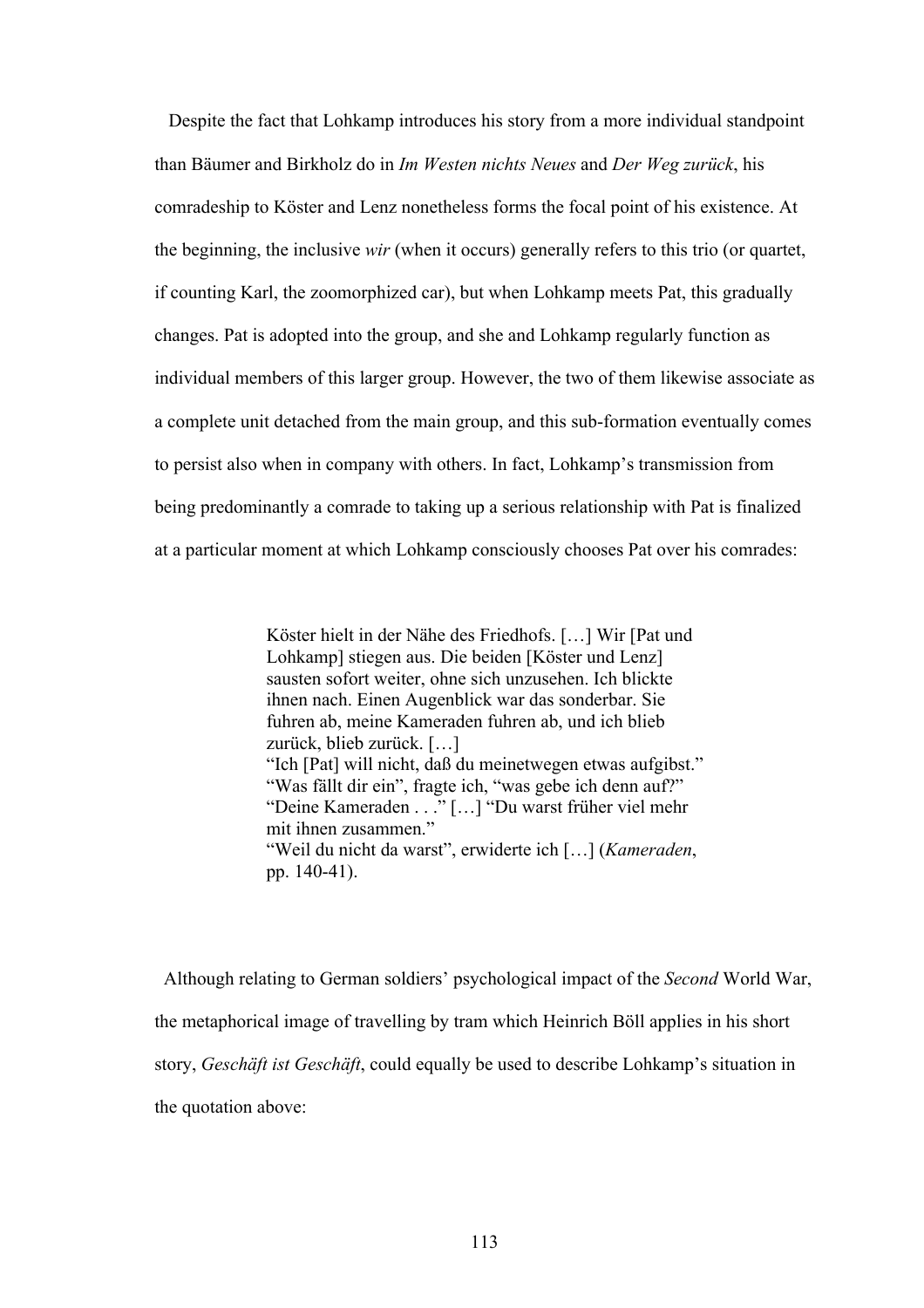Despite the fact that Lohkamp introduces his story from a more individual standpoint than Bäumer and Birkholz do in *Im Westen nichts Neues* and *Der Weg zurück*, his comradeship to Köster and Lenz nonetheless forms the focal point of his existence. At the beginning, the inclusive *wir* (when it occurs) generally refers to this trio (or quartet, if counting Karl, the zoomorphized car), but when Lohkamp meets Pat, this gradually changes. Pat is adopted into the group, and she and Lohkamp regularly function as individual members of this larger group. However, the two of them likewise associate as a complete unit detached from the main group, and this sub-formation eventually comes to persist also when in company with others. In fact, Lohkamp's transmission from being predominantly a comrade to taking up a serious relationship with Pat is finalized at a particular moment at which Lohkamp consciously chooses Pat over his comrades:

> Köster hielt in der Nähe des Friedhofs. […] Wir [Pat und Lohkamp] stiegen aus. Die beiden [Köster und Lenz] sausten sofort weiter, ohne sich unzusehen. Ich blickte ihnen nach. Einen Augenblick war das sonderbar. Sie fuhren ab, meine Kameraden fuhren ab, und ich blieb zurück, blieb zurück. […]
> "Ich [Pat] will nicht, daß du meinetwegen etwas aufgibst."
> "Was fällt dir ein", fragte ich, "was gebe ich denn auf?"
> "Deine Kameraden . . ." […] "Du warst früher viel mehr mit ihnen zusammen."
> "Weil du nicht da warst", erwiderte ich […] (*Kameraden*, pp. 140-41).

Although relating to German soldiers' psychological impact of the *Second* World War, the metaphorical image of travelling by tram which Heinrich Böll applies in his short story, *Geschäft ist Geschäft*, could equally be used to describe Lohkamp's situation in the quotation above: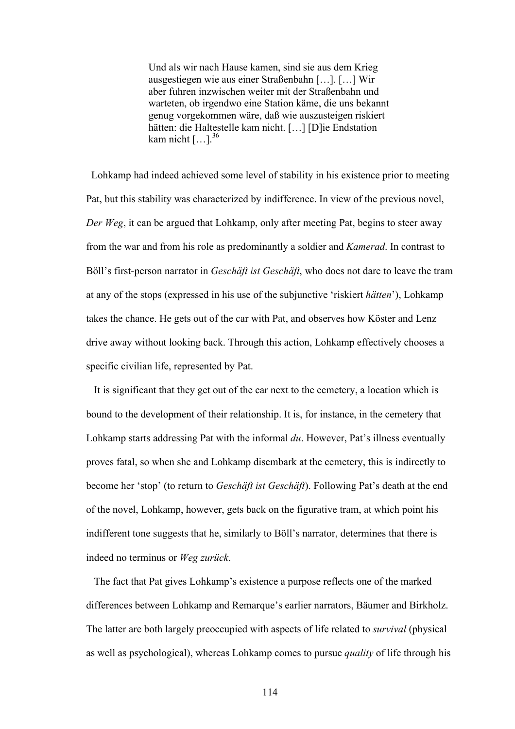> Und als wir nach Hause kamen, sind sie aus dem Krieg ausgestiegen wie aus einer Straßenbahn […]. […] Wir aber fuhren inzwischen weiter mit der Straßenbahn und warteten, ob irgendwo eine Station käme, die uns bekannt genug vorgekommen wäre, daß wie auszusteigen riskiert hätten: die Haltestelle kam nicht. […] [D]ie Endstation kam nicht […].[36]

Lohkamp had indeed achieved some level of stability in his existence prior to meeting Pat, but this stability was characterized by indifference. In view of the previous novel, *Der Weg*, it can be argued that Lohkamp, only after meeting Pat, begins to steer away from the war and from his role as predominantly a soldier and *Kamerad*. In contrast to Böll's first-person narrator in *Geschäft ist Geschäft*, who does not dare to leave the tram at any of the stops (expressed in his use of the subjunctive 'riskiert *hätten*'), Lohkamp takes the chance. He gets out of the car with Pat, and observes how Köster and Lenz drive away without looking back. Through this action, Lohkamp effectively chooses a specific civilian life, represented by Pat.

It is significant that they get out of the car next to the cemetery, a location which is bound to the development of their relationship. It is, for instance, in the cemetery that Lohkamp starts addressing Pat with the informal *du*. However, Pat's illness eventually proves fatal, so when she and Lohkamp disembark at the cemetery, this is indirectly to become her 'stop' (to return to *Geschäft ist Geschäft*). Following Pat's death at the end of the novel, Lohkamp, however, gets back on the figurative tram, at which point his indifferent tone suggests that he, similarly to Böll's narrator, determines that there is indeed no terminus or *Weg zurück*.

The fact that Pat gives Lohkamp's existence a purpose reflects one of the marked differences between Lohkamp and Remarque's earlier narrators, Bäumer and Birkholz. The latter are both largely preoccupied with aspects of life related to *survival* (physical as well as psychological), whereas Lohkamp comes to pursue *quality* of life through his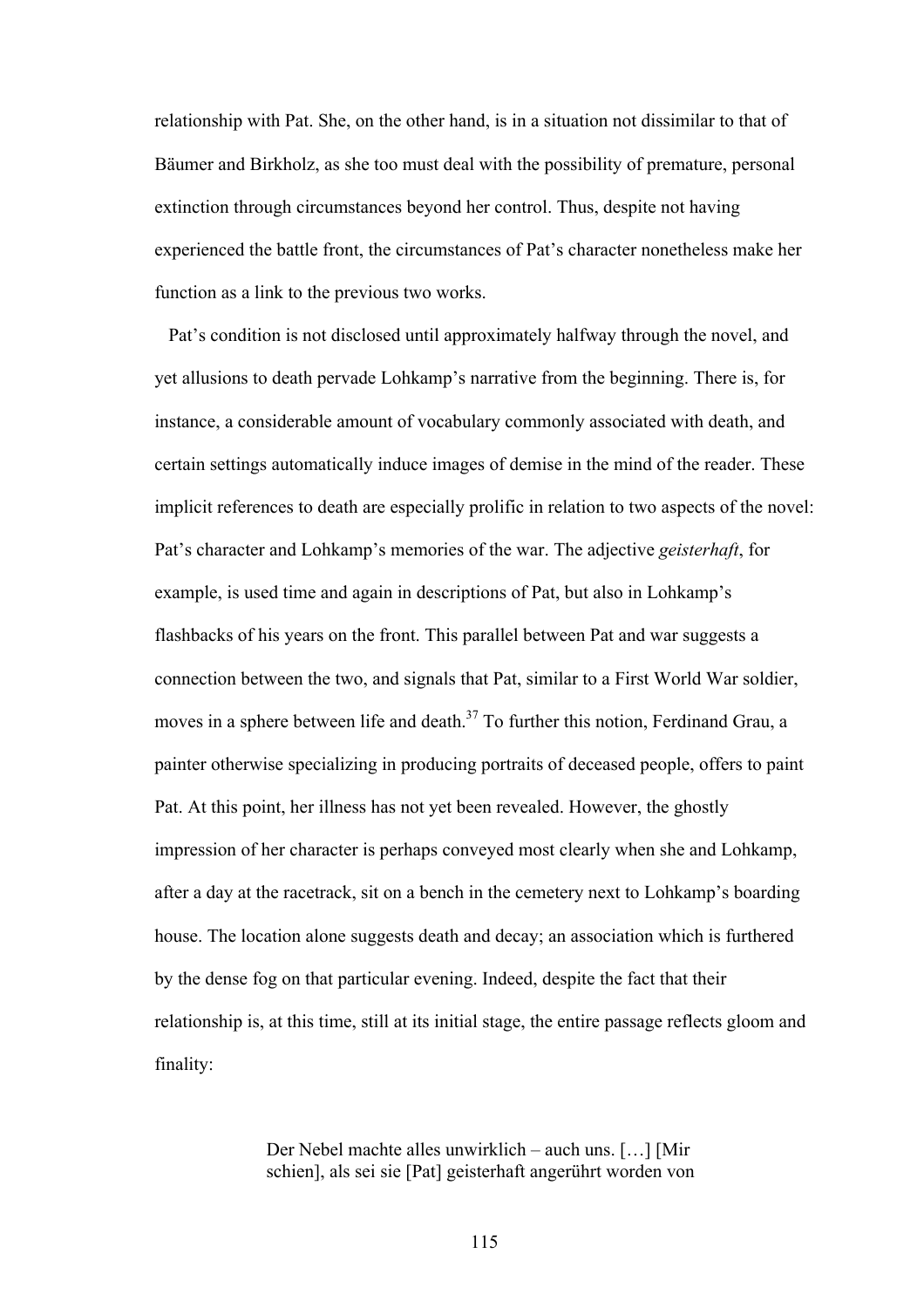relationship with Pat. She, on the other hand, is in a situation not dissimilar to that of Bäumer and Birkholz, as she too must deal with the possibility of premature, personal extinction through circumstances beyond her control. Thus, despite not having experienced the battle front, the circumstances of Pat's character nonetheless make her function as a link to the previous two works.

Pat's condition is not disclosed until approximately halfway through the novel, and yet allusions to death pervade Lohkamp's narrative from the beginning. There is, for instance, a considerable amount of vocabulary commonly associated with death, and certain settings automatically induce images of demise in the mind of the reader. These implicit references to death are especially prolific in relation to two aspects of the novel: Pat's character and Lohkamp's memories of the war. The adjective *geisterhaft*, for example, is used time and again in descriptions of Pat, but also in Lohkamp's flashbacks of his years on the front. This parallel between Pat and war suggests a connection between the two, and signals that Pat, similar to a First World War soldier, moves in a sphere between life and death.[37] To further this notion, Ferdinand Grau, a painter otherwise specializing in producing portraits of deceased people, offers to paint Pat. At this point, her illness has not yet been revealed. However, the ghostly impression of her character is perhaps conveyed most clearly when she and Lohkamp, after a day at the racetrack, sit on a bench in the cemetery next to Lohkamp's boarding house. The location alone suggests death and decay; an association which is furthered by the dense fog on that particular evening. Indeed, despite the fact that their relationship is, at this time, still at its initial stage, the entire passage reflects gloom and finality:

> Der Nebel machte alles unwirklich – auch uns. […] [Mir schien], als sei sie [Pat] geisterhaft angerührt worden von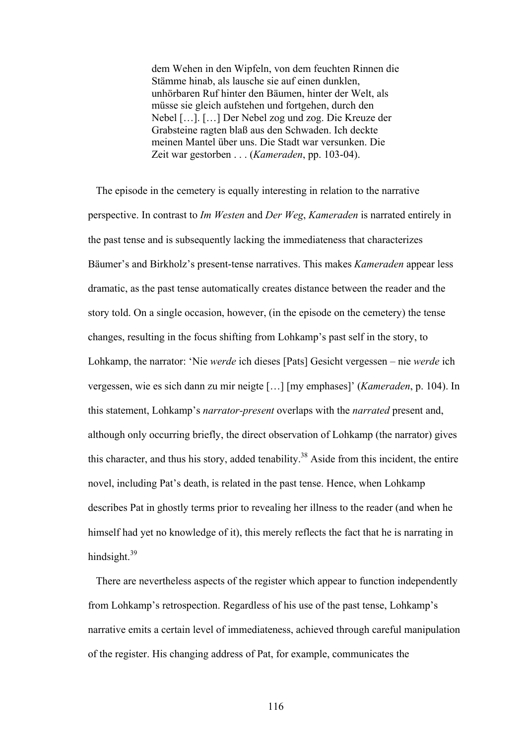> dem Wehen in den Wipfeln, von dem feuchten Rinnen die Stämme hinab, als lausche sie auf einen dunklen, unhörbaren Ruf hinter den Bäumen, hinter der Welt, als müsse sie gleich aufstehen und fortgehen, durch den Nebel […]. […] Der Nebel zog und zog. Die Kreuze der Grabsteine ragten blaß aus den Schwaden. Ich deckte meinen Mantel über uns. Die Stadt war versunken. Die Zeit war gestorben . . . (*Kameraden*, pp. 103-04).

The episode in the cemetery is equally interesting in relation to the narrative perspective. In contrast to *Im Westen* and *Der Weg*, *Kameraden* is narrated entirely in the past tense and is subsequently lacking the immediateness that characterizes Bäumer's and Birkholz's present-tense narratives. This makes *Kameraden* appear less dramatic, as the past tense automatically creates distance between the reader and the story told. On a single occasion, however, (in the episode on the cemetery) the tense changes, resulting in the focus shifting from Lohkamp's past self in the story, to Lohkamp, the narrator: 'Nie *werde* ich dieses [Pats] Gesicht vergessen – nie *werde* ich vergessen, wie es sich dann zu mir neigte […] [my emphases]' (*Kameraden*, p. 104). In this statement, Lohkamp's *narrator-present* overlaps with the *narrated* present and, although only occurring briefly, the direct observation of Lohkamp (the narrator) gives this character, and thus his story, added tenability.[38] Aside from this incident, the entire novel, including Pat's death, is related in the past tense. Hence, when Lohkamp describes Pat in ghostly terms prior to revealing her illness to the reader (and when he himself had yet no knowledge of it), this merely reflects the fact that he is narrating in hindsight.[39]

There are nevertheless aspects of the register which appear to function independently from Lohkamp's retrospection. Regardless of his use of the past tense, Lohkamp's narrative emits a certain level of immediateness, achieved through careful manipulation of the register. His changing address of Pat, for example, communicates the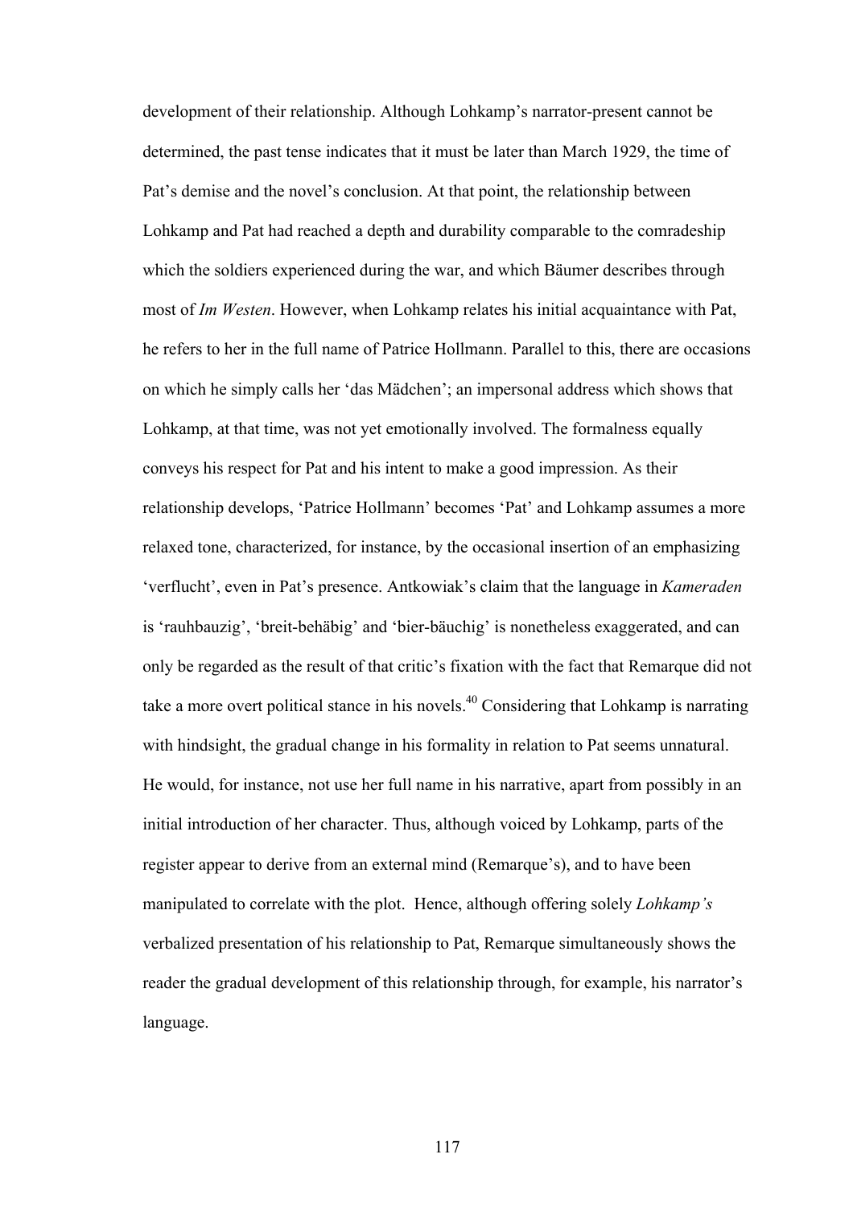development of their relationship. Although Lohkamp's narrator-present cannot be determined, the past tense indicates that it must be later than March 1929, the time of Pat's demise and the novel's conclusion. At that point, the relationship between Lohkamp and Pat had reached a depth and durability comparable to the comradeship which the soldiers experienced during the war, and which Bäumer describes through most of *Im Westen*. However, when Lohkamp relates his initial acquaintance with Pat, he refers to her in the full name of Patrice Hollmann. Parallel to this, there are occasions on which he simply calls her 'das Mädchen'; an impersonal address which shows that Lohkamp, at that time, was not yet emotionally involved. The formalness equally conveys his respect for Pat and his intent to make a good impression. As their relationship develops, 'Patrice Hollmann' becomes 'Pat' and Lohkamp assumes a more relaxed tone, characterized, for instance, by the occasional insertion of an emphasizing 'verflucht', even in Pat's presence. Antkowiak's claim that the language in *Kameraden* is 'rauhbauzig', 'breit-behäbig' and 'bier-bäuchig' is nonetheless exaggerated, and can only be regarded as the result of that critic's fixation with the fact that Remarque did not take a more overt political stance in his novels.[40] Considering that Lohkamp is narrating with hindsight, the gradual change in his formality in relation to Pat seems unnatural. He would, for instance, not use her full name in his narrative, apart from possibly in an initial introduction of her character. Thus, although voiced by Lohkamp, parts of the register appear to derive from an external mind (Remarque's), and to have been manipulated to correlate with the plot. Hence, although offering solely *Lohkamp's* verbalized presentation of his relationship to Pat, Remarque simultaneously shows the reader the gradual development of this relationship through, for example, his narrator's language.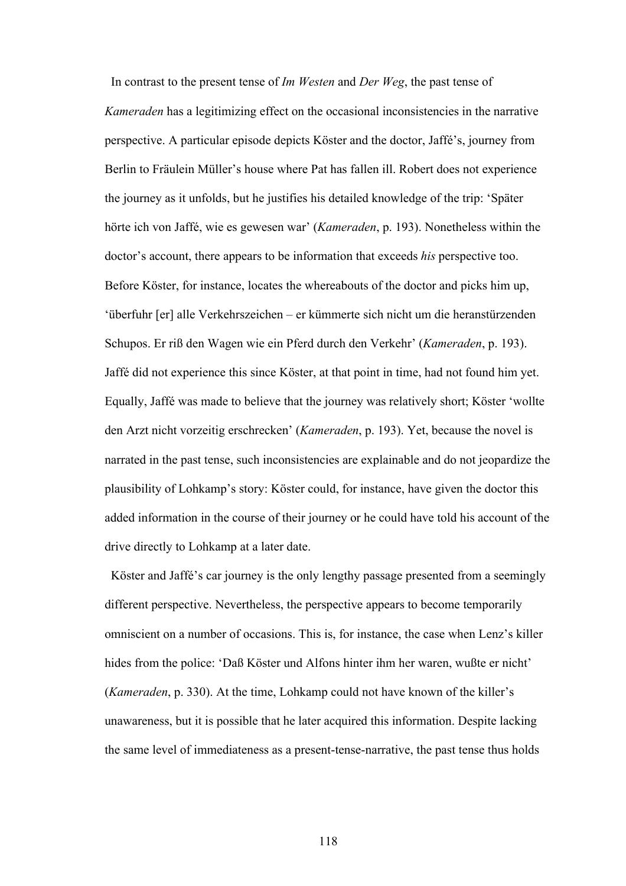In contrast to the present tense of *Im Westen* and *Der Weg*, the past tense of *Kameraden* has a legitimizing effect on the occasional inconsistencies in the narrative perspective. A particular episode depicts Köster and the doctor, Jaffé's, journey from Berlin to Fräulein Müller's house where Pat has fallen ill. Robert does not experience the journey as it unfolds, but he justifies his detailed knowledge of the trip: 'Später hörte ich von Jaffé, wie es gewesen war' (*Kameraden*, p. 193). Nonetheless within the doctor's account, there appears to be information that exceeds *his* perspective too. Before Köster, for instance, locates the whereabouts of the doctor and picks him up, 'überfuhr [er] alle Verkehrszeichen – er kümmerte sich nicht um die heranstürzenden Schupos. Er riß den Wagen wie ein Pferd durch den Verkehr' (*Kameraden*, p. 193). Jaffé did not experience this since Köster, at that point in time, had not found him yet. Equally, Jaffé was made to believe that the journey was relatively short; Köster 'wollte den Arzt nicht vorzeitig erschrecken' (*Kameraden*, p. 193). Yet, because the novel is narrated in the past tense, such inconsistencies are explainable and do not jeopardize the plausibility of Lohkamp's story: Köster could, for instance, have given the doctor this added information in the course of their journey or he could have told his account of the drive directly to Lohkamp at a later date.

Köster and Jaffé's car journey is the only lengthy passage presented from a seemingly different perspective. Nevertheless, the perspective appears to become temporarily omniscient on a number of occasions. This is, for instance, the case when Lenz's killer hides from the police: 'Daß Köster und Alfons hinter ihm her waren, wußte er nicht' (*Kameraden*, p. 330). At the time, Lohkamp could not have known of the killer's unawareness, but it is possible that he later acquired this information. Despite lacking the same level of immediateness as a present-tense-narrative, the past tense thus holds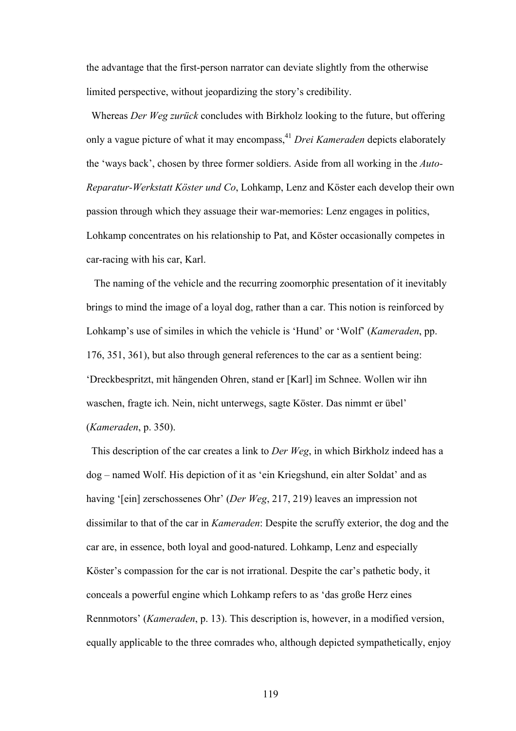the advantage that the first-person narrator can deviate slightly from the otherwise limited perspective, without jeopardizing the story's credibility.

Whereas *Der Weg zurück* concludes with Birkholz looking to the future, but offering only a vague picture of what it may encompass,[41] *Drei Kameraden* depicts elaborately the 'ways back', chosen by three former soldiers. Aside from all working in the *Auto-Reparatur-Werkstatt Köster und Co*, Lohkamp, Lenz and Köster each develop their own passion through which they assuage their war-memories: Lenz engages in politics, Lohkamp concentrates on his relationship to Pat, and Köster occasionally competes in car-racing with his car, Karl.

The naming of the vehicle and the recurring zoomorphic presentation of it inevitably brings to mind the image of a loyal dog, rather than a car. This notion is reinforced by Lohkamp's use of similes in which the vehicle is 'Hund' or 'Wolf' (*Kameraden*, pp. 176, 351, 361), but also through general references to the car as a sentient being: 'Dreckbespritzt, mit hängenden Ohren, stand er [Karl] im Schnee. Wollen wir ihn waschen, fragte ich. Nein, nicht unterwegs, sagte Köster. Das nimmt er übel' (*Kameraden*, p. 350).

This description of the car creates a link to *Der Weg*, in which Birkholz indeed has a dog – named Wolf. His depiction of it as 'ein Kriegshund, ein alter Soldat' and as having '[ein] zerschossenes Ohr' (*Der Weg*, 217, 219) leaves an impression not dissimilar to that of the car in *Kameraden*: Despite the scruffy exterior, the dog and the car are, in essence, both loyal and good-natured. Lohkamp, Lenz and especially Köster's compassion for the car is not irrational. Despite the car's pathetic body, it conceals a powerful engine which Lohkamp refers to as 'das große Herz eines Rennmotors' (*Kameraden*, p. 13). This description is, however, in a modified version, equally applicable to the three comrades who, although depicted sympathetically, enjoy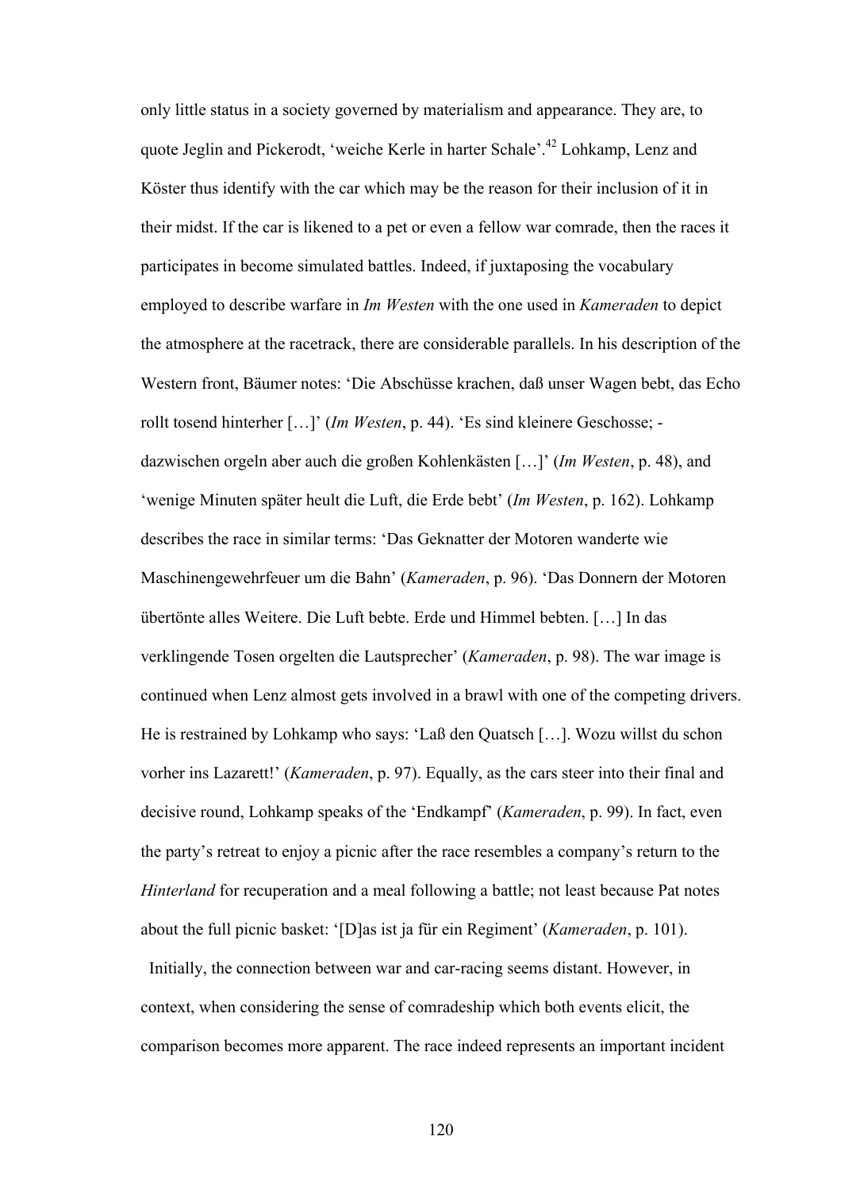only little status in a society governed by materialism and appearance. They are, to quote Jeglin and Pickerodt, 'weiche Kerle in harter Schale'.[42] Lohkamp, Lenz and Köster thus identify with the car which may be the reason for their inclusion of it in their midst. If the car is likened to a pet or even a fellow war comrade, then the races it participates in become simulated battles. Indeed, if juxtaposing the vocabulary employed to describe warfare in *Im Westen* with the one used in *Kameraden* to depict the atmosphere at the racetrack, there are considerable parallels. In his description of the Western front, Bäumer notes: 'Die Abschüsse krachen, daß unser Wagen bebt, das Echo rollt tosend hinterher […]' (*Im Westen*, p. 44). 'Es sind kleinere Geschosse; - dazwischen orgeln aber auch die großen Kohlenkästen […]' (*Im Westen*, p. 48), and 'wenige Minuten später heult die Luft, die Erde bebt' (*Im Westen*, p. 162). Lohkamp describes the race in similar terms: 'Das Geknatter der Motoren wanderte wie Maschinengewehrfeuer um die Bahn' (*Kameraden*, p. 96). 'Das Donnern der Motoren übertönte alles Weitere. Die Luft bebte. Erde und Himmel bebten. […] In das verklingende Tosen orgelten die Lautsprecher' (*Kameraden*, p. 98). The war image is continued when Lenz almost gets involved in a brawl with one of the competing drivers. He is restrained by Lohkamp who says: 'Laß den Quatsch […]. Wozu willst du schon vorher ins Lazarett!' (*Kameraden*, p. 97). Equally, as the cars steer into their final and decisive round, Lohkamp speaks of the 'Endkampf' (*Kameraden*, p. 99). In fact, even the party's retreat to enjoy a picnic after the race resembles a company's return to the *Hinterland* for recuperation and a meal following a battle; not least because Pat notes about the full picnic basket: '[D]as ist ja für ein Regiment' (*Kameraden*, p. 101).

Initially, the connection between war and car-racing seems distant. However, in context, when considering the sense of comradeship which both events elicit, the comparison becomes more apparent. The race indeed represents an important incident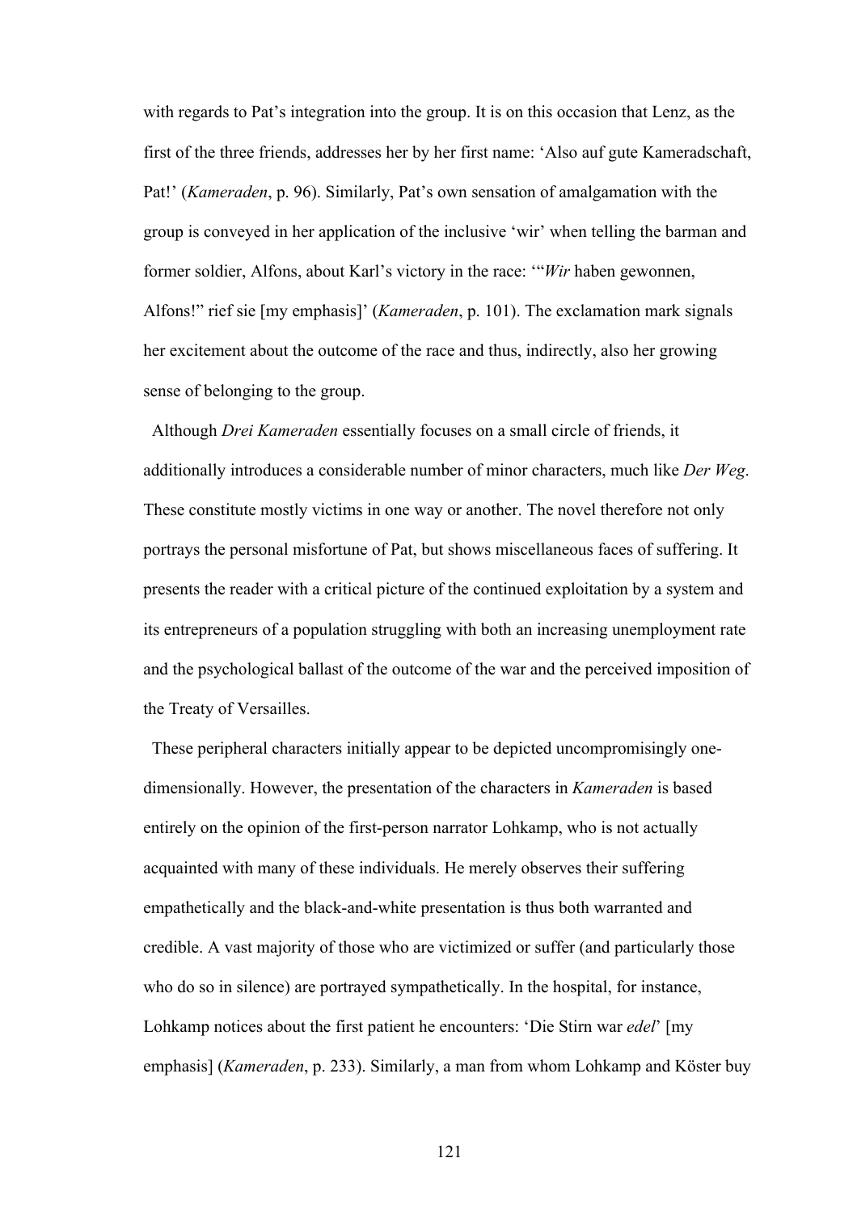with regards to Pat's integration into the group. It is on this occasion that Lenz, as the first of the three friends, addresses her by her first name: 'Also auf gute Kameradschaft, Pat!' (*Kameraden*, p. 96). Similarly, Pat's own sensation of amalgamation with the group is conveyed in her application of the inclusive 'wir' when telling the barman and former soldier, Alfons, about Karl's victory in the race: '"*Wir* haben gewonnen, Alfons!" rief sie [my emphasis]' (*Kameraden*, p. 101). The exclamation mark signals her excitement about the outcome of the race and thus, indirectly, also her growing sense of belonging to the group.

Although *Drei Kameraden* essentially focuses on a small circle of friends, it additionally introduces a considerable number of minor characters, much like *Der Weg*. These constitute mostly victims in one way or another. The novel therefore not only portrays the personal misfortune of Pat, but shows miscellaneous faces of suffering. It presents the reader with a critical picture of the continued exploitation by a system and its entrepreneurs of a population struggling with both an increasing unemployment rate and the psychological ballast of the outcome of the war and the perceived imposition of the Treaty of Versailles.

These peripheral characters initially appear to be depicted uncompromisingly one-dimensionally. However, the presentation of the characters in *Kameraden* is based entirely on the opinion of the first-person narrator Lohkamp, who is not actually acquainted with many of these individuals. He merely observes their suffering empathetically and the black-and-white presentation is thus both warranted and credible. A vast majority of those who are victimized or suffer (and particularly those who do so in silence) are portrayed sympathetically. In the hospital, for instance, Lohkamp notices about the first patient he encounters: 'Die Stirn war *edel*' [my emphasis] (*Kameraden*, p. 233). Similarly, a man from whom Lohkamp and Köster buy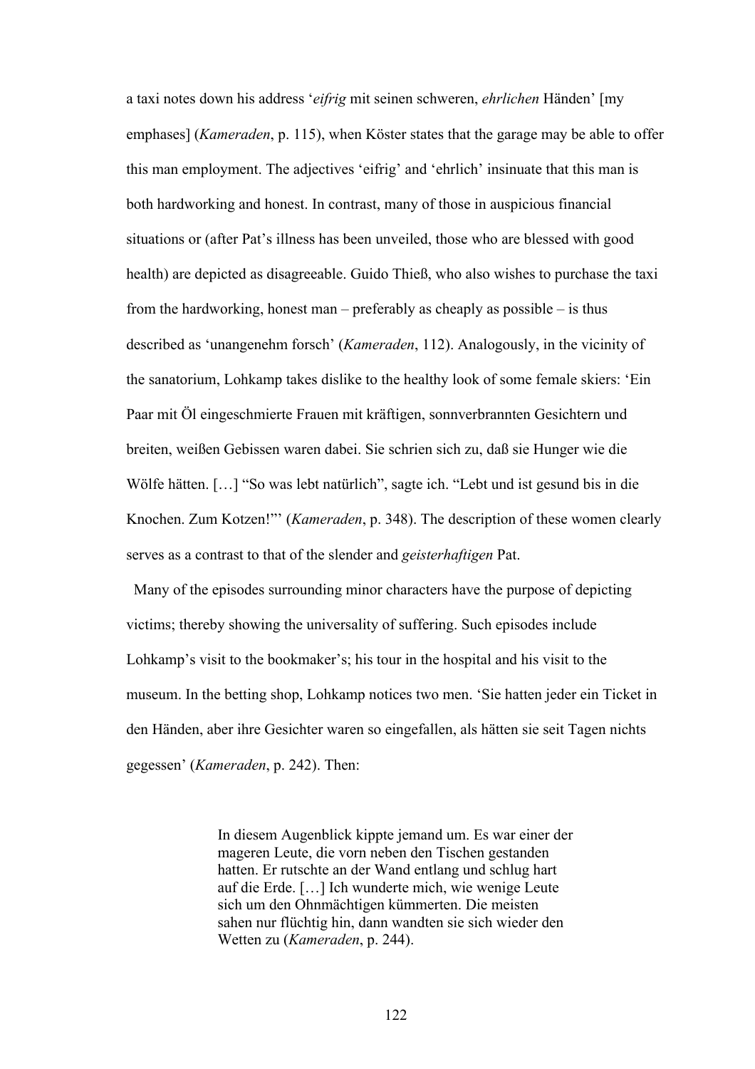a taxi notes down his address '*eifrig* mit seinen schweren, *ehrlichen* Händen' [my emphases] (*Kameraden*, p. 115), when Köster states that the garage may be able to offer this man employment. The adjectives 'eifrig' and 'ehrlich' insinuate that this man is both hardworking and honest. In contrast, many of those in auspicious financial situations or (after Pat's illness has been unveiled, those who are blessed with good health) are depicted as disagreeable. Guido Thieß, who also wishes to purchase the taxi from the hardworking, honest man – preferably as cheaply as possible – is thus described as 'unangenehm forsch' (*Kameraden*, 112). Analogously, in the vicinity of the sanatorium, Lohkamp takes dislike to the healthy look of some female skiers: 'Ein Paar mit Öl eingeschmierte Frauen mit kräftigen, sonnverbrannten Gesichtern und breiten, weißen Gebissen waren dabei. Sie schrien sich zu, daß sie Hunger wie die Wölfe hätten. […] "So was lebt natürlich", sagte ich. "Lebt und ist gesund bis in die Knochen. Zum Kotzen!"' (*Kameraden*, p. 348). The description of these women clearly serves as a contrast to that of the slender and *geisterhaftigen* Pat.

Many of the episodes surrounding minor characters have the purpose of depicting victims; thereby showing the universality of suffering. Such episodes include Lohkamp's visit to the bookmaker's; his tour in the hospital and his visit to the museum. In the betting shop, Lohkamp notices two men. 'Sie hatten jeder ein Ticket in den Händen, aber ihre Gesichter waren so eingefallen, als hätten sie seit Tagen nichts gegessen' (*Kameraden*, p. 242). Then:

> In diesem Augenblick kippte jemand um. Es war einer der mageren Leute, die vorn neben den Tischen gestanden hatten. Er rutschte an der Wand entlang und schlug hart auf die Erde. […] Ich wunderte mich, wie wenige Leute sich um den Ohnmächtigen kümmerten. Die meisten sahen nur flüchtig hin, dann wandten sie sich wieder den Wetten zu (*Kameraden*, p. 244).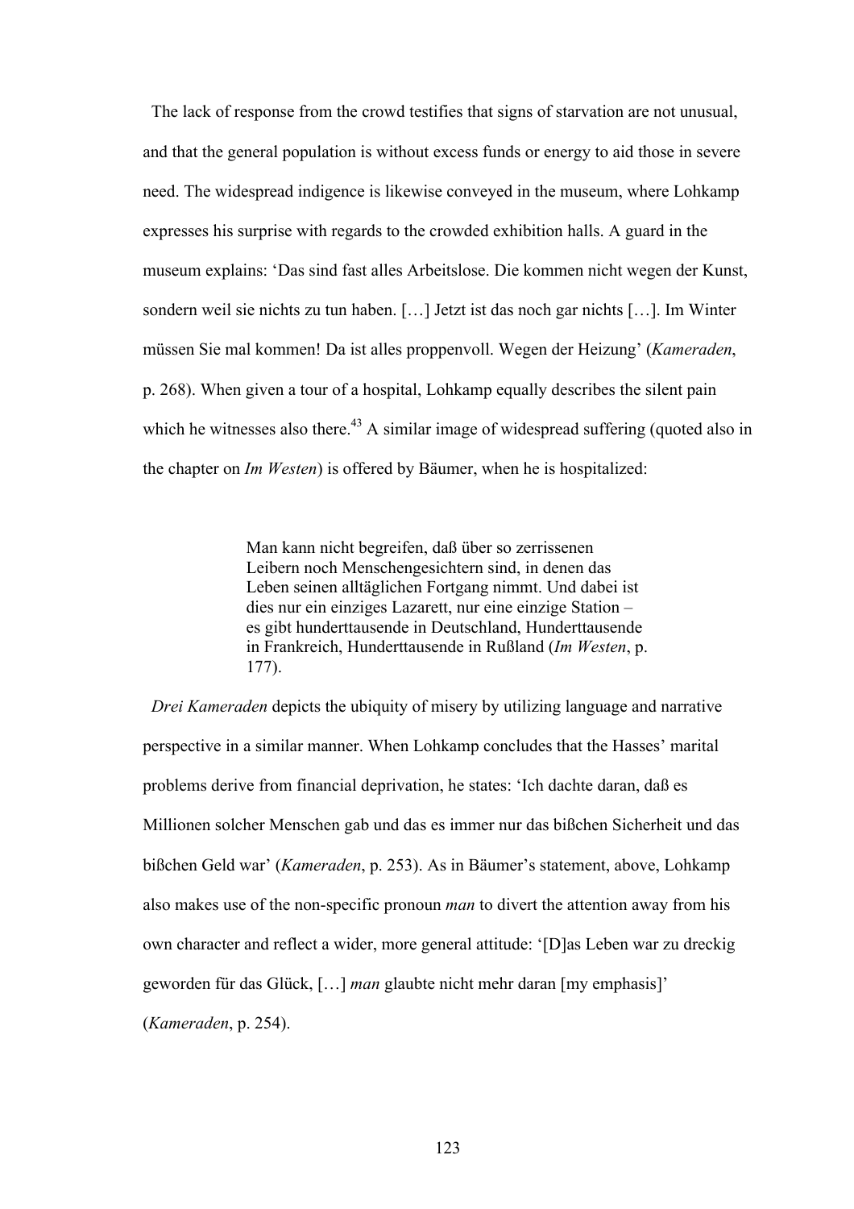The lack of response from the crowd testifies that signs of starvation are not unusual, and that the general population is without excess funds or energy to aid those in severe need. The widespread indigence is likewise conveyed in the museum, where Lohkamp expresses his surprise with regards to the crowded exhibition halls. A guard in the museum explains: ‘Das sind fast alles Arbeitslose. Die kommen nicht wegen der Kunst, sondern weil sie nichts zu tun haben. […] Jetzt ist das noch gar nichts […]. Im Winter müssen Sie mal kommen! Da ist alles proppenvoll. Wegen der Heizung’ (*Kameraden*, p. 268). When given a tour of a hospital, Lohkamp equally describes the silent pain which he witnesses also there.[43] A similar image of widespread suffering (quoted also in the chapter on *Im Westen*) is offered by Bäumer, when he is hospitalized:

> Man kann nicht begreifen, daß über so zerrissenen Leibern noch Menschengesichtern sind, in denen das Leben seinen alltäglichen Fortgang nimmt. Und dabei ist dies nur ein einziges Lazarett, nur eine einzige Station – es gibt hunderttausende in Deutschland, Hunderttausende in Frankreich, Hunderttausende in Rußland (*Im Westen*, p. 177).

*Drei Kameraden* depicts the ubiquity of misery by utilizing language and narrative perspective in a similar manner. When Lohkamp concludes that the Hasses’ marital problems derive from financial deprivation, he states: ‘Ich dachte daran, daß es Millionen solcher Menschen gab und das es immer nur das bißchen Sicherheit und das bißchen Geld war’ (*Kameraden*, p. 253). As in Bäumer’s statement, above, Lohkamp also makes use of the non-specific pronoun *man* to divert the attention away from his own character and reflect a wider, more general attitude: ‘[D]as Leben war zu dreckig geworden für das Glück, […] *man* glaubte nicht mehr daran [my emphasis]’ (*Kameraden*, p. 254).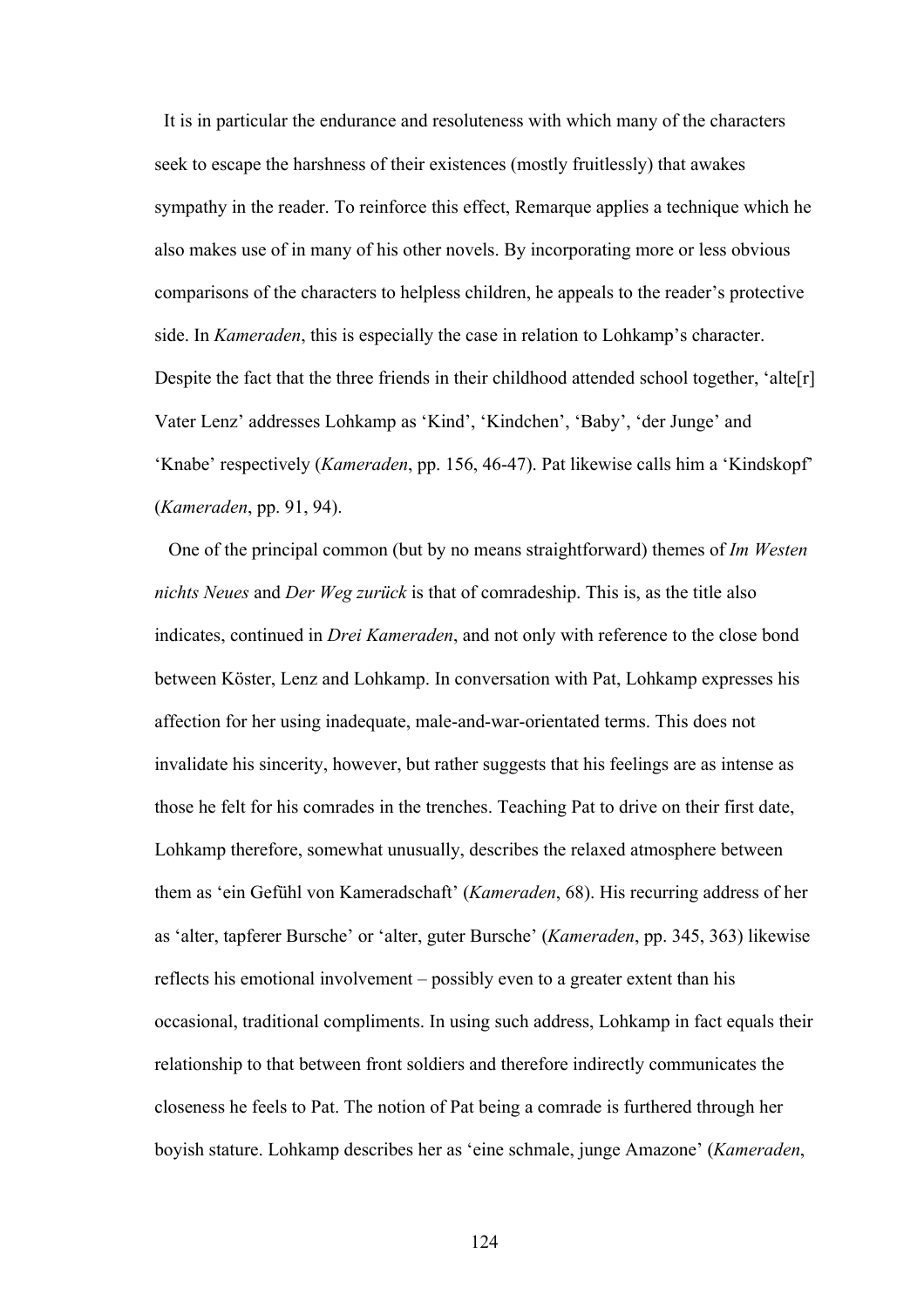It is in particular the endurance and resoluteness with which many of the characters seek to escape the harshness of their existences (mostly fruitlessly) that awakes sympathy in the reader. To reinforce this effect, Remarque applies a technique which he also makes use of in many of his other novels. By incorporating more or less obvious comparisons of the characters to helpless children, he appeals to the reader's protective side. In *Kameraden*, this is especially the case in relation to Lohkamp's character. Despite the fact that the three friends in their childhood attended school together, 'alte[r] Vater Lenz' addresses Lohkamp as 'Kind', 'Kindchen', 'Baby', 'der Junge' and 'Knabe' respectively (*Kameraden*, pp. 156, 46-47). Pat likewise calls him a 'Kindskopf' (*Kameraden*, pp. 91, 94).

One of the principal common (but by no means straightforward) themes of *Im Westen nichts Neues* and *Der Weg zurück* is that of comradeship. This is, as the title also indicates, continued in *Drei Kameraden*, and not only with reference to the close bond between Köster, Lenz and Lohkamp. In conversation with Pat, Lohkamp expresses his affection for her using inadequate, male-and-war-orientated terms. This does not invalidate his sincerity, however, but rather suggests that his feelings are as intense as those he felt for his comrades in the trenches. Teaching Pat to drive on their first date, Lohkamp therefore, somewhat unusually, describes the relaxed atmosphere between them as 'ein Gefühl von Kameradschaft' (*Kameraden*, 68). His recurring address of her as 'alter, tapferer Bursche' or 'alter, guter Bursche' (*Kameraden*, pp. 345, 363) likewise reflects his emotional involvement – possibly even to a greater extent than his occasional, traditional compliments. In using such address, Lohkamp in fact equals their relationship to that between front soldiers and therefore indirectly communicates the closeness he feels to Pat. The notion of Pat being a comrade is furthered through her boyish stature. Lohkamp describes her as 'eine schmale, junge Amazone' (*Kameraden*,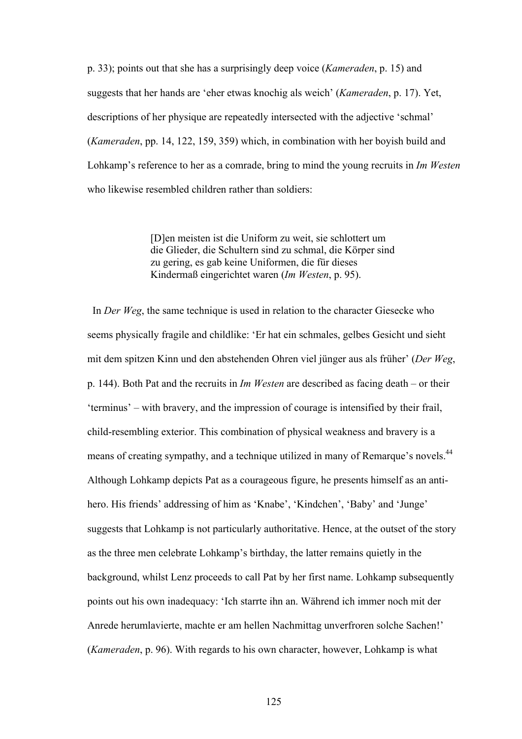p. 33); points out that she has a surprisingly deep voice (*Kameraden*, p. 15) and suggests that her hands are 'eher etwas knochig als weich' (*Kameraden*, p. 17). Yet, descriptions of her physique are repeatedly intersected with the adjective 'schmal' (*Kameraden*, pp. 14, 122, 159, 359) which, in combination with her boyish build and Lohkamp's reference to her as a comrade, bring to mind the young recruits in *Im Westen* who likewise resembled children rather than soldiers:

> [D]en meisten ist die Uniform zu weit, sie schlottert um die Glieder, die Schultern sind zu schmal, die Körper sind zu gering, es gab keine Uniformen, die für dieses Kindermaß eingerichtet waren (*Im Westen*, p. 95).

In *Der Weg*, the same technique is used in relation to the character Giesecke who seems physically fragile and childlike: 'Er hat ein schmales, gelbes Gesicht und sieht mit dem spitzen Kinn und den abstehenden Ohren viel jünger aus als früher' (*Der Weg*, p. 144). Both Pat and the recruits in *Im Westen* are described as facing death – or their 'terminus' – with bravery, and the impression of courage is intensified by their frail, child-resembling exterior. This combination of physical weakness and bravery is a means of creating sympathy, and a technique utilized in many of Remarque's novels.[44] Although Lohkamp depicts Pat as a courageous figure, he presents himself as an anti-hero. His friends' addressing of him as 'Knabe', 'Kindchen', 'Baby' and 'Junge' suggests that Lohkamp is not particularly authoritative. Hence, at the outset of the story as the three men celebrate Lohkamp's birthday, the latter remains quietly in the background, whilst Lenz proceeds to call Pat by her first name. Lohkamp subsequently points out his own inadequacy: 'Ich starrte ihn an. Während ich immer noch mit der Anrede herumlavierte, machte er am hellen Nachmittag unverfroren solche Sachen!' (*Kameraden*, p. 96). With regards to his own character, however, Lohkamp is what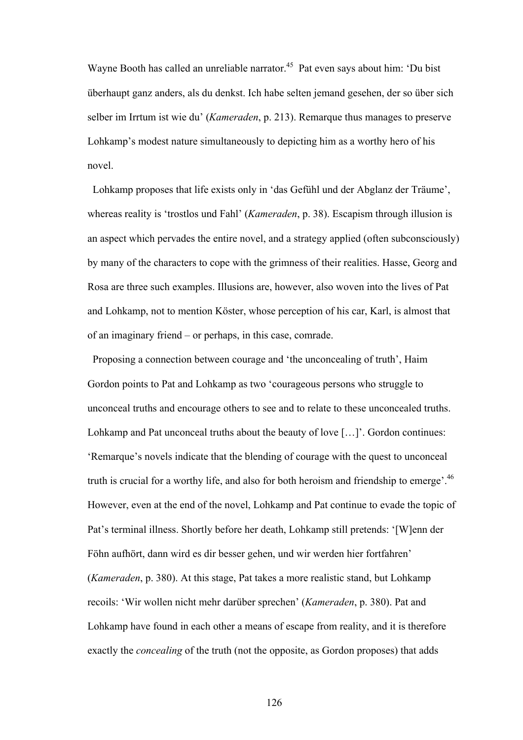Wayne Booth has called an unreliable narrator.[45] Pat even says about him: 'Du bist überhaupt ganz anders, als du denkst. Ich habe selten jemand gesehen, der so über sich selber im Irrtum ist wie du' (*Kameraden*, p. 213). Remarque thus manages to preserve Lohkamp's modest nature simultaneously to depicting him as a worthy hero of his novel.

Lohkamp proposes that life exists only in 'das Gefühl und der Abglanz der Träume', whereas reality is 'trostlos und Fahl' (*Kameraden*, p. 38). Escapism through illusion is an aspect which pervades the entire novel, and a strategy applied (often subconsciously) by many of the characters to cope with the grimness of their realities. Hasse, Georg and Rosa are three such examples. Illusions are, however, also woven into the lives of Pat and Lohkamp, not to mention Köster, whose perception of his car, Karl, is almost that of an imaginary friend – or perhaps, in this case, comrade.

Proposing a connection between courage and 'the unconcealing of truth', Haim Gordon points to Pat and Lohkamp as two 'courageous persons who struggle to unconceal truths and encourage others to see and to relate to these unconcealed truths. Lohkamp and Pat unconceal truths about the beauty of love […]'. Gordon continues: 'Remarque's novels indicate that the blending of courage with the quest to unconceal truth is crucial for a worthy life, and also for both heroism and friendship to emerge'.[46] However, even at the end of the novel, Lohkamp and Pat continue to evade the topic of Pat's terminal illness. Shortly before her death, Lohkamp still pretends: '[W]enn der Föhn aufhört, dann wird es dir besser gehen, und wir werden hier fortfahren' (*Kameraden*, p. 380). At this stage, Pat takes a more realistic stand, but Lohkamp recoils: 'Wir wollen nicht mehr darüber sprechen' (*Kameraden*, p. 380). Pat and Lohkamp have found in each other a means of escape from reality, and it is therefore exactly the *concealing* of the truth (not the opposite, as Gordon proposes) that adds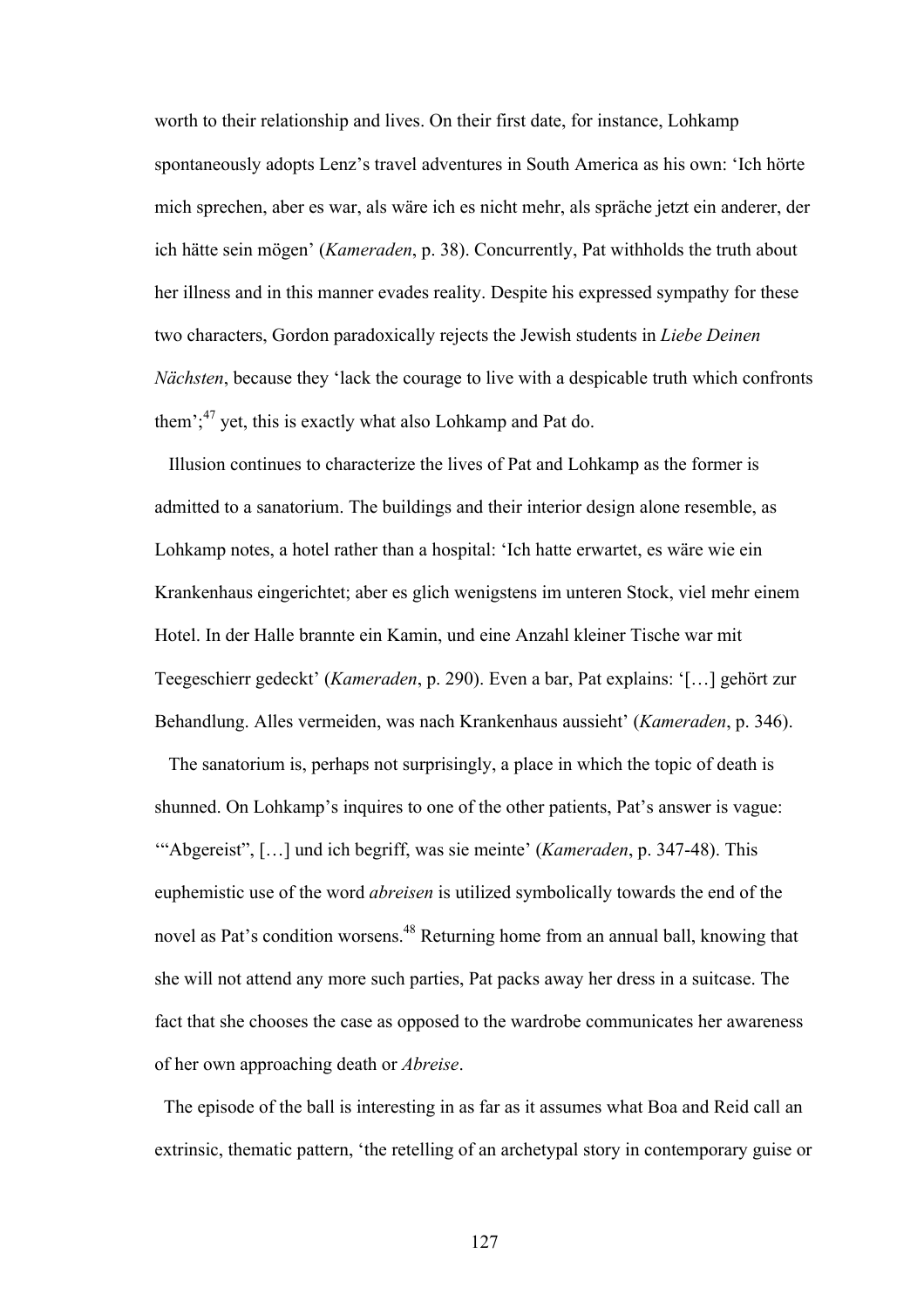worth to their relationship and lives. On their first date, for instance, Lohkamp spontaneously adopts Lenz's travel adventures in South America as his own: 'Ich hörte mich sprechen, aber es war, als wäre ich es nicht mehr, als spräche jetzt ein anderer, der ich hätte sein mögen' (*Kameraden*, p. 38). Concurrently, Pat withholds the truth about her illness and in this manner evades reality. Despite his expressed sympathy for these two characters, Gordon paradoxically rejects the Jewish students in *Liebe Deinen Nächsten*, because they 'lack the courage to live with a despicable truth which confronts them';[47] yet, this is exactly what also Lohkamp and Pat do.

Illusion continues to characterize the lives of Pat and Lohkamp as the former is admitted to a sanatorium. The buildings and their interior design alone resemble, as Lohkamp notes, a hotel rather than a hospital: 'Ich hatte erwartet, es wäre wie ein Krankenhaus eingerichtet; aber es glich wenigstens im unteren Stock, viel mehr einem Hotel. In der Halle brannte ein Kamin, und eine Anzahl kleiner Tische war mit Teegeschierr gedeckt' (*Kameraden*, p. 290). Even a bar, Pat explains: '[…] gehört zur Behandlung. Alles vermeiden, was nach Krankenhaus aussieht' (*Kameraden*, p. 346).

The sanatorium is, perhaps not surprisingly, a place in which the topic of death is shunned. On Lohkamp's inquires to one of the other patients, Pat's answer is vague: '"Abgereist", […] und ich begriff, was sie meinte' (*Kameraden*, p. 347-48). This euphemistic use of the word *abreisen* is utilized symbolically towards the end of the novel as Pat's condition worsens.[48] Returning home from an annual ball, knowing that she will not attend any more such parties, Pat packs away her dress in a suitcase. The fact that she chooses the case as opposed to the wardrobe communicates her awareness of her own approaching death or *Abreise*.

The episode of the ball is interesting in as far as it assumes what Boa and Reid call an extrinsic, thematic pattern, 'the retelling of an archetypal story in contemporary guise or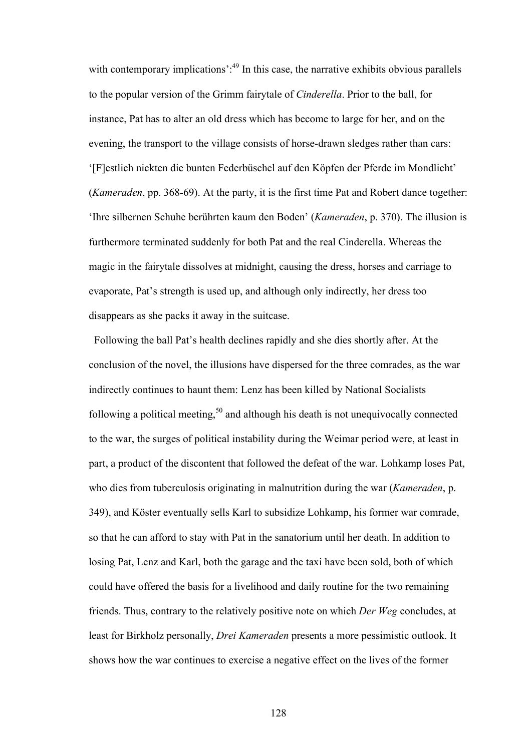with contemporary implications':[49] In this case, the narrative exhibits obvious parallels to the popular version of the Grimm fairytale of *Cinderella*. Prior to the ball, for instance, Pat has to alter an old dress which has become to large for her, and on the evening, the transport to the village consists of horse-drawn sledges rather than cars: '[F]estlich nickten die bunten Federbüschel auf den Köpfen der Pferde im Mondlicht' (*Kameraden*, pp. 368-69). At the party, it is the first time Pat and Robert dance together: 'Ihre silbernen Schuhe berührten kaum den Boden' (*Kameraden*, p. 370). The illusion is furthermore terminated suddenly for both Pat and the real Cinderella. Whereas the magic in the fairytale dissolves at midnight, causing the dress, horses and carriage to evaporate, Pat's strength is used up, and although only indirectly, her dress too disappears as she packs it away in the suitcase.

Following the ball Pat's health declines rapidly and she dies shortly after. At the conclusion of the novel, the illusions have dispersed for the three comrades, as the war indirectly continues to haunt them: Lenz has been killed by National Socialists following a political meeting,[50] and although his death is not unequivocally connected to the war, the surges of political instability during the Weimar period were, at least in part, a product of the discontent that followed the defeat of the war. Lohkamp loses Pat, who dies from tuberculosis originating in malnutrition during the war (*Kameraden*, p. 349), and Köster eventually sells Karl to subsidize Lohkamp, his former war comrade, so that he can afford to stay with Pat in the sanatorium until her death. In addition to losing Pat, Lenz and Karl, both the garage and the taxi have been sold, both of which could have offered the basis for a livelihood and daily routine for the two remaining friends. Thus, contrary to the relatively positive note on which *Der Weg* concludes, at least for Birkholz personally, *Drei Kameraden* presents a more pessimistic outlook. It shows how the war continues to exercise a negative effect on the lives of the former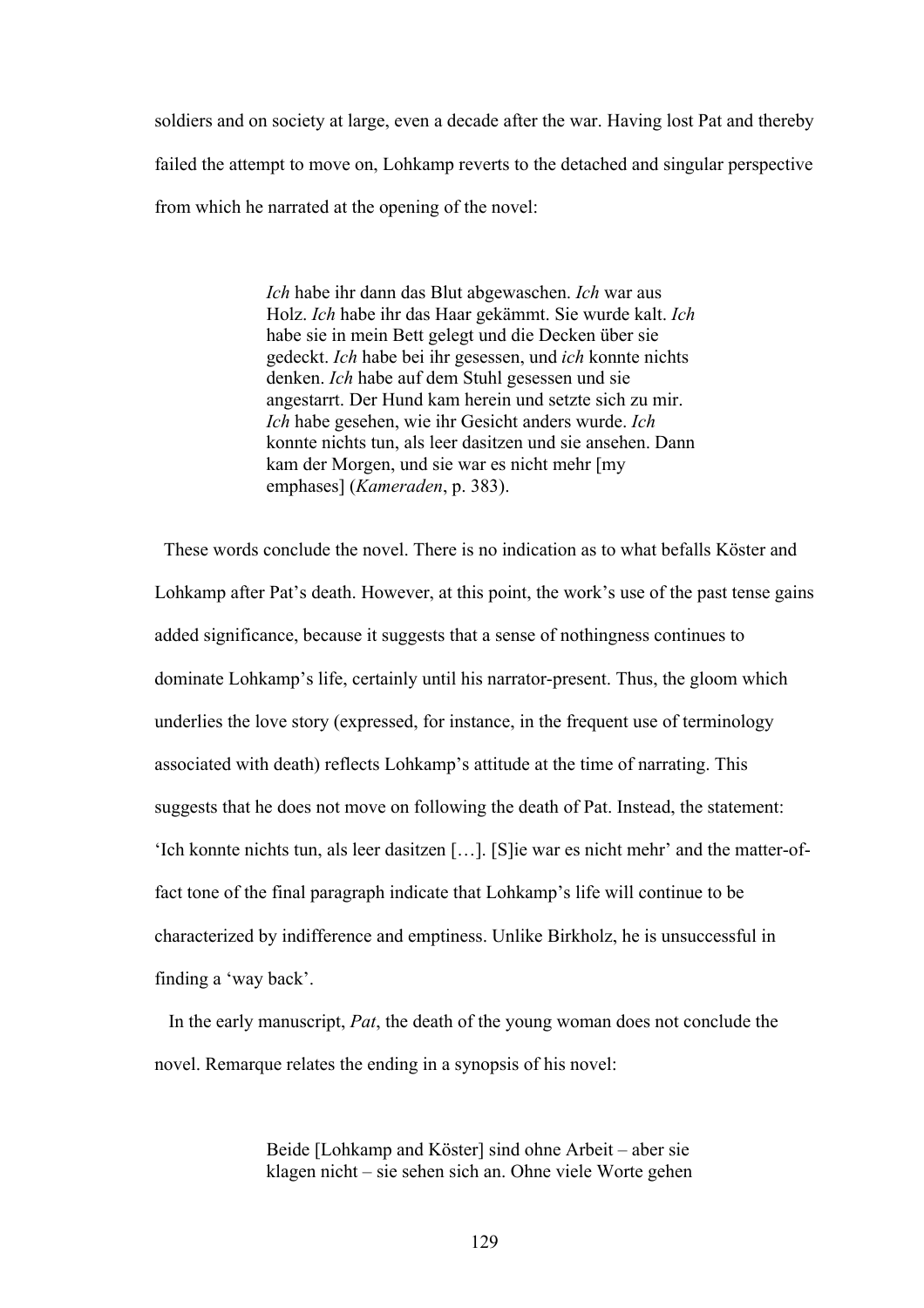soldiers and on society at large, even a decade after the war. Having lost Pat and thereby failed the attempt to move on, Lohkamp reverts to the detached and singular perspective from which he narrated at the opening of the novel:

> *Ich* habe ihr dann das Blut abgewaschen. *Ich* war aus Holz. *Ich* habe ihr das Haar gekämmt. Sie wurde kalt. *Ich* habe sie in mein Bett gelegt und die Decken über sie gedeckt. *Ich* habe bei ihr gesessen, und *ich* konnte nichts denken. *Ich* habe auf dem Stuhl gesessen und sie angestarrt. Der Hund kam herein und setzte sich zu mir. *Ich* habe gesehen, wie ihr Gesicht anders wurde. *Ich* konnte nichts tun, als leer dasitzen und sie ansehen. Dann kam der Morgen, und sie war es nicht mehr [my emphases] (*Kameraden*, p. 383).

These words conclude the novel. There is no indication as to what befalls Köster and Lohkamp after Pat's death. However, at this point, the work's use of the past tense gains added significance, because it suggests that a sense of nothingness continues to dominate Lohkamp's life, certainly until his narrator-present. Thus, the gloom which underlies the love story (expressed, for instance, in the frequent use of terminology associated with death) reflects Lohkamp's attitude at the time of narrating. This suggests that he does not move on following the death of Pat. Instead, the statement: 'Ich konnte nichts tun, als leer dasitzen […]. [S]ie war es nicht mehr' and the matter-of-fact tone of the final paragraph indicate that Lohkamp's life will continue to be characterized by indifference and emptiness. Unlike Birkholz, he is unsuccessful in finding a 'way back'.

In the early manuscript, *Pat*, the death of the young woman does not conclude the novel. Remarque relates the ending in a synopsis of his novel:

> Beide [Lohkamp and Köster] sind ohne Arbeit – aber sie klagen nicht – sie sehen sich an. Ohne viele Worte gehen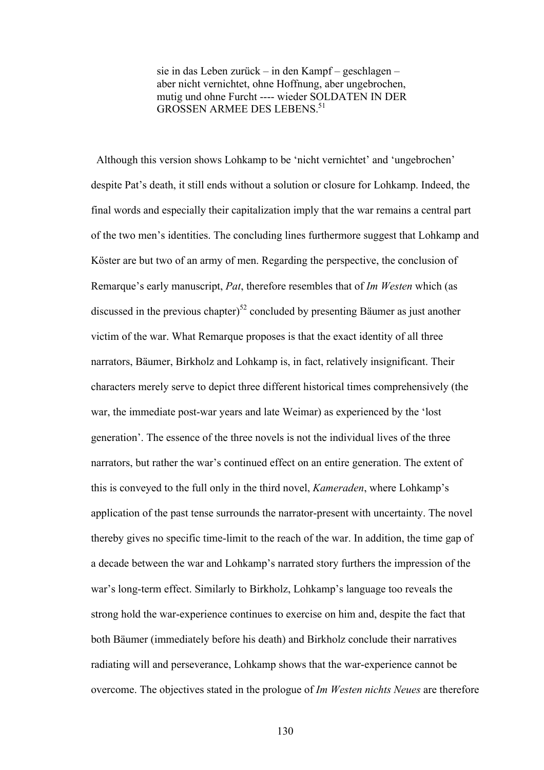> sie in das Leben zurück – in den Kampf – geschlagen – aber nicht vernichtet, ohne Hoffnung, aber ungebrochen, mutig und ohne Furcht ---- wieder SOLDATEN IN DER GROSSEN ARMEE DES LEBENS.[51]

Although this version shows Lohkamp to be 'nicht vernichtet' and 'ungebrochen' despite Pat's death, it still ends without a solution or closure for Lohkamp. Indeed, the final words and especially their capitalization imply that the war remains a central part of the two men's identities. The concluding lines furthermore suggest that Lohkamp and Köster are but two of an army of men. Regarding the perspective, the conclusion of Remarque's early manuscript, *Pat*, therefore resembles that of *Im Westen* which (as discussed in the previous chapter)[52] concluded by presenting Bäumer as just another victim of the war. What Remarque proposes is that the exact identity of all three narrators, Bäumer, Birkholz and Lohkamp is, in fact, relatively insignificant. Their characters merely serve to depict three different historical times comprehensively (the war, the immediate post-war years and late Weimar) as experienced by the 'lost generation'. The essence of the three novels is not the individual lives of the three narrators, but rather the war's continued effect on an entire generation. The extent of this is conveyed to the full only in the third novel, *Kameraden*, where Lohkamp's application of the past tense surrounds the narrator-present with uncertainty. The novel thereby gives no specific time-limit to the reach of the war. In addition, the time gap of a decade between the war and Lohkamp's narrated story furthers the impression of the war's long-term effect. Similarly to Birkholz, Lohkamp's language too reveals the strong hold the war-experience continues to exercise on him and, despite the fact that both Bäumer (immediately before his death) and Birkholz conclude their narratives radiating will and perseverance, Lohkamp shows that the war-experience cannot be overcome. The objectives stated in the prologue of *Im Westen nichts Neues* are therefore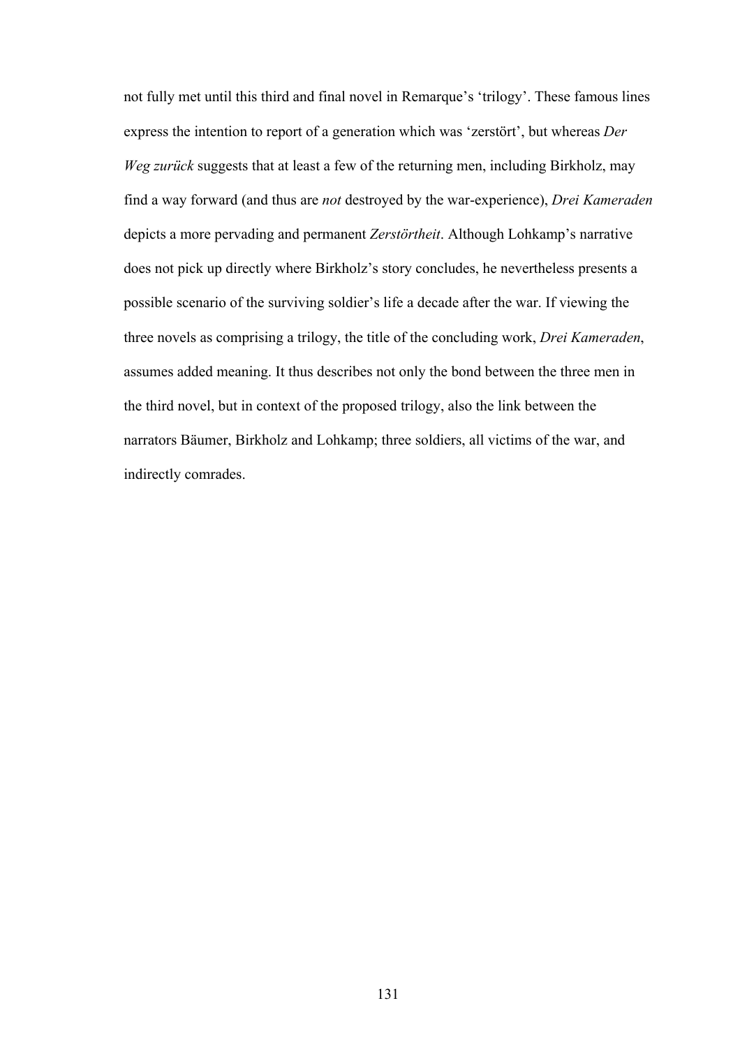not fully met until this third and final novel in Remarque's 'trilogy'. These famous lines express the intention to report of a generation which was 'zerstört', but whereas *Der Weg zurück* suggests that at least a few of the returning men, including Birkholz, may find a way forward (and thus are *not* destroyed by the war-experience), *Drei Kameraden* depicts a more pervading and permanent *Zerstörtheit*. Although Lohkamp's narrative does not pick up directly where Birkholz's story concludes, he nevertheless presents a possible scenario of the surviving soldier's life a decade after the war. If viewing the three novels as comprising a trilogy, the title of the concluding work, *Drei Kameraden*, assumes added meaning. It thus describes not only the bond between the three men in the third novel, but in context of the proposed trilogy, also the link between the narrators Bäumer, Birkholz and Lohkamp; three soldiers, all victims of the war, and indirectly comrades.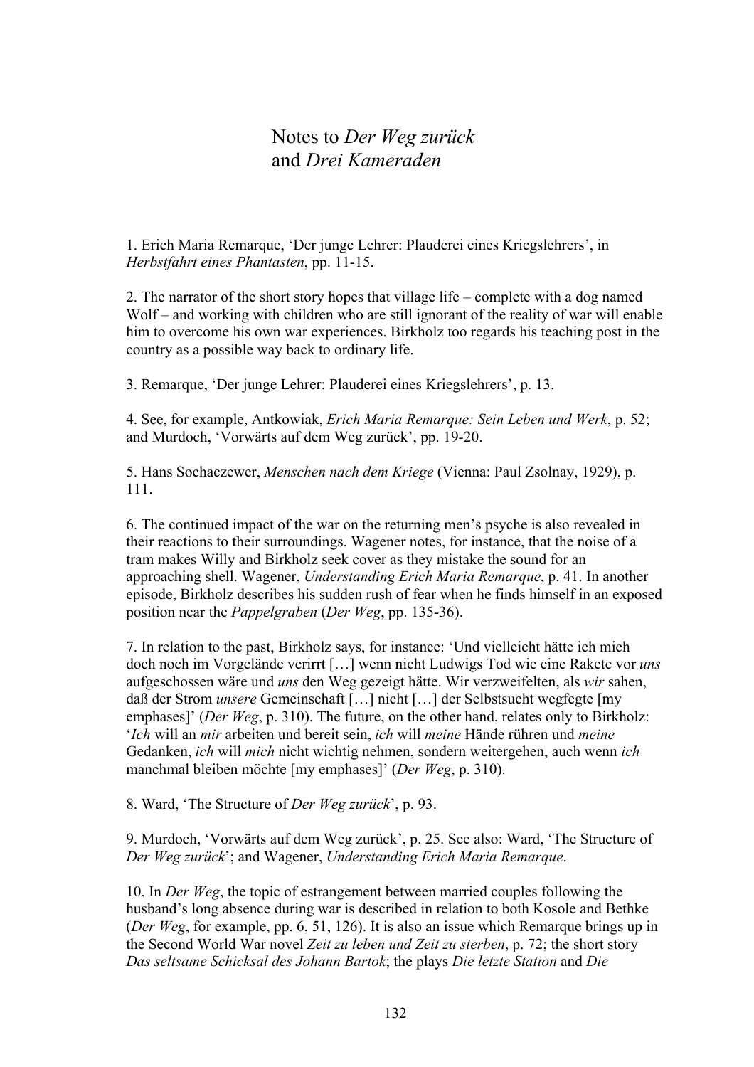# Notes to *Der Weg zurück* and *Drei Kameraden*

1. Erich Maria Remarque, 'Der junge Lehrer: Plauderei eines Kriegslehrers', in *Herbstfahrt eines Phantasten*, pp. 11-15.

2. The narrator of the short story hopes that village life – complete with a dog named Wolf – and working with children who are still ignorant of the reality of war will enable him to overcome his own war experiences. Birkholz too regards his teaching post in the country as a possible way back to ordinary life.

3. Remarque, 'Der junge Lehrer: Plauderei eines Kriegslehrers', p. 13.

4. See, for example, Antkowiak, *Erich Maria Remarque: Sein Leben und Werk*, p. 52; and Murdoch, 'Vorwärts auf dem Weg zurück', pp. 19-20.

5. Hans Sochaczewer, *Menschen nach dem Kriege* (Vienna: Paul Zsolnay, 1929), p. 111.

6. The continued impact of the war on the returning men's psyche is also revealed in their reactions to their surroundings. Wagener notes, for instance, that the noise of a tram makes Willy and Birkholz seek cover as they mistake the sound for an approaching shell. Wagener, *Understanding Erich Maria Remarque*, p. 41. In another episode, Birkholz describes his sudden rush of fear when he finds himself in an exposed position near the *Pappelgraben* (*Der Weg*, pp. 135-36).

7. In relation to the past, Birkholz says, for instance: 'Und vielleicht hätte ich mich doch noch im Vorgelände verirrt […] wenn nicht Ludwigs Tod wie eine Rakete vor *uns* aufgeschossen wäre und *uns* den Weg gezeigt hätte. Wir verzweifelten, als *wir* sahen, daß der Strom *unsere* Gemeinschaft […] nicht […] der Selbstsucht wegfegte [my emphases]' (*Der Weg*, p. 310). The future, on the other hand, relates only to Birkholz: '*Ich* will an *mir* arbeiten und bereit sein, *ich* will *meine* Hände rühren und *meine* Gedanken, *ich* will *mich* nicht wichtig nehmen, sondern weitergehen, auch wenn *ich* manchmal bleiben möchte [my emphases]' (*Der Weg*, p. 310).

8. Ward, 'The Structure of *Der Weg zurück*', p. 93.

9. Murdoch, 'Vorwärts auf dem Weg zurück', p. 25. See also: Ward, 'The Structure of *Der Weg zurück*'; and Wagener, *Understanding Erich Maria Remarque*.

10. In *Der Weg*, the topic of estrangement between married couples following the husband's long absence during war is described in relation to both Kosole and Bethke (*Der Weg*, for example, pp. 6, 51, 126). It is also an issue which Remarque brings up in the Second World War novel *Zeit zu leben und Zeit zu sterben*, p. 72; the short story *Das seltsame Schicksal des Johann Bartok*; the plays *Die letzte Station* and *Die*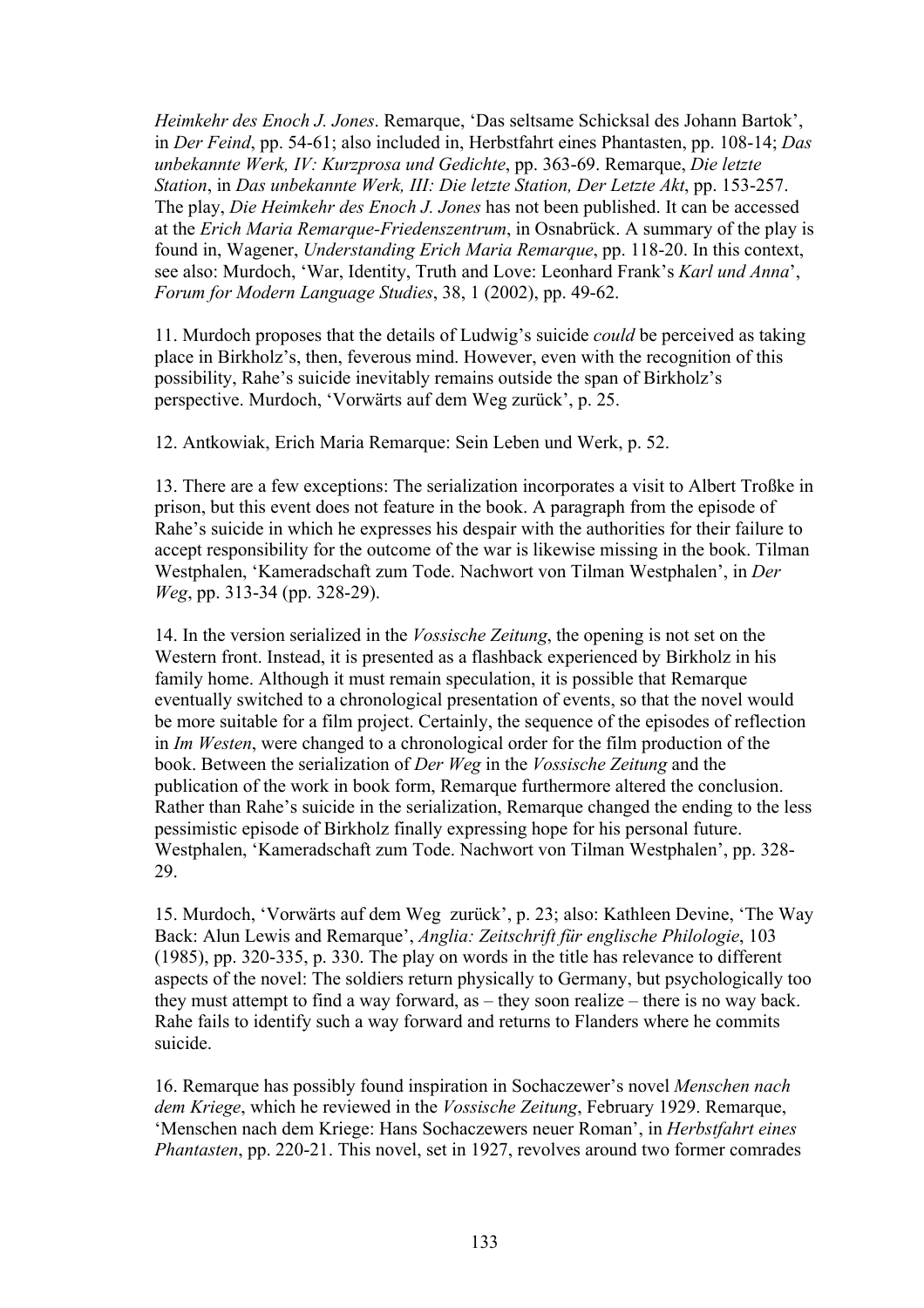*Heimkehr des Enoch J. Jones*. Remarque, 'Das seltsame Schicksal des Johann Bartok', in *Der Feind*, pp. 54-61; also included in, Herbstfahrt eines Phantasten, pp. 108-14; *Das unbekannte Werk, IV: Kurzprosa und Gedichte*, pp. 363-69. Remarque, *Die letzte Station*, in *Das unbekannte Werk, III: Die letzte Station, Der Letzte Akt*, pp. 153-257. The play, *Die Heimkehr des Enoch J. Jones* has not been published. It can be accessed at the *Erich Maria Remarque-Friedenszentrum*, in Osnabrück. A summary of the play is found in, Wagener, *Understanding Erich Maria Remarque*, pp. 118-20. In this context, see also: Murdoch, 'War, Identity, Truth and Love: Leonhard Frank's *Karl und Anna*', *Forum for Modern Language Studies*, 38, 1 (2002), pp. 49-62.

11. Murdoch proposes that the details of Ludwig's suicide *could* be perceived as taking place in Birkholz's, then, feverous mind. However, even with the recognition of this possibility, Rahe's suicide inevitably remains outside the span of Birkholz's perspective. Murdoch, 'Vorwärts auf dem Weg zurück', p. 25.

12. Antkowiak, Erich Maria Remarque: Sein Leben und Werk, p. 52.

13. There are a few exceptions: The serialization incorporates a visit to Albert Troßke in prison, but this event does not feature in the book. A paragraph from the episode of Rahe's suicide in which he expresses his despair with the authorities for their failure to accept responsibility for the outcome of the war is likewise missing in the book. Tilman Westphalen, 'Kameradschaft zum Tode. Nachwort von Tilman Westphalen', in *Der Weg*, pp. 313-34 (pp. 328-29).

14. In the version serialized in the *Vossische Zeitung*, the opening is not set on the Western front. Instead, it is presented as a flashback experienced by Birkholz in his family home. Although it must remain speculation, it is possible that Remarque eventually switched to a chronological presentation of events, so that the novel would be more suitable for a film project. Certainly, the sequence of the episodes of reflection in *Im Westen*, were changed to a chronological order for the film production of the book. Between the serialization of *Der Weg* in the *Vossische Zeitung* and the publication of the work in book form, Remarque furthermore altered the conclusion. Rather than Rahe's suicide in the serialization, Remarque changed the ending to the less pessimistic episode of Birkholz finally expressing hope for his personal future. Westphalen, 'Kameradschaft zum Tode. Nachwort von Tilman Westphalen', pp. 328-29.

15. Murdoch, 'Vorwärts auf dem Weg zurück', p. 23; also: Kathleen Devine, 'The Way Back: Alun Lewis and Remarque', *Anglia: Zeitschrift für englische Philologie*, 103 (1985), pp. 320-335, p. 330. The play on words in the title has relevance to different aspects of the novel: The soldiers return physically to Germany, but psychologically too they must attempt to find a way forward, as – they soon realize – there is no way back. Rahe fails to identify such a way forward and returns to Flanders where he commits suicide.

16. Remarque has possibly found inspiration in Sochaczewer's novel *Menschen nach dem Kriege*, which he reviewed in the *Vossische Zeitung*, February 1929. Remarque, 'Menschen nach dem Kriege: Hans Sochaczewers neuer Roman', in *Herbstfahrt eines Phantasten*, pp. 220-21. This novel, set in 1927, revolves around two former comrades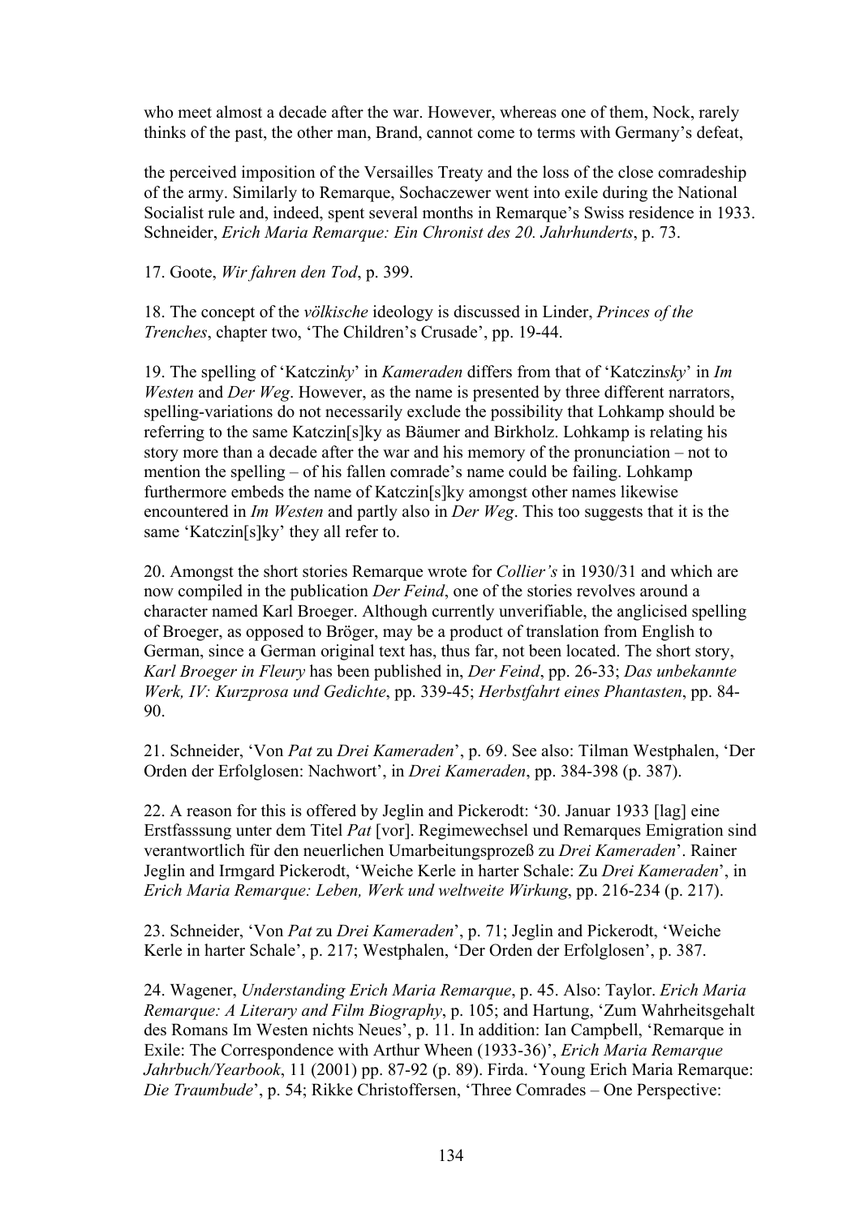who meet almost a decade after the war. However, whereas one of them, Nock, rarely thinks of the past, the other man, Brand, cannot come to terms with Germany's defeat,

the perceived imposition of the Versailles Treaty and the loss of the close comradeship of the army. Similarly to Remarque, Sochaczewer went into exile during the National Socialist rule and, indeed, spent several months in Remarque's Swiss residence in 1933. Schneider, *Erich Maria Remarque: Ein Chronist des 20. Jahrhunderts*, p. 73.

17. Goote, *Wir fahren den Tod*, p. 399.

18. The concept of the *völkische* ideology is discussed in Linder, *Princes of the Trenches*, chapter two, 'The Children's Crusade', pp. 19-44.

19. The spelling of 'Katczin*ky*' in *Kameraden* differs from that of 'Katczin*sky*' in *Im Westen* and *Der Weg*. However, as the name is presented by three different narrators, spelling-variations do not necessarily exclude the possibility that Lohkamp should be referring to the same Katczin[s]ky as Bäumer and Birkholz. Lohkamp is relating his story more than a decade after the war and his memory of the pronunciation – not to mention the spelling – of his fallen comrade's name could be failing. Lohkamp furthermore embeds the name of Katczin[s]ky amongst other names likewise encountered in *Im Westen* and partly also in *Der Weg*. This too suggests that it is the same 'Katczin[s]ky' they all refer to.

20. Amongst the short stories Remarque wrote for *Collier's* in 1930/31 and which are now compiled in the publication *Der Feind*, one of the stories revolves around a character named Karl Broeger. Although currently unverifiable, the anglicised spelling of Broeger, as opposed to Bröger, may be a product of translation from English to German, since a German original text has, thus far, not been located. The short story, *Karl Broeger in Fleury* has been published in, *Der Feind*, pp. 26-33; *Das unbekannte Werk, IV: Kurzprosa und Gedichte*, pp. 339-45; *Herbstfahrt eines Phantasten*, pp. 84-90.

21. Schneider, 'Von *Pat* zu *Drei Kameraden*', p. 69. See also: Tilman Westphalen, 'Der Orden der Erfolglosen: Nachwort', in *Drei Kameraden*, pp. 384-398 (p. 387).

22. A reason for this is offered by Jeglin and Pickerodt: '30. Januar 1933 [lag] eine Erstfasssung unter dem Titel *Pat* [vor]. Regimewechsel und Remarques Emigration sind verantwortlich für den neuerlichen Umarbeitungsprozeß zu *Drei Kameraden*'. Rainer Jeglin and Irmgard Pickerodt, 'Weiche Kerle in harter Schale: Zu *Drei Kameraden*', in *Erich Maria Remarque: Leben, Werk und weltweite Wirkung*, pp. 216-234 (p. 217).

23. Schneider, 'Von *Pat* zu *Drei Kameraden*', p. 71; Jeglin and Pickerodt, 'Weiche Kerle in harter Schale', p. 217; Westphalen, 'Der Orden der Erfolglosen', p. 387.

24. Wagener, *Understanding Erich Maria Remarque*, p. 45. Also: Taylor. *Erich Maria Remarque: A Literary and Film Biography*, p. 105; and Hartung, 'Zum Wahrheitsgehalt des Romans Im Westen nichts Neues', p. 11. In addition: Ian Campbell, 'Remarque in Exile: The Correspondence with Arthur Wheen (1933-36)', *Erich Maria Remarque Jahrbuch/Yearbook*, 11 (2001) pp. 87-92 (p. 89). Firda. 'Young Erich Maria Remarque: *Die Traumbude*', p. 54; Rikke Christoffersen, 'Three Comrades – One Perspective: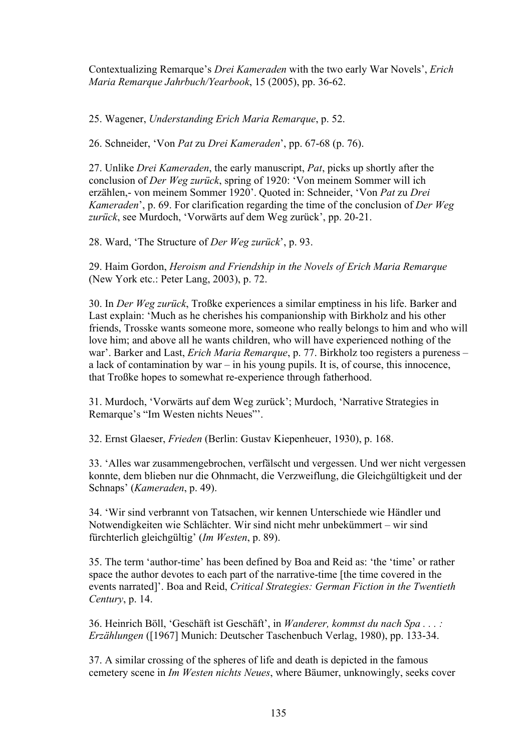Contextualizing Remarque's *Drei Kameraden* with the two early War Novels', *Erich Maria Remarque Jahrbuch/Yearbook*, 15 (2005), pp. 36-62.

25. Wagener, *Understanding Erich Maria Remarque*, p. 52.

26. Schneider, 'Von *Pat* zu *Drei Kameraden*', pp. 67-68 (p. 76).

27. Unlike *Drei Kameraden*, the early manuscript, *Pat*, picks up shortly after the conclusion of *Der Weg zurück*, spring of 1920: 'Von meinem Sommer will ich erzählen,- von meinem Sommer 1920'. Quoted in: Schneider, 'Von *Pat* zu *Drei Kameraden*', p. 69. For clarification regarding the time of the conclusion of *Der Weg zurück*, see Murdoch, 'Vorwärts auf dem Weg zurück', pp. 20-21.

28. Ward, 'The Structure of *Der Weg zurück*', p. 93.

29. Haim Gordon, *Heroism and Friendship in the Novels of Erich Maria Remarque* (New York etc.: Peter Lang, 2003), p. 72.

30. In *Der Weg zurück*, Troßke experiences a similar emptiness in his life. Barker and Last explain: 'Much as he cherishes his companionship with Birkholz and his other friends, Trosske wants someone more, someone who really belongs to him and who will love him; and above all he wants children, who will have experienced nothing of the war'. Barker and Last, *Erich Maria Remarque*, p. 77. Birkholz too registers a pureness – a lack of contamination by war – in his young pupils. It is, of course, this innocence, that Troßke hopes to somewhat re-experience through fatherhood.

31. Murdoch, 'Vorwärts auf dem Weg zurück'; Murdoch, 'Narrative Strategies in Remarque's "Im Westen nichts Neues"'.

32. Ernst Glaeser, *Frieden* (Berlin: Gustav Kiepenheuer, 1930), p. 168.

33. 'Alles war zusammengebrochen, verfälscht und vergessen. Und wer nicht vergessen konnte, dem blieben nur die Ohnmacht, die Verzweiflung, die Gleichgültigkeit und der Schnaps' (*Kameraden*, p. 49).

34. 'Wir sind verbrannt von Tatsachen, wir kennen Unterschiede wie Händler und Notwendigkeiten wie Schlächter. Wir sind nicht mehr unbekümmert – wir sind fürchterlich gleichgültig' (*Im Westen*, p. 89).

35. The term 'author-time' has been defined by Boa and Reid as: 'the 'time' or rather space the author devotes to each part of the narrative-time [the time covered in the events narrated]'. Boa and Reid, *Critical Strategies: German Fiction in the Twentieth Century*, p. 14.

36. Heinrich Böll, 'Geschäft ist Geschäft', in *Wanderer, kommst du nach Spa . . . : Erzählungen* ([1967] Munich: Deutscher Taschenbuch Verlag, 1980), pp. 133-34.

37. A similar crossing of the spheres of life and death is depicted in the famous cemetery scene in *Im Westen nichts Neues*, where Bäumer, unknowingly, seeks cover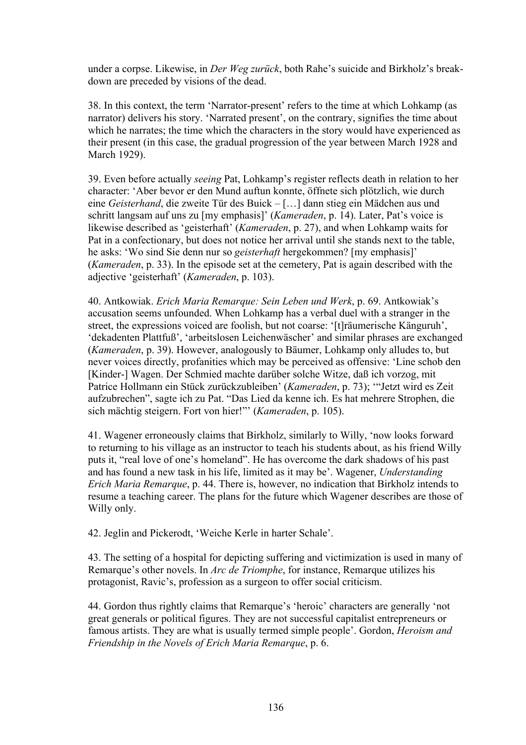under a corpse. Likewise, in *Der Weg zurück*, both Rahe's suicide and Birkholz's breakdown are preceded by visions of the dead.

38. In this context, the term 'Narrator-present' refers to the time at which Lohkamp (as narrator) delivers his story. 'Narrated present', on the contrary, signifies the time about which he narrates; the time which the characters in the story would have experienced as their present (in this case, the gradual progression of the year between March 1928 and March 1929).

39. Even before actually *seeing* Pat, Lohkamp's register reflects death in relation to her character: 'Aber bevor er den Mund auftun konnte, öffnete sich plötzlich, wie durch eine *Geisterhand*, die zweite Tür des Buick – […] dann stieg ein Mädchen aus und schritt langsam auf uns zu [my emphasis]' (*Kameraden*, p. 14). Later, Pat's voice is likewise described as 'geisterhaft' (*Kameraden*, p. 27), and when Lohkamp waits for Pat in a confectionary, but does not notice her arrival until she stands next to the table, he asks: 'Wo sind Sie denn nur so *geisterhaft* hergekommen? [my emphasis]' (*Kameraden*, p. 33). In the episode set at the cemetery, Pat is again described with the adjective 'geisterhaft' (*Kameraden*, p. 103).

40. Antkowiak. *Erich Maria Remarque: Sein Leben und Werk*, p. 69. Antkowiak's accusation seems unfounded. When Lohkamp has a verbal duel with a stranger in the street, the expressions voiced are foolish, but not coarse: '[t]räumerische Känguruh', 'dekadenten Plattfuß', 'arbeitslosen Leichenwäscher' and similar phrases are exchanged (*Kameraden*, p. 39). However, analogously to Bäumer, Lohkamp only alludes to, but never voices directly, profanities which may be perceived as offensive: 'Line schob den [Kinder-] Wagen. Der Schmied machte darüber solche Witze, daß ich vorzog, mit Patrice Hollmann ein Stück zurückzubleiben' (*Kameraden*, p. 73); '"Jetzt wird es Zeit aufzubrechen", sagte ich zu Pat. "Das Lied da kenne ich. Es hat mehrere Strophen, die sich mächtig steigern. Fort von hier!"' (*Kameraden*, p. 105).

41. Wagener erroneously claims that Birkholz, similarly to Willy, 'now looks forward to returning to his village as an instructor to teach his students about, as his friend Willy puts it, "real love of one's homeland". He has overcome the dark shadows of his past and has found a new task in his life, limited as it may be'. Wagener, *Understanding Erich Maria Remarque*, p. 44. There is, however, no indication that Birkholz intends to resume a teaching career. The plans for the future which Wagener describes are those of Willy only.

42. Jeglin and Pickerodt, 'Weiche Kerle in harter Schale'.

43. The setting of a hospital for depicting suffering and victimization is used in many of Remarque's other novels. In *Arc de Triomphe*, for instance, Remarque utilizes his protagonist, Ravic's, profession as a surgeon to offer social criticism.

44. Gordon thus rightly claims that Remarque's 'heroic' characters are generally 'not great generals or political figures. They are not successful capitalist entrepreneurs or famous artists. They are what is usually termed simple people'. Gordon, *Heroism and Friendship in the Novels of Erich Maria Remarque*, p. 6.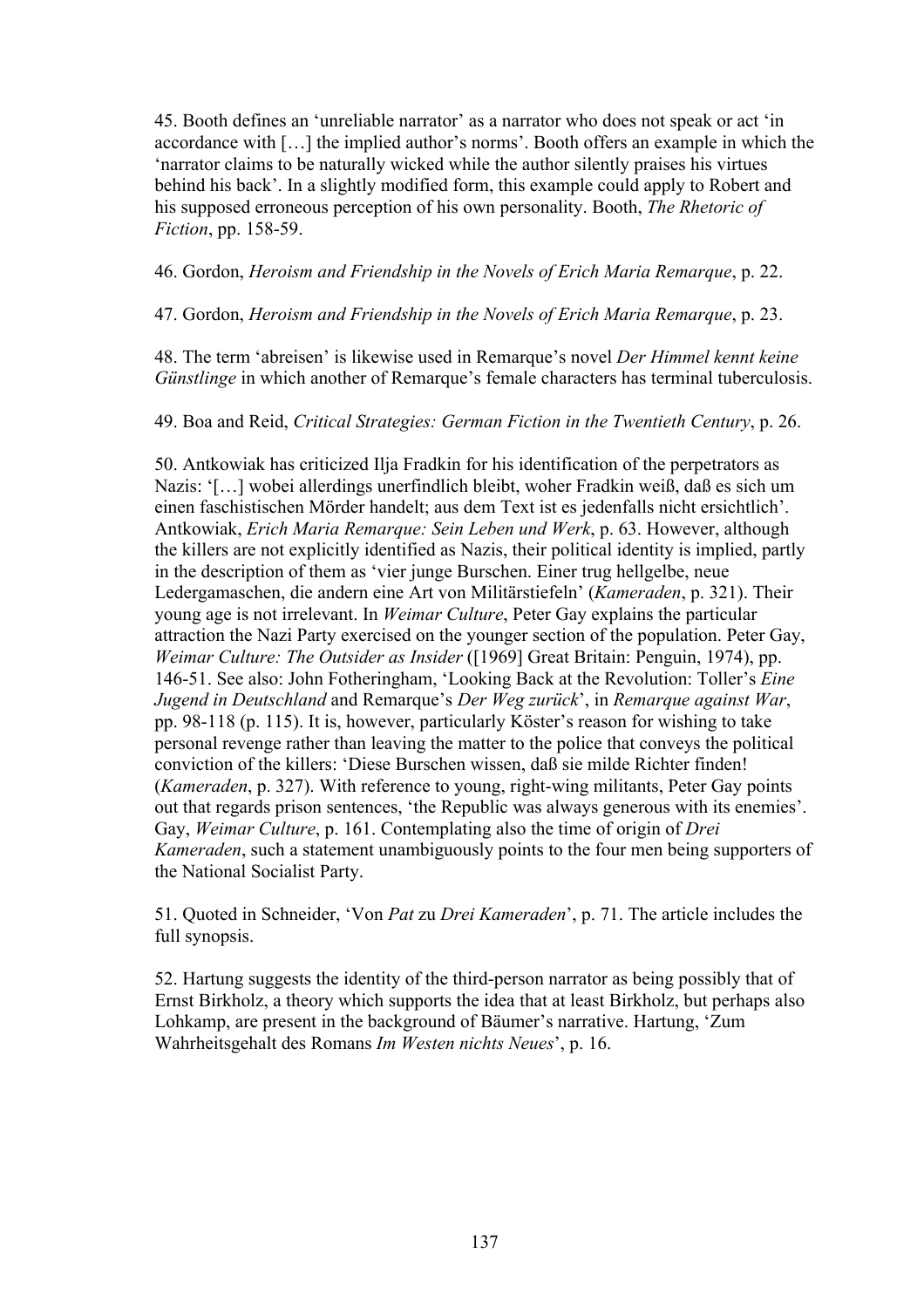45. Booth defines an 'unreliable narrator' as a narrator who does not speak or act 'in accordance with […] the implied author's norms'. Booth offers an example in which the 'narrator claims to be naturally wicked while the author silently praises his virtues behind his back'. In a slightly modified form, this example could apply to Robert and his supposed erroneous perception of his own personality. Booth, *The Rhetoric of Fiction*, pp. 158-59.

46. Gordon, *Heroism and Friendship in the Novels of Erich Maria Remarque*, p. 22.

47. Gordon, *Heroism and Friendship in the Novels of Erich Maria Remarque*, p. 23.

48. The term 'abreisen' is likewise used in Remarque's novel *Der Himmel kennt keine Günstlinge* in which another of Remarque's female characters has terminal tuberculosis.

49. Boa and Reid, *Critical Strategies: German Fiction in the Twentieth Century*, p. 26.

50. Antkowiak has criticized Ilja Fradkin for his identification of the perpetrators as Nazis: '[…] wobei allerdings unerfindlich bleibt, woher Fradkin weiß, daß es sich um einen faschistischen Mörder handelt; aus dem Text ist es jedenfalls nicht ersichtlich'. Antkowiak, *Erich Maria Remarque: Sein Leben und Werk*, p. 63. However, although the killers are not explicitly identified as Nazis, their political identity is implied, partly in the description of them as 'vier junge Burschen. Einer trug hellgelbe, neue Ledergamaschen, die andern eine Art von Militärstiefeln' (*Kameraden*, p. 321). Their young age is not irrelevant. In *Weimar Culture*, Peter Gay explains the particular attraction the Nazi Party exercised on the younger section of the population. Peter Gay, *Weimar Culture: The Outsider as Insider* ([1969] Great Britain: Penguin, 1974), pp. 146-51. See also: John Fotheringham, 'Looking Back at the Revolution: Toller's *Eine Jugend in Deutschland* and Remarque's *Der Weg zurück*', in *Remarque against War*, pp. 98-118 (p. 115). It is, however, particularly Köster's reason for wishing to take personal revenge rather than leaving the matter to the police that conveys the political conviction of the killers: 'Diese Burschen wissen, daß sie milde Richter finden! (*Kameraden*, p. 327). With reference to young, right-wing militants, Peter Gay points out that regards prison sentences, 'the Republic was always generous with its enemies'. Gay, *Weimar Culture*, p. 161. Contemplating also the time of origin of *Drei Kameraden*, such a statement unambiguously points to the four men being supporters of the National Socialist Party.

51. Quoted in Schneider, 'Von *Pat* zu *Drei Kameraden*', p. 71. The article includes the full synopsis.

52. Hartung suggests the identity of the third-person narrator as being possibly that of Ernst Birkholz, a theory which supports the idea that at least Birkholz, but perhaps also Lohkamp, are present in the background of Bäumer's narrative. Hartung, 'Zum Wahrheitsgehalt des Romans *Im Westen nichts Neues*', p. 16.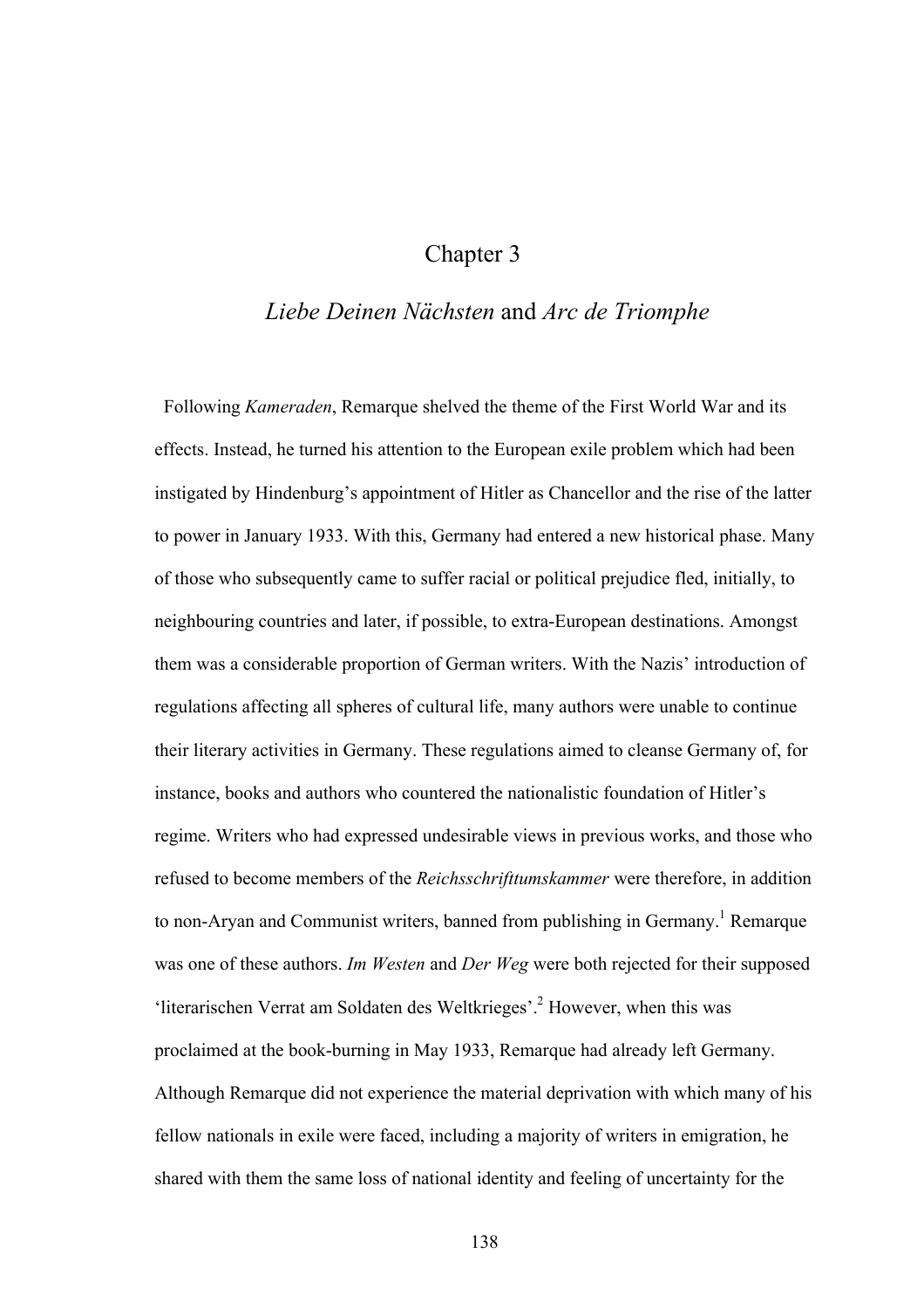# Chapter 3

## *Liebe Deinen Nächsten* and *Arc de Triomphe*

Following *Kameraden*, Remarque shelved the theme of the First World War and its effects. Instead, he turned his attention to the European exile problem which had been instigated by Hindenburg's appointment of Hitler as Chancellor and the rise of the latter to power in January 1933. With this, Germany had entered a new historical phase. Many of those who subsequently came to suffer racial or political prejudice fled, initially, to neighbouring countries and later, if possible, to extra-European destinations. Amongst them was a considerable proportion of German writers. With the Nazis' introduction of regulations affecting all spheres of cultural life, many authors were unable to continue their literary activities in Germany. These regulations aimed to cleanse Germany of, for instance, books and authors who countered the nationalistic foundation of Hitler's regime. Writers who had expressed undesirable views in previous works, and those who refused to become members of the *Reichsschrifttumskammer* were therefore, in addition to non-Aryan and Communist writers, banned from publishing in Germany.[1] Remarque was one of these authors. *Im Westen* and *Der Weg* were both rejected for their supposed 'literarischen Verrat am Soldaten des Weltkrieges'.[2] However, when this was proclaimed at the book-burning in May 1933, Remarque had already left Germany. Although Remarque did not experience the material deprivation with which many of his fellow nationals in exile were faced, including a majority of writers in emigration, he shared with them the same loss of national identity and feeling of uncertainty for the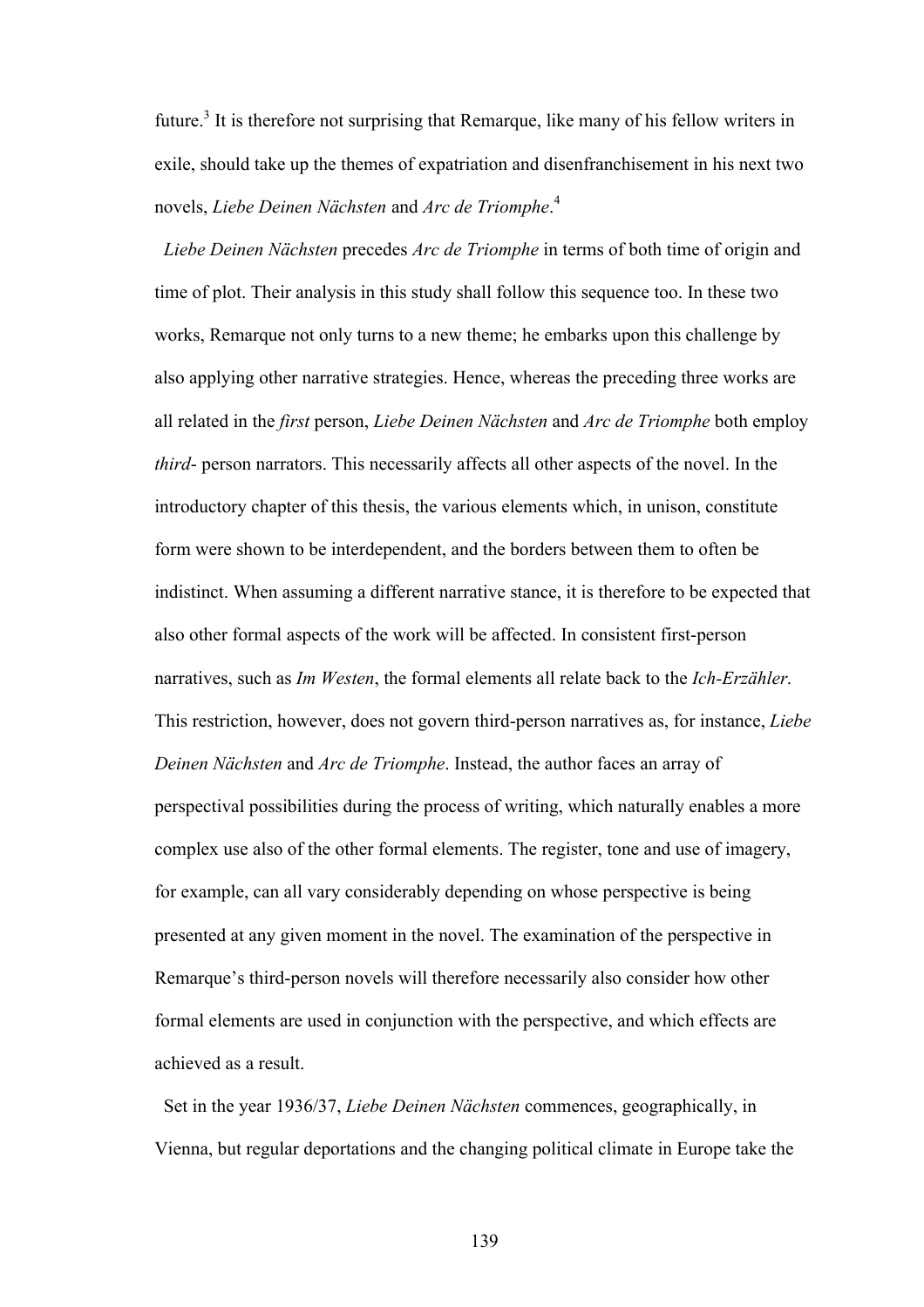future.[3] It is therefore not surprising that Remarque, like many of his fellow writers in exile, should take up the themes of expatriation and disenfranchisement in his next two novels, *Liebe Deinen Nächsten* and *Arc de Triomphe*.[4]

*Liebe Deinen Nächsten* precedes *Arc de Triomphe* in terms of both time of origin and time of plot. Their analysis in this study shall follow this sequence too. In these two works, Remarque not only turns to a new theme; he embarks upon this challenge by also applying other narrative strategies. Hence, whereas the preceding three works are all related in the *first* person, *Liebe Deinen Nächsten* and *Arc de Triomphe* both employ *third*- person narrators. This necessarily affects all other aspects of the novel. In the introductory chapter of this thesis, the various elements which, in unison, constitute form were shown to be interdependent, and the borders between them to often be indistinct. When assuming a different narrative stance, it is therefore to be expected that also other formal aspects of the work will be affected. In consistent first-person narratives, such as *Im Westen*, the formal elements all relate back to the *Ich-Erzähler*. This restriction, however, does not govern third-person narratives as, for instance, *Liebe Deinen Nächsten* and *Arc de Triomphe*. Instead, the author faces an array of perspectival possibilities during the process of writing, which naturally enables a more complex use also of the other formal elements. The register, tone and use of imagery, for example, can all vary considerably depending on whose perspective is being presented at any given moment in the novel. The examination of the perspective in Remarque's third-person novels will therefore necessarily also consider how other formal elements are used in conjunction with the perspective, and which effects are achieved as a result.

Set in the year 1936/37, *Liebe Deinen Nächsten* commences, geographically, in Vienna, but regular deportations and the changing political climate in Europe take the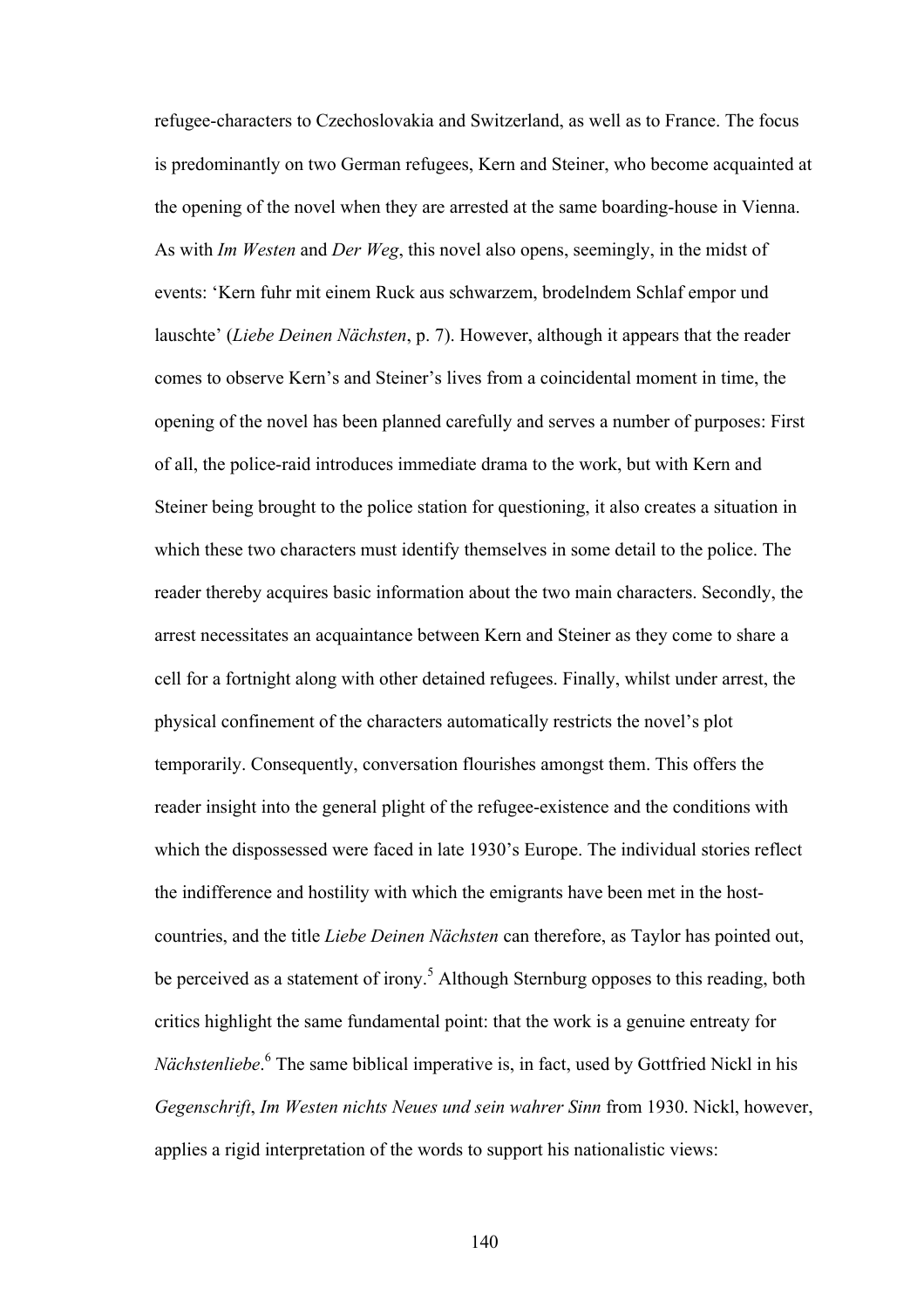refugee-characters to Czechoslovakia and Switzerland, as well as to France. The focus is predominantly on two German refugees, Kern and Steiner, who become acquainted at the opening of the novel when they are arrested at the same boarding-house in Vienna. As with *Im Westen* and *Der Weg*, this novel also opens, seemingly, in the midst of events: 'Kern fuhr mit einem Ruck aus schwarzem, brodelndem Schlaf empor und lauschte' (*Liebe Deinen Nächsten*, p. 7). However, although it appears that the reader comes to observe Kern's and Steiner's lives from a coincidental moment in time, the opening of the novel has been planned carefully and serves a number of purposes: First of all, the police-raid introduces immediate drama to the work, but with Kern and Steiner being brought to the police station for questioning, it also creates a situation in which these two characters must identify themselves in some detail to the police. The reader thereby acquires basic information about the two main characters. Secondly, the arrest necessitates an acquaintance between Kern and Steiner as they come to share a cell for a fortnight along with other detained refugees. Finally, whilst under arrest, the physical confinement of the characters automatically restricts the novel's plot temporarily. Consequently, conversation flourishes amongst them. This offers the reader insight into the general plight of the refugee-existence and the conditions with which the dispossessed were faced in late 1930's Europe. The individual stories reflect the indifference and hostility with which the emigrants have been met in the host-countries, and the title *Liebe Deinen Nächsten* can therefore, as Taylor has pointed out, be perceived as a statement of irony.[5] Although Sternburg opposes to this reading, both critics highlight the same fundamental point: that the work is a genuine entreaty for *Nächstenliebe*.[6] The same biblical imperative is, in fact, used by Gottfried Nickl in his *Gegenschrift*, *Im Westen nichts Neues und sein wahrer Sinn* from 1930. Nickl, however, applies a rigid interpretation of the words to support his nationalistic views: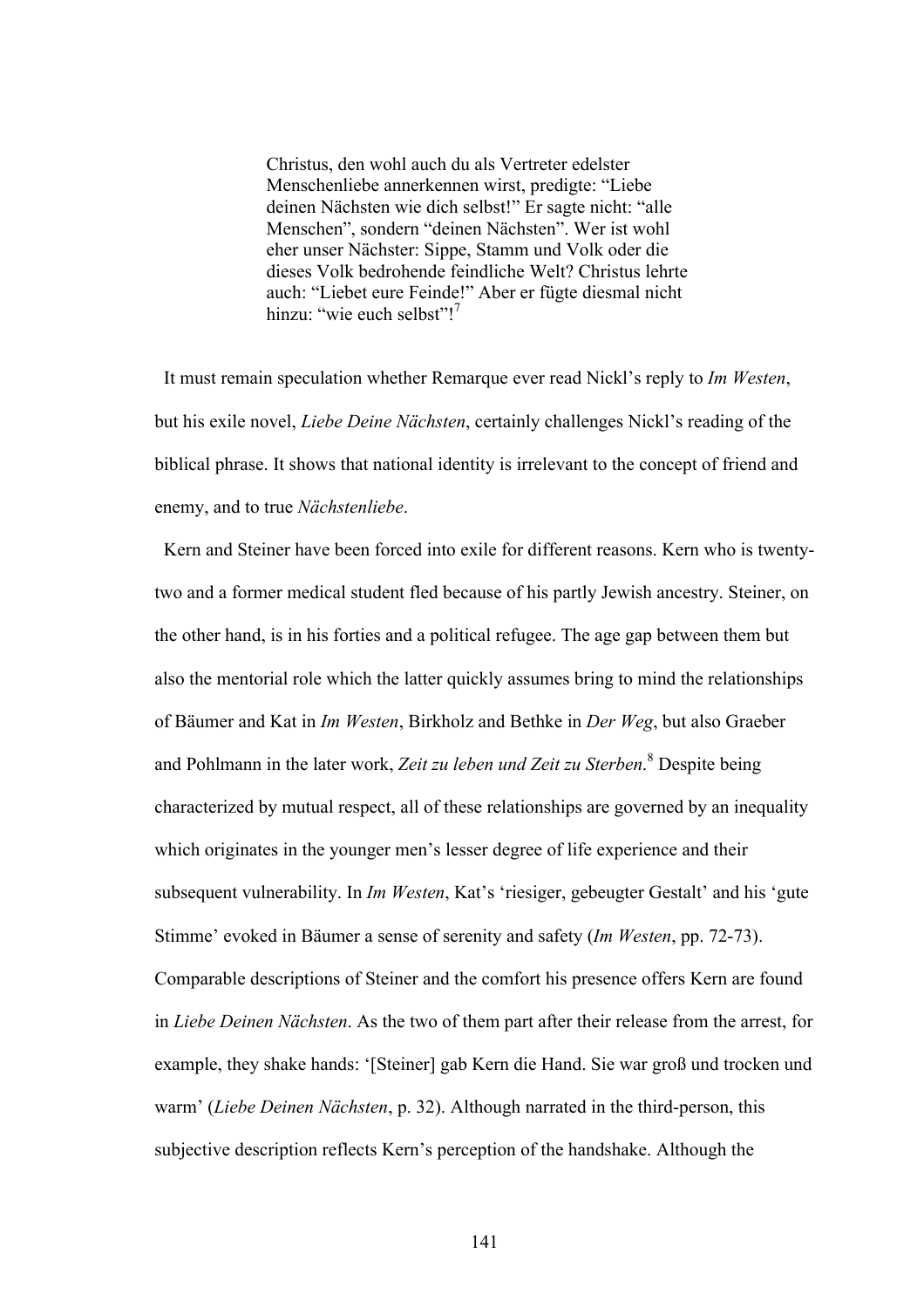> Christus, den wohl auch du als Vertreter edelster Menschenliebe annerkennen wirst, predigte: "Liebe deinen Nächsten wie dich selbst!" Er sagte nicht: "alle Menschen", sondern "deinen Nächsten". Wer ist wohl eher unser Nächster: Sippe, Stamm und Volk oder die dieses Volk bedrohende feindliche Welt? Christus lehrte auch: "Liebet eure Feinde!" Aber er fügte diesmal nicht hinzu: "wie euch selbst"![7]

It must remain speculation whether Remarque ever read Nickl's reply to *Im Westen*, but his exile novel, *Liebe Deine Nächsten*, certainly challenges Nickl's reading of the biblical phrase. It shows that national identity is irrelevant to the concept of friend and enemy, and to true *Nächstenliebe*.

Kern and Steiner have been forced into exile for different reasons. Kern who is twenty-two and a former medical student fled because of his partly Jewish ancestry. Steiner, on the other hand, is in his forties and a political refugee. The age gap between them but also the mentorial role which the latter quickly assumes bring to mind the relationships of Bäumer and Kat in *Im Westen*, Birkholz and Bethke in *Der Weg*, but also Graeber and Pohlmann in the later work, *Zeit zu leben und Zeit zu Sterben*.[8] Despite being characterized by mutual respect, all of these relationships are governed by an inequality which originates in the younger men's lesser degree of life experience and their subsequent vulnerability. In *Im Westen*, Kat's 'riesiger, gebeugter Gestalt' and his 'gute Stimme' evoked in Bäumer a sense of serenity and safety (*Im Westen*, pp. 72-73). Comparable descriptions of Steiner and the comfort his presence offers Kern are found in *Liebe Deinen Nächsten*. As the two of them part after their release from the arrest, for example, they shake hands: '[Steiner] gab Kern die Hand. Sie war groß und trocken und warm' (*Liebe Deinen Nächsten*, p. 32). Although narrated in the third-person, this subjective description reflects Kern's perception of the handshake. Although the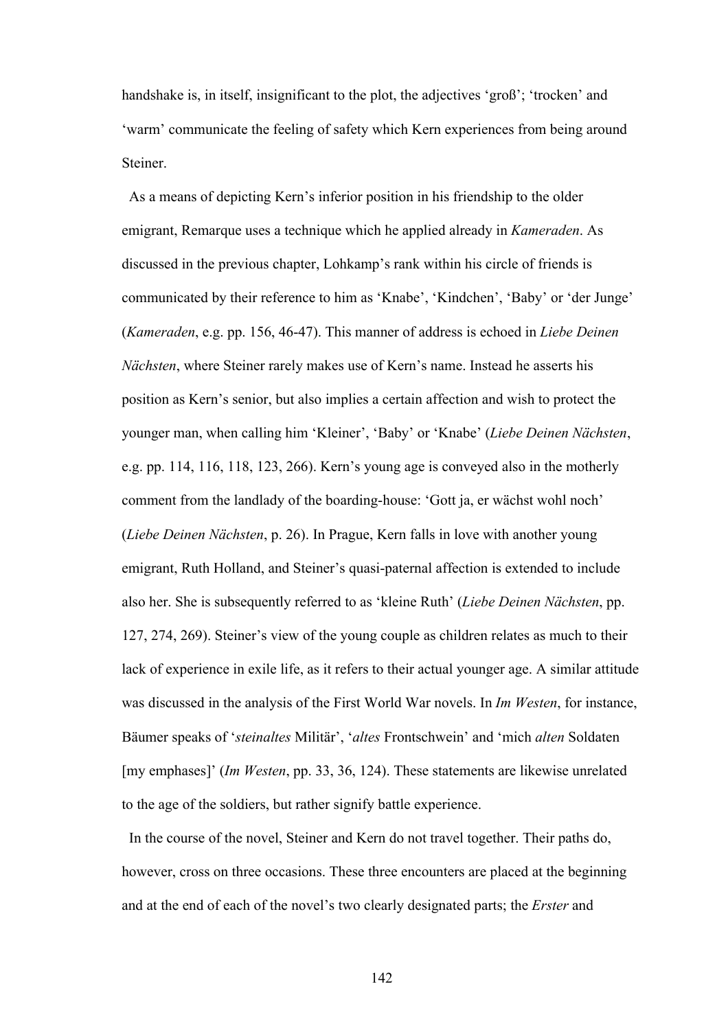handshake is, in itself, insignificant to the plot, the adjectives 'groß'; 'trocken' and 'warm' communicate the feeling of safety which Kern experiences from being around Steiner.

As a means of depicting Kern's inferior position in his friendship to the older emigrant, Remarque uses a technique which he applied already in *Kameraden*. As discussed in the previous chapter, Lohkamp's rank within his circle of friends is communicated by their reference to him as 'Knabe', 'Kindchen', 'Baby' or 'der Junge' (*Kameraden*, e.g. pp. 156, 46-47). This manner of address is echoed in *Liebe Deinen Nächsten*, where Steiner rarely makes use of Kern's name. Instead he asserts his position as Kern's senior, but also implies a certain affection and wish to protect the younger man, when calling him 'Kleiner', 'Baby' or 'Knabe' (*Liebe Deinen Nächsten*, e.g. pp. 114, 116, 118, 123, 266). Kern's young age is conveyed also in the motherly comment from the landlady of the boarding-house: 'Gott ja, er wächst wohl noch' (*Liebe Deinen Nächsten*, p. 26). In Prague, Kern falls in love with another young emigrant, Ruth Holland, and Steiner's quasi-paternal affection is extended to include also her. She is subsequently referred to as 'kleine Ruth' (*Liebe Deinen Nächsten*, pp. 127, 274, 269). Steiner's view of the young couple as children relates as much to their lack of experience in exile life, as it refers to their actual younger age. A similar attitude was discussed in the analysis of the First World War novels. In *Im Westen*, for instance, Bäumer speaks of '*steinaltes* Militär', '*altes* Frontschwein' and 'mich *alten* Soldaten [my emphases]' (*Im Westen*, pp. 33, 36, 124). These statements are likewise unrelated to the age of the soldiers, but rather signify battle experience.

In the course of the novel, Steiner and Kern do not travel together. Their paths do, however, cross on three occasions. These three encounters are placed at the beginning and at the end of each of the novel's two clearly designated parts; the *Erster* and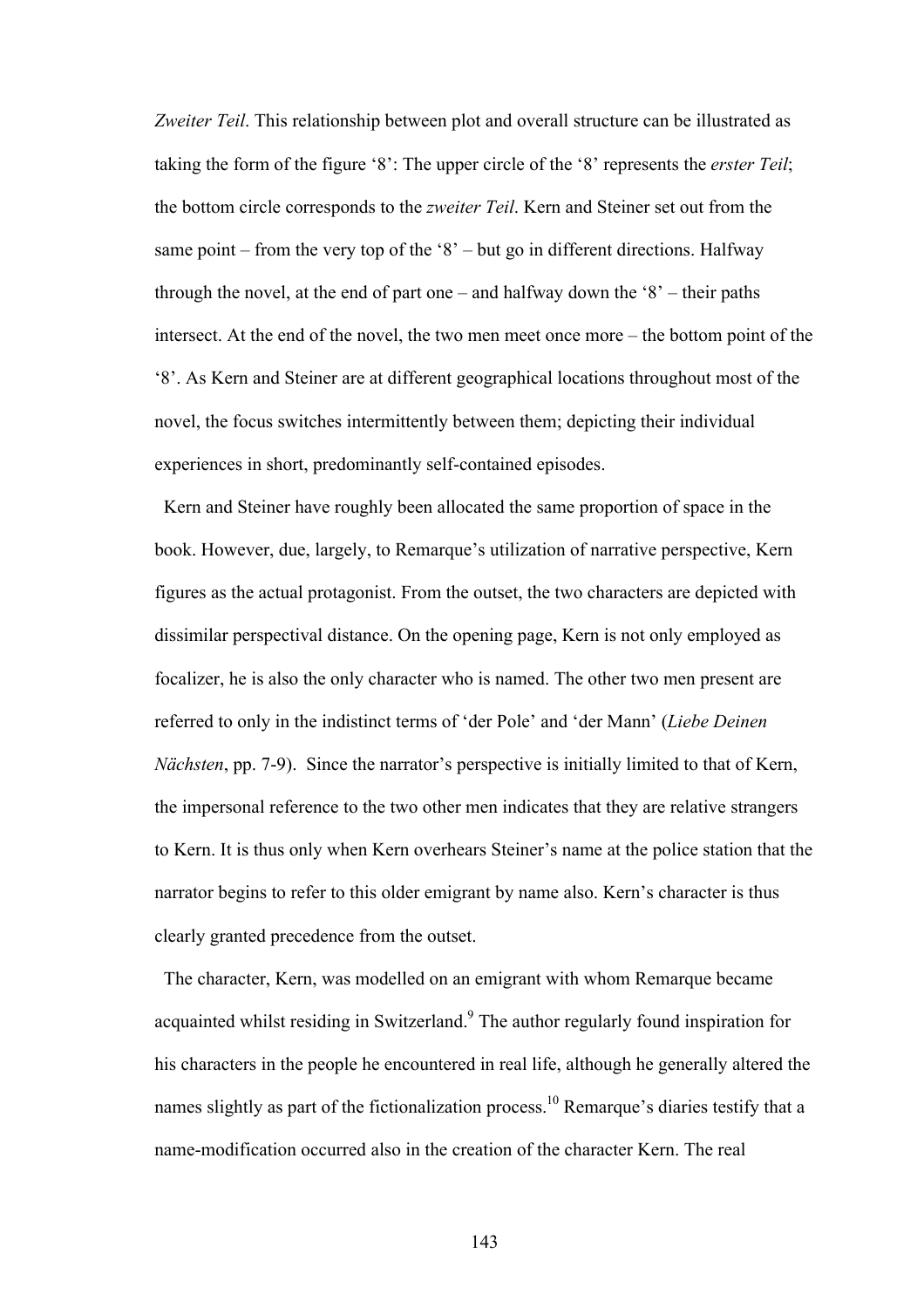*Zweiter Teil*. This relationship between plot and overall structure can be illustrated as taking the form of the figure '8': The upper circle of the '8' represents the *erster Teil*; the bottom circle corresponds to the *zweiter Teil*. Kern and Steiner set out from the same point – from the very top of the '8' – but go in different directions. Halfway through the novel, at the end of part one – and halfway down the '8' – their paths intersect. At the end of the novel, the two men meet once more – the bottom point of the '8'. As Kern and Steiner are at different geographical locations throughout most of the novel, the focus switches intermittently between them; depicting their individual experiences in short, predominantly self-contained episodes.

Kern and Steiner have roughly been allocated the same proportion of space in the book. However, due, largely, to Remarque's utilization of narrative perspective, Kern figures as the actual protagonist. From the outset, the two characters are depicted with dissimilar perspectival distance. On the opening page, Kern is not only employed as focalizer, he is also the only character who is named. The other two men present are referred to only in the indistinct terms of 'der Pole' and 'der Mann' (*Liebe Deinen Nächsten*, pp. 7-9). Since the narrator's perspective is initially limited to that of Kern, the impersonal reference to the two other men indicates that they are relative strangers to Kern. It is thus only when Kern overhears Steiner's name at the police station that the narrator begins to refer to this older emigrant by name also. Kern's character is thus clearly granted precedence from the outset.

The character, Kern, was modelled on an emigrant with whom Remarque became acquainted whilst residing in Switzerland.[9] The author regularly found inspiration for his characters in the people he encountered in real life, although he generally altered the names slightly as part of the fictionalization process.[10] Remarque's diaries testify that a name-modification occurred also in the creation of the character Kern. The real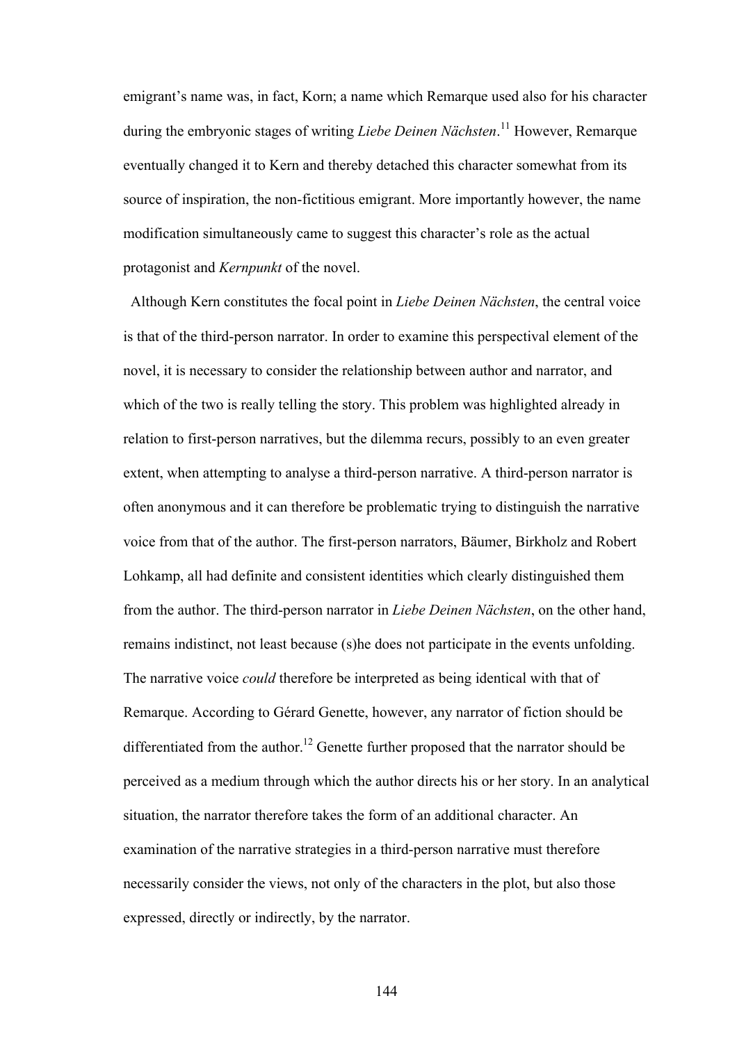emigrant's name was, in fact, Korn; a name which Remarque used also for his character during the embryonic stages of writing *Liebe Deinen Nächsten*.[11] However, Remarque eventually changed it to Kern and thereby detached this character somewhat from its source of inspiration, the non-fictitious emigrant. More importantly however, the name modification simultaneously came to suggest this character's role as the actual protagonist and *Kernpunkt* of the novel.

Although Kern constitutes the focal point in *Liebe Deinen Nächsten*, the central voice is that of the third-person narrator. In order to examine this perspectival element of the novel, it is necessary to consider the relationship between author and narrator, and which of the two is really telling the story. This problem was highlighted already in relation to first-person narratives, but the dilemma recurs, possibly to an even greater extent, when attempting to analyse a third-person narrative. A third-person narrator is often anonymous and it can therefore be problematic trying to distinguish the narrative voice from that of the author. The first-person narrators, Bäumer, Birkholz and Robert Lohkamp, all had definite and consistent identities which clearly distinguished them from the author. The third-person narrator in *Liebe Deinen Nächsten*, on the other hand, remains indistinct, not least because (s)he does not participate in the events unfolding. The narrative voice *could* therefore be interpreted as being identical with that of Remarque. According to Gérard Genette, however, any narrator of fiction should be differentiated from the author.[12] Genette further proposed that the narrator should be perceived as a medium through which the author directs his or her story. In an analytical situation, the narrator therefore takes the form of an additional character. An examination of the narrative strategies in a third-person narrative must therefore necessarily consider the views, not only of the characters in the plot, but also those expressed, directly or indirectly, by the narrator.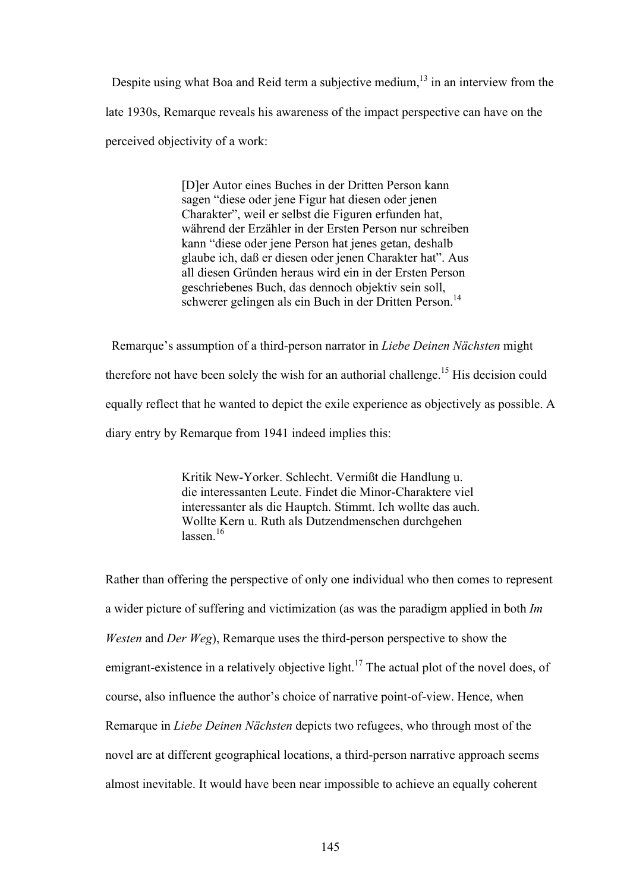Despite using what Boa and Reid term a subjective medium,[13] in an interview from the late 1930s, Remarque reveals his awareness of the impact perspective can have on the perceived objectivity of a work:

> [D]er Autor eines Buches in der Dritten Person kann sagen “diese oder jene Figur hat diesen oder jenen Charakter”, weil er selbst die Figuren erfunden hat, während der Erzähler in der Ersten Person nur schreiben kann “diese oder jene Person hat jenes getan, deshalb glaube ich, daß er diesen oder jenen Charakter hat”. Aus all diesen Gründen heraus wird ein in der Ersten Person geschriebenes Buch, das dennoch objektiv sein soll, schwerer gelingen als ein Buch in der Dritten Person.[14]

Remarque’s assumption of a third-person narrator in *Liebe Deinen Nächsten* might therefore not have been solely the wish for an authorial challenge.[15] His decision could equally reflect that he wanted to depict the exile experience as objectively as possible. A diary entry by Remarque from 1941 indeed implies this:

> Kritik New-Yorker. Schlecht. Vermißt die Handlung u. die interessanten Leute. Findet die Minor-Charaktere viel interessanter als die Hauptch. Stimmt. Ich wollte das auch. Wollte Kern u. Ruth als Dutzendmenschen durchgehen lassen.[16]

Rather than offering the perspective of only one individual who then comes to represent a wider picture of suffering and victimization (as was the paradigm applied in both *Im Westen* and *Der Weg*), Remarque uses the third-person perspective to show the emigrant-existence in a relatively objective light.[17] The actual plot of the novel does, of course, also influence the author’s choice of narrative point-of-view. Hence, when Remarque in *Liebe Deinen Nächsten* depicts two refugees, who through most of the novel are at different geographical locations, a third-person narrative approach seems almost inevitable. It would have been near impossible to achieve an equally coherent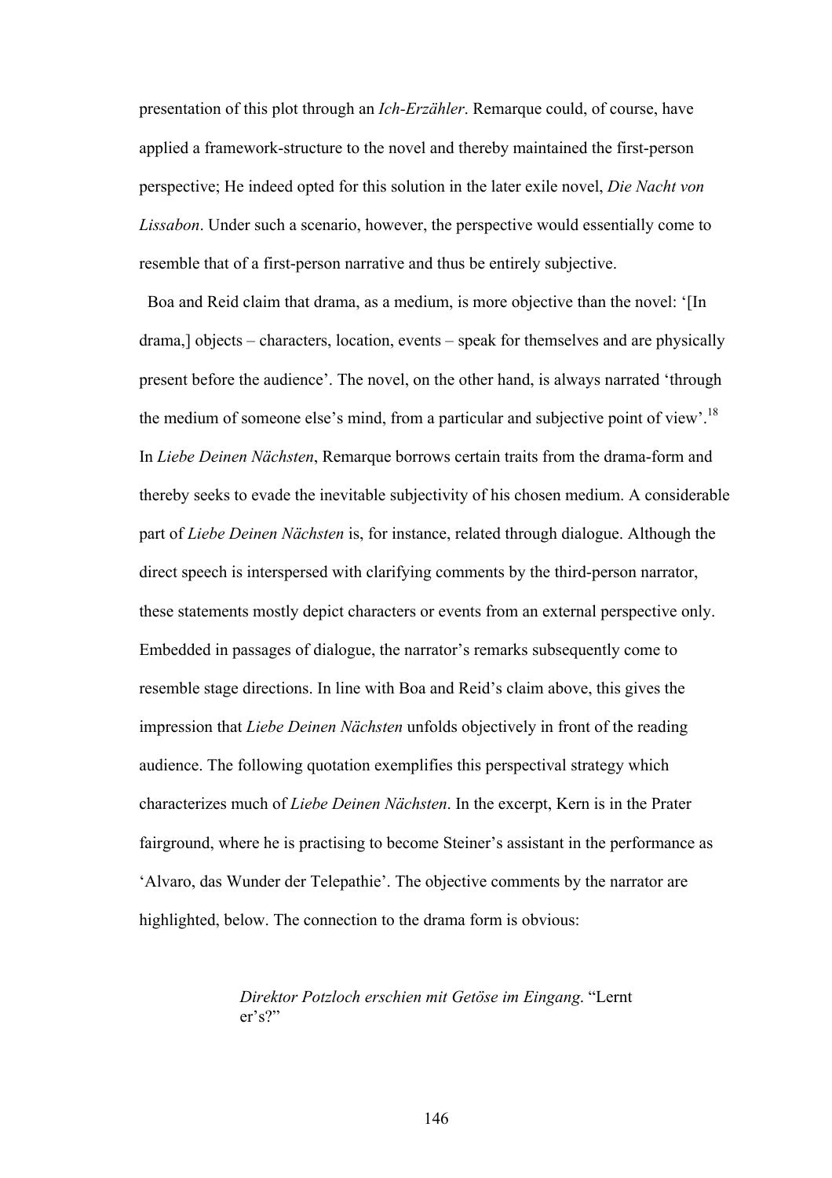presentation of this plot through an *Ich-Erzähler*. Remarque could, of course, have applied a framework-structure to the novel and thereby maintained the first-person perspective; He indeed opted for this solution in the later exile novel, *Die Nacht von Lissabon*. Under such a scenario, however, the perspective would essentially come to resemble that of a first-person narrative and thus be entirely subjective.

Boa and Reid claim that drama, as a medium, is more objective than the novel: '[In drama,] objects – characters, location, events – speak for themselves and are physically present before the audience'. The novel, on the other hand, is always narrated 'through the medium of someone else's mind, from a particular and subjective point of view'.[18] In *Liebe Deinen Nächsten*, Remarque borrows certain traits from the drama-form and thereby seeks to evade the inevitable subjectivity of his chosen medium. A considerable part of *Liebe Deinen Nächsten* is, for instance, related through dialogue. Although the direct speech is interspersed with clarifying comments by the third-person narrator, these statements mostly depict characters or events from an external perspective only. Embedded in passages of dialogue, the narrator's remarks subsequently come to resemble stage directions. In line with Boa and Reid's claim above, this gives the impression that *Liebe Deinen Nächsten* unfolds objectively in front of the reading audience. The following quotation exemplifies this perspectival strategy which characterizes much of *Liebe Deinen Nächsten*. In the excerpt, Kern is in the Prater fairground, where he is practising to become Steiner's assistant in the performance as 'Alvaro, das Wunder der Telepathie'. The objective comments by the narrator are highlighted, below. The connection to the drama form is obvious:

> *Direktor Potzloch erschien mit Getöse im Eingang*. "Lernt er's?"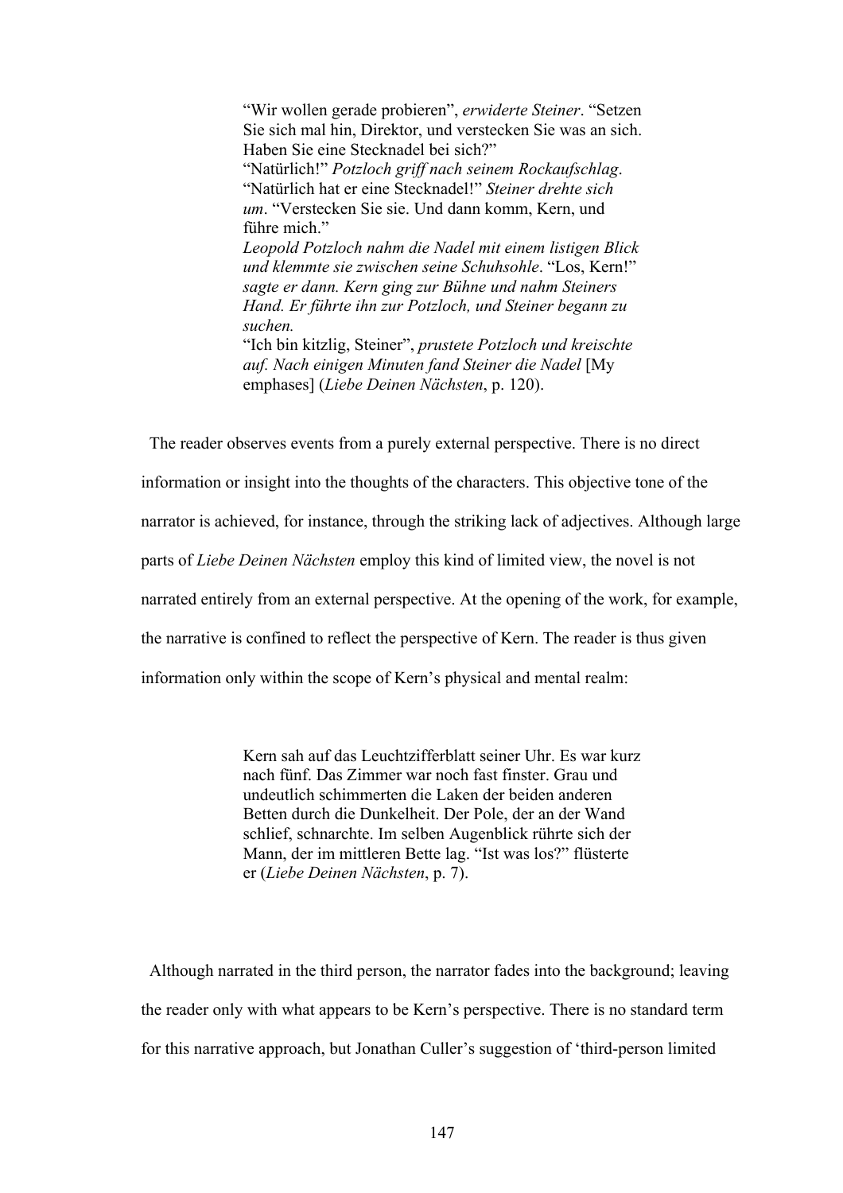> "Wir wollen gerade probieren", *erwiderte Steiner*. "Setzen Sie sich mal hin, Direktor, und verstecken Sie was an sich. Haben Sie eine Stecknadel bei sich?"
> "Natürlich!" *Potzloch griff nach seinem Rockaufschlag*. "Natürlich hat er eine Stecknadel!" *Steiner drehte sich um*. "Verstecken Sie sie. Und dann komm, Kern, und führe mich."
> *Leopold Potzloch nahm die Nadel mit einem listigen Blick und klemmte sie zwischen seine Schuhsohle*. "Los, Kern!" *sagte er dann. Kern ging zur Bühne und nahm Steiners Hand. Er führte ihn zur Potzloch, und Steiner begann zu suchen.*
> "Ich bin kitzlig, Steiner", *prustete Potzloch und kreischte auf. Nach einigen Minuten fand Steiner die Nadel* [My emphases] (*Liebe Deinen Nächsten*, p. 120).

The reader observes events from a purely external perspective. There is no direct information or insight into the thoughts of the characters. This objective tone of the narrator is achieved, for instance, through the striking lack of adjectives. Although large parts of *Liebe Deinen Nächsten* employ this kind of limited view, the novel is not narrated entirely from an external perspective. At the opening of the work, for example, the narrative is confined to reflect the perspective of Kern. The reader is thus given information only within the scope of Kern's physical and mental realm:

> Kern sah auf das Leuchtzifferblatt seiner Uhr. Es war kurz nach fünf. Das Zimmer war noch fast finster. Grau und undeutlich schimmerten die Laken der beiden anderen Betten durch die Dunkelheit. Der Pole, der an der Wand schlief, schnarchte. Im selben Augenblick rührte sich der Mann, der im mittleren Bette lag. "Ist was los?" flüsterte er (*Liebe Deinen Nächsten*, p. 7).

Although narrated in the third person, the narrator fades into the background; leaving the reader only with what appears to be Kern's perspective. There is no standard term for this narrative approach, but Jonathan Culler's suggestion of 'third-person limited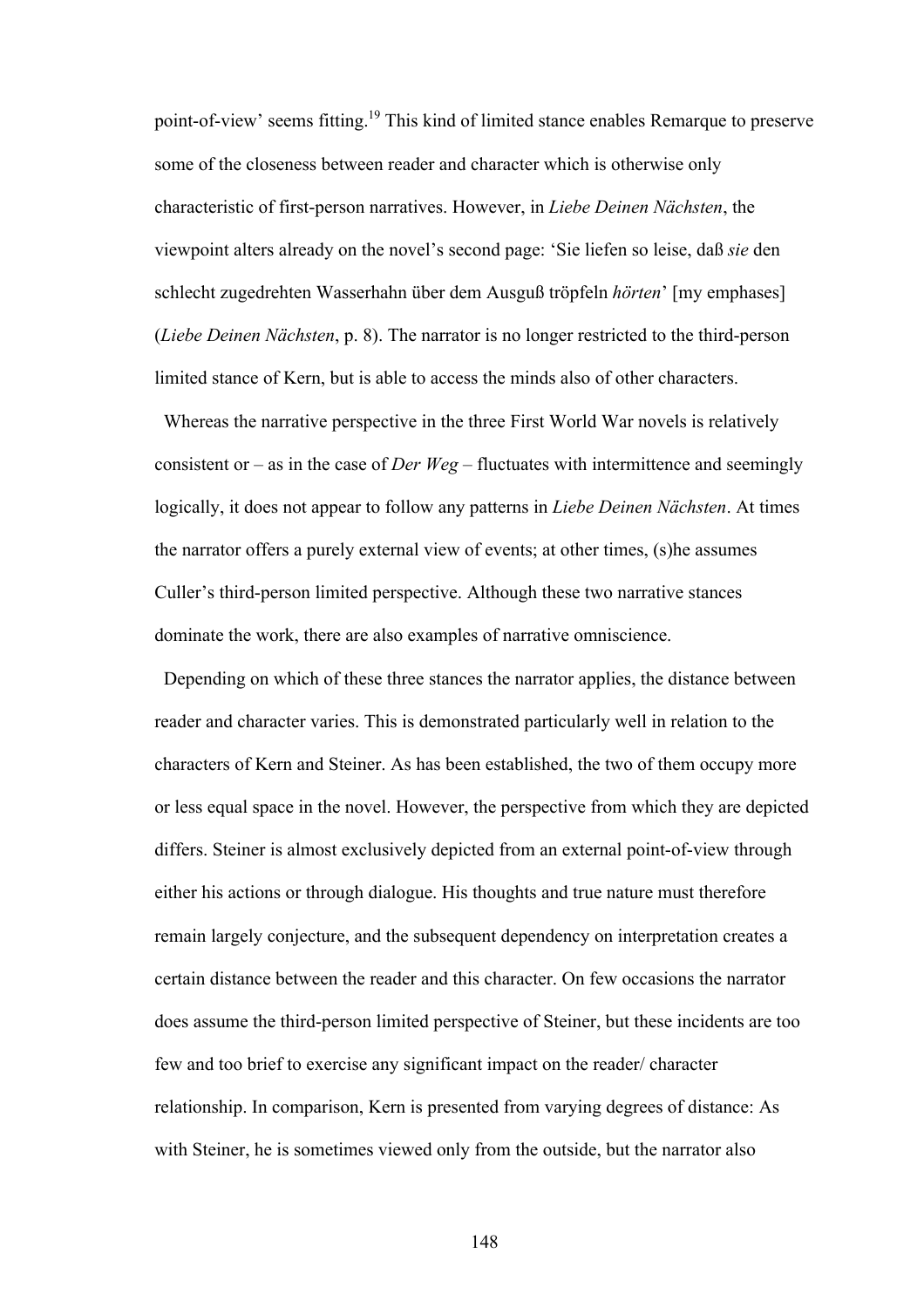point-of-view' seems fitting.[19] This kind of limited stance enables Remarque to preserve some of the closeness between reader and character which is otherwise only characteristic of first-person narratives. However, in *Liebe Deinen Nächsten*, the viewpoint alters already on the novel's second page: 'Sie liefen so leise, daß *sie* den schlecht zugedrehten Wasserhahn über dem Ausguß tröpfeln *hörten*' [my emphases] (*Liebe Deinen Nächsten*, p. 8). The narrator is no longer restricted to the third-person limited stance of Kern, but is able to access the minds also of other characters.

Whereas the narrative perspective in the three First World War novels is relatively consistent or – as in the case of *Der Weg* – fluctuates with intermittence and seemingly logically, it does not appear to follow any patterns in *Liebe Deinen Nächsten*. At times the narrator offers a purely external view of events; at other times, (s)he assumes Culler's third-person limited perspective. Although these two narrative stances dominate the work, there are also examples of narrative omniscience.

Depending on which of these three stances the narrator applies, the distance between reader and character varies. This is demonstrated particularly well in relation to the characters of Kern and Steiner. As has been established, the two of them occupy more or less equal space in the novel. However, the perspective from which they are depicted differs. Steiner is almost exclusively depicted from an external point-of-view through either his actions or through dialogue. His thoughts and true nature must therefore remain largely conjecture, and the subsequent dependency on interpretation creates a certain distance between the reader and this character. On few occasions the narrator does assume the third-person limited perspective of Steiner, but these incidents are too few and too brief to exercise any significant impact on the reader/ character relationship. In comparison, Kern is presented from varying degrees of distance: As with Steiner, he is sometimes viewed only from the outside, but the narrator also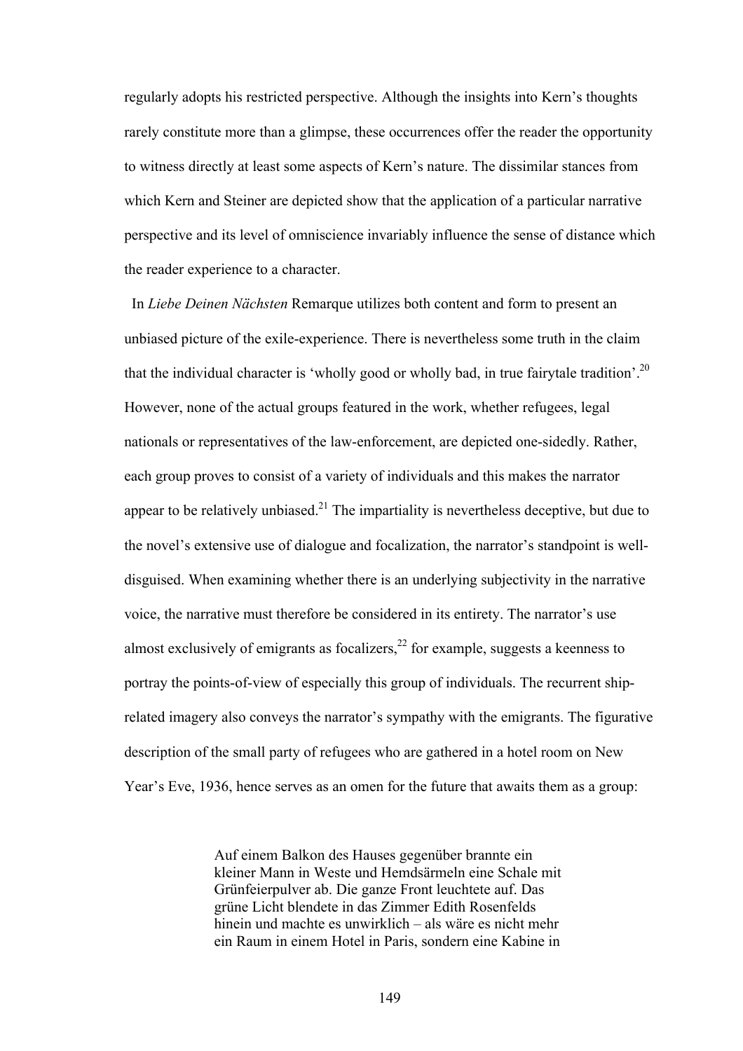regularly adopts his restricted perspective. Although the insights into Kern's thoughts rarely constitute more than a glimpse, these occurrences offer the reader the opportunity to witness directly at least some aspects of Kern's nature. The dissimilar stances from which Kern and Steiner are depicted show that the application of a particular narrative perspective and its level of omniscience invariably influence the sense of distance which the reader experience to a character.

In *Liebe Deinen Nächsten* Remarque utilizes both content and form to present an unbiased picture of the exile-experience. There is nevertheless some truth in the claim that the individual character is 'wholly good or wholly bad, in true fairytale tradition'.[20] However, none of the actual groups featured in the work, whether refugees, legal nationals or representatives of the law-enforcement, are depicted one-sidedly. Rather, each group proves to consist of a variety of individuals and this makes the narrator appear to be relatively unbiased.[21] The impartiality is nevertheless deceptive, but due to the novel's extensive use of dialogue and focalization, the narrator's standpoint is well-disguised. When examining whether there is an underlying subjectivity in the narrative voice, the narrative must therefore be considered in its entirety. The narrator's use almost exclusively of emigrants as focalizers,[22] for example, suggests a keenness to portray the points-of-view of especially this group of individuals. The recurrent ship-related imagery also conveys the narrator's sympathy with the emigrants. The figurative description of the small party of refugees who are gathered in a hotel room on New Year's Eve, 1936, hence serves as an omen for the future that awaits them as a group:

> Auf einem Balkon des Hauses gegenüber brannte ein kleiner Mann in Weste und Hemdsärmeln eine Schale mit Grünfeierpulver ab. Die ganze Front leuchtete auf. Das grüne Licht blendete in das Zimmer Edith Rosenfelds hinein und machte es unwirklich – als wäre es nicht mehr ein Raum in einem Hotel in Paris, sondern eine Kabine in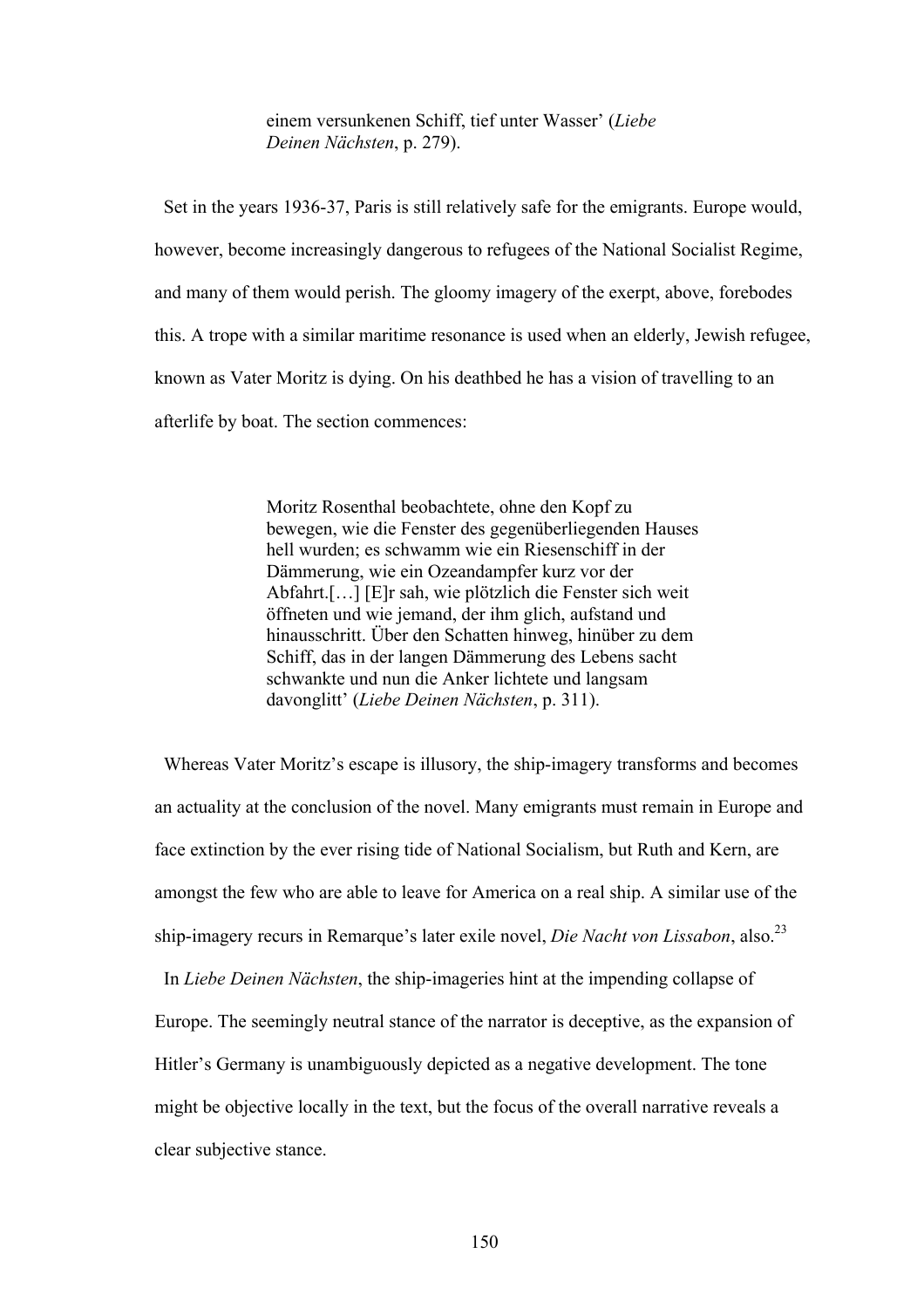> einem versunkenen Schiff, tief unter Wasser' (*Liebe Deinen Nächsten*, p. 279).

Set in the years 1936-37, Paris is still relatively safe for the emigrants. Europe would, however, become increasingly dangerous to refugees of the National Socialist Regime, and many of them would perish. The gloomy imagery of the exerpt, above, forebodes this. A trope with a similar maritime resonance is used when an elderly, Jewish refugee, known as Vater Moritz is dying. On his deathbed he has a vision of travelling to an afterlife by boat. The section commences:

> Moritz Rosenthal beobachtete, ohne den Kopf zu bewegen, wie die Fenster des gegenüberliegenden Hauses hell wurden; es schwamm wie ein Riesenschiff in der Dämmerung, wie ein Ozeandampfer kurz vor der Abfahrt.[…] [E]r sah, wie plötzlich die Fenster sich weit öffneten und wie jemand, der ihm glich, aufstand und hinausschritt. Über den Schatten hinweg, hinüber zu dem Schiff, das in der langen Dämmerung des Lebens sacht schwankte und nun die Anker lichtete und langsam davonglitt' (*Liebe Deinen Nächsten*, p. 311).

Whereas Vater Moritz's escape is illusory, the ship-imagery transforms and becomes an actuality at the conclusion of the novel. Many emigrants must remain in Europe and face extinction by the ever rising tide of National Socialism, but Ruth and Kern, are amongst the few who are able to leave for America on a real ship. A similar use of the ship-imagery recurs in Remarque's later exile novel, *Die Nacht von Lissabon*, also.[23]

In *Liebe Deinen Nächsten*, the ship-imageries hint at the impending collapse of Europe. The seemingly neutral stance of the narrator is deceptive, as the expansion of Hitler's Germany is unambiguously depicted as a negative development. The tone might be objective locally in the text, but the focus of the overall narrative reveals a clear subjective stance.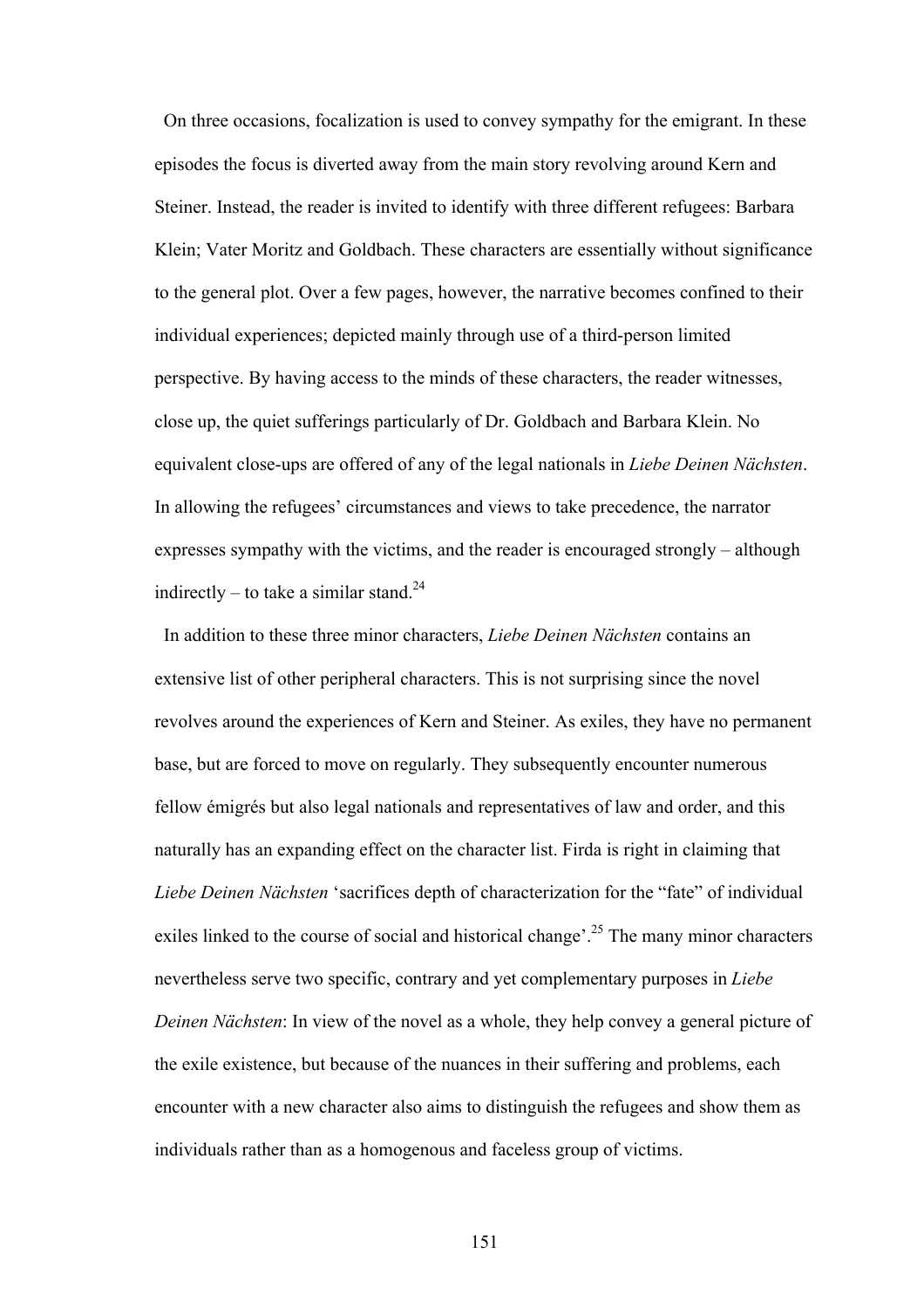On three occasions, focalization is used to convey sympathy for the emigrant. In these episodes the focus is diverted away from the main story revolving around Kern and Steiner. Instead, the reader is invited to identify with three different refugees: Barbara Klein; Vater Moritz and Goldbach. These characters are essentially without significance to the general plot. Over a few pages, however, the narrative becomes confined to their individual experiences; depicted mainly through use of a third-person limited perspective. By having access to the minds of these characters, the reader witnesses, close up, the quiet sufferings particularly of Dr. Goldbach and Barbara Klein. No equivalent close-ups are offered of any of the legal nationals in *Liebe Deinen Nächsten*. In allowing the refugees' circumstances and views to take precedence, the narrator expresses sympathy with the victims, and the reader is encouraged strongly – although indirectly – to take a similar stand.[24]

In addition to these three minor characters, *Liebe Deinen Nächsten* contains an extensive list of other peripheral characters. This is not surprising since the novel revolves around the experiences of Kern and Steiner. As exiles, they have no permanent base, but are forced to move on regularly. They subsequently encounter numerous fellow émigrés but also legal nationals and representatives of law and order, and this naturally has an expanding effect on the character list. Firda is right in claiming that *Liebe Deinen Nächsten* 'sacrifices depth of characterization for the "fate" of individual exiles linked to the course of social and historical change'.[25] The many minor characters nevertheless serve two specific, contrary and yet complementary purposes in *Liebe Deinen Nächsten*: In view of the novel as a whole, they help convey a general picture of the exile existence, but because of the nuances in their suffering and problems, each encounter with a new character also aims to distinguish the refugees and show them as individuals rather than as a homogenous and faceless group of victims.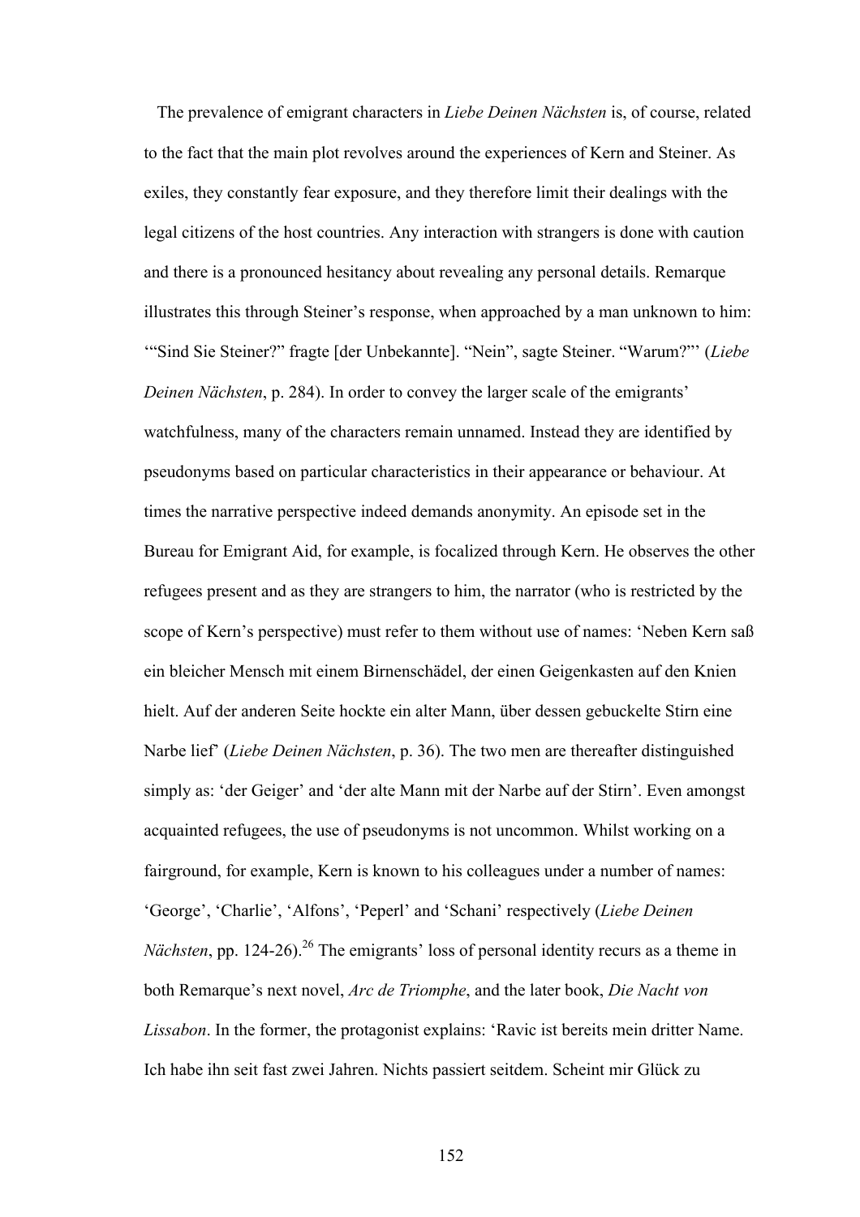The prevalence of emigrant characters in *Liebe Deinen Nächsten* is, of course, related to the fact that the main plot revolves around the experiences of Kern and Steiner. As exiles, they constantly fear exposure, and they therefore limit their dealings with the legal citizens of the host countries. Any interaction with strangers is done with caution and there is a pronounced hesitancy about revealing any personal details. Remarque illustrates this through Steiner's response, when approached by a man unknown to him: '"Sind Sie Steiner?" fragte [der Unbekannte]. "Nein", sagte Steiner. "Warum?"' (*Liebe Deinen Nächsten*, p. 284). In order to convey the larger scale of the emigrants' watchfulness, many of the characters remain unnamed. Instead they are identified by pseudonyms based on particular characteristics in their appearance or behaviour. At times the narrative perspective indeed demands anonymity. An episode set in the Bureau for Emigrant Aid, for example, is focalized through Kern. He observes the other refugees present and as they are strangers to him, the narrator (who is restricted by the scope of Kern's perspective) must refer to them without use of names: 'Neben Kern saß ein bleicher Mensch mit einem Birnenschädel, der einen Geigenkasten auf den Knien hielt. Auf der anderen Seite hockte ein alter Mann, über dessen gebuckelte Stirn eine Narbe lief' (*Liebe Deinen Nächsten*, p. 36). The two men are thereafter distinguished simply as: 'der Geiger' and 'der alte Mann mit der Narbe auf der Stirn'. Even amongst acquainted refugees, the use of pseudonyms is not uncommon. Whilst working on a fairground, for example, Kern is known to his colleagues under a number of names: 'George', 'Charlie', 'Alfons', 'Peperl' and 'Schani' respectively (*Liebe Deinen Nächsten*, pp. 124-26).[26] The emigrants' loss of personal identity recurs as a theme in both Remarque's next novel, *Arc de Triomphe*, and the later book, *Die Nacht von Lissabon*. In the former, the protagonist explains: 'Ravic ist bereits mein dritter Name. Ich habe ihn seit fast zwei Jahren. Nichts passiert seitdem. Scheint mir Glück zu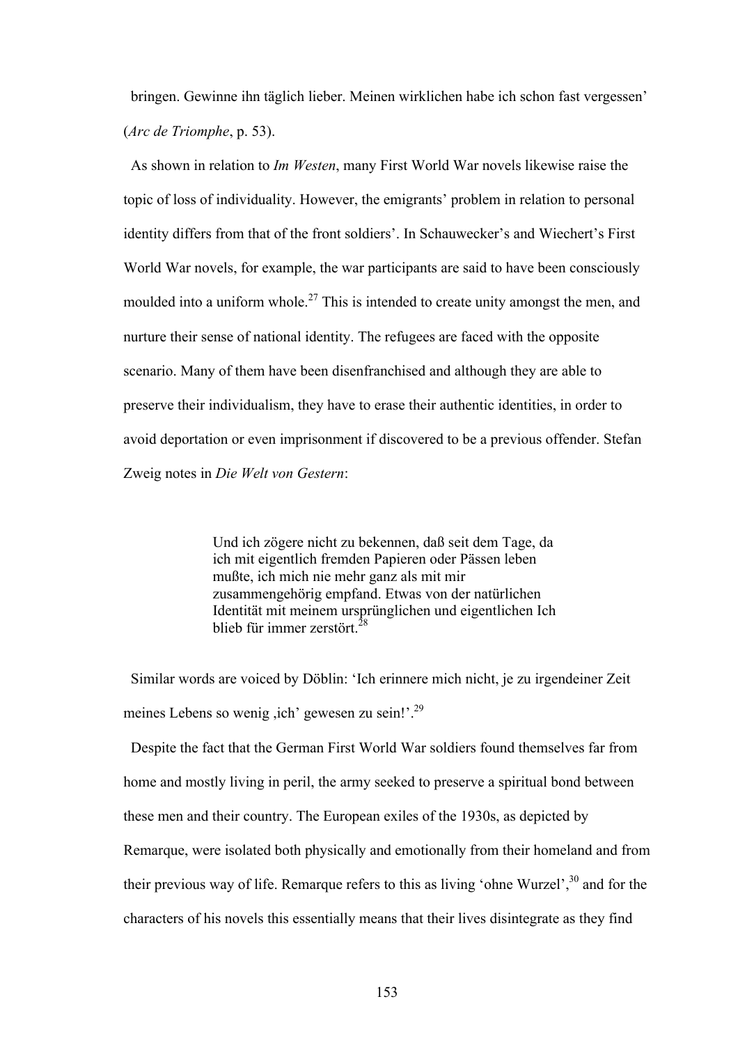bringen. Gewinne ihn täglich lieber. Meinen wirklichen habe ich schon fast vergessen' (*Arc de Triomphe*, p. 53).

As shown in relation to *Im Westen*, many First World War novels likewise raise the topic of loss of individuality. However, the emigrants' problem in relation to personal identity differs from that of the front soldiers'. In Schauwecker's and Wiechert's First World War novels, for example, the war participants are said to have been consciously moulded into a uniform whole.[27] This is intended to create unity amongst the men, and nurture their sense of national identity. The refugees are faced with the opposite scenario. Many of them have been disenfranchised and although they are able to preserve their individualism, they have to erase their authentic identities, in order to avoid deportation or even imprisonment if discovered to be a previous offender. Stefan Zweig notes in *Die Welt von Gestern*:

> Und ich zögere nicht zu bekennen, daß seit dem Tage, da ich mit eigentlich fremden Papieren oder Pässen leben mußte, ich mich nie mehr ganz als mit mir zusammengehörig empfand. Etwas von der natürlichen Identität mit meinem ursprünglichen und eigentlichen Ich blieb für immer zerstört.[28]

Similar words are voiced by Döblin: 'Ich erinnere mich nicht, je zu irgendeiner Zeit meines Lebens so wenig ‚ich' gewesen zu sein!'.[29]

Despite the fact that the German First World War soldiers found themselves far from home and mostly living in peril, the army seeked to preserve a spiritual bond between these men and their country. The European exiles of the 1930s, as depicted by Remarque, were isolated both physically and emotionally from their homeland and from their previous way of life. Remarque refers to this as living 'ohne Wurzel',[30] and for the characters of his novels this essentially means that their lives disintegrate as they find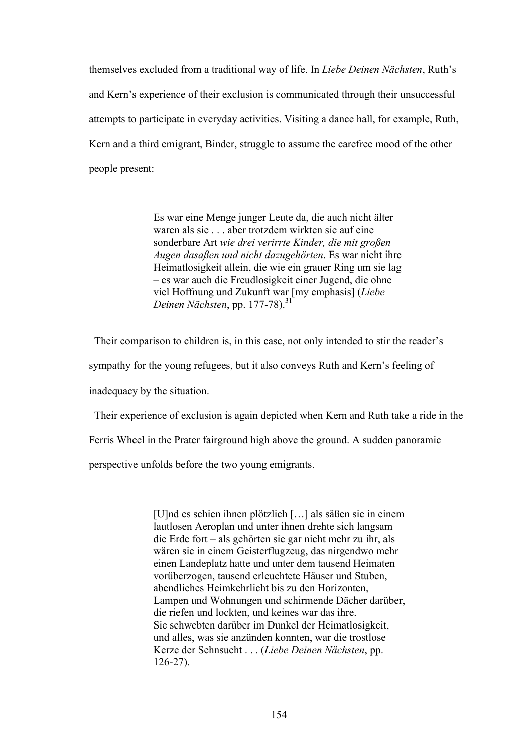themselves excluded from a traditional way of life. In *Liebe Deinen Nächsten*, Ruth's and Kern's experience of their exclusion is communicated through their unsuccessful attempts to participate in everyday activities. Visiting a dance hall, for example, Ruth, Kern and a third emigrant, Binder, struggle to assume the carefree mood of the other people present:

> Es war eine Menge junger Leute da, die auch nicht älter waren als sie . . . aber trotzdem wirkten sie auf eine sonderbare Art *wie drei verirrte Kinder, die mit großen Augen dasaßen und nicht dazugehörten*. Es war nicht ihre Heimatlosigkeit allein, die wie ein grauer Ring um sie lag – es war auch die Freudlosigkeit einer Jugend, die ohne viel Hoffnung und Zukunft war [my emphasis] (*Liebe Deinen Nächsten*, pp. 177-78).[31]

Their comparison to children is, in this case, not only intended to stir the reader's sympathy for the young refugees, but it also conveys Ruth and Kern's feeling of inadequacy by the situation.

Their experience of exclusion is again depicted when Kern and Ruth take a ride in the Ferris Wheel in the Prater fairground high above the ground. A sudden panoramic perspective unfolds before the two young emigrants.

> [U]nd es schien ihnen plötzlich […] als säßen sie in einem lautlosen Aeroplan und unter ihnen drehte sich langsam die Erde fort – als gehörten sie gar nicht mehr zu ihr, als wären sie in einem Geisterflugzeug, das nirgendwo mehr einen Landeplatz hatte und unter dem tausend Heimaten vorüberzogen, tausend erleuchtete Häuser und Stuben, abendliches Heimkehrlicht bis zu den Horizonten, Lampen und Wohnungen und schirmende Dächer darüber, die riefen und lockten, und keines war das ihre.
> Sie schwebten darüber im Dunkel der Heimatlosigkeit, und alles, was sie anzünden konnten, war die trostlose Kerze der Sehnsucht . . . (*Liebe Deinen Nächsten*, pp. 126-27).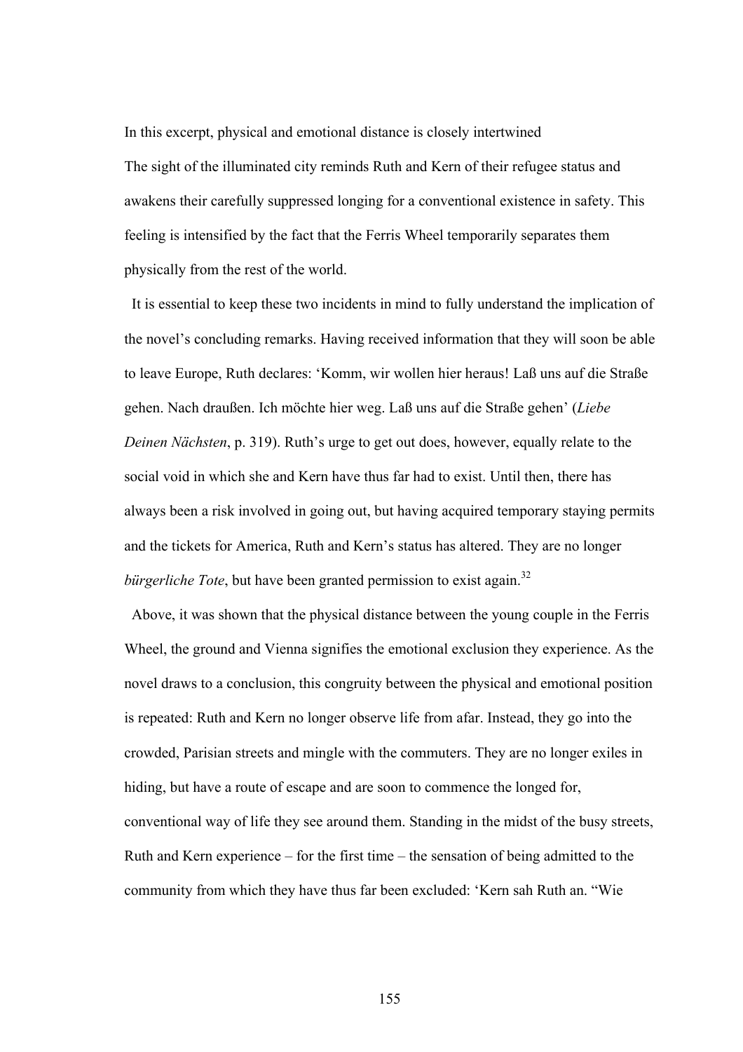In this excerpt, physical and emotional distance is closely intertwined

The sight of the illuminated city reminds Ruth and Kern of their refugee status and awakens their carefully suppressed longing for a conventional existence in safety. This feeling is intensified by the fact that the Ferris Wheel temporarily separates them physically from the rest of the world.

It is essential to keep these two incidents in mind to fully understand the implication of the novel's concluding remarks. Having received information that they will soon be able to leave Europe, Ruth declares: 'Komm, wir wollen hier heraus! Laß uns auf die Straße gehen. Nach draußen. Ich möchte hier weg. Laß uns auf die Straße gehen' (*Liebe Deinen Nächsten*, p. 319). Ruth's urge to get out does, however, equally relate to the social void in which she and Kern have thus far had to exist. Until then, there has always been a risk involved in going out, but having acquired temporary staying permits and the tickets for America, Ruth and Kern's status has altered. They are no longer *bürgerliche Tote*, but have been granted permission to exist again.[32]

Above, it was shown that the physical distance between the young couple in the Ferris Wheel, the ground and Vienna signifies the emotional exclusion they experience. As the novel draws to a conclusion, this congruity between the physical and emotional position is repeated: Ruth and Kern no longer observe life from afar. Instead, they go into the crowded, Parisian streets and mingle with the commuters. They are no longer exiles in hiding, but have a route of escape and are soon to commence the longed for, conventional way of life they see around them. Standing in the midst of the busy streets, Ruth and Kern experience – for the first time – the sensation of being admitted to the community from which they have thus far been excluded: 'Kern sah Ruth an. "Wie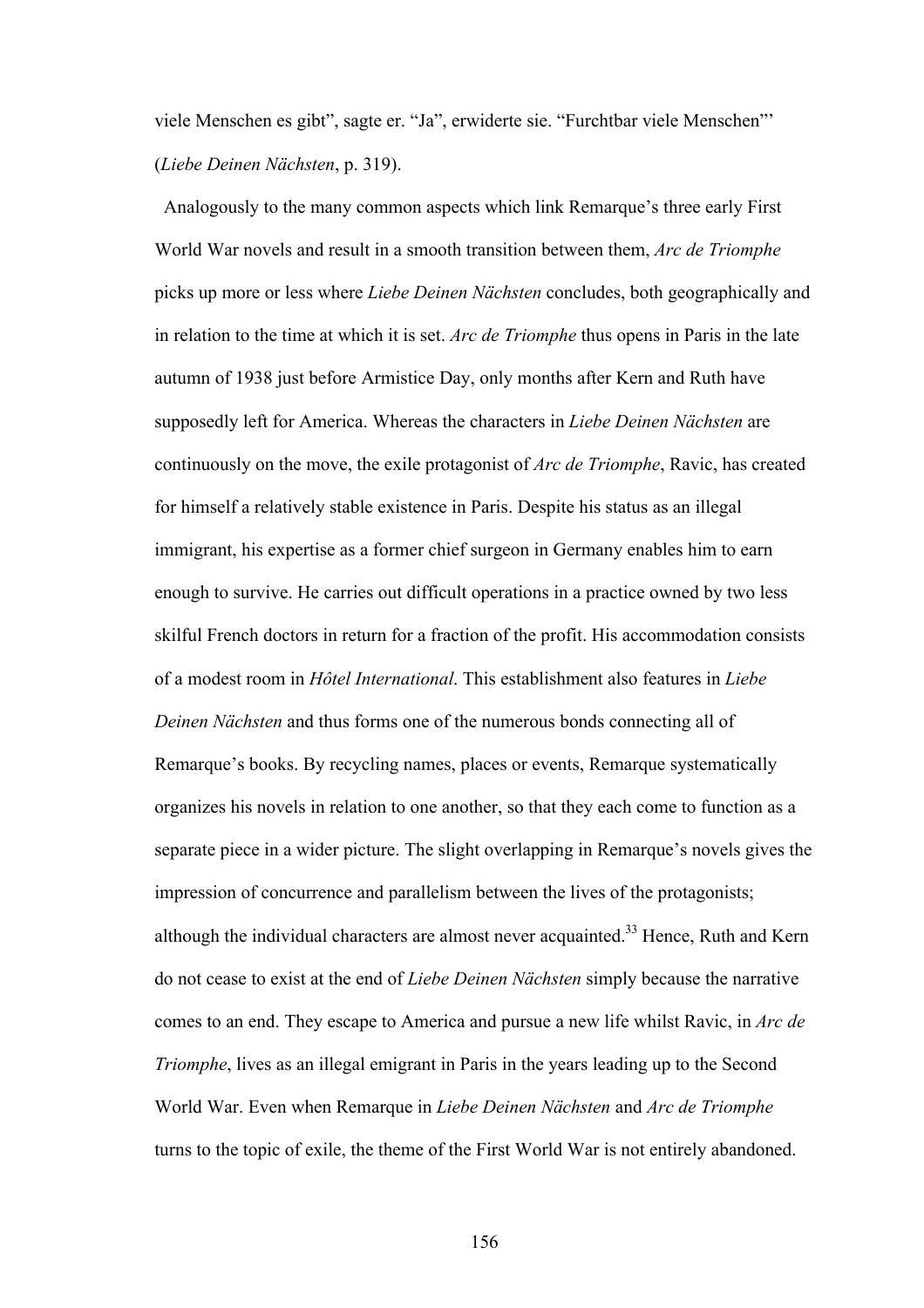viele Menschen es gibt", sagte er. "Ja", erwiderte sie. "Furchtbar viele Menschen"' (*Liebe Deinen Nächsten*, p. 319).

Analogously to the many common aspects which link Remarque's three early First World War novels and result in a smooth transition between them, *Arc de Triomphe* picks up more or less where *Liebe Deinen Nächsten* concludes, both geographically and in relation to the time at which it is set. *Arc de Triomphe* thus opens in Paris in the late autumn of 1938 just before Armistice Day, only months after Kern and Ruth have supposedly left for America. Whereas the characters in *Liebe Deinen Nächsten* are continuously on the move, the exile protagonist of *Arc de Triomphe*, Ravic, has created for himself a relatively stable existence in Paris. Despite his status as an illegal immigrant, his expertise as a former chief surgeon in Germany enables him to earn enough to survive. He carries out difficult operations in a practice owned by two less skilful French doctors in return for a fraction of the profit. His accommodation consists of a modest room in *Hôtel International*. This establishment also features in *Liebe Deinen Nächsten* and thus forms one of the numerous bonds connecting all of Remarque's books. By recycling names, places or events, Remarque systematically organizes his novels in relation to one another, so that they each come to function as a separate piece in a wider picture. The slight overlapping in Remarque's novels gives the impression of concurrence and parallelism between the lives of the protagonists; although the individual characters are almost never acquainted.[33] Hence, Ruth and Kern do not cease to exist at the end of *Liebe Deinen Nächsten* simply because the narrative comes to an end. They escape to America and pursue a new life whilst Ravic, in *Arc de Triomphe*, lives as an illegal emigrant in Paris in the years leading up to the Second World War. Even when Remarque in *Liebe Deinen Nächsten* and *Arc de Triomphe* turns to the topic of exile, the theme of the First World War is not entirely abandoned.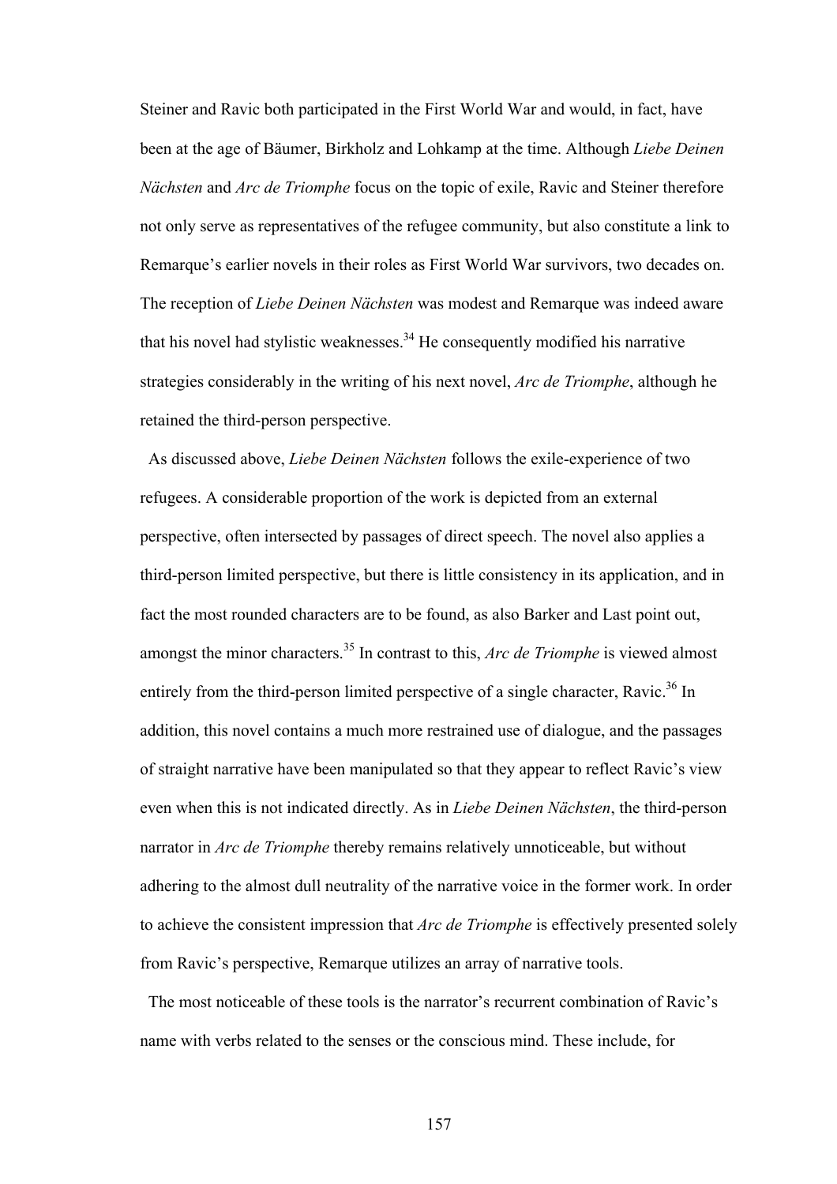Steiner and Ravic both participated in the First World War and would, in fact, have been at the age of Bäumer, Birkholz and Lohkamp at the time. Although *Liebe Deinen Nächsten* and *Arc de Triomphe* focus on the topic of exile, Ravic and Steiner therefore not only serve as representatives of the refugee community, but also constitute a link to Remarque's earlier novels in their roles as First World War survivors, two decades on. The reception of *Liebe Deinen Nächsten* was modest and Remarque was indeed aware that his novel had stylistic weaknesses.[34] He consequently modified his narrative strategies considerably in the writing of his next novel, *Arc de Triomphe*, although he retained the third-person perspective.

As discussed above, *Liebe Deinen Nächsten* follows the exile-experience of two refugees. A considerable proportion of the work is depicted from an external perspective, often intersected by passages of direct speech. The novel also applies a third-person limited perspective, but there is little consistency in its application, and in fact the most rounded characters are to be found, as also Barker and Last point out, amongst the minor characters.[35] In contrast to this, *Arc de Triomphe* is viewed almost entirely from the third-person limited perspective of a single character, Ravic.[36] In addition, this novel contains a much more restrained use of dialogue, and the passages of straight narrative have been manipulated so that they appear to reflect Ravic's view even when this is not indicated directly. As in *Liebe Deinen Nächsten*, the third-person narrator in *Arc de Triomphe* thereby remains relatively unnoticeable, but without adhering to the almost dull neutrality of the narrative voice in the former work. In order to achieve the consistent impression that *Arc de Triomphe* is effectively presented solely from Ravic's perspective, Remarque utilizes an array of narrative tools.

The most noticeable of these tools is the narrator's recurrent combination of Ravic's name with verbs related to the senses or the conscious mind. These include, for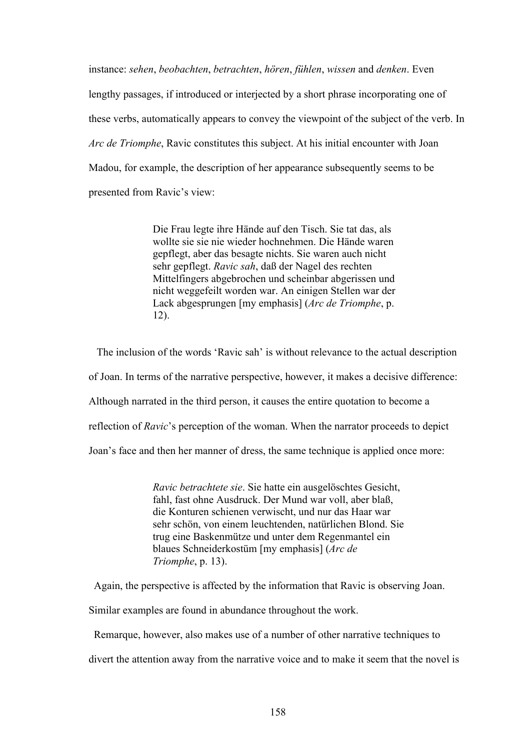instance: *sehen*, *beobachten*, *betrachten*, *hören*, *fühlen*, *wissen* and *denken*. Even lengthy passages, if introduced or interjected by a short phrase incorporating one of these verbs, automatically appears to convey the viewpoint of the subject of the verb. In *Arc de Triomphe*, Ravic constitutes this subject. At his initial encounter with Joan Madou, for example, the description of her appearance subsequently seems to be presented from Ravic's view:

> Die Frau legte ihre Hände auf den Tisch. Sie tat das, als wollte sie sie nie wieder hochnehmen. Die Hände waren gepflegt, aber das besagte nichts. Sie waren auch nicht sehr gepflegt. *Ravic sah*, daß der Nagel des rechten Mittelfingers abgebrochen und scheinbar abgerissen und nicht weggefeilt worden war. An einigen Stellen war der Lack abgesprungen [my emphasis] (*Arc de Triomphe*, p. 12).

The inclusion of the words 'Ravic sah' is without relevance to the actual description of Joan. In terms of the narrative perspective, however, it makes a decisive difference: Although narrated in the third person, it causes the entire quotation to become a reflection of *Ravic*'s perception of the woman. When the narrator proceeds to depict Joan's face and then her manner of dress, the same technique is applied once more:

> *Ravic betrachtete sie*. Sie hatte ein ausgelöschtes Gesicht, fahl, fast ohne Ausdruck. Der Mund war voll, aber blaß, die Konturen schienen verwischt, und nur das Haar war sehr schön, von einem leuchtenden, natürlichen Blond. Sie trug eine Baskenmütze und unter dem Regenmantel ein blaues Schneiderkostüm [my emphasis] (*Arc de Triomphe*, p. 13).

Again, the perspective is affected by the information that Ravic is observing Joan. Similar examples are found in abundance throughout the work.

Remarque, however, also makes use of a number of other narrative techniques to divert the attention away from the narrative voice and to make it seem that the novel is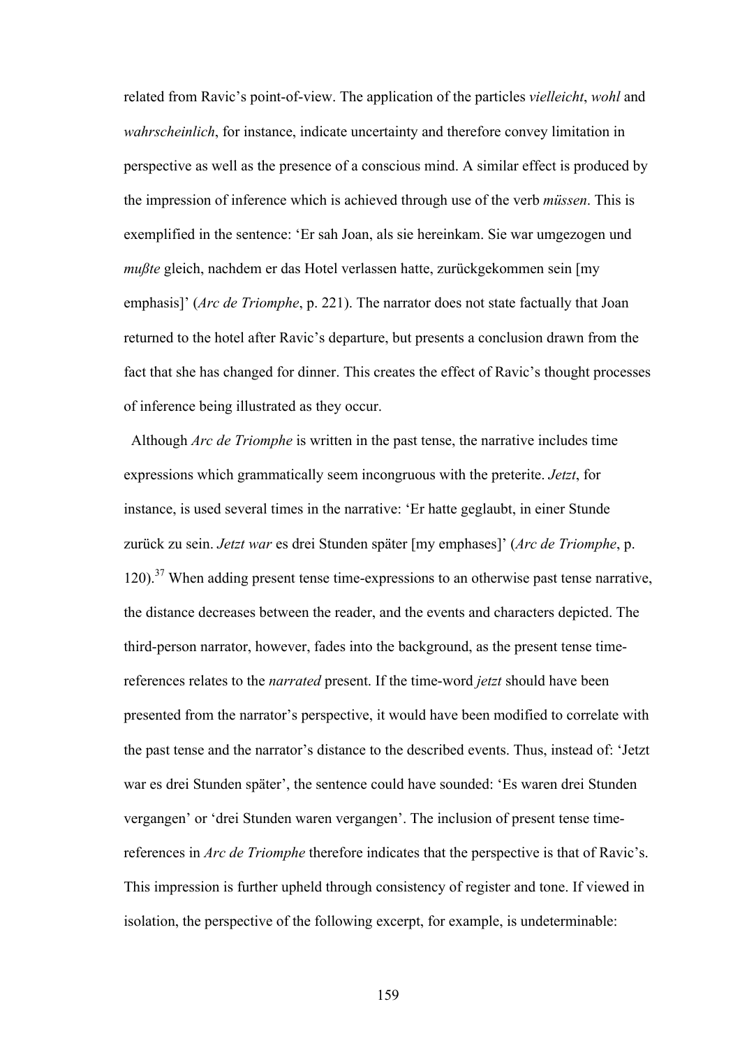related from Ravic's point-of-view. The application of the particles *vielleicht*, *wohl* and *wahrscheinlich*, for instance, indicate uncertainty and therefore convey limitation in perspective as well as the presence of a conscious mind. A similar effect is produced by the impression of inference which is achieved through use of the verb *müssen*. This is exemplified in the sentence: 'Er sah Joan, als sie hereinkam. Sie war umgezogen und *mußte* gleich, nachdem er das Hotel verlassen hatte, zurückgekommen sein [my emphasis]' (*Arc de Triomphe*, p. 221). The narrator does not state factually that Joan returned to the hotel after Ravic's departure, but presents a conclusion drawn from the fact that she has changed for dinner. This creates the effect of Ravic's thought processes of inference being illustrated as they occur.

Although *Arc de Triomphe* is written in the past tense, the narrative includes time expressions which grammatically seem incongruous with the preterite. *Jetzt*, for instance, is used several times in the narrative: 'Er hatte geglaubt, in einer Stunde zurück zu sein. *Jetzt war* es drei Stunden später [my emphases]' (*Arc de Triomphe*, p. 120).[37] When adding present tense time-expressions to an otherwise past tense narrative, the distance decreases between the reader, and the events and characters depicted. The third-person narrator, however, fades into the background, as the present tense time-references relates to the *narrated* present. If the time-word *jetzt* should have been presented from the narrator's perspective, it would have been modified to correlate with the past tense and the narrator's distance to the described events. Thus, instead of: 'Jetzt war es drei Stunden später', the sentence could have sounded: 'Es waren drei Stunden vergangen' or 'drei Stunden waren vergangen'. The inclusion of present tense time-references in *Arc de Triomphe* therefore indicates that the perspective is that of Ravic's. This impression is further upheld through consistency of register and tone. If viewed in isolation, the perspective of the following excerpt, for example, is undeterminable: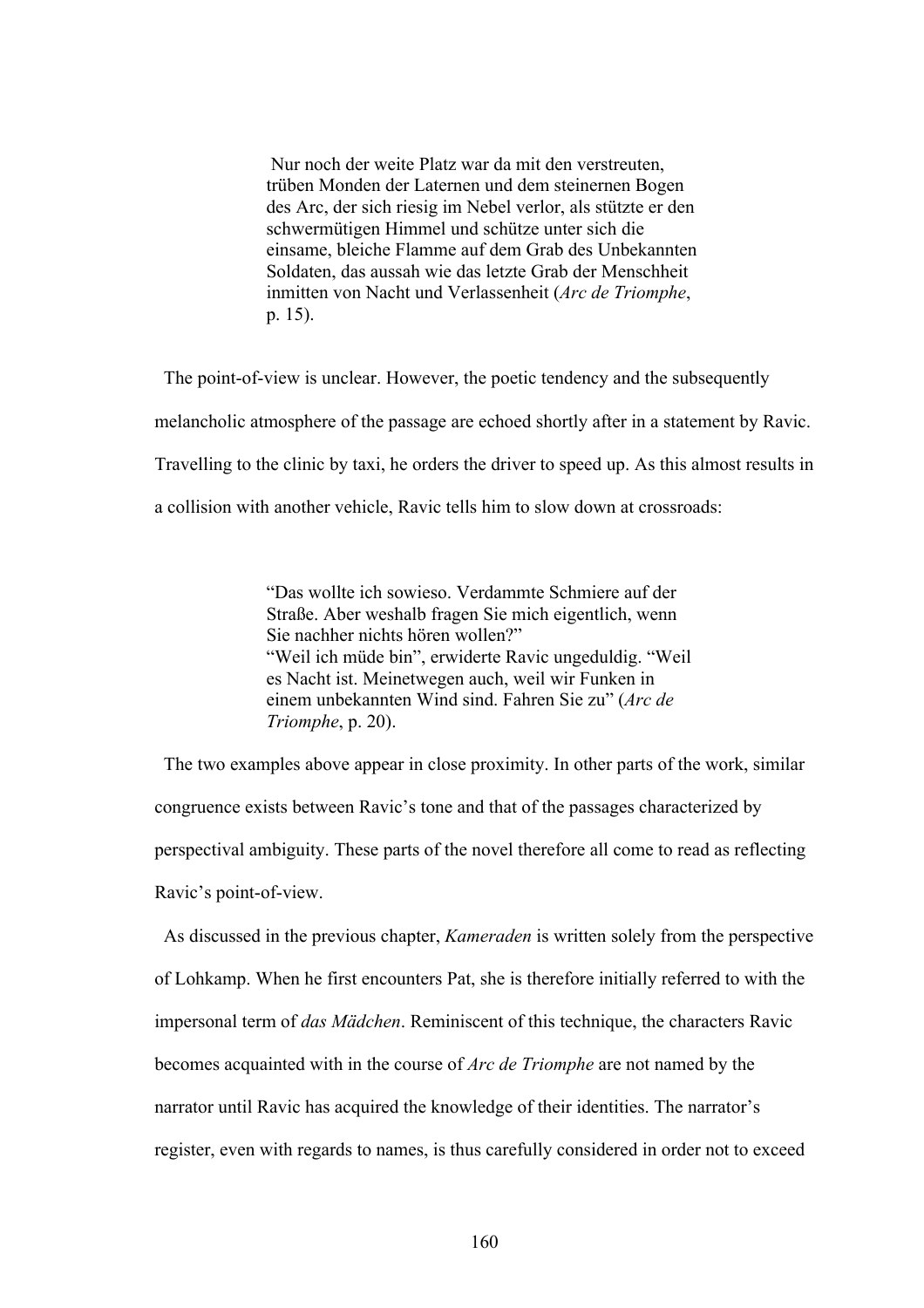> Nur noch der weite Platz war da mit den verstreuten, trüben Monden der Laternen und dem steinernen Bogen des Arc, der sich riesig im Nebel verlor, als stützte er den schwermütigen Himmel und schütze unter sich die einsame, bleiche Flamme auf dem Grab des Unbekannten Soldaten, das aussah wie das letzte Grab der Menschheit inmitten von Nacht und Verlassenheit (*Arc de Triomphe*, p. 15).

The point-of-view is unclear. However, the poetic tendency and the subsequently melancholic atmosphere of the passage are echoed shortly after in a statement by Ravic. Travelling to the clinic by taxi, he orders the driver to speed up. As this almost results in a collision with another vehicle, Ravic tells him to slow down at crossroads:

> "Das wollte ich sowieso. Verdammte Schmiere auf der Straße. Aber weshalb fragen Sie mich eigentlich, wenn Sie nachher nichts hören wollen?"
> "Weil ich müde bin", erwiderte Ravic ungeduldig. "Weil es Nacht ist. Meinetwegen auch, weil wir Funken in einem unbekannten Wind sind. Fahren Sie zu" (*Arc de Triomphe*, p. 20).

The two examples above appear in close proximity. In other parts of the work, similar congruence exists between Ravic's tone and that of the passages characterized by perspectival ambiguity. These parts of the novel therefore all come to read as reflecting Ravic's point-of-view.

As discussed in the previous chapter, *Kameraden* is written solely from the perspective of Lohkamp. When he first encounters Pat, she is therefore initially referred to with the impersonal term of *das Mädchen*. Reminiscent of this technique, the characters Ravic becomes acquainted with in the course of *Arc de Triomphe* are not named by the narrator until Ravic has acquired the knowledge of their identities. The narrator's register, even with regards to names, is thus carefully considered in order not to exceed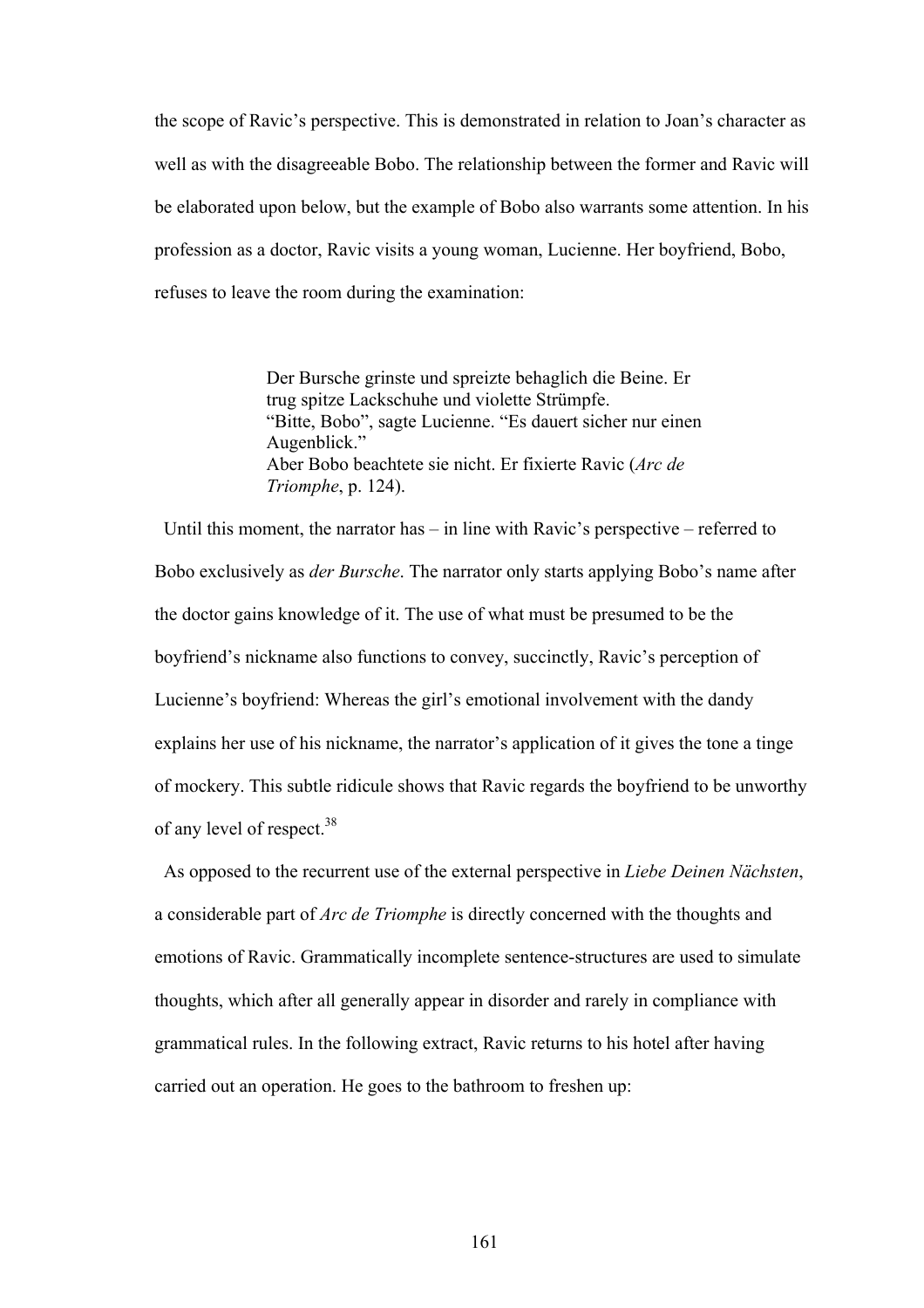the scope of Ravic's perspective. This is demonstrated in relation to Joan's character as well as with the disagreeable Bobo. The relationship between the former and Ravic will be elaborated upon below, but the example of Bobo also warrants some attention. In his profession as a doctor, Ravic visits a young woman, Lucienne. Her boyfriend, Bobo, refuses to leave the room during the examination:

> Der Bursche grinste und spreizte behaglich die Beine. Er trug spitze Lackschuhe und violette Strümpfe.
> "Bitte, Bobo", sagte Lucienne. "Es dauert sicher nur einen Augenblick."
> Aber Bobo beachtete sie nicht. Er fixierte Ravic (*Arc de Triomphe*, p. 124).

Until this moment, the narrator has – in line with Ravic's perspective – referred to Bobo exclusively as *der Bursche*. The narrator only starts applying Bobo's name after the doctor gains knowledge of it. The use of what must be presumed to be the boyfriend's nickname also functions to convey, succinctly, Ravic's perception of Lucienne's boyfriend: Whereas the girl's emotional involvement with the dandy explains her use of his nickname, the narrator's application of it gives the tone a tinge of mockery. This subtle ridicule shows that Ravic regards the boyfriend to be unworthy of any level of respect.[38]

As opposed to the recurrent use of the external perspective in *Liebe Deinen Nächsten*, a considerable part of *Arc de Triomphe* is directly concerned with the thoughts and emotions of Ravic. Grammatically incomplete sentence-structures are used to simulate thoughts, which after all generally appear in disorder and rarely in compliance with grammatical rules. In the following extract, Ravic returns to his hotel after having carried out an operation. He goes to the bathroom to freshen up: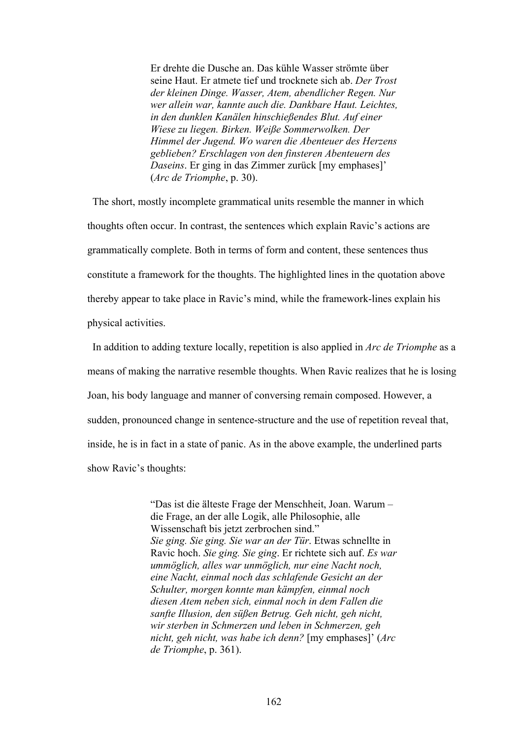> Er drehte die Dusche an. Das kühle Wasser strömte über seine Haut. Er atmete tief und trocknete sich ab. *Der Trost der kleinen Dinge. Wasser, Atem, abendlicher Regen. Nur wer allein war, kannte auch die. Dankbare Haut. Leichtes, in den dunklen Kanälen hinschießendes Blut. Auf einer Wiese zu liegen. Birken. Weiße Sommerwolken. Der Himmel der Jugend. Wo waren die Abenteuer des Herzens geblieben? Erschlagen von den finsteren Abenteuern des Daseins*. Er ging in das Zimmer zurück [my emphases]' (*Arc de Triomphe*, p. 30).

The short, mostly incomplete grammatical units resemble the manner in which thoughts often occur. In contrast, the sentences which explain Ravic's actions are grammatically complete. Both in terms of form and content, these sentences thus constitute a framework for the thoughts. The highlighted lines in the quotation above thereby appear to take place in Ravic's mind, while the framework-lines explain his physical activities.

In addition to adding texture locally, repetition is also applied in *Arc de Triomphe* as a means of making the narrative resemble thoughts. When Ravic realizes that he is losing Joan, his body language and manner of conversing remain composed. However, a sudden, pronounced change in sentence-structure and the use of repetition reveal that, inside, he is in fact in a state of panic. As in the above example, the underlined parts show Ravic's thoughts:

> "Das ist die älteste Frage der Menschheit, Joan. Warum – die Frage, an der alle Logik, alle Philosophie, alle Wissenschaft bis jetzt zerbrochen sind."
> *Sie ging. Sie ging. Sie war an der Tür*. Etwas schnellte in Ravic hoch. *Sie ging. Sie ging*. Er richtete sich auf. *Es war ummöglich, alles war unmöglich, nur eine Nacht noch, eine Nacht, einmal noch das schlafende Gesicht an der Schulter, morgen konnte man kämpfen, einmal noch diesen Atem neben sich, einmal noch in dem Fallen die sanfte Illusion, den süßen Betrug. Geh nicht, geh nicht, wir sterben in Schmerzen und leben in Schmerzen, geh nicht, geh nicht, was habe ich denn?* [my emphases]' (*Arc de Triomphe*, p. 361).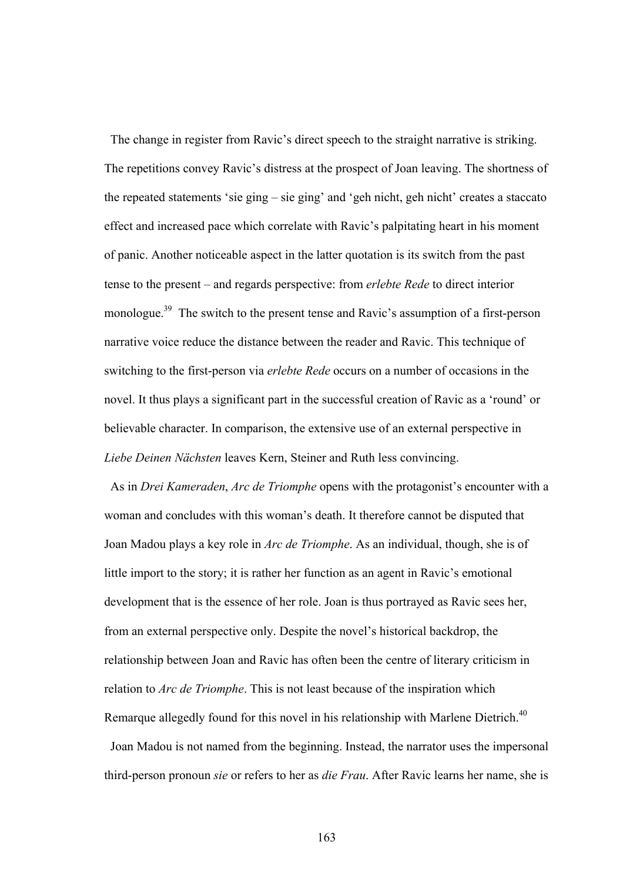The change in register from Ravic's direct speech to the straight narrative is striking. The repetitions convey Ravic's distress at the prospect of Joan leaving. The shortness of the repeated statements 'sie ging – sie ging' and 'geh nicht, geh nicht' creates a staccato effect and increased pace which correlate with Ravic's palpitating heart in his moment of panic. Another noticeable aspect in the latter quotation is its switch from the past tense to the present – and regards perspective: from *erlebte Rede* to direct interior monologue.[39] The switch to the present tense and Ravic's assumption of a first-person narrative voice reduce the distance between the reader and Ravic. This technique of switching to the first-person via *erlebte Rede* occurs on a number of occasions in the novel. It thus plays a significant part in the successful creation of Ravic as a 'round' or believable character. In comparison, the extensive use of an external perspective in *Liebe Deinen Nächsten* leaves Kern, Steiner and Ruth less convincing.

As in *Drei Kameraden*, *Arc de Triomphe* opens with the protagonist's encounter with a woman and concludes with this woman's death. It therefore cannot be disputed that Joan Madou plays a key role in *Arc de Triomphe*. As an individual, though, she is of little import to the story; it is rather her function as an agent in Ravic's emotional development that is the essence of her role. Joan is thus portrayed as Ravic sees her, from an external perspective only. Despite the novel's historical backdrop, the relationship between Joan and Ravic has often been the centre of literary criticism in relation to *Arc de Triomphe*. This is not least because of the inspiration which Remarque allegedly found for this novel in his relationship with Marlene Dietrich.[40]

Joan Madou is not named from the beginning. Instead, the narrator uses the impersonal third-person pronoun *sie* or refers to her as *die Frau*. After Ravic learns her name, she is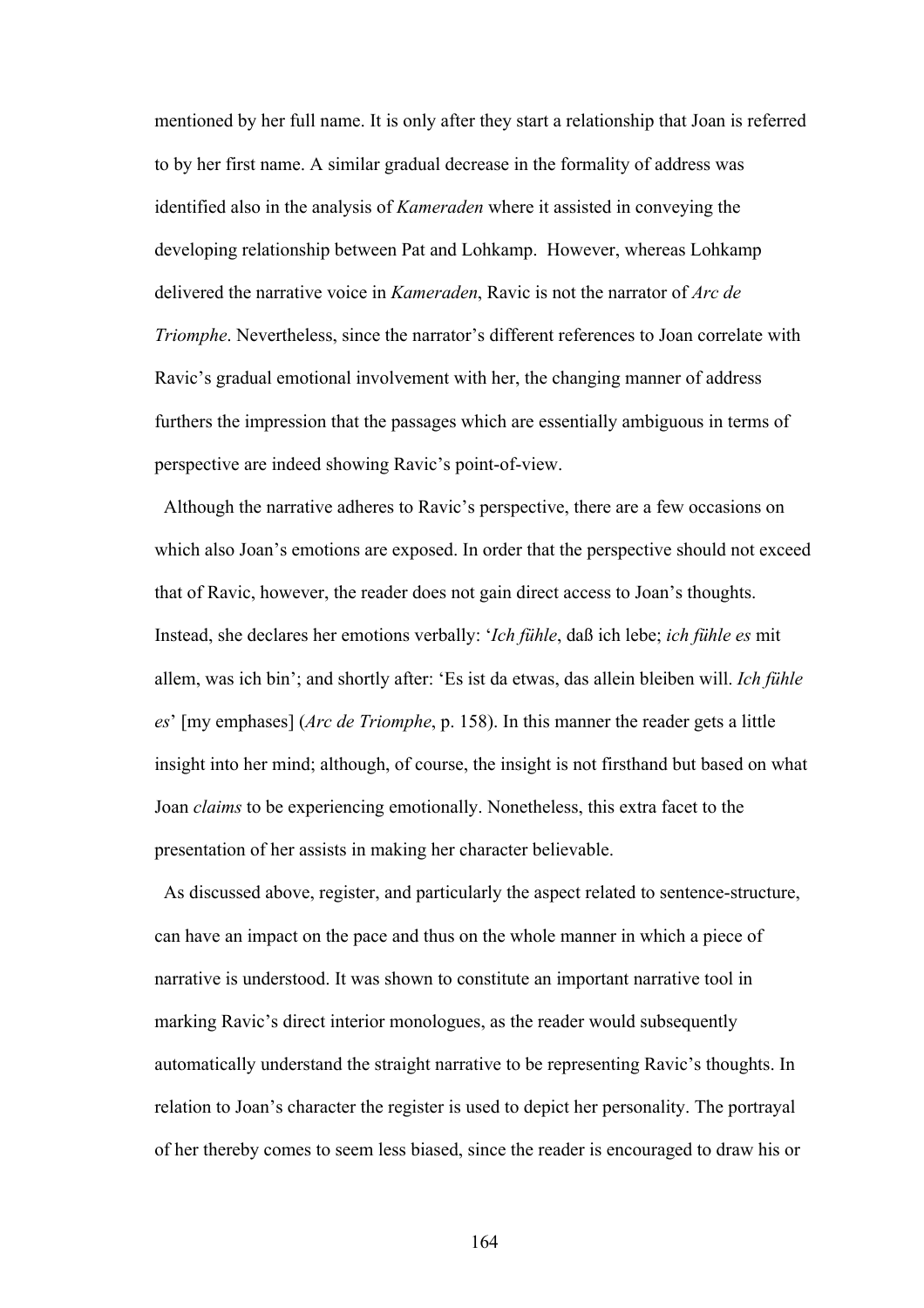mentioned by her full name. It is only after they start a relationship that Joan is referred to by her first name. A similar gradual decrease in the formality of address was identified also in the analysis of *Kameraden* where it assisted in conveying the developing relationship between Pat and Lohkamp. However, whereas Lohkamp delivered the narrative voice in *Kameraden*, Ravic is not the narrator of *Arc de Triomphe*. Nevertheless, since the narrator's different references to Joan correlate with Ravic's gradual emotional involvement with her, the changing manner of address furthers the impression that the passages which are essentially ambiguous in terms of perspective are indeed showing Ravic's point-of-view.

Although the narrative adheres to Ravic's perspective, there are a few occasions on which also Joan's emotions are exposed. In order that the perspective should not exceed that of Ravic, however, the reader does not gain direct access to Joan's thoughts. Instead, she declares her emotions verbally: '*Ich fühle*, daß ich lebe; *ich fühle es* mit allem, was ich bin'; and shortly after: 'Es ist da etwas, das allein bleiben will. *Ich fühle es*' [my emphases] (*Arc de Triomphe*, p. 158). In this manner the reader gets a little insight into her mind; although, of course, the insight is not firsthand but based on what Joan *claims* to be experiencing emotionally. Nonetheless, this extra facet to the presentation of her assists in making her character believable.

As discussed above, register, and particularly the aspect related to sentence-structure, can have an impact on the pace and thus on the whole manner in which a piece of narrative is understood. It was shown to constitute an important narrative tool in marking Ravic's direct interior monologues, as the reader would subsequently automatically understand the straight narrative to be representing Ravic's thoughts. In relation to Joan's character the register is used to depict her personality. The portrayal of her thereby comes to seem less biased, since the reader is encouraged to draw his or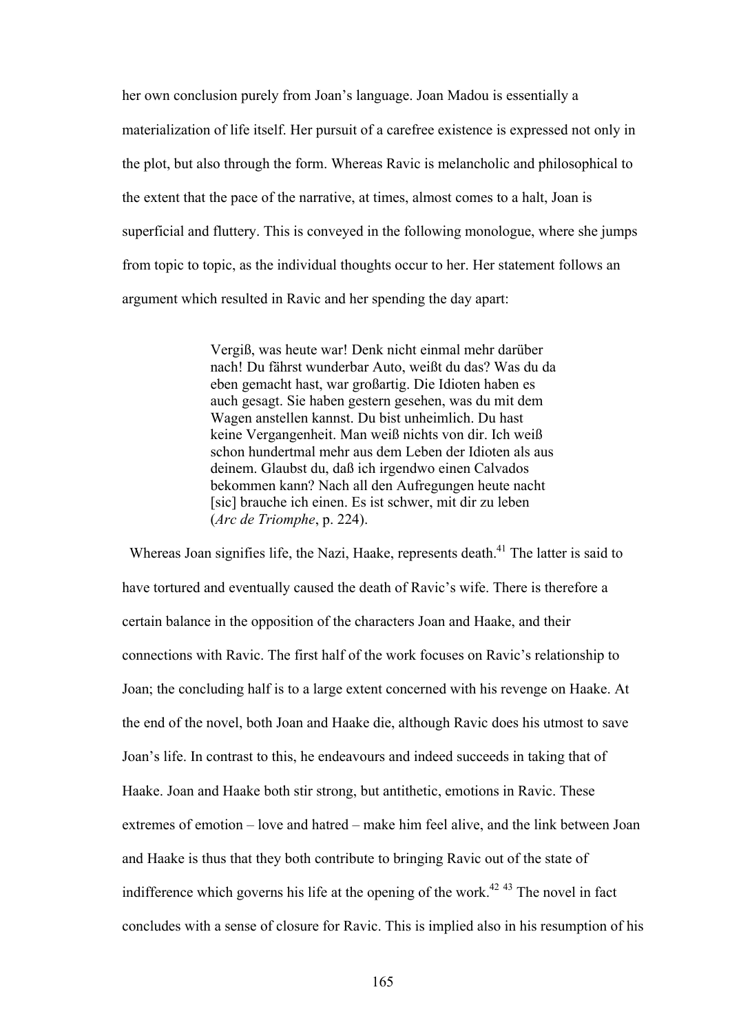her own conclusion purely from Joan's language. Joan Madou is essentially a materialization of life itself. Her pursuit of a carefree existence is expressed not only in the plot, but also through the form. Whereas Ravic is melancholic and philosophical to the extent that the pace of the narrative, at times, almost comes to a halt, Joan is superficial and fluttery. This is conveyed in the following monologue, where she jumps from topic to topic, as the individual thoughts occur to her. Her statement follows an argument which resulted in Ravic and her spending the day apart:

> Vergiß, was heute war! Denk nicht einmal mehr darüber nach! Du fährst wunderbar Auto, weißt du das? Was du da eben gemacht hast, war großartig. Die Idioten haben es auch gesagt. Sie haben gestern gesehen, was du mit dem Wagen anstellen kannst. Du bist unheimlich. Du hast keine Vergangenheit. Man weiß nichts von dir. Ich weiß schon hundertmal mehr aus dem Leben der Idioten als aus deinem. Glaubst du, daß ich irgendwo einen Calvados bekommen kann? Nach all den Aufregungen heute nacht [sic] brauche ich einen. Es ist schwer, mit dir zu leben (*Arc de Triomphe*, p. 224).

Whereas Joan signifies life, the Nazi, Haake, represents death.[41] The latter is said to have tortured and eventually caused the death of Ravic's wife. There is therefore a certain balance in the opposition of the characters Joan and Haake, and their connections with Ravic. The first half of the work focuses on Ravic's relationship to Joan; the concluding half is to a large extent concerned with his revenge on Haake. At the end of the novel, both Joan and Haake die, although Ravic does his utmost to save Joan's life. In contrast to this, he endeavours and indeed succeeds in taking that of Haake. Joan and Haake both stir strong, but antithetic, emotions in Ravic. These extremes of emotion – love and hatred – make him feel alive, and the link between Joan and Haake is thus that they both contribute to bringing Ravic out of the state of indifference which governs his life at the opening of the work.[42] [43] The novel in fact concludes with a sense of closure for Ravic. This is implied also in his resumption of his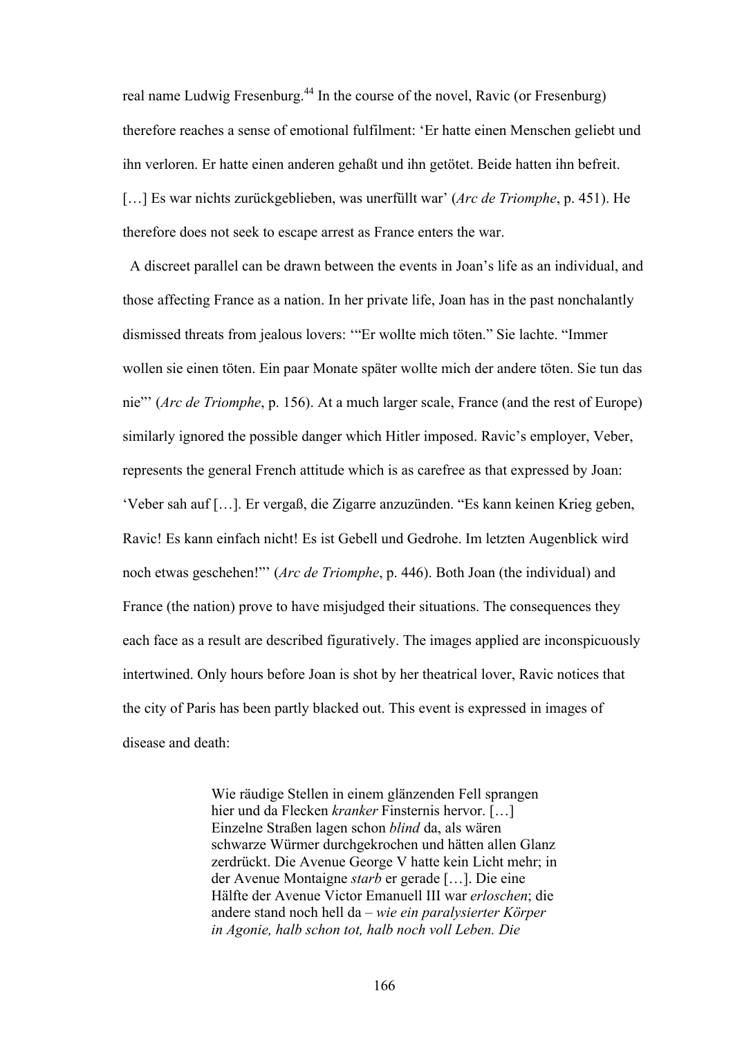real name Ludwig Fresenburg.[44] In the course of the novel, Ravic (or Fresenburg) therefore reaches a sense of emotional fulfilment: 'Er hatte einen Menschen geliebt und ihn verloren. Er hatte einen anderen gehaßt und ihn getötet. Beide hatten ihn befreit. […] Es war nichts zurückgeblieben, was unerfüllt war' (*Arc de Triomphe*, p. 451). He therefore does not seek to escape arrest as France enters the war.

A discreet parallel can be drawn between the events in Joan's life as an individual, and those affecting France as a nation. In her private life, Joan has in the past nonchalantly dismissed threats from jealous lovers: '"Er wollte mich töten." Sie lachte. "Immer wollen sie einen töten. Ein paar Monate später wollte mich der andere töten. Sie tun das nie"' (*Arc de Triomphe*, p. 156). At a much larger scale, France (and the rest of Europe) similarly ignored the possible danger which Hitler imposed. Ravic's employer, Veber, represents the general French attitude which is as carefree as that expressed by Joan: 'Veber sah auf […]. Er vergaß, die Zigarre anzuzünden. "Es kann keinen Krieg geben, Ravic! Es kann einfach nicht! Es ist Gebell und Gedrohe. Im letzten Augenblick wird noch etwas geschehen!"' (*Arc de Triomphe*, p. 446). Both Joan (the individual) and France (the nation) prove to have misjudged their situations. The consequences they each face as a result are described figuratively. The images applied are inconspicuously intertwined. Only hours before Joan is shot by her theatrical lover, Ravic notices that the city of Paris has been partly blacked out. This event is expressed in images of disease and death:

> Wie räudige Stellen in einem glänzenden Fell sprangen hier und da Flecken *kranker* Finsternis hervor. […] Einzelne Straßen lagen schon *blind* da, als wären schwarze Würmer durchgekrochen und hätten allen Glanz zerdrückt. Die Avenue George V hatte kein Licht mehr; in der Avenue Montaigne *starb* er gerade […]. Die eine Hälfte der Avenue Victor Emanuell III war *erloschen*; die andere stand noch hell da – *wie ein paralysierter Körper in Agonie, halb schon tot, halb noch voll Leben. Die*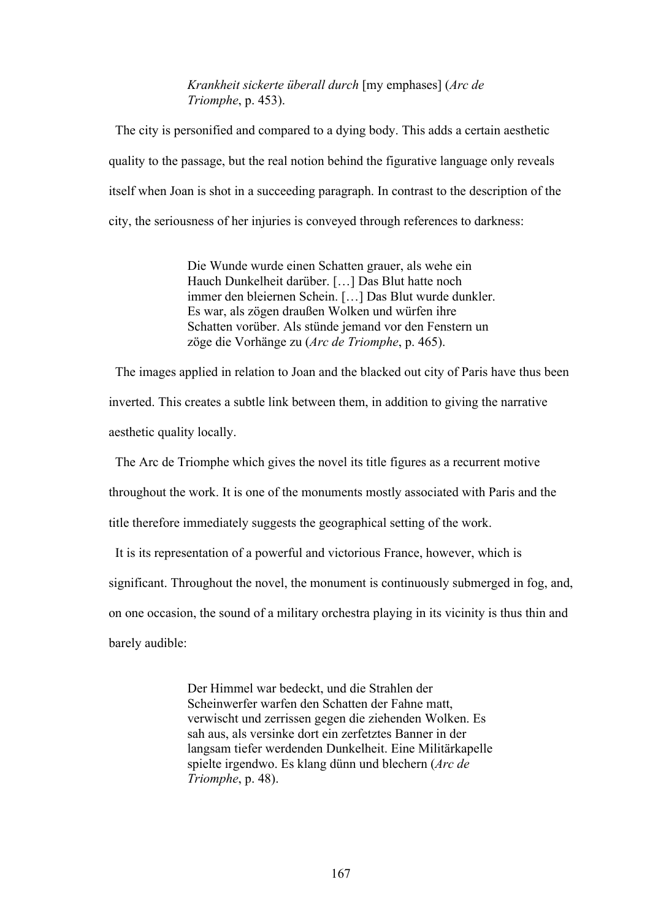> *Krankheit sickerte überall durch* [my emphases] (*Arc de Triomphe*, p. 453).

The city is personified and compared to a dying body. This adds a certain aesthetic quality to the passage, but the real notion behind the figurative language only reveals itself when Joan is shot in a succeeding paragraph. In contrast to the description of the city, the seriousness of her injuries is conveyed through references to darkness:

> Die Wunde wurde einen Schatten grauer, als wehe ein Hauch Dunkelheit darüber. […] Das Blut hatte noch immer den bleiernen Schein. […] Das Blut wurde dunkler. Es war, als zögen draußen Wolken und würfen ihre Schatten vorüber. Als stünde jemand vor den Fenstern un zöge die Vorhänge zu (*Arc de Triomphe*, p. 465).

The images applied in relation to Joan and the blacked out city of Paris have thus been inverted. This creates a subtle link between them, in addition to giving the narrative aesthetic quality locally.

The Arc de Triomphe which gives the novel its title figures as a recurrent motive throughout the work. It is one of the monuments mostly associated with Paris and the title therefore immediately suggests the geographical setting of the work.

It is its representation of a powerful and victorious France, however, which is significant. Throughout the novel, the monument is continuously submerged in fog, and, on one occasion, the sound of a military orchestra playing in its vicinity is thus thin and barely audible:

> Der Himmel war bedeckt, und die Strahlen der Scheinwerfer warfen den Schatten der Fahne matt, verwischt und zerrissen gegen die ziehenden Wolken. Es sah aus, als versinke dort ein zerfetztes Banner in der langsam tiefer werdenden Dunkelheit. Eine Militärkapelle spielte irgendwo. Es klang dünn und blechern (*Arc de Triomphe*, p. 48).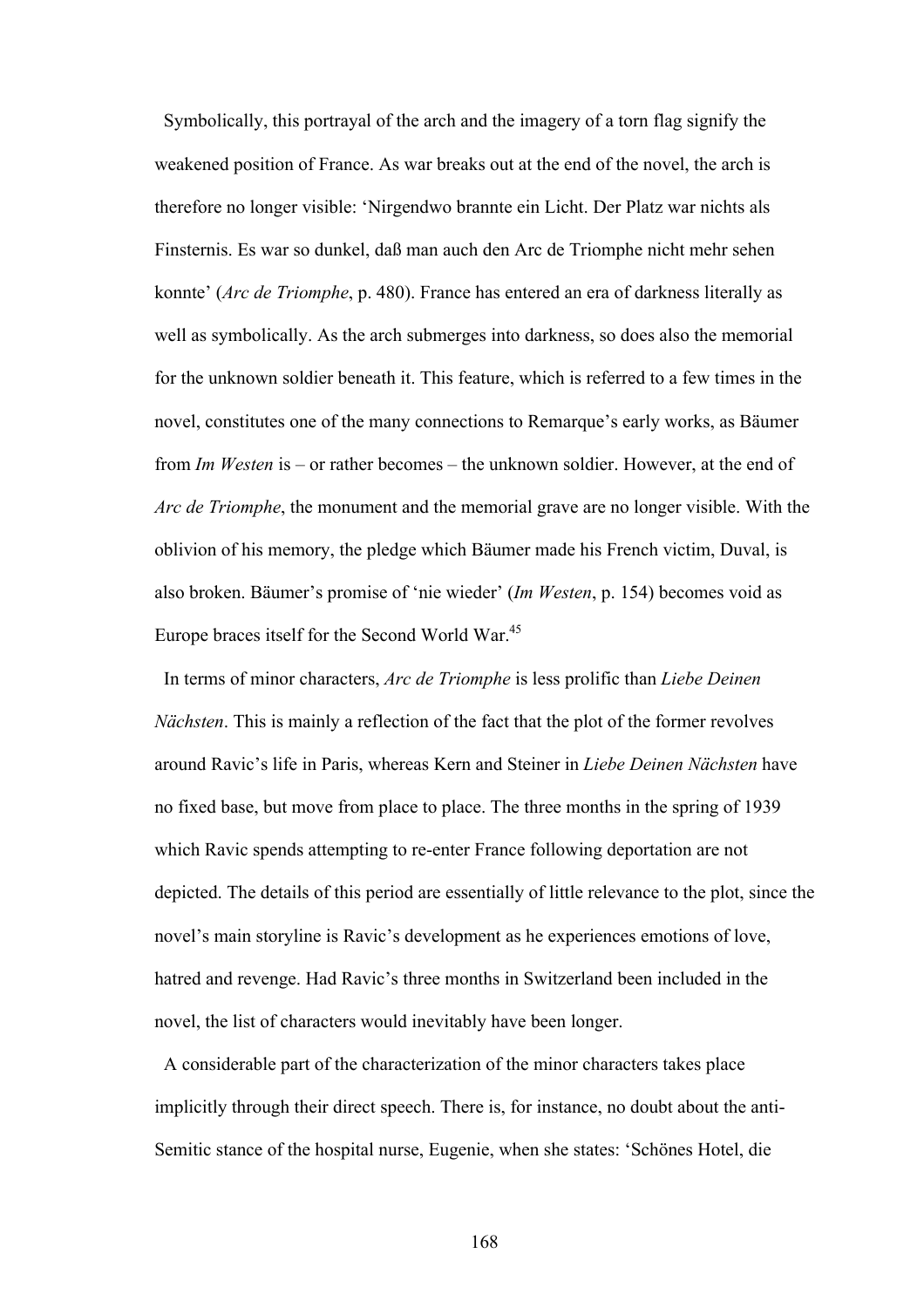Symbolically, this portrayal of the arch and the imagery of a torn flag signify the weakened position of France. As war breaks out at the end of the novel, the arch is therefore no longer visible: 'Nirgendwo brannte ein Licht. Der Platz war nichts als Finsternis. Es war so dunkel, daß man auch den Arc de Triomphe nicht mehr sehen konnte' (*Arc de Triomphe*, p. 480). France has entered an era of darkness literally as well as symbolically. As the arch submerges into darkness, so does also the memorial for the unknown soldier beneath it. This feature, which is referred to a few times in the novel, constitutes one of the many connections to Remarque's early works, as Bäumer from *Im Westen* is – or rather becomes – the unknown soldier. However, at the end of *Arc de Triomphe*, the monument and the memorial grave are no longer visible. With the oblivion of his memory, the pledge which Bäumer made his French victim, Duval, is also broken. Bäumer's promise of 'nie wieder' (*Im Westen*, p. 154) becomes void as Europe braces itself for the Second World War.[45]

In terms of minor characters, *Arc de Triomphe* is less prolific than *Liebe Deinen Nächsten*. This is mainly a reflection of the fact that the plot of the former revolves around Ravic's life in Paris, whereas Kern and Steiner in *Liebe Deinen Nächsten* have no fixed base, but move from place to place. The three months in the spring of 1939 which Ravic spends attempting to re-enter France following deportation are not depicted. The details of this period are essentially of little relevance to the plot, since the novel's main storyline is Ravic's development as he experiences emotions of love, hatred and revenge. Had Ravic's three months in Switzerland been included in the novel, the list of characters would inevitably have been longer.

A considerable part of the characterization of the minor characters takes place implicitly through their direct speech. There is, for instance, no doubt about the anti-Semitic stance of the hospital nurse, Eugenie, when she states: 'Schönes Hotel, die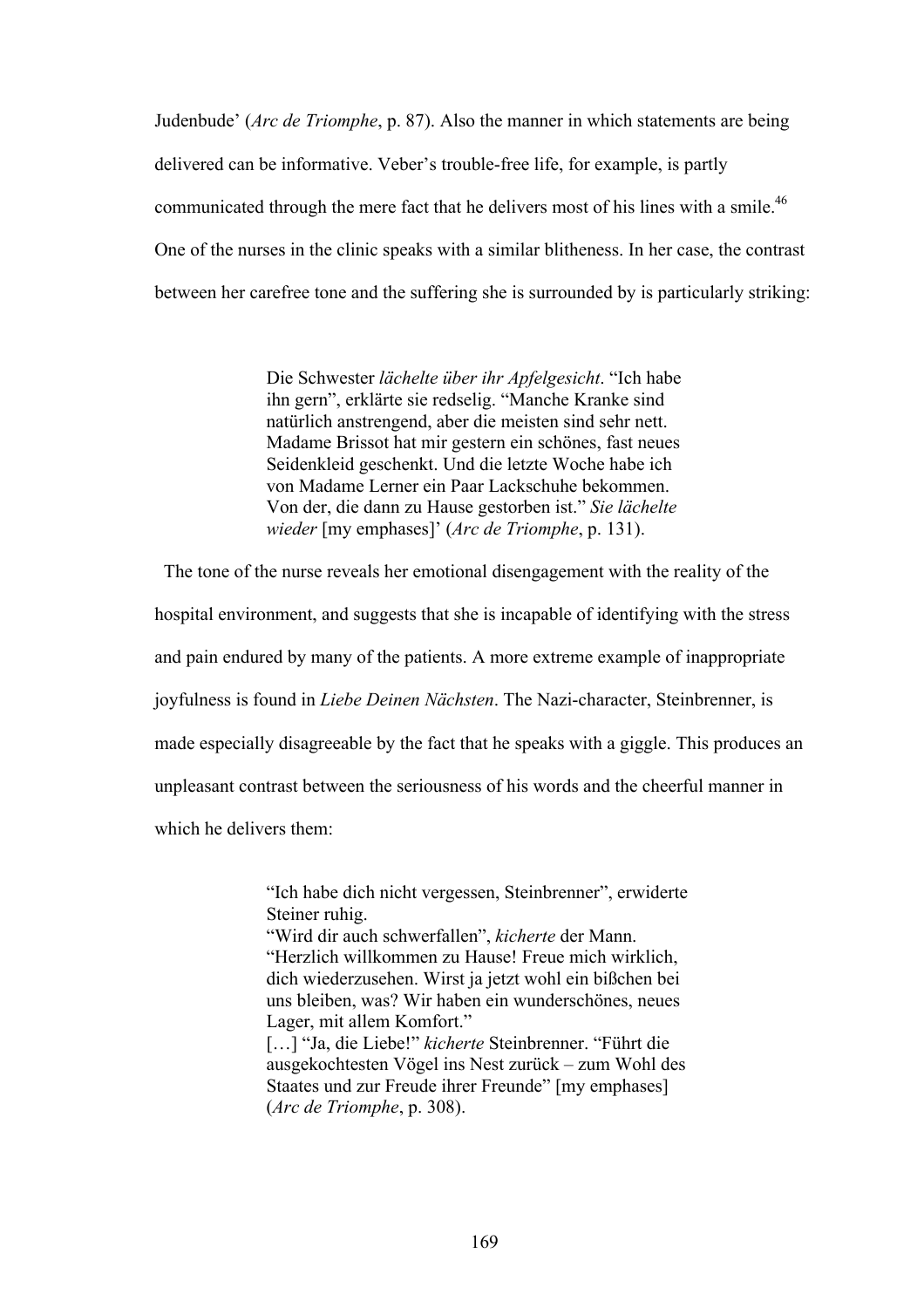Judenbude' (*Arc de Triomphe*, p. 87). Also the manner in which statements are being delivered can be informative. Veber's trouble-free life, for example, is partly communicated through the mere fact that he delivers most of his lines with a smile.[46] One of the nurses in the clinic speaks with a similar blitheness. In her case, the contrast between her carefree tone and the suffering she is surrounded by is particularly striking:

> Die Schwester *lächelte über ihr Apfelgesicht*. "Ich habe ihn gern", erklärte sie redselig. "Manche Kranke sind natürlich anstrengend, aber die meisten sind sehr nett. Madame Brissot hat mir gestern ein schönes, fast neues Seidenkleid geschenkt. Und die letzte Woche habe ich von Madame Lerner ein Paar Lackschuhe bekommen. Von der, die dann zu Hause gestorben ist." *Sie lächelte wieder* [my emphases]' (*Arc de Triomphe*, p. 131).

The tone of the nurse reveals her emotional disengagement with the reality of the hospital environment, and suggests that she is incapable of identifying with the stress and pain endured by many of the patients. A more extreme example of inappropriate joyfulness is found in *Liebe Deinen Nächsten*. The Nazi-character, Steinbrenner, is made especially disagreeable by the fact that he speaks with a giggle. This produces an unpleasant contrast between the seriousness of his words and the cheerful manner in which he delivers them:

> "Ich habe dich nicht vergessen, Steinbrenner", erwiderte Steiner ruhig.
> "Wird dir auch schwerfallen", *kicherte* der Mann. "Herzlich willkommen zu Hause! Freue mich wirklich, dich wiederzusehen. Wirst ja jetzt wohl ein bißchen bei uns bleiben, was? Wir haben ein wunderschönes, neues Lager, mit allem Komfort."
> […] "Ja, die Liebe!" *kicherte* Steinbrenner. "Führt die ausgekochtesten Vögel ins Nest zurück – zum Wohl des Staates und zur Freude ihrer Freunde" [my emphases] (*Arc de Triomphe*, p. 308).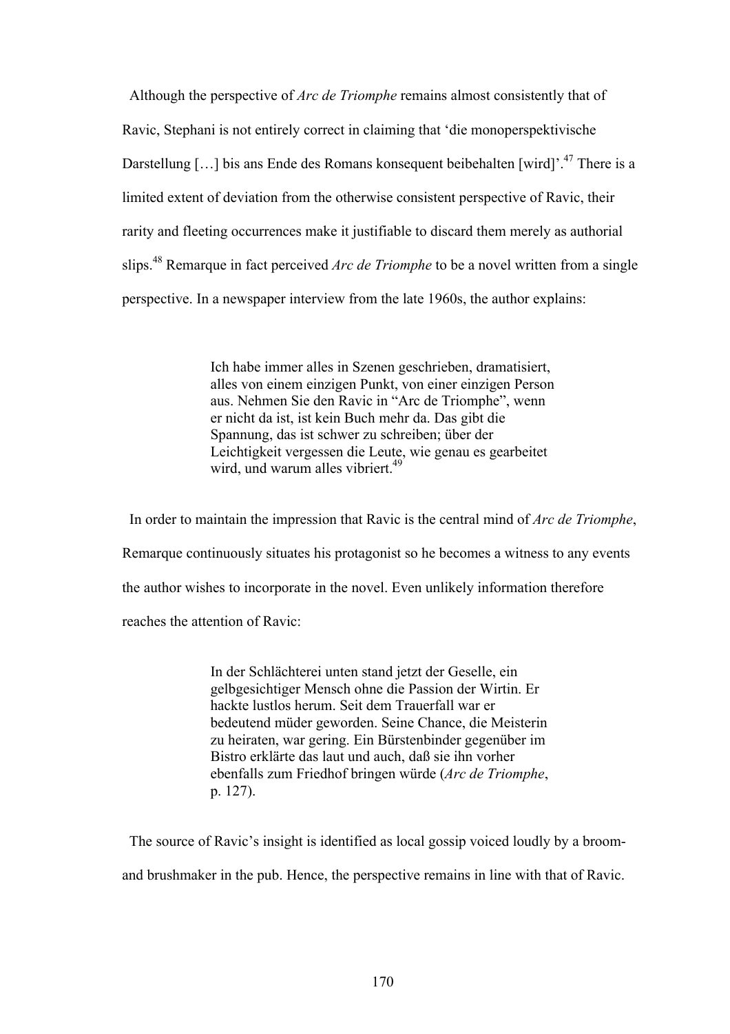Although the perspective of *Arc de Triomphe* remains almost consistently that of Ravic, Stephani is not entirely correct in claiming that 'die monoperspektivische Darstellung […] bis ans Ende des Romans konsequent beibehalten [wird]'.[47] There is a limited extent of deviation from the otherwise consistent perspective of Ravic, their rarity and fleeting occurrences make it justifiable to discard them merely as authorial slips.[48] Remarque in fact perceived *Arc de Triomphe* to be a novel written from a single perspective. In a newspaper interview from the late 1960s, the author explains:

> Ich habe immer alles in Szenen geschrieben, dramatisiert, alles von einem einzigen Punkt, von einer einzigen Person aus. Nehmen Sie den Ravic in "Arc de Triomphe", wenn er nicht da ist, ist kein Buch mehr da. Das gibt die Spannung, das ist schwer zu schreiben; über der Leichtigkeit vergessen die Leute, wie genau es gearbeitet wird, und warum alles vibriert.[49]

In order to maintain the impression that Ravic is the central mind of *Arc de Triomphe*, Remarque continuously situates his protagonist so he becomes a witness to any events the author wishes to incorporate in the novel. Even unlikely information therefore reaches the attention of Ravic:

> In der Schlächterei unten stand jetzt der Geselle, ein gelbgesichtiger Mensch ohne die Passion der Wirtin. Er hackte lustlos herum. Seit dem Trauerfall war er bedeutend müder geworden. Seine Chance, die Meisterin zu heiraten, war gering. Ein Bürstenbinder gegenüber im Bistro erklärte das laut und auch, daß sie ihn vorher ebenfalls zum Friedhof bringen würde (*Arc de Triomphe*, p. 127).

The source of Ravic's insight is identified as local gossip voiced loudly by a broom- and brushmaker in the pub. Hence, the perspective remains in line with that of Ravic.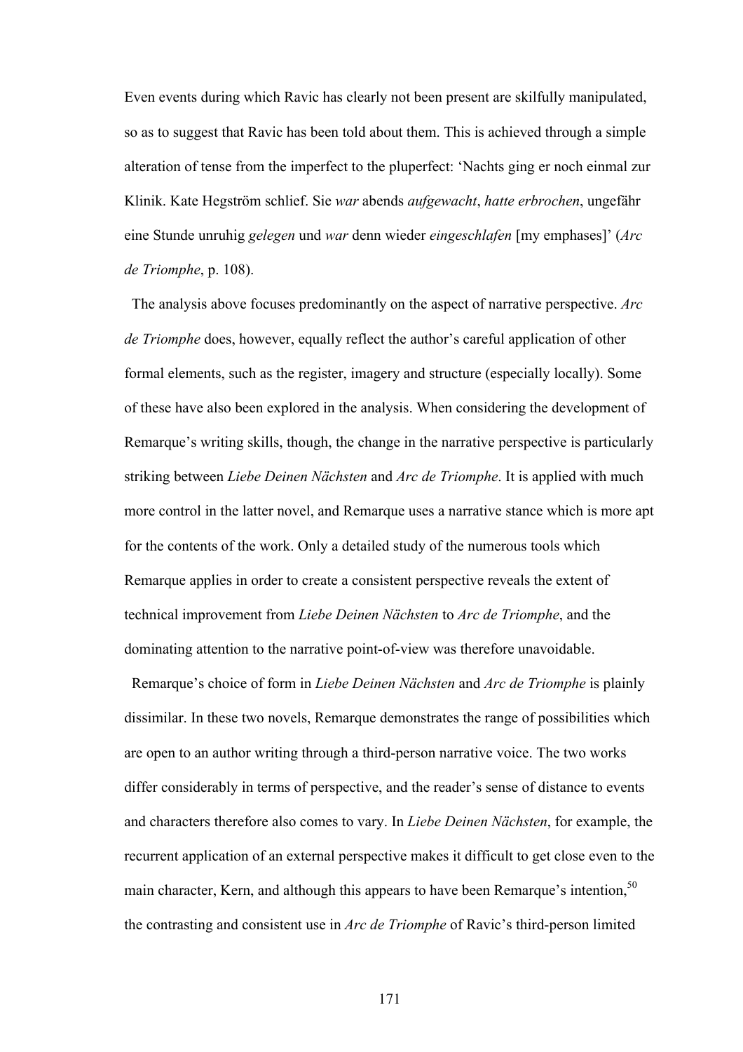Even events during which Ravic has clearly not been present are skilfully manipulated, so as to suggest that Ravic has been told about them. This is achieved through a simple alteration of tense from the imperfect to the pluperfect: 'Nachts ging er noch einmal zur Klinik. Kate Hegström schlief. Sie *war* abends *aufgewacht*, *hatte erbrochen*, ungefähr eine Stunde unruhig *gelegen* und *war* denn wieder *eingeschlafen* [my emphases]' (*Arc de Triomphe*, p. 108).

The analysis above focuses predominantly on the aspect of narrative perspective. *Arc de Triomphe* does, however, equally reflect the author's careful application of other formal elements, such as the register, imagery and structure (especially locally). Some of these have also been explored in the analysis. When considering the development of Remarque's writing skills, though, the change in the narrative perspective is particularly striking between *Liebe Deinen Nächsten* and *Arc de Triomphe*. It is applied with much more control in the latter novel, and Remarque uses a narrative stance which is more apt for the contents of the work. Only a detailed study of the numerous tools which Remarque applies in order to create a consistent perspective reveals the extent of technical improvement from *Liebe Deinen Nächsten* to *Arc de Triomphe*, and the dominating attention to the narrative point-of-view was therefore unavoidable.

Remarque's choice of form in *Liebe Deinen Nächsten* and *Arc de Triomphe* is plainly dissimilar. In these two novels, Remarque demonstrates the range of possibilities which are open to an author writing through a third-person narrative voice. The two works differ considerably in terms of perspective, and the reader's sense of distance to events and characters therefore also comes to vary. In *Liebe Deinen Nächsten*, for example, the recurrent application of an external perspective makes it difficult to get close even to the main character, Kern, and although this appears to have been Remarque's intention,[50] the contrasting and consistent use in *Arc de Triomphe* of Ravic's third-person limited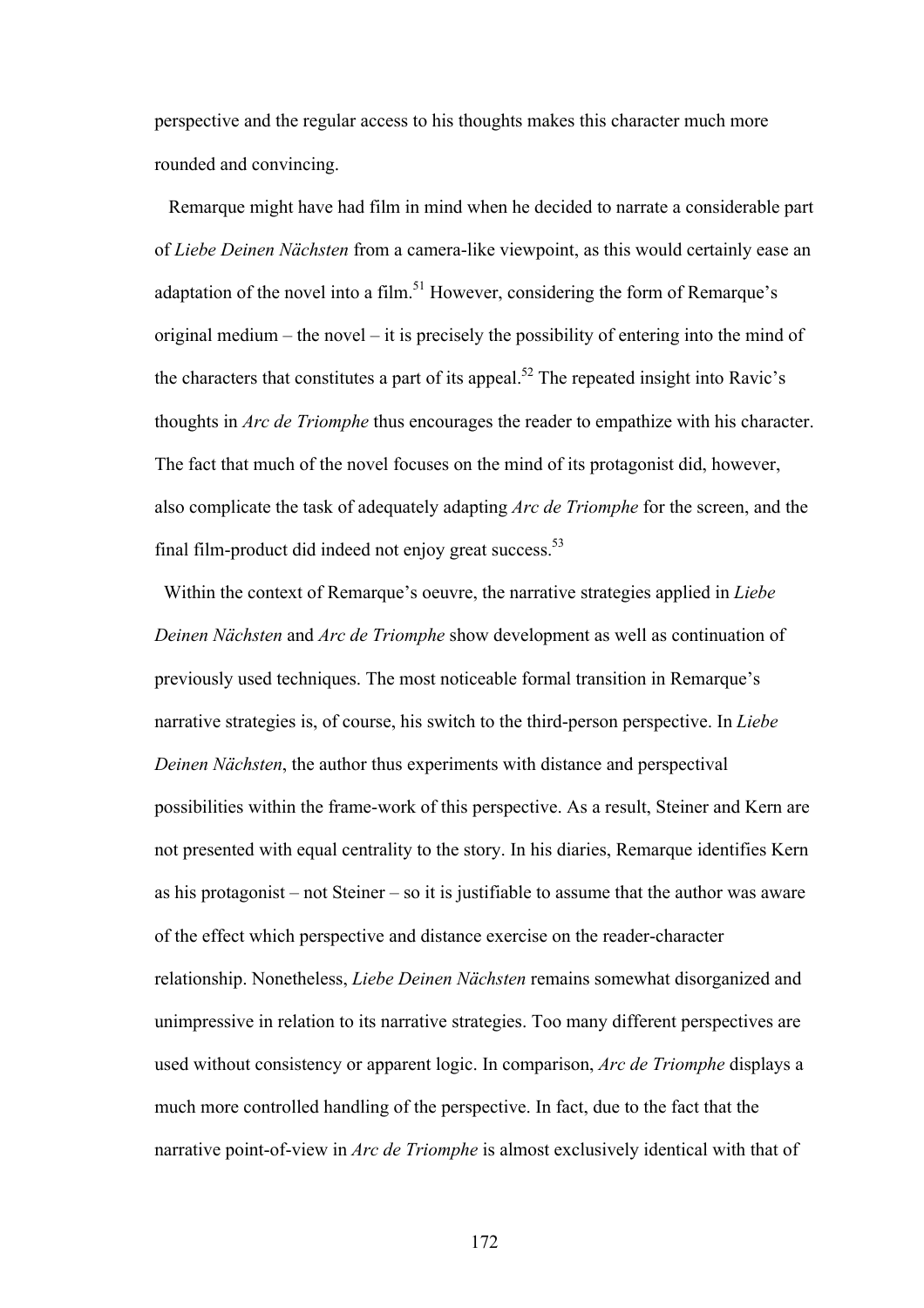perspective and the regular access to his thoughts makes this character much more rounded and convincing.

Remarque might have had film in mind when he decided to narrate a considerable part of *Liebe Deinen Nächsten* from a camera-like viewpoint, as this would certainly ease an adaptation of the novel into a film.[51] However, considering the form of Remarque's original medium – the novel – it is precisely the possibility of entering into the mind of the characters that constitutes a part of its appeal.[52] The repeated insight into Ravic's thoughts in *Arc de Triomphe* thus encourages the reader to empathize with his character. The fact that much of the novel focuses on the mind of its protagonist did, however, also complicate the task of adequately adapting *Arc de Triomphe* for the screen, and the final film-product did indeed not enjoy great success.[53]

Within the context of Remarque's oeuvre, the narrative strategies applied in *Liebe Deinen Nächsten* and *Arc de Triomphe* show development as well as continuation of previously used techniques. The most noticeable formal transition in Remarque's narrative strategies is, of course, his switch to the third-person perspective. In *Liebe Deinen Nächsten*, the author thus experiments with distance and perspectival possibilities within the frame-work of this perspective. As a result, Steiner and Kern are not presented with equal centrality to the story. In his diaries, Remarque identifies Kern as his protagonist – not Steiner – so it is justifiable to assume that the author was aware of the effect which perspective and distance exercise on the reader-character relationship. Nonetheless, *Liebe Deinen Nächsten* remains somewhat disorganized and unimpressive in relation to its narrative strategies. Too many different perspectives are used without consistency or apparent logic. In comparison, *Arc de Triomphe* displays a much more controlled handling of the perspective. In fact, due to the fact that the narrative point-of-view in *Arc de Triomphe* is almost exclusively identical with that of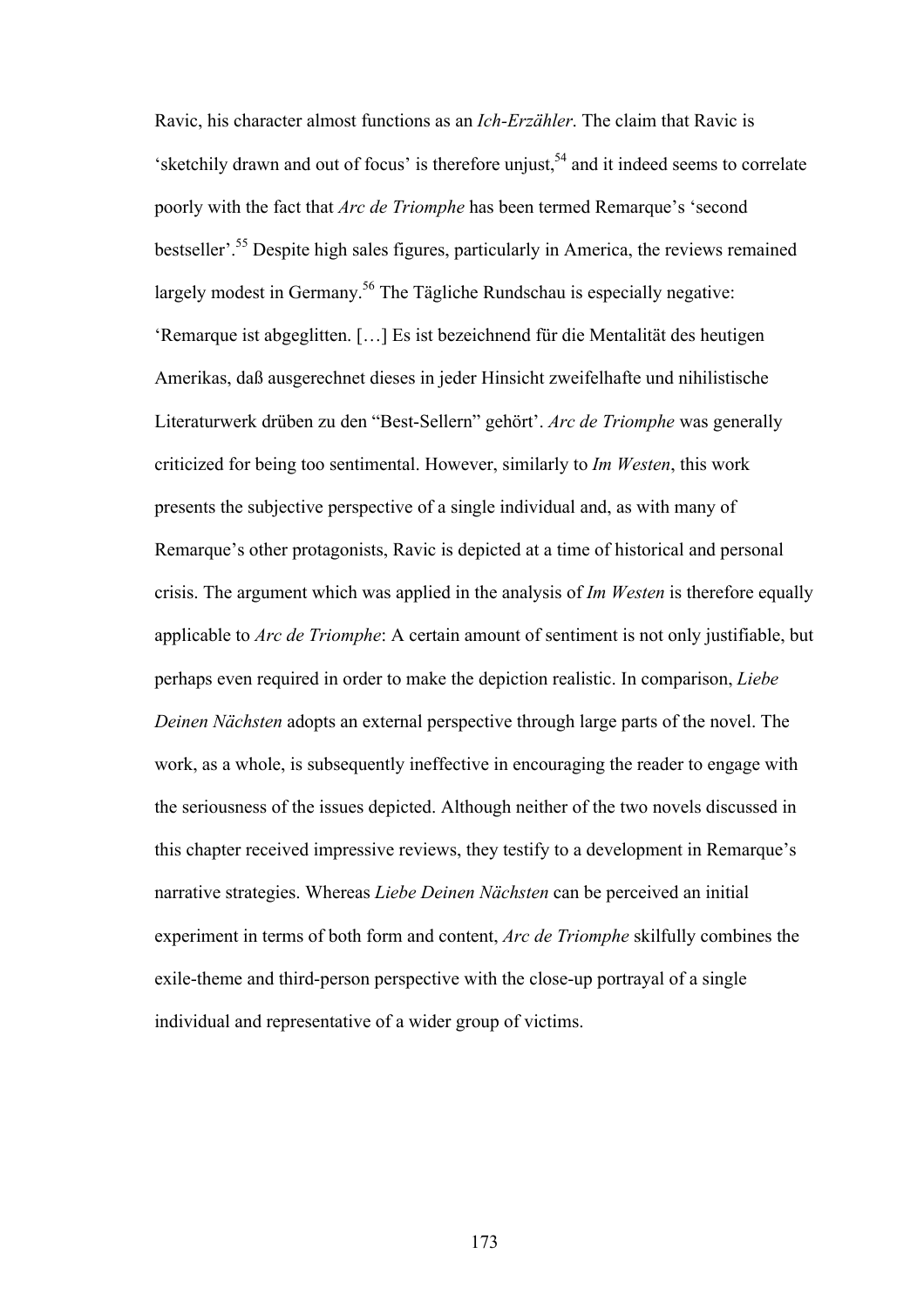Ravic, his character almost functions as an *Ich-Erzähler*. The claim that Ravic is 'sketchily drawn and out of focus' is therefore unjust,[54] and it indeed seems to correlate poorly with the fact that *Arc de Triomphe* has been termed Remarque's 'second bestseller'.[55] Despite high sales figures, particularly in America, the reviews remained largely modest in Germany.[56] The Tägliche Rundschau is especially negative: 'Remarque ist abgeglitten. […] Es ist bezeichnend für die Mentalität des heutigen Amerikas, daß ausgerechnet dieses in jeder Hinsicht zweifelhafte und nihilistische Literaturwerk drüben zu den "Best-Sellern" gehört'. *Arc de Triomphe* was generally criticized for being too sentimental. However, similarly to *Im Westen*, this work presents the subjective perspective of a single individual and, as with many of Remarque's other protagonists, Ravic is depicted at a time of historical and personal crisis. The argument which was applied in the analysis of *Im Westen* is therefore equally applicable to *Arc de Triomphe*: A certain amount of sentiment is not only justifiable, but perhaps even required in order to make the depiction realistic. In comparison, *Liebe Deinen Nächsten* adopts an external perspective through large parts of the novel. The work, as a whole, is subsequently ineffective in encouraging the reader to engage with the seriousness of the issues depicted. Although neither of the two novels discussed in this chapter received impressive reviews, they testify to a development in Remarque's narrative strategies. Whereas *Liebe Deinen Nächsten* can be perceived an initial experiment in terms of both form and content, *Arc de Triomphe* skilfully combines the exile-theme and third-person perspective with the close-up portrayal of a single individual and representative of a wider group of victims.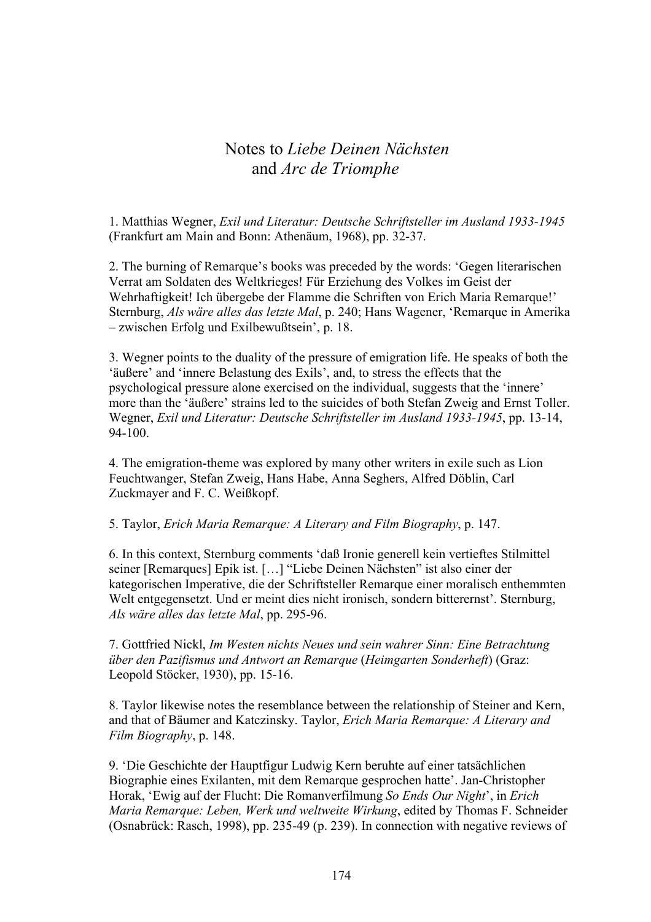# Notes to *Liebe Deinen Nächsten* and *Arc de Triomphe*

1. Matthias Wegner, *Exil und Literatur: Deutsche Schriftsteller im Ausland 1933-1945* (Frankfurt am Main and Bonn: Athenäum, 1968), pp. 32-37.

2. The burning of Remarque's books was preceded by the words: 'Gegen literarischen Verrat am Soldaten des Weltkrieges! Für Erziehung des Volkes im Geist der Wehrhaftigkeit! Ich übergebe der Flamme die Schriften von Erich Maria Remarque!' Sternburg, *Als wäre alles das letzte Mal*, p. 240; Hans Wagener, 'Remarque in Amerika – zwischen Erfolg und Exilbewußtsein', p. 18.

3. Wegner points to the duality of the pressure of emigration life. He speaks of both the 'äußere' and 'innere Belastung des Exils', and, to stress the effects that the psychological pressure alone exercised on the individual, suggests that the 'innere' more than the 'äußere' strains led to the suicides of both Stefan Zweig and Ernst Toller. Wegner, *Exil und Literatur: Deutsche Schriftsteller im Ausland 1933-1945*, pp. 13-14, 94-100.

4. The emigration-theme was explored by many other writers in exile such as Lion Feuchtwanger, Stefan Zweig, Hans Habe, Anna Seghers, Alfred Döblin, Carl Zuckmayer and F. C. Weißkopf.

5. Taylor, *Erich Maria Remarque: A Literary and Film Biography*, p. 147.

6. In this context, Sternburg comments 'daß Ironie generell kein vertieftes Stilmittel seiner [Remarques] Epik ist. […] "Liebe Deinen Nächsten" ist also einer der kategorischen Imperative, die der Schriftsteller Remarque einer moralisch enthemmten Welt entgegensetzt. Und er meint dies nicht ironisch, sondern bitterernst'. Sternburg, *Als wäre alles das letzte Mal*, pp. 295-96.

7. Gottfried Nickl, *Im Westen nichts Neues und sein wahrer Sinn: Eine Betrachtung über den Pazifismus und Antwort an Remarque* (*Heimgarten Sonderheft*) (Graz: Leopold Stöcker, 1930), pp. 15-16.

8. Taylor likewise notes the resemblance between the relationship of Steiner and Kern, and that of Bäumer and Katczinsky. Taylor, *Erich Maria Remarque: A Literary and Film Biography*, p. 148.

9. 'Die Geschichte der Hauptfigur Ludwig Kern beruhte auf einer tatsächlichen Biographie eines Exilanten, mit dem Remarque gesprochen hatte'. Jan-Christopher Horak, 'Ewig auf der Flucht: Die Romanverfilmung *So Ends Our Night*', in *Erich Maria Remarque: Leben, Werk und weltweite Wirkung*, edited by Thomas F. Schneider (Osnabrück: Rasch, 1998), pp. 235-49 (p. 239). In connection with negative reviews of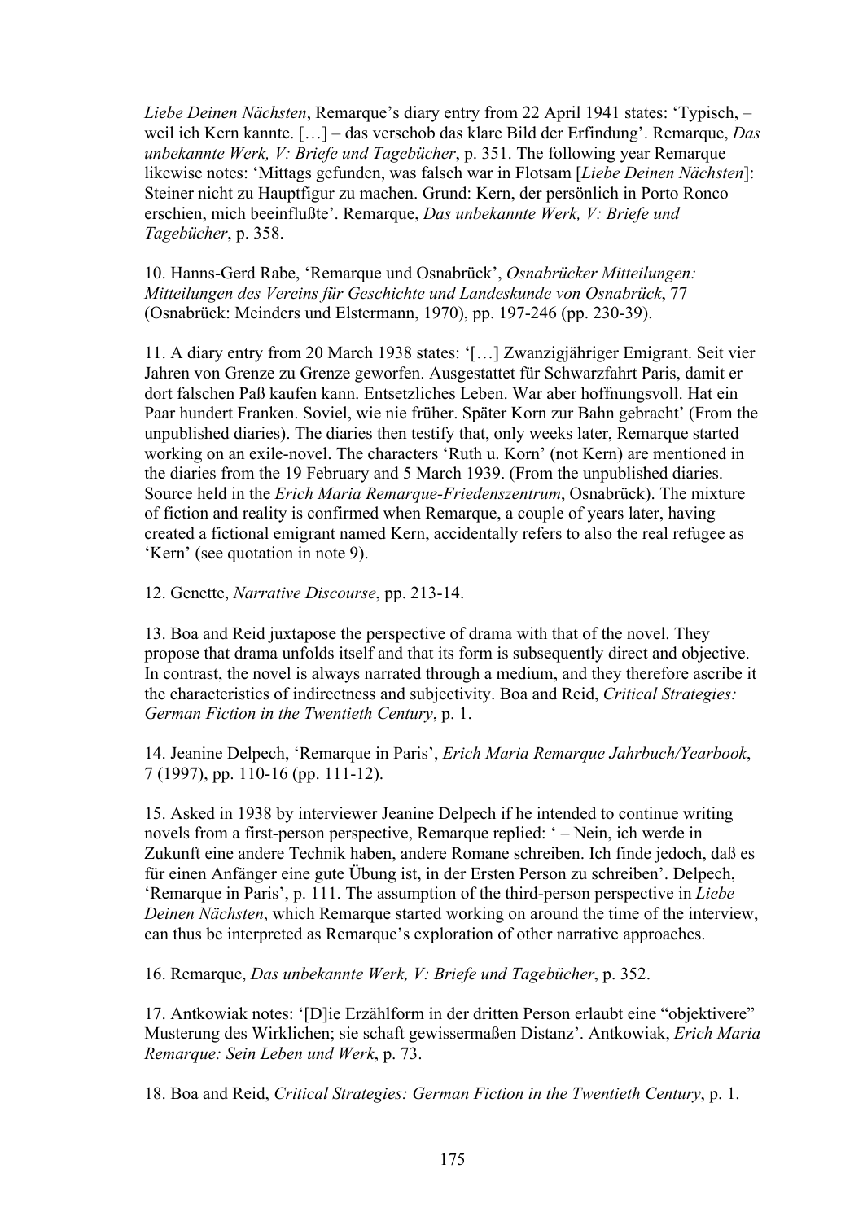*Liebe Deinen Nächsten*, Remarque's diary entry from 22 April 1941 states: 'Typisch, – weil ich Kern kannte. […] – das verschob das klare Bild der Erfindung'. Remarque, *Das unbekannte Werk, V: Briefe und Tagebücher*, p. 351. The following year Remarque likewise notes: 'Mittags gefunden, was falsch war in Flotsam [*Liebe Deinen Nächsten*]: Steiner nicht zu Hauptfigur zu machen. Grund: Kern, der persönlich in Porto Ronco erschien, mich beeinflußte'. Remarque, *Das unbekannte Werk, V: Briefe und Tagebücher*, p. 358.

10. Hanns-Gerd Rabe, 'Remarque und Osnabrück', *Osnabrücker Mitteilungen: Mitteilungen des Vereins für Geschichte und Landeskunde von Osnabrück*, 77 (Osnabrück: Meinders und Elstermann, 1970), pp. 197-246 (pp. 230-39).

11. A diary entry from 20 March 1938 states: '[…] Zwanzigjähriger Emigrant. Seit vier Jahren von Grenze zu Grenze geworfen. Ausgestattet für Schwarzfahrt Paris, damit er dort falschen Paß kaufen kann. Entsetzliches Leben. War aber hoffnungsvoll. Hat ein Paar hundert Franken. Soviel, wie nie früher. Später Korn zur Bahn gebracht' (From the unpublished diaries). The diaries then testify that, only weeks later, Remarque started working on an exile-novel. The characters 'Ruth u. Korn' (not Kern) are mentioned in the diaries from the 19 February and 5 March 1939. (From the unpublished diaries. Source held in the *Erich Maria Remarque-Friedenszentrum*, Osnabrück). The mixture of fiction and reality is confirmed when Remarque, a couple of years later, having created a fictional emigrant named Kern, accidentally refers to also the real refugee as 'Kern' (see quotation in note 9).

12. Genette, *Narrative Discourse*, pp. 213-14.

13. Boa and Reid juxtapose the perspective of drama with that of the novel. They propose that drama unfolds itself and that its form is subsequently direct and objective. In contrast, the novel is always narrated through a medium, and they therefore ascribe it the characteristics of indirectness and subjectivity. Boa and Reid, *Critical Strategies: German Fiction in the Twentieth Century*, p. 1.

14. Jeanine Delpech, 'Remarque in Paris', *Erich Maria Remarque Jahrbuch/Yearbook*, 7 (1997), pp. 110-16 (pp. 111-12).

15. Asked in 1938 by interviewer Jeanine Delpech if he intended to continue writing novels from a first-person perspective, Remarque replied: ' – Nein, ich werde in Zukunft eine andere Technik haben, andere Romane schreiben. Ich finde jedoch, daß es für einen Anfänger eine gute Übung ist, in der Ersten Person zu schreiben'. Delpech, 'Remarque in Paris', p. 111. The assumption of the third-person perspective in *Liebe Deinen Nächsten*, which Remarque started working on around the time of the interview, can thus be interpreted as Remarque's exploration of other narrative approaches.

16. Remarque, *Das unbekannte Werk, V: Briefe und Tagebücher*, p. 352.

17. Antkowiak notes: '[D]ie Erzählform in der dritten Person erlaubt eine "objektivere" Musterung des Wirklichen; sie schaft gewissermaßen Distanz'. Antkowiak, *Erich Maria Remarque: Sein Leben und Werk*, p. 73.

18. Boa and Reid, *Critical Strategies: German Fiction in the Twentieth Century*, p. 1.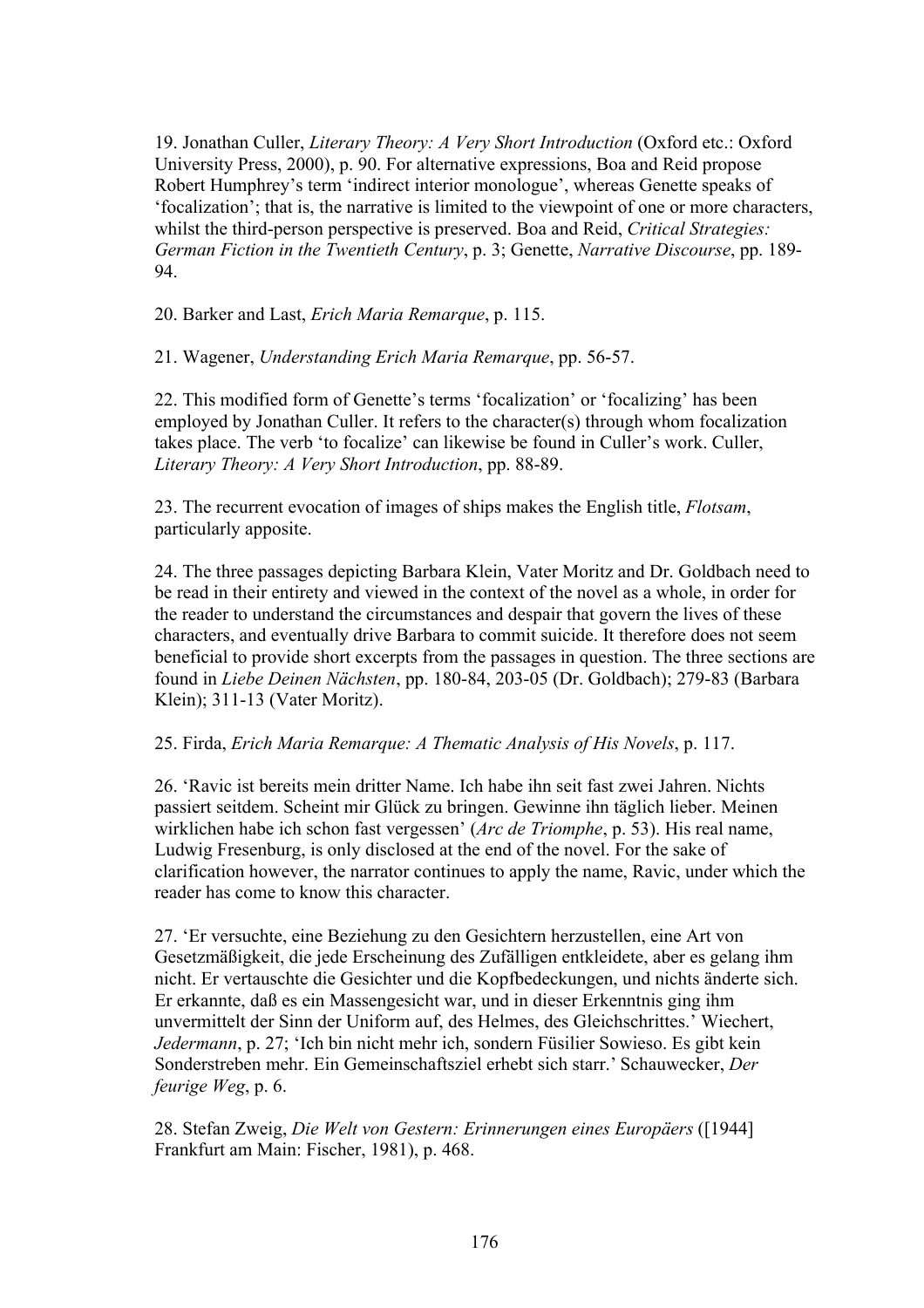19. Jonathan Culler, *Literary Theory: A Very Short Introduction* (Oxford etc.: Oxford University Press, 2000), p. 90. For alternative expressions, Boa and Reid propose Robert Humphrey's term 'indirect interior monologue', whereas Genette speaks of 'focalization'; that is, the narrative is limited to the viewpoint of one or more characters, whilst the third-person perspective is preserved. Boa and Reid, *Critical Strategies: German Fiction in the Twentieth Century*, p. 3; Genette, *Narrative Discourse*, pp. 189-94.

20. Barker and Last, *Erich Maria Remarque*, p. 115.

21. Wagener, *Understanding Erich Maria Remarque*, pp. 56-57.

22. This modified form of Genette's terms 'focalization' or 'focalizing' has been employed by Jonathan Culler. It refers to the character(s) through whom focalization takes place. The verb 'to focalize' can likewise be found in Culler's work. Culler, *Literary Theory: A Very Short Introduction*, pp. 88-89.

23. The recurrent evocation of images of ships makes the English title, *Flotsam*, particularly apposite.

24. The three passages depicting Barbara Klein, Vater Moritz and Dr. Goldbach need to be read in their entirety and viewed in the context of the novel as a whole, in order for the reader to understand the circumstances and despair that govern the lives of these characters, and eventually drive Barbara to commit suicide. It therefore does not seem beneficial to provide short excerpts from the passages in question. The three sections are found in *Liebe Deinen Nächsten*, pp. 180-84, 203-05 (Dr. Goldbach); 279-83 (Barbara Klein); 311-13 (Vater Moritz).

25. Firda, *Erich Maria Remarque: A Thematic Analysis of His Novels*, p. 117.

26. 'Ravic ist bereits mein dritter Name. Ich habe ihn seit fast zwei Jahren. Nichts passiert seitdem. Scheint mir Glück zu bringen. Gewinne ihn täglich lieber. Meinen wirklichen habe ich schon fast vergessen' (*Arc de Triomphe*, p. 53). His real name, Ludwig Fresenburg, is only disclosed at the end of the novel. For the sake of clarification however, the narrator continues to apply the name, Ravic, under which the reader has come to know this character.

27. 'Er versuchte, eine Beziehung zu den Gesichtern herzustellen, eine Art von Gesetzmäßigkeit, die jede Erscheinung des Zufälligen entkleidete, aber es gelang ihm nicht. Er vertauschte die Gesichter und die Kopfbedeckungen, und nichts änderte sich. Er erkannte, daß es ein Massengesicht war, und in dieser Erkenntnis ging ihm unvermittelt der Sinn der Uniform auf, des Helmes, des Gleichschrittes.' Wiechert, *Jedermann*, p. 27; 'Ich bin nicht mehr ich, sondern Füsilier Sowieso. Es gibt kein Sonderstreben mehr. Ein Gemeinschaftsziel erhebt sich starr.' Schauwecker, *Der feurige Weg*, p. 6.

28. Stefan Zweig, *Die Welt von Gestern: Erinnerungen eines Europäers* ([1944] Frankfurt am Main: Fischer, 1981), p. 468.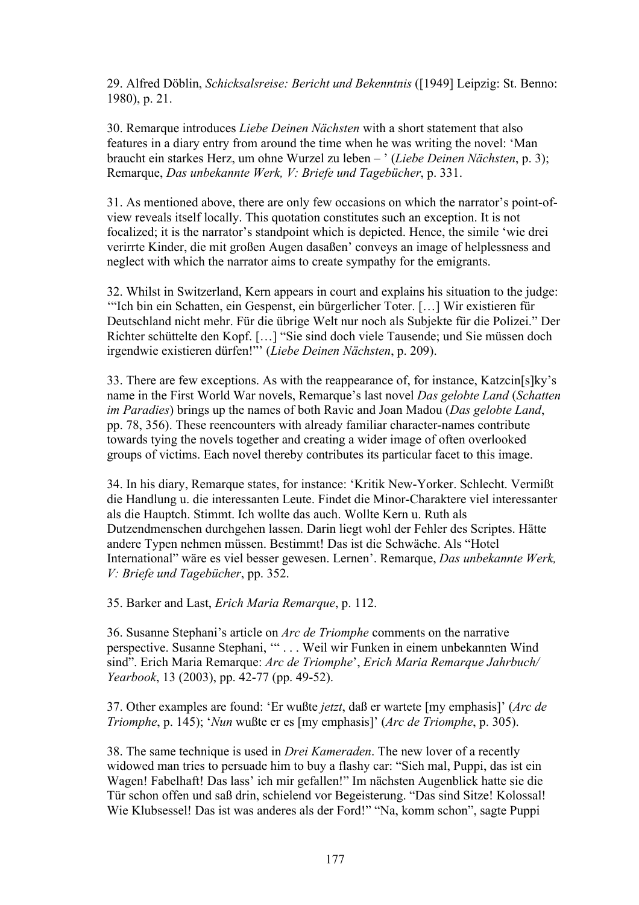29. Alfred Döblin, *Schicksalsreise: Bericht und Bekenntnis* ([1949] Leipzig: St. Benno: 1980), p. 21.

30. Remarque introduces *Liebe Deinen Nächsten* with a short statement that also features in a diary entry from around the time when he was writing the novel: 'Man braucht ein starkes Herz, um ohne Wurzel zu leben – ' (*Liebe Deinen Nächsten*, p. 3); Remarque, *Das unbekannte Werk, V: Briefe und Tagebücher*, p. 331.

31. As mentioned above, there are only few occasions on which the narrator's point-of-view reveals itself locally. This quotation constitutes such an exception. It is not focalized; it is the narrator's standpoint which is depicted. Hence, the simile 'wie drei verirrte Kinder, die mit großen Augen dasaßen' conveys an image of helplessness and neglect with which the narrator aims to create sympathy for the emigrants.

32. Whilst in Switzerland, Kern appears in court and explains his situation to the judge: '"Ich bin ein Schatten, ein Gespenst, ein bürgerlicher Toter. […] Wir existieren für Deutschland nicht mehr. Für die übrige Welt nur noch als Subjekte für die Polizei." Der Richter schüttelte den Kopf. […] "Sie sind doch viele Tausende; und Sie müssen doch irgendwie existieren dürfen!"' (*Liebe Deinen Nächsten*, p. 209).

33. There are few exceptions. As with the reappearance of, for instance, Katzcin[s]ky's name in the First World War novels, Remarque's last novel *Das gelobte Land* (*Schatten im Paradies*) brings up the names of both Ravic and Joan Madou (*Das gelobte Land*, pp. 78, 356). These reencounters with already familiar character-names contribute towards tying the novels together and creating a wider image of often overlooked groups of victims. Each novel thereby contributes its particular facet to this image.

34. In his diary, Remarque states, for instance: 'Kritik New-Yorker. Schlecht. Vermißt die Handlung u. die interessanten Leute. Findet die Minor-Charaktere viel interessanter als die Hauptch. Stimmt. Ich wollte das auch. Wollte Kern u. Ruth als Dutzendmenschen durchgehen lassen. Darin liegt wohl der Fehler des Scriptes. Hätte andere Typen nehmen müssen. Bestimmt! Das ist die Schwäche. Als "Hotel International" wäre es viel besser gewesen. Lernen'. Remarque, *Das unbekannte Werk, V: Briefe und Tagebücher*, pp. 352.

35. Barker and Last, *Erich Maria Remarque*, p. 112.

36. Susanne Stephani's article on *Arc de Triomphe* comments on the narrative perspective. Susanne Stephani, '" . . . Weil wir Funken in einem unbekannten Wind sind". Erich Maria Remarque: *Arc de Triomphe*', *Erich Maria Remarque Jahrbuch/ Yearbook*, 13 (2003), pp. 42-77 (pp. 49-52).

37. Other examples are found: 'Er wußte *jetzt*, daß er wartete [my emphasis]' (*Arc de Triomphe*, p. 145); '*Nun* wußte er es [my emphasis]' (*Arc de Triomphe*, p. 305).

38. The same technique is used in *Drei Kameraden*. The new lover of a recently widowed man tries to persuade him to buy a flashy car: "Sieh mal, Puppi, das ist ein Wagen! Fabelhaft! Das lass' ich mir gefallen!" Im nächsten Augenblick hatte sie die Tür schon offen und saß drin, schielend vor Begeisterung. "Das sind Sitze! Kolossal! Wie Klubsessel! Das ist was anderes als der Ford!" "Na, komm schon", sagte Puppi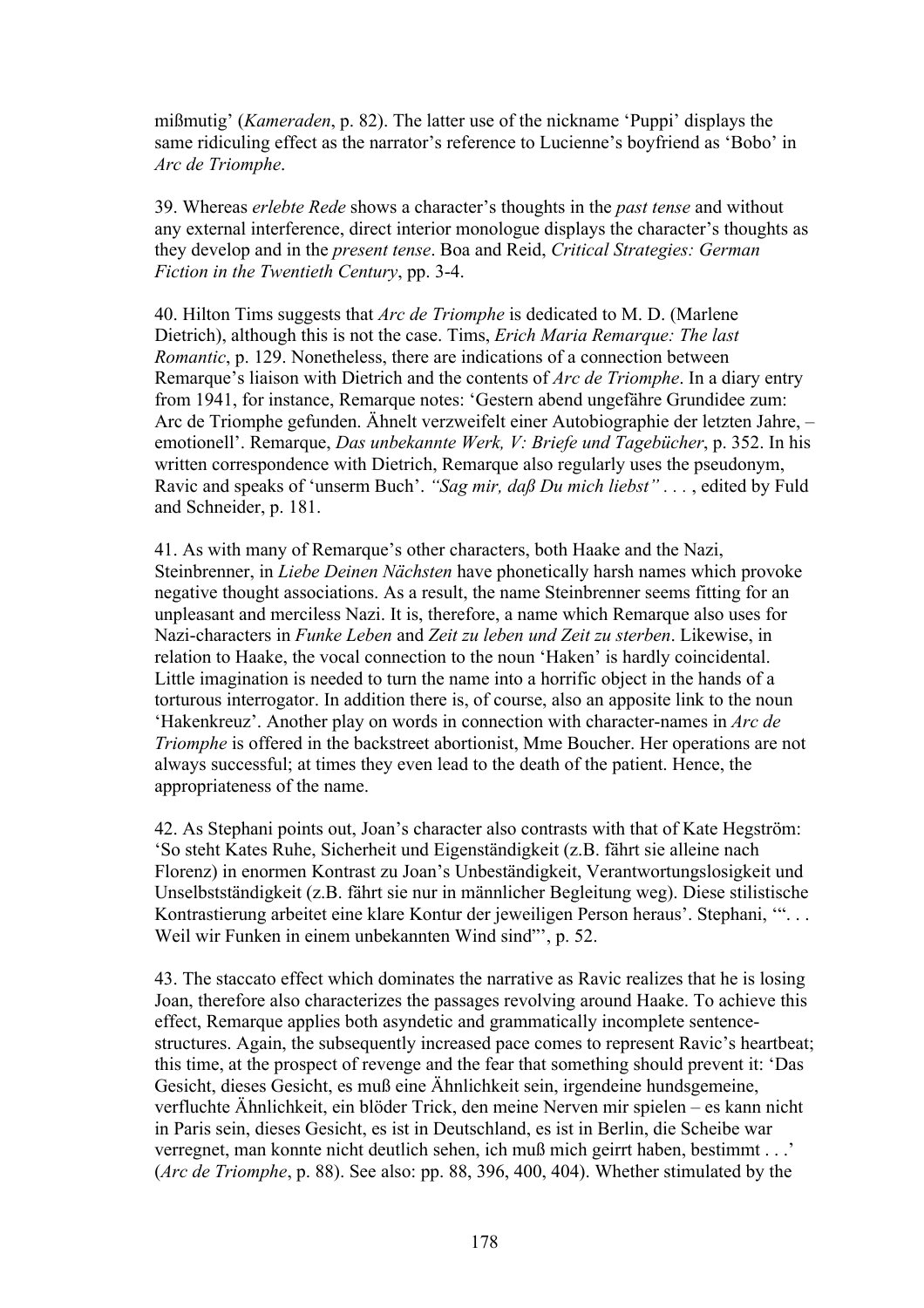mißmutig' (*Kameraden*, p. 82). The latter use of the nickname 'Puppi' displays the same ridiculing effect as the narrator's reference to Lucienne's boyfriend as 'Bobo' in *Arc de Triomphe*.

39. Whereas *erlebte Rede* shows a character's thoughts in the *past tense* and without any external interference, direct interior monologue displays the character's thoughts as they develop and in the *present tense*. Boa and Reid, *Critical Strategies: German Fiction in the Twentieth Century*, pp. 3-4.

40. Hilton Tims suggests that *Arc de Triomphe* is dedicated to M. D. (Marlene Dietrich), although this is not the case. Tims, *Erich Maria Remarque: The last Romantic*, p. 129. Nonetheless, there are indications of a connection between Remarque's liaison with Dietrich and the contents of *Arc de Triomphe*. In a diary entry from 1941, for instance, Remarque notes: 'Gestern abend ungefähre Grundidee zum: Arc de Triomphe gefunden. Ähnelt verzweifelt einer Autobiographie der letzten Jahre, – emotionell'. Remarque, *Das unbekannte Werk, V: Briefe und Tagebücher*, p. 352. In his written correspondence with Dietrich, Remarque also regularly uses the pseudonym, Ravic and speaks of 'unserm Buch'. *"Sag mir, daß Du mich liebst"* . . . , edited by Fuld and Schneider, p. 181.

41. As with many of Remarque's other characters, both Haake and the Nazi, Steinbrenner, in *Liebe Deinen Nächsten* have phonetically harsh names which provoke negative thought associations. As a result, the name Steinbrenner seems fitting for an unpleasant and merciless Nazi. It is, therefore, a name which Remarque also uses for Nazi-characters in *Funke Leben* and *Zeit zu leben und Zeit zu sterben*. Likewise, in relation to Haake, the vocal connection to the noun 'Haken' is hardly coincidental. Little imagination is needed to turn the name into a horrific object in the hands of a torturous interrogator. In addition there is, of course, also an apposite link to the noun 'Hakenkreuz'. Another play on words in connection with character-names in *Arc de Triomphe* is offered in the backstreet abortionist, Mme Boucher. Her operations are not always successful; at times they even lead to the death of the patient. Hence, the appropriateness of the name.

42. As Stephani points out, Joan's character also contrasts with that of Kate Hegström: 'So steht Kates Ruhe, Sicherheit und Eigenständigkeit (z.B. fährt sie alleine nach Florenz) in enormen Kontrast zu Joan's Unbeständigkeit, Verantwortungslosigkeit und Unselbstständigkeit (z.B. fährt sie nur in männlicher Begleitung weg). Diese stilistische Kontrastierung arbeitet eine klare Kontur der jeweiligen Person heraus'. Stephani, '". . . Weil wir Funken in einem unbekannten Wind sind"', p. 52.

43. The staccato effect which dominates the narrative as Ravic realizes that he is losing Joan, therefore also characterizes the passages revolving around Haake. To achieve this effect, Remarque applies both asyndetic and grammatically incomplete sentence-structures. Again, the subsequently increased pace comes to represent Ravic's heartbeat; this time, at the prospect of revenge and the fear that something should prevent it: 'Das Gesicht, dieses Gesicht, es muß eine Ähnlichkeit sein, irgendeine hundsgemeine, verfluchte Ähnlichkeit, ein blöder Trick, den meine Nerven mir spielen – es kann nicht in Paris sein, dieses Gesicht, es ist in Deutschland, es ist in Berlin, die Scheibe war verregnet, man konnte nicht deutlich sehen, ich muß mich geirrt haben, bestimmt . . .' (*Arc de Triomphe*, p. 88). See also: pp. 88, 396, 400, 404). Whether stimulated by the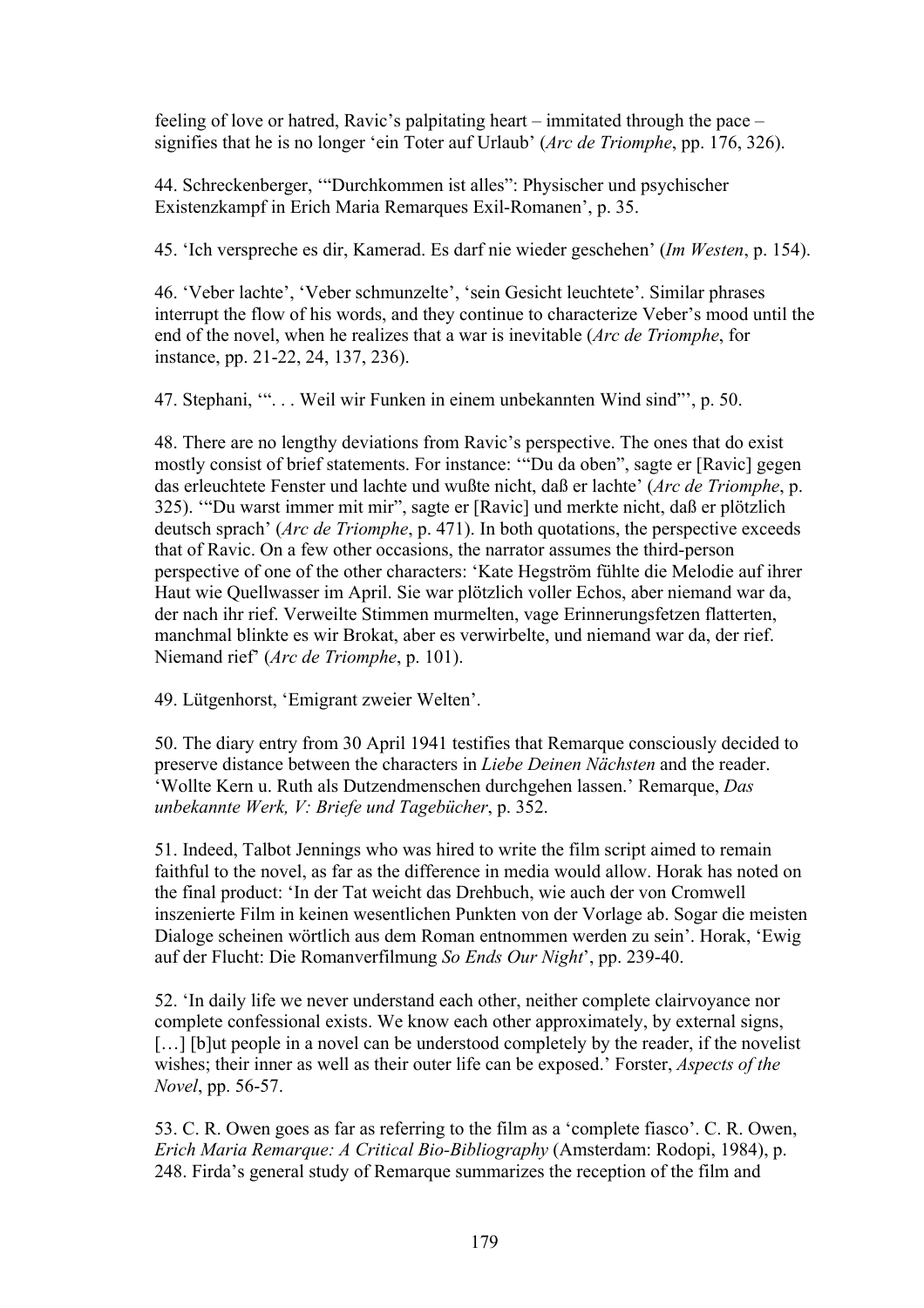feeling of love or hatred, Ravic's palpitating heart – immitated through the pace – signifies that he is no longer 'ein Toter auf Urlaub' (*Arc de Triomphe*, pp. 176, 326).

44. Schreckenberger, '"Durchkommen ist alles": Physischer und psychischer Existenzkampf in Erich Maria Remarques Exil-Romanen', p. 35.

45. 'Ich verspreche es dir, Kamerad. Es darf nie wieder geschehen' (*Im Westen*, p. 154).

46. 'Veber lachte', 'Veber schmunzelte', 'sein Gesicht leuchtete'. Similar phrases interrupt the flow of his words, and they continue to characterize Veber's mood until the end of the novel, when he realizes that a war is inevitable (*Arc de Triomphe*, for instance, pp. 21-22, 24, 137, 236).

47. Stephani, '". . . Weil wir Funken in einem unbekannten Wind sind"', p. 50.

48. There are no lengthy deviations from Ravic's perspective. The ones that do exist mostly consist of brief statements. For instance: '"Du da oben", sagte er [Ravic] gegen das erleuchtete Fenster und lachte und wußte nicht, daß er lachte' (*Arc de Triomphe*, p. 325). '"Du warst immer mit mir", sagte er [Ravic] und merkte nicht, daß er plötzlich deutsch sprach' (*Arc de Triomphe*, p. 471). In both quotations, the perspective exceeds that of Ravic. On a few other occasions, the narrator assumes the third-person perspective of one of the other characters: 'Kate Hegström fühlte die Melodie auf ihrer Haut wie Quellwasser im April. Sie war plötzlich voller Echos, aber niemand war da, der nach ihr rief. Verweilte Stimmen murmelten, vage Erinnerungsfetzen flatterten, manchmal blinkte es wir Brokat, aber es verwirbelte, und niemand war da, der rief. Niemand rief' (*Arc de Triomphe*, p. 101).

49. Lütgenhorst, 'Emigrant zweier Welten'.

50. The diary entry from 30 April 1941 testifies that Remarque consciously decided to preserve distance between the characters in *Liebe Deinen Nächsten* and the reader. 'Wollte Kern u. Ruth als Dutzendmenschen durchgehen lassen.' Remarque, *Das unbekannte Werk, V: Briefe und Tagebücher*, p. 352.

51. Indeed, Talbot Jennings who was hired to write the film script aimed to remain faithful to the novel, as far as the difference in media would allow. Horak has noted on the final product: 'In der Tat weicht das Drehbuch, wie auch der von Cromwell inszenierte Film in keinen wesentlichen Punkten von der Vorlage ab. Sogar die meisten Dialoge scheinen wörtlich aus dem Roman entnommen werden zu sein'. Horak, 'Ewig auf der Flucht: Die Romanverfilmung *So Ends Our Night*', pp. 239-40.

52. 'In daily life we never understand each other, neither complete clairvoyance nor complete confessional exists. We know each other approximately, by external signs, [...] [b]ut people in a novel can be understood completely by the reader, if the novelist wishes; their inner as well as their outer life can be exposed.' Forster, *Aspects of the Novel*, pp. 56-57.

53. C. R. Owen goes as far as referring to the film as a 'complete fiasco'. C. R. Owen, *Erich Maria Remarque: A Critical Bio-Bibliography* (Amsterdam: Rodopi, 1984), p. 248. Firda's general study of Remarque summarizes the reception of the film and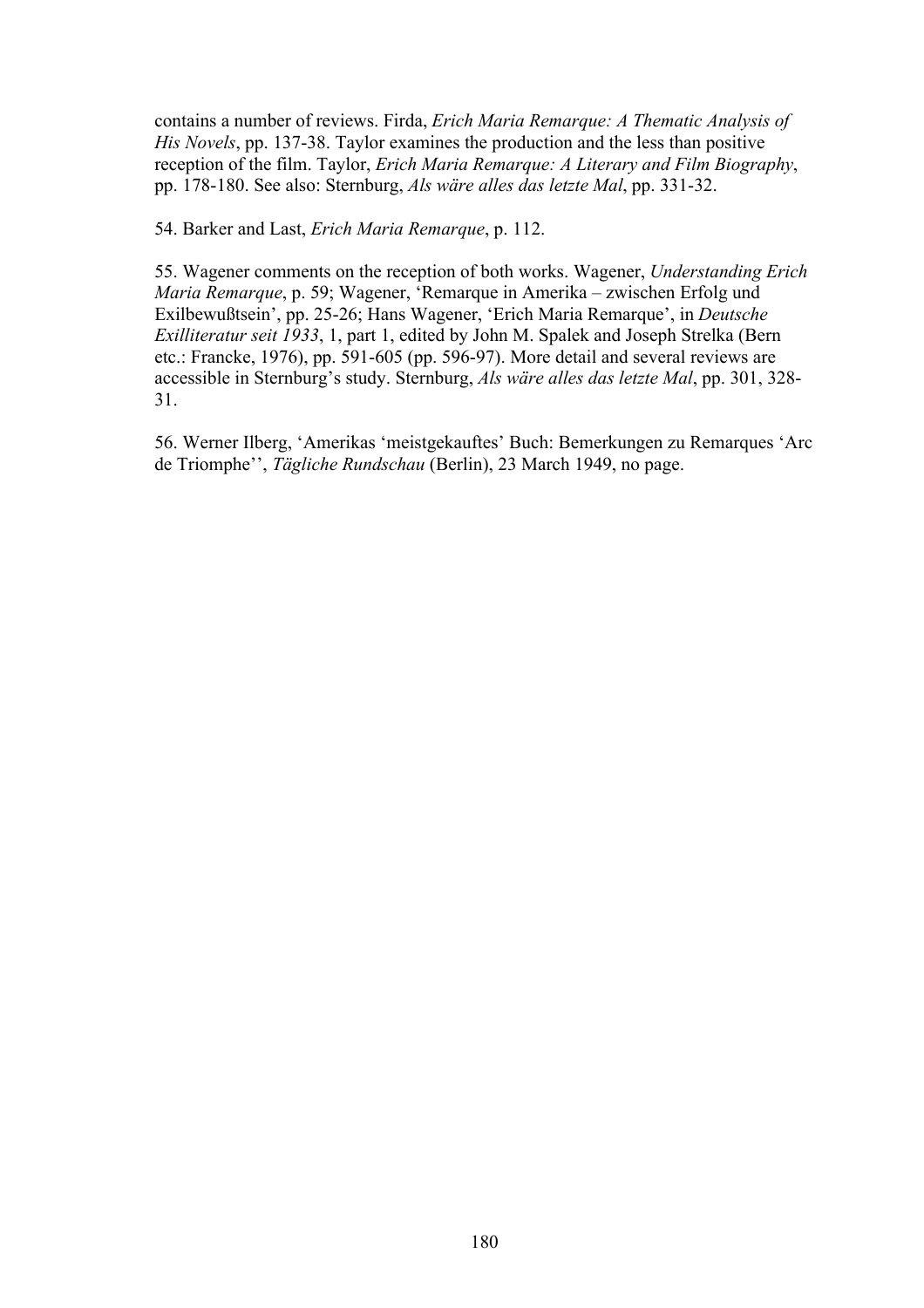contains a number of reviews. Firda, *Erich Maria Remarque: A Thematic Analysis of His Novels*, pp. 137-38. Taylor examines the production and the less than positive reception of the film. Taylor, *Erich Maria Remarque: A Literary and Film Biography*, pp. 178-180. See also: Sternburg, *Als wäre alles das letzte Mal*, pp. 331-32.

54. Barker and Last, *Erich Maria Remarque*, p. 112.

55. Wagener comments on the reception of both works. Wagener, *Understanding Erich Maria Remarque*, p. 59; Wagener, 'Remarque in Amerika – zwischen Erfolg und Exilbewußtsein', pp. 25-26; Hans Wagener, 'Erich Maria Remarque', in *Deutsche Exilliteratur seit 1933*, 1, part 1, edited by John M. Spalek and Joseph Strelka (Bern etc.: Francke, 1976), pp. 591-605 (pp. 596-97). More detail and several reviews are accessible in Sternburg's study. Sternburg, *Als wäre alles das letzte Mal*, pp. 301, 328-31.

56. Werner Ilberg, 'Amerikas 'meistgekauftes' Buch: Bemerkungen zu Remarques 'Arc de Triomphe'', *Tägliche Rundschau* (Berlin), 23 March 1949, no page.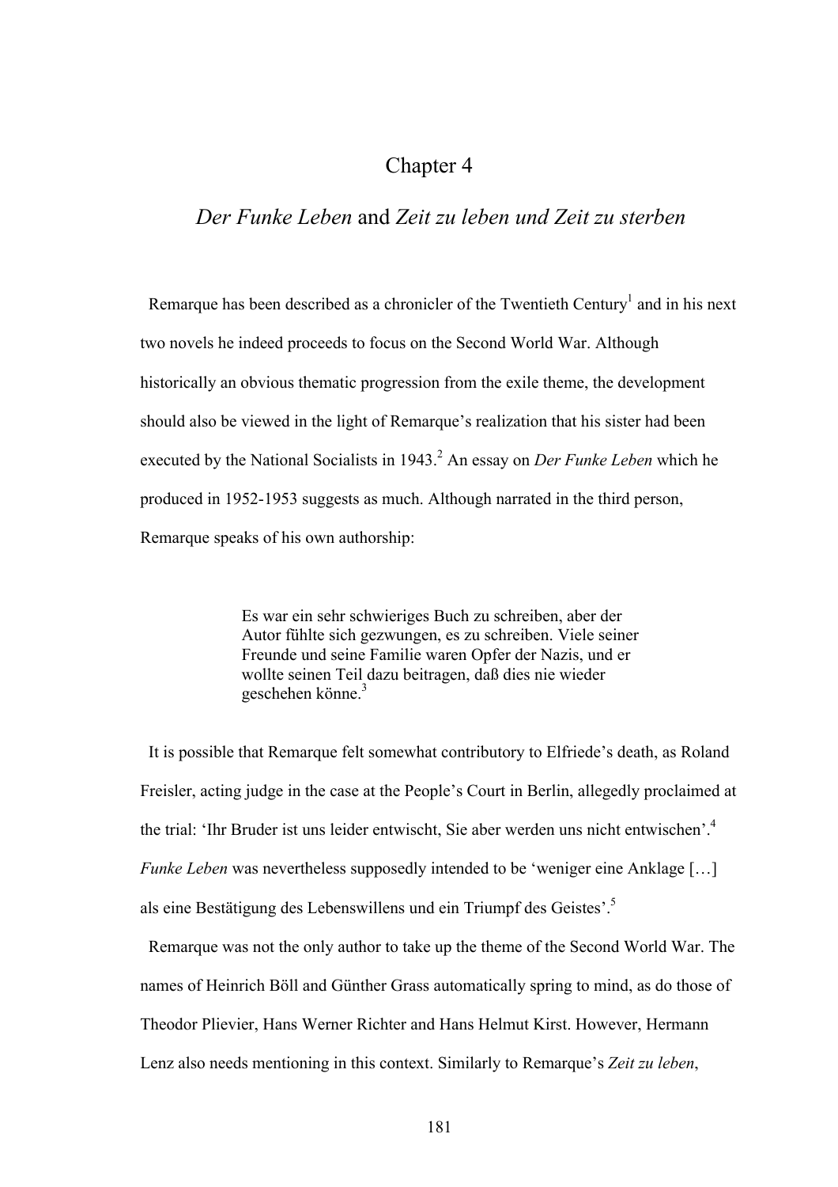# Chapter 4

## *Der Funke Leben* and *Zeit zu leben und Zeit zu sterben*

Remarque has been described as a chronicler of the Twentieth Century[1] and in his next two novels he indeed proceeds to focus on the Second World War. Although historically an obvious thematic progression from the exile theme, the development should also be viewed in the light of Remarque's realization that his sister had been executed by the National Socialists in 1943.[2] An essay on *Der Funke Leben* which he produced in 1952-1953 suggests as much. Although narrated in the third person, Remarque speaks of his own authorship:

> Es war ein sehr schwieriges Buch zu schreiben, aber der Autor fühlte sich gezwungen, es zu schreiben. Viele seiner Freunde und seine Familie waren Opfer der Nazis, und er wollte seinen Teil dazu beitragen, daß dies nie wieder geschehen könne.[3]

It is possible that Remarque felt somewhat contributory to Elfriede's death, as Roland Freisler, acting judge in the case at the People's Court in Berlin, allegedly proclaimed at the trial: 'Ihr Bruder ist uns leider entwischt, Sie aber werden uns nicht entwischen'.[4] *Funke Leben* was nevertheless supposedly intended to be 'weniger eine Anklage […] als eine Bestätigung des Lebenswillens und ein Triumpf des Geistes'.[5]

Remarque was not the only author to take up the theme of the Second World War. The names of Heinrich Böll and Günther Grass automatically spring to mind, as do those of Theodor Plievier, Hans Werner Richter and Hans Helmut Kirst. However, Hermann Lenz also needs mentioning in this context. Similarly to Remarque's *Zeit zu leben*,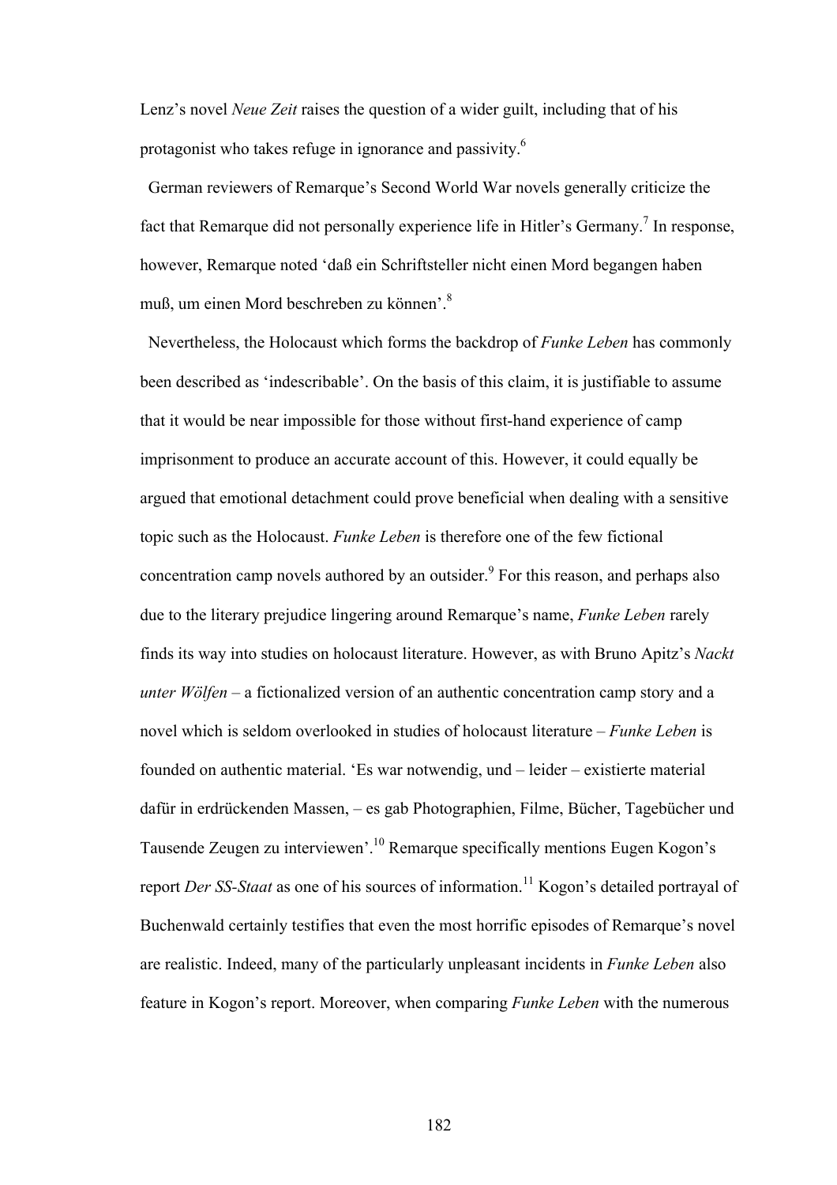Lenz's novel *Neue Zeit* raises the question of a wider guilt, including that of his protagonist who takes refuge in ignorance and passivity.[6]

German reviewers of Remarque's Second World War novels generally criticize the fact that Remarque did not personally experience life in Hitler's Germany.[7] In response, however, Remarque noted 'daß ein Schriftsteller nicht einen Mord begangen haben muß, um einen Mord beschreben zu können'.[8]

Nevertheless, the Holocaust which forms the backdrop of *Funke Leben* has commonly been described as 'indescribable'. On the basis of this claim, it is justifiable to assume that it would be near impossible for those without first-hand experience of camp imprisonment to produce an accurate account of this. However, it could equally be argued that emotional detachment could prove beneficial when dealing with a sensitive topic such as the Holocaust. *Funke Leben* is therefore one of the few fictional concentration camp novels authored by an outsider.[9] For this reason, and perhaps also due to the literary prejudice lingering around Remarque's name, *Funke Leben* rarely finds its way into studies on holocaust literature. However, as with Bruno Apitz's *Nackt unter Wölfen* – a fictionalized version of an authentic concentration camp story and a novel which is seldom overlooked in studies of holocaust literature – *Funke Leben* is founded on authentic material. 'Es war notwendig, und – leider – existierte material dafür in erdrückenden Massen, – es gab Photographien, Filme, Bücher, Tagebücher und Tausende Zeugen zu interviewen'.[10] Remarque specifically mentions Eugen Kogon's report *Der SS-Staat* as one of his sources of information.[11] Kogon's detailed portrayal of Buchenwald certainly testifies that even the most horrific episodes of Remarque's novel are realistic. Indeed, many of the particularly unpleasant incidents in *Funke Leben* also feature in Kogon's report. Moreover, when comparing *Funke Leben* with the numerous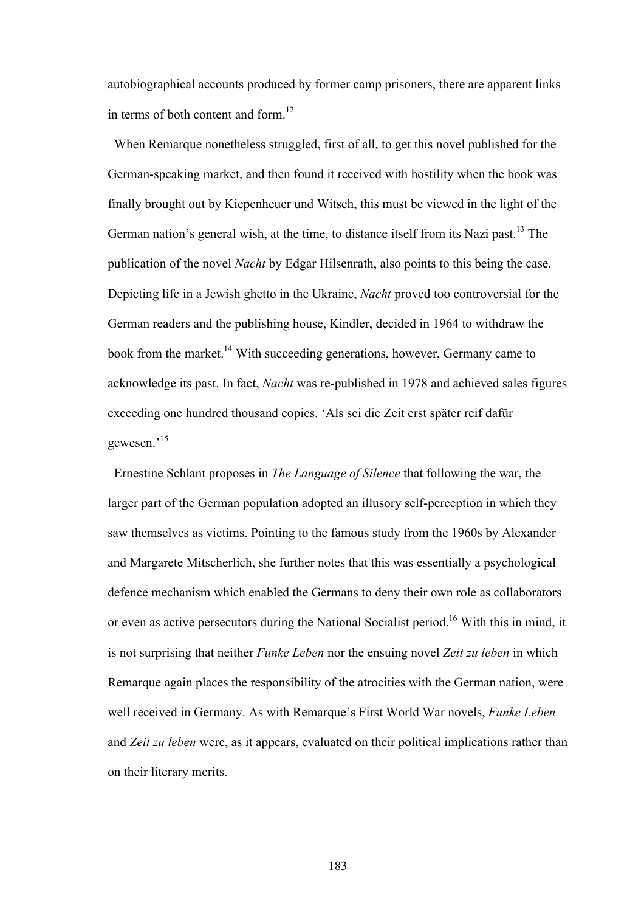autobiographical accounts produced by former camp prisoners, there are apparent links in terms of both content and form.[12]

When Remarque nonetheless struggled, first of all, to get this novel published for the German-speaking market, and then found it received with hostility when the book was finally brought out by Kiepenheuer und Witsch, this must be viewed in the light of the German nation's general wish, at the time, to distance itself from its Nazi past.[13] The publication of the novel *Nacht* by Edgar Hilsenrath, also points to this being the case. Depicting life in a Jewish ghetto in the Ukraine, *Nacht* proved too controversial for the German readers and the publishing house, Kindler, decided in 1964 to withdraw the book from the market.[14] With succeeding generations, however, Germany came to acknowledge its past. In fact, *Nacht* was re-published in 1978 and achieved sales figures exceeding one hundred thousand copies. 'Als sei die Zeit erst später reif dafür gewesen.'[15]

Ernestine Schlant proposes in *The Language of Silence* that following the war, the larger part of the German population adopted an illusory self-perception in which they saw themselves as victims. Pointing to the famous study from the 1960s by Alexander and Margarete Mitscherlich, she further notes that this was essentially a psychological defence mechanism which enabled the Germans to deny their own role as collaborators or even as active persecutors during the National Socialist period.[16] With this in mind, it is not surprising that neither *Funke Leben* nor the ensuing novel *Zeit zu leben* in which Remarque again places the responsibility of the atrocities with the German nation, were well received in Germany. As with Remarque's First World War novels, *Funke Leben* and *Zeit zu leben* were, as it appears, evaluated on their political implications rather than on their literary merits.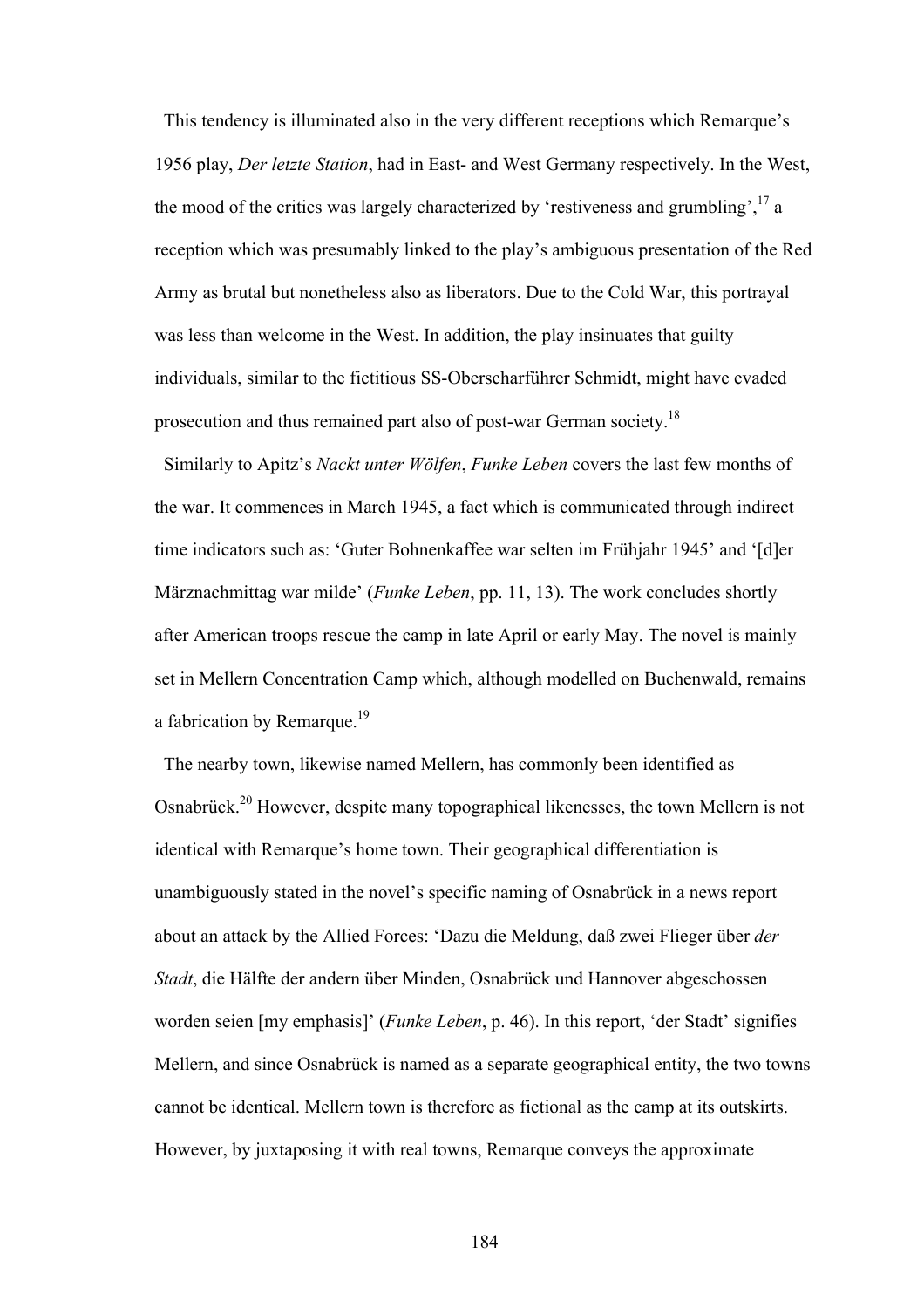This tendency is illuminated also in the very different receptions which Remarque's 1956 play, *Der letzte Station*, had in East- and West Germany respectively. In the West, the mood of the critics was largely characterized by 'restiveness and grumbling',[17] a reception which was presumably linked to the play's ambiguous presentation of the Red Army as brutal but nonetheless also as liberators. Due to the Cold War, this portrayal was less than welcome in the West. In addition, the play insinuates that guilty individuals, similar to the fictitious SS-Oberscharführer Schmidt, might have evaded prosecution and thus remained part also of post-war German society.[18]

Similarly to Apitz's *Nackt unter Wölfen*, *Funke Leben* covers the last few months of the war. It commences in March 1945, a fact which is communicated through indirect time indicators such as: 'Guter Bohnenkaffee war selten im Frühjahr 1945' and '[d]er Märznachmittag war milde' (*Funke Leben*, pp. 11, 13). The work concludes shortly after American troops rescue the camp in late April or early May. The novel is mainly set in Mellern Concentration Camp which, although modelled on Buchenwald, remains a fabrication by Remarque.[19]

The nearby town, likewise named Mellern, has commonly been identified as Osnabrück.[20] However, despite many topographical likenesses, the town Mellern is not identical with Remarque's home town. Their geographical differentiation is unambiguously stated in the novel's specific naming of Osnabrück in a news report about an attack by the Allied Forces: 'Dazu die Meldung, daß zwei Flieger über *der Stadt*, die Hälfte der andern über Minden, Osnabrück und Hannover abgeschossen worden seien [my emphasis]' (*Funke Leben*, p. 46). In this report, 'der Stadt' signifies Mellern, and since Osnabrück is named as a separate geographical entity, the two towns cannot be identical. Mellern town is therefore as fictional as the camp at its outskirts. However, by juxtaposing it with real towns, Remarque conveys the approximate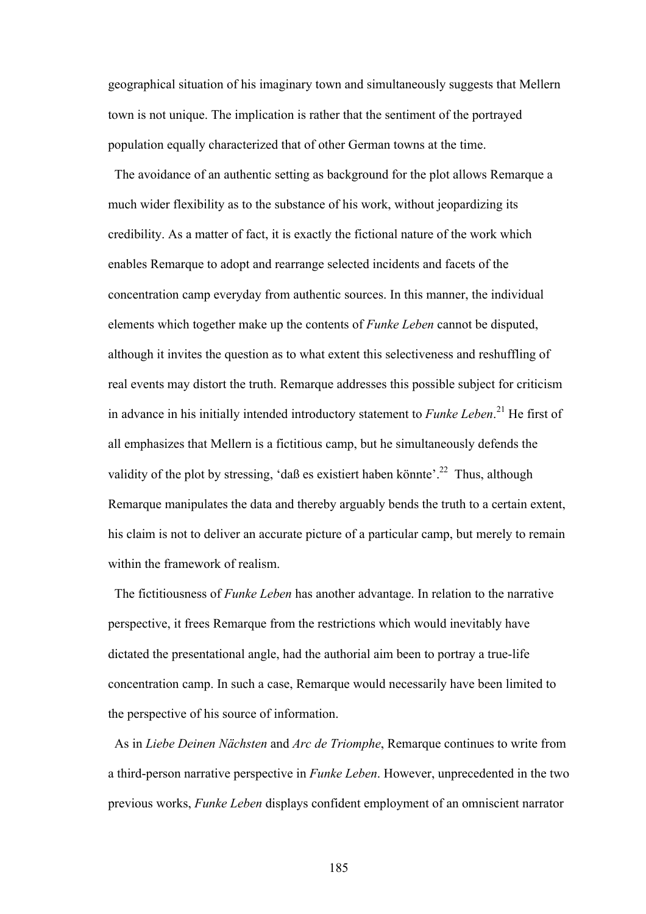geographical situation of his imaginary town and simultaneously suggests that Mellern town is not unique. The implication is rather that the sentiment of the portrayed population equally characterized that of other German towns at the time.

The avoidance of an authentic setting as background for the plot allows Remarque a much wider flexibility as to the substance of his work, without jeopardizing its credibility. As a matter of fact, it is exactly the fictional nature of the work which enables Remarque to adopt and rearrange selected incidents and facets of the concentration camp everyday from authentic sources. In this manner, the individual elements which together make up the contents of *Funke Leben* cannot be disputed, although it invites the question as to what extent this selectiveness and reshuffling of real events may distort the truth. Remarque addresses this possible subject for criticism in advance in his initially intended introductory statement to *Funke Leben*.[21] He first of all emphasizes that Mellern is a fictitious camp, but he simultaneously defends the validity of the plot by stressing, 'daß es existiert haben könnte'.[22] Thus, although Remarque manipulates the data and thereby arguably bends the truth to a certain extent, his claim is not to deliver an accurate picture of a particular camp, but merely to remain within the framework of realism.

The fictitiousness of *Funke Leben* has another advantage. In relation to the narrative perspective, it frees Remarque from the restrictions which would inevitably have dictated the presentational angle, had the authorial aim been to portray a true-life concentration camp. In such a case, Remarque would necessarily have been limited to the perspective of his source of information.

As in *Liebe Deinen Nächsten* and *Arc de Triomphe*, Remarque continues to write from a third-person narrative perspective in *Funke Leben*. However, unprecedented in the two previous works, *Funke Leben* displays confident employment of an omniscient narrator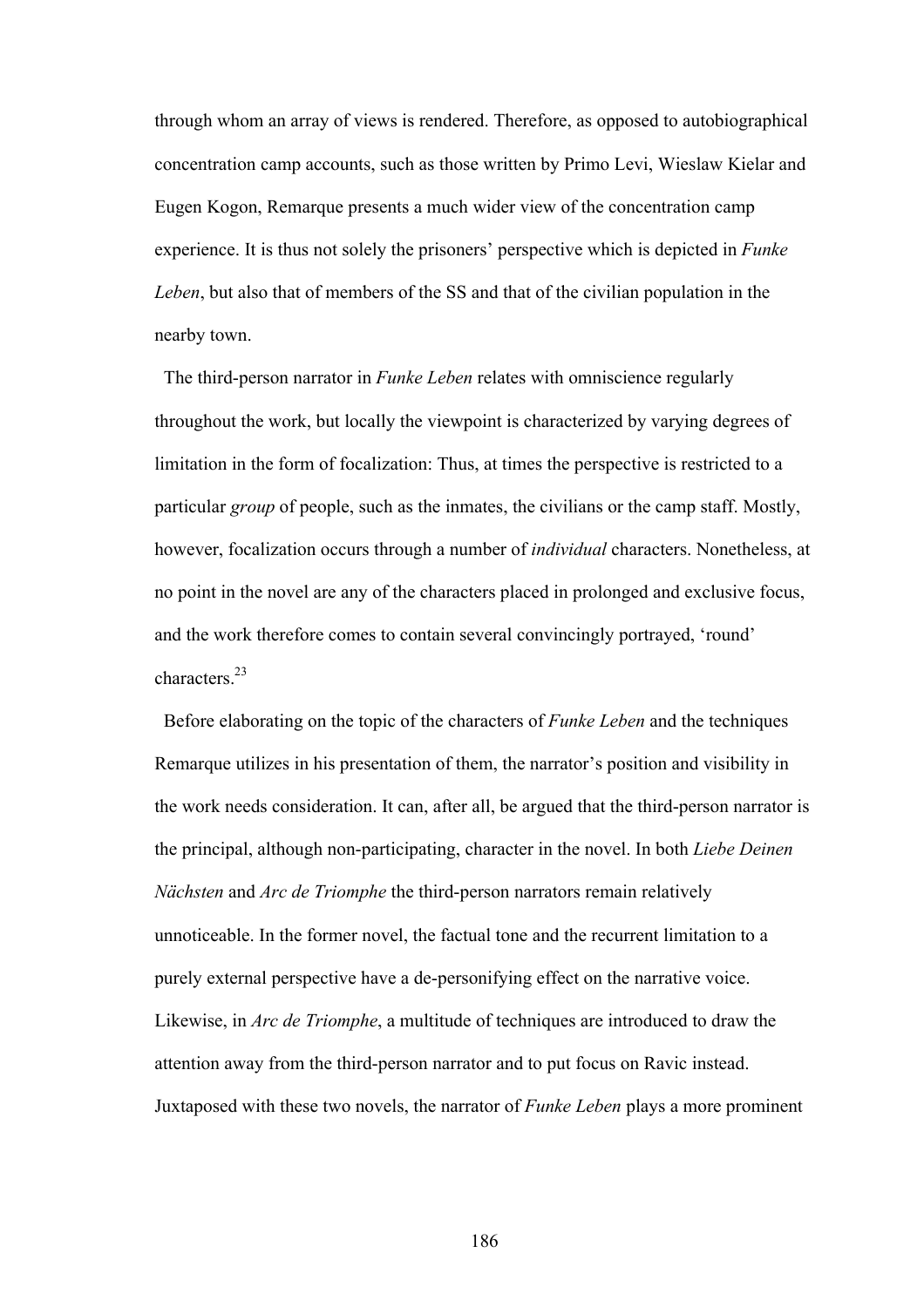through whom an array of views is rendered. Therefore, as opposed to autobiographical concentration camp accounts, such as those written by Primo Levi, Wieslaw Kielar and Eugen Kogon, Remarque presents a much wider view of the concentration camp experience. It is thus not solely the prisoners' perspective which is depicted in *Funke Leben*, but also that of members of the SS and that of the civilian population in the nearby town.

The third-person narrator in *Funke Leben* relates with omniscience regularly throughout the work, but locally the viewpoint is characterized by varying degrees of limitation in the form of focalization: Thus, at times the perspective is restricted to a particular *group* of people, such as the inmates, the civilians or the camp staff. Mostly, however, focalization occurs through a number of *individual* characters. Nonetheless, at no point in the novel are any of the characters placed in prolonged and exclusive focus, and the work therefore comes to contain several convincingly portrayed, 'round' characters.[23]

Before elaborating on the topic of the characters of *Funke Leben* and the techniques Remarque utilizes in his presentation of them, the narrator's position and visibility in the work needs consideration. It can, after all, be argued that the third-person narrator is the principal, although non-participating, character in the novel. In both *Liebe Deinen Nächsten* and *Arc de Triomphe* the third-person narrators remain relatively unnoticeable. In the former novel, the factual tone and the recurrent limitation to a purely external perspective have a de-personifying effect on the narrative voice. Likewise, in *Arc de Triomphe*, a multitude of techniques are introduced to draw the attention away from the third-person narrator and to put focus on Ravic instead. Juxtaposed with these two novels, the narrator of *Funke Leben* plays a more prominent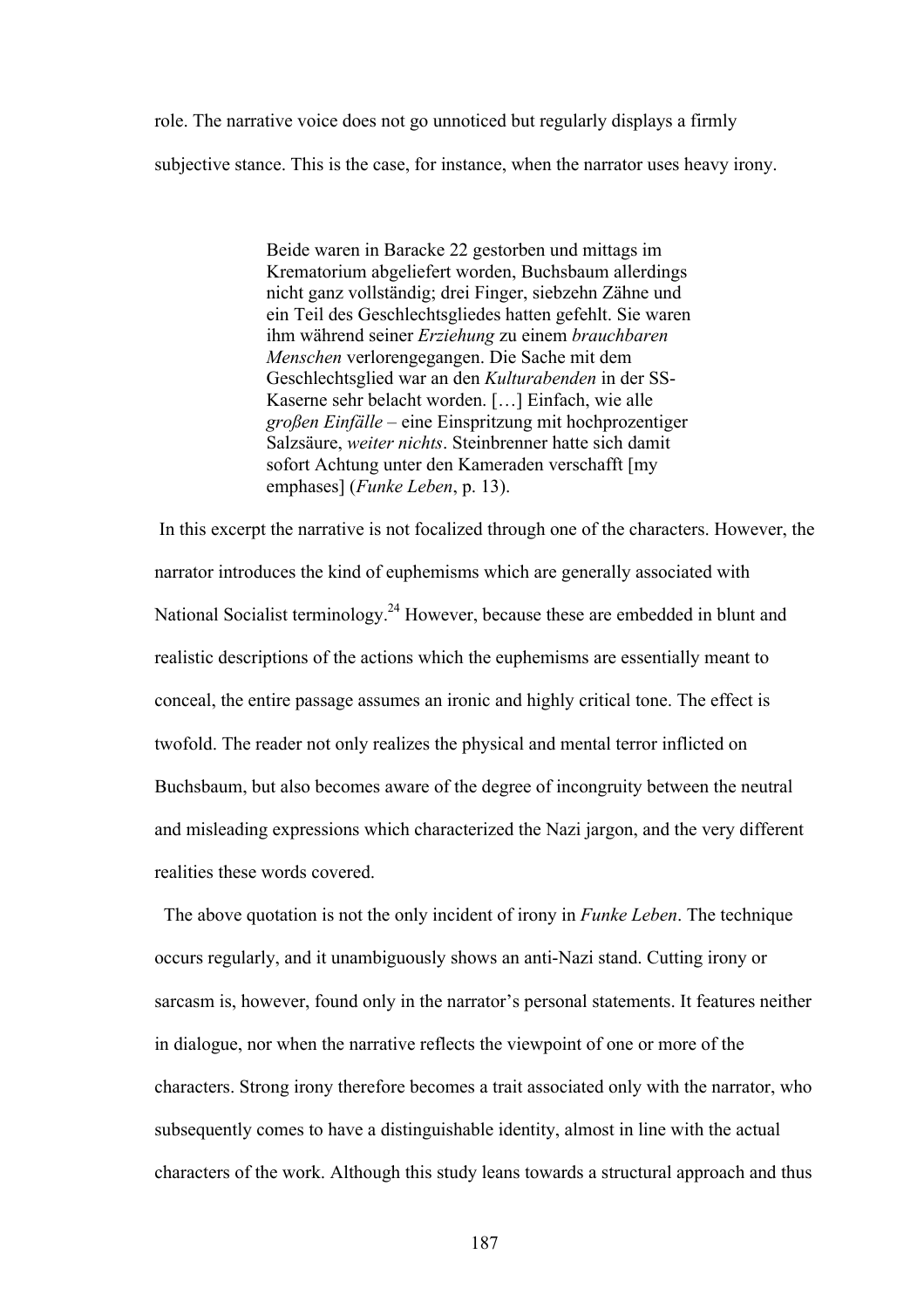role. The narrative voice does not go unnoticed but regularly displays a firmly subjective stance. This is the case, for instance, when the narrator uses heavy irony.

> Beide waren in Baracke 22 gestorben und mittags im Krematorium abgeliefert worden, Buchsbaum allerdings nicht ganz vollständig; drei Finger, siebzehn Zähne und ein Teil des Geschlechtsgliedes hatten gefehlt. Sie waren ihm während seiner *Erziehung* zu einem *brauchbaren Menschen* verlorengegangen. Die Sache mit dem Geschlechtsglied war an den *Kulturabenden* in der SS-Kaserne sehr belacht worden. […] Einfach, wie alle *großen Einfälle* – eine Einspritzung mit hochprozentiger Salzsäure, *weiter nichts*. Steinbrenner hatte sich damit sofort Achtung unter den Kameraden verschafft [my emphases] (*Funke Leben*, p. 13).

In this excerpt the narrative is not focalized through one of the characters. However, the narrator introduces the kind of euphemisms which are generally associated with National Socialist terminology.[24] However, because these are embedded in blunt and realistic descriptions of the actions which the euphemisms are essentially meant to conceal, the entire passage assumes an ironic and highly critical tone. The effect is twofold. The reader not only realizes the physical and mental terror inflicted on Buchsbaum, but also becomes aware of the degree of incongruity between the neutral and misleading expressions which characterized the Nazi jargon, and the very different realities these words covered.

The above quotation is not the only incident of irony in *Funke Leben*. The technique occurs regularly, and it unambiguously shows an anti-Nazi stand. Cutting irony or sarcasm is, however, found only in the narrator's personal statements. It features neither in dialogue, nor when the narrative reflects the viewpoint of one or more of the characters. Strong irony therefore becomes a trait associated only with the narrator, who subsequently comes to have a distinguishable identity, almost in line with the actual characters of the work. Although this study leans towards a structural approach and thus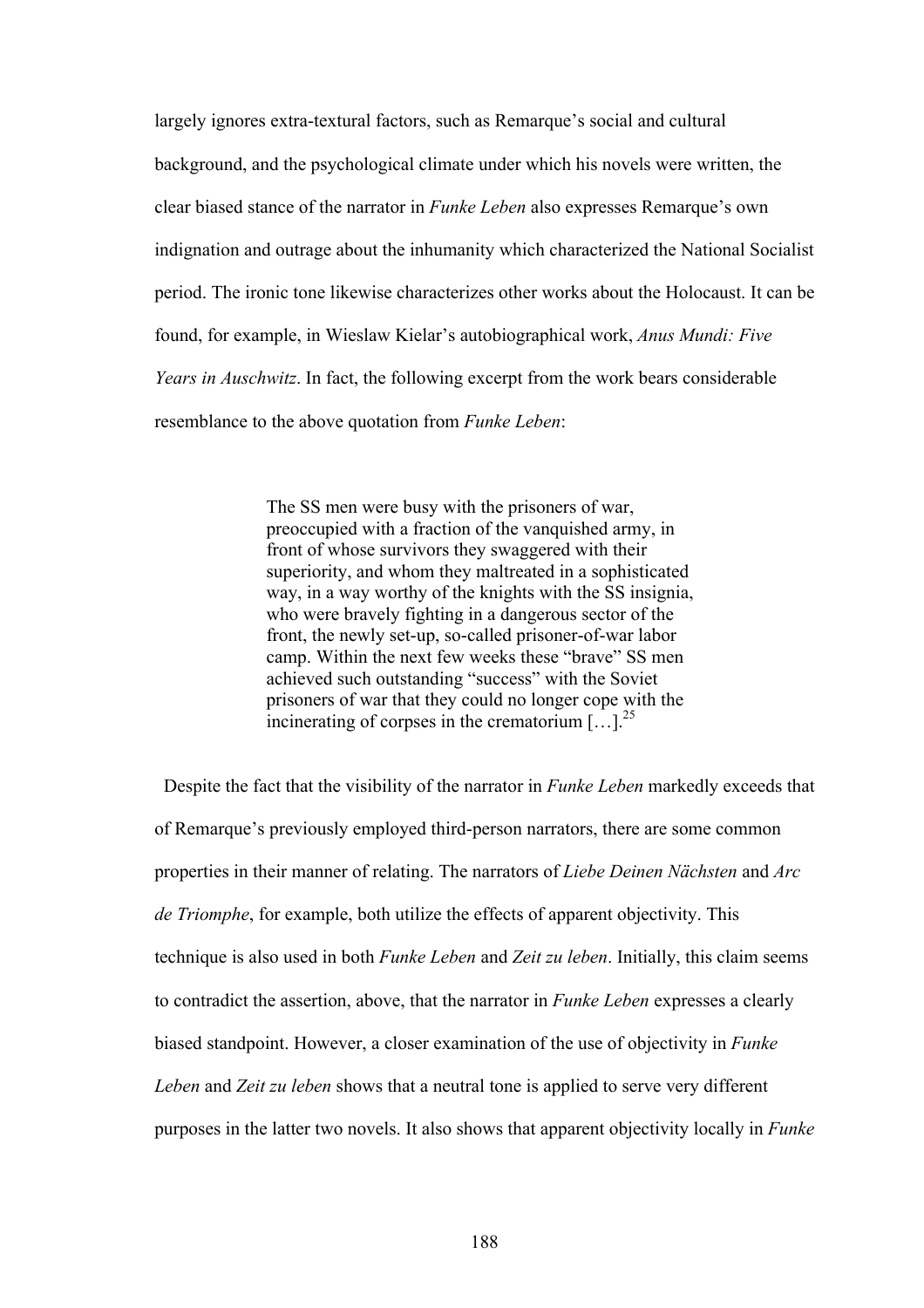largely ignores extra-textural factors, such as Remarque's social and cultural background, and the psychological climate under which his novels were written, the clear biased stance of the narrator in *Funke Leben* also expresses Remarque's own indignation and outrage about the inhumanity which characterized the National Socialist period. The ironic tone likewise characterizes other works about the Holocaust. It can be found, for example, in Wieslaw Kielar's autobiographical work, *Anus Mundi: Five Years in Auschwitz*. In fact, the following excerpt from the work bears considerable resemblance to the above quotation from *Funke Leben*:

> The SS men were busy with the prisoners of war, preoccupied with a fraction of the vanquished army, in front of whose survivors they swaggered with their superiority, and whom they maltreated in a sophisticated way, in a way worthy of the knights with the SS insignia, who were bravely fighting in a dangerous sector of the front, the newly set-up, so-called prisoner-of-war labor camp. Within the next few weeks these "brave" SS men achieved such outstanding "success" with the Soviet prisoners of war that they could no longer cope with the incinerating of corpses in the crematorium […].[25]

Despite the fact that the visibility of the narrator in *Funke Leben* markedly exceeds that of Remarque's previously employed third-person narrators, there are some common properties in their manner of relating. The narrators of *Liebe Deinen Nächsten* and *Arc de Triomphe*, for example, both utilize the effects of apparent objectivity. This technique is also used in both *Funke Leben* and *Zeit zu leben*. Initially, this claim seems to contradict the assertion, above, that the narrator in *Funke Leben* expresses a clearly biased standpoint. However, a closer examination of the use of objectivity in *Funke Leben* and *Zeit zu leben* shows that a neutral tone is applied to serve very different purposes in the latter two novels. It also shows that apparent objectivity locally in *Funke*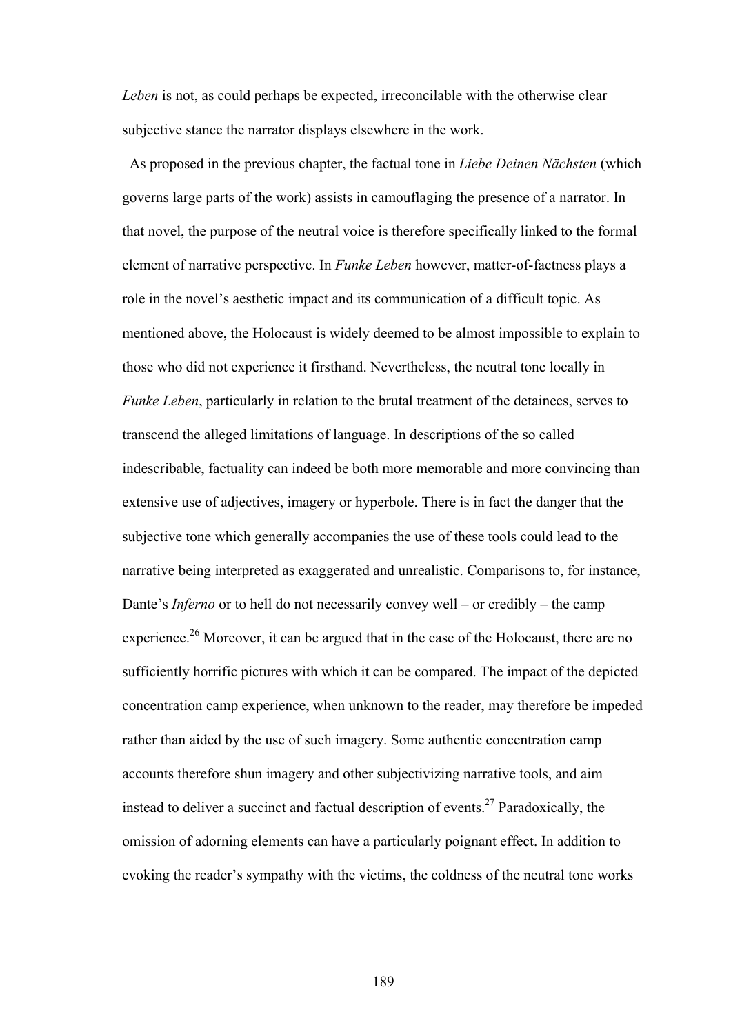*Leben* is not, as could perhaps be expected, irreconcilable with the otherwise clear subjective stance the narrator displays elsewhere in the work.

As proposed in the previous chapter, the factual tone in *Liebe Deinen Nächsten* (which governs large parts of the work) assists in camouflaging the presence of a narrator. In that novel, the purpose of the neutral voice is therefore specifically linked to the formal element of narrative perspective. In *Funke Leben* however, matter-of-factness plays a role in the novel's aesthetic impact and its communication of a difficult topic. As mentioned above, the Holocaust is widely deemed to be almost impossible to explain to those who did not experience it firsthand. Nevertheless, the neutral tone locally in *Funke Leben*, particularly in relation to the brutal treatment of the detainees, serves to transcend the alleged limitations of language. In descriptions of the so called indescribable, factuality can indeed be both more memorable and more convincing than extensive use of adjectives, imagery or hyperbole. There is in fact the danger that the subjective tone which generally accompanies the use of these tools could lead to the narrative being interpreted as exaggerated and unrealistic. Comparisons to, for instance, Dante's *Inferno* or to hell do not necessarily convey well – or credibly – the camp experience.[26] Moreover, it can be argued that in the case of the Holocaust, there are no sufficiently horrific pictures with which it can be compared. The impact of the depicted concentration camp experience, when unknown to the reader, may therefore be impeded rather than aided by the use of such imagery. Some authentic concentration camp accounts therefore shun imagery and other subjectivizing narrative tools, and aim instead to deliver a succinct and factual description of events.[27] Paradoxically, the omission of adorning elements can have a particularly poignant effect. In addition to evoking the reader's sympathy with the victims, the coldness of the neutral tone works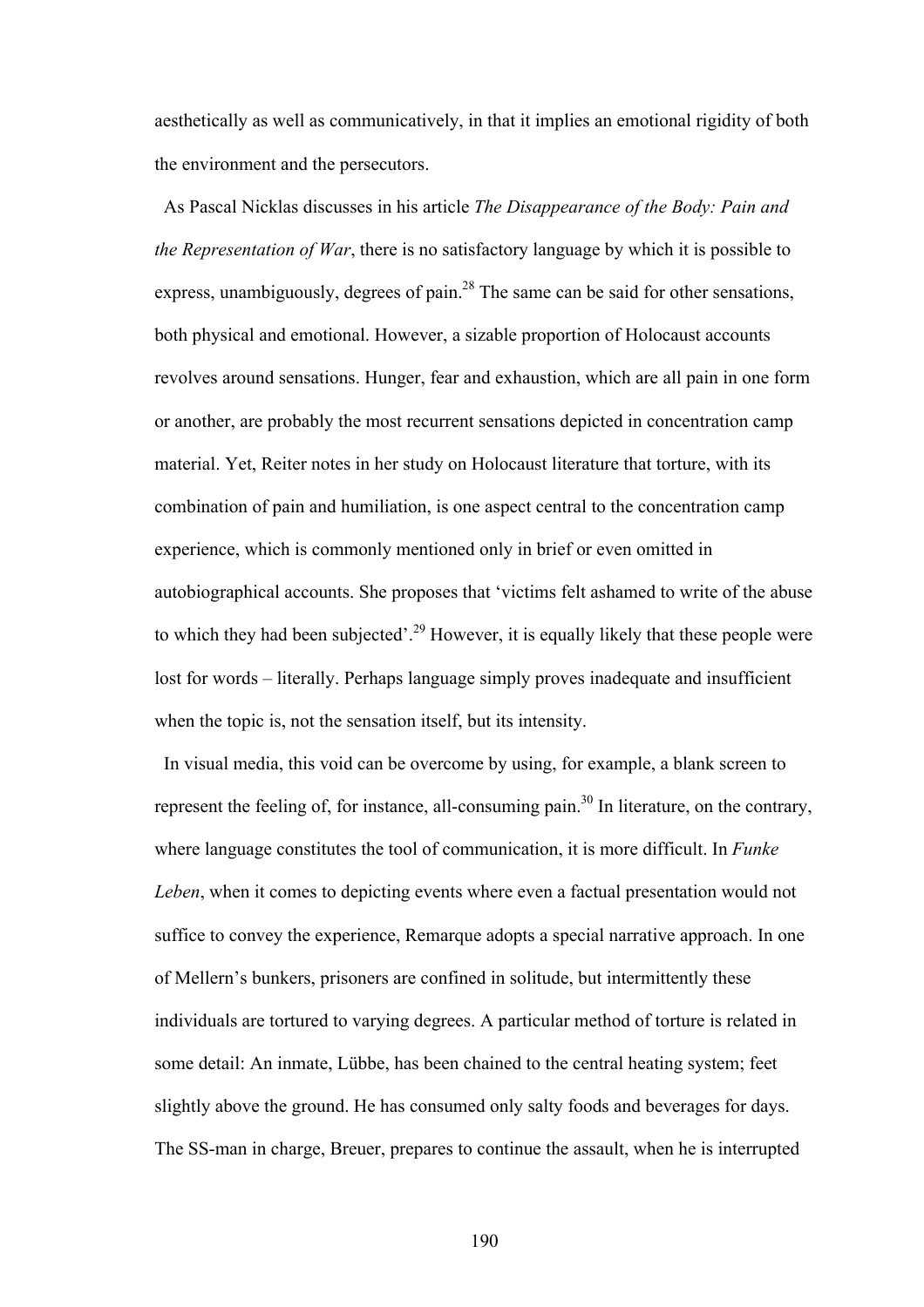aesthetically as well as communicatively, in that it implies an emotional rigidity of both the environment and the persecutors.

As Pascal Nicklas discusses in his article *The Disappearance of the Body: Pain and the Representation of War*, there is no satisfactory language by which it is possible to express, unambiguously, degrees of pain.[28] The same can be said for other sensations, both physical and emotional. However, a sizable proportion of Holocaust accounts revolves around sensations. Hunger, fear and exhaustion, which are all pain in one form or another, are probably the most recurrent sensations depicted in concentration camp material. Yet, Reiter notes in her study on Holocaust literature that torture, with its combination of pain and humiliation, is one aspect central to the concentration camp experience, which is commonly mentioned only in brief or even omitted in autobiographical accounts. She proposes that 'victims felt ashamed to write of the abuse to which they had been subjected'.[29] However, it is equally likely that these people were lost for words – literally. Perhaps language simply proves inadequate and insufficient when the topic is, not the sensation itself, but its intensity.

In visual media, this void can be overcome by using, for example, a blank screen to represent the feeling of, for instance, all-consuming pain.[30] In literature, on the contrary, where language constitutes the tool of communication, it is more difficult. In *Funke Leben*, when it comes to depicting events where even a factual presentation would not suffice to convey the experience, Remarque adopts a special narrative approach. In one of Mellern's bunkers, prisoners are confined in solitude, but intermittently these individuals are tortured to varying degrees. A particular method of torture is related in some detail: An inmate, Lübbe, has been chained to the central heating system; feet slightly above the ground. He has consumed only salty foods and beverages for days. The SS-man in charge, Breuer, prepares to continue the assault, when he is interrupted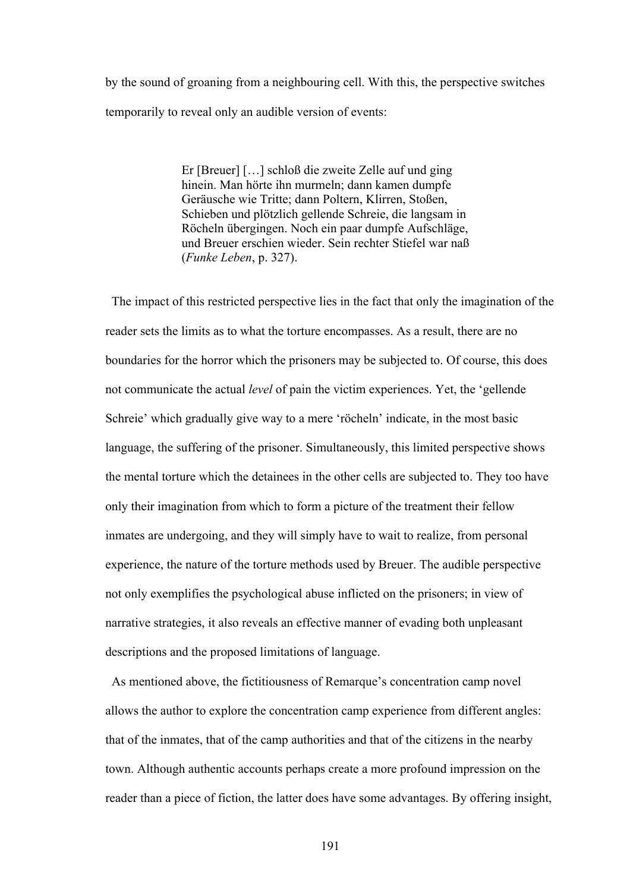by the sound of groaning from a neighbouring cell. With this, the perspective switches temporarily to reveal only an audible version of events:

> Er [Breuer] […] schloß die zweite Zelle auf und ging hinein. Man hörte ihn murmeln; dann kamen dumpfe Geräusche wie Tritte; dann Poltern, Klirren, Stoßen, Schieben und plötzlich gellende Schreie, die langsam in Röcheln übergingen. Noch ein paar dumpfe Aufschläge, und Breuer erschien wieder. Sein rechter Stiefel war naß (*Funke Leben*, p. 327).

The impact of this restricted perspective lies in the fact that only the imagination of the reader sets the limits as to what the torture encompasses. As a result, there are no boundaries for the horror which the prisoners may be subjected to. Of course, this does not communicate the actual *level* of pain the victim experiences. Yet, the 'gellende Schreie' which gradually give way to a mere 'röcheln' indicate, in the most basic language, the suffering of the prisoner. Simultaneously, this limited perspective shows the mental torture which the detainees in the other cells are subjected to. They too have only their imagination from which to form a picture of the treatment their fellow inmates are undergoing, and they will simply have to wait to realize, from personal experience, the nature of the torture methods used by Breuer. The audible perspective not only exemplifies the psychological abuse inflicted on the prisoners; in view of narrative strategies, it also reveals an effective manner of evading both unpleasant descriptions and the proposed limitations of language.

As mentioned above, the fictitiousness of Remarque's concentration camp novel allows the author to explore the concentration camp experience from different angles: that of the inmates, that of the camp authorities and that of the citizens in the nearby town. Although authentic accounts perhaps create a more profound impression on the reader than a piece of fiction, the latter does have some advantages. By offering insight,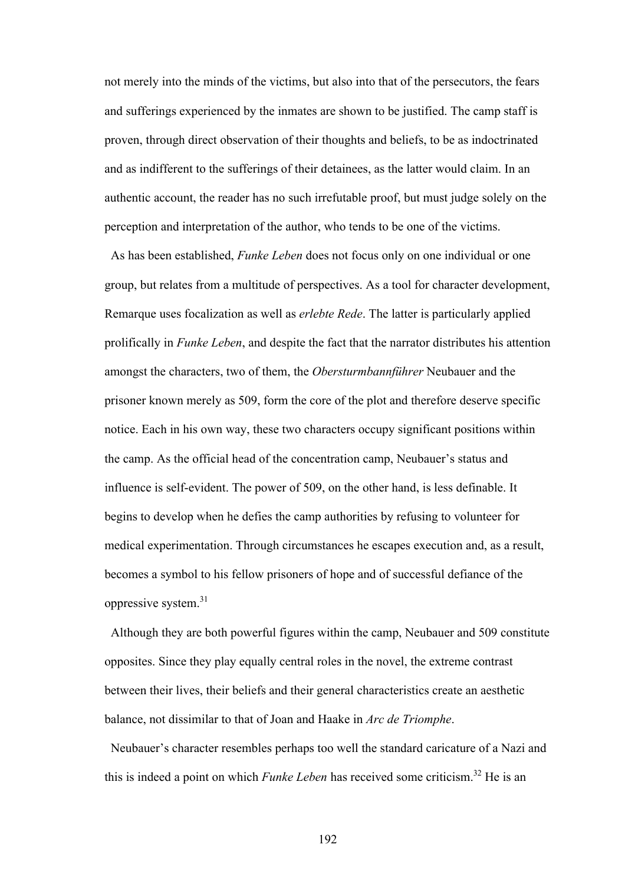not merely into the minds of the victims, but also into that of the persecutors, the fears and sufferings experienced by the inmates are shown to be justified. The camp staff is proven, through direct observation of their thoughts and beliefs, to be as indoctrinated and as indifferent to the sufferings of their detainees, as the latter would claim. In an authentic account, the reader has no such irrefutable proof, but must judge solely on the perception and interpretation of the author, who tends to be one of the victims.

As has been established, *Funke Leben* does not focus only on one individual or one group, but relates from a multitude of perspectives. As a tool for character development, Remarque uses focalization as well as *erlebte Rede*. The latter is particularly applied prolifically in *Funke Leben*, and despite the fact that the narrator distributes his attention amongst the characters, two of them, the *Obersturmbannführer* Neubauer and the prisoner known merely as 509, form the core of the plot and therefore deserve specific notice. Each in his own way, these two characters occupy significant positions within the camp. As the official head of the concentration camp, Neubauer's status and influence is self-evident. The power of 509, on the other hand, is less definable. It begins to develop when he defies the camp authorities by refusing to volunteer for medical experimentation. Through circumstances he escapes execution and, as a result, becomes a symbol to his fellow prisoners of hope and of successful defiance of the oppressive system.[31]

Although they are both powerful figures within the camp, Neubauer and 509 constitute opposites. Since they play equally central roles in the novel, the extreme contrast between their lives, their beliefs and their general characteristics create an aesthetic balance, not dissimilar to that of Joan and Haake in *Arc de Triomphe*.

Neubauer's character resembles perhaps too well the standard caricature of a Nazi and this is indeed a point on which *Funke Leben* has received some criticism.[32] He is an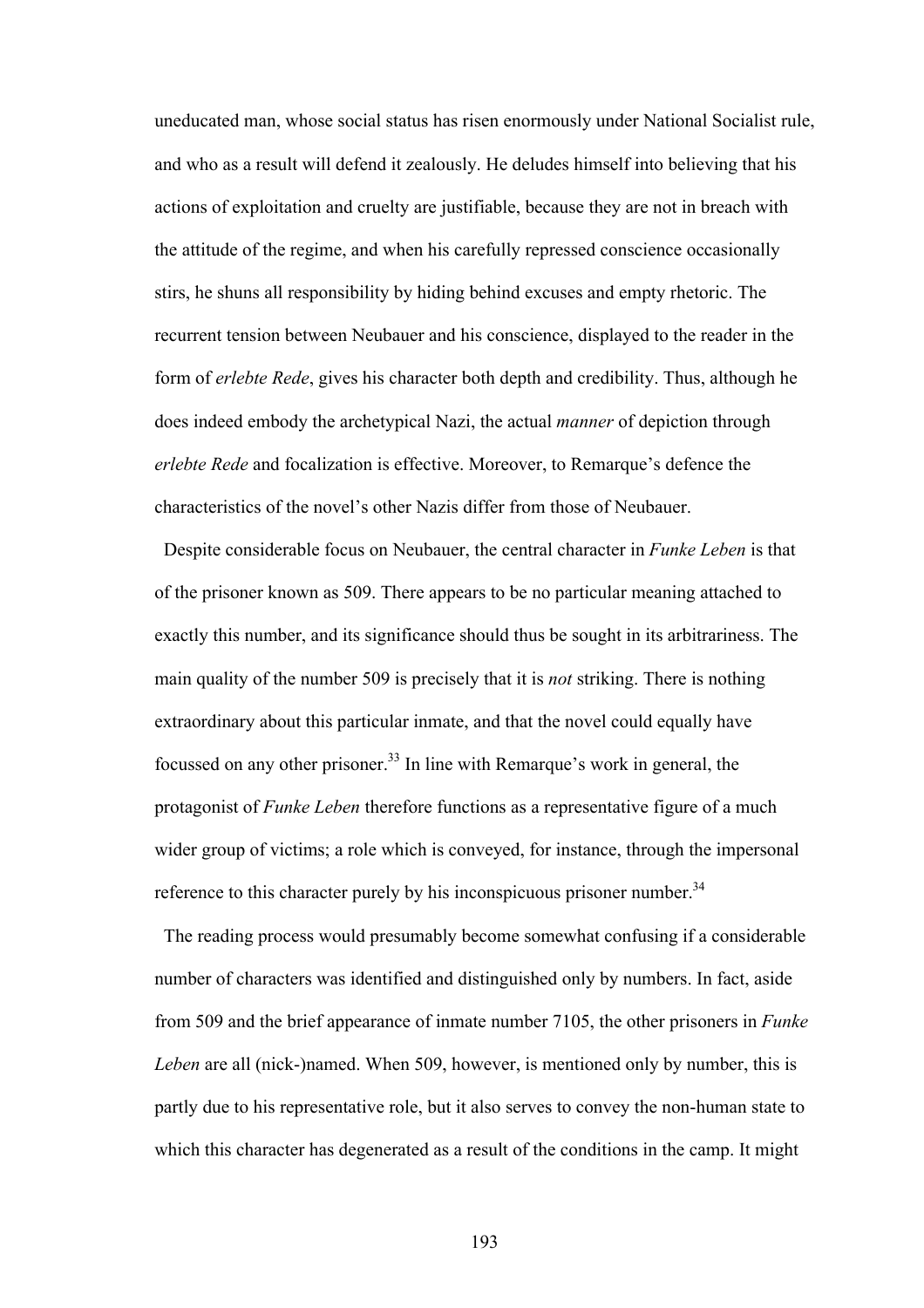uneducated man, whose social status has risen enormously under National Socialist rule, and who as a result will defend it zealously. He deludes himself into believing that his actions of exploitation and cruelty are justifiable, because they are not in breach with the attitude of the regime, and when his carefully repressed conscience occasionally stirs, he shuns all responsibility by hiding behind excuses and empty rhetoric. The recurrent tension between Neubauer and his conscience, displayed to the reader in the form of *erlebte Rede*, gives his character both depth and credibility. Thus, although he does indeed embody the archetypical Nazi, the actual *manner* of depiction through *erlebte Rede* and focalization is effective. Moreover, to Remarque's defence the characteristics of the novel's other Nazis differ from those of Neubauer.

Despite considerable focus on Neubauer, the central character in *Funke Leben* is that of the prisoner known as 509. There appears to be no particular meaning attached to exactly this number, and its significance should thus be sought in its arbitrariness. The main quality of the number 509 is precisely that it is *not* striking. There is nothing extraordinary about this particular inmate, and that the novel could equally have focussed on any other prisoner.[33] In line with Remarque's work in general, the protagonist of *Funke Leben* therefore functions as a representative figure of a much wider group of victims; a role which is conveyed, for instance, through the impersonal reference to this character purely by his inconspicuous prisoner number.[34]

The reading process would presumably become somewhat confusing if a considerable number of characters was identified and distinguished only by numbers. In fact, aside from 509 and the brief appearance of inmate number 7105, the other prisoners in *Funke Leben* are all (nick-)named. When 509, however, is mentioned only by number, this is partly due to his representative role, but it also serves to convey the non-human state to which this character has degenerated as a result of the conditions in the camp. It might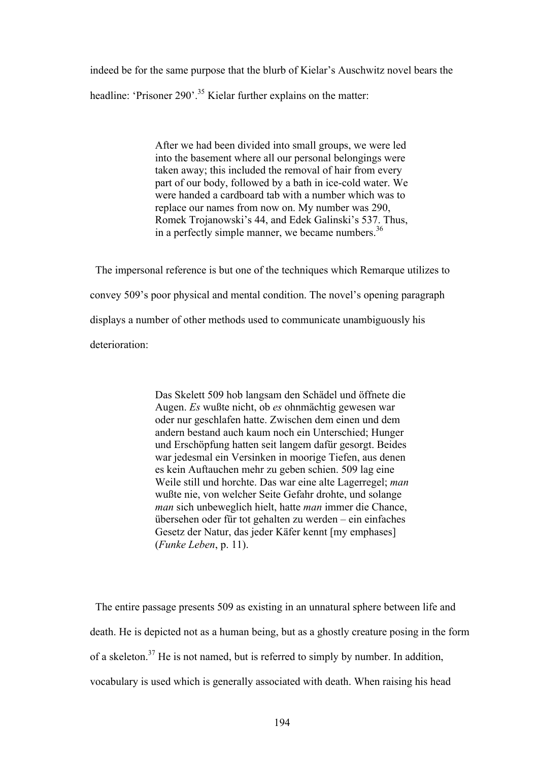indeed be for the same purpose that the blurb of Kielar's Auschwitz novel bears the headline: 'Prisoner 290'.[35] Kielar further explains on the matter:

> After we had been divided into small groups, we were led into the basement where all our personal belongings were taken away; this included the removal of hair from every part of our body, followed by a bath in ice-cold water. We were handed a cardboard tab with a number which was to replace our names from now on. My number was 290, Romek Trojanowski's 44, and Edek Galinski's 537. Thus, in a perfectly simple manner, we became numbers.[36]

The impersonal reference is but one of the techniques which Remarque utilizes to convey 509's poor physical and mental condition. The novel's opening paragraph displays a number of other methods used to communicate unambiguously his deterioration:

> Das Skelett 509 hob langsam den Schädel und öffnete die Augen. *Es* wußte nicht, ob *es* ohnmächtig gewesen war oder nur geschlafen hatte. Zwischen dem einen und dem andern bestand auch kaum noch ein Unterschied; Hunger und Erschöpfung hatten seit langem dafür gesorgt. Beides war jedesmal ein Versinken in moorige Tiefen, aus denen es kein Auftauchen mehr zu geben schien. 509 lag eine Weile still und horchte. Das war eine alte Lagerregel; *man* wußte nie, von welcher Seite Gefahr drohte, und solange *man* sich unbeweglich hielt, hatte *man* immer die Chance, übersehen oder für tot gehalten zu werden – ein einfaches Gesetz der Natur, das jeder Käfer kennt [my emphases] (*Funke Leben*, p. 11).

The entire passage presents 509 as existing in an unnatural sphere between life and death. He is depicted not as a human being, but as a ghostly creature posing in the form of a skeleton.[37] He is not named, but is referred to simply by number. In addition, vocabulary is used which is generally associated with death. When raising his head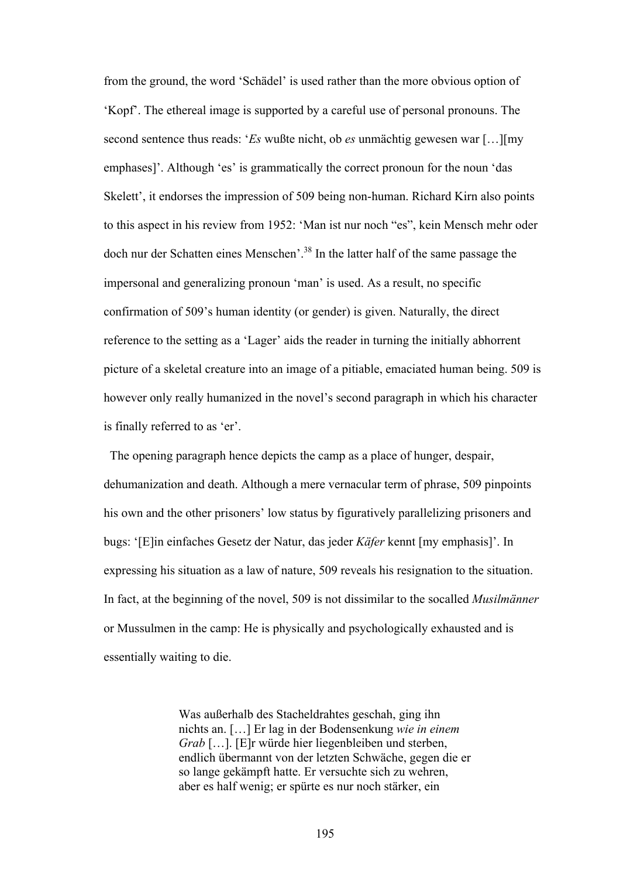from the ground, the word 'Schädel' is used rather than the more obvious option of 'Kopf'. The ethereal image is supported by a careful use of personal pronouns. The second sentence thus reads: '*Es* wußte nicht, ob *es* unmächtig gewesen war […][my emphases]'. Although 'es' is grammatically the correct pronoun for the noun 'das Skelett', it endorses the impression of 509 being non-human. Richard Kirn also points to this aspect in his review from 1952: 'Man ist nur noch "es", kein Mensch mehr oder doch nur der Schatten eines Menschen'.[38] In the latter half of the same passage the impersonal and generalizing pronoun 'man' is used. As a result, no specific confirmation of 509's human identity (or gender) is given. Naturally, the direct reference to the setting as a 'Lager' aids the reader in turning the initially abhorrent picture of a skeletal creature into an image of a pitiable, emaciated human being. 509 is however only really humanized in the novel's second paragraph in which his character is finally referred to as 'er'.

The opening paragraph hence depicts the camp as a place of hunger, despair, dehumanization and death. Although a mere vernacular term of phrase, 509 pinpoints his own and the other prisoners' low status by figuratively parallelizing prisoners and bugs: '[E]in einfaches Gesetz der Natur, das jeder *Käfer* kennt [my emphasis]'. In expressing his situation as a law of nature, 509 reveals his resignation to the situation. In fact, at the beginning of the novel, 509 is not dissimilar to the socalled *Musilmänner* or Mussulmen in the camp: He is physically and psychologically exhausted and is essentially waiting to die.

> Was außerhalb des Stacheldrahtes geschah, ging ihn nichts an. […] Er lag in der Bodensenkung *wie in einem Grab* […]. [E]r würde hier liegenbleiben und sterben, endlich übermannt von der letzten Schwäche, gegen die er so lange gekämpft hatte. Er versuchte sich zu wehren, aber es half wenig; er spürte es nur noch stärker, ein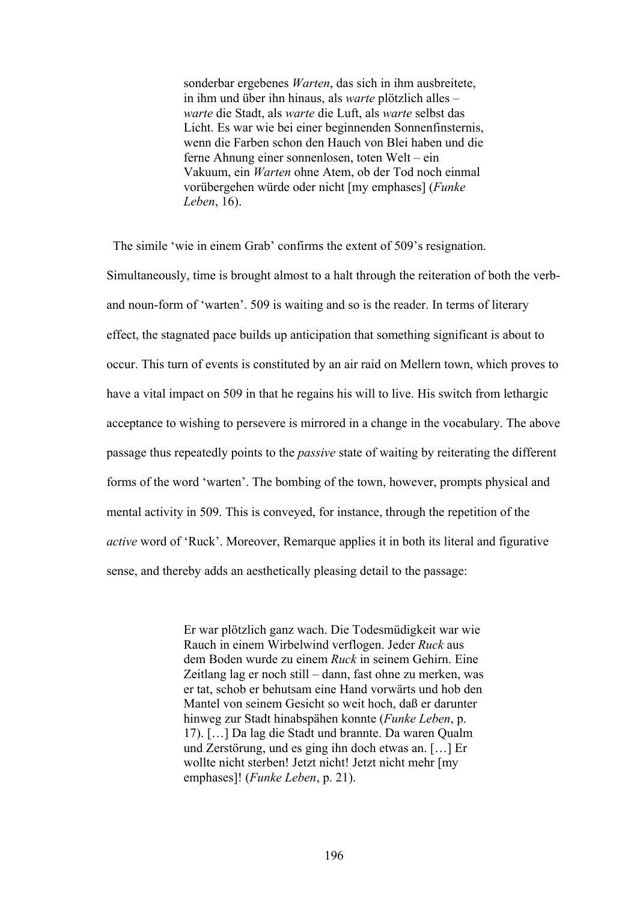> sonderbar ergebenes *Warten*, das sich in ihm ausbreitete, in ihm und über ihn hinaus, als *warte* plötzlich alles – *warte* die Stadt, als *warte* die Luft, als *warte* selbst das Licht. Es war wie bei einer beginnenden Sonnenfinsternis, wenn die Farben schon den Hauch von Blei haben und die ferne Ahnung einer sonnenlosen, toten Welt – ein Vakuum, ein *Warten* ohne Atem, ob der Tod noch einmal vorübergehen würde oder nicht [my emphases] (*Funke Leben*, 16).

The simile 'wie in einem Grab' confirms the extent of 509's resignation. Simultaneously, time is brought almost to a halt through the reiteration of both the verb- and noun-form of 'warten'. 509 is waiting and so is the reader. In terms of literary effect, the stagnated pace builds up anticipation that something significant is about to occur. This turn of events is constituted by an air raid on Mellern town, which proves to have a vital impact on 509 in that he regains his will to live. His switch from lethargic acceptance to wishing to persevere is mirrored in a change in the vocabulary. The above passage thus repeatedly points to the *passive* state of waiting by reiterating the different forms of the word 'warten'. The bombing of the town, however, prompts physical and mental activity in 509. This is conveyed, for instance, through the repetition of the *active* word of 'Ruck'. Moreover, Remarque applies it in both its literal and figurative sense, and thereby adds an aesthetically pleasing detail to the passage:

> Er war plötzlich ganz wach. Die Todesmüdigkeit war wie Rauch in einem Wirbelwind verflogen. Jeder *Ruck* aus dem Boden wurde zu einem *Ruck* in seinem Gehirn. Eine Zeitlang lag er noch still – dann, fast ohne zu merken, was er tat, schob er behutsam eine Hand vorwärts und hob den Mantel von seinem Gesicht so weit hoch, daß er darunter hinweg zur Stadt hinabspähen konnte (*Funke Leben*, p. 17). […] Da lag die Stadt und brannte. Da waren Qualm und Zerstörung, und es ging ihn doch etwas an. […] Er wollte nicht sterben! Jetzt nicht! Jetzt nicht mehr [my emphases]! (*Funke Leben*, p. 21).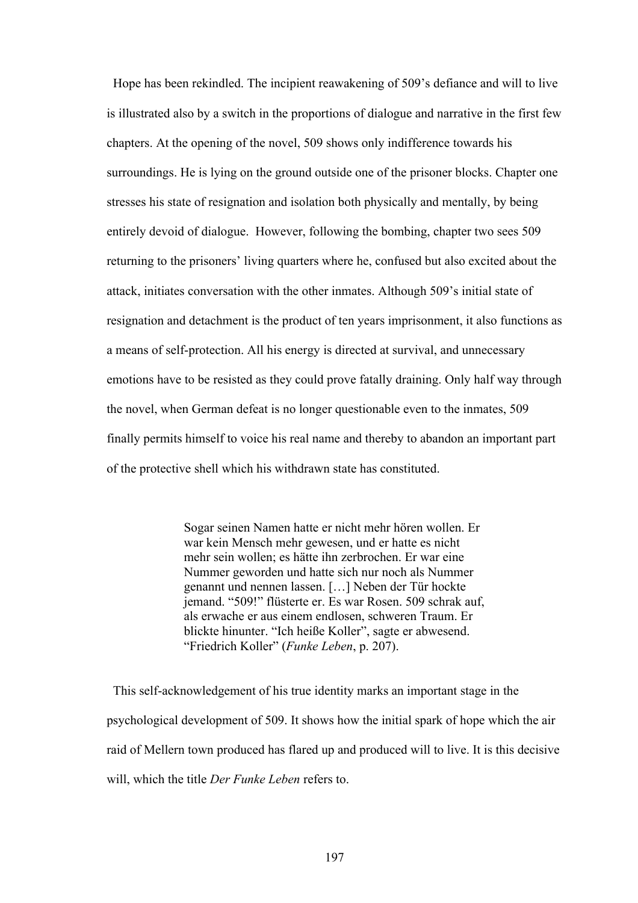Hope has been rekindled. The incipient reawakening of 509's defiance and will to live is illustrated also by a switch in the proportions of dialogue and narrative in the first few chapters. At the opening of the novel, 509 shows only indifference towards his surroundings. He is lying on the ground outside one of the prisoner blocks. Chapter one stresses his state of resignation and isolation both physically and mentally, by being entirely devoid of dialogue. However, following the bombing, chapter two sees 509 returning to the prisoners' living quarters where he, confused but also excited about the attack, initiates conversation with the other inmates. Although 509's initial state of resignation and detachment is the product of ten years imprisonment, it also functions as a means of self-protection. All his energy is directed at survival, and unnecessary emotions have to be resisted as they could prove fatally draining. Only half way through the novel, when German defeat is no longer questionable even to the inmates, 509 finally permits himself to voice his real name and thereby to abandon an important part of the protective shell which his withdrawn state has constituted.

> Sogar seinen Namen hatte er nicht mehr hören wollen. Er war kein Mensch mehr gewesen, und er hatte es nicht mehr sein wollen; es hätte ihn zerbrochen. Er war eine Nummer geworden und hatte sich nur noch als Nummer genannt und nennen lassen. […] Neben der Tür hockte jemand. "509!" flüsterte er. Es war Rosen. 509 schrak auf, als erwache er aus einem endlosen, schweren Traum. Er blickte hinunter. "Ich heiße Koller", sagte er abwesend. "Friedrich Koller" (*Funke Leben*, p. 207).

This self-acknowledgement of his true identity marks an important stage in the psychological development of 509. It shows how the initial spark of hope which the air raid of Mellern town produced has flared up and produced will to live. It is this decisive will, which the title *Der Funke Leben* refers to.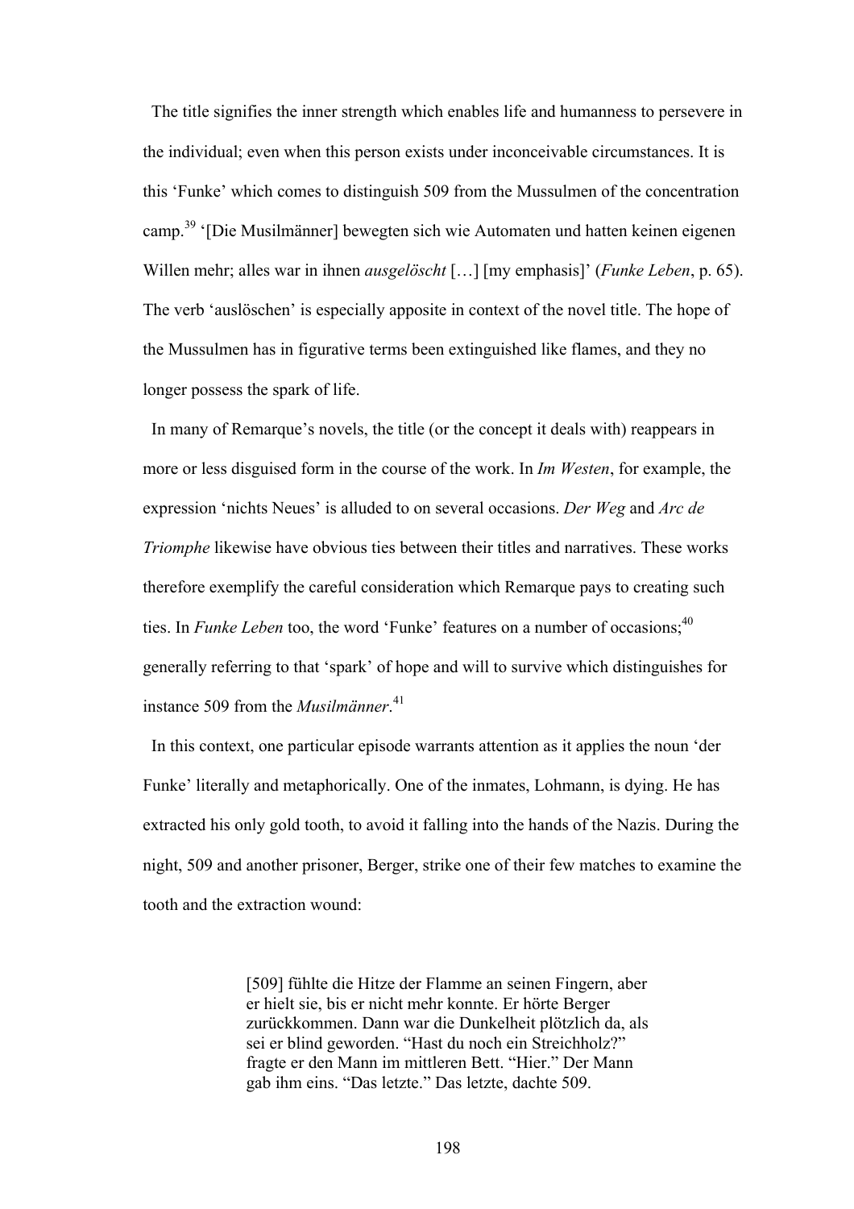The title signifies the inner strength which enables life and humanness to persevere in the individual; even when this person exists under inconceivable circumstances. It is this 'Funke' which comes to distinguish 509 from the Mussulmen of the concentration camp.[39] '[Die Musilmänner] bewegten sich wie Automaten und hatten keinen eigenen Willen mehr; alles war in ihnen *ausgelöscht* […] [my emphasis]' (*Funke Leben*, p. 65). The verb 'auslöschen' is especially apposite in context of the novel title. The hope of the Mussulmen has in figurative terms been extinguished like flames, and they no longer possess the spark of life.

In many of Remarque's novels, the title (or the concept it deals with) reappears in more or less disguised form in the course of the work. In *Im Westen*, for example, the expression 'nichts Neues' is alluded to on several occasions. *Der Weg* and *Arc de Triomphe* likewise have obvious ties between their titles and narratives. These works therefore exemplify the careful consideration which Remarque pays to creating such ties. In *Funke Leben* too, the word 'Funke' features on a number of occasions;[40] generally referring to that 'spark' of hope and will to survive which distinguishes for instance 509 from the *Musilmänner*.[41]

In this context, one particular episode warrants attention as it applies the noun 'der Funke' literally and metaphorically. One of the inmates, Lohmann, is dying. He has extracted his only gold tooth, to avoid it falling into the hands of the Nazis. During the night, 509 and another prisoner, Berger, strike one of their few matches to examine the tooth and the extraction wound:

> [509] fühlte die Hitze der Flamme an seinen Fingern, aber er hielt sie, bis er nicht mehr konnte. Er hörte Berger zurückkommen. Dann war die Dunkelheit plötzlich da, als sei er blind geworden. "Hast du noch ein Streichholz?" fragte er den Mann im mittleren Bett. "Hier." Der Mann gab ihm eins. "Das letzte." Das letzte, dachte 509.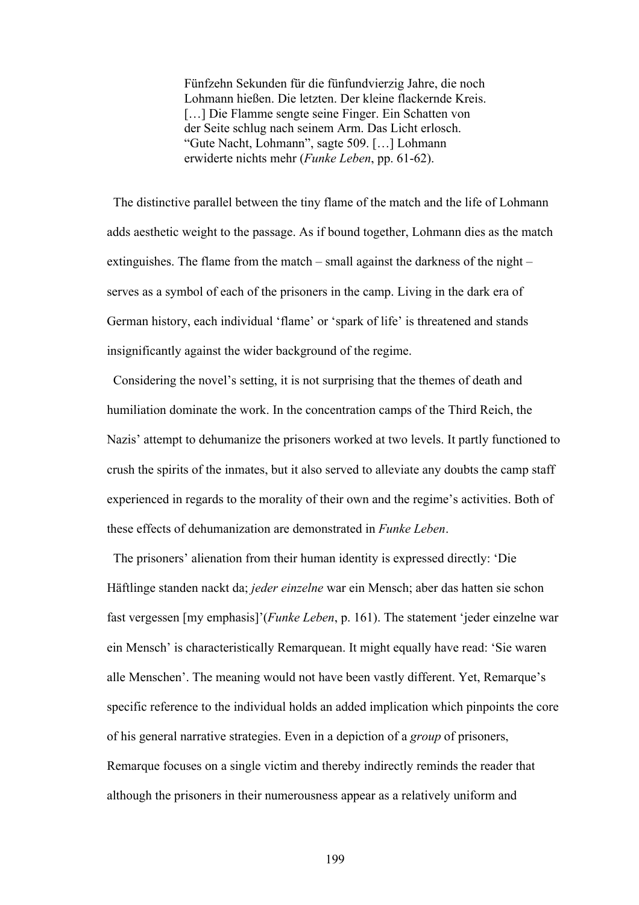> Fünfzehn Sekunden für die fünfundvierzig Jahre, die noch Lohmann hießen. Die letzten. Der kleine flackernde Kreis. […] Die Flamme sengte seine Finger. Ein Schatten von der Seite schlug nach seinem Arm. Das Licht erlosch. "Gute Nacht, Lohmann", sagte 509. […] Lohmann erwiderte nichts mehr (*Funke Leben*, pp. 61-62).

The distinctive parallel between the tiny flame of the match and the life of Lohmann adds aesthetic weight to the passage. As if bound together, Lohmann dies as the match extinguishes. The flame from the match – small against the darkness of the night – serves as a symbol of each of the prisoners in the camp. Living in the dark era of German history, each individual 'flame' or 'spark of life' is threatened and stands insignificantly against the wider background of the regime.

Considering the novel's setting, it is not surprising that the themes of death and humiliation dominate the work. In the concentration camps of the Third Reich, the Nazis' attempt to dehumanize the prisoners worked at two levels. It partly functioned to crush the spirits of the inmates, but it also served to alleviate any doubts the camp staff experienced in regards to the morality of their own and the regime's activities. Both of these effects of dehumanization are demonstrated in *Funke Leben*.

The prisoners' alienation from their human identity is expressed directly: 'Die Häftlinge standen nackt da; *jeder einzelne* war ein Mensch; aber das hatten sie schon fast vergessen [my emphasis]'(*Funke Leben*, p. 161). The statement 'jeder einzelne war ein Mensch' is characteristically Remarquean. It might equally have read: 'Sie waren alle Menschen'. The meaning would not have been vastly different. Yet, Remarque's specific reference to the individual holds an added implication which pinpoints the core of his general narrative strategies. Even in a depiction of a *group* of prisoners, Remarque focuses on a single victim and thereby indirectly reminds the reader that although the prisoners in their numerousness appear as a relatively uniform and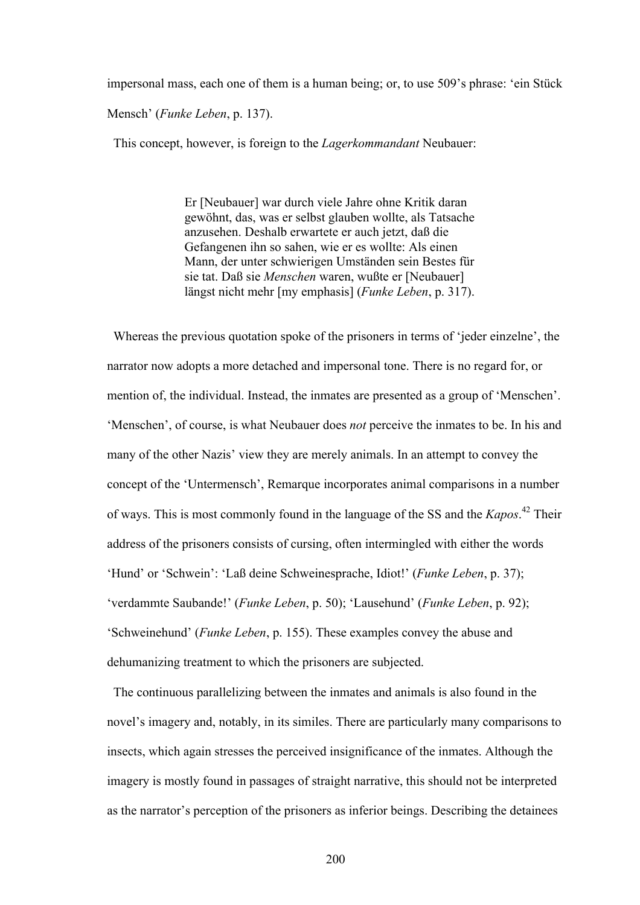impersonal mass, each one of them is a human being; or, to use 509's phrase: 'ein Stück Mensch' (*Funke Leben*, p. 137).

This concept, however, is foreign to the *Lagerkommandant* Neubauer:

> Er [Neubauer] war durch viele Jahre ohne Kritik daran gewöhnt, das, was er selbst glauben wollte, als Tatsache anzusehen. Deshalb erwartete er auch jetzt, daß die Gefangenen ihn so sahen, wie er es wollte: Als einen Mann, der unter schwierigen Umständen sein Bestes für sie tat. Daß sie *Menschen* waren, wußte er [Neubauer] längst nicht mehr [my emphasis] (*Funke Leben*, p. 317).

Whereas the previous quotation spoke of the prisoners in terms of 'jeder einzelne', the narrator now adopts a more detached and impersonal tone. There is no regard for, or mention of, the individual. Instead, the inmates are presented as a group of 'Menschen'. 'Menschen', of course, is what Neubauer does *not* perceive the inmates to be. In his and many of the other Nazis' view they are merely animals. In an attempt to convey the concept of the 'Untermensch', Remarque incorporates animal comparisons in a number of ways. This is most commonly found in the language of the SS and the *Kapos*.[42] Their address of the prisoners consists of cursing, often intermingled with either the words 'Hund' or 'Schwein': 'Laß deine Schweinesprache, Idiot!' (*Funke Leben*, p. 37); 'verdammte Saubande!' (*Funke Leben*, p. 50); 'Lausehund' (*Funke Leben*, p. 92); 'Schweinehund' (*Funke Leben*, p. 155). These examples convey the abuse and dehumanizing treatment to which the prisoners are subjected.

The continuous parallelizing between the inmates and animals is also found in the novel's imagery and, notably, in its similes. There are particularly many comparisons to insects, which again stresses the perceived insignificance of the inmates. Although the imagery is mostly found in passages of straight narrative, this should not be interpreted as the narrator's perception of the prisoners as inferior beings. Describing the detainees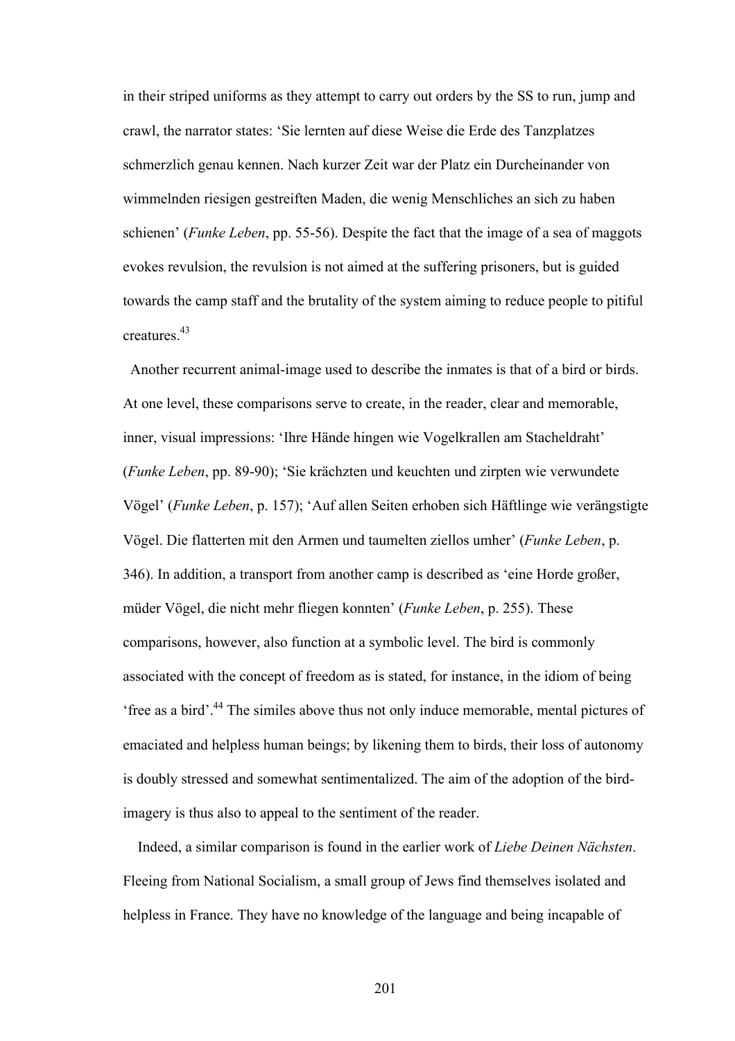in their striped uniforms as they attempt to carry out orders by the SS to run, jump and crawl, the narrator states: 'Sie lernten auf diese Weise die Erde des Tanzplatzes schmerzlich genau kennen. Nach kurzer Zeit war der Platz ein Durcheinander von wimmelnden riesigen gestreiften Maden, die wenig Menschliches an sich zu haben schienen' (*Funke Leben*, pp. 55-56). Despite the fact that the image of a sea of maggots evokes revulsion, the revulsion is not aimed at the suffering prisoners, but is guided towards the camp staff and the brutality of the system aiming to reduce people to pitiful creatures.[43]

Another recurrent animal-image used to describe the inmates is that of a bird or birds. At one level, these comparisons serve to create, in the reader, clear and memorable, inner, visual impressions: 'Ihre Hände hingen wie Vogelkrallen am Stacheldraht' (*Funke Leben*, pp. 89-90); 'Sie krächzten und keuchten und zirpten wie verwundete Vögel' (*Funke Leben*, p. 157); 'Auf allen Seiten erhoben sich Häftlinge wie verängstigte Vögel. Die flatterten mit den Armen und taumelten ziellos umher' (*Funke Leben*, p. 346). In addition, a transport from another camp is described as 'eine Horde großer, müder Vögel, die nicht mehr fliegen konnten' (*Funke Leben*, p. 255). These comparisons, however, also function at a symbolic level. The bird is commonly associated with the concept of freedom as is stated, for instance, in the idiom of being 'free as a bird'.[44] The similes above thus not only induce memorable, mental pictures of emaciated and helpless human beings; by likening them to birds, their loss of autonomy is doubly stressed and somewhat sentimentalized. The aim of the adoption of the bird-imagery is thus also to appeal to the sentiment of the reader.

Indeed, a similar comparison is found in the earlier work of *Liebe Deinen Nächsten*. Fleeing from National Socialism, a small group of Jews find themselves isolated and helpless in France. They have no knowledge of the language and being incapable of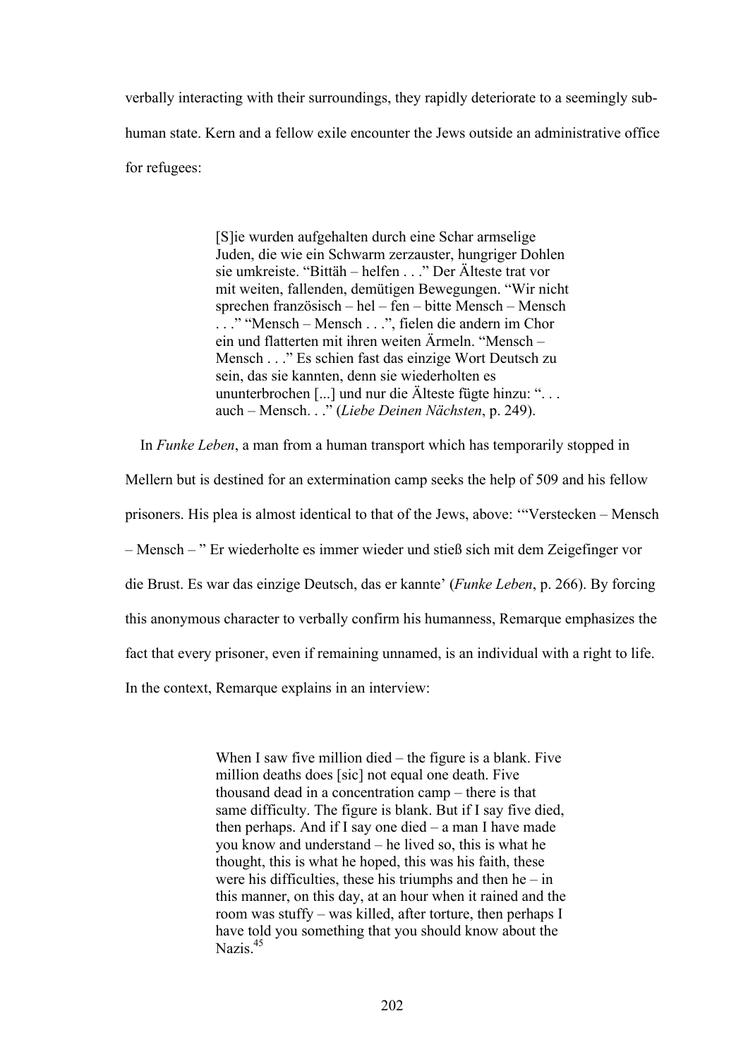verbally interacting with their surroundings, they rapidly deteriorate to a seemingly sub-human state. Kern and a fellow exile encounter the Jews outside an administrative office for refugees:

> [S]ie wurden aufgehalten durch eine Schar armselige Juden, die wie ein Schwarm zerzauster, hungriger Dohlen sie umkreiste. "Bittäh – helfen . . ." Der Älteste trat vor mit weiten, fallenden, demütigen Bewegungen. "Wir nicht sprechen französisch – hel – fen – bitte Mensch – Mensch . . ." "Mensch – Mensch . . .", fielen die andern im Chor ein und flatterten mit ihren weiten Ärmeln. "Mensch – Mensch . . ." Es schien fast das einzige Wort Deutsch zu sein, das sie kannten, denn sie wiederholten es ununterbrochen [...] und nur die Älteste fügte hinzu: ". . . auch – Mensch. . ." (*Liebe Deinen Nächsten*, p. 249).

In *Funke Leben*, a man from a human transport which has temporarily stopped in Mellern but is destined for an extermination camp seeks the help of 509 and his fellow prisoners. His plea is almost identical to that of the Jews, above: '"Verstecken – Mensch – Mensch – " Er wiederholte es immer wieder und stieß sich mit dem Zeigefinger vor die Brust. Es war das einzige Deutsch, das er kannte' (*Funke Leben*, p. 266). By forcing this anonymous character to verbally confirm his humanness, Remarque emphasizes the fact that every prisoner, even if remaining unnamed, is an individual with a right to life. In the context, Remarque explains in an interview:

> When I saw five million died – the figure is a blank. Five million deaths does [sic] not equal one death. Five thousand dead in a concentration camp – there is that same difficulty. The figure is blank. But if I say five died, then perhaps. And if I say one died – a man I have made you know and understand – he lived so, this is what he thought, this is what he hoped, this was his faith, these were his difficulties, these his triumphs and then he – in this manner, on this day, at an hour when it rained and the room was stuffy – was killed, after torture, then perhaps I have told you something that you should know about the Nazis.[45]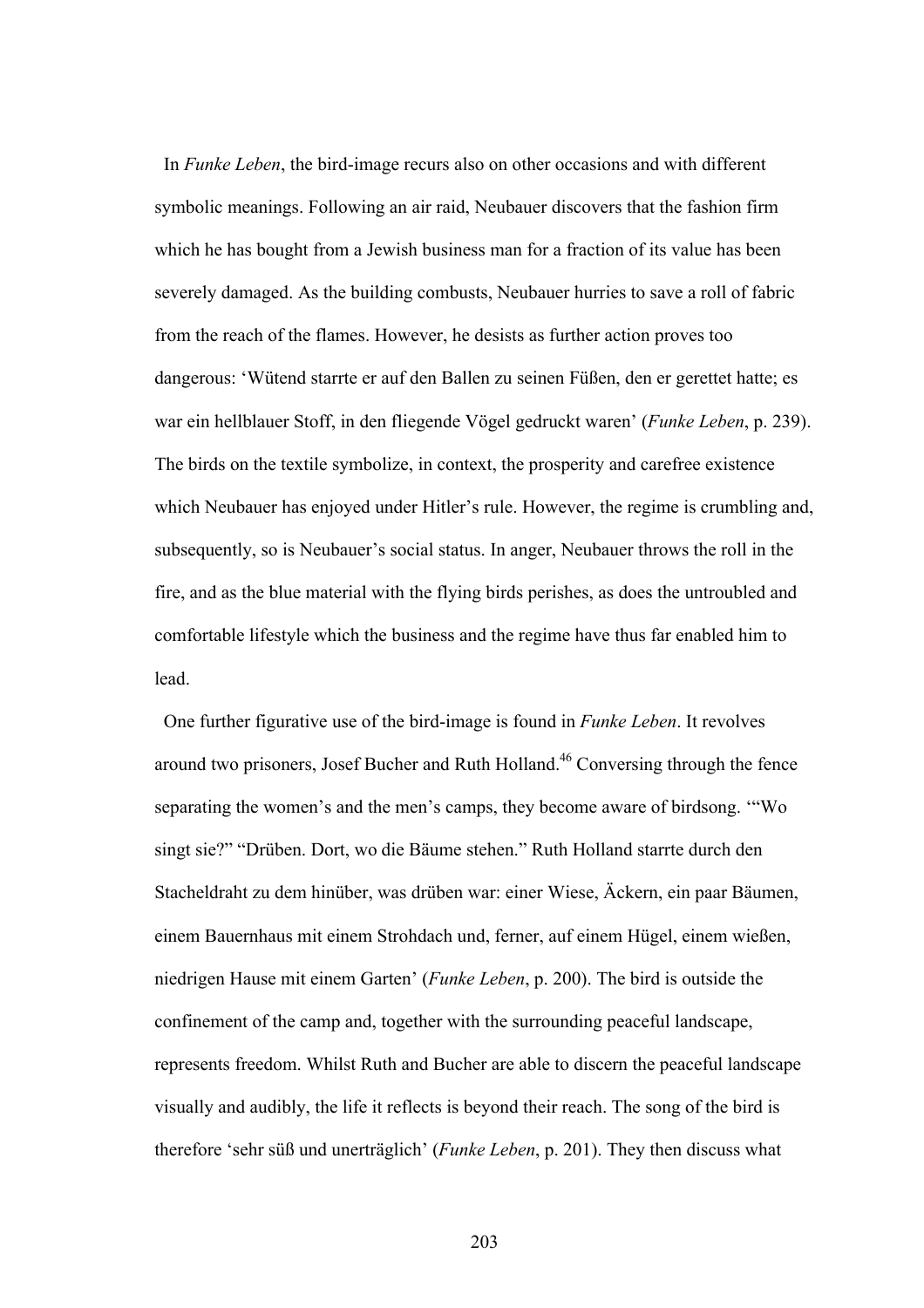In *Funke Leben*, the bird-image recurs also on other occasions and with different symbolic meanings. Following an air raid, Neubauer discovers that the fashion firm which he has bought from a Jewish business man for a fraction of its value has been severely damaged. As the building combusts, Neubauer hurries to save a roll of fabric from the reach of the flames. However, he desists as further action proves too dangerous: 'Wütend starrte er auf den Ballen zu seinen Füßen, den er gerettet hatte; es war ein hellblauer Stoff, in den fliegende Vögel gedruckt waren' (*Funke Leben*, p. 239). The birds on the textile symbolize, in context, the prosperity and carefree existence which Neubauer has enjoyed under Hitler's rule. However, the regime is crumbling and, subsequently, so is Neubauer's social status. In anger, Neubauer throws the roll in the fire, and as the blue material with the flying birds perishes, as does the untroubled and comfortable lifestyle which the business and the regime have thus far enabled him to lead.

One further figurative use of the bird-image is found in *Funke Leben*. It revolves around two prisoners, Josef Bucher and Ruth Holland.[46] Conversing through the fence separating the women's and the men's camps, they become aware of birdsong. '"Wo singt sie?" "Drüben. Dort, wo die Bäume stehen." Ruth Holland starrte durch den Stacheldraht zu dem hinüber, was drüben war: einer Wiese, Äckern, ein paar Bäumen, einem Bauernhaus mit einem Strohdach und, ferner, auf einem Hügel, einem wießen, niedrigen Hause mit einem Garten' (*Funke Leben*, p. 200). The bird is outside the confinement of the camp and, together with the surrounding peaceful landscape, represents freedom. Whilst Ruth and Bucher are able to discern the peaceful landscape visually and audibly, the life it reflects is beyond their reach. The song of the bird is therefore 'sehr süß und unerträglich' (*Funke Leben*, p. 201). They then discuss what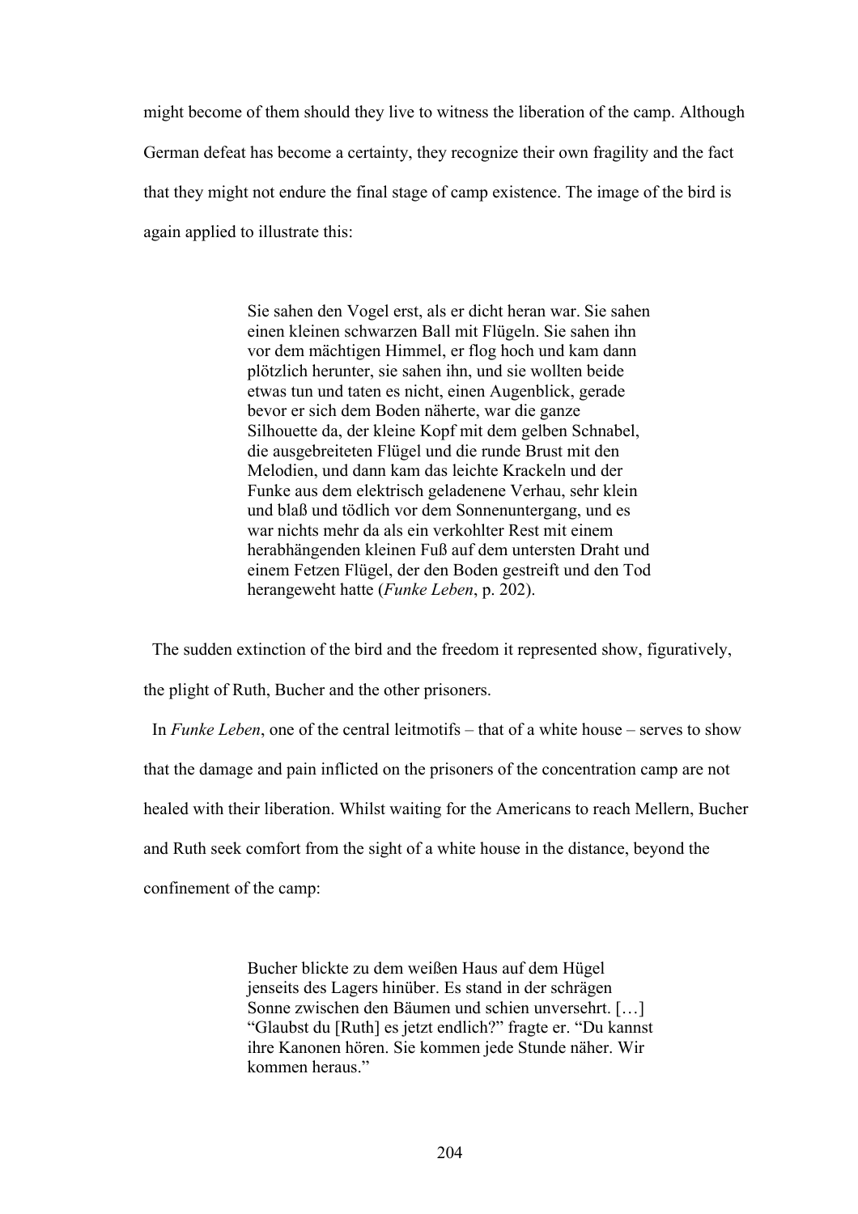might become of them should they live to witness the liberation of the camp. Although German defeat has become a certainty, they recognize their own fragility and the fact that they might not endure the final stage of camp existence. The image of the bird is again applied to illustrate this:

> Sie sahen den Vogel erst, als er dicht heran war. Sie sahen einen kleinen schwarzen Ball mit Flügeln. Sie sahen ihn vor dem mächtigen Himmel, er flog hoch und kam dann plötzlich herunter, sie sahen ihn, und sie wollten beide etwas tun und taten es nicht, einen Augenblick, gerade bevor er sich dem Boden näherte, war die ganze Silhouette da, der kleine Kopf mit dem gelben Schnabel, die ausgebreiteten Flügel und die runde Brust mit den Melodien, und dann kam das leichte Krackeln und der Funke aus dem elektrisch geladenene Verhau, sehr klein und blaß und tödlich vor dem Sonnenuntergang, und es war nichts mehr da als ein verkohlter Rest mit einem herabhängenden kleinen Fuß auf dem untersten Draht und einem Fetzen Flügel, der den Boden gestreift und den Tod herangeweht hatte (*Funke Leben*, p. 202).

The sudden extinction of the bird and the freedom it represented show, figuratively, the plight of Ruth, Bucher and the other prisoners.

In *Funke Leben*, one of the central leitmotifs – that of a white house – serves to show that the damage and pain inflicted on the prisoners of the concentration camp are not healed with their liberation. Whilst waiting for the Americans to reach Mellern, Bucher and Ruth seek comfort from the sight of a white house in the distance, beyond the confinement of the camp:

> Bucher blickte zu dem weißen Haus auf dem Hügel jenseits des Lagers hinüber. Es stand in der schrägen Sonne zwischen den Bäumen und schien unversehrt. […] "Glaubst du [Ruth] es jetzt endlich?" fragte er. "Du kannst ihre Kanonen hören. Sie kommen jede Stunde näher. Wir kommen heraus."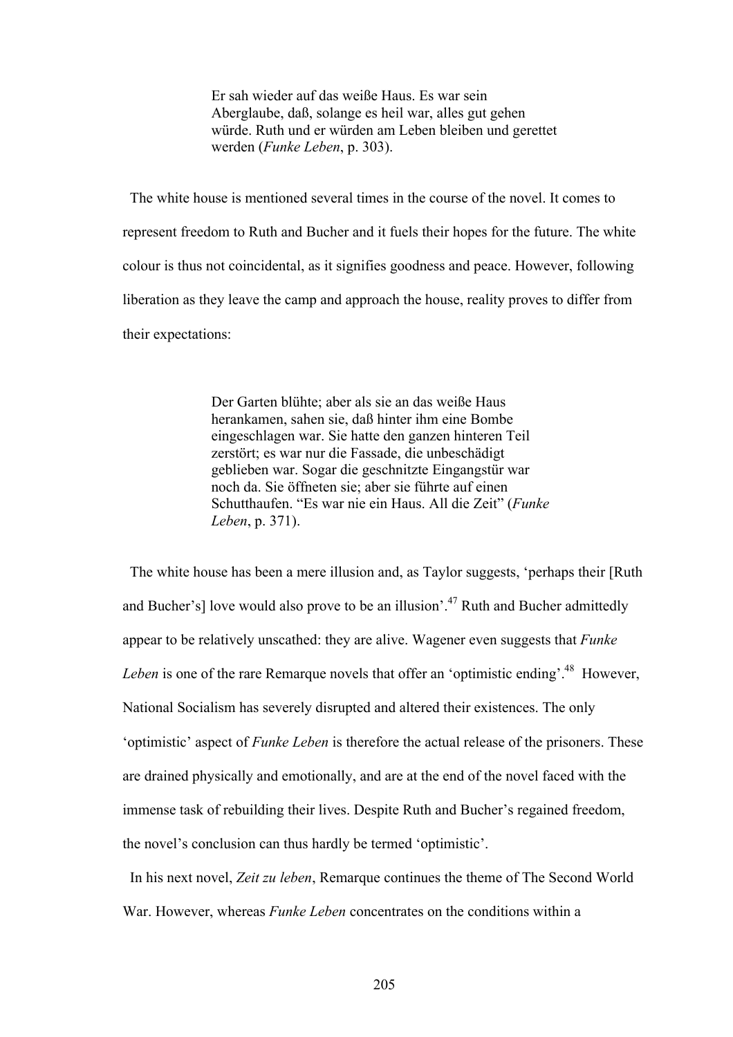> Er sah wieder auf das weiße Haus. Es war sein Aberglaube, daß, solange es heil war, alles gut gehen würde. Ruth und er würden am Leben bleiben und gerettet werden (*Funke Leben*, p. 303).

The white house is mentioned several times in the course of the novel. It comes to represent freedom to Ruth and Bucher and it fuels their hopes for the future. The white colour is thus not coincidental, as it signifies goodness and peace. However, following liberation as they leave the camp and approach the house, reality proves to differ from their expectations:

> Der Garten blühte; aber als sie an das weiße Haus herankamen, sahen sie, daß hinter ihm eine Bombe eingeschlagen war. Sie hatte den ganzen hinteren Teil zerstört; es war nur die Fassade, die unbeschädigt geblieben war. Sogar die geschnitzte Eingangstür war noch da. Sie öffneten sie; aber sie führte auf einen Schutthaufen. "Es war nie ein Haus. All die Zeit" (*Funke Leben*, p. 371).

The white house has been a mere illusion and, as Taylor suggests, 'perhaps their [Ruth and Bucher's] love would also prove to be an illusion'.[47] Ruth and Bucher admittedly appear to be relatively unscathed: they are alive. Wagener even suggests that *Funke Leben* is one of the rare Remarque novels that offer an 'optimistic ending'.[48] However, National Socialism has severely disrupted and altered their existences. The only 'optimistic' aspect of *Funke Leben* is therefore the actual release of the prisoners. These are drained physically and emotionally, and are at the end of the novel faced with the immense task of rebuilding their lives. Despite Ruth and Bucher's regained freedom, the novel's conclusion can thus hardly be termed 'optimistic'.

In his next novel, *Zeit zu leben*, Remarque continues the theme of The Second World War. However, whereas *Funke Leben* concentrates on the conditions within a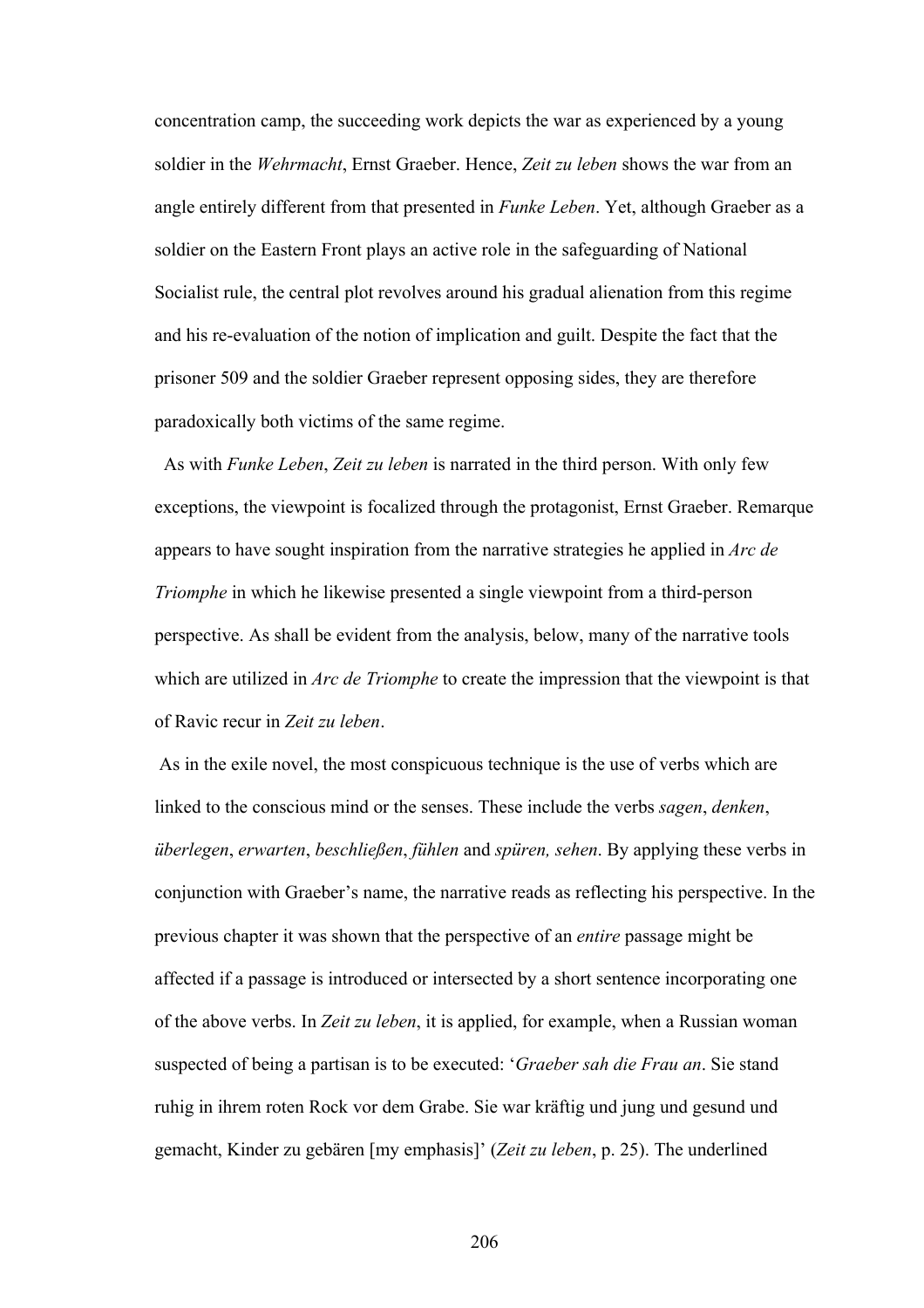concentration camp, the succeeding work depicts the war as experienced by a young soldier in the *Wehrmacht*, Ernst Graeber. Hence, *Zeit zu leben* shows the war from an angle entirely different from that presented in *Funke Leben*. Yet, although Graeber as a soldier on the Eastern Front plays an active role in the safeguarding of National Socialist rule, the central plot revolves around his gradual alienation from this regime and his re-evaluation of the notion of implication and guilt. Despite the fact that the prisoner 509 and the soldier Graeber represent opposing sides, they are therefore paradoxically both victims of the same regime.

As with *Funke Leben*, *Zeit zu leben* is narrated in the third person. With only few exceptions, the viewpoint is focalized through the protagonist, Ernst Graeber. Remarque appears to have sought inspiration from the narrative strategies he applied in *Arc de Triomphe* in which he likewise presented a single viewpoint from a third-person perspective. As shall be evident from the analysis, below, many of the narrative tools which are utilized in *Arc de Triomphe* to create the impression that the viewpoint is that of Ravic recur in *Zeit zu leben*.

As in the exile novel, the most conspicuous technique is the use of verbs which are linked to the conscious mind or the senses. These include the verbs *sagen*, *denken*, *überlegen*, *erwarten*, *beschließen*, *fühlen* and *spüren, sehen*. By applying these verbs in conjunction with Graeber's name, the narrative reads as reflecting his perspective. In the previous chapter it was shown that the perspective of an *entire* passage might be affected if a passage is introduced or intersected by a short sentence incorporating one of the above verbs. In *Zeit zu leben*, it is applied, for example, when a Russian woman suspected of being a partisan is to be executed: '*Graeber sah die Frau an*. Sie stand ruhig in ihrem roten Rock vor dem Grabe. Sie war kräftig und jung und gesund und gemacht, Kinder zu gebären [my emphasis]' (*Zeit zu leben*, p. 25). The underlined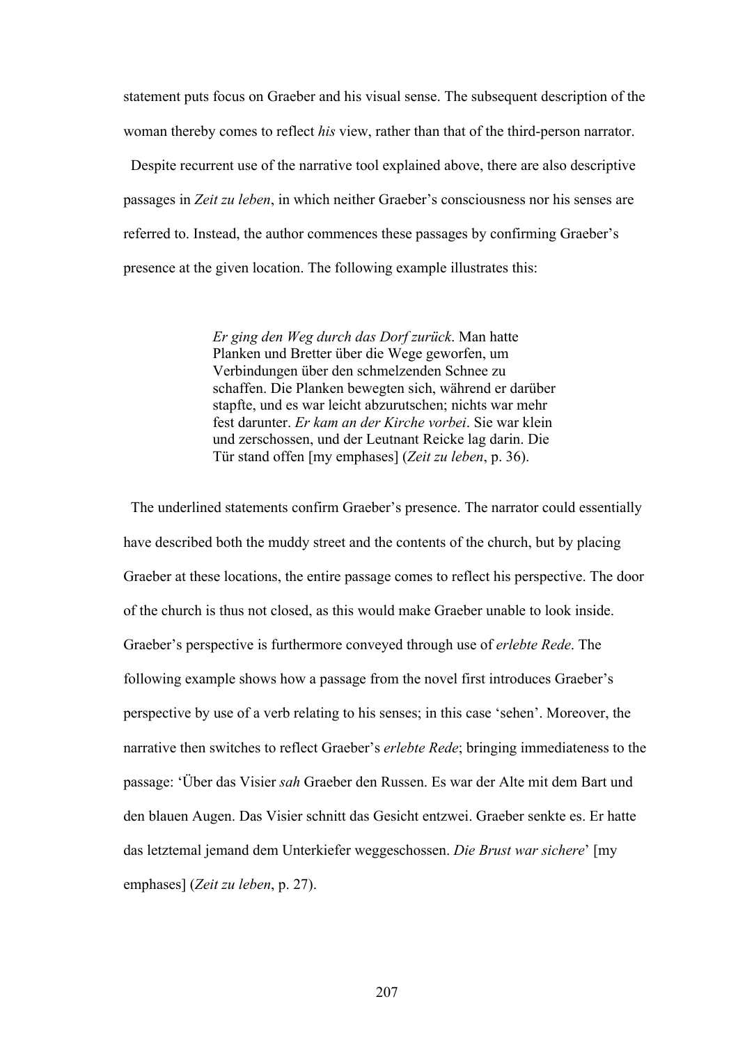statement puts focus on Graeber and his visual sense. The subsequent description of the woman thereby comes to reflect *his* view, rather than that of the third-person narrator.

Despite recurrent use of the narrative tool explained above, there are also descriptive passages in *Zeit zu leben*, in which neither Graeber's consciousness nor his senses are referred to. Instead, the author commences these passages by confirming Graeber's presence at the given location. The following example illustrates this:

> *Er ging den Weg durch das Dorf zurück*. Man hatte Planken und Bretter über die Wege geworfen, um Verbindungen über den schmelzenden Schnee zu schaffen. Die Planken bewegten sich, während er darüber stapfte, und es war leicht abzurutschen; nichts war mehr fest darunter. *Er kam an der Kirche vorbei*. Sie war klein und zerschossen, und der Leutnant Reicke lag darin. Die Tür stand offen [my emphases] (*Zeit zu leben*, p. 36).

The underlined statements confirm Graeber's presence. The narrator could essentially have described both the muddy street and the contents of the church, but by placing Graeber at these locations, the entire passage comes to reflect his perspective. The door of the church is thus not closed, as this would make Graeber unable to look inside. Graeber's perspective is furthermore conveyed through use of *erlebte Rede*. The following example shows how a passage from the novel first introduces Graeber's perspective by use of a verb relating to his senses; in this case 'sehen'. Moreover, the narrative then switches to reflect Graeber's *erlebte Rede*; bringing immediateness to the passage: 'Über das Visier *sah* Graeber den Russen. Es war der Alte mit dem Bart und den blauen Augen. Das Visier schnitt das Gesicht entzwei. Graeber senkte es. Er hatte das letztemal jemand dem Unterkiefer weggeschossen. *Die Brust war sichere*' [my emphases] (*Zeit zu leben*, p. 27).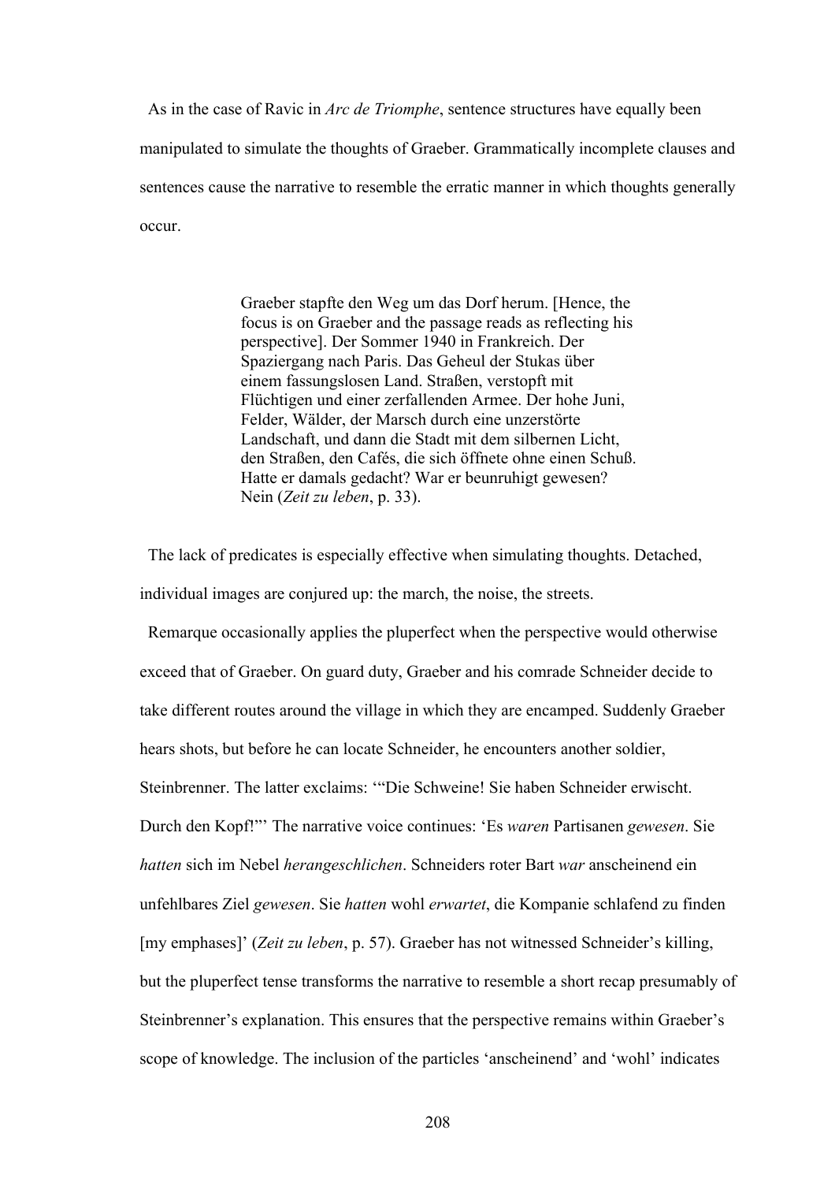As in the case of Ravic in *Arc de Triomphe*, sentence structures have equally been manipulated to simulate the thoughts of Graeber. Grammatically incomplete clauses and sentences cause the narrative to resemble the erratic manner in which thoughts generally occur.

> Graeber stapfte den Weg um das Dorf herum. [Hence, the focus is on Graeber and the passage reads as reflecting his perspective]. Der Sommer 1940 in Frankreich. Der Spaziergang nach Paris. Das Geheul der Stukas über einem fassungslosen Land. Straßen, verstopft mit Flüchtigen und einer zerfallenden Armee. Der hohe Juni, Felder, Wälder, der Marsch durch eine unzerstörte Landschaft, und dann die Stadt mit dem silbernen Licht, den Straßen, den Cafés, die sich öffnete ohne einen Schuß. Hatte er damals gedacht? War er beunruhigt gewesen? Nein (*Zeit zu leben*, p. 33).

The lack of predicates is especially effective when simulating thoughts. Detached, individual images are conjured up: the march, the noise, the streets.

Remarque occasionally applies the pluperfect when the perspective would otherwise exceed that of Graeber. On guard duty, Graeber and his comrade Schneider decide to take different routes around the village in which they are encamped. Suddenly Graeber hears shots, but before he can locate Schneider, he encounters another soldier, Steinbrenner. The latter exclaims: '"Die Schweine! Sie haben Schneider erwischt. Durch den Kopf!"' The narrative voice continues: 'Es *waren* Partisanen *gewesen*. Sie *hatten* sich im Nebel *herangeschlichen*. Schneiders roter Bart *war* anscheinend ein unfehlbares Ziel *gewesen*. Sie *hatten* wohl *erwartet*, die Kompanie schlafend zu finden [my emphases]' (*Zeit zu leben*, p. 57). Graeber has not witnessed Schneider's killing, but the pluperfect tense transforms the narrative to resemble a short recap presumably of Steinbrenner's explanation. This ensures that the perspective remains within Graeber's scope of knowledge. The inclusion of the particles 'anscheinend' and 'wohl' indicates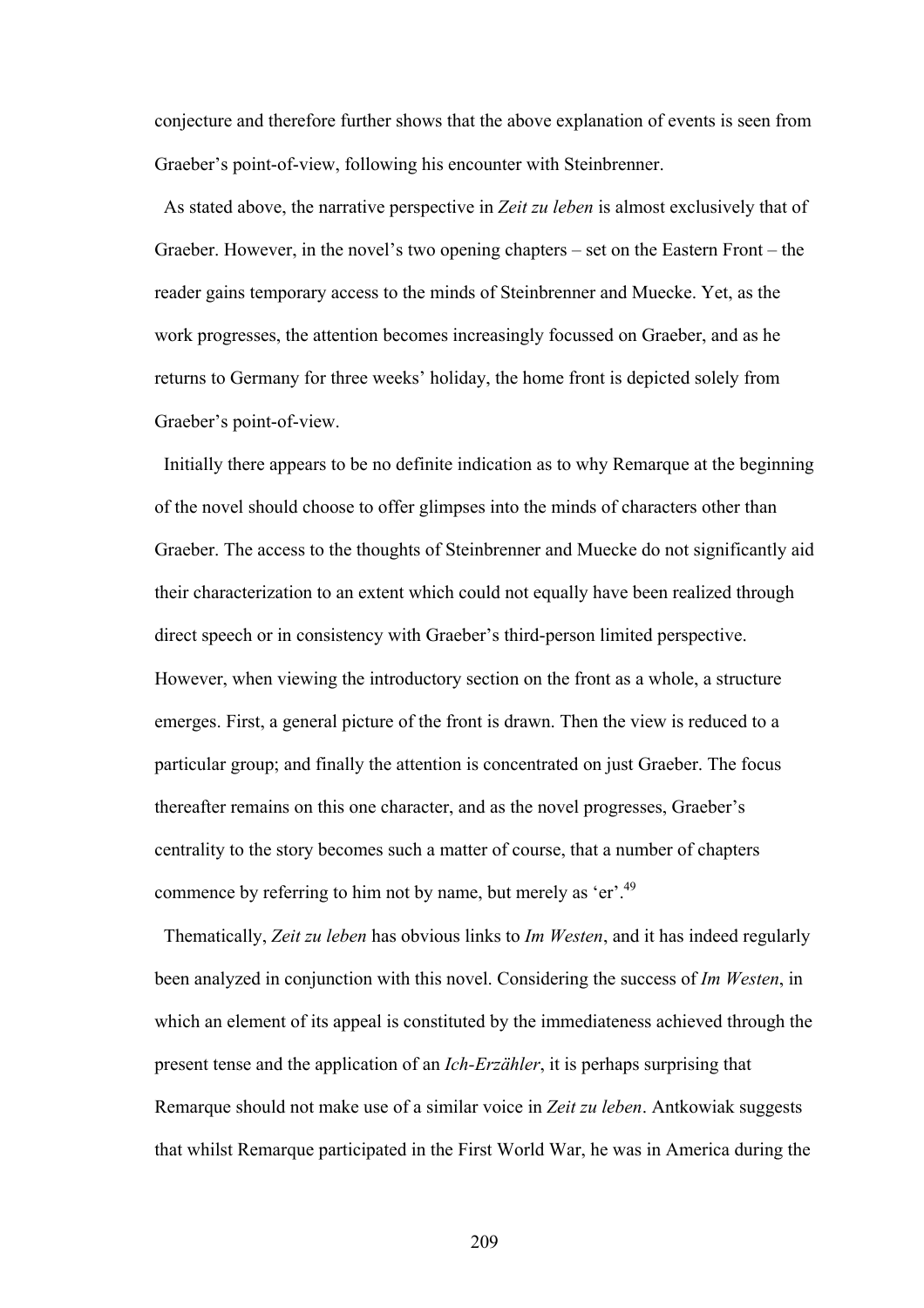conjecture and therefore further shows that the above explanation of events is seen from Graeber's point-of-view, following his encounter with Steinbrenner.

As stated above, the narrative perspective in *Zeit zu leben* is almost exclusively that of Graeber. However, in the novel's two opening chapters – set on the Eastern Front – the reader gains temporary access to the minds of Steinbrenner and Muecke. Yet, as the work progresses, the attention becomes increasingly focussed on Graeber, and as he returns to Germany for three weeks' holiday, the home front is depicted solely from Graeber's point-of-view.

Initially there appears to be no definite indication as to why Remarque at the beginning of the novel should choose to offer glimpses into the minds of characters other than Graeber. The access to the thoughts of Steinbrenner and Muecke do not significantly aid their characterization to an extent which could not equally have been realized through direct speech or in consistency with Graeber's third-person limited perspective. However, when viewing the introductory section on the front as a whole, a structure emerges. First, a general picture of the front is drawn. Then the view is reduced to a particular group; and finally the attention is concentrated on just Graeber. The focus thereafter remains on this one character, and as the novel progresses, Graeber's centrality to the story becomes such a matter of course, that a number of chapters commence by referring to him not by name, but merely as 'er'.[49]

Thematically, *Zeit zu leben* has obvious links to *Im Westen*, and it has indeed regularly been analyzed in conjunction with this novel. Considering the success of *Im Westen*, in which an element of its appeal is constituted by the immediateness achieved through the present tense and the application of an *Ich-Erzähler*, it is perhaps surprising that Remarque should not make use of a similar voice in *Zeit zu leben*. Antkowiak suggests that whilst Remarque participated in the First World War, he was in America during the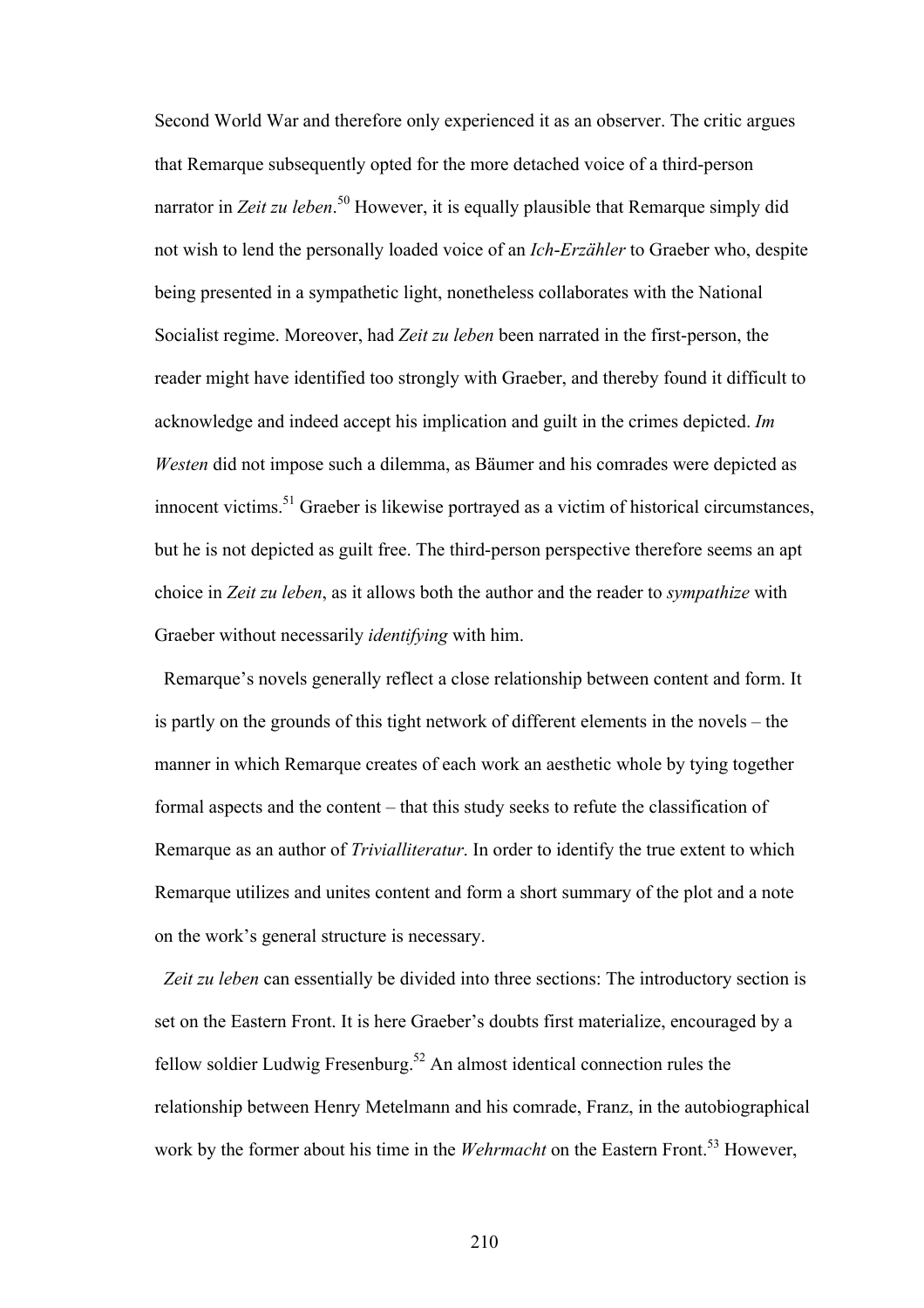Second World War and therefore only experienced it as an observer. The critic argues that Remarque subsequently opted for the more detached voice of a third-person narrator in *Zeit zu leben*.[50] However, it is equally plausible that Remarque simply did not wish to lend the personally loaded voice of an *Ich-Erzähler* to Graeber who, despite being presented in a sympathetic light, nonetheless collaborates with the National Socialist regime. Moreover, had *Zeit zu leben* been narrated in the first-person, the reader might have identified too strongly with Graeber, and thereby found it difficult to acknowledge and indeed accept his implication and guilt in the crimes depicted. *Im Westen* did not impose such a dilemma, as Bäumer and his comrades were depicted as innocent victims.[51] Graeber is likewise portrayed as a victim of historical circumstances, but he is not depicted as guilt free. The third-person perspective therefore seems an apt choice in *Zeit zu leben*, as it allows both the author and the reader to *sympathize* with Graeber without necessarily *identifying* with him.

Remarque's novels generally reflect a close relationship between content and form. It is partly on the grounds of this tight network of different elements in the novels – the manner in which Remarque creates of each work an aesthetic whole by tying together formal aspects and the content – that this study seeks to refute the classification of Remarque as an author of *Trivialliteratur*. In order to identify the true extent to which Remarque utilizes and unites content and form a short summary of the plot and a note on the work's general structure is necessary.

*Zeit zu leben* can essentially be divided into three sections: The introductory section is set on the Eastern Front. It is here Graeber's doubts first materialize, encouraged by a fellow soldier Ludwig Fresenburg.[52] An almost identical connection rules the relationship between Henry Metelmann and his comrade, Franz, in the autobiographical work by the former about his time in the *Wehrmacht* on the Eastern Front.[53] However,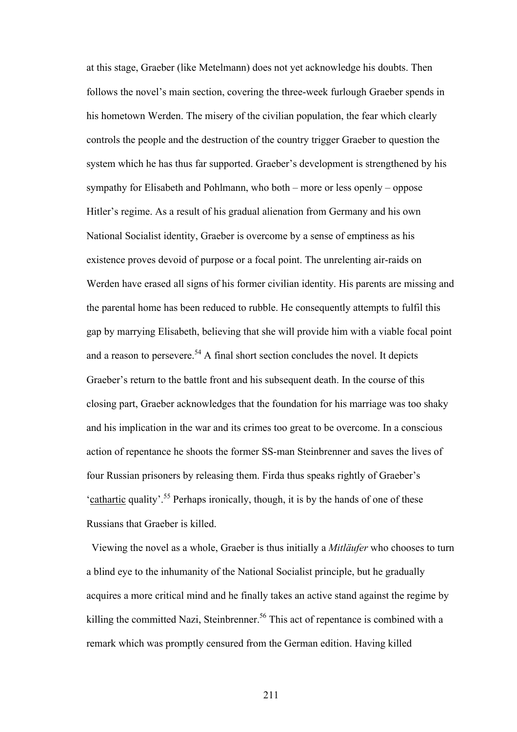at this stage, Graeber (like Metelmann) does not yet acknowledge his doubts. Then follows the novel's main section, covering the three-week furlough Graeber spends in his hometown Werden. The misery of the civilian population, the fear which clearly controls the people and the destruction of the country trigger Graeber to question the system which he has thus far supported. Graeber's development is strengthened by his sympathy for Elisabeth and Pohlmann, who both – more or less openly – oppose Hitler's regime. As a result of his gradual alienation from Germany and his own National Socialist identity, Graeber is overcome by a sense of emptiness as his existence proves devoid of purpose or a focal point. The unrelenting air-raids on Werden have erased all signs of his former civilian identity. His parents are missing and the parental home has been reduced to rubble. He consequently attempts to fulfil this gap by marrying Elisabeth, believing that she will provide him with a viable focal point and a reason to persevere.[54] A final short section concludes the novel. It depicts Graeber's return to the battle front and his subsequent death. In the course of this closing part, Graeber acknowledges that the foundation for his marriage was too shaky and his implication in the war and its crimes too great to be overcome. In a conscious action of repentance he shoots the former SS-man Steinbrenner and saves the lives of four Russian prisoners by releasing them. Firda thus speaks rightly of Graeber's 'cathartic quality'.[55] Perhaps ironically, though, it is by the hands of one of these Russians that Graeber is killed.

Viewing the novel as a whole, Graeber is thus initially a *Mitläufer* who chooses to turn a blind eye to the inhumanity of the National Socialist principle, but he gradually acquires a more critical mind and he finally takes an active stand against the regime by killing the committed Nazi, Steinbrenner.[56] This act of repentance is combined with a remark which was promptly censured from the German edition. Having killed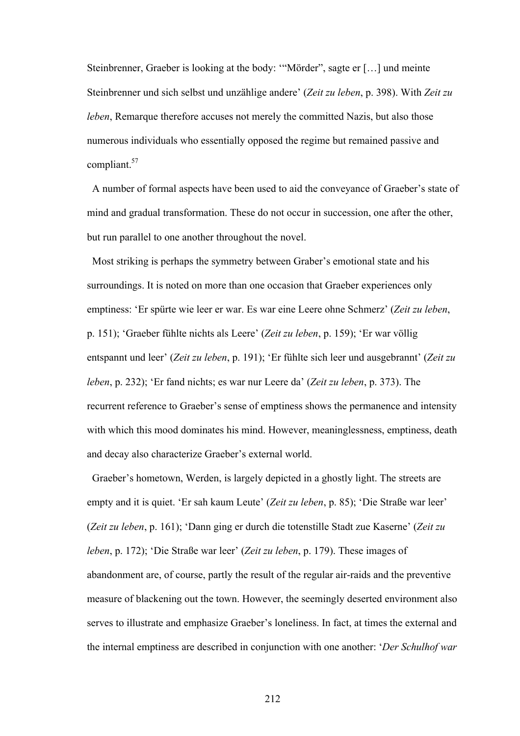Steinbrenner, Graeber is looking at the body: '"Mörder", sagte er […] und meinte Steinbrenner und sich selbst und unzählige andere' (*Zeit zu leben*, p. 398). With *Zeit zu leben*, Remarque therefore accuses not merely the committed Nazis, but also those numerous individuals who essentially opposed the regime but remained passive and compliant.[57]

A number of formal aspects have been used to aid the conveyance of Graeber's state of mind and gradual transformation. These do not occur in succession, one after the other, but run parallel to one another throughout the novel.

Most striking is perhaps the symmetry between Graber's emotional state and his surroundings. It is noted on more than one occasion that Graeber experiences only emptiness: 'Er spürte wie leer er war. Es war eine Leere ohne Schmerz' (*Zeit zu leben*, p. 151); 'Graeber fühlte nichts als Leere' (*Zeit zu leben*, p. 159); 'Er war völlig entspannt und leer' (*Zeit zu leben*, p. 191); 'Er fühlte sich leer und ausgebrannt' (*Zeit zu leben*, p. 232); 'Er fand nichts; es war nur Leere da' (*Zeit zu leben*, p. 373). The recurrent reference to Graeber's sense of emptiness shows the permanence and intensity with which this mood dominates his mind. However, meaninglessness, emptiness, death and decay also characterize Graeber's external world.

Graeber's hometown, Werden, is largely depicted in a ghostly light. The streets are empty and it is quiet. 'Er sah kaum Leute' (*Zeit zu leben*, p. 85); 'Die Straße war leer' (*Zeit zu leben*, p. 161); 'Dann ging er durch die totenstille Stadt zue Kaserne' (*Zeit zu leben*, p. 172); 'Die Straße war leer' (*Zeit zu leben*, p. 179). These images of abandonment are, of course, partly the result of the regular air-raids and the preventive measure of blackening out the town. However, the seemingly deserted environment also serves to illustrate and emphasize Graeber's loneliness. In fact, at times the external and the internal emptiness are described in conjunction with one another: '*Der Schulhof war*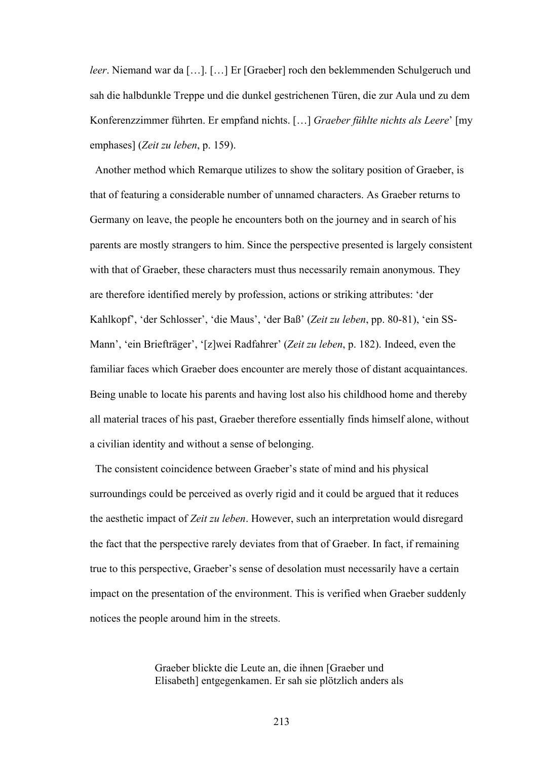*leer*. Niemand war da […]. […] Er [Graeber] roch den beklemmenden Schulgeruch und sah die halbdunkle Treppe und die dunkel gestrichenen Türen, die zur Aula und zu dem Konferenzzimmer führten. Er empfand nichts. […] *Graeber fühlte nichts als Leere*' [my emphases] (*Zeit zu leben*, p. 159).

Another method which Remarque utilizes to show the solitary position of Graeber, is that of featuring a considerable number of unnamed characters. As Graeber returns to Germany on leave, the people he encounters both on the journey and in search of his parents are mostly strangers to him. Since the perspective presented is largely consistent with that of Graeber, these characters must thus necessarily remain anonymous. They are therefore identified merely by profession, actions or striking attributes: 'der Kahlkopf', 'der Schlosser', 'die Maus', 'der Baß' (*Zeit zu leben*, pp. 80-81), 'ein SS-Mann', 'ein Briefträger', '[z]wei Radfahrer' (*Zeit zu leben*, p. 182). Indeed, even the familiar faces which Graeber does encounter are merely those of distant acquaintances. Being unable to locate his parents and having lost also his childhood home and thereby all material traces of his past, Graeber therefore essentially finds himself alone, without a civilian identity and without a sense of belonging.

The consistent coincidence between Graeber's state of mind and his physical surroundings could be perceived as overly rigid and it could be argued that it reduces the aesthetic impact of *Zeit zu leben*. However, such an interpretation would disregard the fact that the perspective rarely deviates from that of Graeber. In fact, if remaining true to this perspective, Graeber's sense of desolation must necessarily have a certain impact on the presentation of the environment. This is verified when Graeber suddenly notices the people around him in the streets.

> Graeber blickte die Leute an, die ihnen [Graeber und Elisabeth] entgegenkamen. Er sah sie plötzlich anders als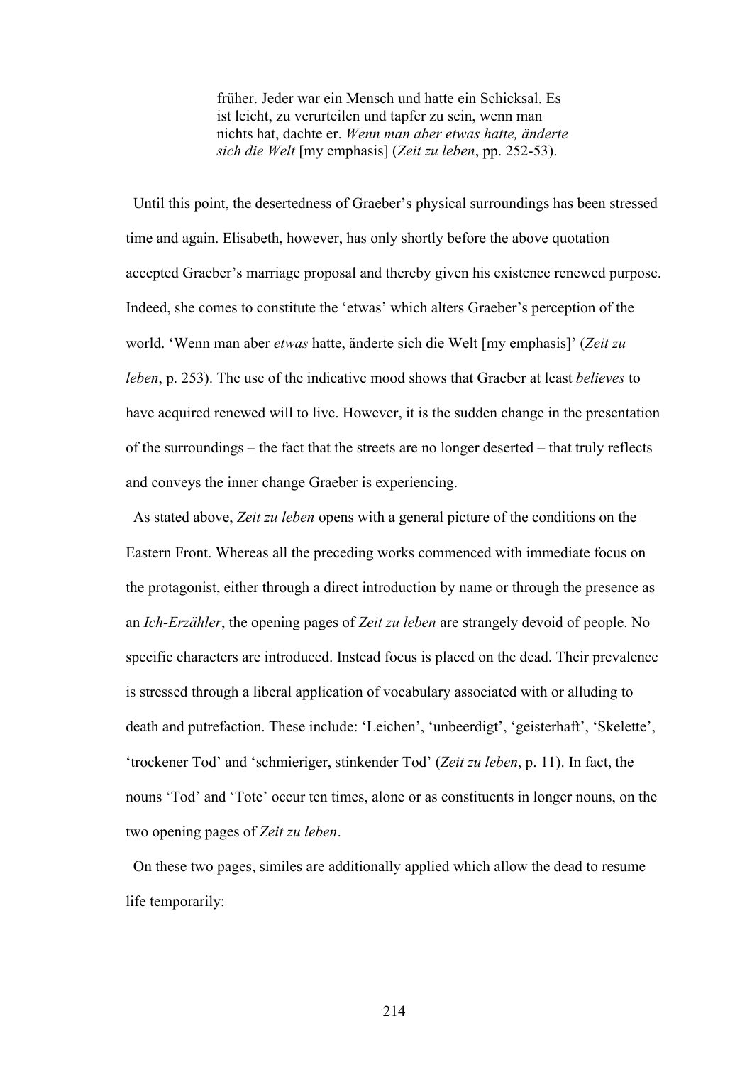> früher. Jeder war ein Mensch und hatte ein Schicksal. Es ist leicht, zu verurteilen und tapfer zu sein, wenn man nichts hat, dachte er. *Wenn man aber etwas hatte, änderte sich die Welt* [my emphasis] (*Zeit zu leben*, pp. 252-53).

Until this point, the desertedness of Graeber's physical surroundings has been stressed time and again. Elisabeth, however, has only shortly before the above quotation accepted Graeber's marriage proposal and thereby given his existence renewed purpose. Indeed, she comes to constitute the 'etwas' which alters Graeber's perception of the world. 'Wenn man aber *etwas* hatte, änderte sich die Welt [my emphasis]' (*Zeit zu leben*, p. 253). The use of the indicative mood shows that Graeber at least *believes* to have acquired renewed will to live. However, it is the sudden change in the presentation of the surroundings – the fact that the streets are no longer deserted – that truly reflects and conveys the inner change Graeber is experiencing.

As stated above, *Zeit zu leben* opens with a general picture of the conditions on the Eastern Front. Whereas all the preceding works commenced with immediate focus on the protagonist, either through a direct introduction by name or through the presence as an *Ich-Erzähler*, the opening pages of *Zeit zu leben* are strangely devoid of people. No specific characters are introduced. Instead focus is placed on the dead. Their prevalence is stressed through a liberal application of vocabulary associated with or alluding to death and putrefaction. These include: 'Leichen', 'unbeerdigt', 'geisterhaft', 'Skelette', 'trockener Tod' and 'schmieriger, stinkender Tod' (*Zeit zu leben*, p. 11). In fact, the nouns 'Tod' and 'Tote' occur ten times, alone or as constituents in longer nouns, on the two opening pages of *Zeit zu leben*.

On these two pages, similes are additionally applied which allow the dead to resume life temporarily: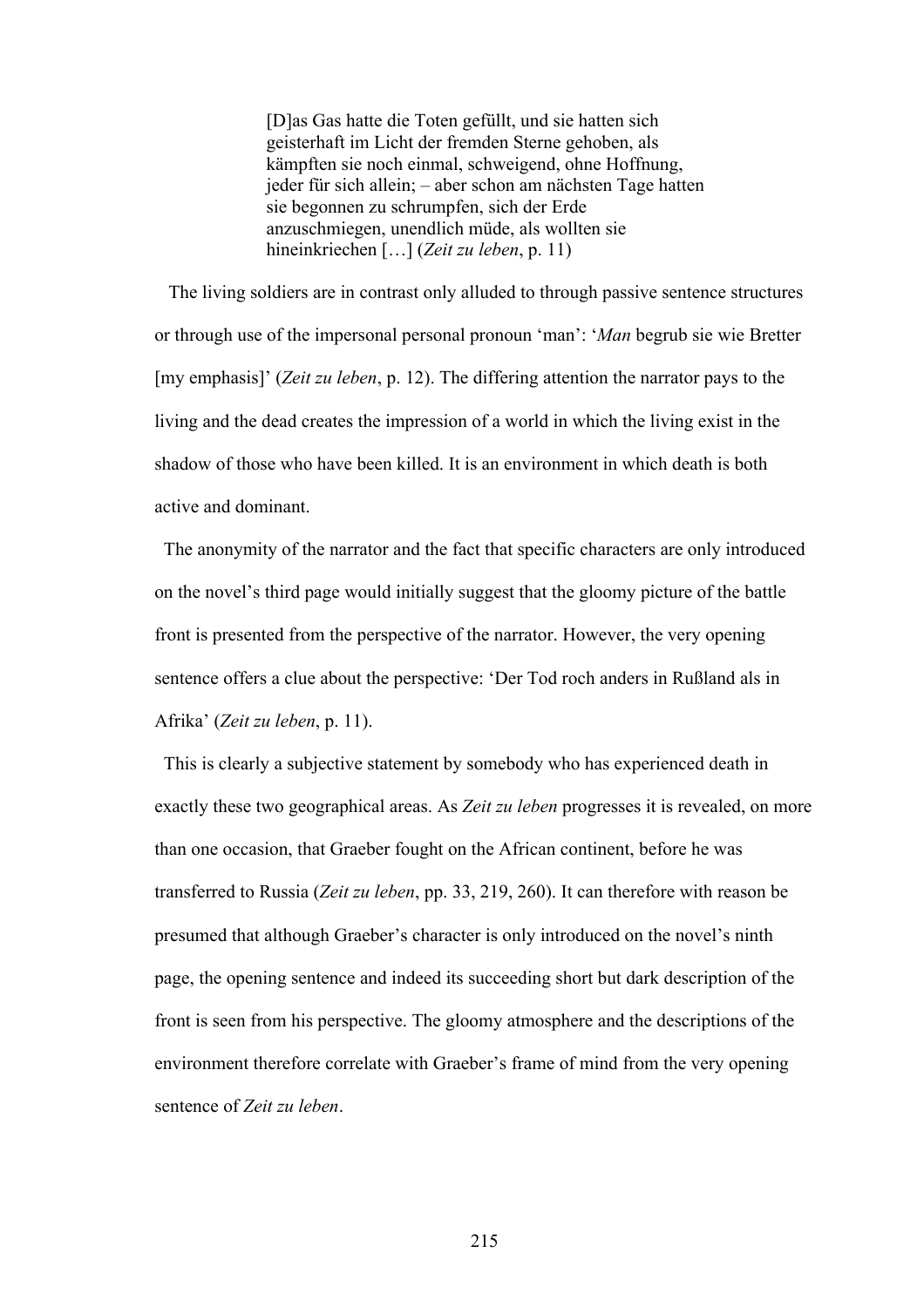> [D]as Gas hatte die Toten gefüllt, und sie hatten sich geisterhaft im Licht der fremden Sterne gehoben, als kämpften sie noch einmal, schweigend, ohne Hoffnung, jeder für sich allein; – aber schon am nächsten Tage hatten sie begonnen zu schrumpfen, sich der Erde anzuschmiegen, unendlich müde, als wollten sie hineinkriechen […] (*Zeit zu leben*, p. 11)

The living soldiers are in contrast only alluded to through passive sentence structures or through use of the impersonal personal pronoun 'man': '*Man* begrub sie wie Bretter [my emphasis]' (*Zeit zu leben*, p. 12). The differing attention the narrator pays to the living and the dead creates the impression of a world in which the living exist in the shadow of those who have been killed. It is an environment in which death is both active and dominant.

The anonymity of the narrator and the fact that specific characters are only introduced on the novel's third page would initially suggest that the gloomy picture of the battle front is presented from the perspective of the narrator. However, the very opening sentence offers a clue about the perspective: 'Der Tod roch anders in Rußland als in Afrika' (*Zeit zu leben*, p. 11).

This is clearly a subjective statement by somebody who has experienced death in exactly these two geographical areas. As *Zeit zu leben* progresses it is revealed, on more than one occasion, that Graeber fought on the African continent, before he was transferred to Russia (*Zeit zu leben*, pp. 33, 219, 260). It can therefore with reason be presumed that although Graeber's character is only introduced on the novel's ninth page, the opening sentence and indeed its succeeding short but dark description of the front is seen from his perspective. The gloomy atmosphere and the descriptions of the environment therefore correlate with Graeber's frame of mind from the very opening sentence of *Zeit zu leben*.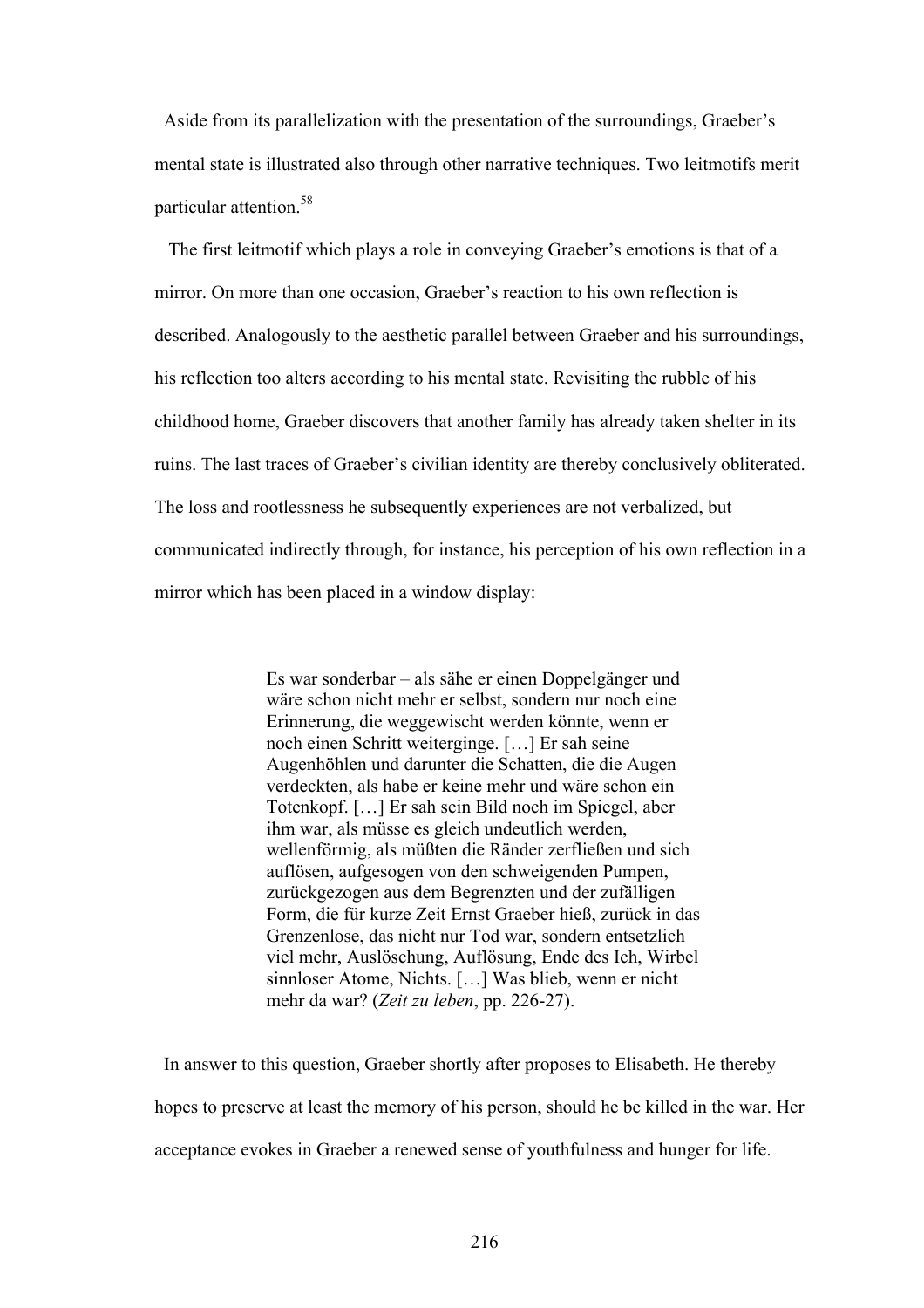Aside from its parallelization with the presentation of the surroundings, Graeber's mental state is illustrated also through other narrative techniques. Two leitmotifs merit particular attention.[58]

The first leitmotif which plays a role in conveying Graeber's emotions is that of a mirror. On more than one occasion, Graeber's reaction to his own reflection is described. Analogously to the aesthetic parallel between Graeber and his surroundings, his reflection too alters according to his mental state. Revisiting the rubble of his childhood home, Graeber discovers that another family has already taken shelter in its ruins. The last traces of Graeber's civilian identity are thereby conclusively obliterated. The loss and rootlessness he subsequently experiences are not verbalized, but communicated indirectly through, for instance, his perception of his own reflection in a mirror which has been placed in a window display:

> Es war sonderbar – als sähe er einen Doppelgänger und wäre schon nicht mehr er selbst, sondern nur noch eine Erinnerung, die weggewischt werden könnte, wenn er noch einen Schritt weiterginge. […] Er sah seine Augenhöhlen und darunter die Schatten, die die Augen verdeckten, als habe er keine mehr und wäre schon ein Totenkopf. […] Er sah sein Bild noch im Spiegel, aber ihm war, als müsse es gleich undeutlich werden, wellenförmig, als müßten die Ränder zerfließen und sich auflösen, aufgesogen von den schweigenden Pumpen, zurückgezogen aus dem Begrenzten und der zufälligen Form, die für kurze Zeit Ernst Graeber hieß, zurück in das Grenzenlose, das nicht nur Tod war, sondern entsetzlich viel mehr, Auslöschung, Auflösung, Ende des Ich, Wirbel sinnloser Atome, Nichts. […] Was blieb, wenn er nicht mehr da war? (*Zeit zu leben*, pp. 226-27).

In answer to this question, Graeber shortly after proposes to Elisabeth. He thereby hopes to preserve at least the memory of his person, should he be killed in the war. Her acceptance evokes in Graeber a renewed sense of youthfulness and hunger for life.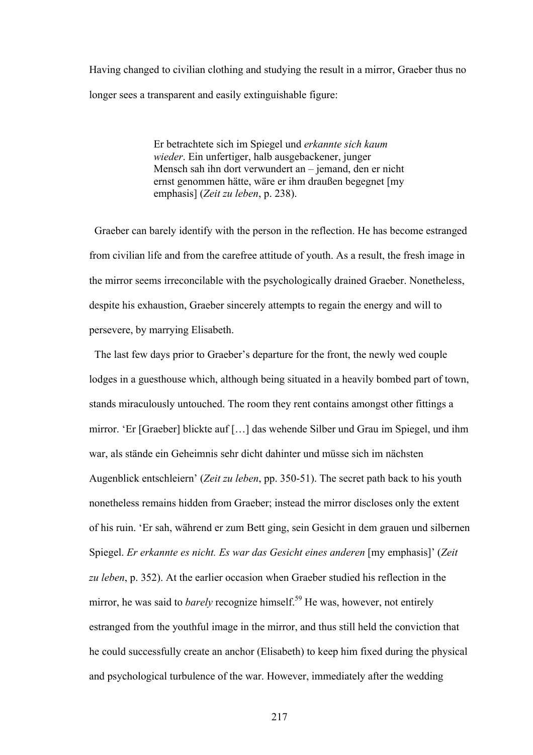Having changed to civilian clothing and studying the result in a mirror, Graeber thus no longer sees a transparent and easily extinguishable figure:

> Er betrachtete sich im Spiegel und *erkannte sich kaum wieder*. Ein unfertiger, halb ausgebackener, junger Mensch sah ihn dort verwundert an – jemand, den er nicht ernst genommen hätte, wäre er ihm draußen begegnet [my emphasis] (*Zeit zu leben*, p. 238).

Graeber can barely identify with the person in the reflection. He has become estranged from civilian life and from the carefree attitude of youth. As a result, the fresh image in the mirror seems irreconcilable with the psychologically drained Graeber. Nonetheless, despite his exhaustion, Graeber sincerely attempts to regain the energy and will to persevere, by marrying Elisabeth.

The last few days prior to Graeber's departure for the front, the newly wed couple lodges in a guesthouse which, although being situated in a heavily bombed part of town, stands miraculously untouched. The room they rent contains amongst other fittings a mirror. 'Er [Graeber] blickte auf […] das wehende Silber und Grau im Spiegel, und ihm war, als stände ein Geheimnis sehr dicht dahinter und müsse sich im nächsten Augenblick entschleiern' (*Zeit zu leben*, pp. 350-51). The secret path back to his youth nonetheless remains hidden from Graeber; instead the mirror discloses only the extent of his ruin. 'Er sah, während er zum Bett ging, sein Gesicht in dem grauen und silbernen Spiegel. *Er erkannte es nicht. Es war das Gesicht eines anderen* [my emphasis]' (*Zeit zu leben*, p. 352). At the earlier occasion when Graeber studied his reflection in the mirror, he was said to *barely* recognize himself.[59] He was, however, not entirely estranged from the youthful image in the mirror, and thus still held the conviction that he could successfully create an anchor (Elisabeth) to keep him fixed during the physical and psychological turbulence of the war. However, immediately after the wedding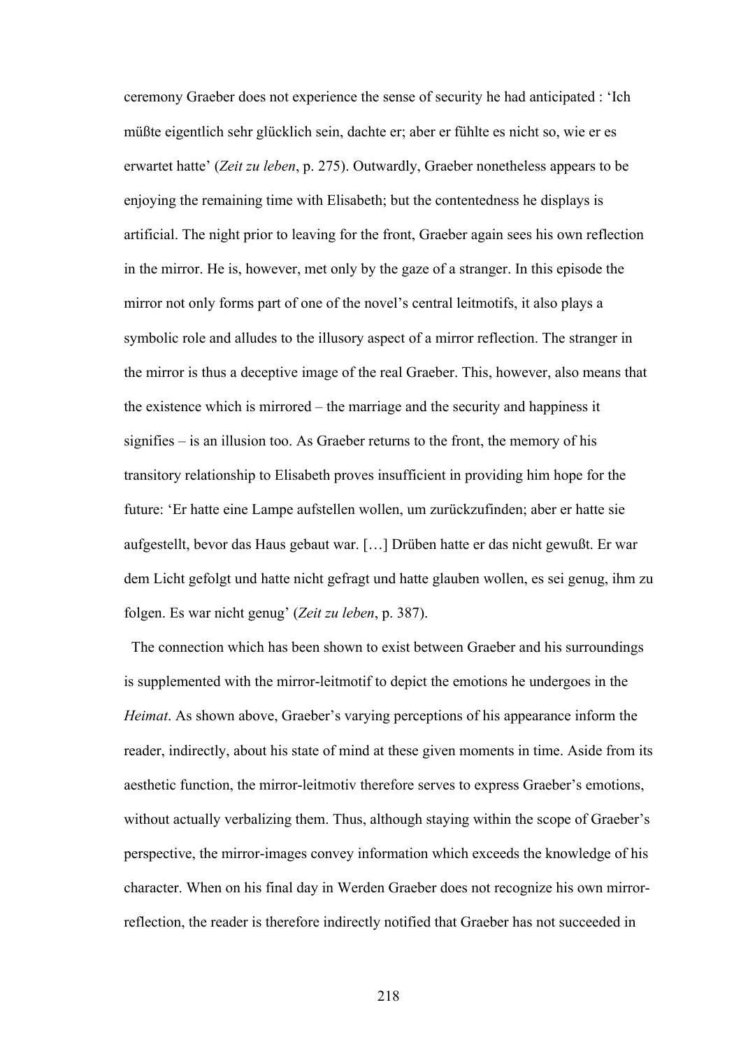ceremony Graeber does not experience the sense of security he had anticipated : 'Ich müßte eigentlich sehr glücklich sein, dachte er; aber er fühlte es nicht so, wie er es erwartet hatte' (*Zeit zu leben*, p. 275). Outwardly, Graeber nonetheless appears to be enjoying the remaining time with Elisabeth; but the contentedness he displays is artificial. The night prior to leaving for the front, Graeber again sees his own reflection in the mirror. He is, however, met only by the gaze of a stranger. In this episode the mirror not only forms part of one of the novel's central leitmotifs, it also plays a symbolic role and alludes to the illusory aspect of a mirror reflection. The stranger in the mirror is thus a deceptive image of the real Graeber. This, however, also means that the existence which is mirrored – the marriage and the security and happiness it signifies – is an illusion too. As Graeber returns to the front, the memory of his transitory relationship to Elisabeth proves insufficient in providing him hope for the future: 'Er hatte eine Lampe aufstellen wollen, um zurückzufinden; aber er hatte sie aufgestellt, bevor das Haus gebaut war. […] Drüben hatte er das nicht gewußt. Er war dem Licht gefolgt und hatte nicht gefragt und hatte glauben wollen, es sei genug, ihm zu folgen. Es war nicht genug' (*Zeit zu leben*, p. 387).

The connection which has been shown to exist between Graeber and his surroundings is supplemented with the mirror-leitmotif to depict the emotions he undergoes in the *Heimat*. As shown above, Graeber's varying perceptions of his appearance inform the reader, indirectly, about his state of mind at these given moments in time. Aside from its aesthetic function, the mirror-leitmotiv therefore serves to express Graeber's emotions, without actually verbalizing them. Thus, although staying within the scope of Graeber's perspective, the mirror-images convey information which exceeds the knowledge of his character. When on his final day in Werden Graeber does not recognize his own mirror-reflection, the reader is therefore indirectly notified that Graeber has not succeeded in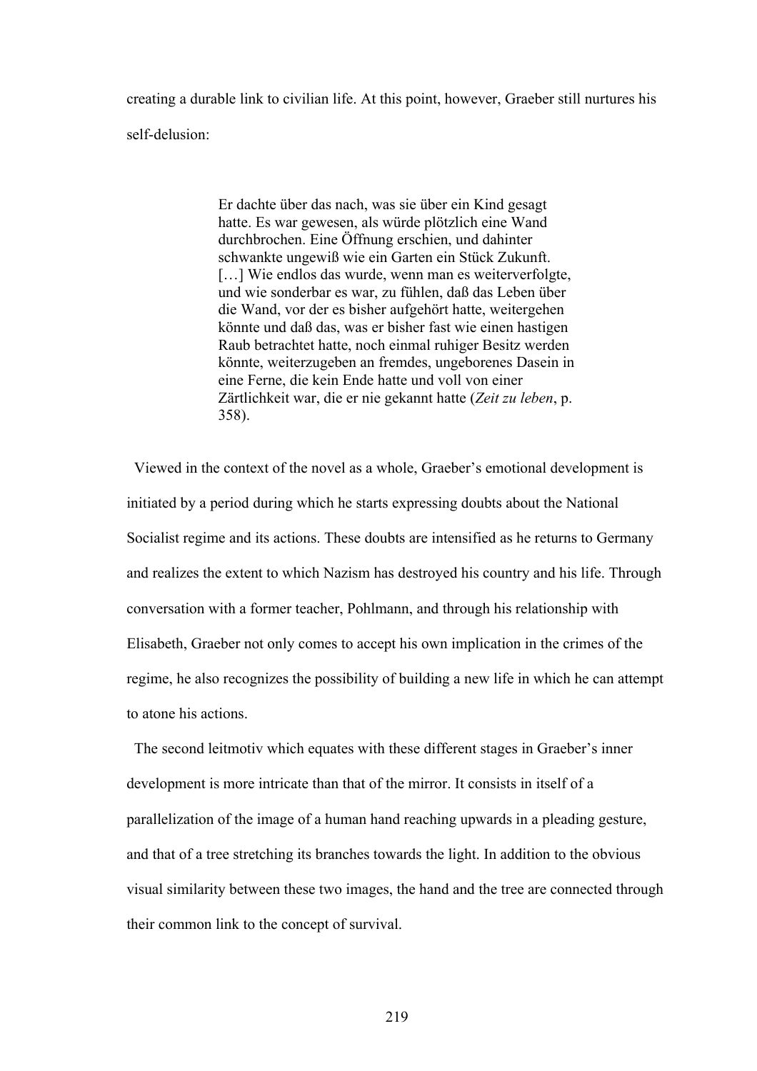creating a durable link to civilian life. At this point, however, Graeber still nurtures his self-delusion:

> Er dachte über das nach, was sie über ein Kind gesagt hatte. Es war gewesen, als würde plötzlich eine Wand durchbrochen. Eine Öffnung erschien, und dahinter schwankte ungewiß wie ein Garten ein Stück Zukunft. […] Wie endlos das wurde, wenn man es weiterverfolgte, und wie sonderbar es war, zu fühlen, daß das Leben über die Wand, vor der es bisher aufgehört hatte, weitergehen könnte und daß das, was er bisher fast wie einen hastigen Raub betrachtet hatte, noch einmal ruhiger Besitz werden könnte, weiterzugeben an fremdes, ungeborenes Dasein in eine Ferne, die kein Ende hatte und voll von einer Zärtlichkeit war, die er nie gekannt hatte (*Zeit zu leben*, p. 358).

Viewed in the context of the novel as a whole, Graeber's emotional development is initiated by a period during which he starts expressing doubts about the National Socialist regime and its actions. These doubts are intensified as he returns to Germany and realizes the extent to which Nazism has destroyed his country and his life. Through conversation with a former teacher, Pohlmann, and through his relationship with Elisabeth, Graeber not only comes to accept his own implication in the crimes of the regime, he also recognizes the possibility of building a new life in which he can attempt to atone his actions.

The second leitmotiv which equates with these different stages in Graeber's inner development is more intricate than that of the mirror. It consists in itself of a parallelization of the image of a human hand reaching upwards in a pleading gesture, and that of a tree stretching its branches towards the light. In addition to the obvious visual similarity between these two images, the hand and the tree are connected through their common link to the concept of survival.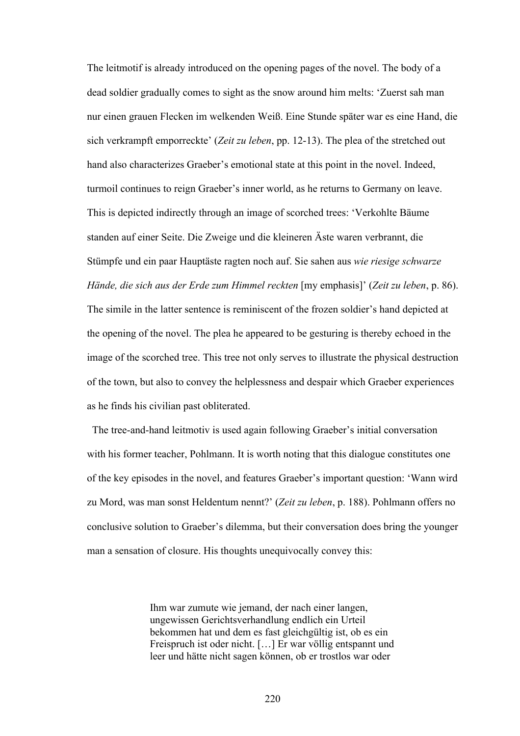The leitmotif is already introduced on the opening pages of the novel. The body of a dead soldier gradually comes to sight as the snow around him melts: 'Zuerst sah man nur einen grauen Flecken im welkenden Weiß. Eine Stunde später war es eine Hand, die sich verkrampft emporreckte' (*Zeit zu leben*, pp. 12-13). The plea of the stretched out hand also characterizes Graeber's emotional state at this point in the novel. Indeed, turmoil continues to reign Graeber's inner world, as he returns to Germany on leave. This is depicted indirectly through an image of scorched trees: 'Verkohlte Bäume standen auf einer Seite. Die Zweige und die kleineren Äste waren verbrannt, die Stümpfe und ein paar Hauptäste ragten noch auf. Sie sahen aus *wie riesige schwarze Hände, die sich aus der Erde zum Himmel reckten* [my emphasis]' (*Zeit zu leben*, p. 86). The simile in the latter sentence is reminiscent of the frozen soldier's hand depicted at the opening of the novel. The plea he appeared to be gesturing is thereby echoed in the image of the scorched tree. This tree not only serves to illustrate the physical destruction of the town, but also to convey the helplessness and despair which Graeber experiences as he finds his civilian past obliterated.

The tree-and-hand leitmotiv is used again following Graeber's initial conversation with his former teacher, Pohlmann. It is worth noting that this dialogue constitutes one of the key episodes in the novel, and features Graeber's important question: 'Wann wird zu Mord, was man sonst Heldentum nennt?' (*Zeit zu leben*, p. 188). Pohlmann offers no conclusive solution to Graeber's dilemma, but their conversation does bring the younger man a sensation of closure. His thoughts unequivocally convey this:

> Ihm war zumute wie jemand, der nach einer langen, ungewissen Gerichtsverhandlung endlich ein Urteil bekommen hat und dem es fast gleichgültig ist, ob es ein Freispruch ist oder nicht. […] Er war völlig entspannt und leer und hätte nicht sagen können, ob er trostlos war oder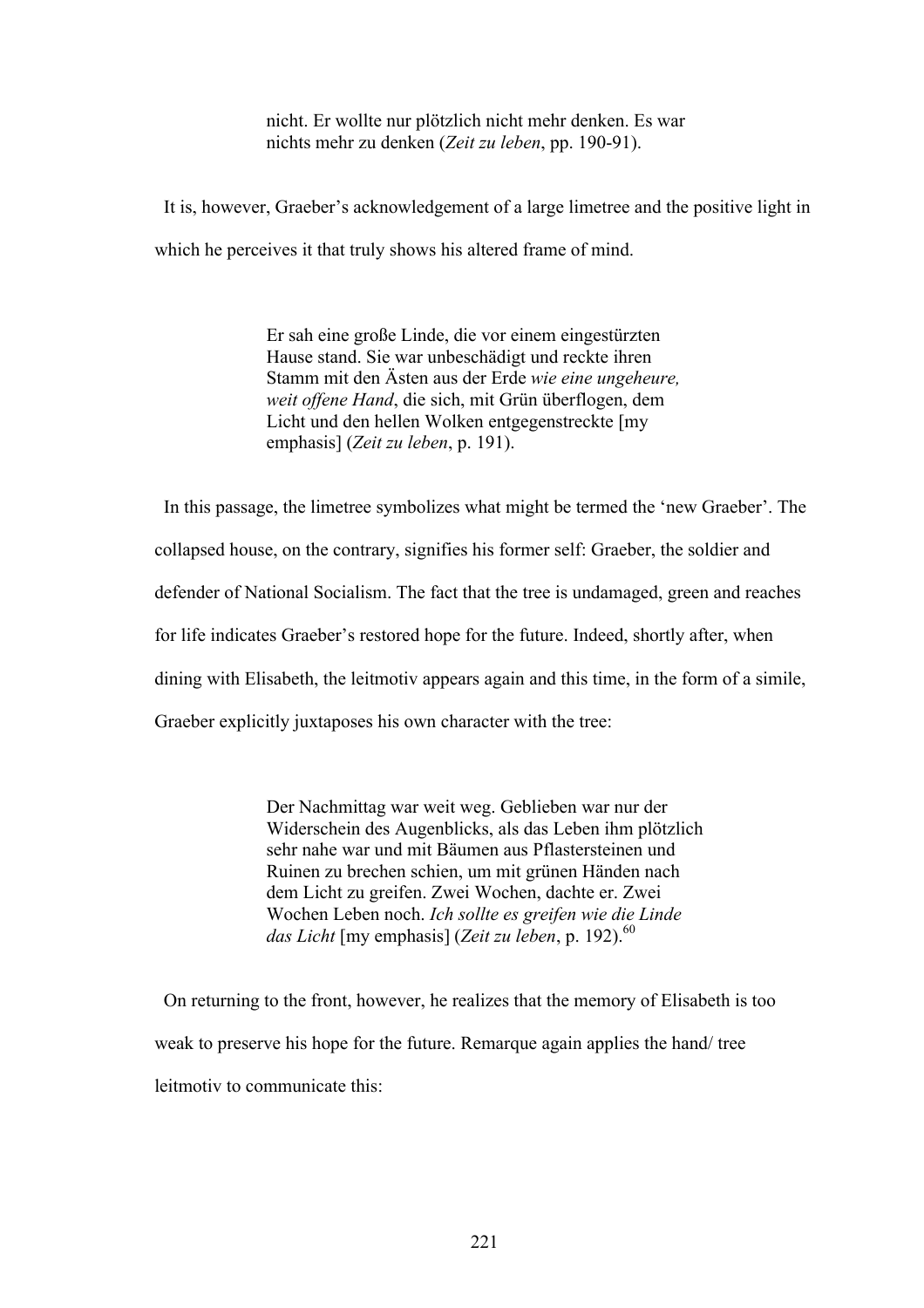> nicht. Er wollte nur plötzlich nicht mehr denken. Es war nichts mehr zu denken (*Zeit zu leben*, pp. 190-91).

It is, however, Graeber's acknowledgement of a large limetree and the positive light in which he perceives it that truly shows his altered frame of mind.

> Er sah eine große Linde, die vor einem eingestürzten Hause stand. Sie war unbeschädigt und reckte ihren Stamm mit den Ästen aus der Erde *wie eine ungeheure, weit offene Hand*, die sich, mit Grün überflogen, dem Licht und den hellen Wolken entgegenstreckte [my emphasis] (*Zeit zu leben*, p. 191).

In this passage, the limetree symbolizes what might be termed the 'new Graeber'. The collapsed house, on the contrary, signifies his former self: Graeber, the soldier and defender of National Socialism. The fact that the tree is undamaged, green and reaches for life indicates Graeber's restored hope for the future. Indeed, shortly after, when dining with Elisabeth, the leitmotiv appears again and this time, in the form of a simile, Graeber explicitly juxtaposes his own character with the tree:

> Der Nachmittag war weit weg. Geblieben war nur der Widerschein des Augenblicks, als das Leben ihm plötzlich sehr nahe war und mit Bäumen aus Pflastersteinen und Ruinen zu brechen schien, um mit grünen Händen nach dem Licht zu greifen. Zwei Wochen, dachte er. Zwei Wochen Leben noch. *Ich sollte es greifen wie die Linde das Licht* [my emphasis] (*Zeit zu leben*, p. 192).[60]

On returning to the front, however, he realizes that the memory of Elisabeth is too weak to preserve his hope for the future. Remarque again applies the hand/ tree leitmotiv to communicate this: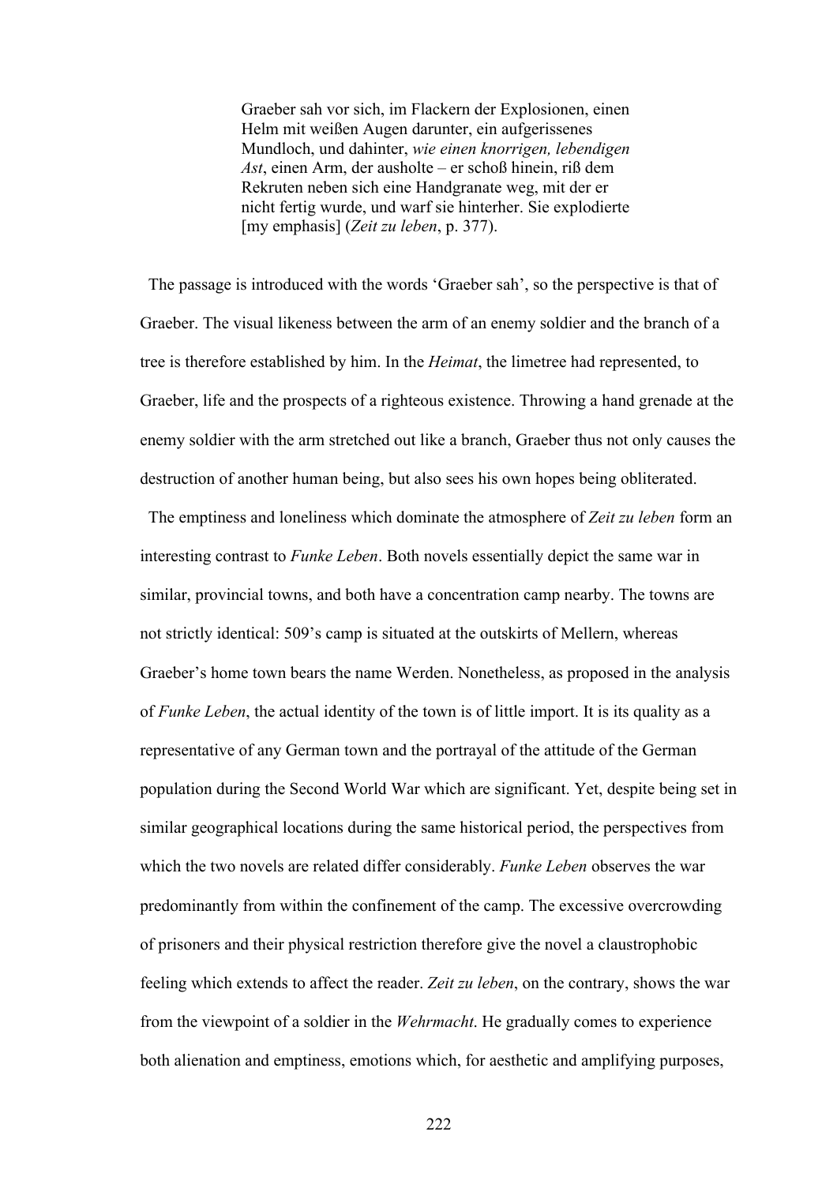> Graeber sah vor sich, im Flackern der Explosionen, einen Helm mit weißen Augen darunter, ein aufgerissenes Mundloch, und dahinter, *wie einen knorrigen, lebendigen Ast*, einen Arm, der ausholte – er schoß hinein, riß dem Rekruten neben sich eine Handgranate weg, mit der er nicht fertig wurde, und warf sie hinterher. Sie explodierte [my emphasis] (*Zeit zu leben*, p. 377).

The passage is introduced with the words 'Graeber sah', so the perspective is that of Graeber. The visual likeness between the arm of an enemy soldier and the branch of a tree is therefore established by him. In the *Heimat*, the limetree had represented, to Graeber, life and the prospects of a righteous existence. Throwing a hand grenade at the enemy soldier with the arm stretched out like a branch, Graeber thus not only causes the destruction of another human being, but also sees his own hopes being obliterated.

The emptiness and loneliness which dominate the atmosphere of *Zeit zu leben* form an interesting contrast to *Funke Leben*. Both novels essentially depict the same war in similar, provincial towns, and both have a concentration camp nearby. The towns are not strictly identical: 509's camp is situated at the outskirts of Mellern, whereas Graeber's home town bears the name Werden. Nonetheless, as proposed in the analysis of *Funke Leben*, the actual identity of the town is of little import. It is its quality as a representative of any German town and the portrayal of the attitude of the German population during the Second World War which are significant. Yet, despite being set in similar geographical locations during the same historical period, the perspectives from which the two novels are related differ considerably. *Funke Leben* observes the war predominantly from within the confinement of the camp. The excessive overcrowding of prisoners and their physical restriction therefore give the novel a claustrophobic feeling which extends to affect the reader. *Zeit zu leben*, on the contrary, shows the war from the viewpoint of a soldier in the *Wehrmacht*. He gradually comes to experience both alienation and emptiness, emotions which, for aesthetic and amplifying purposes,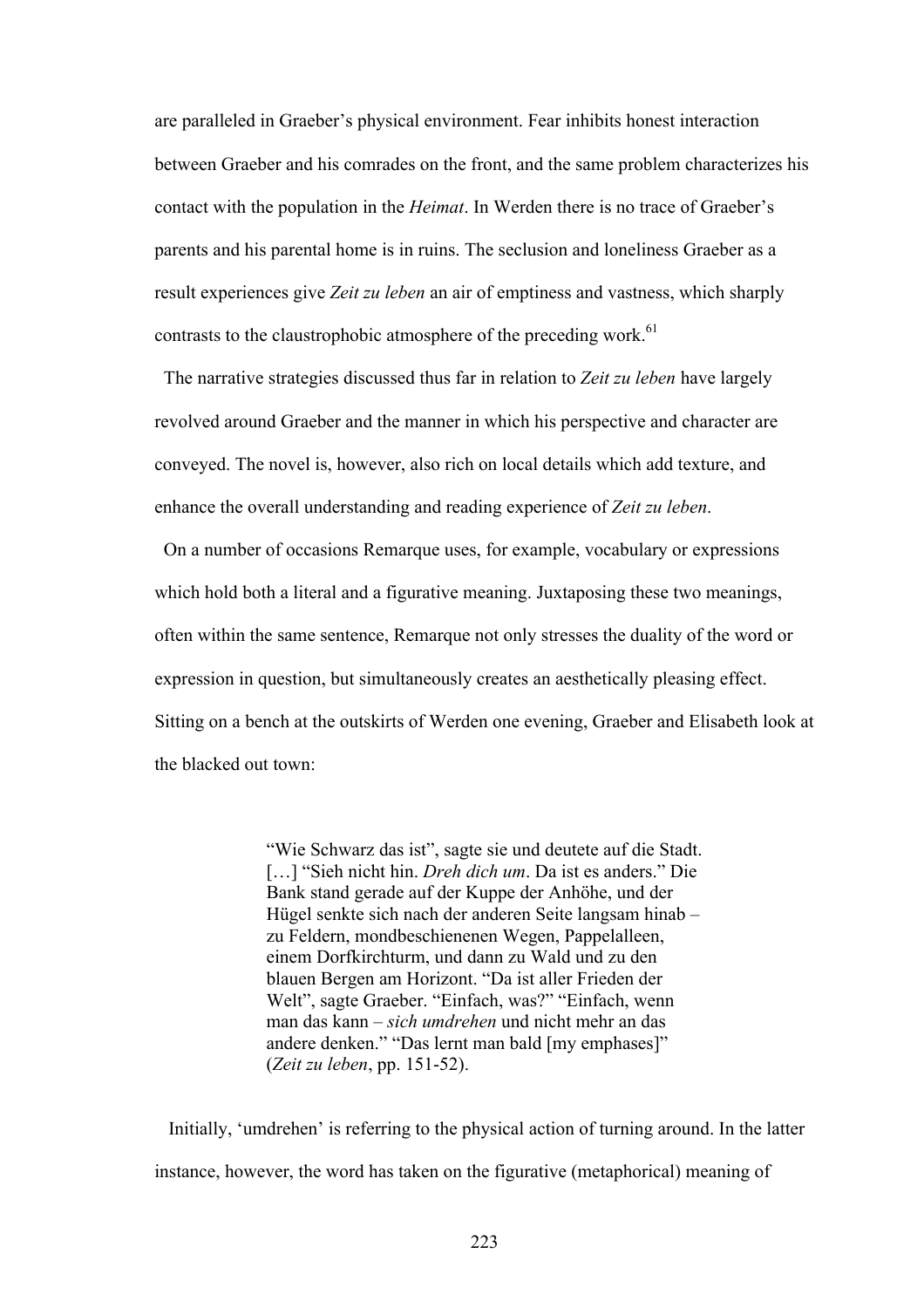are paralleled in Graeber's physical environment. Fear inhibits honest interaction between Graeber and his comrades on the front, and the same problem characterizes his contact with the population in the *Heimat*. In Werden there is no trace of Graeber's parents and his parental home is in ruins. The seclusion and loneliness Graeber as a result experiences give *Zeit zu leben* an air of emptiness and vastness, which sharply contrasts to the claustrophobic atmosphere of the preceding work.[61]

The narrative strategies discussed thus far in relation to *Zeit zu leben* have largely revolved around Graeber and the manner in which his perspective and character are conveyed. The novel is, however, also rich on local details which add texture, and enhance the overall understanding and reading experience of *Zeit zu leben*.

On a number of occasions Remarque uses, for example, vocabulary or expressions which hold both a literal and a figurative meaning. Juxtaposing these two meanings, often within the same sentence, Remarque not only stresses the duality of the word or expression in question, but simultaneously creates an aesthetically pleasing effect. Sitting on a bench at the outskirts of Werden one evening, Graeber and Elisabeth look at the blacked out town:

> "Wie Schwarz das ist", sagte sie und deutete auf die Stadt. […] "Sieh nicht hin. *Dreh dich um*. Da ist es anders." Die Bank stand gerade auf der Kuppe der Anhöhe, und der Hügel senkte sich nach der anderen Seite langsam hinab – zu Feldern, mondbeschienenen Wegen, Pappelalleen, einem Dorfkirchturm, und dann zu Wald und zu den blauen Bergen am Horizont. "Da ist aller Frieden der Welt", sagte Graeber. "Einfach, was?" "Einfach, wenn man das kann – *sich umdrehen* und nicht mehr an das andere denken." "Das lernt man bald [my emphases]" (*Zeit zu leben*, pp. 151-52).

Initially, 'umdrehen' is referring to the physical action of turning around. In the latter instance, however, the word has taken on the figurative (metaphorical) meaning of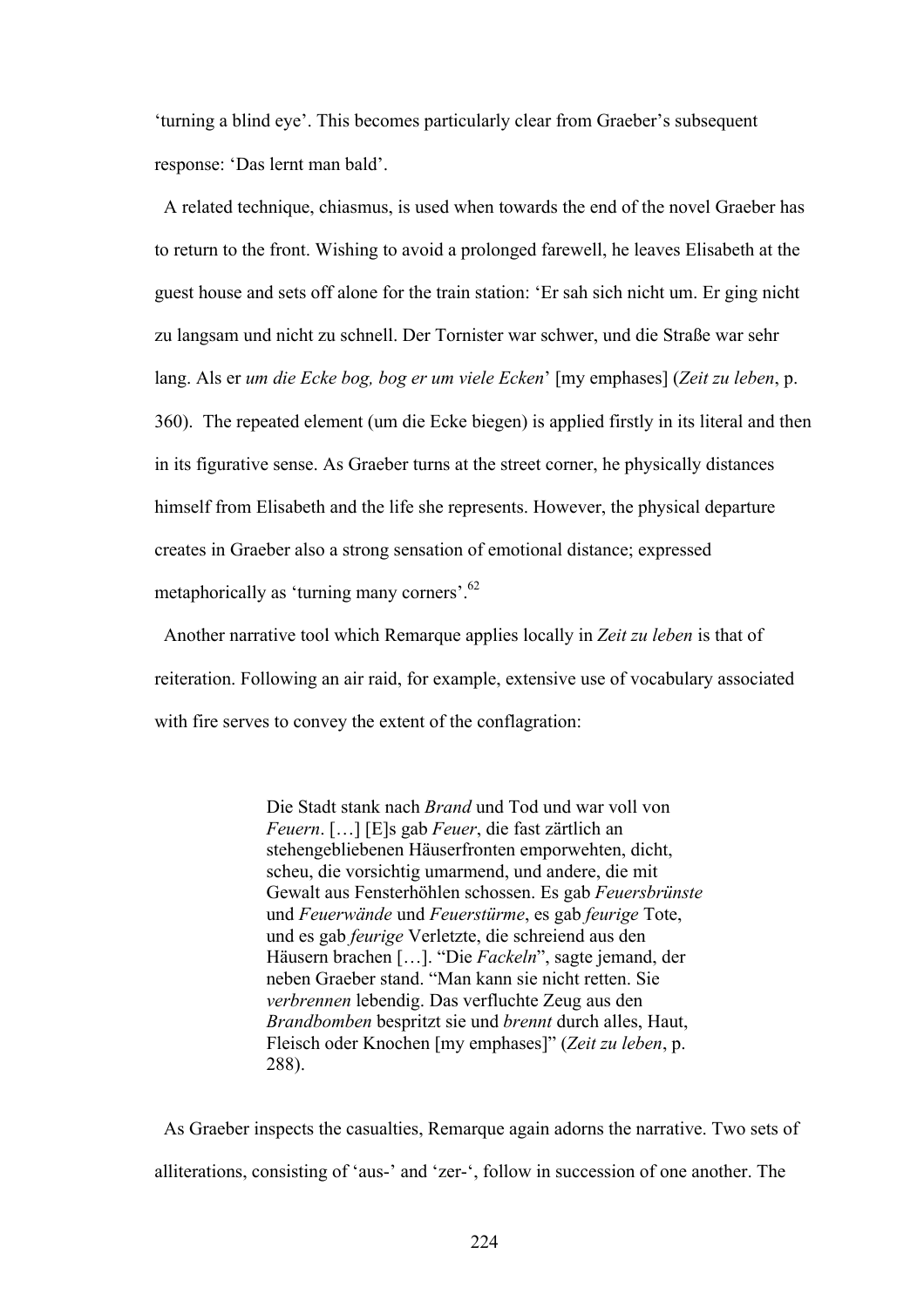'turning a blind eye'. This becomes particularly clear from Graeber's subsequent response: 'Das lernt man bald'.

A related technique, chiasmus, is used when towards the end of the novel Graeber has to return to the front. Wishing to avoid a prolonged farewell, he leaves Elisabeth at the guest house and sets off alone for the train station: 'Er sah sich nicht um. Er ging nicht zu langsam und nicht zu schnell. Der Tornister war schwer, und die Straße war sehr lang. Als er *um die Ecke bog, bog er um viele Ecken*' [my emphases] (*Zeit zu leben*, p. 360). The repeated element (um die Ecke biegen) is applied firstly in its literal and then in its figurative sense. As Graeber turns at the street corner, he physically distances himself from Elisabeth and the life she represents. However, the physical departure creates in Graeber also a strong sensation of emotional distance; expressed metaphorically as 'turning many corners'.[62]

Another narrative tool which Remarque applies locally in *Zeit zu leben* is that of reiteration. Following an air raid, for example, extensive use of vocabulary associated with fire serves to convey the extent of the conflagration:

> Die Stadt stank nach *Brand* und Tod und war voll von *Feuern*. […] [E]s gab *Feuer*, die fast zärtlich an stehengebliebenen Häuserfronten emporwehten, dicht, scheu, die vorsichtig umarmend, und andere, die mit Gewalt aus Fensterhöhlen schossen. Es gab *Feuersbrünste* und *Feuerwände* und *Feuerstürme*, es gab *feurige* Tote, und es gab *feurige* Verletzte, die schreiend aus den Häusern brachen […]. "Die *Fackeln*", sagte jemand, der neben Graeber stand. "Man kann sie nicht retten. Sie *verbrennen* lebendig. Das verfluchte Zeug aus den *Brandbomben* bespritzt sie und *brennt* durch alles, Haut, Fleisch oder Knochen [my emphases]" (*Zeit zu leben*, p. 288).

As Graeber inspects the casualties, Remarque again adorns the narrative. Two sets of alliterations, consisting of 'aus-' and 'zer-', follow in succession of one another. The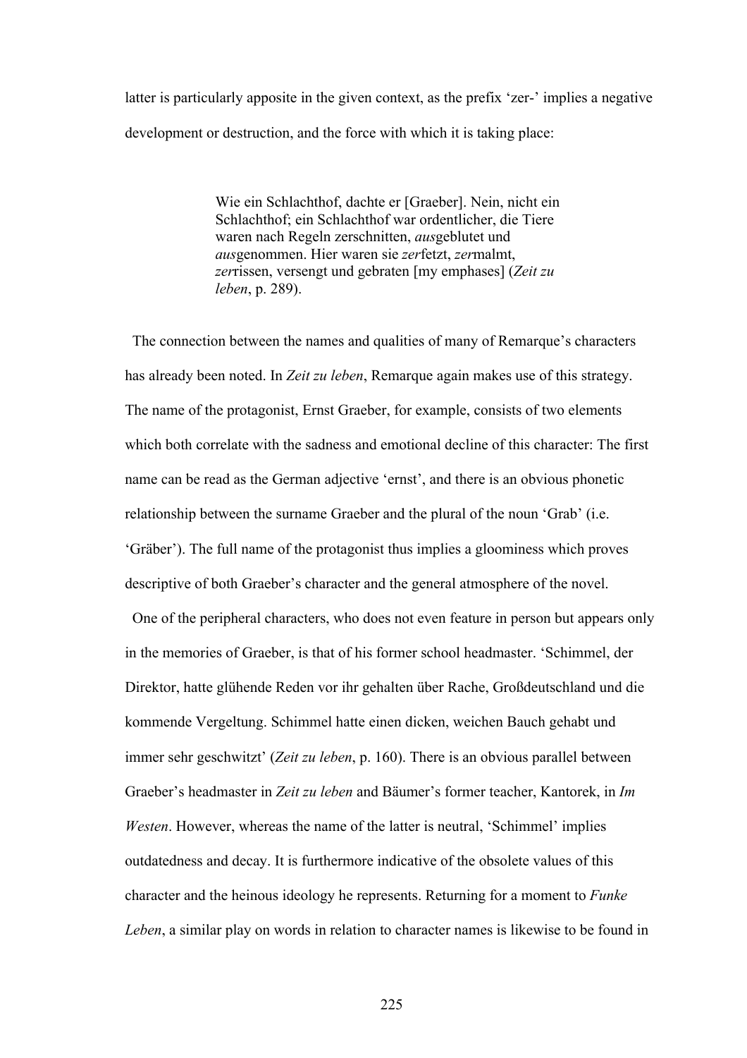latter is particularly apposite in the given context, as the prefix 'zer-' implies a negative development or destruction, and the force with which it is taking place:

> Wie ein Schlachthof, dachte er [Graeber]. Nein, nicht ein Schlachthof; ein Schlachthof war ordentlicher, die Tiere waren nach Regeln zerschnitten, *aus*geblutet und *aus*genommen. Hier waren sie *zer*fetzt, *zer*malmt, *zer*rissen, versengt und gebraten [my emphases] (*Zeit zu leben*, p. 289).

The connection between the names and qualities of many of Remarque's characters has already been noted. In *Zeit zu leben*, Remarque again makes use of this strategy. The name of the protagonist, Ernst Graeber, for example, consists of two elements which both correlate with the sadness and emotional decline of this character: The first name can be read as the German adjective 'ernst', and there is an obvious phonetic relationship between the surname Graeber and the plural of the noun 'Grab' (i.e. 'Gräber'). The full name of the protagonist thus implies a gloominess which proves descriptive of both Graeber's character and the general atmosphere of the novel.

One of the peripheral characters, who does not even feature in person but appears only in the memories of Graeber, is that of his former school headmaster. 'Schimmel, der Direktor, hatte glühende Reden vor ihr gehalten über Rache, Großdeutschland und die kommende Vergeltung. Schimmel hatte einen dicken, weichen Bauch gehabt und immer sehr geschwitzt' (*Zeit zu leben*, p. 160). There is an obvious parallel between Graeber's headmaster in *Zeit zu leben* and Bäumer's former teacher, Kantorek, in *Im Westen*. However, whereas the name of the latter is neutral, 'Schimmel' implies outdatedness and decay. It is furthermore indicative of the obsolete values of this character and the heinous ideology he represents. Returning for a moment to *Funke Leben*, a similar play on words in relation to character names is likewise to be found in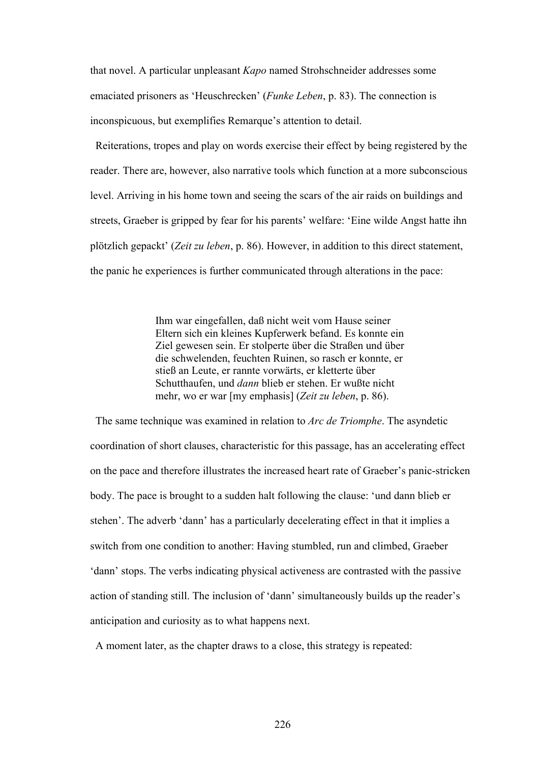that novel. A particular unpleasant *Kapo* named Strohschneider addresses some emaciated prisoners as 'Heuschrecken' (*Funke Leben*, p. 83). The connection is inconspicuous, but exemplifies Remarque's attention to detail.

Reiterations, tropes and play on words exercise their effect by being registered by the reader. There are, however, also narrative tools which function at a more subconscious level. Arriving in his home town and seeing the scars of the air raids on buildings and streets, Graeber is gripped by fear for his parents' welfare: 'Eine wilde Angst hatte ihn plötzlich gepackt' (*Zeit zu leben*, p. 86). However, in addition to this direct statement, the panic he experiences is further communicated through alterations in the pace:

> Ihm war eingefallen, daß nicht weit vom Hause seiner Eltern sich ein kleines Kupferwerk befand. Es konnte ein Ziel gewesen sein. Er stolperte über die Straßen und über die schwelenden, feuchten Ruinen, so rasch er konnte, er stieß an Leute, er rannte vorwärts, er kletterte über Schutthaufen, und *dann* blieb er stehen. Er wußte nicht mehr, wo er war [my emphasis] (*Zeit zu leben*, p. 86).

The same technique was examined in relation to *Arc de Triomphe*. The asyndetic coordination of short clauses, characteristic for this passage, has an accelerating effect on the pace and therefore illustrates the increased heart rate of Graeber's panic-stricken body. The pace is brought to a sudden halt following the clause: 'und dann blieb er stehen'. The adverb 'dann' has a particularly decelerating effect in that it implies a switch from one condition to another: Having stumbled, run and climbed, Graeber 'dann' stops. The verbs indicating physical activeness are contrasted with the passive action of standing still. The inclusion of 'dann' simultaneously builds up the reader's anticipation and curiosity as to what happens next.

A moment later, as the chapter draws to a close, this strategy is repeated: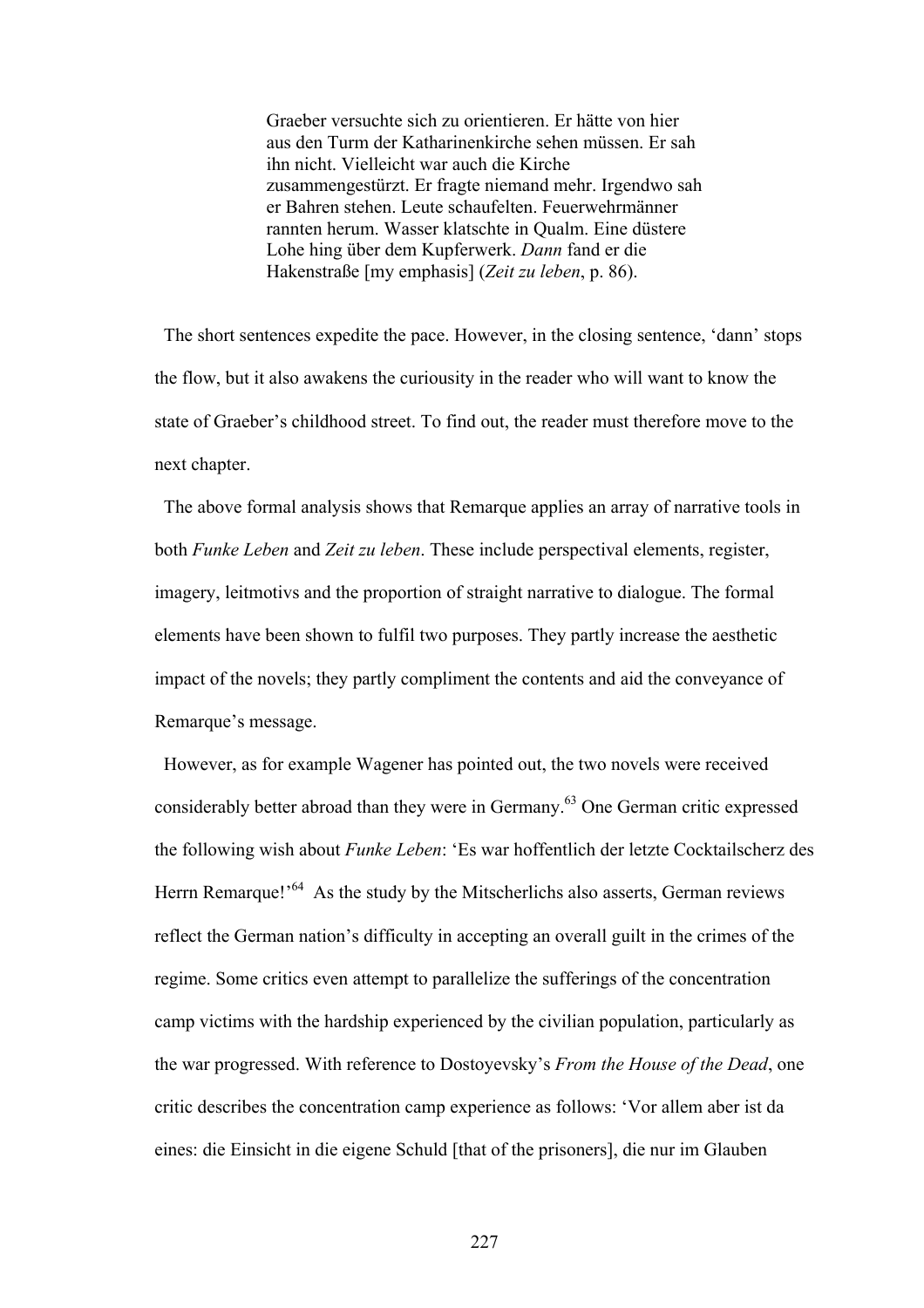> Graeber versuchte sich zu orientieren. Er hätte von hier aus den Turm der Katharinenkirche sehen müssen. Er sah ihn nicht. Vielleicht war auch die Kirche zusammengestürzt. Er fragte niemand mehr. Irgendwo sah er Bahren stehen. Leute schaufelten. Feuerwehrmänner rannten herum. Wasser klatschte in Qualm. Eine düstere Lohe hing über dem Kupferwerk. *Dann* fand er die Hakenstraße [my emphasis] (*Zeit zu leben*, p. 86).

The short sentences expedite the pace. However, in the closing sentence, 'dann' stops the flow, but it also awakens the curiousity in the reader who will want to know the state of Graeber's childhood street. To find out, the reader must therefore move to the next chapter.

The above formal analysis shows that Remarque applies an array of narrative tools in both *Funke Leben* and *Zeit zu leben*. These include perspectival elements, register, imagery, leitmotivs and the proportion of straight narrative to dialogue. The formal elements have been shown to fulfil two purposes. They partly increase the aesthetic impact of the novels; they partly compliment the contents and aid the conveyance of Remarque's message.

However, as for example Wagener has pointed out, the two novels were received considerably better abroad than they were in Germany.[63] One German critic expressed the following wish about *Funke Leben*: 'Es war hoffentlich der letzte Cocktailscherz des Herrn Remarque!'[64] As the study by the Mitscherlichs also asserts, German reviews reflect the German nation's difficulty in accepting an overall guilt in the crimes of the regime. Some critics even attempt to parallelize the sufferings of the concentration camp victims with the hardship experienced by the civilian population, particularly as the war progressed. With reference to Dostoyevsky's *From the House of the Dead*, one critic describes the concentration camp experience as follows: 'Vor allem aber ist da eines: die Einsicht in die eigene Schuld [that of the prisoners], die nur im Glauben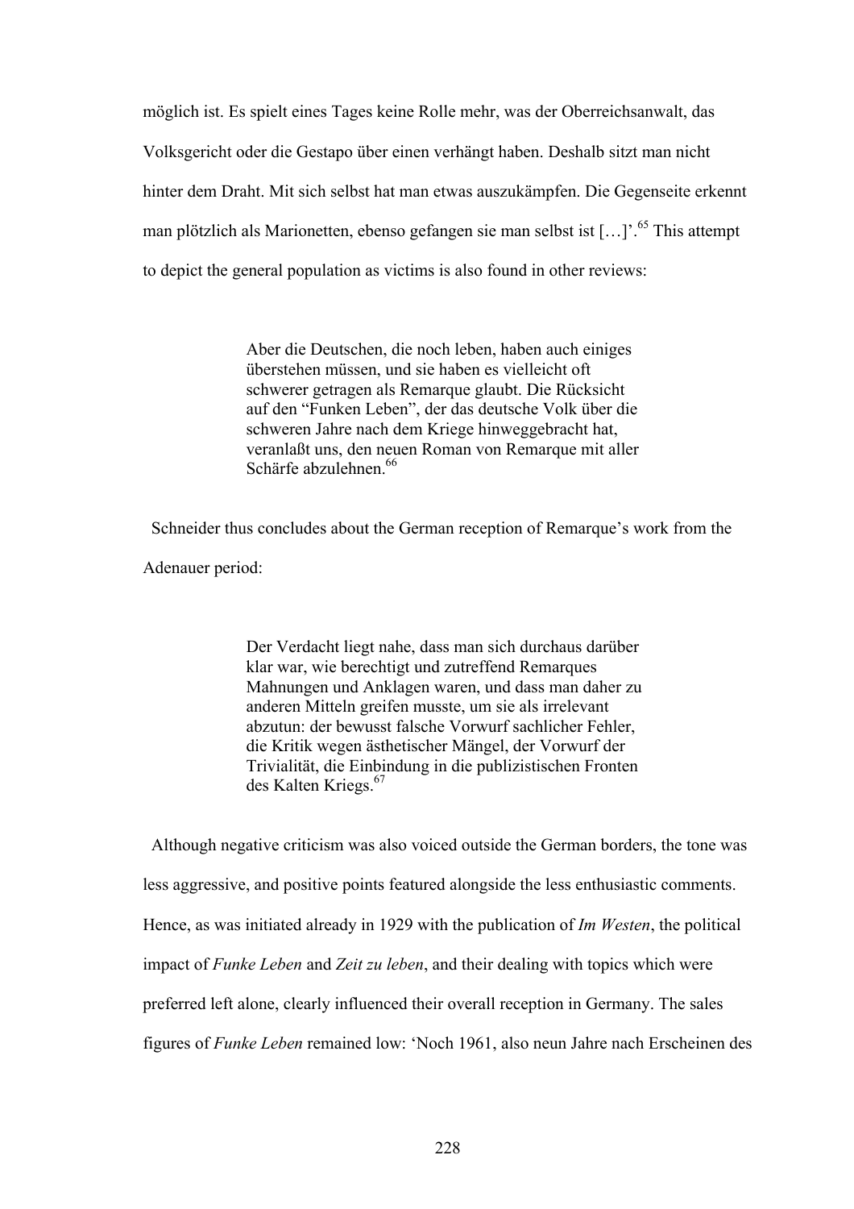möglich ist. Es spielt eines Tages keine Rolle mehr, was der Oberreichsanwalt, das Volksgericht oder die Gestapo über einen verhängt haben. Deshalb sitzt man nicht hinter dem Draht. Mit sich selbst hat man etwas auszukämpfen. Die Gegenseite erkennt man plötzlich als Marionetten, ebenso gefangen sie man selbst ist […]'.[65] This attempt to depict the general population as victims is also found in other reviews:

> Aber die Deutschen, die noch leben, haben auch einiges überstehen müssen, und sie haben es vielleicht oft schwerer getragen als Remarque glaubt. Die Rücksicht auf den "Funken Leben", der das deutsche Volk über die schweren Jahre nach dem Kriege hinweggebracht hat, veranlaßt uns, den neuen Roman von Remarque mit aller Schärfe abzulehnen.[66]

Schneider thus concludes about the German reception of Remarque's work from the Adenauer period:

> Der Verdacht liegt nahe, dass man sich durchaus darüber klar war, wie berechtigt und zutreffend Remarques Mahnungen und Anklagen waren, und dass man daher zu anderen Mitteln greifen musste, um sie als irrelevant abzutun: der bewusst falsche Vorwurf sachlicher Fehler, die Kritik wegen ästhetischer Mängel, der Vorwurf der Trivialität, die Einbindung in die publizistischen Fronten des Kalten Kriegs.[67]

Although negative criticism was also voiced outside the German borders, the tone was less aggressive, and positive points featured alongside the less enthusiastic comments. Hence, as was initiated already in 1929 with the publication of *Im Westen*, the political impact of *Funke Leben* and *Zeit zu leben*, and their dealing with topics which were preferred left alone, clearly influenced their overall reception in Germany. The sales figures of *Funke Leben* remained low: 'Noch 1961, also neun Jahre nach Erscheinen des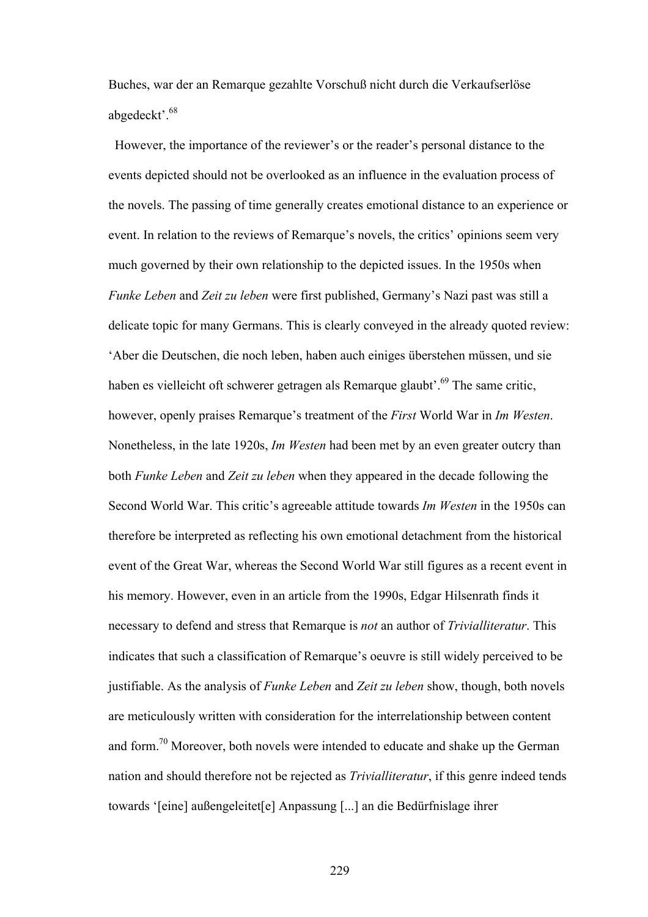Buches, war der an Remarque gezahlte Vorschuß nicht durch die Verkaufserlöse abgedeckt'.[68]

However, the importance of the reviewer's or the reader's personal distance to the events depicted should not be overlooked as an influence in the evaluation process of the novels. The passing of time generally creates emotional distance to an experience or event. In relation to the reviews of Remarque's novels, the critics' opinions seem very much governed by their own relationship to the depicted issues. In the 1950s when *Funke Leben* and *Zeit zu leben* were first published, Germany's Nazi past was still a delicate topic for many Germans. This is clearly conveyed in the already quoted review: 'Aber die Deutschen, die noch leben, haben auch einiges überstehen müssen, und sie haben es vielleicht oft schwerer getragen als Remarque glaubt'.[69] The same critic, however, openly praises Remarque's treatment of the *First* World War in *Im Westen*. Nonetheless, in the late 1920s, *Im Westen* had been met by an even greater outcry than both *Funke Leben* and *Zeit zu leben* when they appeared in the decade following the Second World War. This critic's agreeable attitude towards *Im Westen* in the 1950s can therefore be interpreted as reflecting his own emotional detachment from the historical event of the Great War, whereas the Second World War still figures as a recent event in his memory. However, even in an article from the 1990s, Edgar Hilsenrath finds it necessary to defend and stress that Remarque is *not* an author of *Trivialliteratur*. This indicates that such a classification of Remarque's oeuvre is still widely perceived to be justifiable. As the analysis of *Funke Leben* and *Zeit zu leben* show, though, both novels are meticulously written with consideration for the interrelationship between content and form.[70] Moreover, both novels were intended to educate and shake up the German nation and should therefore not be rejected as *Trivialliteratur*, if this genre indeed tends towards '[eine] außengeleitet[e] Anpassung [...] an die Bedürfnislage ihrer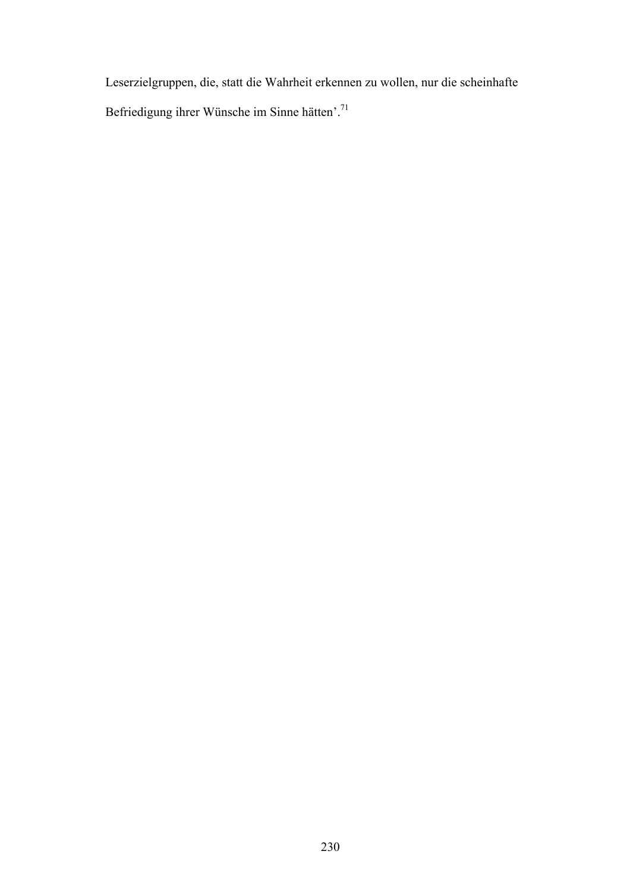Leserzielgruppen, die, statt die Wahrheit erkennen zu wollen, nur die scheinhafte Befriedigung ihrer Wünsche im Sinne hätten'.[71]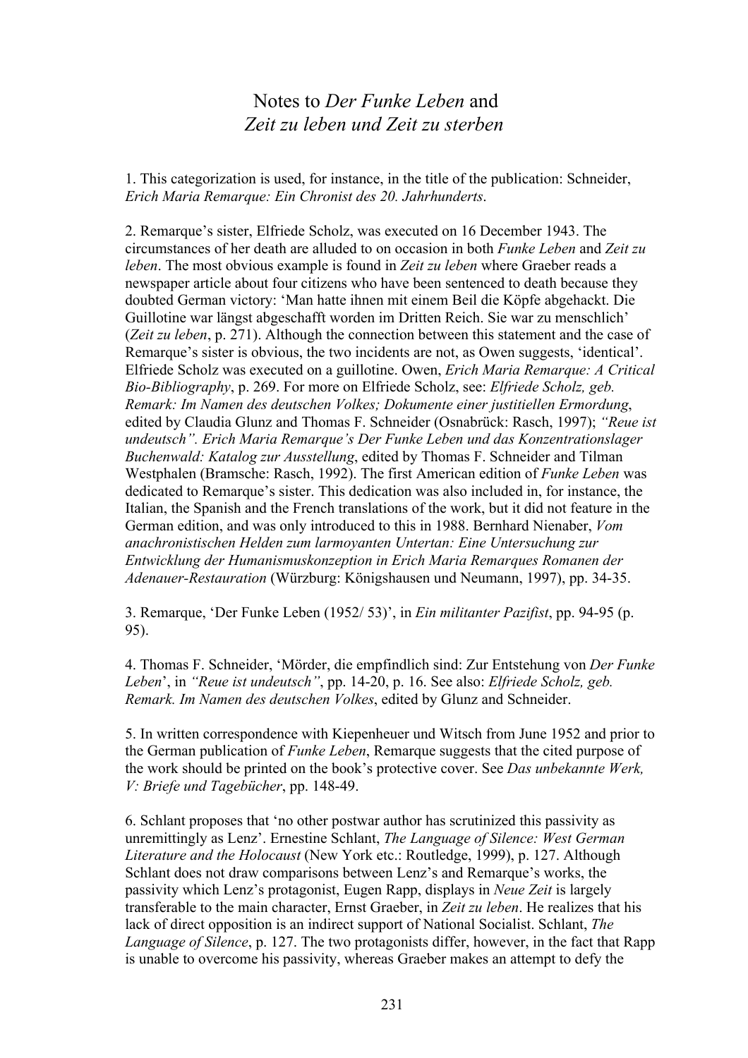# Notes to *Der Funke Leben* and *Zeit zu leben und Zeit zu sterben*

1. This categorization is used, for instance, in the title of the publication: Schneider, *Erich Maria Remarque: Ein Chronist des 20. Jahrhunderts*.

2. Remarque's sister, Elfriede Scholz, was executed on 16 December 1943. The circumstances of her death are alluded to on occasion in both *Funke Leben* and *Zeit zu leben*. The most obvious example is found in *Zeit zu leben* where Graeber reads a newspaper article about four citizens who have been sentenced to death because they doubted German victory: 'Man hatte ihnen mit einem Beil die Köpfe abgehackt. Die Guillotine war längst abgeschafft worden im Dritten Reich. Sie war zu menschlich' (*Zeit zu leben*, p. 271). Although the connection between this statement and the case of Remarque's sister is obvious, the two incidents are not, as Owen suggests, 'identical'. Elfriede Scholz was executed on a guillotine. Owen, *Erich Maria Remarque: A Critical Bio-Bibliography*, p. 269. For more on Elfriede Scholz, see: *Elfriede Scholz, geb. Remark: Im Namen des deutschen Volkes; Dokumente einer justitiellen Ermordung*, edited by Claudia Glunz and Thomas F. Schneider (Osnabrück: Rasch, 1997); *"Reue ist undeutsch". Erich Maria Remarque's Der Funke Leben und das Konzentrationslager Buchenwald: Katalog zur Ausstellung*, edited by Thomas F. Schneider and Tilman Westphalen (Bramsche: Rasch, 1992). The first American edition of *Funke Leben* was dedicated to Remarque's sister. This dedication was also included in, for instance, the Italian, the Spanish and the French translations of the work, but it did not feature in the German edition, and was only introduced to this in 1988. Bernhard Nienaber, *Vom anachronistischen Helden zum larmoyanten Untertan: Eine Untersuchung zur Entwicklung der Humanismuskonzeption in Erich Maria Remarques Romanen der Adenauer-Restauration* (Würzburg: Königshausen und Neumann, 1997), pp. 34-35.

3. Remarque, 'Der Funke Leben (1952/ 53)', in *Ein militanter Pazifist*, pp. 94-95 (p. 95).

4. Thomas F. Schneider, 'Mörder, die empfindlich sind: Zur Entstehung von *Der Funke Leben*', in *"Reue ist undeutsch"*, pp. 14-20, p. 16. See also: *Elfriede Scholz, geb. Remark. Im Namen des deutschen Volkes*, edited by Glunz and Schneider.

5. In written correspondence with Kiepenheuer und Witsch from June 1952 and prior to the German publication of *Funke Leben*, Remarque suggests that the cited purpose of the work should be printed on the book's protective cover. See *Das unbekannte Werk, V: Briefe und Tagebücher*, pp. 148-49.

6. Schlant proposes that 'no other postwar author has scrutinized this passivity as unremittingly as Lenz'. Ernestine Schlant, *The Language of Silence: West German Literature and the Holocaust* (New York etc.: Routledge, 1999), p. 127. Although Schlant does not draw comparisons between Lenz's and Remarque's works, the passivity which Lenz's protagonist, Eugen Rapp, displays in *Neue Zeit* is largely transferable to the main character, Ernst Graeber, in *Zeit zu leben*. He realizes that his lack of direct opposition is an indirect support of National Socialist. Schlant, *The Language of Silence*, p. 127. The two protagonists differ, however, in the fact that Rapp is unable to overcome his passivity, whereas Graeber makes an attempt to defy the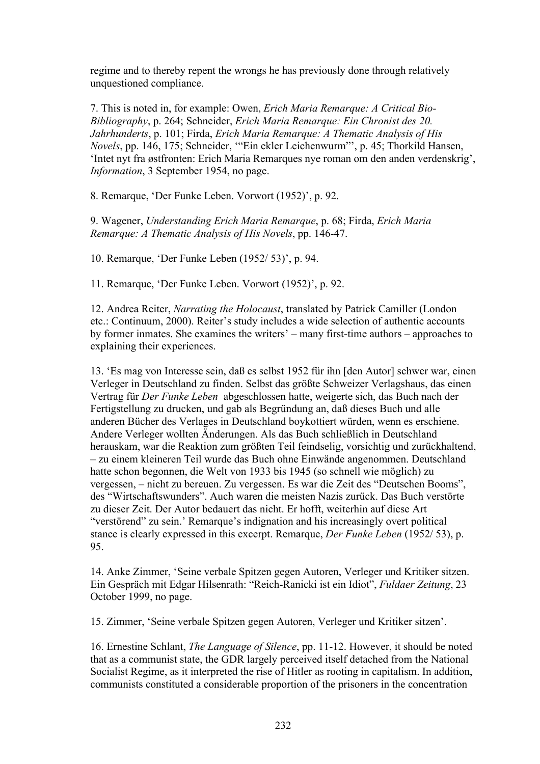regime and to thereby repent the wrongs he has previously done through relatively unquestioned compliance.

7. This is noted in, for example: Owen, *Erich Maria Remarque: A Critical Bio-Bibliography*, p. 264; Schneider, *Erich Maria Remarque: Ein Chronist des 20. Jahrhunderts*, p. 101; Firda, *Erich Maria Remarque: A Thematic Analysis of His Novels*, pp. 146, 175; Schneider, '"Ein ekler Leichenwurm"', p. 45; Thorkild Hansen, 'Intet nyt fra østfronten: Erich Maria Remarques nye roman om den anden verdenskrig', *Information*, 3 September 1954, no page.

8. Remarque, 'Der Funke Leben. Vorwort (1952)', p. 92.

9. Wagener, *Understanding Erich Maria Remarque*, p. 68; Firda, *Erich Maria Remarque: A Thematic Analysis of His Novels*, pp. 146-47.

10. Remarque, 'Der Funke Leben (1952/ 53)', p. 94.

11. Remarque, 'Der Funke Leben. Vorwort (1952)', p. 92.

12. Andrea Reiter, *Narrating the Holocaust*, translated by Patrick Camiller (London etc.: Continuum, 2000). Reiter's study includes a wide selection of authentic accounts by former inmates. She examines the writers' – many first-time authors – approaches to explaining their experiences.

13. 'Es mag von Interesse sein, daß es selbst 1952 für ihn [den Autor] schwer war, einen Verleger in Deutschland zu finden. Selbst das größte Schweizer Verlagshaus, das einen Vertrag für *Der Funke Leben* abgeschlossen hatte, weigerte sich, das Buch nach der Fertigstellung zu drucken, und gab als Begründung an, daß dieses Buch und alle anderen Bücher des Verlages in Deutschland boykottiert würden, wenn es erschiene. Andere Verleger wollten Änderungen. Als das Buch schließlich in Deutschland herauskam, war die Reaktion zum größten Teil feindselig, vorsichtig und zurückhaltend, – zu einem kleineren Teil wurde das Buch ohne Einwände angenommen. Deutschland hatte schon begonnen, die Welt von 1933 bis 1945 (so schnell wie möglich) zu vergessen, – nicht zu bereuen. Zu vergessen. Es war die Zeit des "Deutschen Booms", des "Wirtschaftswunders". Auch waren die meisten Nazis zurück. Das Buch verstörte zu dieser Zeit. Der Autor bedauert das nicht. Er hofft, weiterhin auf diese Art "verstörend" zu sein.' Remarque's indignation and his increasingly overt political stance is clearly expressed in this excerpt. Remarque, *Der Funke Leben* (1952/ 53), p. 95.

14. Anke Zimmer, 'Seine verbale Spitzen gegen Autoren, Verleger und Kritiker sitzen. Ein Gespräch mit Edgar Hilsenrath: "Reich-Ranicki ist ein Idiot", *Fuldaer Zeitung*, 23 October 1999, no page.

15. Zimmer, 'Seine verbale Spitzen gegen Autoren, Verleger und Kritiker sitzen'.

16. Ernestine Schlant, *The Language of Silence*, pp. 11-12. However, it should be noted that as a communist state, the GDR largely perceived itself detached from the National Socialist Regime, as it interpreted the rise of Hitler as rooting in capitalism. In addition, communists constituted a considerable proportion of the prisoners in the concentration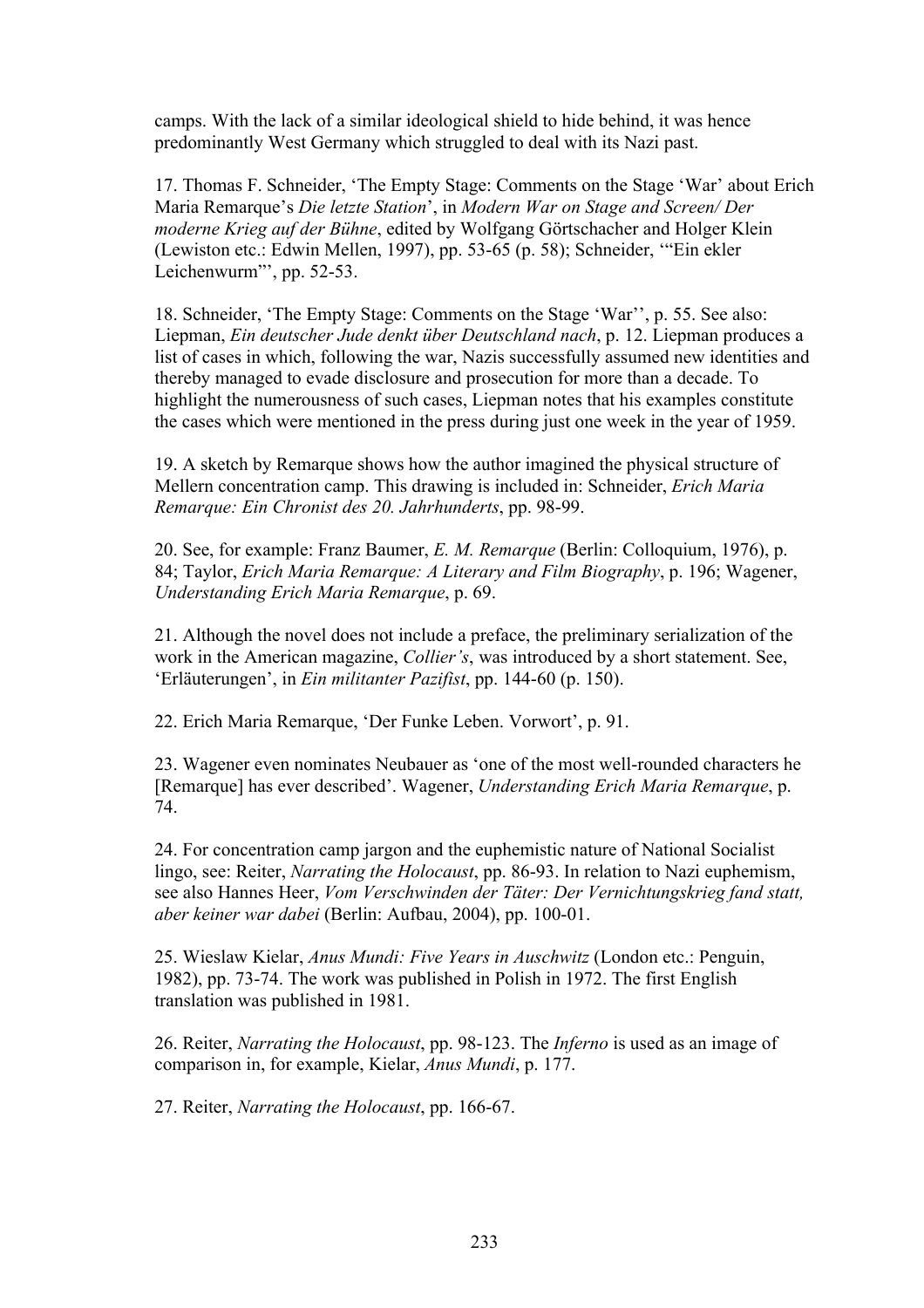camps. With the lack of a similar ideological shield to hide behind, it was hence predominantly West Germany which struggled to deal with its Nazi past.

17. Thomas F. Schneider, 'The Empty Stage: Comments on the Stage 'War' about Erich Maria Remarque's *Die letzte Station*', in *Modern War on Stage and Screen/ Der moderne Krieg auf der Bühne*, edited by Wolfgang Görtschacher and Holger Klein (Lewiston etc.: Edwin Mellen, 1997), pp. 53-65 (p. 58); Schneider, '"Ein ekler Leichenwurm"', pp. 52-53.

18. Schneider, 'The Empty Stage: Comments on the Stage 'War'', p. 55. See also: Liepman, *Ein deutscher Jude denkt über Deutschland nach*, p. 12. Liepman produces a list of cases in which, following the war, Nazis successfully assumed new identities and thereby managed to evade disclosure and prosecution for more than a decade. To highlight the numerousness of such cases, Liepman notes that his examples constitute the cases which were mentioned in the press during just one week in the year of 1959.

19. A sketch by Remarque shows how the author imagined the physical structure of Mellern concentration camp. This drawing is included in: Schneider, *Erich Maria Remarque: Ein Chronist des 20. Jahrhunderts*, pp. 98-99.

20. See, for example: Franz Baumer, *E. M. Remarque* (Berlin: Colloquium, 1976), p. 84; Taylor, *Erich Maria Remarque: A Literary and Film Biography*, p. 196; Wagener, *Understanding Erich Maria Remarque*, p. 69.

21. Although the novel does not include a preface, the preliminary serialization of the work in the American magazine, *Collier's*, was introduced by a short statement. See, 'Erläuterungen', in *Ein militanter Pazifist*, pp. 144-60 (p. 150).

22. Erich Maria Remarque, 'Der Funke Leben. Vorwort', p. 91.

23. Wagener even nominates Neubauer as 'one of the most well-rounded characters he [Remarque] has ever described'. Wagener, *Understanding Erich Maria Remarque*, p. 74.

24. For concentration camp jargon and the euphemistic nature of National Socialist lingo, see: Reiter, *Narrating the Holocaust*, pp. 86-93. In relation to Nazi euphemism, see also Hannes Heer, *Vom Verschwinden der Täter: Der Vernichtungskrieg fand statt, aber keiner war dabei* (Berlin: Aufbau, 2004), pp. 100-01.

25. Wieslaw Kielar, *Anus Mundi: Five Years in Auschwitz* (London etc.: Penguin, 1982), pp. 73-74. The work was published in Polish in 1972. The first English translation was published in 1981.

26. Reiter, *Narrating the Holocaust*, pp. 98-123. The *Inferno* is used as an image of comparison in, for example, Kielar, *Anus Mundi*, p. 177.

27. Reiter, *Narrating the Holocaust*, pp. 166-67.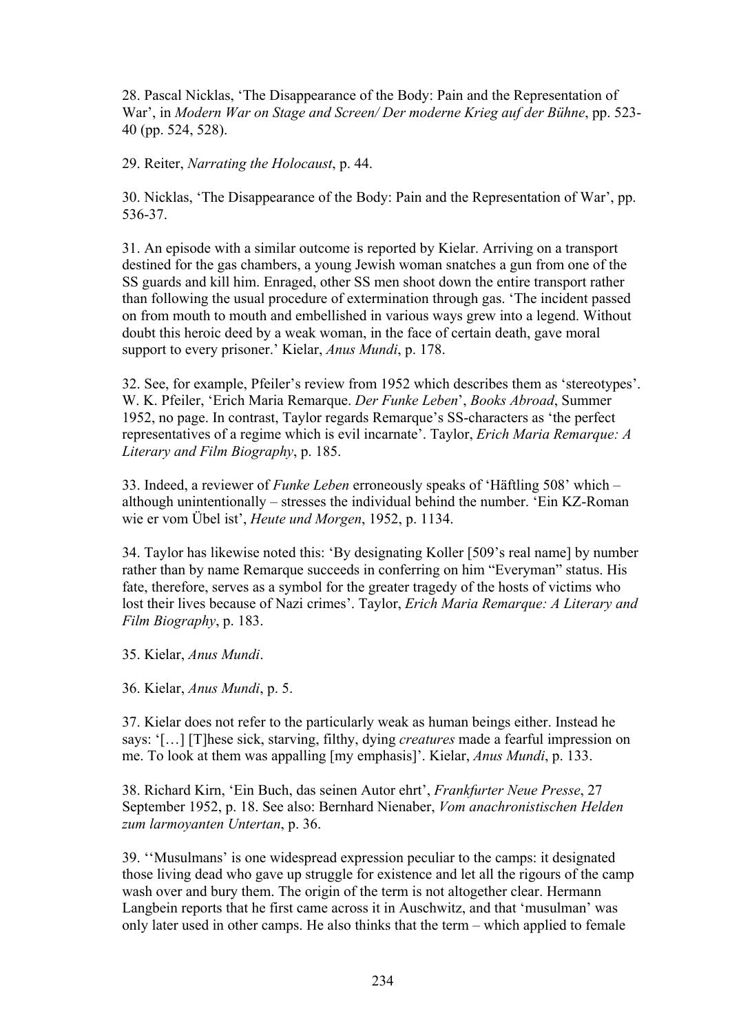28. Pascal Nicklas, 'The Disappearance of the Body: Pain and the Representation of War', in *Modern War on Stage and Screen/ Der moderne Krieg auf der Bühne*, pp. 523-40 (pp. 524, 528).

29. Reiter, *Narrating the Holocaust*, p. 44.

30. Nicklas, 'The Disappearance of the Body: Pain and the Representation of War', pp. 536-37.

31. An episode with a similar outcome is reported by Kielar. Arriving on a transport destined for the gas chambers, a young Jewish woman snatches a gun from one of the SS guards and kill him. Enraged, other SS men shoot down the entire transport rather than following the usual procedure of extermination through gas. 'The incident passed on from mouth to mouth and embellished in various ways grew into a legend. Without doubt this heroic deed by a weak woman, in the face of certain death, gave moral support to every prisoner.' Kielar, *Anus Mundi*, p. 178.

32. See, for example, Pfeiler's review from 1952 which describes them as 'stereotypes'. W. K. Pfeiler, 'Erich Maria Remarque. *Der Funke Leben*', *Books Abroad*, Summer 1952, no page. In contrast, Taylor regards Remarque's SS-characters as 'the perfect representatives of a regime which is evil incarnate'. Taylor, *Erich Maria Remarque: A Literary and Film Biography*, p. 185.

33. Indeed, a reviewer of *Funke Leben* erroneously speaks of 'Häftling 508' which – although unintentionally – stresses the individual behind the number. 'Ein KZ-Roman wie er vom Übel ist', *Heute und Morgen*, 1952, p. 1134.

34. Taylor has likewise noted this: 'By designating Koller [509's real name] by number rather than by name Remarque succeeds in conferring on him "Everyman" status. His fate, therefore, serves as a symbol for the greater tragedy of the hosts of victims who lost their lives because of Nazi crimes'. Taylor, *Erich Maria Remarque: A Literary and Film Biography*, p. 183.

35. Kielar, *Anus Mundi*.

36. Kielar, *Anus Mundi*, p. 5.

37. Kielar does not refer to the particularly weak as human beings either. Instead he says: '[…] [T]hese sick, starving, filthy, dying *creatures* made a fearful impression on me. To look at them was appalling [my emphasis]'. Kielar, *Anus Mundi*, p. 133.

38. Richard Kirn, 'Ein Buch, das seinen Autor ehrt', *Frankfurter Neue Presse*, 27 September 1952, p. 18. See also: Bernhard Nienaber, *Vom anachronistischen Helden zum larmoyanten Untertan*, p. 36.

39. ''Musulmans' is one widespread expression peculiar to the camps: it designated those living dead who gave up struggle for existence and let all the rigours of the camp wash over and bury them. The origin of the term is not altogether clear. Hermann Langbein reports that he first came across it in Auschwitz, and that 'musulman' was only later used in other camps. He also thinks that the term – which applied to female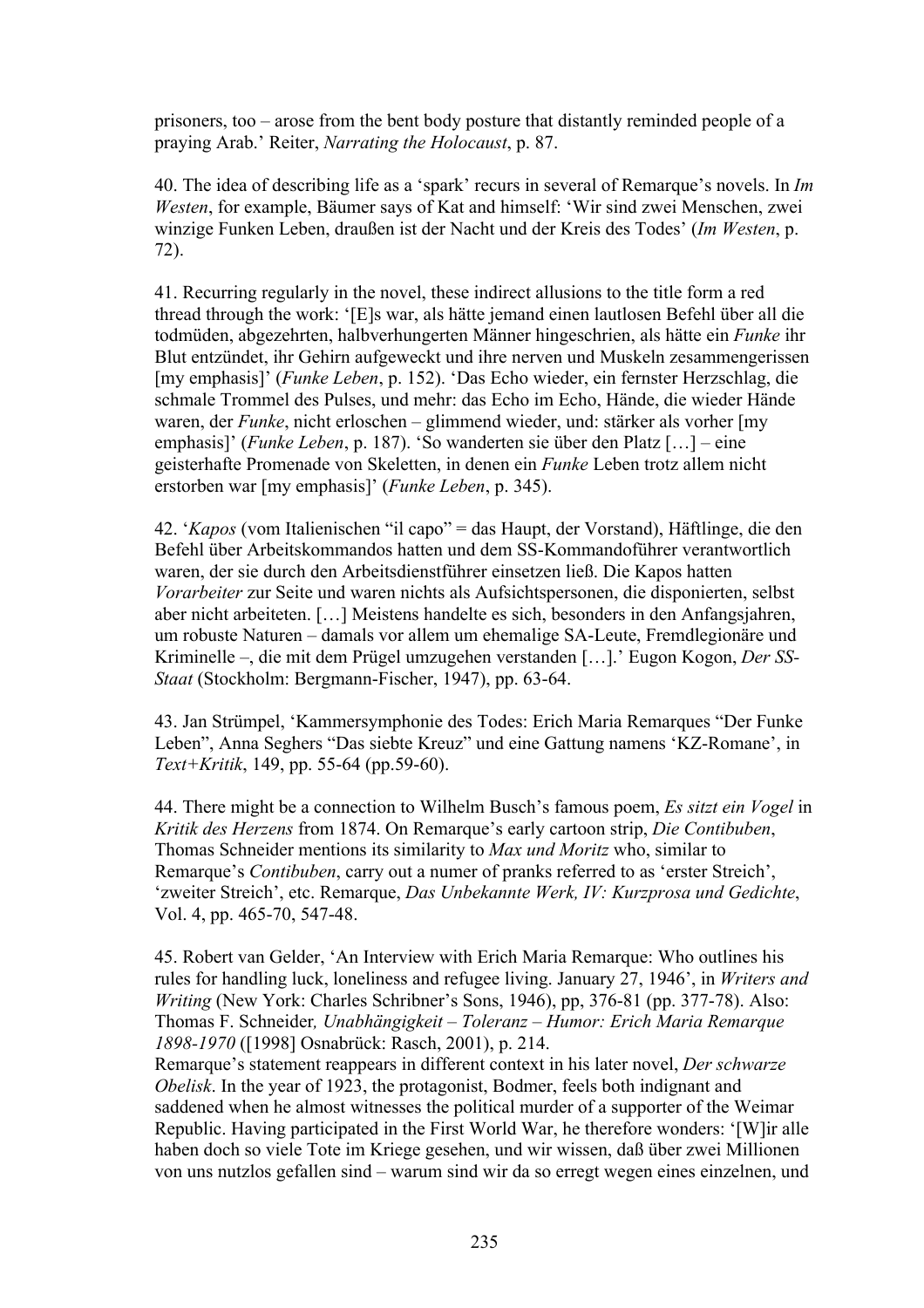prisoners, too – arose from the bent body posture that distantly reminded people of a praying Arab.' Reiter, *Narrating the Holocaust*, p. 87.

40. The idea of describing life as a 'spark' recurs in several of Remarque's novels. In *Im Westen*, for example, Bäumer says of Kat and himself: 'Wir sind zwei Menschen, zwei winzige Funken Leben, draußen ist der Nacht und der Kreis des Todes' (*Im Westen*, p. 72).

41. Recurring regularly in the novel, these indirect allusions to the title form a red thread through the work: '[E]s war, als hätte jemand einen lautlosen Befehl über all die todmüden, abgezehrten, halbverhungerten Männer hingeschrien, als hätte ein *Funke* ihr Blut entzündet, ihr Gehirn aufgeweckt und ihre nerven und Muskeln zesammengerissen [my emphasis]' (*Funke Leben*, p. 152). 'Das Echo wieder, ein fernster Herzschlag, die schmale Trommel des Pulses, und mehr: das Echo im Echo, Hände, die wieder Hände waren, der *Funke*, nicht erloschen – glimmend wieder, und: stärker als vorher [my emphasis]' (*Funke Leben*, p. 187). 'So wanderten sie über den Platz […] – eine geisterhafte Promenade von Skeletten, in denen ein *Funke* Leben trotz allem nicht erstorben war [my emphasis]' (*Funke Leben*, p. 345).

42. '*Kapos* (vom Italienischen "il capo" = das Haupt, der Vorstand), Häftlinge, die den Befehl über Arbeitskommandos hatten und dem SS-Kommandoführer verantwortlich waren, der sie durch den Arbeitsdienstführer einsetzen ließ. Die Kapos hatten *Vorarbeiter* zur Seite und waren nichts als Aufsichtspersonen, die disponierten, selbst aber nicht arbeiteten. […] Meistens handelte es sich, besonders in den Anfangsjahren, um robuste Naturen – damals vor allem um ehemalige SA-Leute, Fremdlegionäre und Kriminelle –, die mit dem Prügel umzugehen verstanden […].' Eugon Kogon, *Der SS-Staat* (Stockholm: Bergmann-Fischer, 1947), pp. 63-64.

43. Jan Strümpel, 'Kammersymphonie des Todes: Erich Maria Remarques "Der Funke Leben", Anna Seghers "Das siebte Kreuz" und eine Gattung namens 'KZ-Romane', in *Text+Kritik*, 149, pp. 55-64 (pp.59-60).

44. There might be a connection to Wilhelm Busch's famous poem, *Es sitzt ein Vogel* in *Kritik des Herzens* from 1874. On Remarque's early cartoon strip, *Die Contibuben*, Thomas Schneider mentions its similarity to *Max und Moritz* who, similar to Remarque's *Contibuben*, carry out a numer of pranks referred to as 'erster Streich', 'zweiter Streich', etc. Remarque, *Das Unbekannte Werk, IV: Kurzprosa und Gedichte*, Vol. 4, pp. 465-70, 547-48.

45. Robert van Gelder, 'An Interview with Erich Maria Remarque: Who outlines his rules for handling luck, loneliness and refugee living. January 27, 1946', in *Writers and Writing* (New York: Charles Schribner's Sons, 1946), pp, 376-81 (pp. 377-78). Also: Thomas F. Schneider*, Unabhängigkeit – Toleranz – Humor: Erich Maria Remarque 1898-1970* ([1998] Osnabrück: Rasch, 2001), p. 214.
Remarque's statement reappears in different context in his later novel, *Der schwarze Obelisk*. In the year of 1923, the protagonist, Bodmer, feels both indignant and saddened when he almost witnesses the political murder of a supporter of the Weimar Republic. Having participated in the First World War, he therefore wonders: '[W]ir alle haben doch so viele Tote im Kriege gesehen, und wir wissen, daß über zwei Millionen von uns nutzlos gefallen sind – warum sind wir da so erregt wegen eines einzelnen, und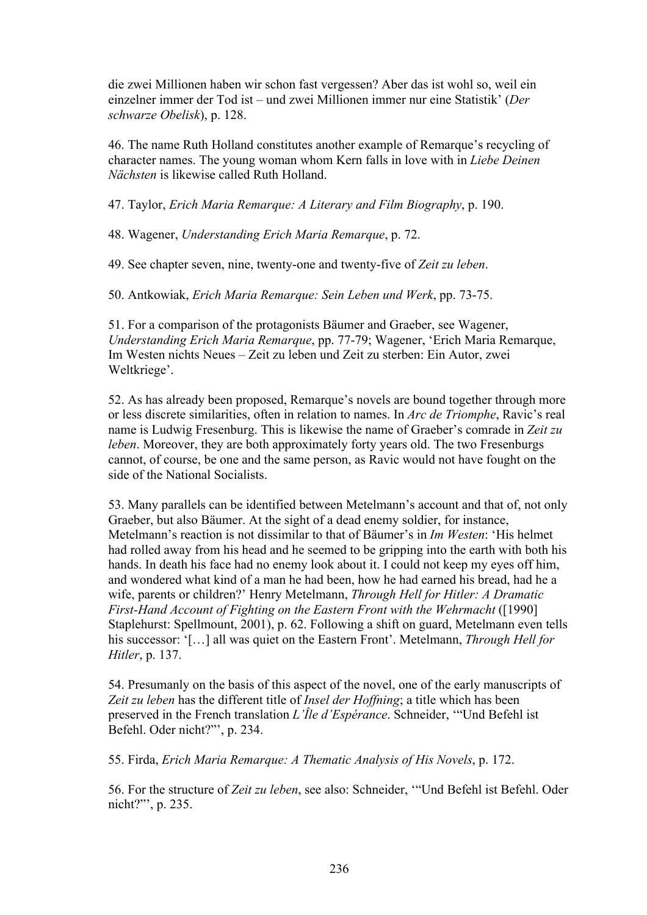die zwei Millionen haben wir schon fast vergessen? Aber das ist wohl so, weil ein einzelner immer der Tod ist – und zwei Millionen immer nur eine Statistik' (*Der schwarze Obelisk*), p. 128.

46. The name Ruth Holland constitutes another example of Remarque's recycling of character names. The young woman whom Kern falls in love with in *Liebe Deinen Nächsten* is likewise called Ruth Holland.

47. Taylor, *Erich Maria Remarque: A Literary and Film Biography*, p. 190.

48. Wagener, *Understanding Erich Maria Remarque*, p. 72.

49. See chapter seven, nine, twenty-one and twenty-five of *Zeit zu leben*.

50. Antkowiak, *Erich Maria Remarque: Sein Leben und Werk*, pp. 73-75.

51. For a comparison of the protagonists Bäumer and Graeber, see Wagener, *Understanding Erich Maria Remarque*, pp. 77-79; Wagener, 'Erich Maria Remarque, Im Westen nichts Neues – Zeit zu leben und Zeit zu sterben: Ein Autor, zwei Weltkriege'.

52. As has already been proposed, Remarque's novels are bound together through more or less discrete similarities, often in relation to names. In *Arc de Triomphe*, Ravic's real name is Ludwig Fresenburg. This is likewise the name of Graeber's comrade in *Zeit zu leben*. Moreover, they are both approximately forty years old. The two Fresenburgs cannot, of course, be one and the same person, as Ravic would not have fought on the side of the National Socialists.

53. Many parallels can be identified between Metelmann's account and that of, not only Graeber, but also Bäumer. At the sight of a dead enemy soldier, for instance, Metelmann's reaction is not dissimilar to that of Bäumer's in *Im Westen*: 'His helmet had rolled away from his head and he seemed to be gripping into the earth with both his hands. In death his face had no enemy look about it. I could not keep my eyes off him, and wondered what kind of a man he had been, how he had earned his bread, had he a wife, parents or children?' Henry Metelmann, *Through Hell for Hitler: A Dramatic First-Hand Account of Fighting on the Eastern Front with the Wehrmacht* ([1990] Staplehurst: Spellmount, 2001), p. 62. Following a shift on guard, Metelmann even tells his successor: '[…] all was quiet on the Eastern Front'. Metelmann, *Through Hell for Hitler*, p. 137.

54. Presumanly on the basis of this aspect of the novel, one of the early manuscripts of *Zeit zu leben* has the different title of *Insel der Hoffning*; a title which has been preserved in the French translation *L'Île d'Espérance*. Schneider, '"Und Befehl ist Befehl. Oder nicht?"', p. 234.

55. Firda, *Erich Maria Remarque: A Thematic Analysis of His Novels*, p. 172.

56. For the structure of *Zeit zu leben*, see also: Schneider, '"Und Befehl ist Befehl. Oder nicht?"', p. 235.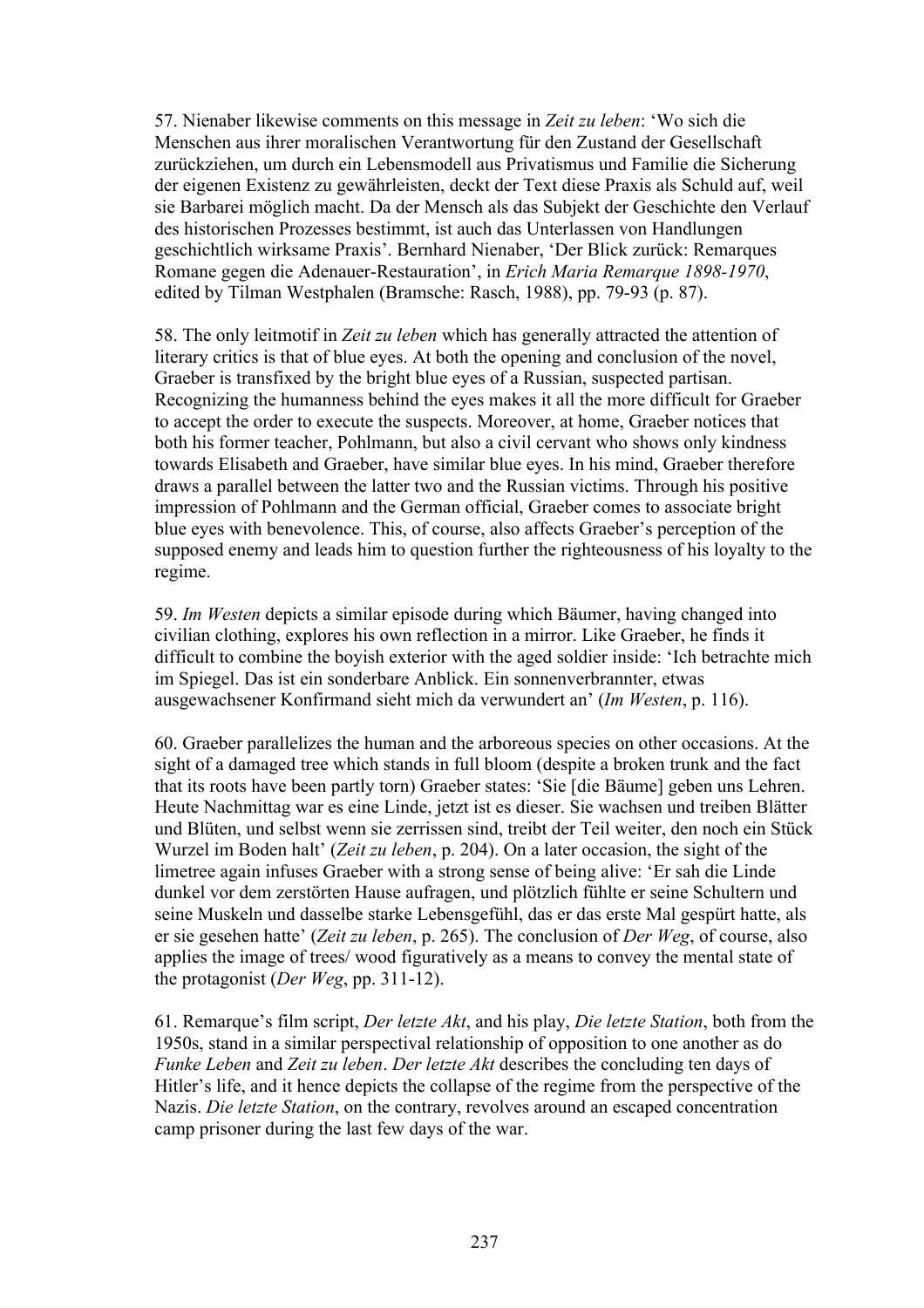57. Nienaber likewise comments on this message in *Zeit zu leben*: 'Wo sich die Menschen aus ihrer moralischen Verantwortung für den Zustand der Gesellschaft zurückziehen, um durch ein Lebensmodell aus Privatismus und Familie die Sicherung der eigenen Existenz zu gewährleisten, deckt der Text diese Praxis als Schuld auf, weil sie Barbarei möglich macht. Da der Mensch als das Subjekt der Geschichte den Verlauf des historischen Prozesses bestimmt, ist auch das Unterlassen von Handlungen geschichtlich wirksame Praxis'. Bernhard Nienaber, 'Der Blick zurück: Remarques Romane gegen die Adenauer-Restauration', in *Erich Maria Remarque 1898-1970*, edited by Tilman Westphalen (Bramsche: Rasch, 1988), pp. 79-93 (p. 87).

58. The only leitmotif in *Zeit zu leben* which has generally attracted the attention of literary critics is that of blue eyes. At both the opening and conclusion of the novel, Graeber is transfixed by the bright blue eyes of a Russian, suspected partisan. Recognizing the humanness behind the eyes makes it all the more difficult for Graeber to accept the order to execute the suspects. Moreover, at home, Graeber notices that both his former teacher, Pohlmann, but also a civil cervant who shows only kindness towards Elisabeth and Graeber, have similar blue eyes. In his mind, Graeber therefore draws a parallel between the latter two and the Russian victims. Through his positive impression of Pohlmann and the German official, Graeber comes to associate bright blue eyes with benevolence. This, of course, also affects Graeber's perception of the supposed enemy and leads him to question further the righteousness of his loyalty to the regime.

59. *Im Westen* depicts a similar episode during which Bäumer, having changed into civilian clothing, explores his own reflection in a mirror. Like Graeber, he finds it difficult to combine the boyish exterior with the aged soldier inside: 'Ich betrachte mich im Spiegel. Das ist ein sonderbare Anblick. Ein sonnenverbrannter, etwas ausgewachsener Konfirmand sieht mich da verwundert an' (*Im Westen*, p. 116).

60. Graeber parallelizes the human and the arboreous species on other occasions. At the sight of a damaged tree which stands in full bloom (despite a broken trunk and the fact that its roots have been partly torn) Graeber states: 'Sie [die Bäume] geben uns Lehren. Heute Nachmittag war es eine Linde, jetzt ist es dieser. Sie wachsen und treiben Blätter und Blüten, und selbst wenn sie zerrissen sind, treibt der Teil weiter, den noch ein Stück Wurzel im Boden halt' (*Zeit zu leben*, p. 204). On a later occasion, the sight of the limetree again infuses Graeber with a strong sense of being alive: 'Er sah die Linde dunkel vor dem zerstörten Hause aufragen, und plötzlich fühlte er seine Schultern und seine Muskeln und dasselbe starke Lebensgefühl, das er das erste Mal gespürt hatte, als er sie gesehen hatte' (*Zeit zu leben*, p. 265). The conclusion of *Der Weg*, of course, also applies the image of trees/ wood figuratively as a means to convey the mental state of the protagonist (*Der Weg*, pp. 311-12).

61. Remarque's film script, *Der letzte Akt*, and his play, *Die letzte Station*, both from the 1950s, stand in a similar perspectival relationship of opposition to one another as do *Funke Leben* and *Zeit zu leben*. *Der letzte Akt* describes the concluding ten days of Hitler's life, and it hence depicts the collapse of the regime from the perspective of the Nazis. *Die letzte Station*, on the contrary, revolves around an escaped concentration camp prisoner during the last few days of the war.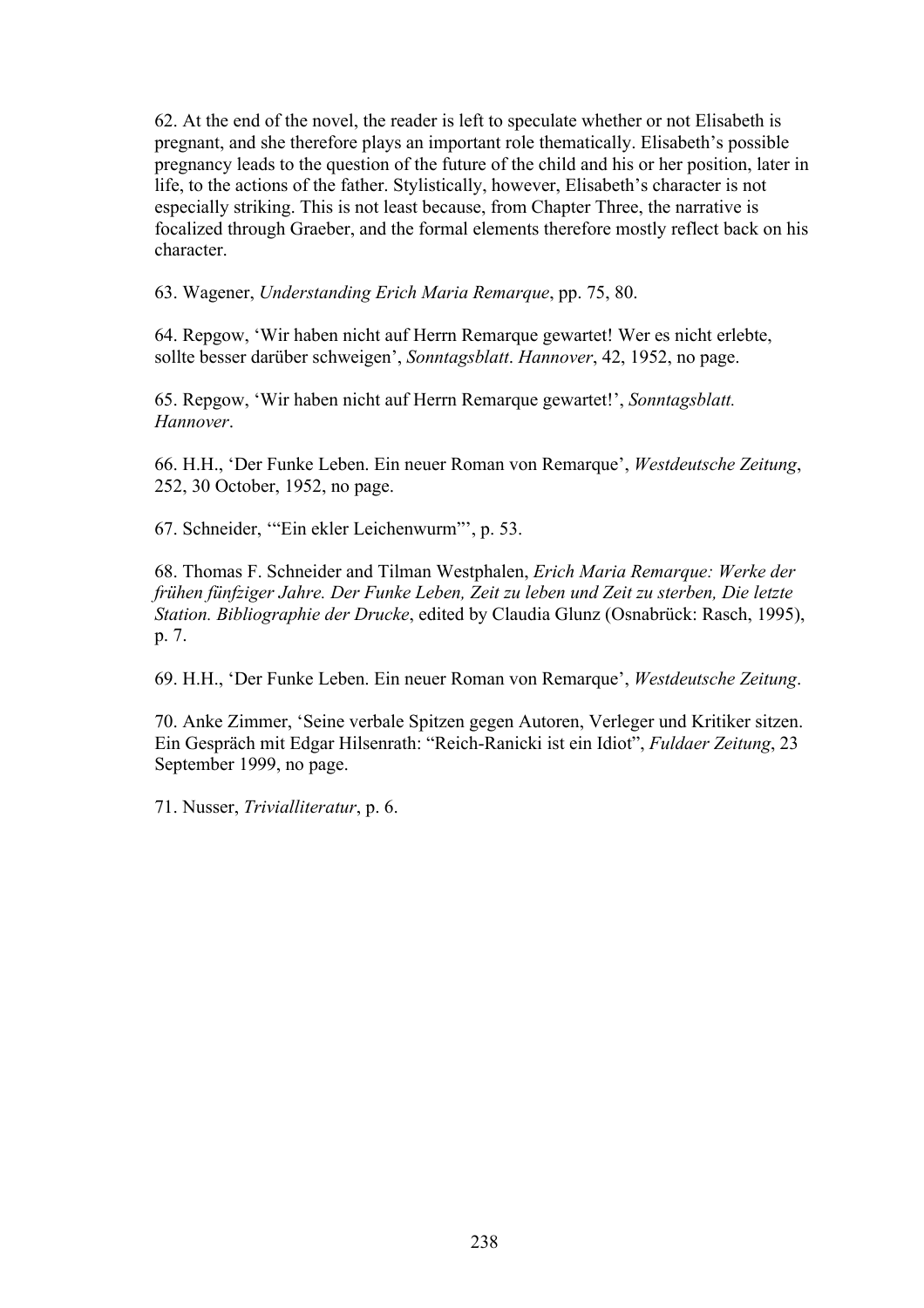62. At the end of the novel, the reader is left to speculate whether or not Elisabeth is pregnant, and she therefore plays an important role thematically. Elisabeth's possible pregnancy leads to the question of the future of the child and his or her position, later in life, to the actions of the father. Stylistically, however, Elisabeth's character is not especially striking. This is not least because, from Chapter Three, the narrative is focalized through Graeber, and the formal elements therefore mostly reflect back on his character.

63. Wagener, *Understanding Erich Maria Remarque*, pp. 75, 80.

64. Repgow, 'Wir haben nicht auf Herrn Remarque gewartet! Wer es nicht erlebte, sollte besser darüber schweigen', *Sonntagsblatt*. *Hannover*, 42, 1952, no page.

65. Repgow, 'Wir haben nicht auf Herrn Remarque gewartet!', *Sonntagsblatt. Hannover*.

66. H.H., 'Der Funke Leben. Ein neuer Roman von Remarque', *Westdeutsche Zeitung*, 252, 30 October, 1952, no page.

67. Schneider, '"Ein ekler Leichenwurm"', p. 53.

68. Thomas F. Schneider and Tilman Westphalen, *Erich Maria Remarque: Werke der frühen fünfziger Jahre. Der Funke Leben, Zeit zu leben und Zeit zu sterben, Die letzte Station. Bibliographie der Drucke*, edited by Claudia Glunz (Osnabrück: Rasch, 1995), p. 7.

69. H.H., 'Der Funke Leben. Ein neuer Roman von Remarque', *Westdeutsche Zeitung*.

70. Anke Zimmer, 'Seine verbale Spitzen gegen Autoren, Verleger und Kritiker sitzen. Ein Gespräch mit Edgar Hilsenrath: "Reich-Ranicki ist ein Idiot", *Fuldaer Zeitung*, 23 September 1999, no page.

71. Nusser, *Trivialliteratur*, p. 6.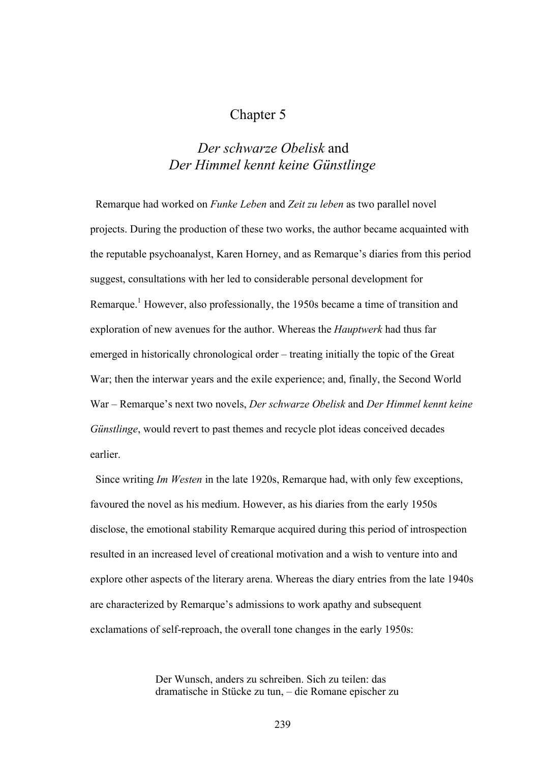# Chapter 5

## *Der schwarze Obelisk* and *Der Himmel kennt keine Günstlinge*

Remarque had worked on *Funke Leben* and *Zeit zu leben* as two parallel novel projects. During the production of these two works, the author became acquainted with the reputable psychoanalyst, Karen Horney, and as Remarque's diaries from this period suggest, consultations with her led to considerable personal development for Remarque.[1] However, also professionally, the 1950s became a time of transition and exploration of new avenues for the author. Whereas the *Hauptwerk* had thus far emerged in historically chronological order – treating initially the topic of the Great War; then the interwar years and the exile experience; and, finally, the Second World War – Remarque's next two novels, *Der schwarze Obelisk* and *Der Himmel kennt keine Günstlinge*, would revert to past themes and recycle plot ideas conceived decades earlier.

Since writing *Im Westen* in the late 1920s, Remarque had, with only few exceptions, favoured the novel as his medium. However, as his diaries from the early 1950s disclose, the emotional stability Remarque acquired during this period of introspection resulted in an increased level of creational motivation and a wish to venture into and explore other aspects of the literary arena. Whereas the diary entries from the late 1940s are characterized by Remarque's admissions to work apathy and subsequent exclamations of self-reproach, the overall tone changes in the early 1950s:

> Der Wunsch, anders zu schreiben. Sich zu teilen: das dramatische in Stücke zu tun, – die Romane epischer zu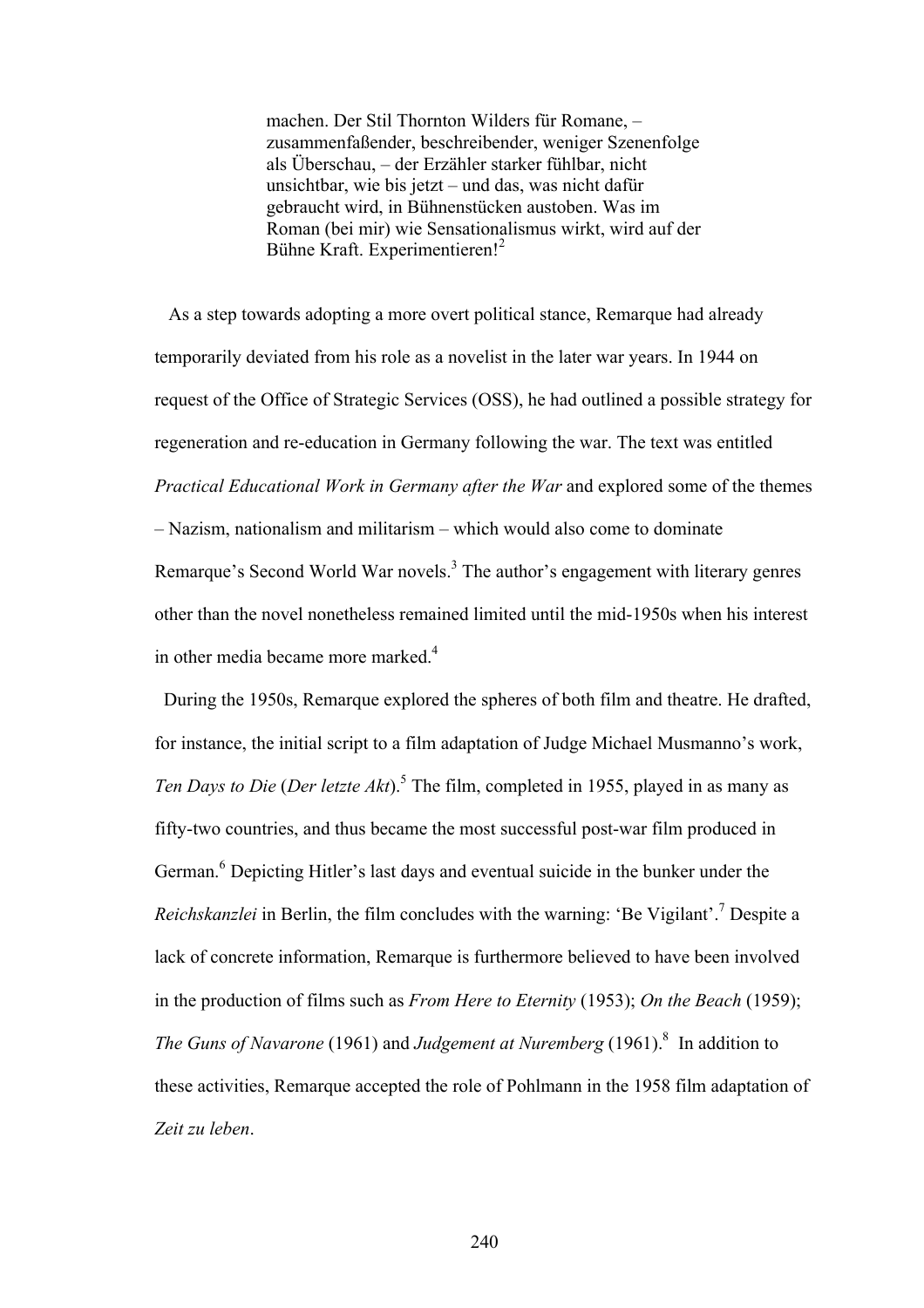> machen. Der Stil Thornton Wilders für Romane, – zusammenfaßender, beschreibender, weniger Szenenfolge als Überschau, – der Erzähler starker fühlbar, nicht unsichtbar, wie bis jetzt – und das, was nicht dafür gebraucht wird, in Bühnenstücken austoben. Was im Roman (bei mir) wie Sensationalismus wirkt, wird auf der Bühne Kraft. Experimentieren![2]

As a step towards adopting a more overt political stance, Remarque had already temporarily deviated from his role as a novelist in the later war years. In 1944 on request of the Office of Strategic Services (OSS), he had outlined a possible strategy for regeneration and re-education in Germany following the war. The text was entitled *Practical Educational Work in Germany after the War* and explored some of the themes – Nazism, nationalism and militarism – which would also come to dominate Remarque's Second World War novels.[3] The author's engagement with literary genres other than the novel nonetheless remained limited until the mid-1950s when his interest in other media became more marked.[4]

During the 1950s, Remarque explored the spheres of both film and theatre. He drafted, for instance, the initial script to a film adaptation of Judge Michael Musmanno's work, *Ten Days to Die* (*Der letzte Akt*).[5] The film, completed in 1955, played in as many as fifty-two countries, and thus became the most successful post-war film produced in German.[6] Depicting Hitler's last days and eventual suicide in the bunker under the *Reichskanzlei* in Berlin, the film concludes with the warning: 'Be Vigilant'.[7] Despite a lack of concrete information, Remarque is furthermore believed to have been involved in the production of films such as *From Here to Eternity* (1953); *On the Beach* (1959); *The Guns of Navarone* (1961) and *Judgement at Nuremberg* (1961).[8] In addition to these activities, Remarque accepted the role of Pohlmann in the 1958 film adaptation of *Zeit zu leben*.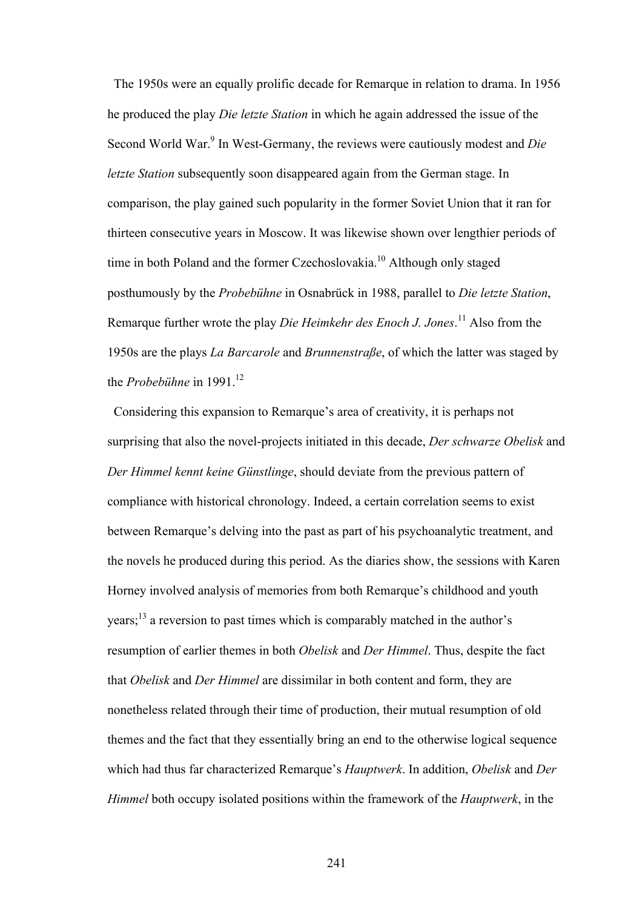The 1950s were an equally prolific decade for Remarque in relation to drama. In 1956 he produced the play *Die letzte Station* in which he again addressed the issue of the Second World War.[9] In West-Germany, the reviews were cautiously modest and *Die letzte Station* subsequently soon disappeared again from the German stage. In comparison, the play gained such popularity in the former Soviet Union that it ran for thirteen consecutive years in Moscow. It was likewise shown over lengthier periods of time in both Poland and the former Czechoslovakia.[10] Although only staged posthumously by the *Probebühne* in Osnabrück in 1988, parallel to *Die letzte Station*, Remarque further wrote the play *Die Heimkehr des Enoch J. Jones*.[11] Also from the 1950s are the plays *La Barcarole* and *Brunnenstraße*, of which the latter was staged by the *Probebühne* in 1991.[12]

Considering this expansion to Remarque's area of creativity, it is perhaps not surprising that also the novel-projects initiated in this decade, *Der schwarze Obelisk* and *Der Himmel kennt keine Günstlinge*, should deviate from the previous pattern of compliance with historical chronology. Indeed, a certain correlation seems to exist between Remarque's delving into the past as part of his psychoanalytic treatment, and the novels he produced during this period. As the diaries show, the sessions with Karen Horney involved analysis of memories from both Remarque's childhood and youth years;[13] a reversion to past times which is comparably matched in the author's resumption of earlier themes in both *Obelisk* and *Der Himmel*. Thus, despite the fact that *Obelisk* and *Der Himmel* are dissimilar in both content and form, they are nonetheless related through their time of production, their mutual resumption of old themes and the fact that they essentially bring an end to the otherwise logical sequence which had thus far characterized Remarque's *Hauptwerk*. In addition, *Obelisk* and *Der Himmel* both occupy isolated positions within the framework of the *Hauptwerk*, in the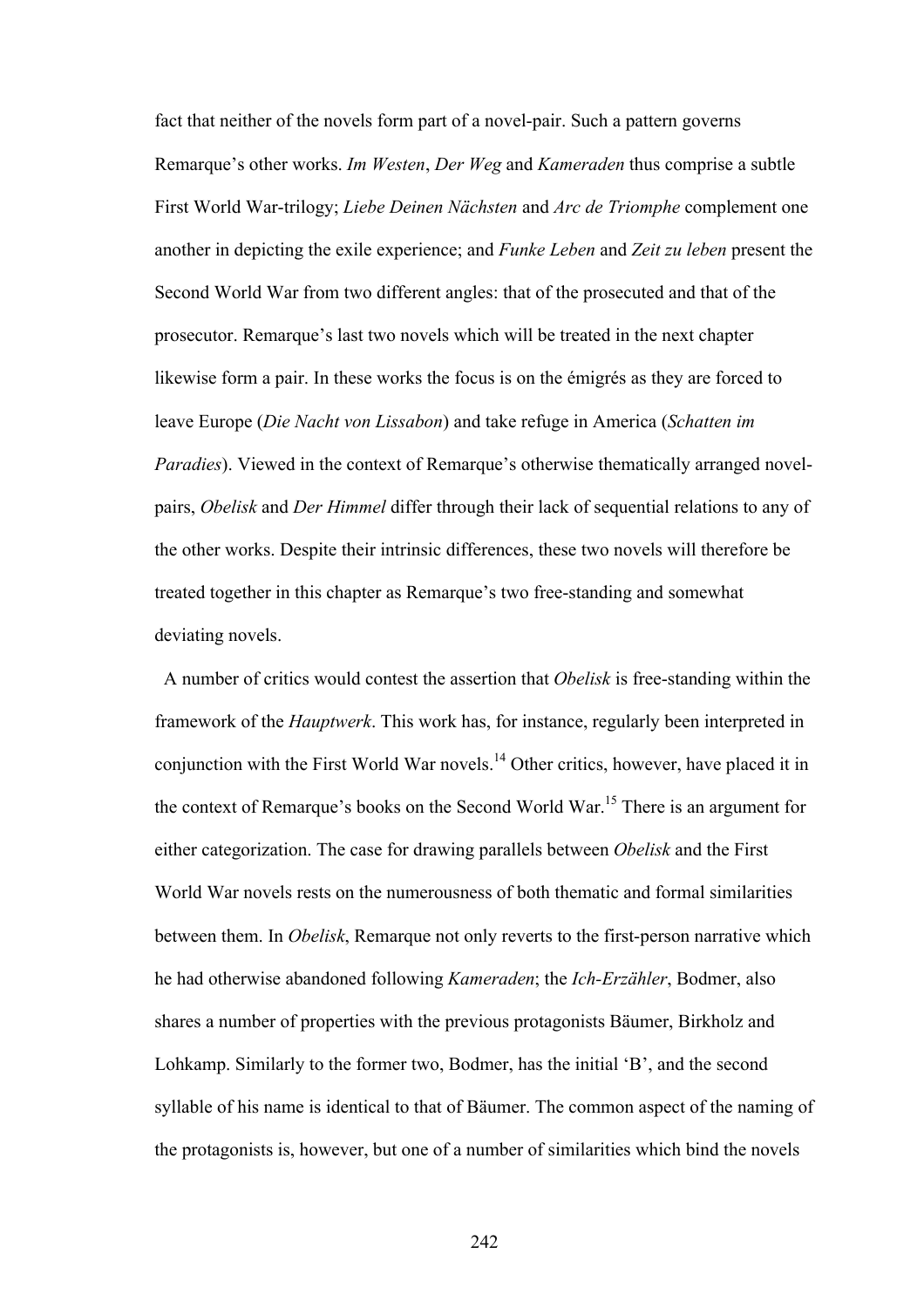fact that neither of the novels form part of a novel-pair. Such a pattern governs Remarque's other works. *Im Westen*, *Der Weg* and *Kameraden* thus comprise a subtle First World War-trilogy; *Liebe Deinen Nächsten* and *Arc de Triomphe* complement one another in depicting the exile experience; and *Funke Leben* and *Zeit zu leben* present the Second World War from two different angles: that of the prosecuted and that of the prosecutor. Remarque's last two novels which will be treated in the next chapter likewise form a pair. In these works the focus is on the émigrés as they are forced to leave Europe (*Die Nacht von Lissabon*) and take refuge in America (*Schatten im Paradies*). Viewed in the context of Remarque's otherwise thematically arranged novel-pairs, *Obelisk* and *Der Himmel* differ through their lack of sequential relations to any of the other works. Despite their intrinsic differences, these two novels will therefore be treated together in this chapter as Remarque's two free-standing and somewhat deviating novels.

A number of critics would contest the assertion that *Obelisk* is free-standing within the framework of the *Hauptwerk*. This work has, for instance, regularly been interpreted in conjunction with the First World War novels.[14] Other critics, however, have placed it in the context of Remarque's books on the Second World War.[15] There is an argument for either categorization. The case for drawing parallels between *Obelisk* and the First World War novels rests on the numerousness of both thematic and formal similarities between them. In *Obelisk*, Remarque not only reverts to the first-person narrative which he had otherwise abandoned following *Kameraden*; the *Ich-Erzähler*, Bodmer, also shares a number of properties with the previous protagonists Bäumer, Birkholz and Lohkamp. Similarly to the former two, Bodmer, has the initial 'B', and the second syllable of his name is identical to that of Bäumer. The common aspect of the naming of the protagonists is, however, but one of a number of similarities which bind the novels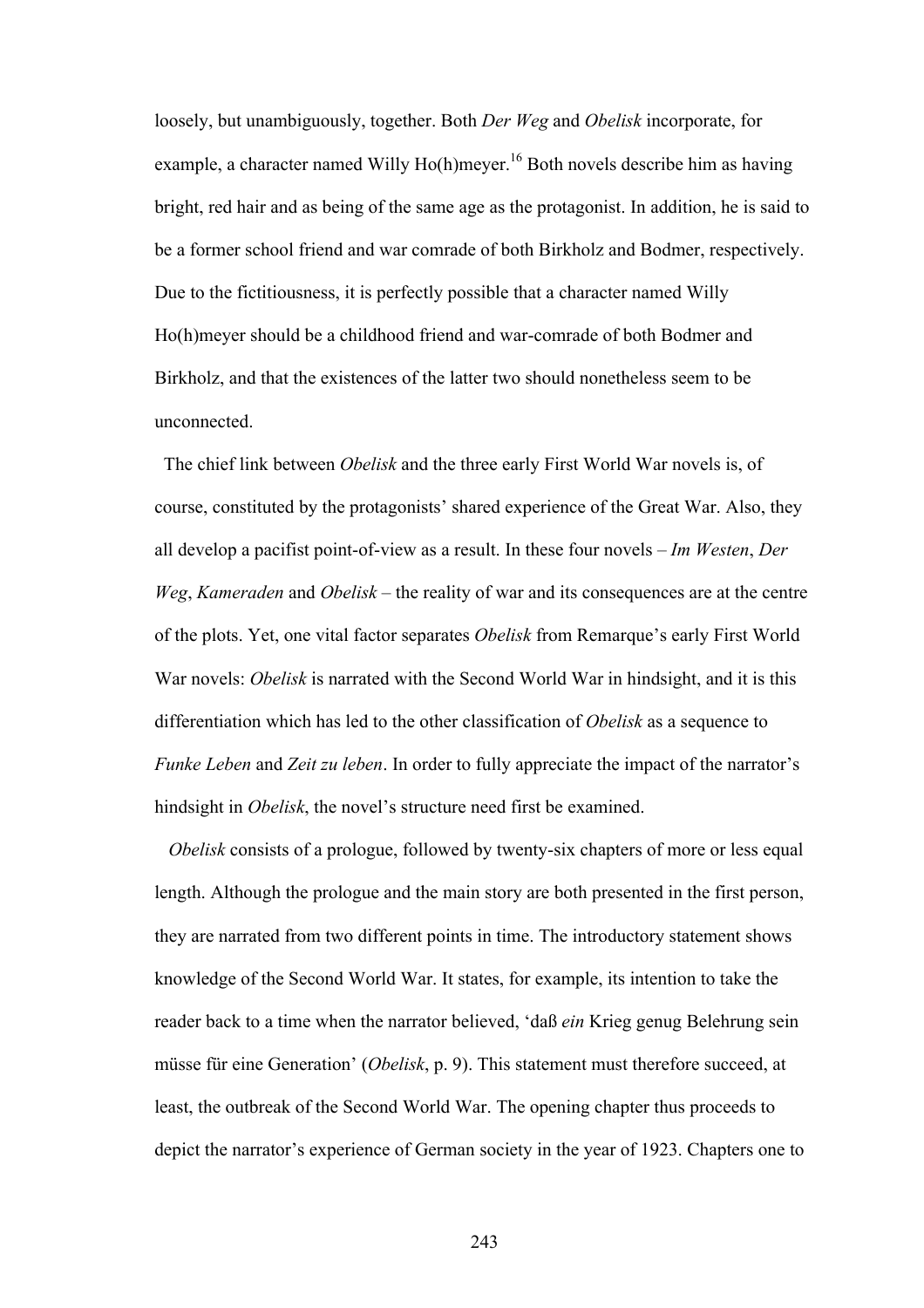loosely, but unambiguously, together. Both *Der Weg* and *Obelisk* incorporate, for example, a character named Willy Ho(h)meyer.[16] Both novels describe him as having bright, red hair and as being of the same age as the protagonist. In addition, he is said to be a former school friend and war comrade of both Birkholz and Bodmer, respectively. Due to the fictitiousness, it is perfectly possible that a character named Willy Ho(h)meyer should be a childhood friend and war-comrade of both Bodmer and Birkholz, and that the existences of the latter two should nonetheless seem to be unconnected.

The chief link between *Obelisk* and the three early First World War novels is, of course, constituted by the protagonists' shared experience of the Great War. Also, they all develop a pacifist point-of-view as a result. In these four novels – *Im Westen*, *Der Weg*, *Kameraden* and *Obelisk* – the reality of war and its consequences are at the centre of the plots. Yet, one vital factor separates *Obelisk* from Remarque's early First World War novels: *Obelisk* is narrated with the Second World War in hindsight, and it is this differentiation which has led to the other classification of *Obelisk* as a sequence to *Funke Leben* and *Zeit zu leben*. In order to fully appreciate the impact of the narrator's hindsight in *Obelisk*, the novel's structure need first be examined.

*Obelisk* consists of a prologue, followed by twenty-six chapters of more or less equal length. Although the prologue and the main story are both presented in the first person, they are narrated from two different points in time. The introductory statement shows knowledge of the Second World War. It states, for example, its intention to take the reader back to a time when the narrator believed, 'daß *ein* Krieg genug Belehrung sein müsse für eine Generation' (*Obelisk*, p. 9). This statement must therefore succeed, at least, the outbreak of the Second World War. The opening chapter thus proceeds to depict the narrator's experience of German society in the year of 1923. Chapters one to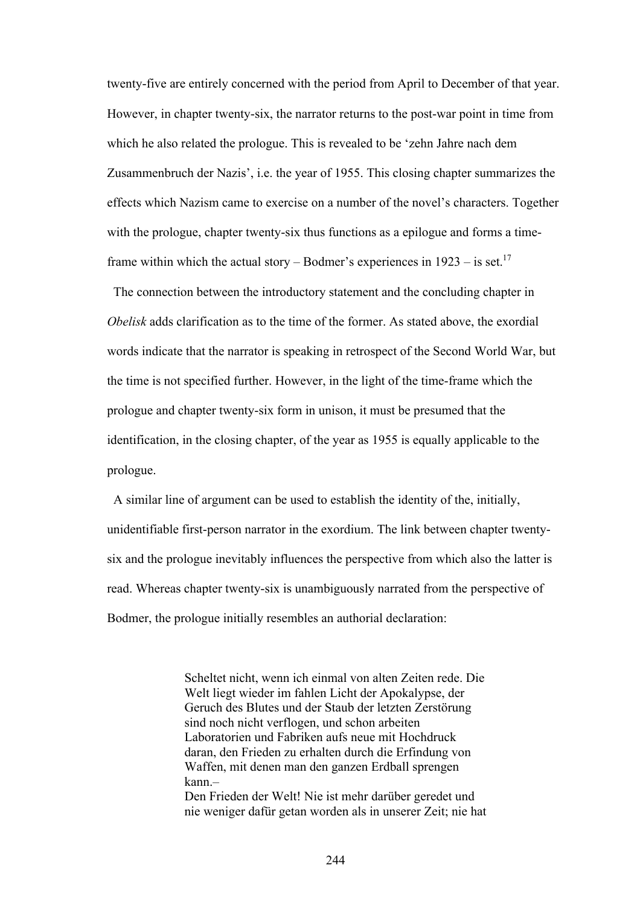twenty-five are entirely concerned with the period from April to December of that year. However, in chapter twenty-six, the narrator returns to the post-war point in time from which he also related the prologue. This is revealed to be 'zehn Jahre nach dem Zusammenbruch der Nazis', i.e. the year of 1955. This closing chapter summarizes the effects which Nazism came to exercise on a number of the novel's characters. Together with the prologue, chapter twenty-six thus functions as a epilogue and forms a time-frame within which the actual story – Bodmer's experiences in 1923 – is set.[17]

The connection between the introductory statement and the concluding chapter in *Obelisk* adds clarification as to the time of the former. As stated above, the exordial words indicate that the narrator is speaking in retrospect of the Second World War, but the time is not specified further. However, in the light of the time-frame which the prologue and chapter twenty-six form in unison, it must be presumed that the identification, in the closing chapter, of the year as 1955 is equally applicable to the prologue.

A similar line of argument can be used to establish the identity of the, initially, unidentifiable first-person narrator in the exordium. The link between chapter twenty-six and the prologue inevitably influences the perspective from which also the latter is read. Whereas chapter twenty-six is unambiguously narrated from the perspective of Bodmer, the prologue initially resembles an authorial declaration:

> Scheltet nicht, wenn ich einmal von alten Zeiten rede. Die Welt liegt wieder im fahlen Licht der Apokalypse, der Geruch des Blutes und der Staub der letzten Zerstörung sind noch nicht verflogen, und schon arbeiten Laboratorien und Fabriken aufs neue mit Hochdruck daran, den Frieden zu erhalten durch die Erfindung von Waffen, mit denen man den ganzen Erdball sprengen kann.–
> Den Frieden der Welt! Nie ist mehr darüber geredet und nie weniger dafür getan worden als in unserer Zeit; nie hat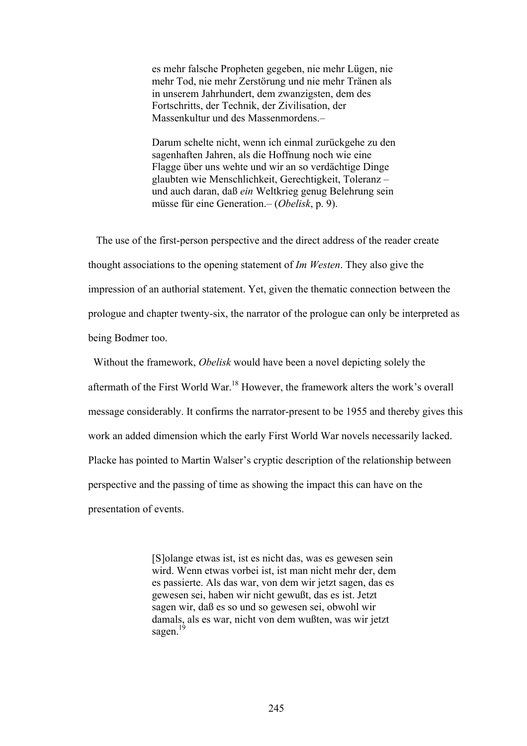> es mehr falsche Propheten gegeben, nie mehr Lügen, nie mehr Tod, nie mehr Zerstörung und nie mehr Tränen als in unserem Jahrhundert, dem zwanzigsten, dem des Fortschritts, der Technik, der Zivilisation, der Massenkultur und des Massenmordens.–
>
> Darum schelte nicht, wenn ich einmal zurückgehe zu den sagenhaften Jahren, als die Hoffnung noch wie eine Flagge über uns wehte und wir an so verdächtige Dinge glaubten wie Menschlichkeit, Gerechtigkeit, Toleranz – und auch daran, daß *ein* Weltkrieg genug Belehrung sein müsse für eine Generation.– (*Obelisk*, p. 9).

The use of the first-person perspective and the direct address of the reader create thought associations to the opening statement of *Im Westen*. They also give the impression of an authorial statement. Yet, given the thematic connection between the prologue and chapter twenty-six, the narrator of the prologue can only be interpreted as being Bodmer too.

Without the framework, *Obelisk* would have been a novel depicting solely the aftermath of the First World War.[18] However, the framework alters the work's overall message considerably. It confirms the narrator-present to be 1955 and thereby gives this work an added dimension which the early First World War novels necessarily lacked. Placke has pointed to Martin Walser's cryptic description of the relationship between perspective and the passing of time as showing the impact this can have on the presentation of events.

> [S]olange etwas ist, ist es nicht das, was es gewesen sein wird. Wenn etwas vorbei ist, ist man nicht mehr der, dem es passierte. Als das war, von dem wir jetzt sagen, das es gewesen sei, haben wir nicht gewußt, das es ist. Jetzt sagen wir, daß es so und so gewesen sei, obwohl wir damals, als es war, nicht von dem wußten, was wir jetzt sagen.[19]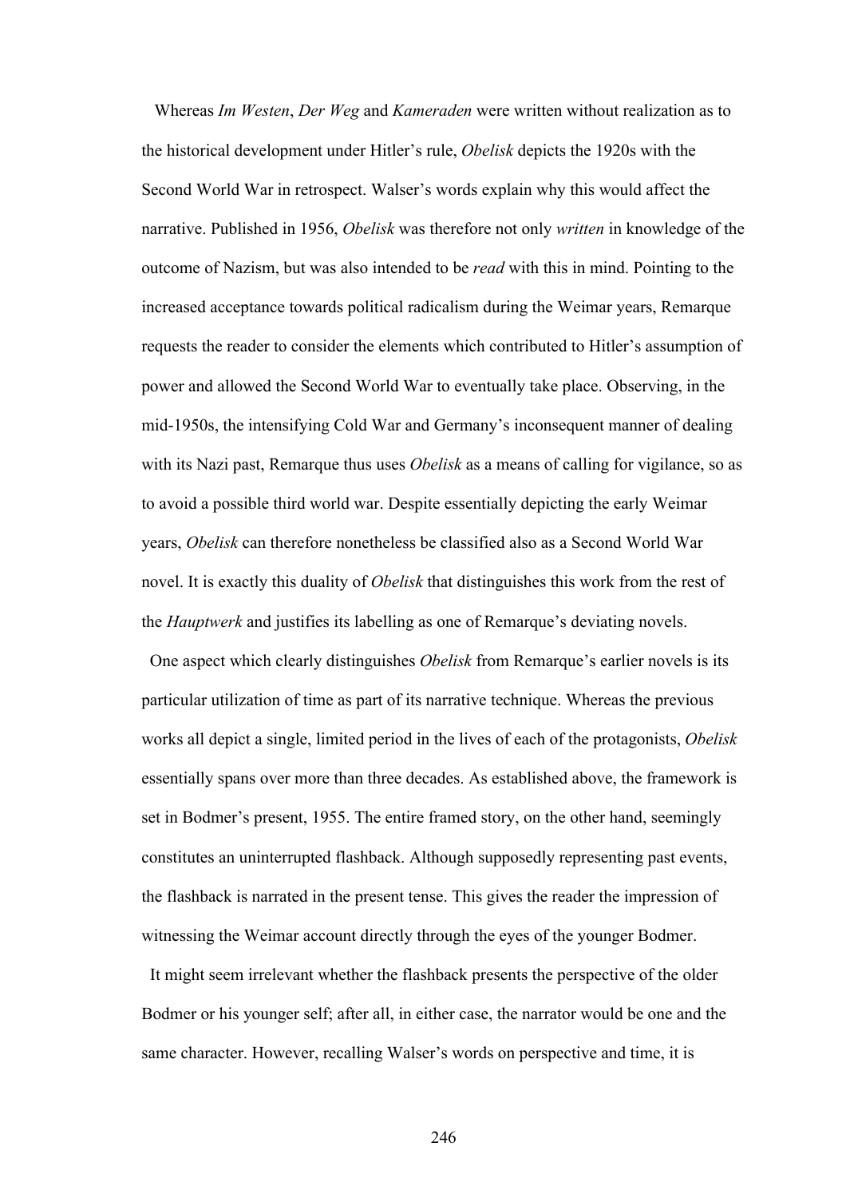Whereas *Im Westen*, *Der Weg* and *Kameraden* were written without realization as to the historical development under Hitler's rule, *Obelisk* depicts the 1920s with the Second World War in retrospect. Walser's words explain why this would affect the narrative. Published in 1956, *Obelisk* was therefore not only *written* in knowledge of the outcome of Nazism, but was also intended to be *read* with this in mind. Pointing to the increased acceptance towards political radicalism during the Weimar years, Remarque requests the reader to consider the elements which contributed to Hitler's assumption of power and allowed the Second World War to eventually take place. Observing, in the mid-1950s, the intensifying Cold War and Germany's inconsequent manner of dealing with its Nazi past, Remarque thus uses *Obelisk* as a means of calling for vigilance, so as to avoid a possible third world war. Despite essentially depicting the early Weimar years, *Obelisk* can therefore nonetheless be classified also as a Second World War novel. It is exactly this duality of *Obelisk* that distinguishes this work from the rest of the *Hauptwerk* and justifies its labelling as one of Remarque's deviating novels.

One aspect which clearly distinguishes *Obelisk* from Remarque's earlier novels is its particular utilization of time as part of its narrative technique. Whereas the previous works all depict a single, limited period in the lives of each of the protagonists, *Obelisk* essentially spans over more than three decades. As established above, the framework is set in Bodmer's present, 1955. The entire framed story, on the other hand, seemingly constitutes an uninterrupted flashback. Although supposedly representing past events, the flashback is narrated in the present tense. This gives the reader the impression of witnessing the Weimar account directly through the eyes of the younger Bodmer.

It might seem irrelevant whether the flashback presents the perspective of the older Bodmer or his younger self; after all, in either case, the narrator would be one and the same character. However, recalling Walser's words on perspective and time, it is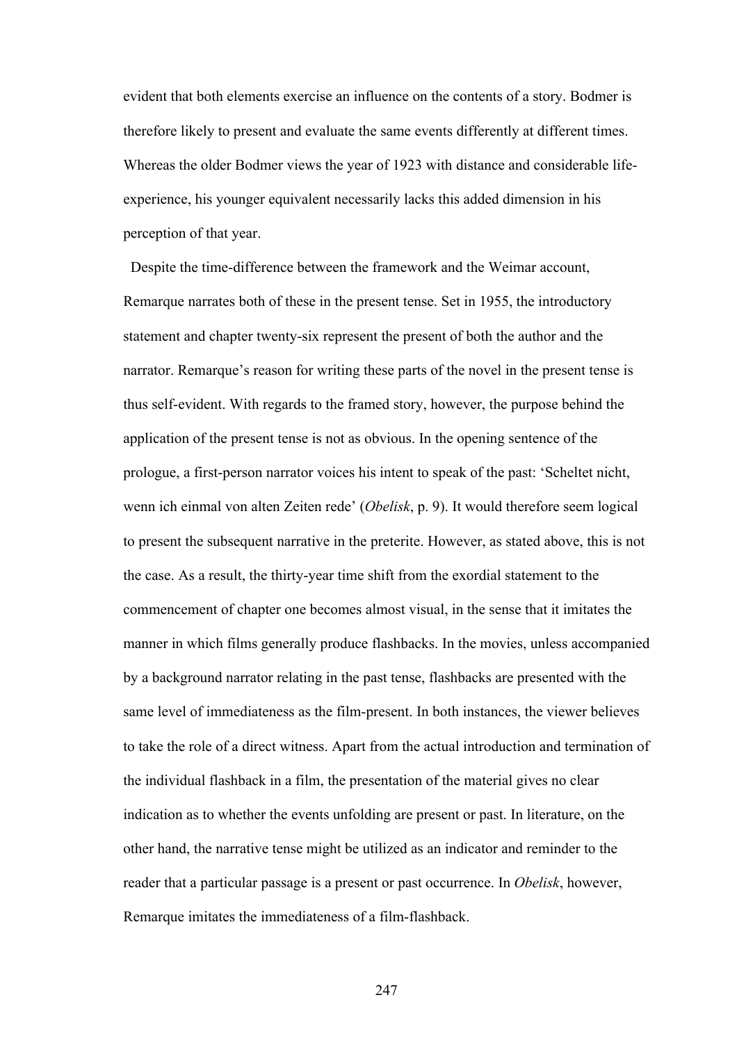evident that both elements exercise an influence on the contents of a story. Bodmer is therefore likely to present and evaluate the same events differently at different times. Whereas the older Bodmer views the year of 1923 with distance and considerable life-experience, his younger equivalent necessarily lacks this added dimension in his perception of that year.

Despite the time-difference between the framework and the Weimar account, Remarque narrates both of these in the present tense. Set in 1955, the introductory statement and chapter twenty-six represent the present of both the author and the narrator. Remarque's reason for writing these parts of the novel in the present tense is thus self-evident. With regards to the framed story, however, the purpose behind the application of the present tense is not as obvious. In the opening sentence of the prologue, a first-person narrator voices his intent to speak of the past: 'Scheltet nicht, wenn ich einmal von alten Zeiten rede' (*Obelisk*, p. 9). It would therefore seem logical to present the subsequent narrative in the preterite. However, as stated above, this is not the case. As a result, the thirty-year time shift from the exordial statement to the commencement of chapter one becomes almost visual, in the sense that it imitates the manner in which films generally produce flashbacks. In the movies, unless accompanied by a background narrator relating in the past tense, flashbacks are presented with the same level of immediateness as the film-present. In both instances, the viewer believes to take the role of a direct witness. Apart from the actual introduction and termination of the individual flashback in a film, the presentation of the material gives no clear indication as to whether the events unfolding are present or past. In literature, on the other hand, the narrative tense might be utilized as an indicator and reminder to the reader that a particular passage is a present or past occurrence. In *Obelisk*, however, Remarque imitates the immediateness of a film-flashback.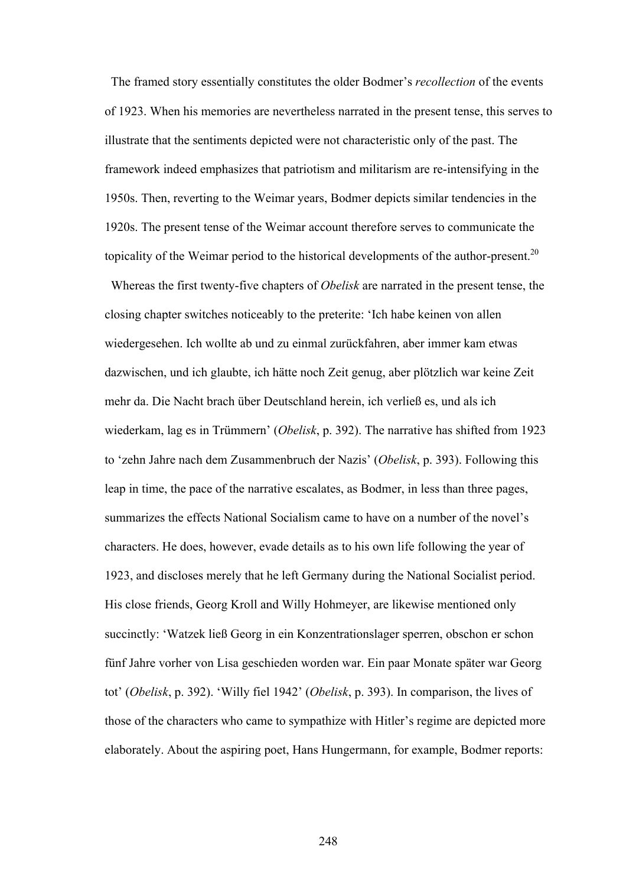The framed story essentially constitutes the older Bodmer's *recollection* of the events of 1923. When his memories are nevertheless narrated in the present tense, this serves to illustrate that the sentiments depicted were not characteristic only of the past. The framework indeed emphasizes that patriotism and militarism are re-intensifying in the 1950s. Then, reverting to the Weimar years, Bodmer depicts similar tendencies in the 1920s. The present tense of the Weimar account therefore serves to communicate the topicality of the Weimar period to the historical developments of the author-present.[20]

Whereas the first twenty-five chapters of *Obelisk* are narrated in the present tense, the closing chapter switches noticeably to the preterite: 'Ich habe keinen von allen wiedergesehen. Ich wollte ab und zu einmal zurückfahren, aber immer kam etwas dazwischen, und ich glaubte, ich hätte noch Zeit genug, aber plötzlich war keine Zeit mehr da. Die Nacht brach über Deutschland herein, ich verließ es, und als ich wiederkam, lag es in Trümmern' (*Obelisk*, p. 392). The narrative has shifted from 1923 to 'zehn Jahre nach dem Zusammenbruch der Nazis' (*Obelisk*, p. 393). Following this leap in time, the pace of the narrative escalates, as Bodmer, in less than three pages, summarizes the effects National Socialism came to have on a number of the novel's characters. He does, however, evade details as to his own life following the year of 1923, and discloses merely that he left Germany during the National Socialist period. His close friends, Georg Kroll and Willy Hohmeyer, are likewise mentioned only succinctly: 'Watzek ließ Georg in ein Konzentrationslager sperren, obschon er schon fünf Jahre vorher von Lisa geschieden worden war. Ein paar Monate später war Georg tot' (*Obelisk*, p. 392). 'Willy fiel 1942' (*Obelisk*, p. 393). In comparison, the lives of those of the characters who came to sympathize with Hitler's regime are depicted more elaborately. About the aspiring poet, Hans Hungermann, for example, Bodmer reports: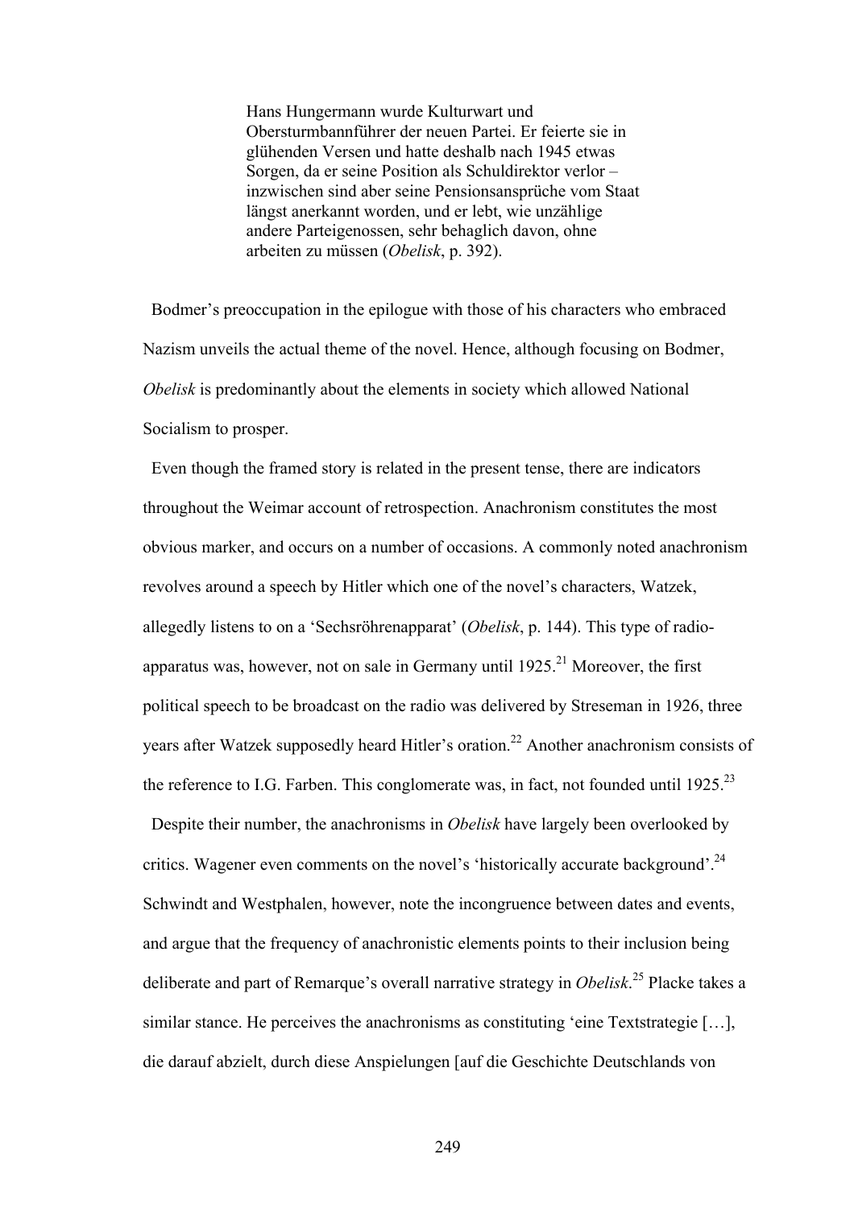> Hans Hungermann wurde Kulturwart und Obersturmbannführer der neuen Partei. Er feierte sie in glühenden Versen und hatte deshalb nach 1945 etwas Sorgen, da er seine Position als Schuldirektor verlor – inzwischen sind aber seine Pensionsansprüche vom Staat längst anerkannt worden, und er lebt, wie unzählige andere Parteigenossen, sehr behaglich davon, ohne arbeiten zu müssen (*Obelisk*, p. 392).

Bodmer's preoccupation in the epilogue with those of his characters who embraced Nazism unveils the actual theme of the novel. Hence, although focusing on Bodmer, *Obelisk* is predominantly about the elements in society which allowed National Socialism to prosper.

Even though the framed story is related in the present tense, there are indicators throughout the Weimar account of retrospection. Anachronism constitutes the most obvious marker, and occurs on a number of occasions. A commonly noted anachronism revolves around a speech by Hitler which one of the novel's characters, Watzek, allegedly listens to on a 'Sechsröhrenapparat' (*Obelisk*, p. 144). This type of radio-apparatus was, however, not on sale in Germany until 1925.[21] Moreover, the first political speech to be broadcast on the radio was delivered by Streseman in 1926, three years after Watzek supposedly heard Hitler's oration.[22] Another anachronism consists of the reference to I.G. Farben. This conglomerate was, in fact, not founded until 1925.[23]

Despite their number, the anachronisms in *Obelisk* have largely been overlooked by critics. Wagener even comments on the novel's 'historically accurate background'.[24] Schwindt and Westphalen, however, note the incongruence between dates and events, and argue that the frequency of anachronistic elements points to their inclusion being deliberate and part of Remarque's overall narrative strategy in *Obelisk*.[25] Placke takes a similar stance. He perceives the anachronisms as constituting 'eine Textstrategie […], die darauf abzielt, durch diese Anspielungen [auf die Geschichte Deutschlands von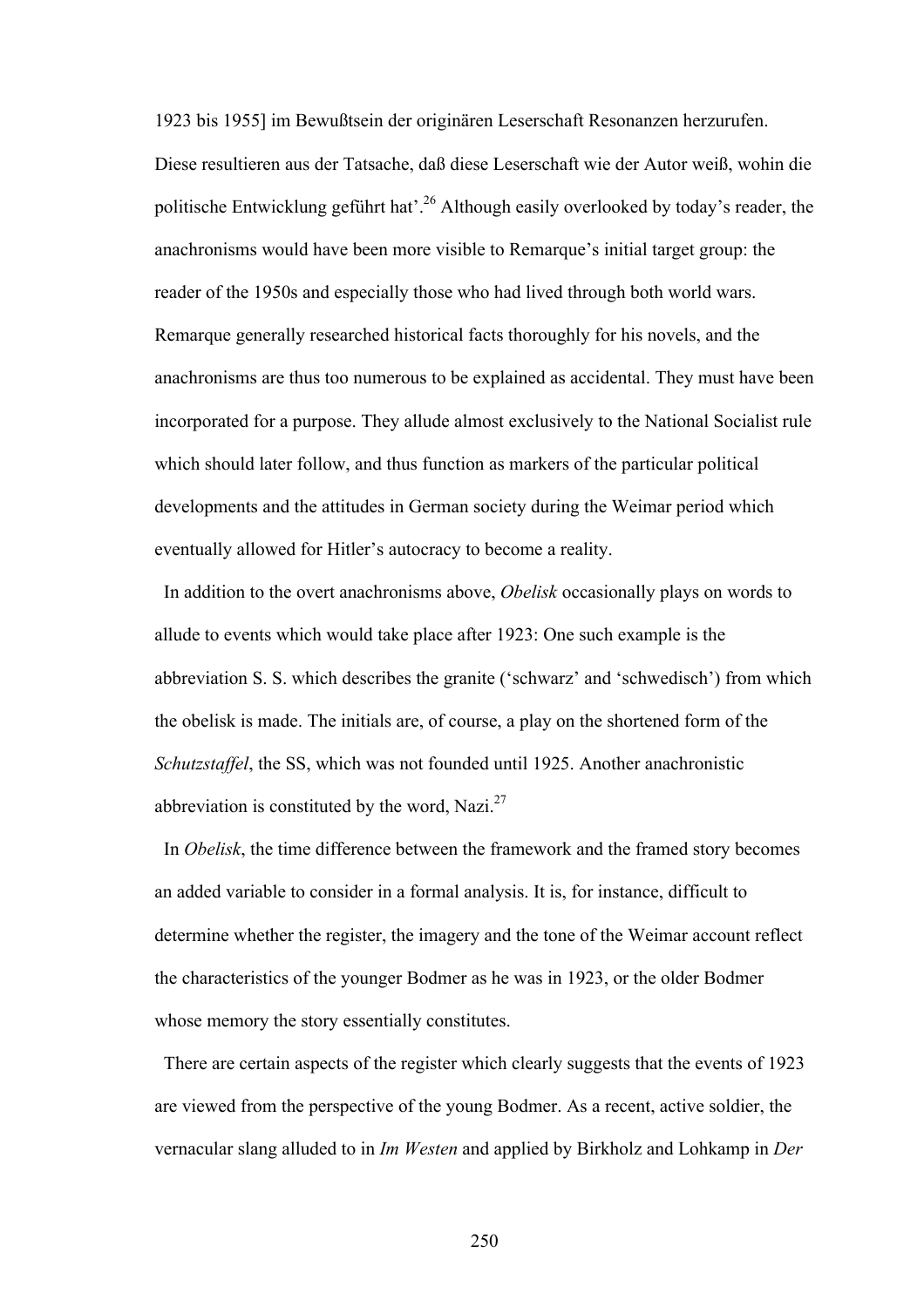1923 bis 1955] im Bewußtsein der originären Leserschaft Resonanzen herzurufen. Diese resultieren aus der Tatsache, daß diese Leserschaft wie der Autor weiß, wohin die politische Entwicklung geführt hat'.[26] Although easily overlooked by today's reader, the anachronisms would have been more visible to Remarque's initial target group: the reader of the 1950s and especially those who had lived through both world wars. Remarque generally researched historical facts thoroughly for his novels, and the anachronisms are thus too numerous to be explained as accidental. They must have been incorporated for a purpose. They allude almost exclusively to the National Socialist rule which should later follow, and thus function as markers of the particular political developments and the attitudes in German society during the Weimar period which eventually allowed for Hitler's autocracy to become a reality.

In addition to the overt anachronisms above, *Obelisk* occasionally plays on words to allude to events which would take place after 1923: One such example is the abbreviation S. S. which describes the granite ('schwarz' and 'schwedisch') from which the obelisk is made. The initials are, of course, a play on the shortened form of the *Schutzstaffel*, the SS, which was not founded until 1925. Another anachronistic abbreviation is constituted by the word, Nazi.[27]

In *Obelisk*, the time difference between the framework and the framed story becomes an added variable to consider in a formal analysis. It is, for instance, difficult to determine whether the register, the imagery and the tone of the Weimar account reflect the characteristics of the younger Bodmer as he was in 1923, or the older Bodmer whose memory the story essentially constitutes.

There are certain aspects of the register which clearly suggests that the events of 1923 are viewed from the perspective of the young Bodmer. As a recent, active soldier, the vernacular slang alluded to in *Im Westen* and applied by Birkholz and Lohkamp in *Der*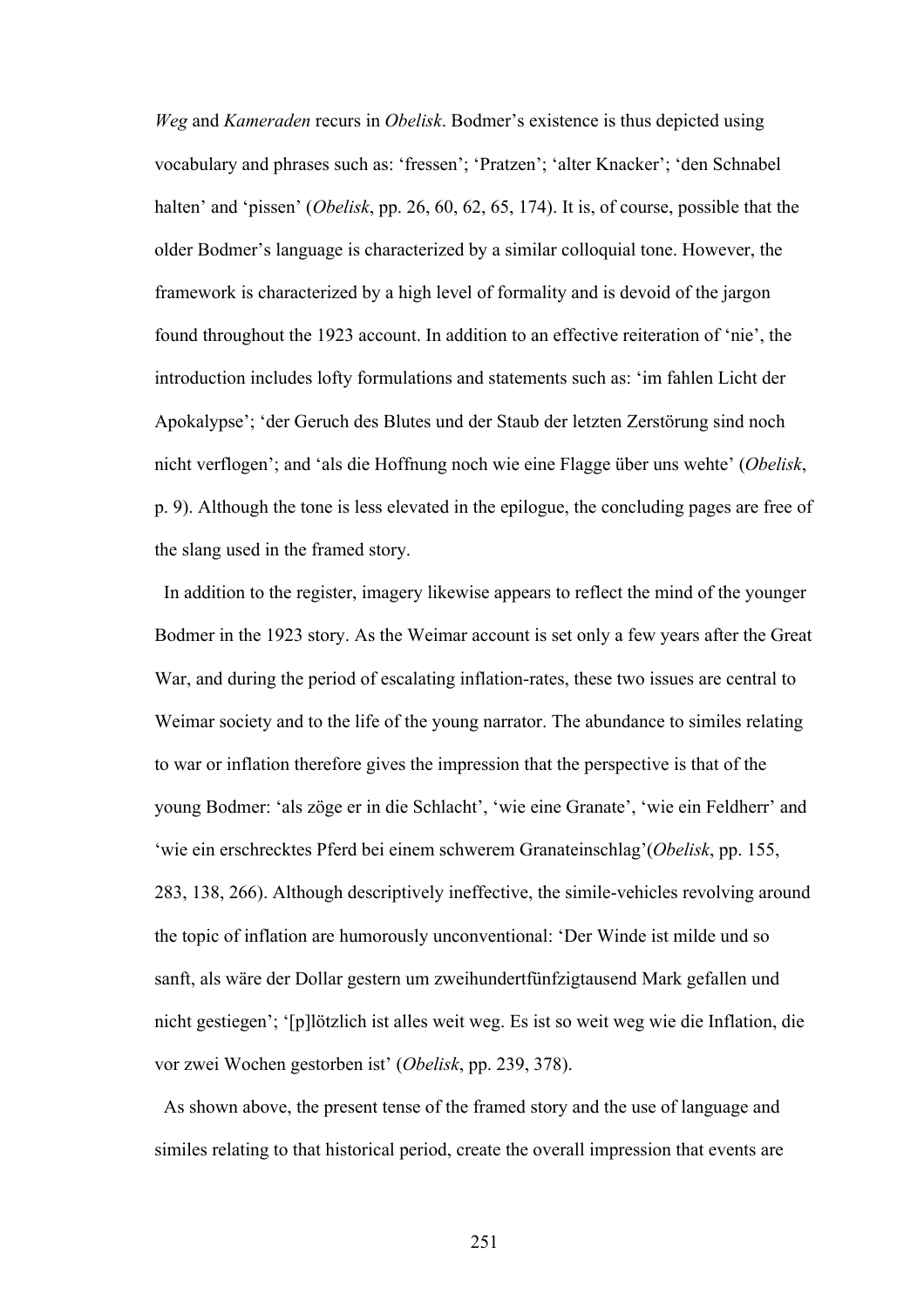*Weg* and *Kameraden* recurs in *Obelisk*. Bodmer's existence is thus depicted using vocabulary and phrases such as: 'fressen'; 'Pratzen'; 'alter Knacker'; 'den Schnabel halten' and 'pissen' (*Obelisk*, pp. 26, 60, 62, 65, 174). It is, of course, possible that the older Bodmer's language is characterized by a similar colloquial tone. However, the framework is characterized by a high level of formality and is devoid of the jargon found throughout the 1923 account. In addition to an effective reiteration of 'nie', the introduction includes lofty formulations and statements such as: 'im fahlen Licht der Apokalypse'; 'der Geruch des Blutes und der Staub der letzten Zerstörung sind noch nicht verflogen'; and 'als die Hoffnung noch wie eine Flagge über uns wehte' (*Obelisk*, p. 9). Although the tone is less elevated in the epilogue, the concluding pages are free of the slang used in the framed story.

In addition to the register, imagery likewise appears to reflect the mind of the younger Bodmer in the 1923 story. As the Weimar account is set only a few years after the Great War, and during the period of escalating inflation-rates, these two issues are central to Weimar society and to the life of the young narrator. The abundance to similes relating to war or inflation therefore gives the impression that the perspective is that of the young Bodmer: 'als zöge er in die Schlacht', 'wie eine Granate', 'wie ein Feldherr' and 'wie ein erschrecktes Pferd bei einem schwerem Granateinschlag'(*Obelisk*, pp. 155, 283, 138, 266). Although descriptively ineffective, the simile-vehicles revolving around the topic of inflation are humorously unconventional: 'Der Winde ist milde und so sanft, als wäre der Dollar gestern um zweihundertfünfzigtausend Mark gefallen und nicht gestiegen'; '[p]lötzlich ist alles weit weg. Es ist so weit weg wie die Inflation, die vor zwei Wochen gestorben ist' (*Obelisk*, pp. 239, 378).

As shown above, the present tense of the framed story and the use of language and similes relating to that historical period, create the overall impression that events are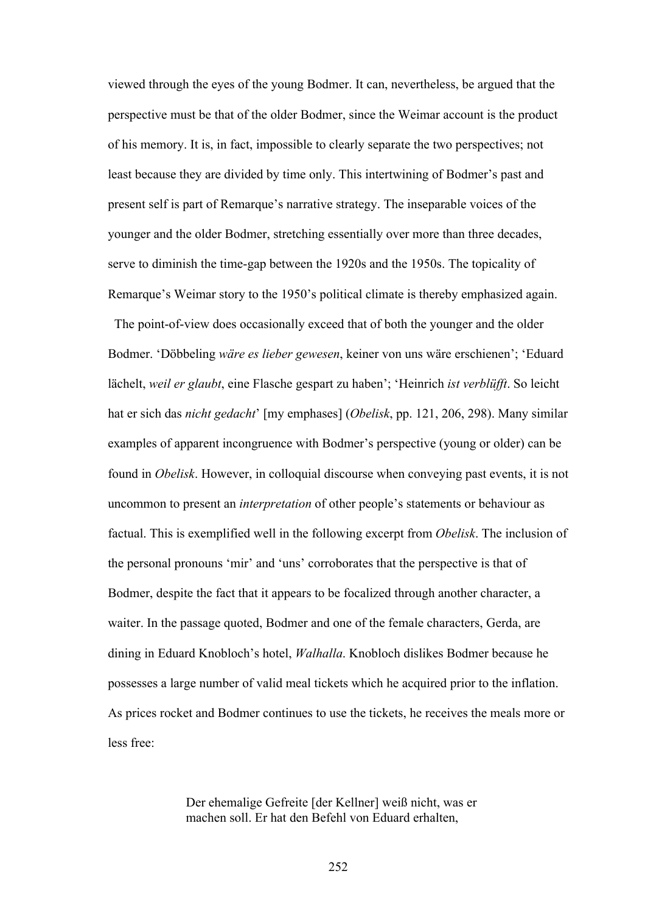viewed through the eyes of the young Bodmer. It can, nevertheless, be argued that the perspective must be that of the older Bodmer, since the Weimar account is the product of his memory. It is, in fact, impossible to clearly separate the two perspectives; not least because they are divided by time only. This intertwining of Bodmer's past and present self is part of Remarque's narrative strategy. The inseparable voices of the younger and the older Bodmer, stretching essentially over more than three decades, serve to diminish the time-gap between the 1920s and the 1950s. The topicality of Remarque's Weimar story to the 1950's political climate is thereby emphasized again.

The point-of-view does occasionally exceed that of both the younger and the older Bodmer. 'Döbbeling *wäre es lieber gewesen*, keiner von uns wäre erschienen'; 'Eduard lächelt, *weil er glaubt*, eine Flasche gespart zu haben'; 'Heinrich *ist verblüfft*. So leicht hat er sich das *nicht gedacht*' [my emphases] (*Obelisk*, pp. 121, 206, 298). Many similar examples of apparent incongruence with Bodmer's perspective (young or older) can be found in *Obelisk*. However, in colloquial discourse when conveying past events, it is not uncommon to present an *interpretation* of other people's statements or behaviour as factual. This is exemplified well in the following excerpt from *Obelisk*. The inclusion of the personal pronouns 'mir' and 'uns' corroborates that the perspective is that of Bodmer, despite the fact that it appears to be focalized through another character, a waiter. In the passage quoted, Bodmer and one of the female characters, Gerda, are dining in Eduard Knobloch's hotel, *Walhalla*. Knobloch dislikes Bodmer because he possesses a large number of valid meal tickets which he acquired prior to the inflation. As prices rocket and Bodmer continues to use the tickets, he receives the meals more or less free:

> Der ehemalige Gefreite [der Kellner] weiß nicht, was er machen soll. Er hat den Befehl von Eduard erhalten,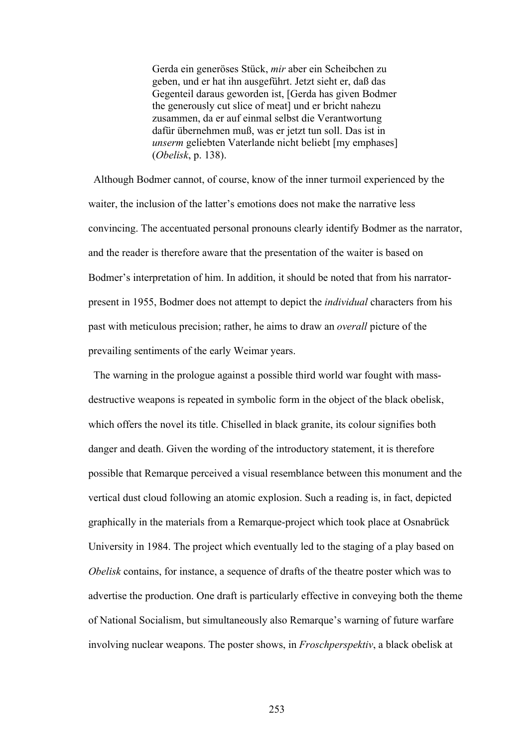> Gerda ein generöses Stück, *mir* aber ein Scheibchen zu geben, und er hat ihn ausgeführt. Jetzt sieht er, daß das Gegenteil daraus geworden ist, [Gerda has given Bodmer the generously cut slice of meat] und er bricht nahezu zusammen, da er auf einmal selbst die Verantwortung dafür übernehmen muß, was er jetzt tun soll. Das ist in *unserm* geliebten Vaterlande nicht beliebt [my emphases] (*Obelisk*, p. 138).

Although Bodmer cannot, of course, know of the inner turmoil experienced by the waiter, the inclusion of the latter's emotions does not make the narrative less convincing. The accentuated personal pronouns clearly identify Bodmer as the narrator, and the reader is therefore aware that the presentation of the waiter is based on Bodmer's interpretation of him. In addition, it should be noted that from his narrator-present in 1955, Bodmer does not attempt to depict the *individual* characters from his past with meticulous precision; rather, he aims to draw an *overall* picture of the prevailing sentiments of the early Weimar years.

The warning in the prologue against a possible third world war fought with mass-destructive weapons is repeated in symbolic form in the object of the black obelisk, which offers the novel its title. Chiselled in black granite, its colour signifies both danger and death. Given the wording of the introductory statement, it is therefore possible that Remarque perceived a visual resemblance between this monument and the vertical dust cloud following an atomic explosion. Such a reading is, in fact, depicted graphically in the materials from a Remarque-project which took place at Osnabrück University in 1984. The project which eventually led to the staging of a play based on *Obelisk* contains, for instance, a sequence of drafts of the theatre poster which was to advertise the production. One draft is particularly effective in conveying both the theme of National Socialism, but simultaneously also Remarque's warning of future warfare involving nuclear weapons. The poster shows, in *Froschperspektiv*, a black obelisk at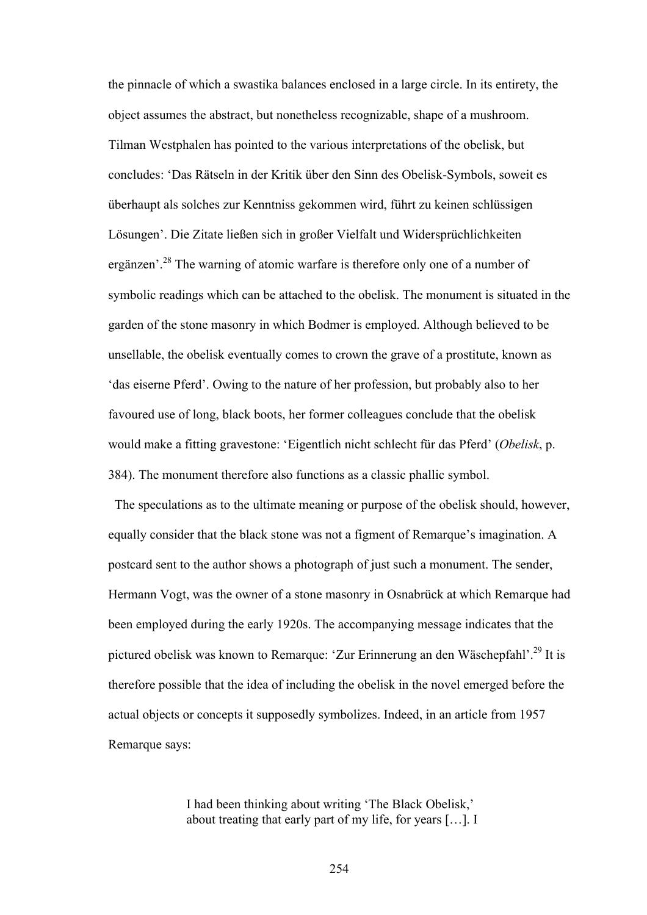the pinnacle of which a swastika balances enclosed in a large circle. In its entirety, the object assumes the abstract, but nonetheless recognizable, shape of a mushroom. Tilman Westphalen has pointed to the various interpretations of the obelisk, but concludes: 'Das Rätseln in der Kritik über den Sinn des Obelisk-Symbols, soweit es überhaupt als solches zur Kenntniss gekommen wird, führt zu keinen schlüssigen Lösungen'. Die Zitate ließen sich in großer Vielfalt und Widersprüchlichkeiten ergänzen'.[28] The warning of atomic warfare is therefore only one of a number of symbolic readings which can be attached to the obelisk. The monument is situated in the garden of the stone masonry in which Bodmer is employed. Although believed to be unsellable, the obelisk eventually comes to crown the grave of a prostitute, known as 'das eiserne Pferd'. Owing to the nature of her profession, but probably also to her favoured use of long, black boots, her former colleagues conclude that the obelisk would make a fitting gravestone: 'Eigentlich nicht schlecht für das Pferd' (*Obelisk*, p. 384). The monument therefore also functions as a classic phallic symbol.

The speculations as to the ultimate meaning or purpose of the obelisk should, however, equally consider that the black stone was not a figment of Remarque's imagination. A postcard sent to the author shows a photograph of just such a monument. The sender, Hermann Vogt, was the owner of a stone masonry in Osnabrück at which Remarque had been employed during the early 1920s. The accompanying message indicates that the pictured obelisk was known to Remarque: 'Zur Erinnerung an den Wäschepfahl'.[29] It is therefore possible that the idea of including the obelisk in the novel emerged before the actual objects or concepts it supposedly symbolizes. Indeed, in an article from 1957 Remarque says:

> I had been thinking about writing 'The Black Obelisk,' about treating that early part of my life, for years […]. I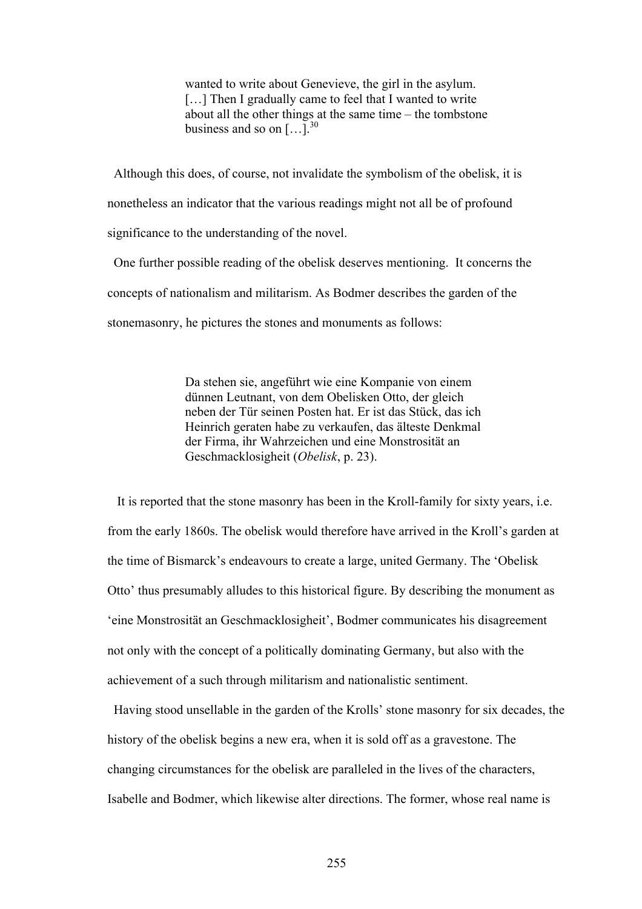> wanted to write about Genevieve, the girl in the asylum. […] Then I gradually came to feel that I wanted to write about all the other things at the same time – the tombstone business and so on […].[30]

Although this does, of course, not invalidate the symbolism of the obelisk, it is nonetheless an indicator that the various readings might not all be of profound significance to the understanding of the novel.

One further possible reading of the obelisk deserves mentioning. It concerns the concepts of nationalism and militarism. As Bodmer describes the garden of the stonemasonry, he pictures the stones and monuments as follows:

> Da stehen sie, angeführt wie eine Kompanie von einem dünnen Leutnant, von dem Obelisken Otto, der gleich neben der Tür seinen Posten hat. Er ist das Stück, das ich Heinrich geraten habe zu verkaufen, das älteste Denkmal der Firma, ihr Wahrzeichen und eine Monstrosität an Geschmacklosigheit (*Obelisk*, p. 23).

It is reported that the stone masonry has been in the Kroll-family for sixty years, i.e. from the early 1860s. The obelisk would therefore have arrived in the Kroll's garden at the time of Bismarck's endeavours to create a large, united Germany. The 'Obelisk Otto' thus presumably alludes to this historical figure. By describing the monument as 'eine Monstrosität an Geschmacklosigheit', Bodmer communicates his disagreement not only with the concept of a politically dominating Germany, but also with the achievement of a such through militarism and nationalistic sentiment.

Having stood unsellable in the garden of the Krolls' stone masonry for six decades, the history of the obelisk begins a new era, when it is sold off as a gravestone. The changing circumstances for the obelisk are paralleled in the lives of the characters, Isabelle and Bodmer, which likewise alter directions. The former, whose real name is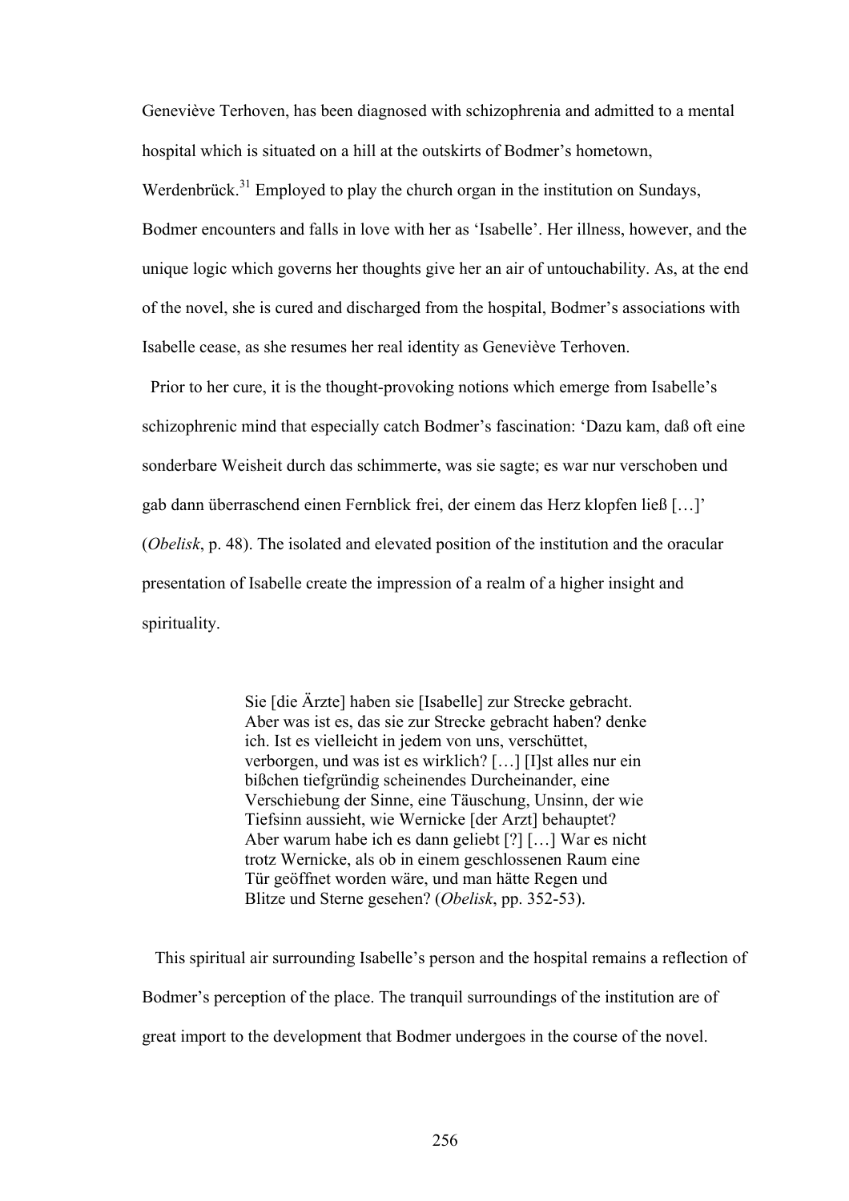Geneviève Terhoven, has been diagnosed with schizophrenia and admitted to a mental hospital which is situated on a hill at the outskirts of Bodmer's hometown, Werdenbrück.[31] Employed to play the church organ in the institution on Sundays, Bodmer encounters and falls in love with her as 'Isabelle'. Her illness, however, and the unique logic which governs her thoughts give her an air of untouchability. As, at the end of the novel, she is cured and discharged from the hospital, Bodmer's associations with Isabelle cease, as she resumes her real identity as Geneviève Terhoven.

Prior to her cure, it is the thought-provoking notions which emerge from Isabelle's schizophrenic mind that especially catch Bodmer's fascination: 'Dazu kam, daß oft eine sonderbare Weisheit durch das schimmerte, was sie sagte; es war nur verschoben und gab dann überraschend einen Fernblick frei, der einem das Herz klopfen ließ […]' (*Obelisk*, p. 48). The isolated and elevated position of the institution and the oracular presentation of Isabelle create the impression of a realm of a higher insight and spirituality.

> Sie [die Ärzte] haben sie [Isabelle] zur Strecke gebracht. Aber was ist es, das sie zur Strecke gebracht haben? denke ich. Ist es vielleicht in jedem von uns, verschüttet, verborgen, und was ist es wirklich? […] [I]st alles nur ein bißchen tiefgründig scheinendes Durcheinander, eine Verschiebung der Sinne, eine Täuschung, Unsinn, der wie Tiefsinn aussieht, wie Wernicke [der Arzt] behauptet? Aber warum habe ich es dann geliebt [?] […] War es nicht trotz Wernicke, als ob in einem geschlossenen Raum eine Tür geöffnet worden wäre, und man hätte Regen und Blitze und Sterne gesehen? (*Obelisk*, pp. 352-53).

This spiritual air surrounding Isabelle's person and the hospital remains a reflection of Bodmer's perception of the place. The tranquil surroundings of the institution are of great import to the development that Bodmer undergoes in the course of the novel.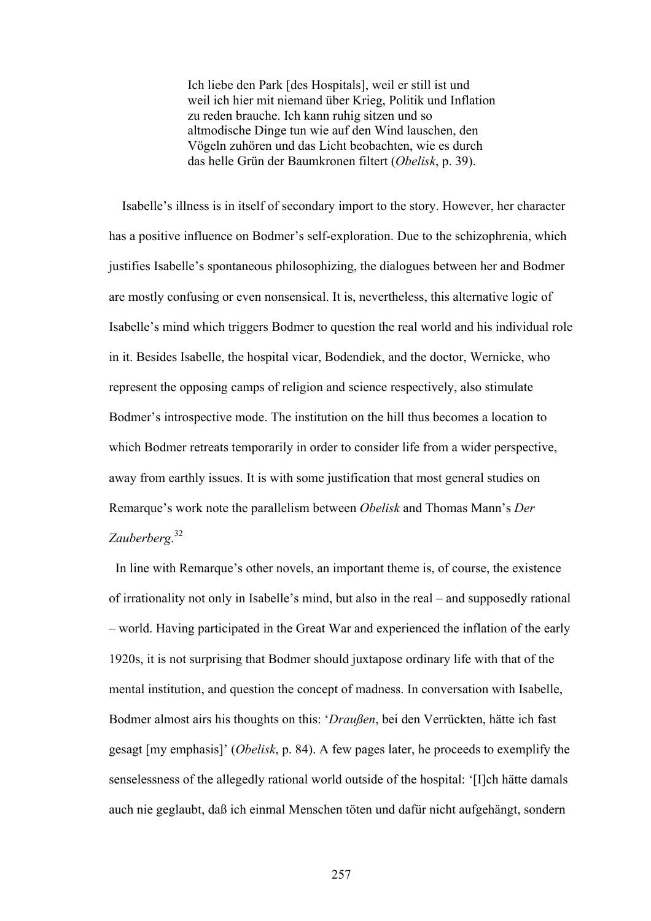> Ich liebe den Park [des Hospitals], weil er still ist und weil ich hier mit niemand über Krieg, Politik und Inflation zu reden brauche. Ich kann ruhig sitzen und so altmodische Dinge tun wie auf den Wind lauschen, den Vögeln zuhören und das Licht beobachten, wie es durch das helle Grün der Baumkronen filtert (*Obelisk*, p. 39).

Isabelle's illness is in itself of secondary import to the story. However, her character has a positive influence on Bodmer's self-exploration. Due to the schizophrenia, which justifies Isabelle's spontaneous philosophizing, the dialogues between her and Bodmer are mostly confusing or even nonsensical. It is, nevertheless, this alternative logic of Isabelle's mind which triggers Bodmer to question the real world and his individual role in it. Besides Isabelle, the hospital vicar, Bodendiek, and the doctor, Wernicke, who represent the opposing camps of religion and science respectively, also stimulate Bodmer's introspective mode. The institution on the hill thus becomes a location to which Bodmer retreats temporarily in order to consider life from a wider perspective, away from earthly issues. It is with some justification that most general studies on Remarque's work note the parallelism between *Obelisk* and Thomas Mann's *Der Zauberberg*.[32]

In line with Remarque's other novels, an important theme is, of course, the existence of irrationality not only in Isabelle's mind, but also in the real – and supposedly rational – world. Having participated in the Great War and experienced the inflation of the early 1920s, it is not surprising that Bodmer should juxtapose ordinary life with that of the mental institution, and question the concept of madness. In conversation with Isabelle, Bodmer almost airs his thoughts on this: '*Draußen*, bei den Verrückten, hätte ich fast gesagt [my emphasis]' (*Obelisk*, p. 84). A few pages later, he proceeds to exemplify the senselessness of the allegedly rational world outside of the hospital: '[I]ch hätte damals auch nie geglaubt, daß ich einmal Menschen töten und dafür nicht aufgehängt, sondern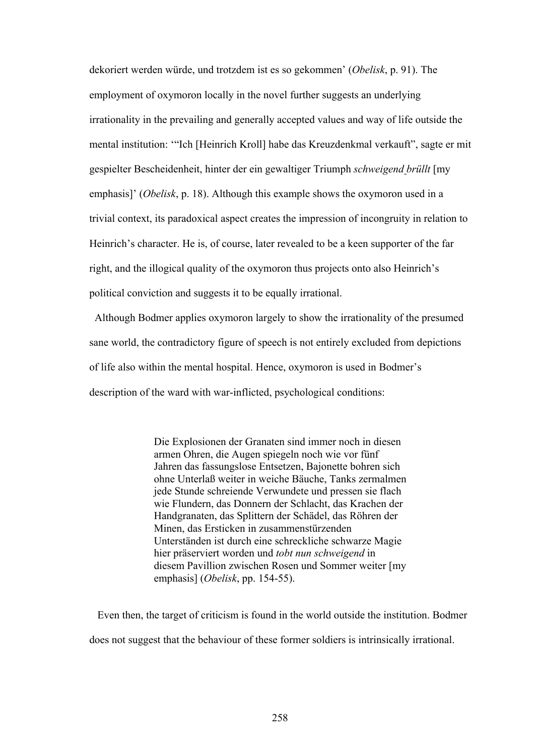dekoriert werden würde, und trotzdem ist es so gekommen' (*Obelisk*, p. 91). The employment of oxymoron locally in the novel further suggests an underlying irrationality in the prevailing and generally accepted values and way of life outside the mental institution: '"Ich [Heinrich Kroll] habe das Kreuzdenkmal verkauft", sagte er mit gespielter Bescheidenheit, hinter der ein gewaltiger Triumph *schweigend brüllt* [my emphasis]' (*Obelisk*, p. 18). Although this example shows the oxymoron used in a trivial context, its paradoxical aspect creates the impression of incongruity in relation to Heinrich's character. He is, of course, later revealed to be a keen supporter of the far right, and the illogical quality of the oxymoron thus projects onto also Heinrich's political conviction and suggests it to be equally irrational.

Although Bodmer applies oxymoron largely to show the irrationality of the presumed sane world, the contradictory figure of speech is not entirely excluded from depictions of life also within the mental hospital. Hence, oxymoron is used in Bodmer's description of the ward with war-inflicted, psychological conditions:

> Die Explosionen der Granaten sind immer noch in diesen armen Ohren, die Augen spiegeln noch wie vor fünf Jahren das fassungslose Entsetzen, Bajonette bohren sich ohne Unterlaß weiter in weiche Bäuche, Tanks zermalmen jede Stunde schreiende Verwundete und pressen sie flach wie Flundern, das Donnern der Schlacht, das Krachen der Handgranaten, das Splittern der Schädel, das Röhren der Minen, das Ersticken in zusammenstürzenden Unterständen ist durch eine schreckliche schwarze Magie hier präserviert worden und *tobt nun schweigend* in diesem Pavillion zwischen Rosen und Sommer weiter [my emphasis] (*Obelisk*, pp. 154-55).

Even then, the target of criticism is found in the world outside the institution. Bodmer does not suggest that the behaviour of these former soldiers is intrinsically irrational.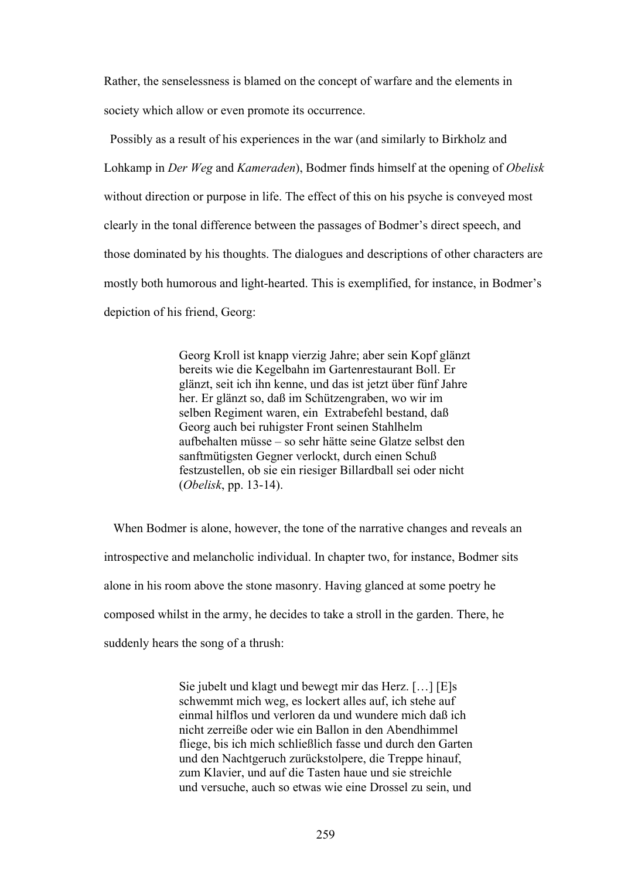Rather, the senselessness is blamed on the concept of warfare and the elements in society which allow or even promote its occurrence.

Possibly as a result of his experiences in the war (and similarly to Birkholz and Lohkamp in *Der Weg* and *Kameraden*), Bodmer finds himself at the opening of *Obelisk* without direction or purpose in life. The effect of this on his psyche is conveyed most clearly in the tonal difference between the passages of Bodmer's direct speech, and those dominated by his thoughts. The dialogues and descriptions of other characters are mostly both humorous and light-hearted. This is exemplified, for instance, in Bodmer's depiction of his friend, Georg:

> Georg Kroll ist knapp vierzig Jahre; aber sein Kopf glänzt bereits wie die Kegelbahn im Gartenrestaurant Boll. Er glänzt, seit ich ihn kenne, und das ist jetzt über fünf Jahre her. Er glänzt so, daß im Schützengraben, wo wir im selben Regiment waren, ein Extrabefehl bestand, daß Georg auch bei ruhigster Front seinen Stahlhelm aufbehalten müsse – so sehr hätte seine Glatze selbst den sanftmütigsten Gegner verlockt, durch einen Schuß festzustellen, ob sie ein riesiger Billardball sei oder nicht (*Obelisk*, pp. 13-14).

When Bodmer is alone, however, the tone of the narrative changes and reveals an introspective and melancholic individual. In chapter two, for instance, Bodmer sits alone in his room above the stone masonry. Having glanced at some poetry he composed whilst in the army, he decides to take a stroll in the garden. There, he suddenly hears the song of a thrush:

> Sie jubelt und klagt und bewegt mir das Herz. […] [E]s schwemmt mich weg, es lockert alles auf, ich stehe auf einmal hilflos und verloren da und wundere mich daß ich nicht zerreiße oder wie ein Ballon in den Abendhimmel fliege, bis ich mich schließlich fasse und durch den Garten und den Nachtgeruch zurückstolpere, die Treppe hinauf, zum Klavier, und auf die Tasten haue und sie streichle und versuche, auch so etwas wie eine Drossel zu sein, und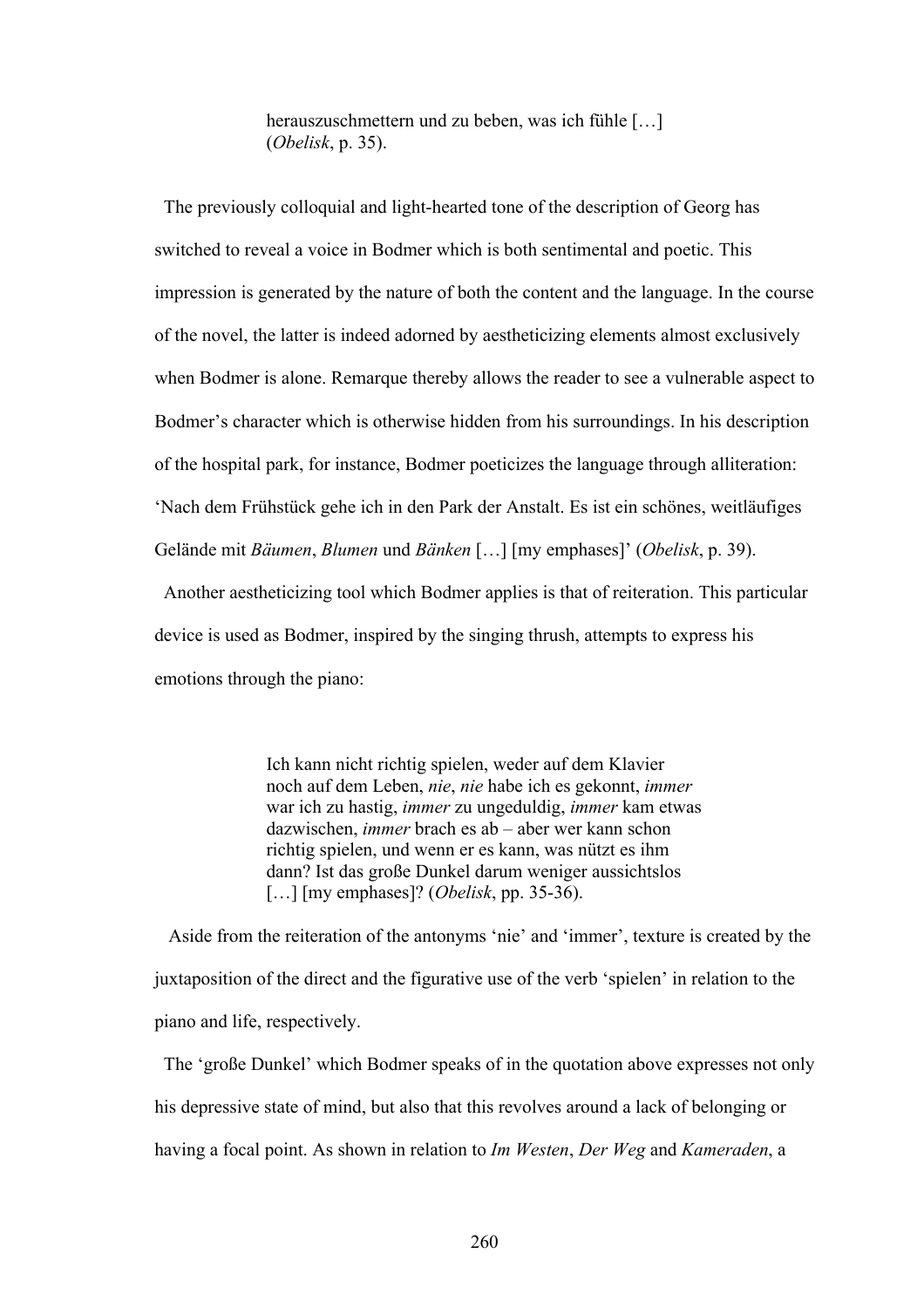> herauszuschmettern und zu beben, was ich fühle […] (*Obelisk*, p. 35).

The previously colloquial and light-hearted tone of the description of Georg has switched to reveal a voice in Bodmer which is both sentimental and poetic. This impression is generated by the nature of both the content and the language. In the course of the novel, the latter is indeed adorned by aestheticizing elements almost exclusively when Bodmer is alone. Remarque thereby allows the reader to see a vulnerable aspect to Bodmer's character which is otherwise hidden from his surroundings. In his description of the hospital park, for instance, Bodmer poeticizes the language through alliteration: 'Nach dem Frühstück gehe ich in den Park der Anstalt. Es ist ein schönes, weitläufiges Gelände mit *Bäumen*, *Blumen* und *Bänken* […] [my emphases]' (*Obelisk*, p. 39).

Another aestheticizing tool which Bodmer applies is that of reiteration. This particular device is used as Bodmer, inspired by the singing thrush, attempts to express his emotions through the piano:

> Ich kann nicht richtig spielen, weder auf dem Klavier noch auf dem Leben, *nie*, *nie* habe ich es gekonnt, *immer* war ich zu hastig, *immer* zu ungeduldig, *immer* kam etwas dazwischen, *immer* brach es ab – aber wer kann schon richtig spielen, und wenn er es kann, was nützt es ihm dann? Ist das große Dunkel darum weniger aussichtslos […] [my emphases]? (*Obelisk*, pp. 35-36).

Aside from the reiteration of the antonyms 'nie' and 'immer', texture is created by the juxtaposition of the direct and the figurative use of the verb 'spielen' in relation to the piano and life, respectively.

The 'große Dunkel' which Bodmer speaks of in the quotation above expresses not only his depressive state of mind, but also that this revolves around a lack of belonging or having a focal point. As shown in relation to *Im Westen*, *Der Weg* and *Kameraden*, a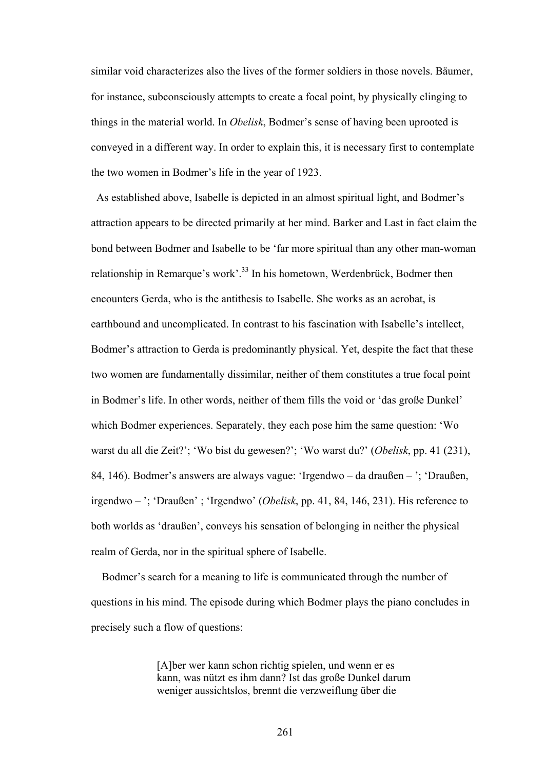similar void characterizes also the lives of the former soldiers in those novels. Bäumer, for instance, subconsciously attempts to create a focal point, by physically clinging to things in the material world. In *Obelisk*, Bodmer's sense of having been uprooted is conveyed in a different way. In order to explain this, it is necessary first to contemplate the two women in Bodmer's life in the year of 1923.

As established above, Isabelle is depicted in an almost spiritual light, and Bodmer's attraction appears to be directed primarily at her mind. Barker and Last in fact claim the bond between Bodmer and Isabelle to be 'far more spiritual than any other man-woman relationship in Remarque's work'.[33] In his hometown, Werdenbrück, Bodmer then encounters Gerda, who is the antithesis to Isabelle. She works as an acrobat, is earthbound and uncomplicated. In contrast to his fascination with Isabelle's intellect, Bodmer's attraction to Gerda is predominantly physical. Yet, despite the fact that these two women are fundamentally dissimilar, neither of them constitutes a true focal point in Bodmer's life. In other words, neither of them fills the void or 'das große Dunkel' which Bodmer experiences. Separately, they each pose him the same question: 'Wo warst du all die Zeit?'; 'Wo bist du gewesen?'; 'Wo warst du?' (*Obelisk*, pp. 41 (231), 84, 146). Bodmer's answers are always vague: 'Irgendwo – da draußen – '; 'Draußen, irgendwo – '; 'Draußen' ; 'Irgendwo' (*Obelisk*, pp. 41, 84, 146, 231). His reference to both worlds as 'draußen', conveys his sensation of belonging in neither the physical realm of Gerda, nor in the spiritual sphere of Isabelle.

Bodmer's search for a meaning to life is communicated through the number of questions in his mind. The episode during which Bodmer plays the piano concludes in precisely such a flow of questions:

> [A]ber wer kann schon richtig spielen, und wenn er es kann, was nützt es ihm dann? Ist das große Dunkel darum weniger aussichtslos, brennt die verzweiflung über die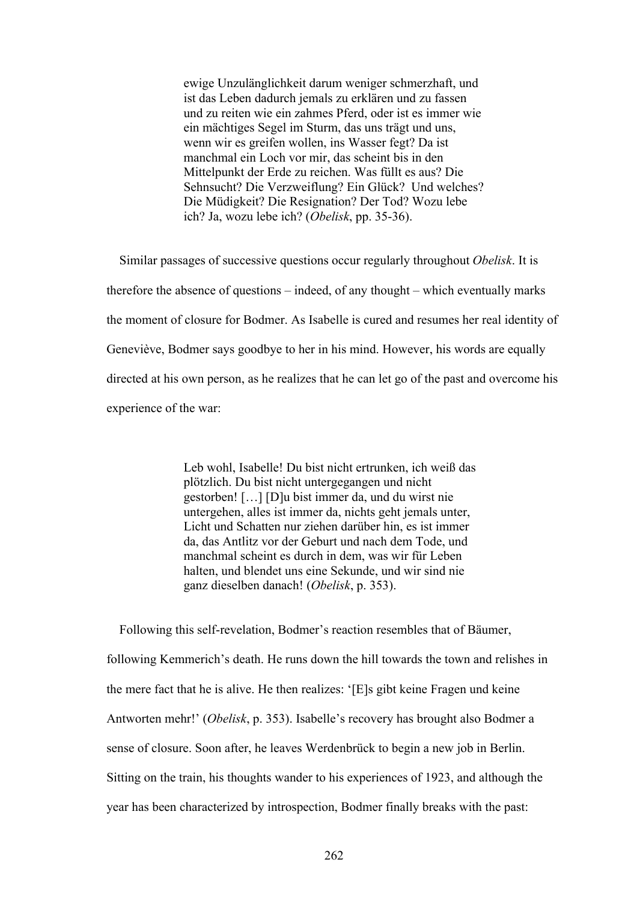> ewige Unzulänglichkeit darum weniger schmerzhaft, und ist das Leben dadurch jemals zu erklären und zu fassen und zu reiten wie ein zahmes Pferd, oder ist es immer wie ein mächtiges Segel im Sturm, das uns trägt und uns, wenn wir es greifen wollen, ins Wasser fegt? Da ist manchmal ein Loch vor mir, das scheint bis in den Mittelpunkt der Erde zu reichen. Was füllt es aus? Die Sehnsucht? Die Verzweiflung? Ein Glück? Und welches? Die Müdigkeit? Die Resignation? Der Tod? Wozu lebe ich? Ja, wozu lebe ich? (*Obelisk*, pp. 35-36).

Similar passages of successive questions occur regularly throughout *Obelisk*. It is therefore the absence of questions – indeed, of any thought – which eventually marks the moment of closure for Bodmer. As Isabelle is cured and resumes her real identity of Geneviève, Bodmer says goodbye to her in his mind. However, his words are equally directed at his own person, as he realizes that he can let go of the past and overcome his experience of the war:

> Leb wohl, Isabelle! Du bist nicht ertrunken, ich weiß das plötzlich. Du bist nicht untergegangen und nicht gestorben! […] [D]u bist immer da, und du wirst nie untergehen, alles ist immer da, nichts geht jemals unter, Licht und Schatten nur ziehen darüber hin, es ist immer da, das Antlitz vor der Geburt und nach dem Tode, und manchmal scheint es durch in dem, was wir für Leben halten, und blendet uns eine Sekunde, und wir sind nie ganz dieselben danach! (*Obelisk*, p. 353).

Following this self-revelation, Bodmer's reaction resembles that of Bäumer, following Kemmerich's death. He runs down the hill towards the town and relishes in the mere fact that he is alive. He then realizes: '[E]s gibt keine Fragen und keine Antworten mehr!' (*Obelisk*, p. 353). Isabelle's recovery has brought also Bodmer a sense of closure. Soon after, he leaves Werdenbrück to begin a new job in Berlin. Sitting on the train, his thoughts wander to his experiences of 1923, and although the year has been characterized by introspection, Bodmer finally breaks with the past: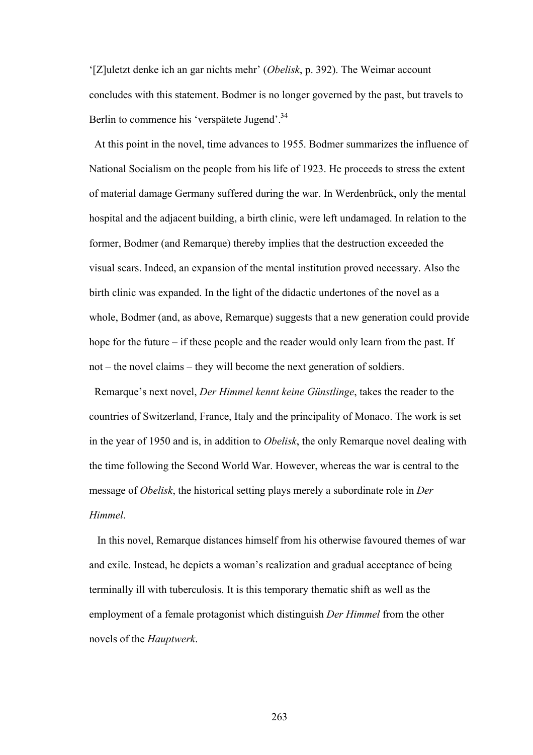‘[Z]uletzt denke ich an gar nichts mehr’ (*Obelisk*, p. 392). The Weimar account concludes with this statement. Bodmer is no longer governed by the past, but travels to Berlin to commence his ‘verspätete Jugend’.[34]

At this point in the novel, time advances to 1955. Bodmer summarizes the influence of National Socialism on the people from his life of 1923. He proceeds to stress the extent of material damage Germany suffered during the war. In Werdenbrück, only the mental hospital and the adjacent building, a birth clinic, were left undamaged. In relation to the former, Bodmer (and Remarque) thereby implies that the destruction exceeded the visual scars. Indeed, an expansion of the mental institution proved necessary. Also the birth clinic was expanded. In the light of the didactic undertones of the novel as a whole, Bodmer (and, as above, Remarque) suggests that a new generation could provide hope for the future – if these people and the reader would only learn from the past. If not – the novel claims – they will become the next generation of soldiers.

Remarque’s next novel, *Der Himmel kennt keine Günstlinge*, takes the reader to the countries of Switzerland, France, Italy and the principality of Monaco. The work is set in the year of 1950 and is, in addition to *Obelisk*, the only Remarque novel dealing with the time following the Second World War. However, whereas the war is central to the message of *Obelisk*, the historical setting plays merely a subordinate role in *Der Himmel*.

In this novel, Remarque distances himself from his otherwise favoured themes of war and exile. Instead, he depicts a woman’s realization and gradual acceptance of being terminally ill with tuberculosis. It is this temporary thematic shift as well as the employment of a female protagonist which distinguish *Der Himmel* from the other novels of the *Hauptwerk*.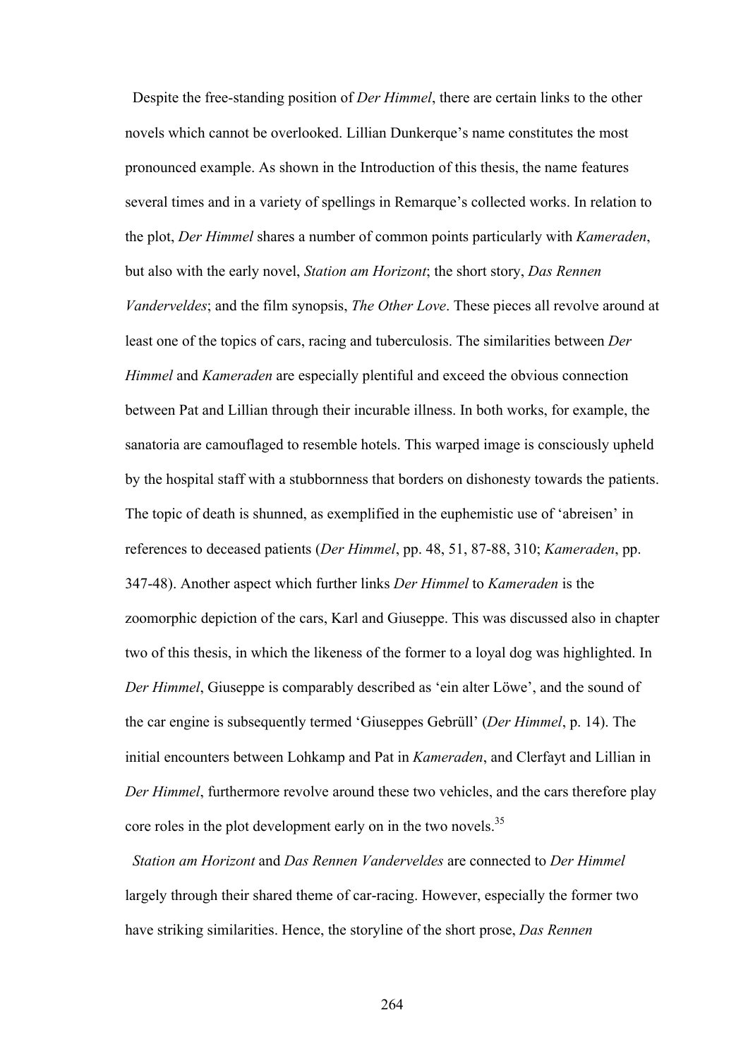Despite the free-standing position of *Der Himmel*, there are certain links to the other novels which cannot be overlooked. Lillian Dunkerque's name constitutes the most pronounced example. As shown in the Introduction of this thesis, the name features several times and in a variety of spellings in Remarque's collected works. In relation to the plot, *Der Himmel* shares a number of common points particularly with *Kameraden*, but also with the early novel, *Station am Horizont*; the short story, *Das Rennen Vanderveldes*; and the film synopsis, *The Other Love*. These pieces all revolve around at least one of the topics of cars, racing and tuberculosis. The similarities between *Der Himmel* and *Kameraden* are especially plentiful and exceed the obvious connection between Pat and Lillian through their incurable illness. In both works, for example, the sanatoria are camouflaged to resemble hotels. This warped image is consciously upheld by the hospital staff with a stubbornness that borders on dishonesty towards the patients. The topic of death is shunned, as exemplified in the euphemistic use of 'abreisen' in references to deceased patients (*Der Himmel*, pp. 48, 51, 87-88, 310; *Kameraden*, pp. 347-48). Another aspect which further links *Der Himmel* to *Kameraden* is the zoomorphic depiction of the cars, Karl and Giuseppe. This was discussed also in chapter two of this thesis, in which the likeness of the former to a loyal dog was highlighted. In *Der Himmel*, Giuseppe is comparably described as 'ein alter Löwe', and the sound of the car engine is subsequently termed 'Giuseppes Gebrüll' (*Der Himmel*, p. 14). The initial encounters between Lohkamp and Pat in *Kameraden*, and Clerfayt and Lillian in *Der Himmel*, furthermore revolve around these two vehicles, and the cars therefore play core roles in the plot development early on in the two novels.[35]

*Station am Horizont* and *Das Rennen Vanderveldes* are connected to *Der Himmel* largely through their shared theme of car-racing. However, especially the former two have striking similarities. Hence, the storyline of the short prose, *Das Rennen*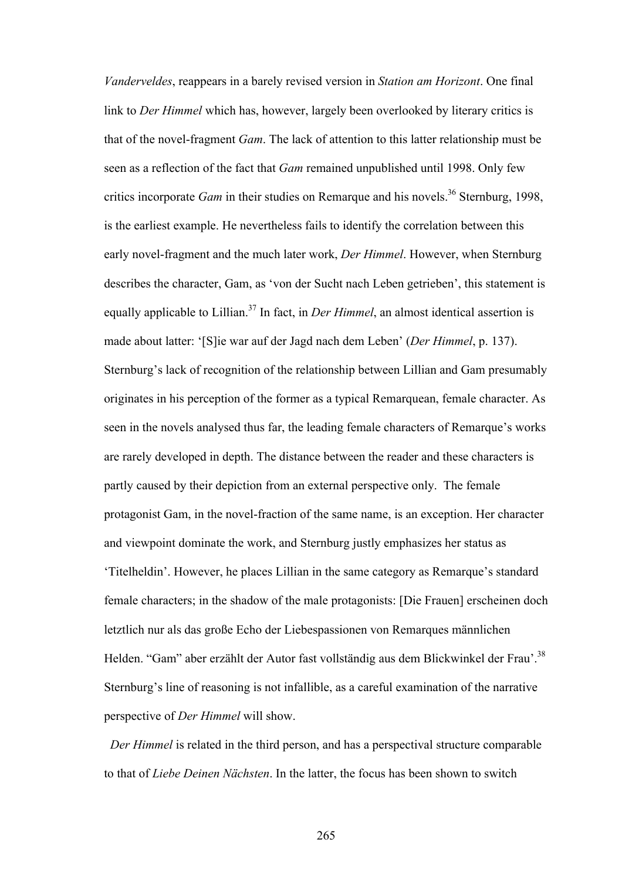*Vanderveldes*, reappears in a barely revised version in *Station am Horizont*. One final link to *Der Himmel* which has, however, largely been overlooked by literary critics is that of the novel-fragment *Gam*. The lack of attention to this latter relationship must be seen as a reflection of the fact that *Gam* remained unpublished until 1998. Only few critics incorporate *Gam* in their studies on Remarque and his novels.[36] Sternburg, 1998, is the earliest example. He nevertheless fails to identify the correlation between this early novel-fragment and the much later work, *Der Himmel*. However, when Sternburg describes the character, Gam, as 'von der Sucht nach Leben getrieben', this statement is equally applicable to Lillian.[37] In fact, in *Der Himmel*, an almost identical assertion is made about latter: '[S]ie war auf der Jagd nach dem Leben' (*Der Himmel*, p. 137). Sternburg's lack of recognition of the relationship between Lillian and Gam presumably originates in his perception of the former as a typical Remarquean, female character. As seen in the novels analysed thus far, the leading female characters of Remarque's works are rarely developed in depth. The distance between the reader and these characters is partly caused by their depiction from an external perspective only. The female protagonist Gam, in the novel-fraction of the same name, is an exception. Her character and viewpoint dominate the work, and Sternburg justly emphasizes her status as 'Titelheldin'. However, he places Lillian in the same category as Remarque's standard female characters; in the shadow of the male protagonists: [Die Frauen] erscheinen doch letztlich nur als das große Echo der Liebespassionen von Remarques männlichen Helden. "Gam" aber erzählt der Autor fast vollständig aus dem Blickwinkel der Frau'.[38] Sternburg's line of reasoning is not infallible, as a careful examination of the narrative perspective of *Der Himmel* will show.

*Der Himmel* is related in the third person, and has a perspectival structure comparable to that of *Liebe Deinen Nächsten*. In the latter, the focus has been shown to switch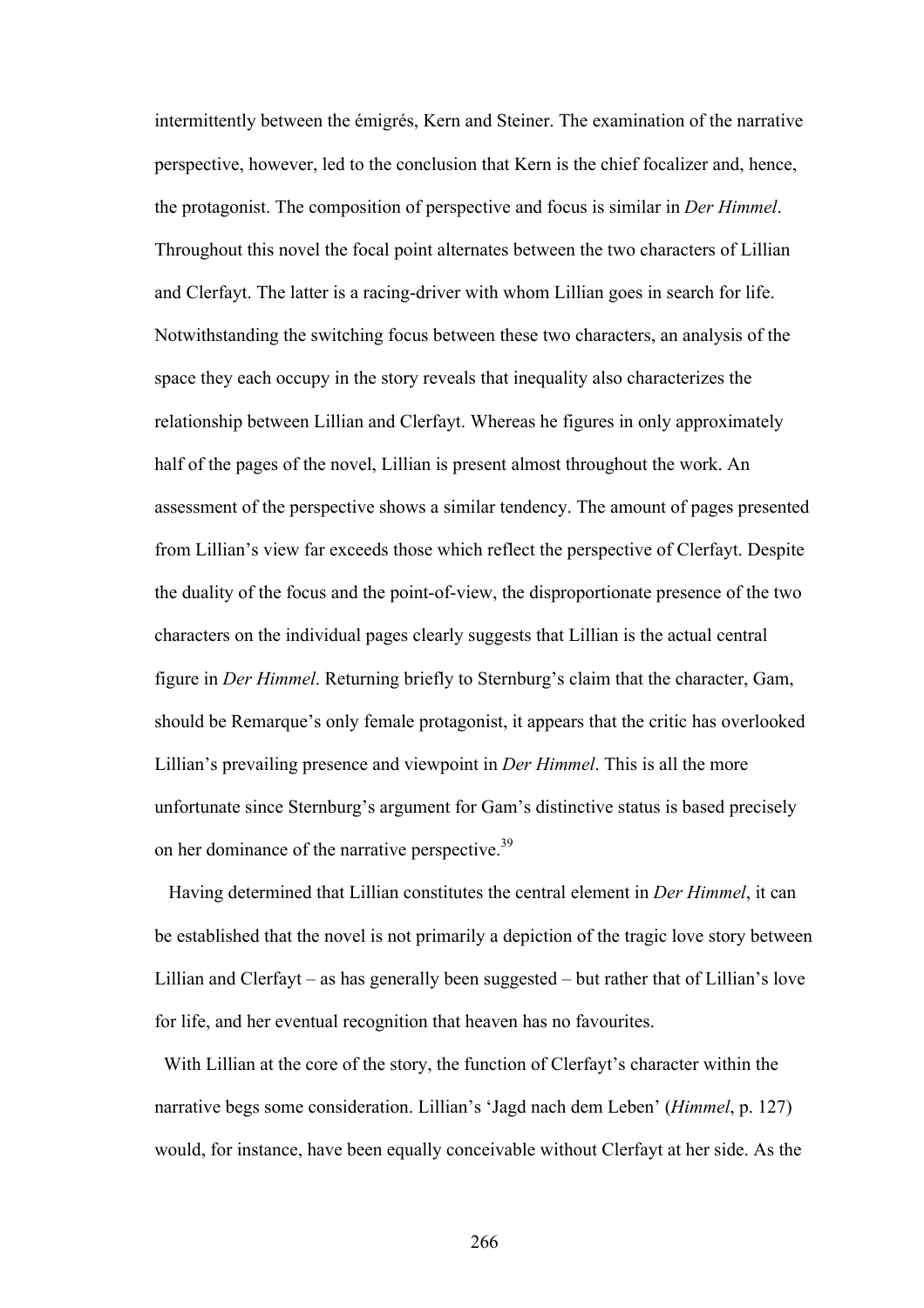intermittently between the émigrés, Kern and Steiner. The examination of the narrative perspective, however, led to the conclusion that Kern is the chief focalizer and, hence, the protagonist. The composition of perspective and focus is similar in *Der Himmel*. Throughout this novel the focal point alternates between the two characters of Lillian and Clerfayt. The latter is a racing-driver with whom Lillian goes in search for life. Notwithstanding the switching focus between these two characters, an analysis of the space they each occupy in the story reveals that inequality also characterizes the relationship between Lillian and Clerfayt. Whereas he figures in only approximately half of the pages of the novel, Lillian is present almost throughout the work. An assessment of the perspective shows a similar tendency. The amount of pages presented from Lillian's view far exceeds those which reflect the perspective of Clerfayt. Despite the duality of the focus and the point-of-view, the disproportionate presence of the two characters on the individual pages clearly suggests that Lillian is the actual central figure in *Der Himmel*. Returning briefly to Sternburg's claim that the character, Gam, should be Remarque's only female protagonist, it appears that the critic has overlooked Lillian's prevailing presence and viewpoint in *Der Himmel*. This is all the more unfortunate since Sternburg's argument for Gam's distinctive status is based precisely on her dominance of the narrative perspective.[39]

Having determined that Lillian constitutes the central element in *Der Himmel*, it can be established that the novel is not primarily a depiction of the tragic love story between Lillian and Clerfayt – as has generally been suggested – but rather that of Lillian's love for life, and her eventual recognition that heaven has no favourites.

With Lillian at the core of the story, the function of Clerfayt's character within the narrative begs some consideration. Lillian's 'Jagd nach dem Leben' (*Himmel*, p. 127) would, for instance, have been equally conceivable without Clerfayt at her side. As the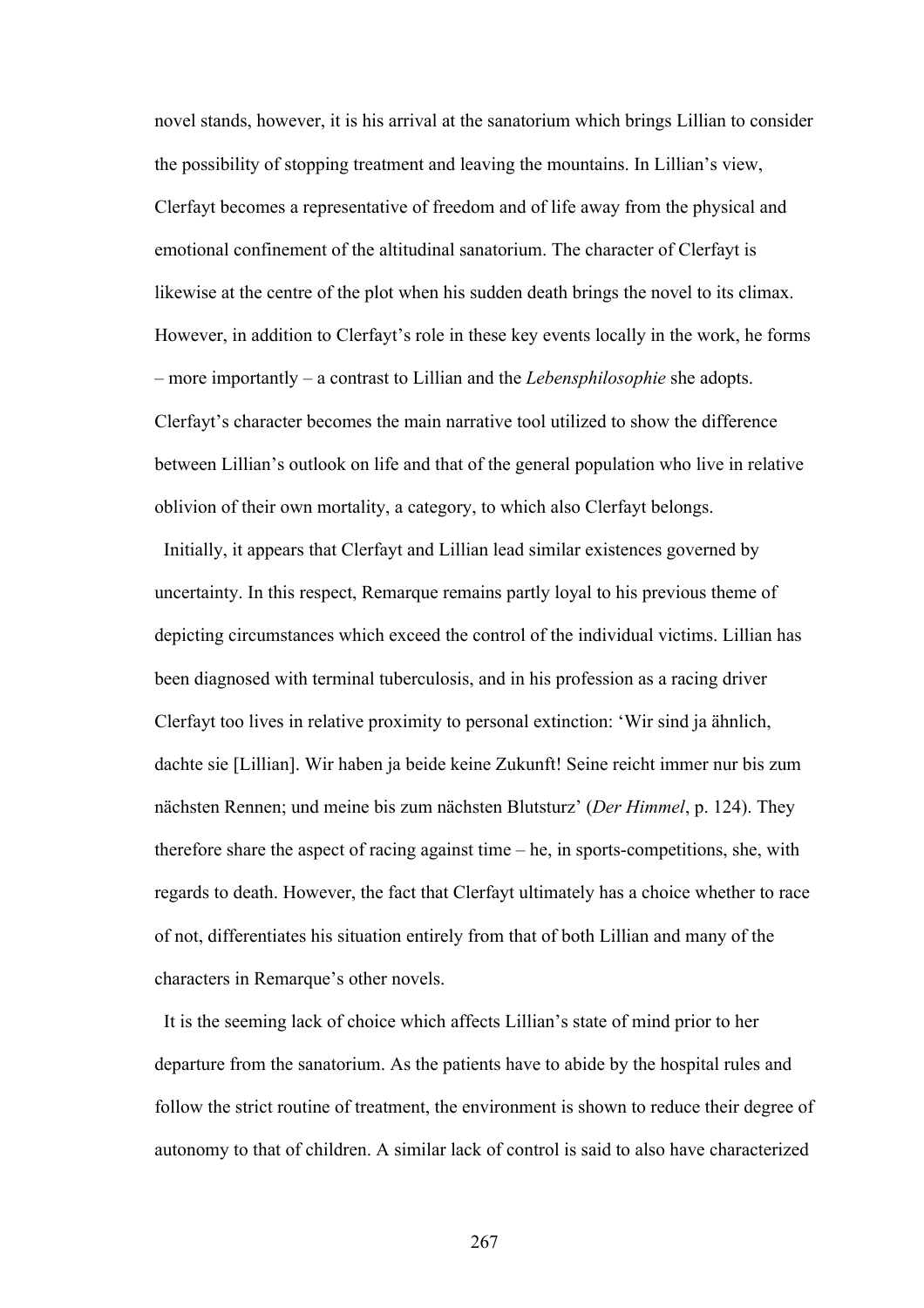novel stands, however, it is his arrival at the sanatorium which brings Lillian to consider the possibility of stopping treatment and leaving the mountains. In Lillian's view, Clerfayt becomes a representative of freedom and of life away from the physical and emotional confinement of the altitudinal sanatorium. The character of Clerfayt is likewise at the centre of the plot when his sudden death brings the novel to its climax. However, in addition to Clerfayt's role in these key events locally in the work, he forms – more importantly – a contrast to Lillian and the *Lebensphilosophie* she adopts. Clerfayt's character becomes the main narrative tool utilized to show the difference between Lillian's outlook on life and that of the general population who live in relative oblivion of their own mortality, a category, to which also Clerfayt belongs.

Initially, it appears that Clerfayt and Lillian lead similar existences governed by uncertainty. In this respect, Remarque remains partly loyal to his previous theme of depicting circumstances which exceed the control of the individual victims. Lillian has been diagnosed with terminal tuberculosis, and in his profession as a racing driver Clerfayt too lives in relative proximity to personal extinction: 'Wir sind ja ähnlich, dachte sie [Lillian]. Wir haben ja beide keine Zukunft! Seine reicht immer nur bis zum nächsten Rennen; und meine bis zum nächsten Blutsturz' (*Der Himmel*, p. 124). They therefore share the aspect of racing against time – he, in sports-competitions, she, with regards to death. However, the fact that Clerfayt ultimately has a choice whether to race of not, differentiates his situation entirely from that of both Lillian and many of the characters in Remarque's other novels.

It is the seeming lack of choice which affects Lillian's state of mind prior to her departure from the sanatorium. As the patients have to abide by the hospital rules and follow the strict routine of treatment, the environment is shown to reduce their degree of autonomy to that of children. A similar lack of control is said to also have characterized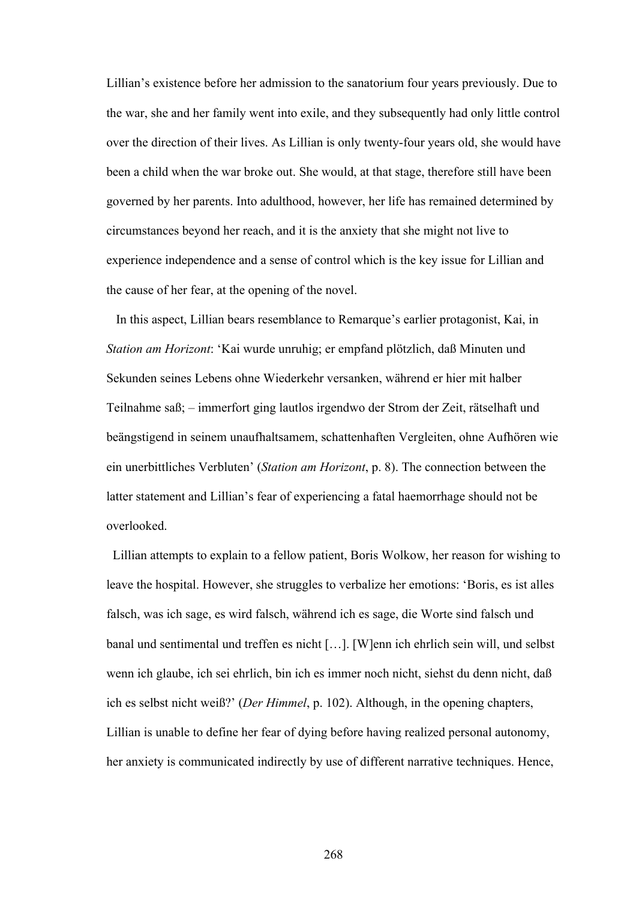Lillian's existence before her admission to the sanatorium four years previously. Due to the war, she and her family went into exile, and they subsequently had only little control over the direction of their lives. As Lillian is only twenty-four years old, she would have been a child when the war broke out. She would, at that stage, therefore still have been governed by her parents. Into adulthood, however, her life has remained determined by circumstances beyond her reach, and it is the anxiety that she might not live to experience independence and a sense of control which is the key issue for Lillian and the cause of her fear, at the opening of the novel.

In this aspect, Lillian bears resemblance to Remarque's earlier protagonist, Kai, in *Station am Horizont*: 'Kai wurde unruhig; er empfand plötzlich, daß Minuten und Sekunden seines Lebens ohne Wiederkehr versanken, während er hier mit halber Teilnahme saß; – immerfort ging lautlos irgendwo der Strom der Zeit, rätselhaft und beängstigend in seinem unaufhaltsamem, schattenhaften Vergleiten, ohne Aufhören wie ein unerbittliches Verbluten' (*Station am Horizont*, p. 8). The connection between the latter statement and Lillian's fear of experiencing a fatal haemorrhage should not be overlooked.

Lillian attempts to explain to a fellow patient, Boris Wolkow, her reason for wishing to leave the hospital. However, she struggles to verbalize her emotions: 'Boris, es ist alles falsch, was ich sage, es wird falsch, während ich es sage, die Worte sind falsch und banal und sentimental und treffen es nicht […]. [W]enn ich ehrlich sein will, und selbst wenn ich glaube, ich sei ehrlich, bin ich es immer noch nicht, siehst du denn nicht, daß ich es selbst nicht weiß?' (*Der Himmel*, p. 102). Although, in the opening chapters, Lillian is unable to define her fear of dying before having realized personal autonomy, her anxiety is communicated indirectly by use of different narrative techniques. Hence,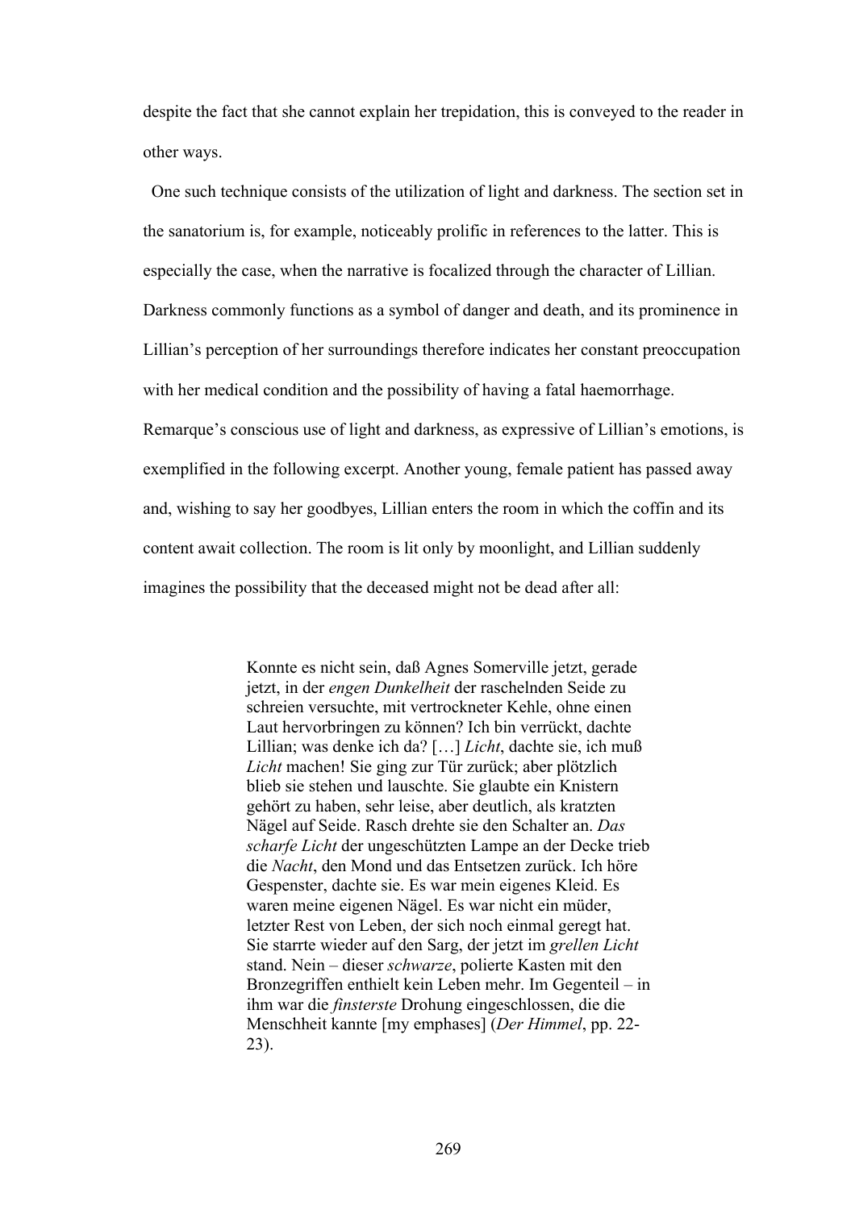despite the fact that she cannot explain her trepidation, this is conveyed to the reader in other ways.

One such technique consists of the utilization of light and darkness. The section set in the sanatorium is, for example, noticeably prolific in references to the latter. This is especially the case, when the narrative is focalized through the character of Lillian. Darkness commonly functions as a symbol of danger and death, and its prominence in Lillian's perception of her surroundings therefore indicates her constant preoccupation with her medical condition and the possibility of having a fatal haemorrhage. Remarque's conscious use of light and darkness, as expressive of Lillian's emotions, is exemplified in the following excerpt. Another young, female patient has passed away and, wishing to say her goodbyes, Lillian enters the room in which the coffin and its content await collection. The room is lit only by moonlight, and Lillian suddenly imagines the possibility that the deceased might not be dead after all:

> Konnte es nicht sein, daß Agnes Somerville jetzt, gerade jetzt, in der *engen Dunkelheit* der raschelnden Seide zu schreien versuchte, mit vertrockneter Kehle, ohne einen Laut hervorbringen zu können? Ich bin verrückt, dachte Lillian; was denke ich da? […] *Licht*, dachte sie, ich muß *Licht* machen! Sie ging zur Tür zurück; aber plötzlich blieb sie stehen und lauschte. Sie glaubte ein Knistern gehört zu haben, sehr leise, aber deutlich, als kratzten Nägel auf Seide. Rasch drehte sie den Schalter an. *Das scharfe Licht* der ungeschützten Lampe an der Decke trieb die *Nacht*, den Mond und das Entsetzen zurück. Ich höre Gespenster, dachte sie. Es war mein eigenes Kleid. Es waren meine eigenen Nägel. Es war nicht ein müder, letzter Rest von Leben, der sich noch einmal geregt hat. Sie starrte wieder auf den Sarg, der jetzt im *grellen Licht* stand. Nein – dieser *schwarze*, polierte Kasten mit den Bronzegriffen enthielt kein Leben mehr. Im Gegenteil – in ihm war die *finsterste* Drohung eingeschlossen, die die Menschheit kannte [my emphases] (*Der Himmel*, pp. 22-23).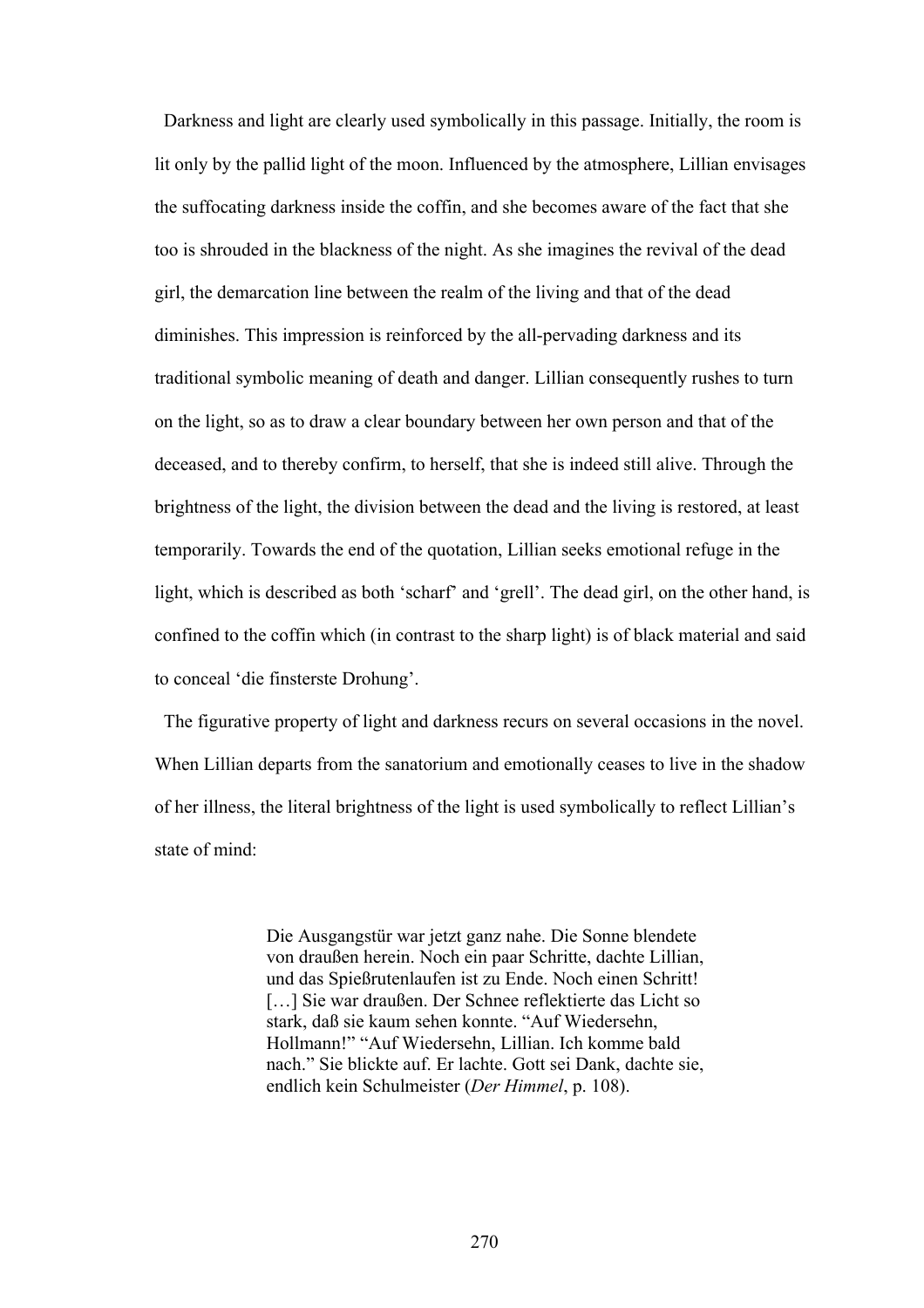Darkness and light are clearly used symbolically in this passage. Initially, the room is lit only by the pallid light of the moon. Influenced by the atmosphere, Lillian envisages the suffocating darkness inside the coffin, and she becomes aware of the fact that she too is shrouded in the blackness of the night. As she imagines the revival of the dead girl, the demarcation line between the realm of the living and that of the dead diminishes. This impression is reinforced by the all-pervading darkness and its traditional symbolic meaning of death and danger. Lillian consequently rushes to turn on the light, so as to draw a clear boundary between her own person and that of the deceased, and to thereby confirm, to herself, that she is indeed still alive. Through the brightness of the light, the division between the dead and the living is restored, at least temporarily. Towards the end of the quotation, Lillian seeks emotional refuge in the light, which is described as both 'scharf' and 'grell'. The dead girl, on the other hand, is confined to the coffin which (in contrast to the sharp light) is of black material and said to conceal 'die finsterste Drohung'.

The figurative property of light and darkness recurs on several occasions in the novel. When Lillian departs from the sanatorium and emotionally ceases to live in the shadow of her illness, the literal brightness of the light is used symbolically to reflect Lillian's state of mind:

> Die Ausgangstür war jetzt ganz nahe. Die Sonne blendete von draußen herein. Noch ein paar Schritte, dachte Lillian, und das Spießrutenlaufen ist zu Ende. Noch einen Schritt! […] Sie war draußen. Der Schnee reflektierte das Licht so stark, daß sie kaum sehen konnte. "Auf Wiedersehn, Hollmann!" "Auf Wiedersehn, Lillian. Ich komme bald nach." Sie blickte auf. Er lachte. Gott sei Dank, dachte sie, endlich kein Schulmeister (*Der Himmel*, p. 108).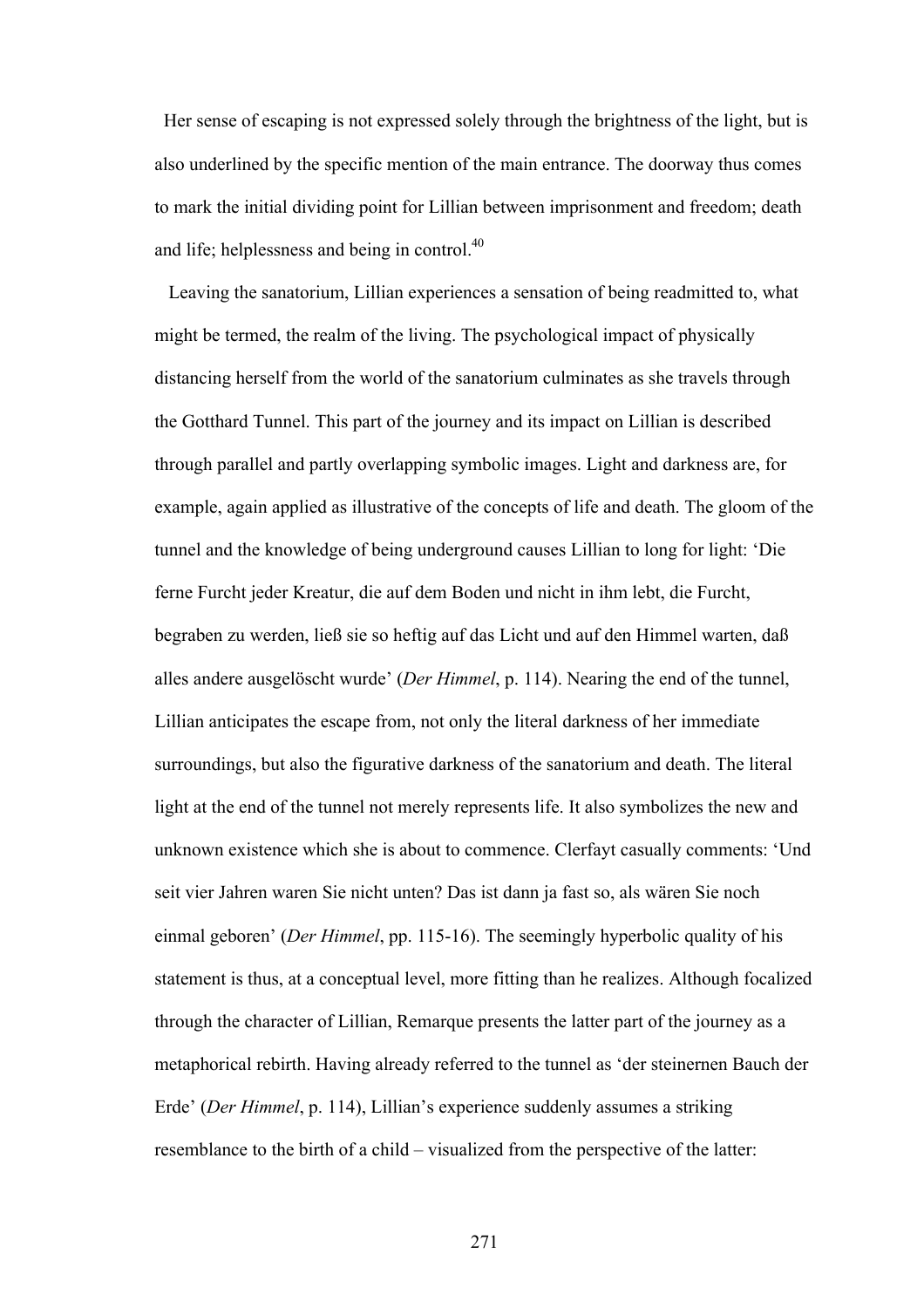Her sense of escaping is not expressed solely through the brightness of the light, but is also underlined by the specific mention of the main entrance. The doorway thus comes to mark the initial dividing point for Lillian between imprisonment and freedom; death and life; helplessness and being in control.[40]

Leaving the sanatorium, Lillian experiences a sensation of being readmitted to, what might be termed, the realm of the living. The psychological impact of physically distancing herself from the world of the sanatorium culminates as she travels through the Gotthard Tunnel. This part of the journey and its impact on Lillian is described through parallel and partly overlapping symbolic images. Light and darkness are, for example, again applied as illustrative of the concepts of life and death. The gloom of the tunnel and the knowledge of being underground causes Lillian to long for light: 'Die ferne Furcht jeder Kreatur, die auf dem Boden und nicht in ihm lebt, die Furcht, begraben zu werden, ließ sie so heftig auf das Licht und auf den Himmel warten, daß alles andere ausgelöscht wurde' (*Der Himmel*, p. 114). Nearing the end of the tunnel, Lillian anticipates the escape from, not only the literal darkness of her immediate surroundings, but also the figurative darkness of the sanatorium and death. The literal light at the end of the tunnel not merely represents life. It also symbolizes the new and unknown existence which she is about to commence. Clerfayt casually comments: 'Und seit vier Jahren waren Sie nicht unten? Das ist dann ja fast so, als wären Sie noch einmal geboren' (*Der Himmel*, pp. 115-16). The seemingly hyperbolic quality of his statement is thus, at a conceptual level, more fitting than he realizes. Although focalized through the character of Lillian, Remarque presents the latter part of the journey as a metaphorical rebirth. Having already referred to the tunnel as 'der steinernen Bauch der Erde' (*Der Himmel*, p. 114), Lillian's experience suddenly assumes a striking resemblance to the birth of a child – visualized from the perspective of the latter: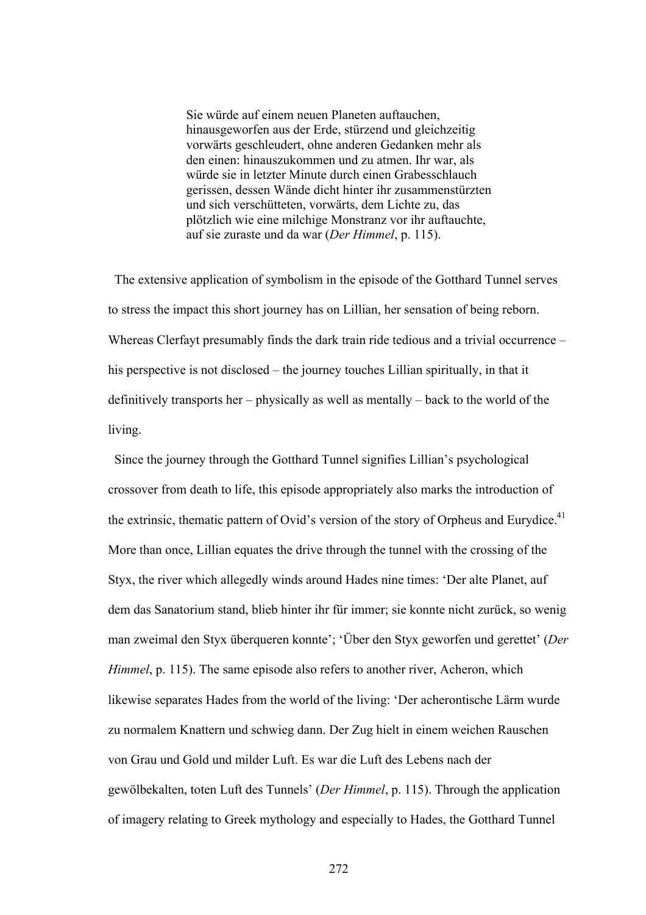> Sie würde auf einem neuen Planeten auftauchen, hinausgeworfen aus der Erde, stürzend und gleichzeitig vorwärts geschleudert, ohne anderen Gedanken mehr als den einen: hinauszukommen und zu atmen. Ihr war, als würde sie in letzter Minute durch einen Grabesschlauch gerissen, dessen Wände dicht hinter ihr zusammenstürzten und sich verschütteten, vorwärts, dem Lichte zu, das plötzlich wie eine milchige Monstranz vor ihr auftauchte, auf sie zuraste und da war (*Der Himmel*, p. 115).

The extensive application of symbolism in the episode of the Gotthard Tunnel serves to stress the impact this short journey has on Lillian, her sensation of being reborn. Whereas Clerfayt presumably finds the dark train ride tedious and a trivial occurrence – his perspective is not disclosed – the journey touches Lillian spiritually, in that it definitively transports her – physically as well as mentally – back to the world of the living.

Since the journey through the Gotthard Tunnel signifies Lillian's psychological crossover from death to life, this episode appropriately also marks the introduction of the extrinsic, thematic pattern of Ovid's version of the story of Orpheus and Eurydice.[41] More than once, Lillian equates the drive through the tunnel with the crossing of the Styx, the river which allegedly winds around Hades nine times: 'Der alte Planet, auf dem das Sanatorium stand, blieb hinter ihr für immer; sie konnte nicht zurück, so wenig man zweimal den Styx überqueren konnte'; 'Über den Styx geworfen und gerettet' (*Der Himmel*, p. 115). The same episode also refers to another river, Acheron, which likewise separates Hades from the world of the living: 'Der acherontische Lärm wurde zu normalem Knattern und schwieg dann. Der Zug hielt in einem weichen Rauschen von Grau und Gold und milder Luft. Es war die Luft des Lebens nach der gewölbekalten, toten Luft des Tunnels' (*Der Himmel*, p. 115). Through the application of imagery relating to Greek mythology and especially to Hades, the Gotthard Tunnel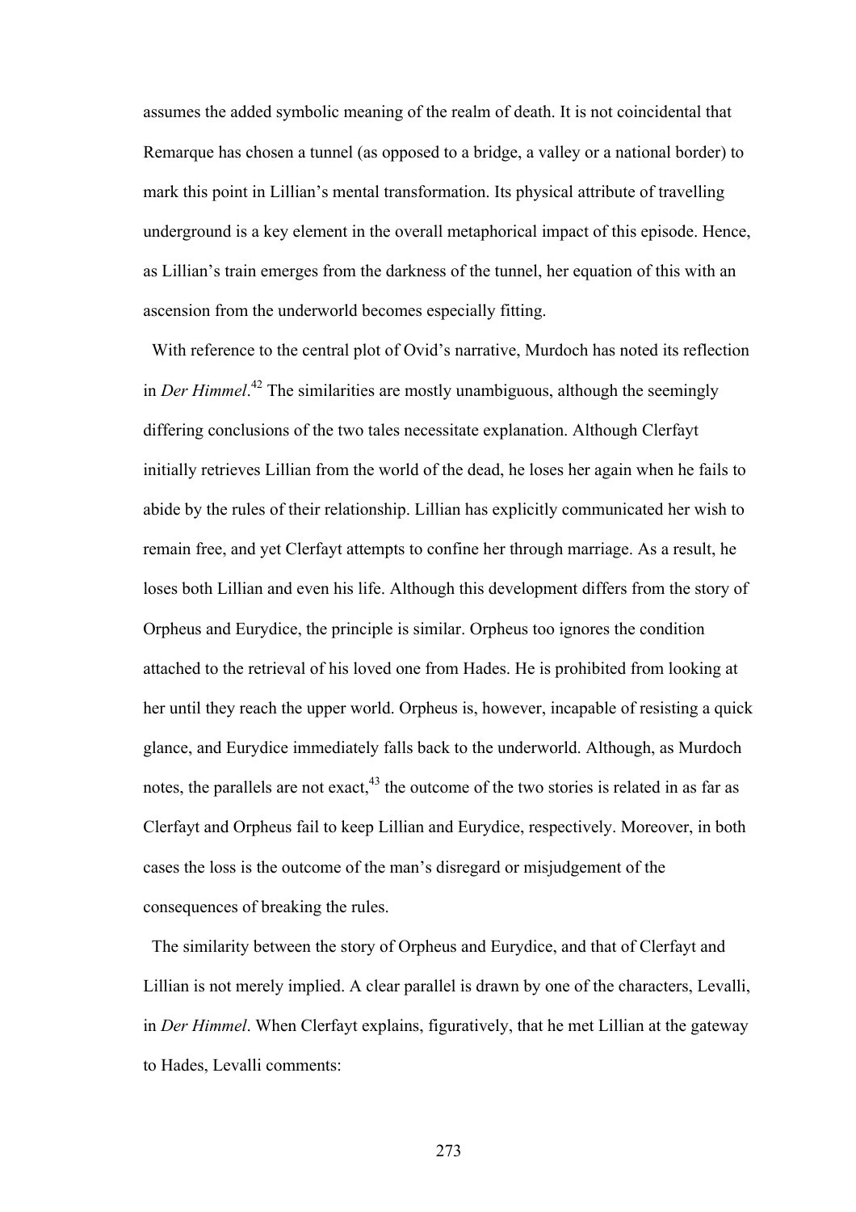assumes the added symbolic meaning of the realm of death. It is not coincidental that Remarque has chosen a tunnel (as opposed to a bridge, a valley or a national border) to mark this point in Lillian's mental transformation. Its physical attribute of travelling underground is a key element in the overall metaphorical impact of this episode. Hence, as Lillian's train emerges from the darkness of the tunnel, her equation of this with an ascension from the underworld becomes especially fitting.

With reference to the central plot of Ovid's narrative, Murdoch has noted its reflection in *Der Himmel*.[42] The similarities are mostly unambiguous, although the seemingly differing conclusions of the two tales necessitate explanation. Although Clerfayt initially retrieves Lillian from the world of the dead, he loses her again when he fails to abide by the rules of their relationship. Lillian has explicitly communicated her wish to remain free, and yet Clerfayt attempts to confine her through marriage. As a result, he loses both Lillian and even his life. Although this development differs from the story of Orpheus and Eurydice, the principle is similar. Orpheus too ignores the condition attached to the retrieval of his loved one from Hades. He is prohibited from looking at her until they reach the upper world. Orpheus is, however, incapable of resisting a quick glance, and Eurydice immediately falls back to the underworld. Although, as Murdoch notes, the parallels are not exact,[43] the outcome of the two stories is related in as far as Clerfayt and Orpheus fail to keep Lillian and Eurydice, respectively. Moreover, in both cases the loss is the outcome of the man's disregard or misjudgement of the consequences of breaking the rules.

The similarity between the story of Orpheus and Eurydice, and that of Clerfayt and Lillian is not merely implied. A clear parallel is drawn by one of the characters, Levalli, in *Der Himmel*. When Clerfayt explains, figuratively, that he met Lillian at the gateway to Hades, Levalli comments: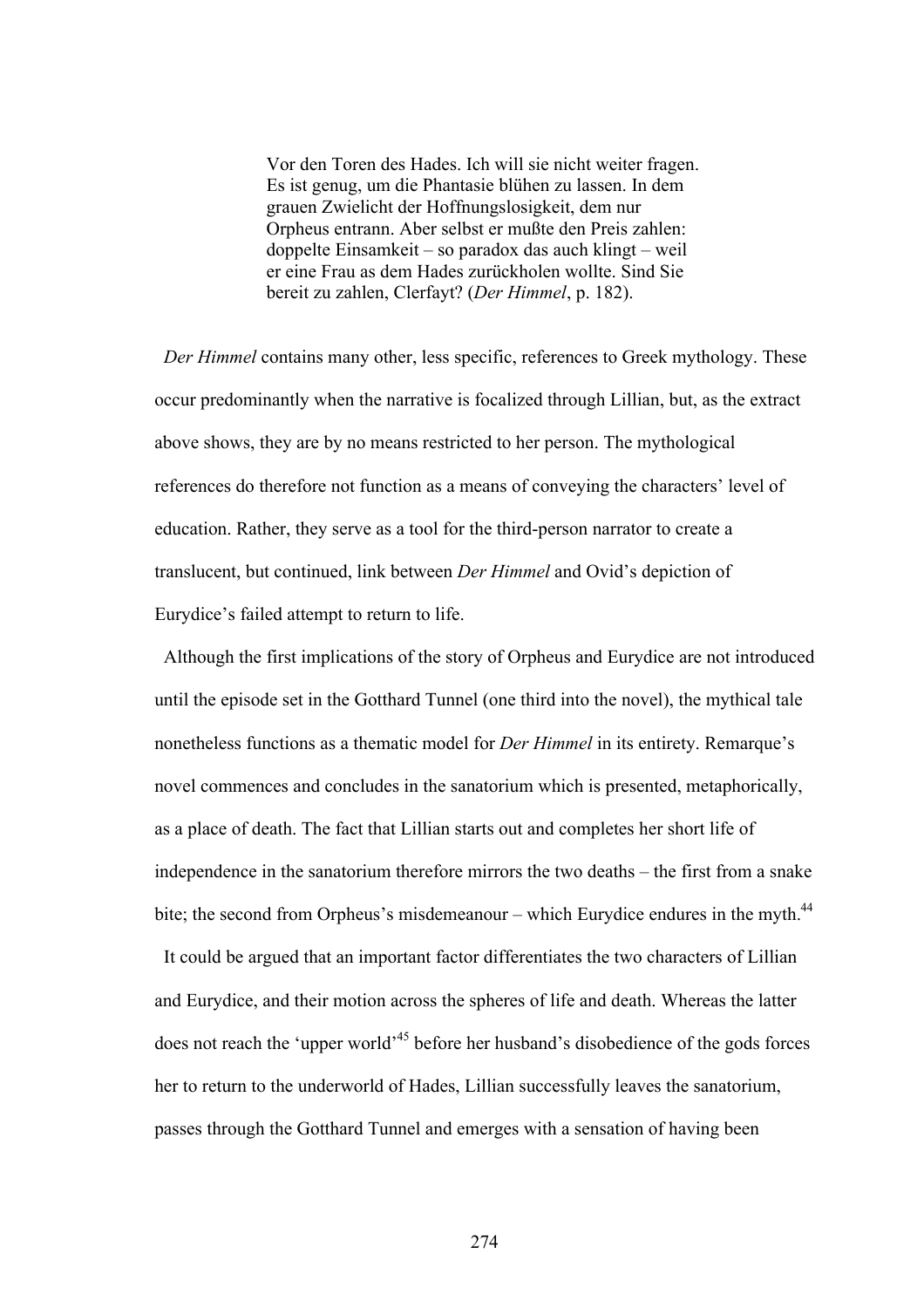> Vor den Toren des Hades. Ich will sie nicht weiter fragen. Es ist genug, um die Phantasie blühen zu lassen. In dem grauen Zwielicht der Hoffnungslosigkeit, dem nur Orpheus entrann. Aber selbst er mußte den Preis zahlen: doppelte Einsamkeit – so paradox das auch klingt – weil er eine Frau as dem Hades zurückholen wollte. Sind Sie bereit zu zahlen, Clerfayt? (*Der Himmel*, p. 182).

*Der Himmel* contains many other, less specific, references to Greek mythology. These occur predominantly when the narrative is focalized through Lillian, but, as the extract above shows, they are by no means restricted to her person. The mythological references do therefore not function as a means of conveying the characters' level of education. Rather, they serve as a tool for the third-person narrator to create a translucent, but continued, link between *Der Himmel* and Ovid's depiction of Eurydice's failed attempt to return to life.

Although the first implications of the story of Orpheus and Eurydice are not introduced until the episode set in the Gotthard Tunnel (one third into the novel), the mythical tale nonetheless functions as a thematic model for *Der Himmel* in its entirety. Remarque's novel commences and concludes in the sanatorium which is presented, metaphorically, as a place of death. The fact that Lillian starts out and completes her short life of independence in the sanatorium therefore mirrors the two deaths – the first from a snake bite; the second from Orpheus's misdemeanour – which Eurydice endures in the myth.[44]

It could be argued that an important factor differentiates the two characters of Lillian and Eurydice, and their motion across the spheres of life and death. Whereas the latter does not reach the 'upper world'[45] before her husband's disobedience of the gods forces her to return to the underworld of Hades, Lillian successfully leaves the sanatorium, passes through the Gotthard Tunnel and emerges with a sensation of having been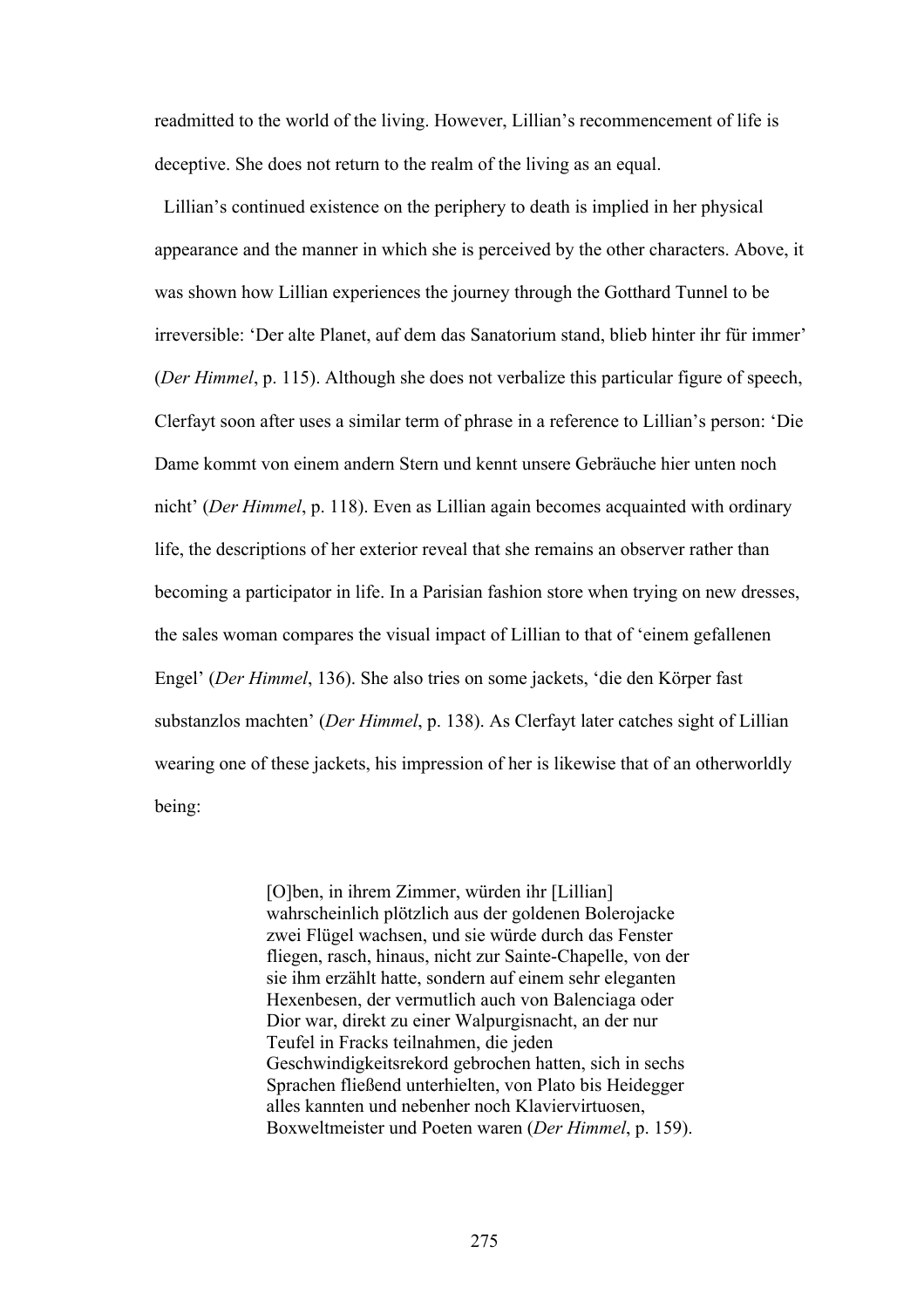readmitted to the world of the living. However, Lillian's recommencement of life is deceptive. She does not return to the realm of the living as an equal.

Lillian's continued existence on the periphery to death is implied in her physical appearance and the manner in which she is perceived by the other characters. Above, it was shown how Lillian experiences the journey through the Gotthard Tunnel to be irreversible: 'Der alte Planet, auf dem das Sanatorium stand, blieb hinter ihr für immer' (*Der Himmel*, p. 115). Although she does not verbalize this particular figure of speech, Clerfayt soon after uses a similar term of phrase in a reference to Lillian's person: 'Die Dame kommt von einem andern Stern und kennt unsere Gebräuche hier unten noch nicht' (*Der Himmel*, p. 118). Even as Lillian again becomes acquainted with ordinary life, the descriptions of her exterior reveal that she remains an observer rather than becoming a participator in life. In a Parisian fashion store when trying on new dresses, the sales woman compares the visual impact of Lillian to that of 'einem gefallenen Engel' (*Der Himmel*, 136). She also tries on some jackets, 'die den Körper fast substanzlos machten' (*Der Himmel*, p. 138). As Clerfayt later catches sight of Lillian wearing one of these jackets, his impression of her is likewise that of an otherworldly being:

> [O]ben, in ihrem Zimmer, würden ihr [Lillian] wahrscheinlich plötzlich aus der goldenen Bolerojacke zwei Flügel wachsen, und sie würde durch das Fenster fliegen, rasch, hinaus, nicht zur Sainte-Chapelle, von der sie ihm erzählt hatte, sondern auf einem sehr eleganten Hexenbesen, der vermutlich auch von Balenciaga oder Dior war, direkt zu einer Walpurgisnacht, an der nur Teufel in Fracks teilnahmen, die jeden Geschwindigkeitsrekord gebrochen hatten, sich in sechs Sprachen fließend unterhielten, von Plato bis Heidegger alles kannten und nebenher noch Klaviervirtuosen, Boxweltmeister und Poeten waren (*Der Himmel*, p. 159).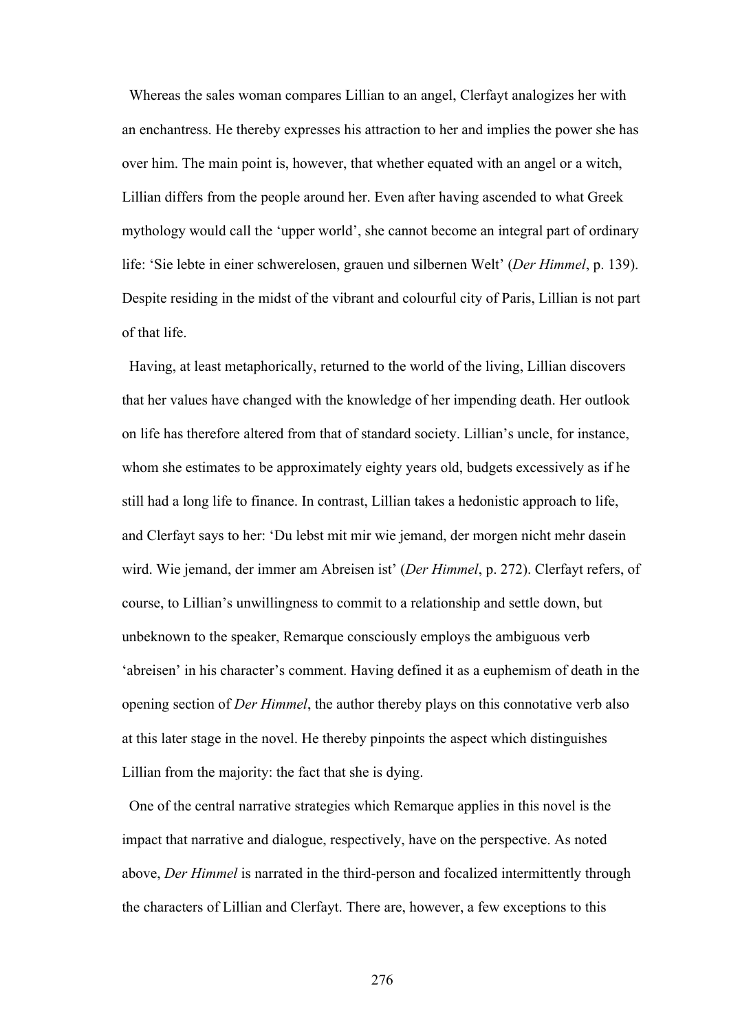Whereas the sales woman compares Lillian to an angel, Clerfayt analogizes her with an enchantress. He thereby expresses his attraction to her and implies the power she has over him. The main point is, however, that whether equated with an angel or a witch, Lillian differs from the people around her. Even after having ascended to what Greek mythology would call the 'upper world', she cannot become an integral part of ordinary life: 'Sie lebte in einer schwerelosen, grauen und silbernen Welt' (*Der Himmel*, p. 139). Despite residing in the midst of the vibrant and colourful city of Paris, Lillian is not part of that life.

Having, at least metaphorically, returned to the world of the living, Lillian discovers that her values have changed with the knowledge of her impending death. Her outlook on life has therefore altered from that of standard society. Lillian's uncle, for instance, whom she estimates to be approximately eighty years old, budgets excessively as if he still had a long life to finance. In contrast, Lillian takes a hedonistic approach to life, and Clerfayt says to her: 'Du lebst mit mir wie jemand, der morgen nicht mehr dasein wird. Wie jemand, der immer am Abreisen ist' (*Der Himmel*, p. 272). Clerfayt refers, of course, to Lillian's unwillingness to commit to a relationship and settle down, but unbeknown to the speaker, Remarque consciously employs the ambiguous verb 'abreisen' in his character's comment. Having defined it as a euphemism of death in the opening section of *Der Himmel*, the author thereby plays on this connotative verb also at this later stage in the novel. He thereby pinpoints the aspect which distinguishes Lillian from the majority: the fact that she is dying.

One of the central narrative strategies which Remarque applies in this novel is the impact that narrative and dialogue, respectively, have on the perspective. As noted above, *Der Himmel* is narrated in the third-person and focalized intermittently through the characters of Lillian and Clerfayt. There are, however, a few exceptions to this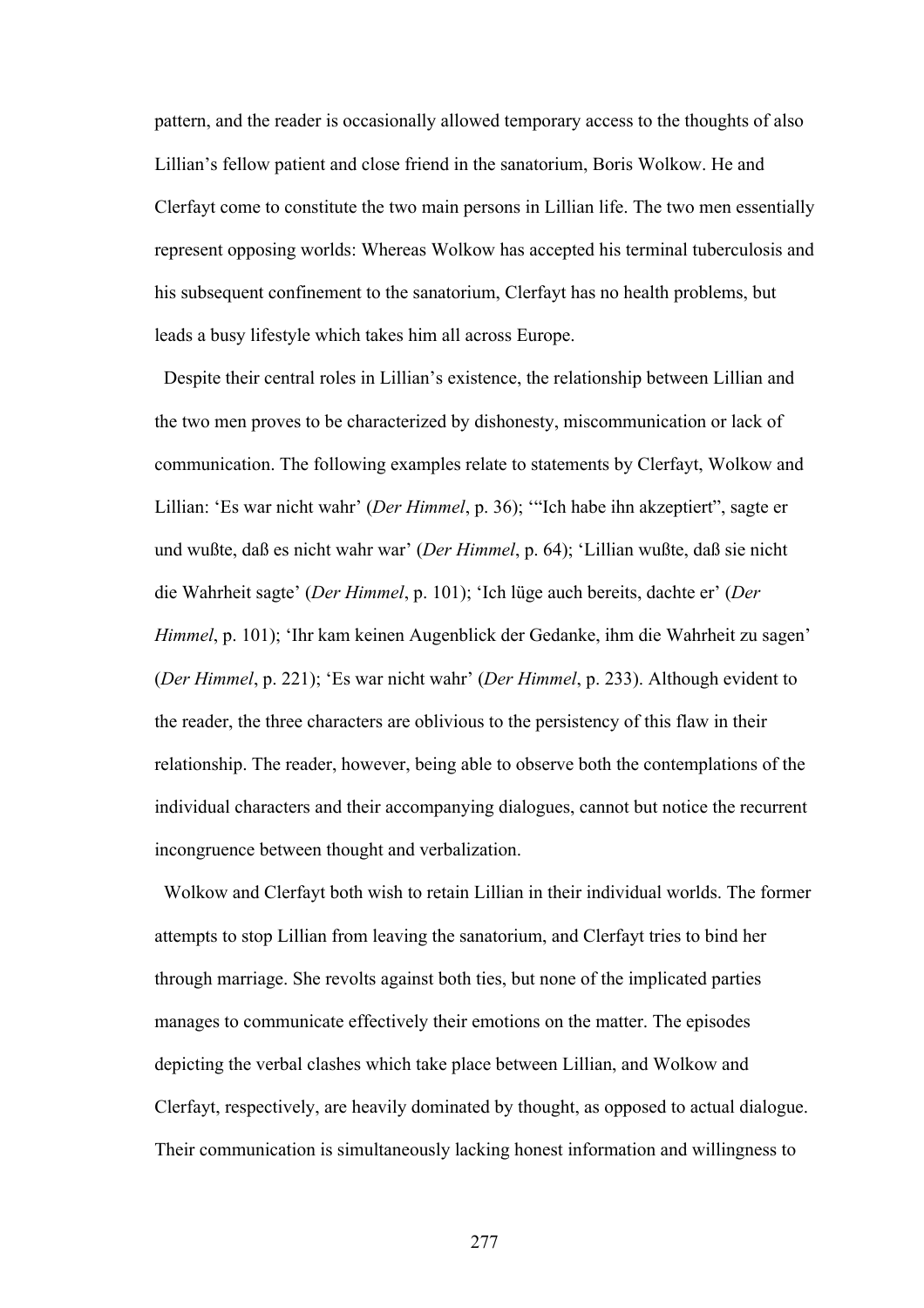pattern, and the reader is occasionally allowed temporary access to the thoughts of also Lillian's fellow patient and close friend in the sanatorium, Boris Wolkow. He and Clerfayt come to constitute the two main persons in Lillian life. The two men essentially represent opposing worlds: Whereas Wolkow has accepted his terminal tuberculosis and his subsequent confinement to the sanatorium, Clerfayt has no health problems, but leads a busy lifestyle which takes him all across Europe.

Despite their central roles in Lillian's existence, the relationship between Lillian and the two men proves to be characterized by dishonesty, miscommunication or lack of communication. The following examples relate to statements by Clerfayt, Wolkow and Lillian: 'Es war nicht wahr' (*Der Himmel*, p. 36); '"Ich habe ihn akzeptiert", sagte er und wußte, daß es nicht wahr war' (*Der Himmel*, p. 64); 'Lillian wußte, daß sie nicht die Wahrheit sagte' (*Der Himmel*, p. 101); 'Ich lüge auch bereits, dachte er' (*Der Himmel*, p. 101); 'Ihr kam keinen Augenblick der Gedanke, ihm die Wahrheit zu sagen' (*Der Himmel*, p. 221); 'Es war nicht wahr' (*Der Himmel*, p. 233). Although evident to the reader, the three characters are oblivious to the persistency of this flaw in their relationship. The reader, however, being able to observe both the contemplations of the individual characters and their accompanying dialogues, cannot but notice the recurrent incongruence between thought and verbalization.

Wolkow and Clerfayt both wish to retain Lillian in their individual worlds. The former attempts to stop Lillian from leaving the sanatorium, and Clerfayt tries to bind her through marriage. She revolts against both ties, but none of the implicated parties manages to communicate effectively their emotions on the matter. The episodes depicting the verbal clashes which take place between Lillian, and Wolkow and Clerfayt, respectively, are heavily dominated by thought, as opposed to actual dialogue. Their communication is simultaneously lacking honest information and willingness to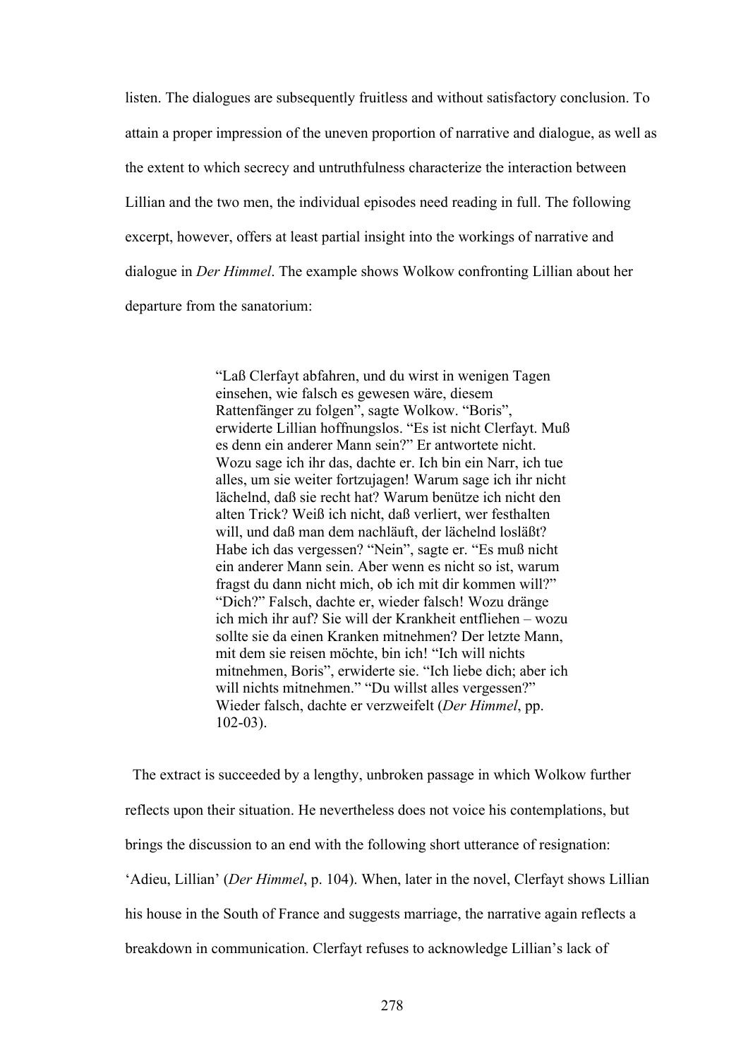listen. The dialogues are subsequently fruitless and without satisfactory conclusion. To attain a proper impression of the uneven proportion of narrative and dialogue, as well as the extent to which secrecy and untruthfulness characterize the interaction between Lillian and the two men, the individual episodes need reading in full. The following excerpt, however, offers at least partial insight into the workings of narrative and dialogue in *Der Himmel*. The example shows Wolkow confronting Lillian about her departure from the sanatorium:

> "Laß Clerfayt abfahren, und du wirst in wenigen Tagen einsehen, wie falsch es gewesen wäre, diesem Rattenfänger zu folgen", sagte Wolkow. "Boris", erwiderte Lillian hoffnungslos. "Es ist nicht Clerfayt. Muß es denn ein anderer Mann sein?" Er antwortete nicht. Wozu sage ich ihr das, dachte er. Ich bin ein Narr, ich tue alles, um sie weiter fortzujagen! Warum sage ich ihr nicht lächelnd, daß sie recht hat? Warum benütze ich nicht den alten Trick? Weiß ich nicht, daß verliert, wer festhalten will, und daß man dem nachläuft, der lächelnd losläßt? Habe ich das vergessen? "Nein", sagte er. "Es muß nicht ein anderer Mann sein. Aber wenn es nicht so ist, warum fragst du dann nicht mich, ob ich mit dir kommen will?" "Dich?" Falsch, dachte er, wieder falsch! Wozu dränge ich mich ihr auf? Sie will der Krankheit entfliehen – wozu sollte sie da einen Kranken mitnehmen? Der letzte Mann, mit dem sie reisen möchte, bin ich! "Ich will nichts mitnehmen, Boris", erwiderte sie. "Ich liebe dich; aber ich will nichts mitnehmen." "Du willst alles vergessen?" Wieder falsch, dachte er verzweifelt (*Der Himmel*, pp. 102-03).

The extract is succeeded by a lengthy, unbroken passage in which Wolkow further reflects upon their situation. He nevertheless does not voice his contemplations, but brings the discussion to an end with the following short utterance of resignation: 'Adieu, Lillian' (*Der Himmel*, p. 104). When, later in the novel, Clerfayt shows Lillian his house in the South of France and suggests marriage, the narrative again reflects a breakdown in communication. Clerfayt refuses to acknowledge Lillian's lack of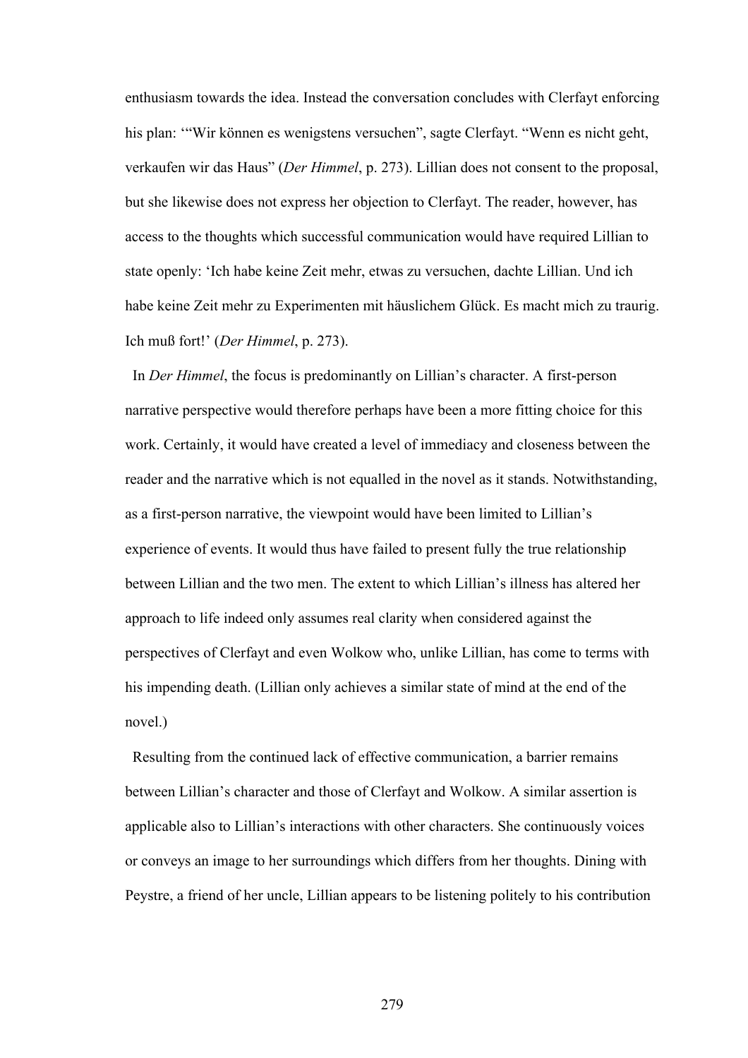enthusiasm towards the idea. Instead the conversation concludes with Clerfayt enforcing his plan: '"Wir können es wenigstens versuchen", sagte Clerfayt. "Wenn es nicht geht, verkaufen wir das Haus" (*Der Himmel*, p. 273). Lillian does not consent to the proposal, but she likewise does not express her objection to Clerfayt. The reader, however, has access to the thoughts which successful communication would have required Lillian to state openly: 'Ich habe keine Zeit mehr, etwas zu versuchen, dachte Lillian. Und ich habe keine Zeit mehr zu Experimenten mit häuslichem Glück. Es macht mich zu traurig. Ich muß fort!' (*Der Himmel*, p. 273).

In *Der Himmel*, the focus is predominantly on Lillian's character. A first-person narrative perspective would therefore perhaps have been a more fitting choice for this work. Certainly, it would have created a level of immediacy and closeness between the reader and the narrative which is not equalled in the novel as it stands. Notwithstanding, as a first-person narrative, the viewpoint would have been limited to Lillian's experience of events. It would thus have failed to present fully the true relationship between Lillian and the two men. The extent to which Lillian's illness has altered her approach to life indeed only assumes real clarity when considered against the perspectives of Clerfayt and even Wolkow who, unlike Lillian, has come to terms with his impending death. (Lillian only achieves a similar state of mind at the end of the novel.)

Resulting from the continued lack of effective communication, a barrier remains between Lillian's character and those of Clerfayt and Wolkow. A similar assertion is applicable also to Lillian's interactions with other characters. She continuously voices or conveys an image to her surroundings which differs from her thoughts. Dining with Peystre, a friend of her uncle, Lillian appears to be listening politely to his contribution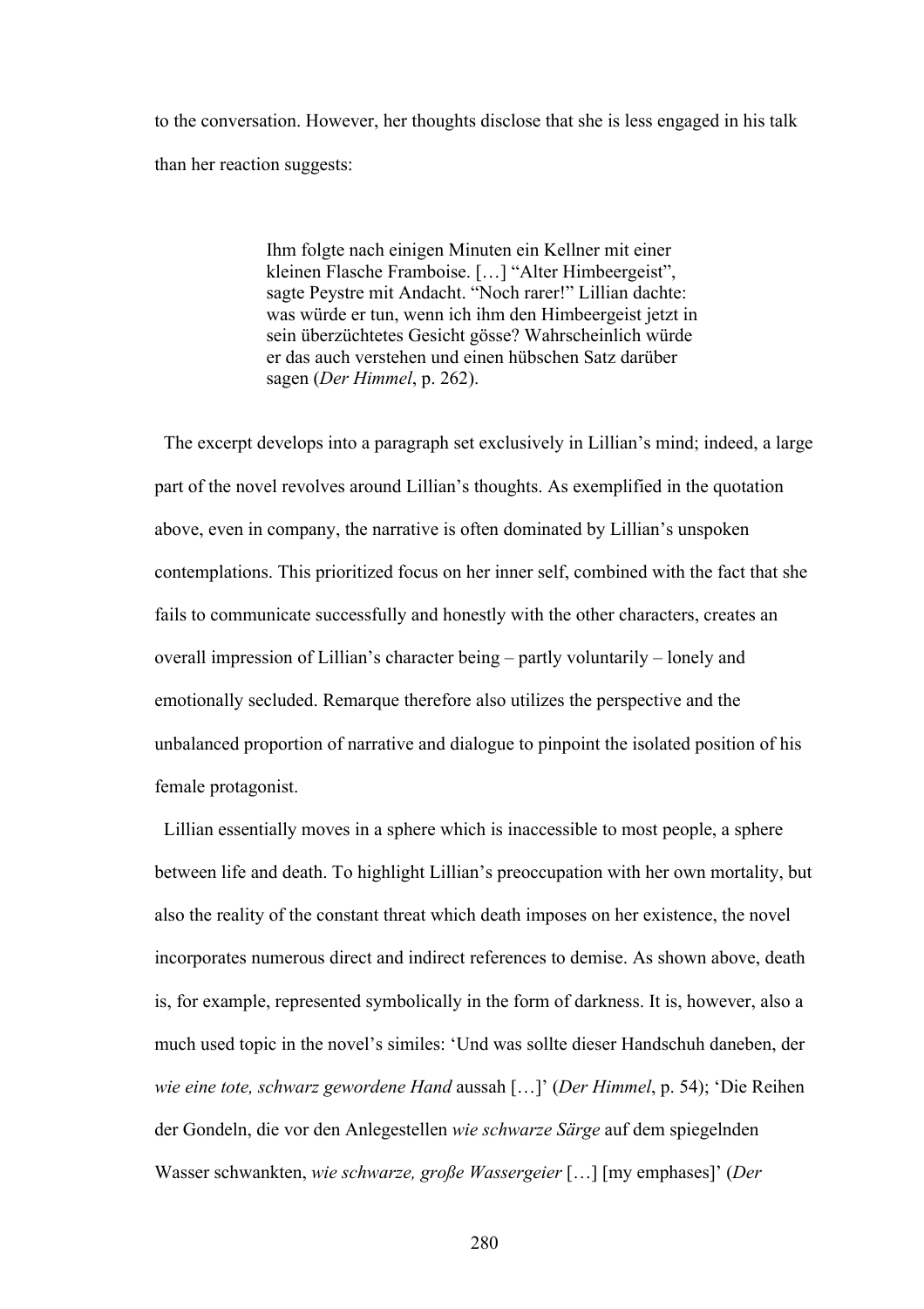to the conversation. However, her thoughts disclose that she is less engaged in his talk than her reaction suggests:

> Ihm folgte nach einigen Minuten ein Kellner mit einer kleinen Flasche Framboise. […] "Alter Himbeergeist", sagte Peystre mit Andacht. "Noch rarer!" Lillian dachte: was würde er tun, wenn ich ihm den Himbeergeist jetzt in sein überzüchtetes Gesicht gösse? Wahrscheinlich würde er das auch verstehen und einen hübschen Satz darüber sagen (*Der Himmel*, p. 262).

The excerpt develops into a paragraph set exclusively in Lillian's mind; indeed, a large part of the novel revolves around Lillian's thoughts. As exemplified in the quotation above, even in company, the narrative is often dominated by Lillian's unspoken contemplations. This prioritized focus on her inner self, combined with the fact that she fails to communicate successfully and honestly with the other characters, creates an overall impression of Lillian's character being – partly voluntarily – lonely and emotionally secluded. Remarque therefore also utilizes the perspective and the unbalanced proportion of narrative and dialogue to pinpoint the isolated position of his female protagonist.

Lillian essentially moves in a sphere which is inaccessible to most people, a sphere between life and death. To highlight Lillian's preoccupation with her own mortality, but also the reality of the constant threat which death imposes on her existence, the novel incorporates numerous direct and indirect references to demise. As shown above, death is, for example, represented symbolically in the form of darkness. It is, however, also a much used topic in the novel's similes: 'Und was sollte dieser Handschuh daneben, der *wie eine tote, schwarz gewordene Hand* aussah […]' (*Der Himmel*, p. 54); 'Die Reihen der Gondeln, die vor den Anlegestellen *wie schwarze Särge* auf dem spiegelnden Wasser schwankten, *wie schwarze, große Wassergeier* […] [my emphases]' (*Der*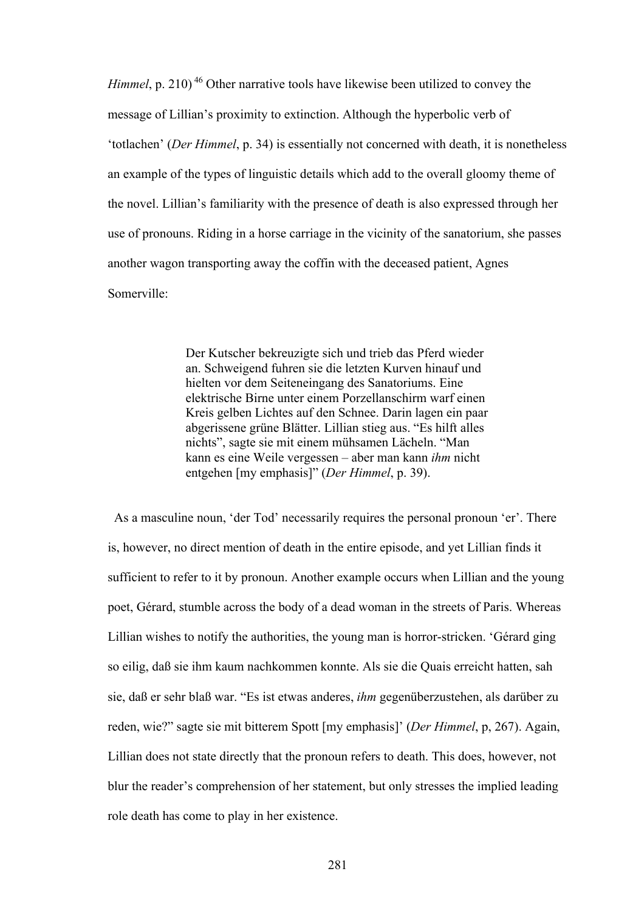*Himmel*, p. 210) [46] Other narrative tools have likewise been utilized to convey the message of Lillian's proximity to extinction. Although the hyperbolic verb of 'totlachen' (*Der Himmel*, p. 34) is essentially not concerned with death, it is nonetheless an example of the types of linguistic details which add to the overall gloomy theme of the novel. Lillian's familiarity with the presence of death is also expressed through her use of pronouns. Riding in a horse carriage in the vicinity of the sanatorium, she passes another wagon transporting away the coffin with the deceased patient, Agnes Somerville:

> Der Kutscher bekreuzigte sich und trieb das Pferd wieder an. Schweigend fuhren sie die letzten Kurven hinauf und hielten vor dem Seiteneingang des Sanatoriums. Eine elektrische Birne unter einem Porzellanschirm warf einen Kreis gelben Lichtes auf den Schnee. Darin lagen ein paar abgerissene grüne Blätter. Lillian stieg aus. "Es hilft alles nichts", sagte sie mit einem mühsamen Lächeln. "Man kann es eine Weile vergessen – aber man kann *ihm* nicht entgehen [my emphasis]" (*Der Himmel*, p. 39).

As a masculine noun, 'der Tod' necessarily requires the personal pronoun 'er'. There is, however, no direct mention of death in the entire episode, and yet Lillian finds it sufficient to refer to it by pronoun. Another example occurs when Lillian and the young poet, Gérard, stumble across the body of a dead woman in the streets of Paris. Whereas Lillian wishes to notify the authorities, the young man is horror-stricken. 'Gérard ging so eilig, daß sie ihm kaum nachkommen konnte. Als sie die Quais erreicht hatten, sah sie, daß er sehr blaß war. "Es ist etwas anderes, *ihm* gegenüberzustehen, als darüber zu reden, wie?" sagte sie mit bitterem Spott [my emphasis]' (*Der Himmel*, p, 267). Again, Lillian does not state directly that the pronoun refers to death. This does, however, not blur the reader's comprehension of her statement, but only stresses the implied leading role death has come to play in her existence.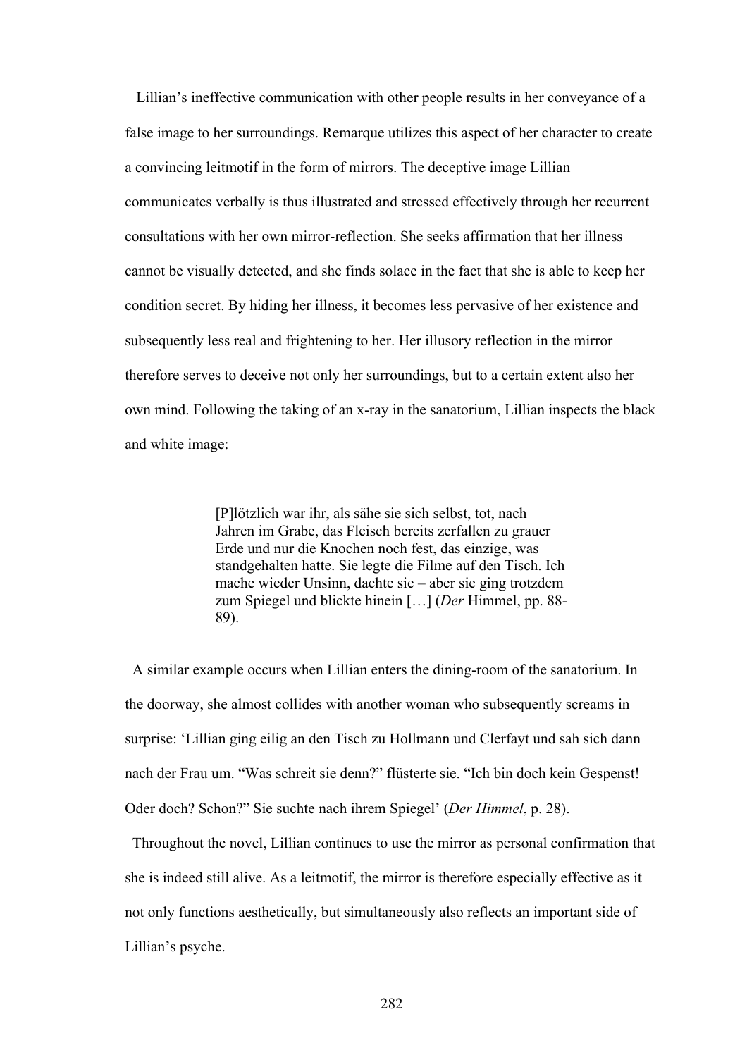Lillian's ineffective communication with other people results in her conveyance of a false image to her surroundings. Remarque utilizes this aspect of her character to create a convincing leitmotif in the form of mirrors. The deceptive image Lillian communicates verbally is thus illustrated and stressed effectively through her recurrent consultations with her own mirror-reflection. She seeks affirmation that her illness cannot be visually detected, and she finds solace in the fact that she is able to keep her condition secret. By hiding her illness, it becomes less pervasive of her existence and subsequently less real and frightening to her. Her illusory reflection in the mirror therefore serves to deceive not only her surroundings, but to a certain extent also her own mind. Following the taking of an x-ray in the sanatorium, Lillian inspects the black and white image:

> [P]lötzlich war ihr, als sähe sie sich selbst, tot, nach Jahren im Grabe, das Fleisch bereits zerfallen zu grauer Erde und nur die Knochen noch fest, das einzige, was standgehalten hatte. Sie legte die Filme auf den Tisch. Ich mache wieder Unsinn, dachte sie – aber sie ging trotzdem zum Spiegel und blickte hinein […] (*Der* Himmel, pp. 88-89).

A similar example occurs when Lillian enters the dining-room of the sanatorium. In the doorway, she almost collides with another woman who subsequently screams in surprise: 'Lillian ging eilig an den Tisch zu Hollmann und Clerfayt und sah sich dann nach der Frau um. "Was schreit sie denn?" flüsterte sie. "Ich bin doch kein Gespenst! Oder doch? Schon?" Sie suchte nach ihrem Spiegel' (*Der Himmel*, p. 28).

Throughout the novel, Lillian continues to use the mirror as personal confirmation that she is indeed still alive. As a leitmotif, the mirror is therefore especially effective as it not only functions aesthetically, but simultaneously also reflects an important side of Lillian's psyche.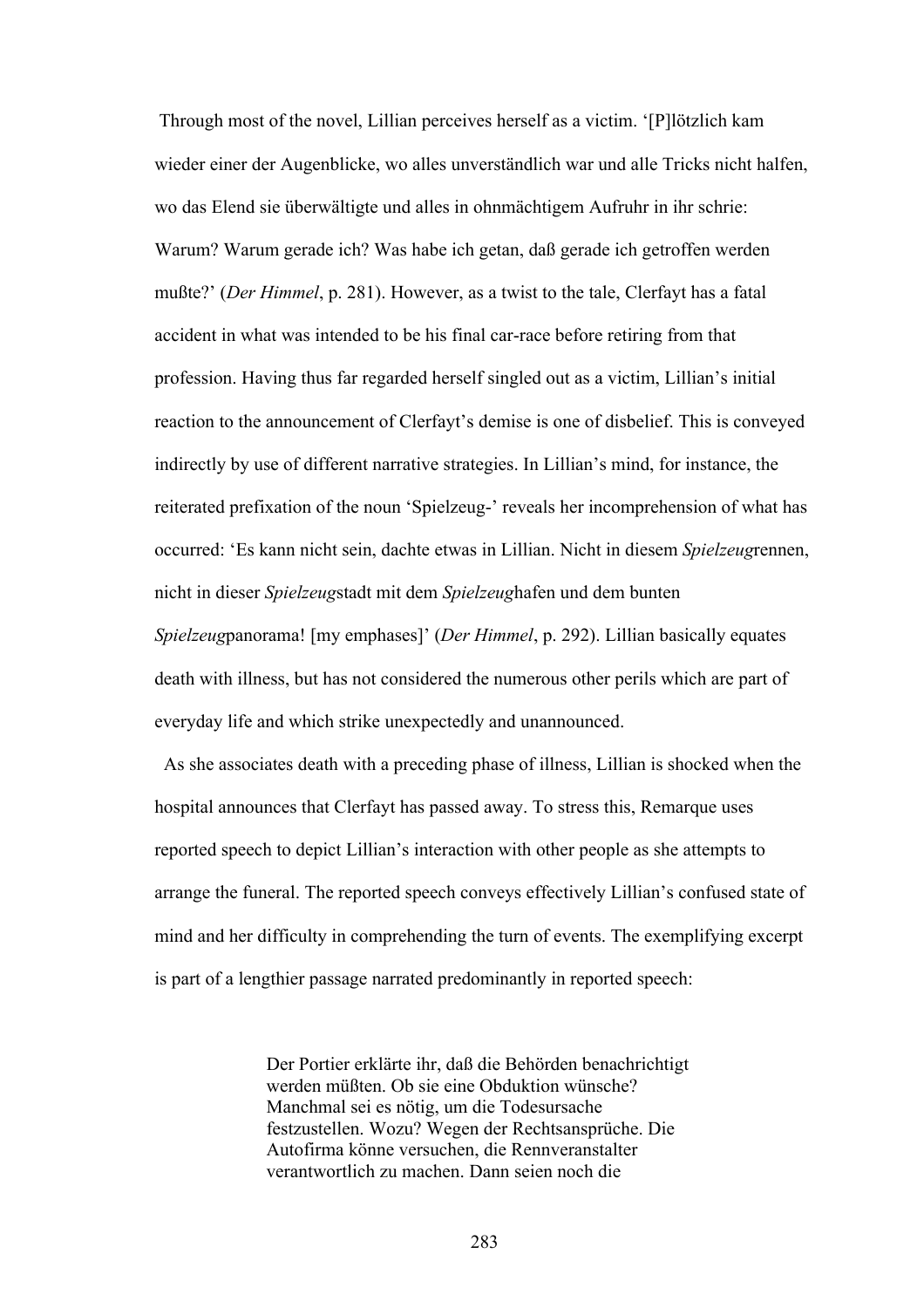Through most of the novel, Lillian perceives herself as a victim. '[P]lötzlich kam wieder einer der Augenblicke, wo alles unverständlich war und alle Tricks nicht halfen, wo das Elend sie überwältigte und alles in ohnmächtigem Aufruhr in ihr schrie: Warum? Warum gerade ich? Was habe ich getan, daß gerade ich getroffen werden mußte?' (*Der Himmel*, p. 281). However, as a twist to the tale, Clerfayt has a fatal accident in what was intended to be his final car-race before retiring from that profession. Having thus far regarded herself singled out as a victim, Lillian's initial reaction to the announcement of Clerfayt's demise is one of disbelief. This is conveyed indirectly by use of different narrative strategies. In Lillian's mind, for instance, the reiterated prefixation of the noun 'Spielzeug-' reveals her incomprehension of what has occurred: 'Es kann nicht sein, dachte etwas in Lillian. Nicht in diesem *Spielzeug*rennen, nicht in dieser *Spielzeug*stadt mit dem *Spielzeug*hafen und dem bunten *Spielzeug*panorama! [my emphases]' (*Der Himmel*, p. 292). Lillian basically equates death with illness, but has not considered the numerous other perils which are part of everyday life and which strike unexpectedly and unannounced.

As she associates death with a preceding phase of illness, Lillian is shocked when the hospital announces that Clerfayt has passed away. To stress this, Remarque uses reported speech to depict Lillian's interaction with other people as she attempts to arrange the funeral. The reported speech conveys effectively Lillian's confused state of mind and her difficulty in comprehending the turn of events. The exemplifying excerpt is part of a lengthier passage narrated predominantly in reported speech:

> Der Portier erklärte ihr, daß die Behörden benachrichtigt werden müßten. Ob sie eine Obduktion wünsche? Manchmal sei es nötig, um die Todesursache festzustellen. Wozu? Wegen der Rechtsansprüche. Die Autofirma könne versuchen, die Rennveranstalter verantwortlich zu machen. Dann seien noch die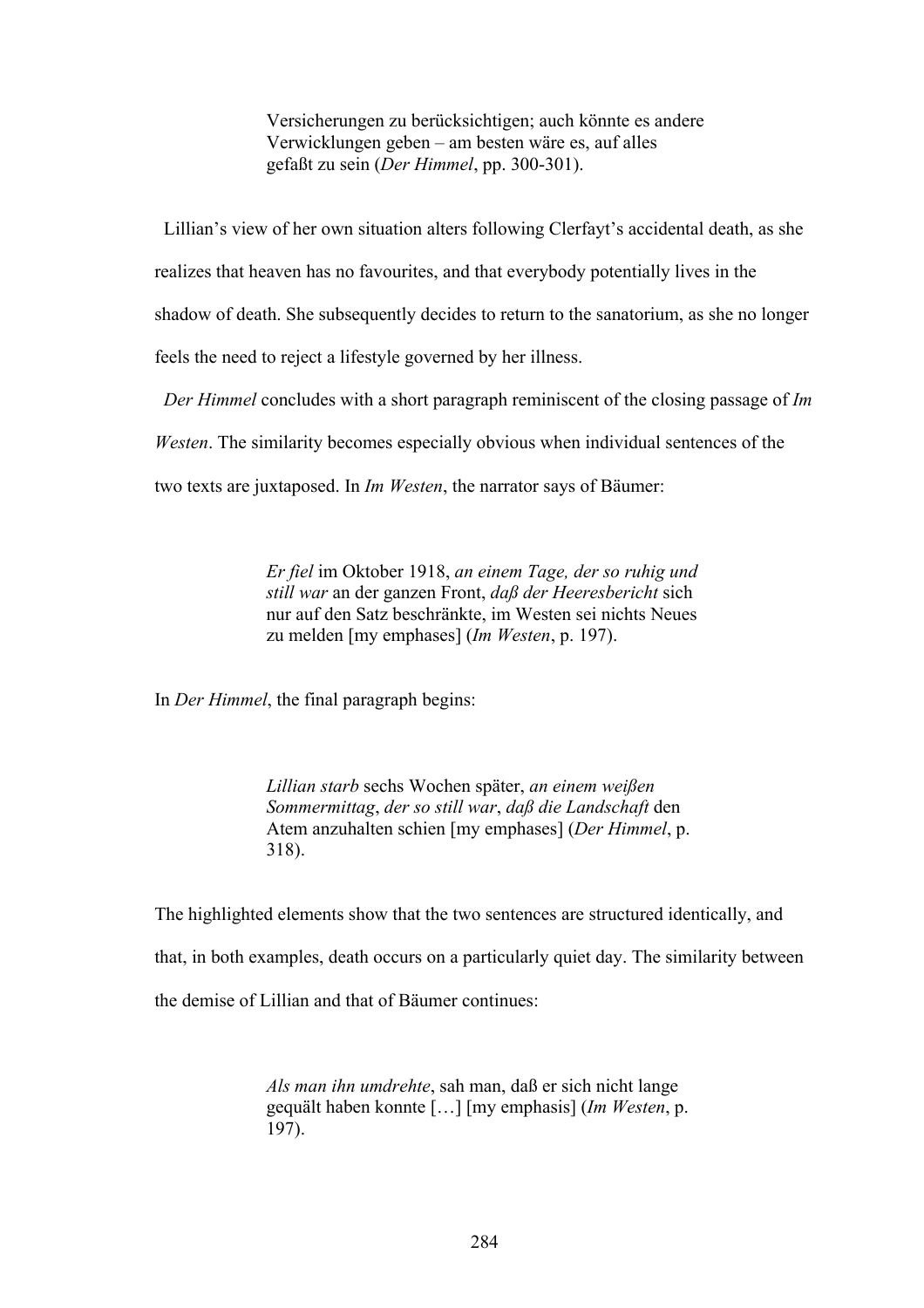> Versicherungen zu berücksichtigen; auch könnte es andere Verwicklungen geben – am besten wäre es, auf alles gefaßt zu sein (*Der Himmel*, pp. 300-301).

Lillian's view of her own situation alters following Clerfayt's accidental death, as she realizes that heaven has no favourites, and that everybody potentially lives in the shadow of death. She subsequently decides to return to the sanatorium, as she no longer feels the need to reject a lifestyle governed by her illness.

*Der Himmel* concludes with a short paragraph reminiscent of the closing passage of *Im Westen*. The similarity becomes especially obvious when individual sentences of the two texts are juxtaposed. In *Im Westen*, the narrator says of Bäumer:

> *Er fiel* im Oktober 1918, *an einem Tage, der so ruhig und still war* an der ganzen Front, *daß der Heeresbericht* sich nur auf den Satz beschränkte, im Westen sei nichts Neues zu melden [my emphases] (*Im Westen*, p. 197).

In *Der Himmel*, the final paragraph begins:

> *Lillian starb* sechs Wochen später, *an einem weißen Sommermittag*, *der so still war*, *daß die Landschaft* den Atem anzuhalten schien [my emphases] (*Der Himmel*, p. 318).

The highlighted elements show that the two sentences are structured identically, and that, in both examples, death occurs on a particularly quiet day. The similarity between the demise of Lillian and that of Bäumer continues:

> *Als man ihn umdrehte*, sah man, daß er sich nicht lange gequält haben konnte […] [my emphasis] (*Im Westen*, p. 197).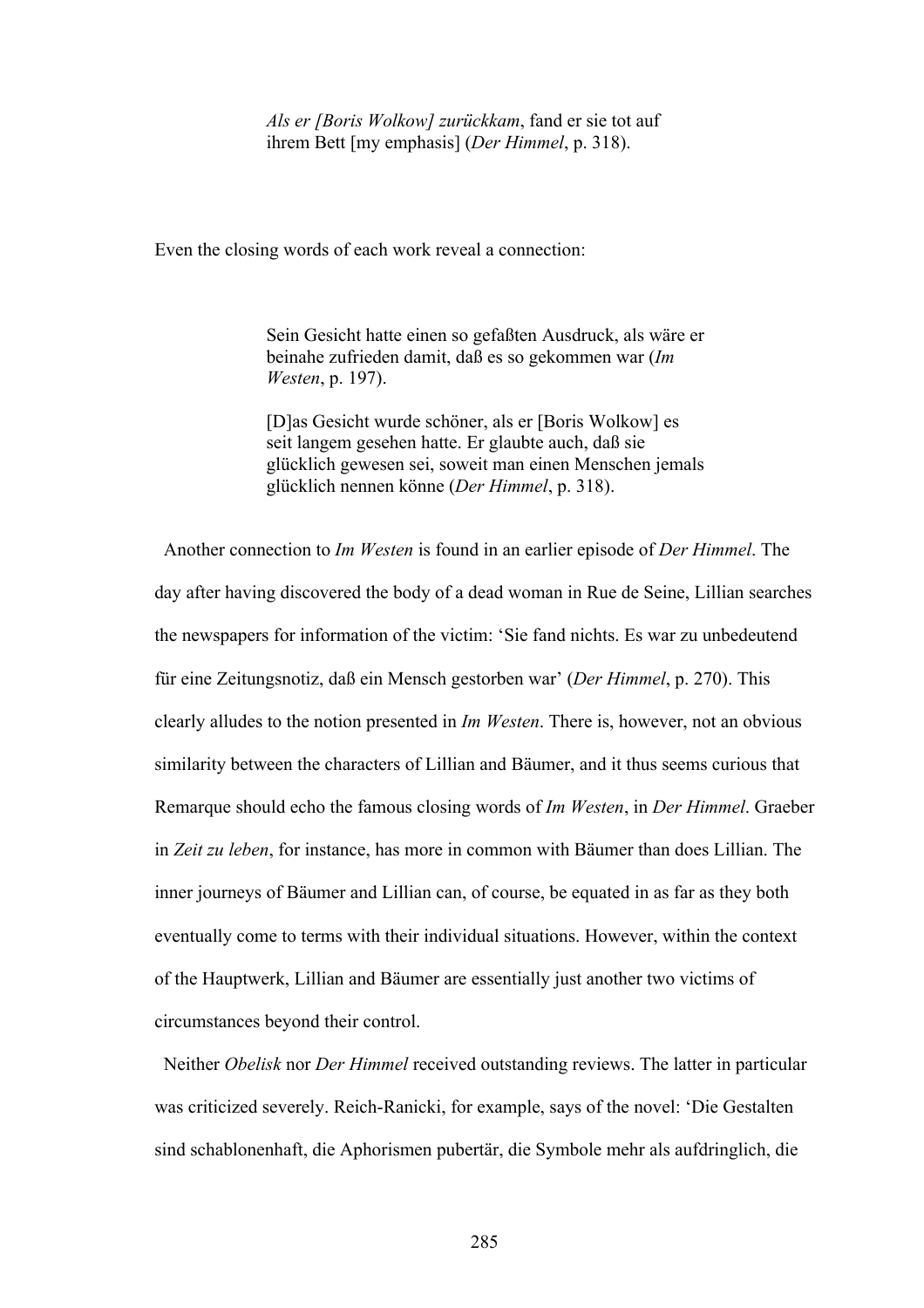> *Als er [Boris Wolkow] zurückkam*, fand er sie tot auf ihrem Bett [my emphasis] (*Der Himmel*, p. 318).

Even the closing words of each work reveal a connection:

> Sein Gesicht hatte einen so gefaßten Ausdruck, als wäre er beinahe zufrieden damit, daß es so gekommen war (*Im Westen*, p. 197).
>
> [D]as Gesicht wurde schöner, als er [Boris Wolkow] es seit langem gesehen hatte. Er glaubte auch, daß sie glücklich gewesen sei, soweit man einen Menschen jemals glücklich nennen könne (*Der Himmel*, p. 318).

Another connection to *Im Westen* is found in an earlier episode of *Der Himmel*. The day after having discovered the body of a dead woman in Rue de Seine, Lillian searches the newspapers for information of the victim: 'Sie fand nichts. Es war zu unbedeutend für eine Zeitungsnotiz, daß ein Mensch gestorben war' (*Der Himmel*, p. 270). This clearly alludes to the notion presented in *Im Westen*. There is, however, not an obvious similarity between the characters of Lillian and Bäumer, and it thus seems curious that Remarque should echo the famous closing words of *Im Westen*, in *Der Himmel*. Graeber in *Zeit zu leben*, for instance, has more in common with Bäumer than does Lillian. The inner journeys of Bäumer and Lillian can, of course, be equated in as far as they both eventually come to terms with their individual situations. However, within the context of the Hauptwerk, Lillian and Bäumer are essentially just another two victims of circumstances beyond their control.

Neither *Obelisk* nor *Der Himmel* received outstanding reviews. The latter in particular was criticized severely. Reich-Ranicki, for example, says of the novel: 'Die Gestalten sind schablonenhaft, die Aphorismen pubertär, die Symbole mehr als aufdringlich, die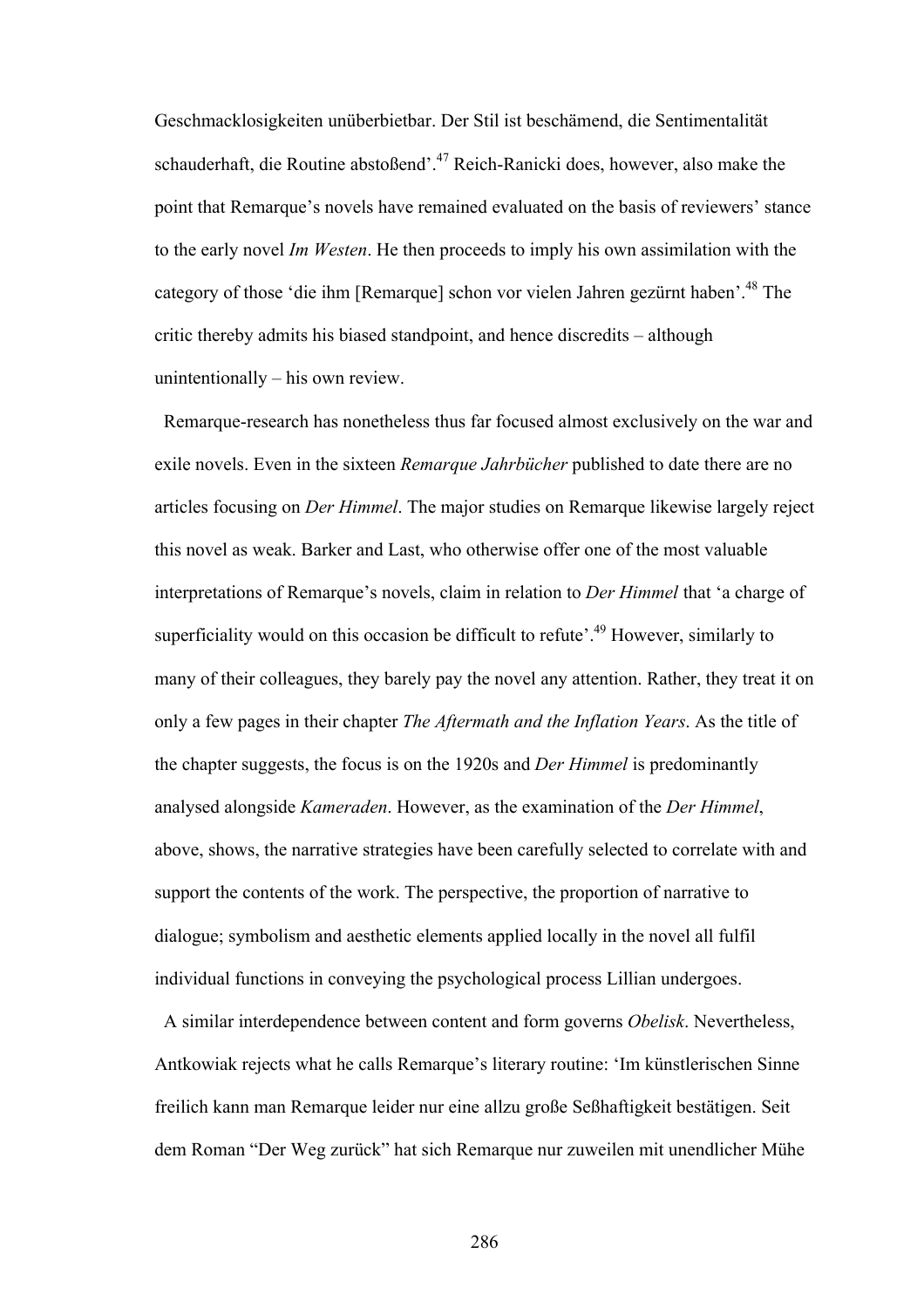Geschmacklosigkeiten unüberbietbar. Der Stil ist beschämend, die Sentimentalität schauderhaft, die Routine abstoßend'.[47] Reich-Ranicki does, however, also make the point that Remarque's novels have remained evaluated on the basis of reviewers' stance to the early novel *Im Westen*. He then proceeds to imply his own assimilation with the category of those 'die ihm [Remarque] schon vor vielen Jahren gezürnt haben'.[48] The critic thereby admits his biased standpoint, and hence discredits – although unintentionally – his own review.

Remarque-research has nonetheless thus far focused almost exclusively on the war and exile novels. Even in the sixteen *Remarque Jahrbücher* published to date there are no articles focusing on *Der Himmel*. The major studies on Remarque likewise largely reject this novel as weak. Barker and Last, who otherwise offer one of the most valuable interpretations of Remarque's novels, claim in relation to *Der Himmel* that 'a charge of superficiality would on this occasion be difficult to refute'.[49] However, similarly to many of their colleagues, they barely pay the novel any attention. Rather, they treat it on only a few pages in their chapter *The Aftermath and the Inflation Years*. As the title of the chapter suggests, the focus is on the 1920s and *Der Himmel* is predominantly analysed alongside *Kameraden*. However, as the examination of the *Der Himmel*, above, shows, the narrative strategies have been carefully selected to correlate with and support the contents of the work. The perspective, the proportion of narrative to dialogue; symbolism and aesthetic elements applied locally in the novel all fulfil individual functions in conveying the psychological process Lillian undergoes.

A similar interdependence between content and form governs *Obelisk*. Nevertheless, Antkowiak rejects what he calls Remarque's literary routine: 'Im künstlerischen Sinne freilich kann man Remarque leider nur eine allzu große Seßhaftigkeit bestätigen. Seit dem Roman "Der Weg zurück" hat sich Remarque nur zuweilen mit unendlicher Mühe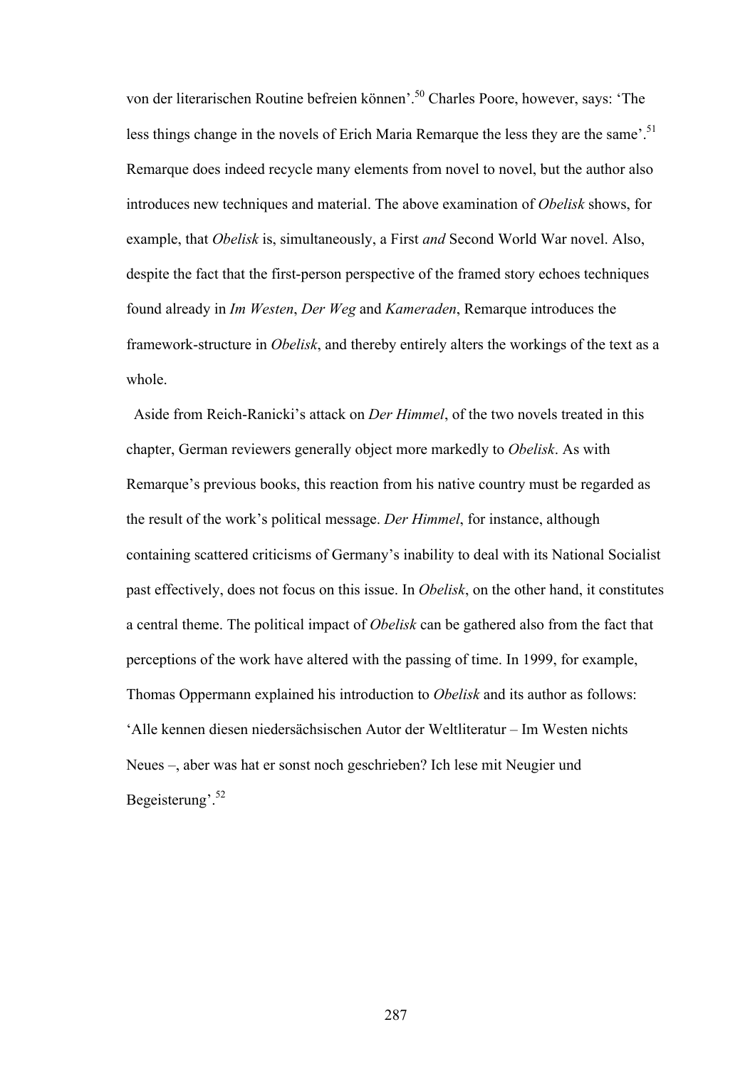von der literarischen Routine befreien können'.[50] Charles Poore, however, says: 'The less things change in the novels of Erich Maria Remarque the less they are the same'.[51] Remarque does indeed recycle many elements from novel to novel, but the author also introduces new techniques and material. The above examination of *Obelisk* shows, for example, that *Obelisk* is, simultaneously, a First *and* Second World War novel. Also, despite the fact that the first-person perspective of the framed story echoes techniques found already in *Im Westen*, *Der Weg* and *Kameraden*, Remarque introduces the framework-structure in *Obelisk*, and thereby entirely alters the workings of the text as a whole.

Aside from Reich-Ranicki's attack on *Der Himmel*, of the two novels treated in this chapter, German reviewers generally object more markedly to *Obelisk*. As with Remarque's previous books, this reaction from his native country must be regarded as the result of the work's political message. *Der Himmel*, for instance, although containing scattered criticisms of Germany's inability to deal with its National Socialist past effectively, does not focus on this issue. In *Obelisk*, on the other hand, it constitutes a central theme. The political impact of *Obelisk* can be gathered also from the fact that perceptions of the work have altered with the passing of time. In 1999, for example, Thomas Oppermann explained his introduction to *Obelisk* and its author as follows: 'Alle kennen diesen niedersächsischen Autor der Weltliteratur – Im Westen nichts Neues –, aber was hat er sonst noch geschrieben? Ich lese mit Neugier und Begeisterung'.[52]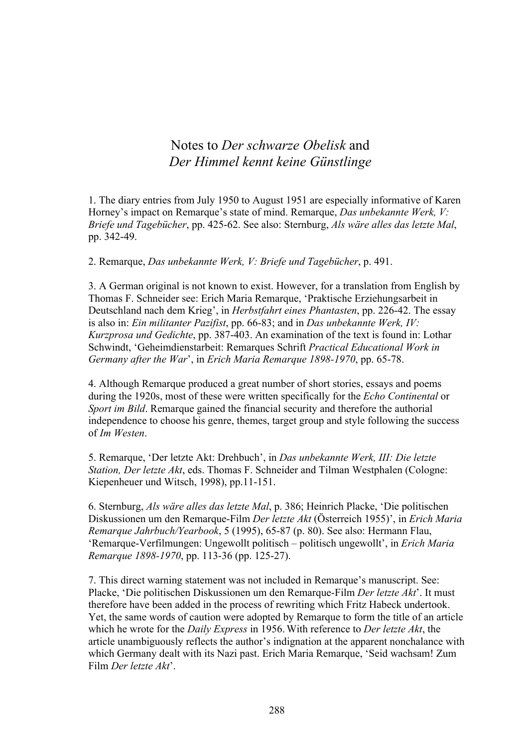# Notes to *Der schwarze Obelisk* and *Der Himmel kennt keine Günstlinge*

1. The diary entries from July 1950 to August 1951 are especially informative of Karen Horney's impact on Remarque's state of mind. Remarque, *Das unbekannte Werk, V: Briefe und Tagebücher*, pp. 425-62. See also: Sternburg, *Als wäre alles das letzte Mal*, pp. 342-49.

2. Remarque, *Das unbekannte Werk, V: Briefe und Tagebücher*, p. 491.

3. A German original is not known to exist. However, for a translation from English by Thomas F. Schneider see: Erich Maria Remarque, 'Praktische Erziehungsarbeit in Deutschland nach dem Krieg', in *Herbstfahrt eines Phantasten*, pp. 226-42. The essay is also in: *Ein militanter Pazifist*, pp. 66-83; and in *Das unbekannte Werk, IV: Kurzprosa und Gedichte*, pp. 387-403. An examination of the text is found in: Lothar Schwindt, 'Geheimdienstarbeit: Remarques Schrift *Practical Educational Work in Germany after the War*', in *Erich Maria Remarque 1898-1970*, pp. 65-78.

4. Although Remarque produced a great number of short stories, essays and poems during the 1920s, most of these were written specifically for the *Echo Continental* or *Sport im Bild*. Remarque gained the financial security and therefore the authorial independence to choose his genre, themes, target group and style following the success of *Im Westen*.

5. Remarque, 'Der letzte Akt: Drehbuch', in *Das unbekannte Werk, III: Die letzte Station, Der letzte Akt*, eds. Thomas F. Schneider and Tilman Westphalen (Cologne: Kiepenheuer und Witsch, 1998), pp.11-151.

6. Sternburg, *Als wäre alles das letzte Mal*, p. 386; Heinrich Placke, 'Die politischen Diskussionen um den Remarque-Film *Der letzte Akt* (Österreich 1955)', in *Erich Maria Remarque Jahrbuch/Yearbook*, 5 (1995), 65-87 (p. 80). See also: Hermann Flau, 'Remarque-Verfilmungen: Ungewollt politisch – politisch ungewollt', in *Erich Maria Remarque 1898-1970*, pp. 113-36 (pp. 125-27).

7. This direct warning statement was not included in Remarque's manuscript. See: Placke, 'Die politischen Diskussionen um den Remarque-Film *Der letzte Akt*'. It must therefore have been added in the process of rewriting which Fritz Habeck undertook. Yet, the same words of caution were adopted by Remarque to form the title of an article which he wrote for the *Daily Express* in 1956. With reference to *Der letzte Akt*, the article unambiguously reflects the author's indignation at the apparent nonchalance with which Germany dealt with its Nazi past. Erich Maria Remarque, 'Seid wachsam! Zum Film *Der letzte Akt*'.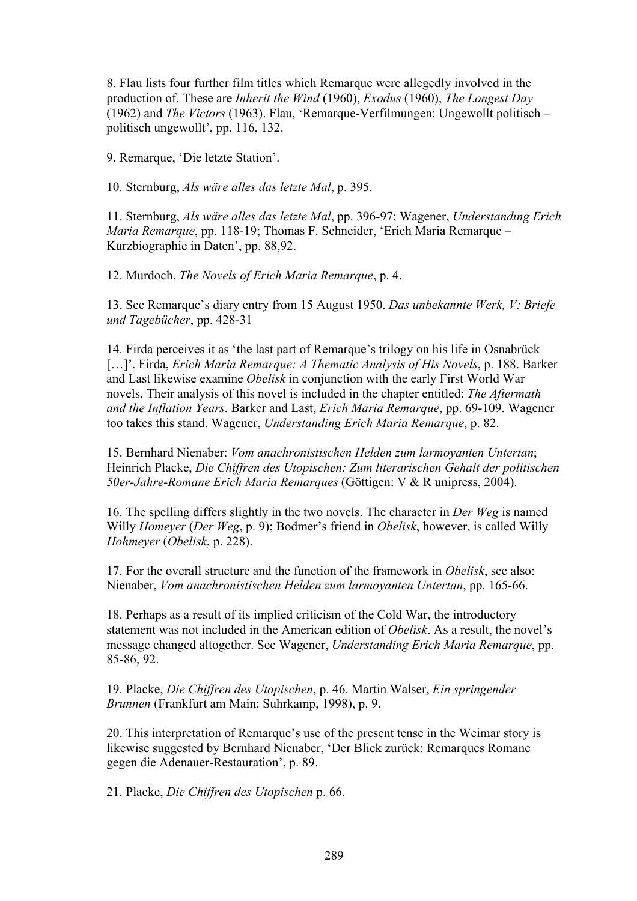8. Flau lists four further film titles which Remarque were allegedly involved in the production of. These are *Inherit the Wind* (1960), *Exodus* (1960), *The Longest Day* (1962) and *The Victors* (1963). Flau, 'Remarque-Verfilmungen: Ungewollt politisch – politisch ungewollt', pp. 116, 132.

9. Remarque, 'Die letzte Station'.

10. Sternburg, *Als wäre alles das letzte Mal*, p. 395.

11. Sternburg, *Als wäre alles das letzte Mal*, pp. 396-97; Wagener, *Understanding Erich Maria Remarque*, pp. 118-19; Thomas F. Schneider, 'Erich Maria Remarque – Kurzbiographie in Daten', pp. 88,92.

12. Murdoch, *The Novels of Erich Maria Remarque*, p. 4.

13. See Remarque's diary entry from 15 August 1950. *Das unbekannte Werk, V: Briefe und Tagebücher*, pp. 428-31

14. Firda perceives it as 'the last part of Remarque's trilogy on his life in Osnabrück […]'. Firda, *Erich Maria Remarque: A Thematic Analysis of His Novels*, p. 188. Barker and Last likewise examine *Obelisk* in conjunction with the early First World War novels. Their analysis of this novel is included in the chapter entitled: *The Aftermath and the Inflation Years*. Barker and Last, *Erich Maria Remarque*, pp. 69-109. Wagener too takes this stand. Wagener, *Understanding Erich Maria Remarque*, p. 82.

15. Bernhard Nienaber: *Vom anachronistischen Helden zum larmoyanten Untertan*; Heinrich Placke, *Die Chiffren des Utopischen: Zum literarischen Gehalt der politischen 50er-Jahre-Romane Erich Maria Remarques* (Göttigen: V & R unipress, 2004).

16. The spelling differs slightly in the two novels. The character in *Der Weg* is named Willy *Homeyer* (*Der Weg*, p. 9); Bodmer's friend in *Obelisk*, however, is called Willy *Hohmeyer* (*Obelisk*, p. 228).

17. For the overall structure and the function of the framework in *Obelisk*, see also: Nienaber, *Vom anachronistischen Helden zum larmoyanten Untertan*, pp. 165-66.

18. Perhaps as a result of its implied criticism of the Cold War, the introductory statement was not included in the American edition of *Obelisk*. As a result, the novel's message changed altogether. See Wagener, *Understanding Erich Maria Remarque*, pp. 85-86, 92.

19. Placke, *Die Chiffren des Utopischen*, p. 46. Martin Walser, *Ein springender Brunnen* (Frankfurt am Main: Suhrkamp, 1998), p. 9.

20. This interpretation of Remarque's use of the present tense in the Weimar story is likewise suggested by Bernhard Nienaber, 'Der Blick zurück: Remarques Romane gegen die Adenauer-Restauration', p. 89.

21. Placke, *Die Chiffren des Utopischen* p. 66.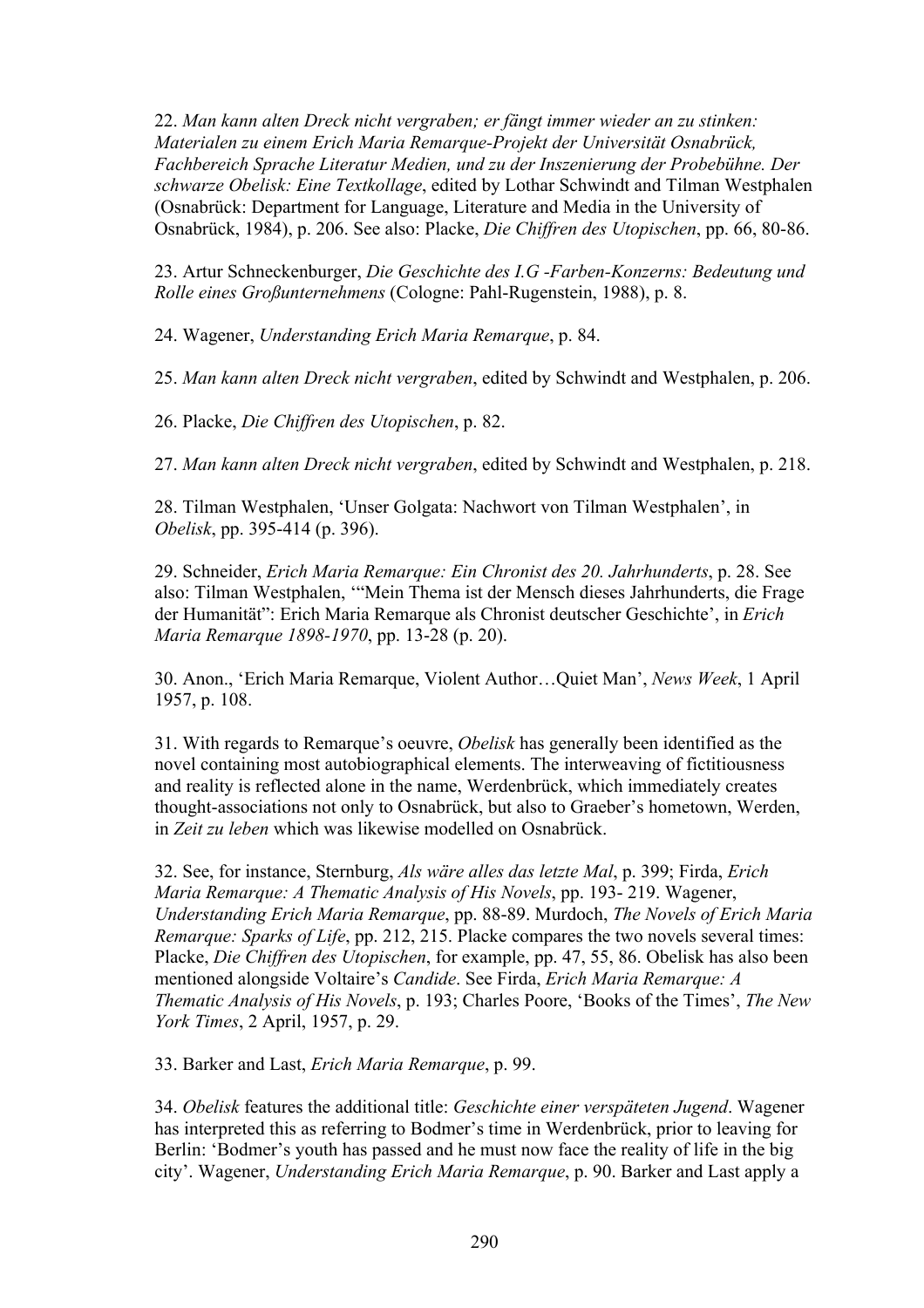22. *Man kann alten Dreck nicht vergraben; er fängt immer wieder an zu stinken: Materialen zu einem Erich Maria Remarque-Projekt der Universität Osnabrück, Fachbereich Sprache Literatur Medien, und zu der Inszenierung der Probebühne. Der schwarze Obelisk: Eine Textkollage*, edited by Lothar Schwindt and Tilman Westphalen (Osnabrück: Department for Language, Literature and Media in the University of Osnabrück, 1984), p. 206. See also: Placke, *Die Chiffren des Utopischen*, pp. 66, 80-86.

23. Artur Schneckenburger, *Die Geschichte des I.G -Farben-Konzerns: Bedeutung und Rolle eines Großunternehmens* (Cologne: Pahl-Rugenstein, 1988), p. 8.

24. Wagener, *Understanding Erich Maria Remarque*, p. 84.

25. *Man kann alten Dreck nicht vergraben*, edited by Schwindt and Westphalen, p. 206.

26. Placke, *Die Chiffren des Utopischen*, p. 82.

27. *Man kann alten Dreck nicht vergraben*, edited by Schwindt and Westphalen, p. 218.

28. Tilman Westphalen, 'Unser Golgata: Nachwort von Tilman Westphalen', in *Obelisk*, pp. 395-414 (p. 396).

29. Schneider, *Erich Maria Remarque: Ein Chronist des 20. Jahrhunderts*, p. 28. See also: Tilman Westphalen, '"Mein Thema ist der Mensch dieses Jahrhunderts, die Frage der Humanität": Erich Maria Remarque als Chronist deutscher Geschichte', in *Erich Maria Remarque 1898-1970*, pp. 13-28 (p. 20).

30. Anon., 'Erich Maria Remarque, Violent Author…Quiet Man', *News Week*, 1 April 1957, p. 108.

31. With regards to Remarque's oeuvre, *Obelisk* has generally been identified as the novel containing most autobiographical elements. The interweaving of fictitiousness and reality is reflected alone in the name, Werdenbrück, which immediately creates thought-associations not only to Osnabrück, but also to Graeber's hometown, Werden, in *Zeit zu leben* which was likewise modelled on Osnabrück.

32. See, for instance, Sternburg, *Als wäre alles das letzte Mal*, p. 399; Firda, *Erich Maria Remarque: A Thematic Analysis of His Novels*, pp. 193- 219. Wagener, *Understanding Erich Maria Remarque*, pp. 88-89. Murdoch, *The Novels of Erich Maria Remarque: Sparks of Life*, pp. 212, 215. Placke compares the two novels several times: Placke, *Die Chiffren des Utopischen*, for example, pp. 47, 55, 86. Obelisk has also been mentioned alongside Voltaire's *Candide*. See Firda, *Erich Maria Remarque: A Thematic Analysis of His Novels*, p. 193; Charles Poore, 'Books of the Times', *The New York Times*, 2 April, 1957, p. 29.

33. Barker and Last, *Erich Maria Remarque*, p. 99.

34. *Obelisk* features the additional title: *Geschichte einer verspäteten Jugend*. Wagener has interpreted this as referring to Bodmer's time in Werdenbrück, prior to leaving for Berlin: 'Bodmer's youth has passed and he must now face the reality of life in the big city'. Wagener, *Understanding Erich Maria Remarque*, p. 90. Barker and Last apply a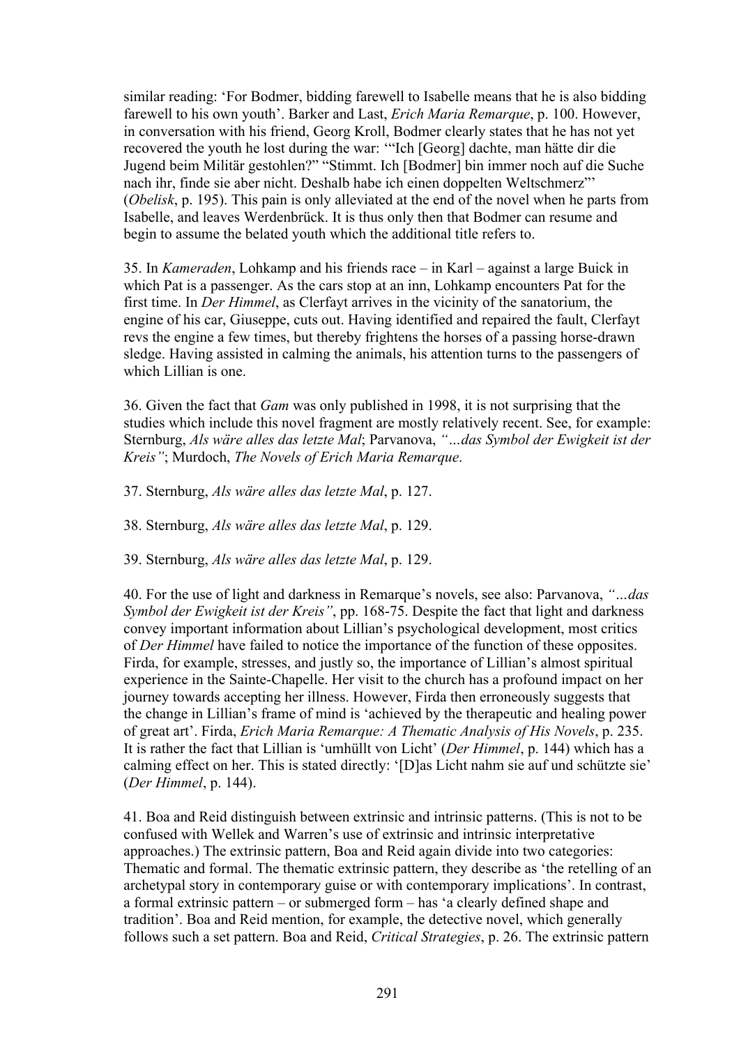similar reading: 'For Bodmer, bidding farewell to Isabelle means that he is also bidding farewell to his own youth'. Barker and Last, *Erich Maria Remarque*, p. 100. However, in conversation with his friend, Georg Kroll, Bodmer clearly states that he has not yet recovered the youth he lost during the war: '"Ich [Georg] dachte, man hätte dir die Jugend beim Militär gestohlen?" "Stimmt. Ich [Bodmer] bin immer noch auf die Suche nach ihr, finde sie aber nicht. Deshalb habe ich einen doppelten Weltschmerz"' (*Obelisk*, p. 195). This pain is only alleviated at the end of the novel when he parts from Isabelle, and leaves Werdenbrück. It is thus only then that Bodmer can resume and begin to assume the belated youth which the additional title refers to.

35. In *Kameraden*, Lohkamp and his friends race – in Karl – against a large Buick in which Pat is a passenger. As the cars stop at an inn, Lohkamp encounters Pat for the first time. In *Der Himmel*, as Clerfayt arrives in the vicinity of the sanatorium, the engine of his car, Giuseppe, cuts out. Having identified and repaired the fault, Clerfayt revs the engine a few times, but thereby frightens the horses of a passing horse-drawn sledge. Having assisted in calming the animals, his attention turns to the passengers of which Lillian is one.

36. Given the fact that *Gam* was only published in 1998, it is not surprising that the studies which include this novel fragment are mostly relatively recent. See, for example: Sternburg, *Als wäre alles das letzte Mal*; Parvanova, *"...das Symbol der Ewigkeit ist der Kreis"*; Murdoch, *The Novels of Erich Maria Remarque*.

37. Sternburg, *Als wäre alles das letzte Mal*, p. 127.

38. Sternburg, *Als wäre alles das letzte Mal*, p. 129.

39. Sternburg, *Als wäre alles das letzte Mal*, p. 129.

40. For the use of light and darkness in Remarque's novels, see also: Parvanova, *"...das Symbol der Ewigkeit ist der Kreis"*, pp. 168-75. Despite the fact that light and darkness convey important information about Lillian's psychological development, most critics of *Der Himmel* have failed to notice the importance of the function of these opposites. Firda, for example, stresses, and justly so, the importance of Lillian's almost spiritual experience in the Sainte-Chapelle. Her visit to the church has a profound impact on her journey towards accepting her illness. However, Firda then erroneously suggests that the change in Lillian's frame of mind is 'achieved by the therapeutic and healing power of great art'. Firda, *Erich Maria Remarque: A Thematic Analysis of His Novels*, p. 235. It is rather the fact that Lillian is 'umhüllt von Licht' (*Der Himmel*, p. 144) which has a calming effect on her. This is stated directly: '[D]as Licht nahm sie auf und schützte sie' (*Der Himmel*, p. 144).

41. Boa and Reid distinguish between extrinsic and intrinsic patterns. (This is not to be confused with Wellek and Warren's use of extrinsic and intrinsic interpretative approaches.) The extrinsic pattern, Boa and Reid again divide into two categories: Thematic and formal. The thematic extrinsic pattern, they describe as 'the retelling of an archetypal story in contemporary guise or with contemporary implications'. In contrast, a formal extrinsic pattern – or submerged form – has 'a clearly defined shape and tradition'. Boa and Reid mention, for example, the detective novel, which generally follows such a set pattern. Boa and Reid, *Critical Strategies*, p. 26. The extrinsic pattern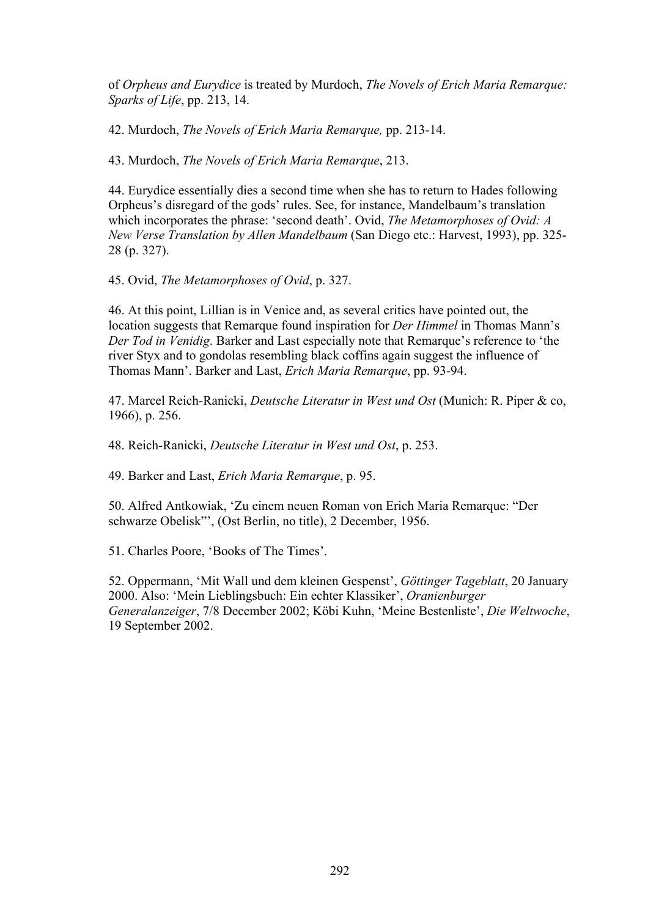of *Orpheus and Eurydice* is treated by Murdoch, *The Novels of Erich Maria Remarque: Sparks of Life*, pp. 213, 14.

42. Murdoch, *The Novels of Erich Maria Remarque,* pp. 213-14.

43. Murdoch, *The Novels of Erich Maria Remarque*, 213.

44. Eurydice essentially dies a second time when she has to return to Hades following Orpheus's disregard of the gods' rules. See, for instance, Mandelbaum's translation which incorporates the phrase: 'second death'. Ovid, *The Metamorphoses of Ovid: A New Verse Translation by Allen Mandelbaum* (San Diego etc.: Harvest, 1993), pp. 325-28 (p. 327).

45. Ovid, *The Metamorphoses of Ovid*, p. 327.

46. At this point, Lillian is in Venice and, as several critics have pointed out, the location suggests that Remarque found inspiration for *Der Himmel* in Thomas Mann's *Der Tod in Venidig*. Barker and Last especially note that Remarque's reference to 'the river Styx and to gondolas resembling black coffins again suggest the influence of Thomas Mann'. Barker and Last, *Erich Maria Remarque*, pp. 93-94.

47. Marcel Reich-Ranicki, *Deutsche Literatur in West und Ost* (Munich: R. Piper & co, 1966), p. 256.

48. Reich-Ranicki, *Deutsche Literatur in West und Ost*, p. 253.

49. Barker and Last, *Erich Maria Remarque*, p. 95.

50. Alfred Antkowiak, 'Zu einem neuen Roman von Erich Maria Remarque: "Der schwarze Obelisk"', (Ost Berlin, no title), 2 December, 1956.

51. Charles Poore, 'Books of The Times'.

52. Oppermann, 'Mit Wall und dem kleinen Gespenst', *Göttinger Tageblatt*, 20 January 2000. Also: 'Mein Lieblingsbuch: Ein echter Klassiker', *Oranienburger Generalanzeiger*, 7/8 December 2002; Köbi Kuhn, 'Meine Bestenliste', *Die Weltwoche*, 19 September 2002.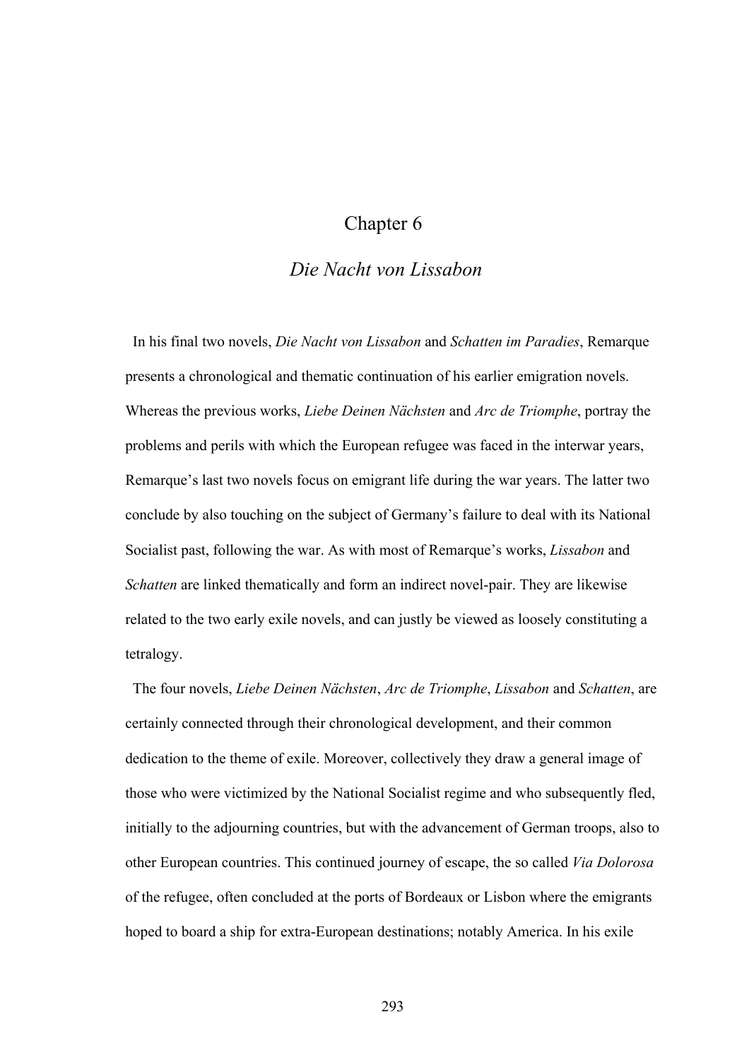# Chapter 6

## *Die Nacht von Lissabon*

In his final two novels, *Die Nacht von Lissabon* and *Schatten im Paradies*, Remarque presents a chronological and thematic continuation of his earlier emigration novels. Whereas the previous works, *Liebe Deinen Nächsten* and *Arc de Triomphe*, portray the problems and perils with which the European refugee was faced in the interwar years, Remarque's last two novels focus on emigrant life during the war years. The latter two conclude by also touching on the subject of Germany's failure to deal with its National Socialist past, following the war. As with most of Remarque's works, *Lissabon* and *Schatten* are linked thematically and form an indirect novel-pair. They are likewise related to the two early exile novels, and can justly be viewed as loosely constituting a tetralogy.

The four novels, *Liebe Deinen Nächsten*, *Arc de Triomphe*, *Lissabon* and *Schatten*, are certainly connected through their chronological development, and their common dedication to the theme of exile. Moreover, collectively they draw a general image of those who were victimized by the National Socialist regime and who subsequently fled, initially to the adjourning countries, but with the advancement of German troops, also to other European countries. This continued journey of escape, the so called *Via Dolorosa* of the refugee, often concluded at the ports of Bordeaux or Lisbon where the emigrants hoped to board a ship for extra-European destinations; notably America. In his exile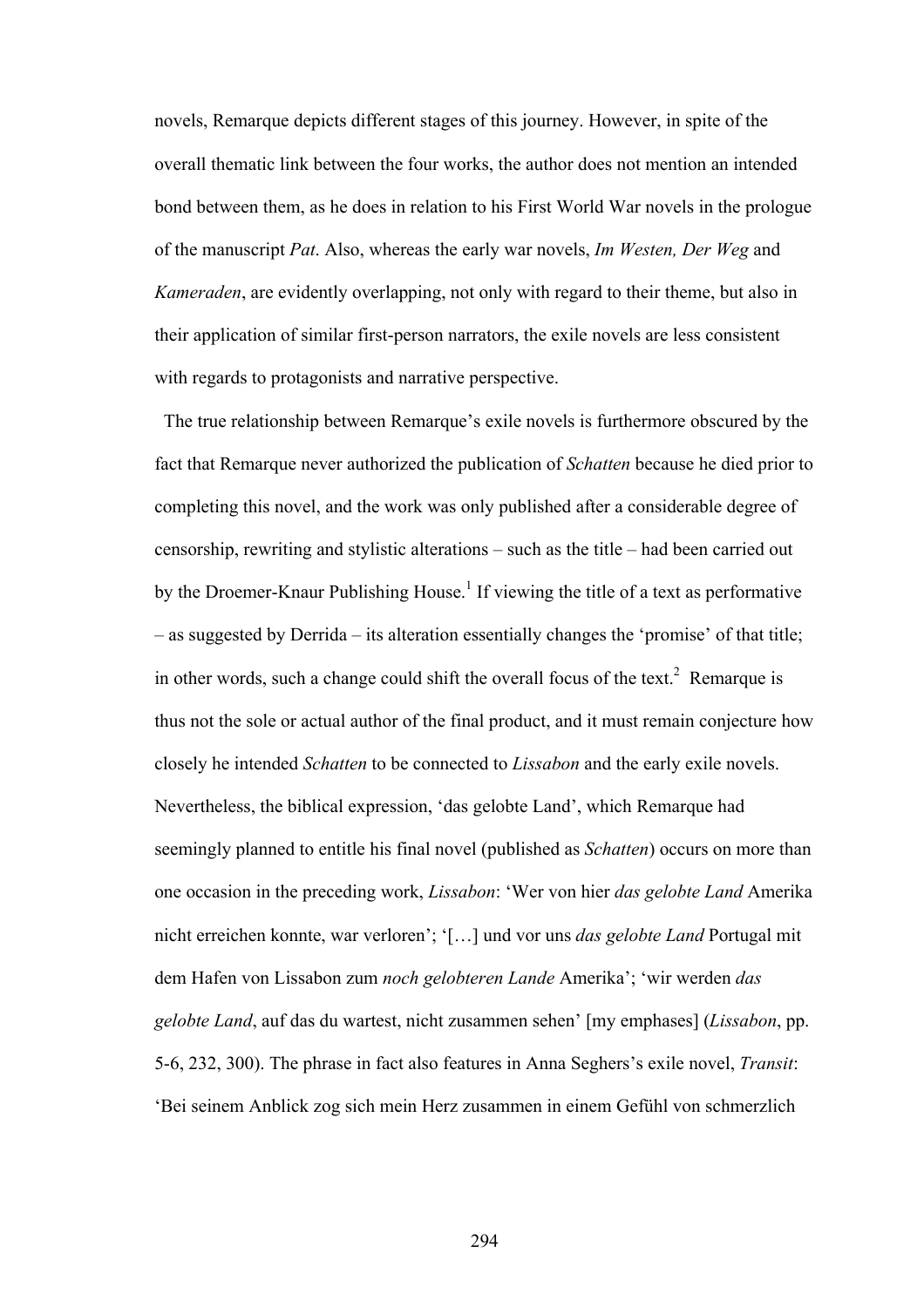novels, Remarque depicts different stages of this journey. However, in spite of the overall thematic link between the four works, the author does not mention an intended bond between them, as he does in relation to his First World War novels in the prologue of the manuscript *Pat*. Also, whereas the early war novels, *Im Westen, Der Weg* and *Kameraden*, are evidently overlapping, not only with regard to their theme, but also in their application of similar first-person narrators, the exile novels are less consistent with regards to protagonists and narrative perspective.

The true relationship between Remarque's exile novels is furthermore obscured by the fact that Remarque never authorized the publication of *Schatten* because he died prior to completing this novel, and the work was only published after a considerable degree of censorship, rewriting and stylistic alterations – such as the title – had been carried out by the Droemer-Knaur Publishing House.[1] If viewing the title of a text as performative – as suggested by Derrida – its alteration essentially changes the 'promise' of that title; in other words, such a change could shift the overall focus of the text.[2] Remarque is thus not the sole or actual author of the final product, and it must remain conjecture how closely he intended *Schatten* to be connected to *Lissabon* and the early exile novels. Nevertheless, the biblical expression, 'das gelobte Land', which Remarque had seemingly planned to entitle his final novel (published as *Schatten*) occurs on more than one occasion in the preceding work, *Lissabon*: 'Wer von hier *das gelobte Land* Amerika nicht erreichen konnte, war verloren'; '[…] und vor uns *das gelobte Land* Portugal mit dem Hafen von Lissabon zum *noch gelobteren Lande* Amerika'; 'wir werden *das gelobte Land*, auf das du wartest, nicht zusammen sehen' [my emphases] (*Lissabon*, pp. 5-6, 232, 300). The phrase in fact also features in Anna Seghers's exile novel, *Transit*: 'Bei seinem Anblick zog sich mein Herz zusammen in einem Gefühl von schmerzlich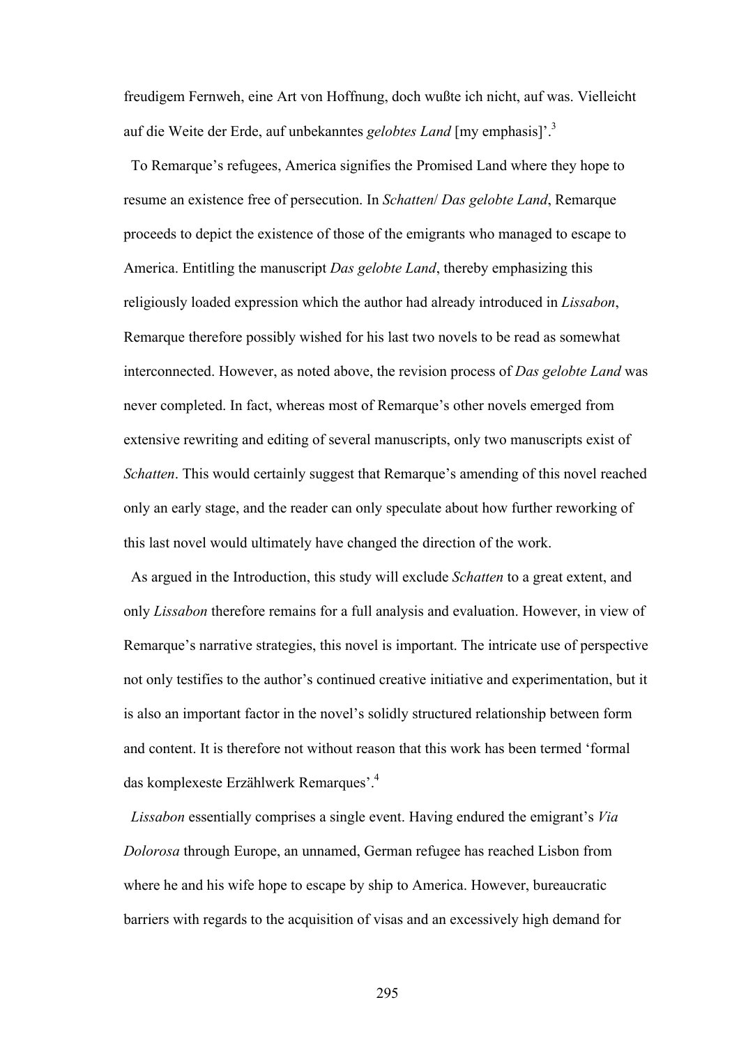freudigem Fernweh, eine Art von Hoffnung, doch wußte ich nicht, auf was. Vielleicht auf die Weite der Erde, auf unbekanntes *gelobtes Land* [my emphasis]'.[3]

To Remarque's refugees, America signifies the Promised Land where they hope to resume an existence free of persecution. In *Schatten*/ *Das gelobte Land*, Remarque proceeds to depict the existence of those of the emigrants who managed to escape to America. Entitling the manuscript *Das gelobte Land*, thereby emphasizing this religiously loaded expression which the author had already introduced in *Lissabon*, Remarque therefore possibly wished for his last two novels to be read as somewhat interconnected. However, as noted above, the revision process of *Das gelobte Land* was never completed. In fact, whereas most of Remarque's other novels emerged from extensive rewriting and editing of several manuscripts, only two manuscripts exist of *Schatten*. This would certainly suggest that Remarque's amending of this novel reached only an early stage, and the reader can only speculate about how further reworking of this last novel would ultimately have changed the direction of the work.

As argued in the Introduction, this study will exclude *Schatten* to a great extent, and only *Lissabon* therefore remains for a full analysis and evaluation. However, in view of Remarque's narrative strategies, this novel is important. The intricate use of perspective not only testifies to the author's continued creative initiative and experimentation, but it is also an important factor in the novel's solidly structured relationship between form and content. It is therefore not without reason that this work has been termed 'formal das komplexeste Erzählwerk Remarques'.[4]

*Lissabon* essentially comprises a single event. Having endured the emigrant's *Via Dolorosa* through Europe, an unnamed, German refugee has reached Lisbon from where he and his wife hope to escape by ship to America. However, bureaucratic barriers with regards to the acquisition of visas and an excessively high demand for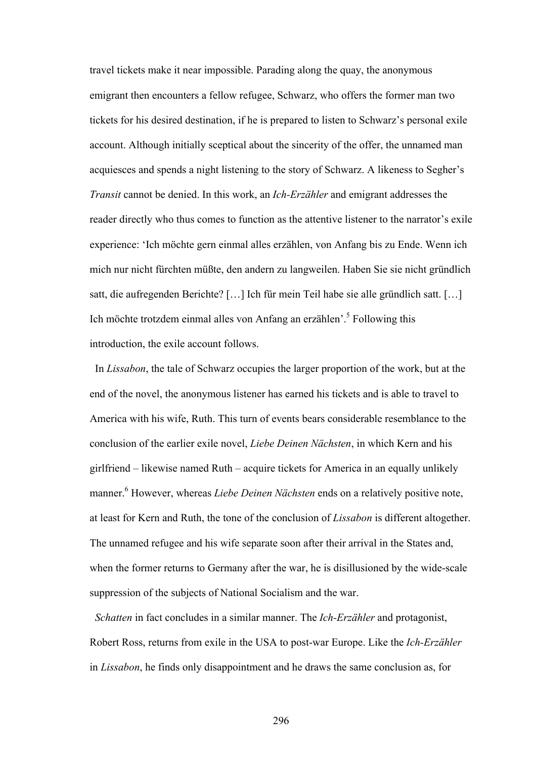travel tickets make it near impossible. Parading along the quay, the anonymous emigrant then encounters a fellow refugee, Schwarz, who offers the former man two tickets for his desired destination, if he is prepared to listen to Schwarz's personal exile account. Although initially sceptical about the sincerity of the offer, the unnamed man acquiesces and spends a night listening to the story of Schwarz. A likeness to Segher's *Transit* cannot be denied. In this work, an *Ich-Erzähler* and emigrant addresses the reader directly who thus comes to function as the attentive listener to the narrator's exile experience: 'Ich möchte gern einmal alles erzählen, von Anfang bis zu Ende. Wenn ich mich nur nicht fürchten müßte, den andern zu langweilen. Haben Sie sie nicht gründlich satt, die aufregenden Berichte? […] Ich für mein Teil habe sie alle gründlich satt. […] Ich möchte trotzdem einmal alles von Anfang an erzählen'.[5] Following this introduction, the exile account follows.

In *Lissabon*, the tale of Schwarz occupies the larger proportion of the work, but at the end of the novel, the anonymous listener has earned his tickets and is able to travel to America with his wife, Ruth. This turn of events bears considerable resemblance to the conclusion of the earlier exile novel, *Liebe Deinen Nächsten*, in which Kern and his girlfriend – likewise named Ruth – acquire tickets for America in an equally unlikely manner.[6] However, whereas *Liebe Deinen Nächsten* ends on a relatively positive note, at least for Kern and Ruth, the tone of the conclusion of *Lissabon* is different altogether. The unnamed refugee and his wife separate soon after their arrival in the States and, when the former returns to Germany after the war, he is disillusioned by the wide-scale suppression of the subjects of National Socialism and the war.

*Schatten* in fact concludes in a similar manner. The *Ich-Erzähler* and protagonist, Robert Ross, returns from exile in the USA to post-war Europe. Like the *Ich-Erzähler* in *Lissabon*, he finds only disappointment and he draws the same conclusion as, for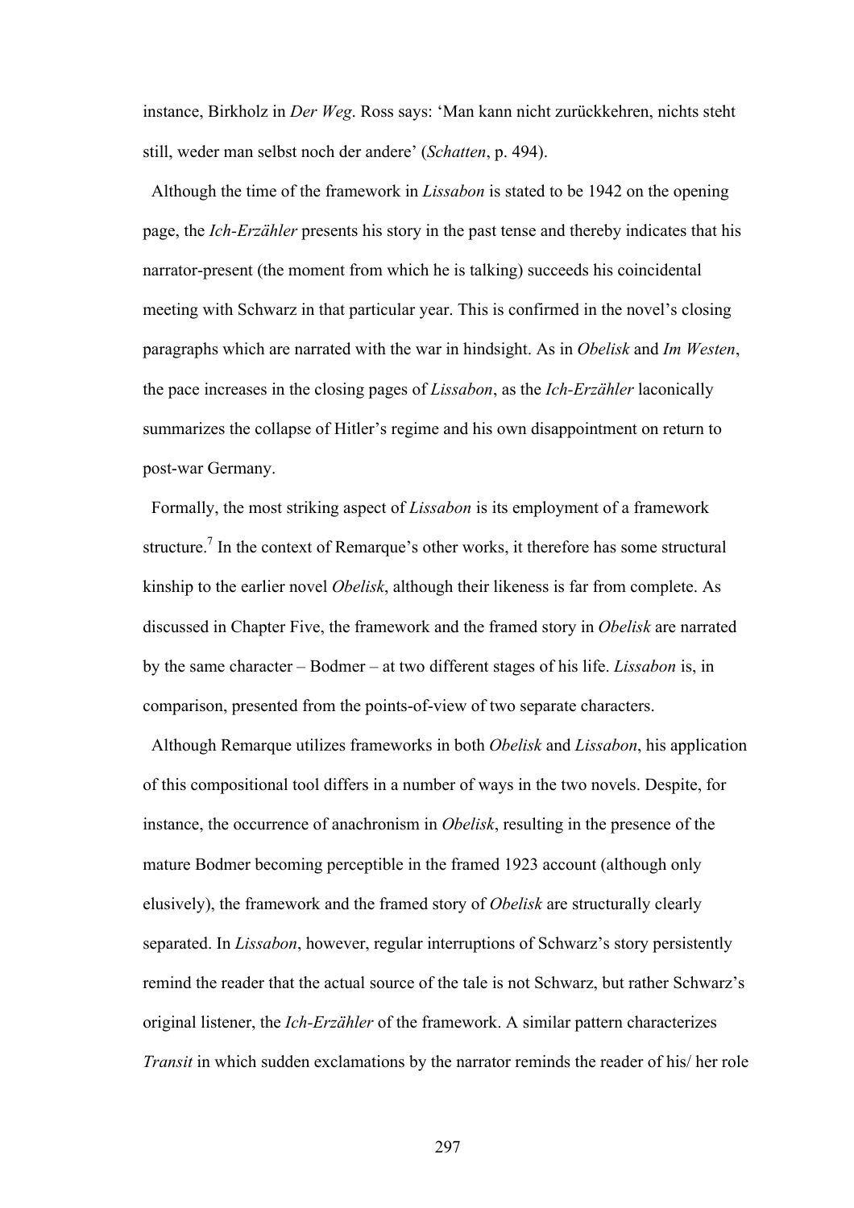instance, Birkholz in *Der Weg*. Ross says: 'Man kann nicht zurückkehren, nichts steht still, weder man selbst noch der andere' (*Schatten*, p. 494).

Although the time of the framework in *Lissabon* is stated to be 1942 on the opening page, the *Ich-Erzähler* presents his story in the past tense and thereby indicates that his narrator-present (the moment from which he is talking) succeeds his coincidental meeting with Schwarz in that particular year. This is confirmed in the novel's closing paragraphs which are narrated with the war in hindsight. As in *Obelisk* and *Im Westen*, the pace increases in the closing pages of *Lissabon*, as the *Ich-Erzähler* laconically summarizes the collapse of Hitler's regime and his own disappointment on return to post-war Germany.

Formally, the most striking aspect of *Lissabon* is its employment of a framework structure.[7] In the context of Remarque's other works, it therefore has some structural kinship to the earlier novel *Obelisk*, although their likeness is far from complete. As discussed in Chapter Five, the framework and the framed story in *Obelisk* are narrated by the same character – Bodmer – at two different stages of his life. *Lissabon* is, in comparison, presented from the points-of-view of two separate characters.

Although Remarque utilizes frameworks in both *Obelisk* and *Lissabon*, his application of this compositional tool differs in a number of ways in the two novels. Despite, for instance, the occurrence of anachronism in *Obelisk*, resulting in the presence of the mature Bodmer becoming perceptible in the framed 1923 account (although only elusively), the framework and the framed story of *Obelisk* are structurally clearly separated. In *Lissabon*, however, regular interruptions of Schwarz's story persistently remind the reader that the actual source of the tale is not Schwarz, but rather Schwarz's original listener, the *Ich-Erzähler* of the framework. A similar pattern characterizes *Transit* in which sudden exclamations by the narrator reminds the reader of his/ her role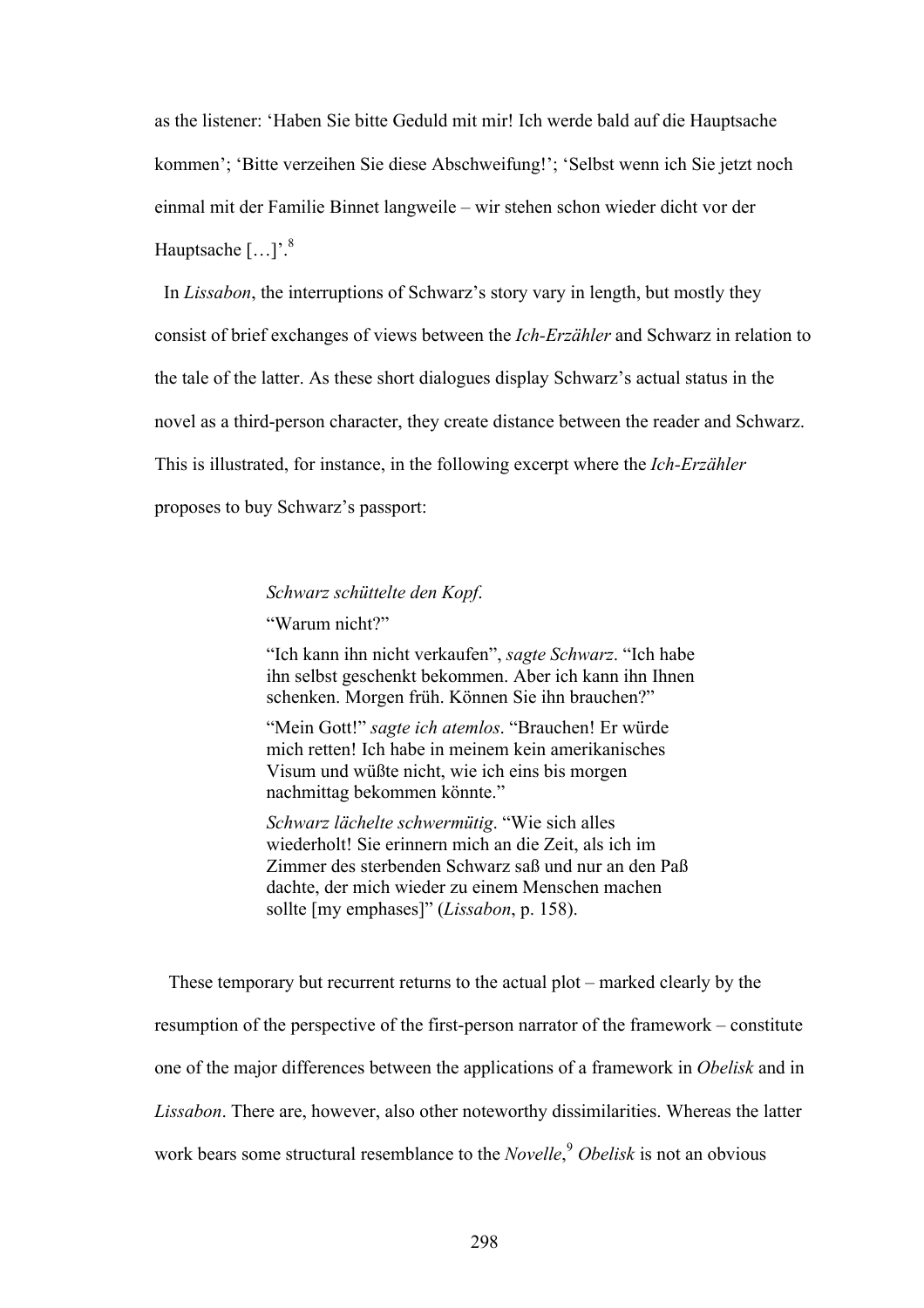as the listener: ‘Haben Sie bitte Geduld mit mir! Ich werde bald auf die Hauptsache kommen’; ‘Bitte verzeihen Sie diese Abschweifung!’; ‘Selbst wenn ich Sie jetzt noch einmal mit der Familie Binnet langweile – wir stehen schon wieder dicht vor der Hauptsache […]’.[8]

In *Lissabon*, the interruptions of Schwarz’s story vary in length, but mostly they consist of brief exchanges of views between the *Ich-Erzähler* and Schwarz in relation to the tale of the latter. As these short dialogues display Schwarz’s actual status in the novel as a third-person character, they create distance between the reader and Schwarz. This is illustrated, for instance, in the following excerpt where the *Ich-Erzähler* proposes to buy Schwarz’s passport:

> *Schwarz schüttelte den Kopf.*
>
> “Warum nicht?”
>
> “Ich kann ihn nicht verkaufen”, *sagte Schwarz*. “Ich habe ihn selbst geschenkt bekommen. Aber ich kann ihn Ihnen schenken. Morgen früh. Können Sie ihn brauchen?”
>
> “Mein Gott!” *sagte ich atemlos*. “Brauchen! Er würde mich retten! Ich habe in meinem kein amerikanisches Visum und wüßte nicht, wie ich eins bis morgen nachmittag bekommen könnte.”
>
> *Schwarz lächelte schwermütig*. “Wie sich alles wiederholt! Sie erinnern mich an die Zeit, als ich im Zimmer des sterbenden Schwarz saß und nur an den Paß dachte, der mich wieder zu einem Menschen machen sollte [my emphases]” (*Lissabon*, p. 158).

These temporary but recurrent returns to the actual plot – marked clearly by the resumption of the perspective of the first-person narrator of the framework – constitute one of the major differences between the applications of a framework in *Obelisk* and in *Lissabon*. There are, however, also other noteworthy dissimilarities. Whereas the latter work bears some structural resemblance to the *Novelle*,[9] *Obelisk* is not an obvious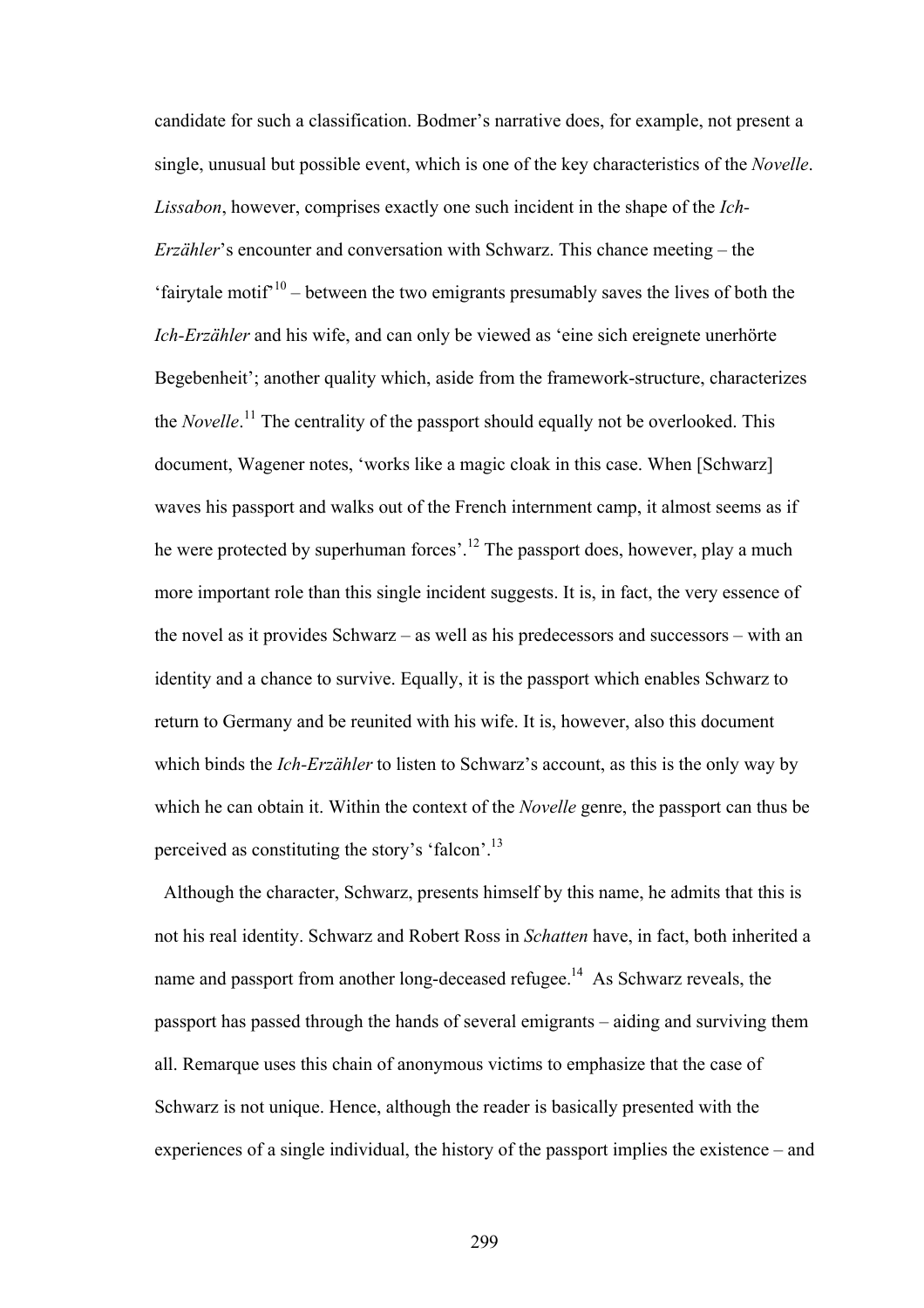candidate for such a classification. Bodmer's narrative does, for example, not present a single, unusual but possible event, which is one of the key characteristics of the *Novelle*. *Lissabon*, however, comprises exactly one such incident in the shape of the *Ich-Erzähler*'s encounter and conversation with Schwarz. This chance meeting – the 'fairytale motif'[10] – between the two emigrants presumably saves the lives of both the *Ich-Erzähler* and his wife, and can only be viewed as 'eine sich ereignete unerhörte Begebenheit'; another quality which, aside from the framework-structure, characterizes the *Novelle*.[11] The centrality of the passport should equally not be overlooked. This document, Wagener notes, 'works like a magic cloak in this case. When [Schwarz] waves his passport and walks out of the French internment camp, it almost seems as if he were protected by superhuman forces'.[12] The passport does, however, play a much more important role than this single incident suggests. It is, in fact, the very essence of the novel as it provides Schwarz – as well as his predecessors and successors – with an identity and a chance to survive. Equally, it is the passport which enables Schwarz to return to Germany and be reunited with his wife. It is, however, also this document which binds the *Ich-Erzähler* to listen to Schwarz's account, as this is the only way by which he can obtain it. Within the context of the *Novelle* genre, the passport can thus be perceived as constituting the story's 'falcon'.[13]

Although the character, Schwarz, presents himself by this name, he admits that this is not his real identity. Schwarz and Robert Ross in *Schatten* have, in fact, both inherited a name and passport from another long-deceased refugee.[14] As Schwarz reveals, the passport has passed through the hands of several emigrants – aiding and surviving them all. Remarque uses this chain of anonymous victims to emphasize that the case of Schwarz is not unique. Hence, although the reader is basically presented with the experiences of a single individual, the history of the passport implies the existence – and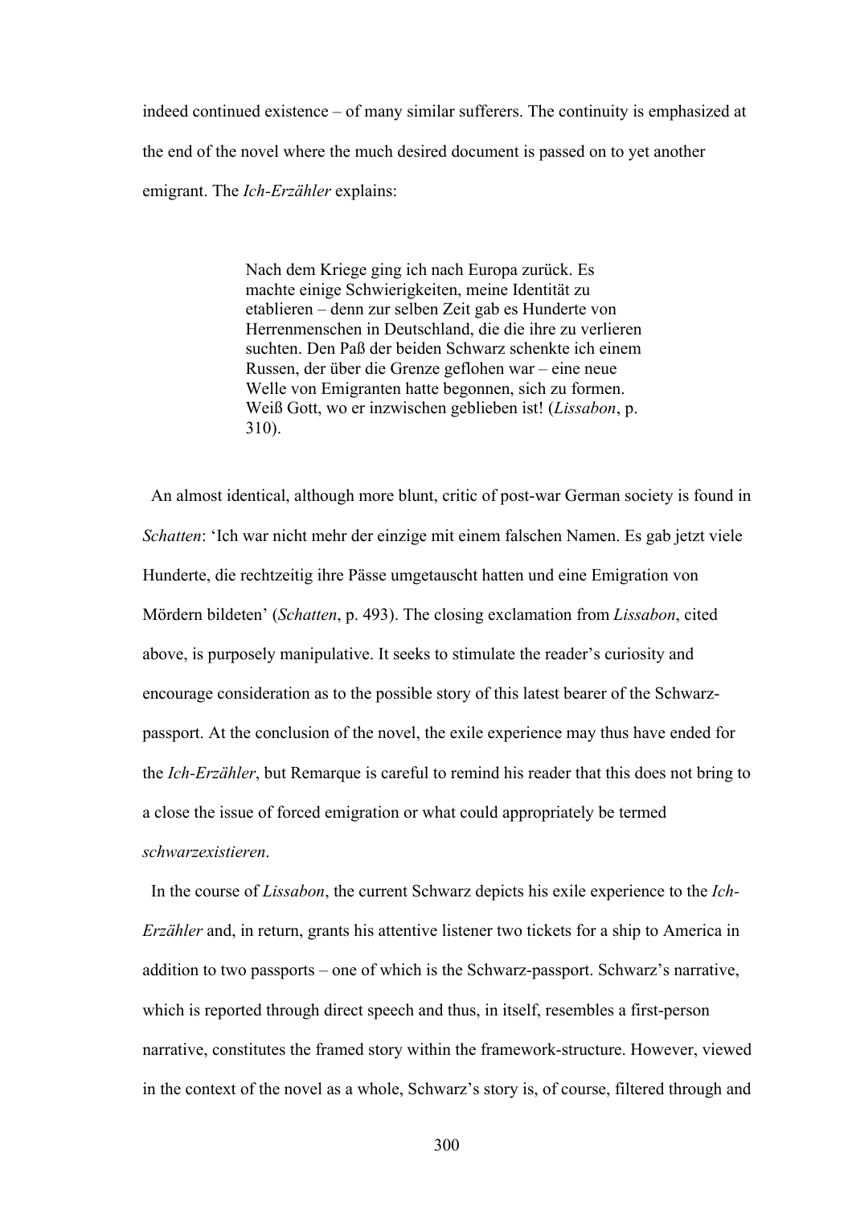indeed continued existence – of many similar sufferers. The continuity is emphasized at the end of the novel where the much desired document is passed on to yet another emigrant. The *Ich-Erzähler* explains:

> Nach dem Kriege ging ich nach Europa zurück. Es machte einige Schwierigkeiten, meine Identität zu etablieren – denn zur selben Zeit gab es Hunderte von Herrenmenschen in Deutschland, die die ihre zu verlieren suchten. Den Paß der beiden Schwarz schenkte ich einem Russen, der über die Grenze geflohen war – eine neue Welle von Emigranten hatte begonnen, sich zu formen. Weiß Gott, wo er inzwischen geblieben ist! (*Lissabon*, p. 310).

An almost identical, although more blunt, critic of post-war German society is found in *Schatten*: 'Ich war nicht mehr der einzige mit einem falschen Namen. Es gab jetzt viele Hunderte, die rechtzeitig ihre Pässe umgetauscht hatten und eine Emigration von Mördern bildeten' (*Schatten*, p. 493). The closing exclamation from *Lissabon*, cited above, is purposely manipulative. It seeks to stimulate the reader's curiosity and encourage consideration as to the possible story of this latest bearer of the Schwarz-passport. At the conclusion of the novel, the exile experience may thus have ended for the *Ich-Erzähler*, but Remarque is careful to remind his reader that this does not bring to a close the issue of forced emigration or what could appropriately be termed *schwarzexistieren*.

In the course of *Lissabon*, the current Schwarz depicts his exile experience to the *Ich-Erzähler* and, in return, grants his attentive listener two tickets for a ship to America in addition to two passports – one of which is the Schwarz-passport. Schwarz's narrative, which is reported through direct speech and thus, in itself, resembles a first-person narrative, constitutes the framed story within the framework-structure. However, viewed in the context of the novel as a whole, Schwarz's story is, of course, filtered through and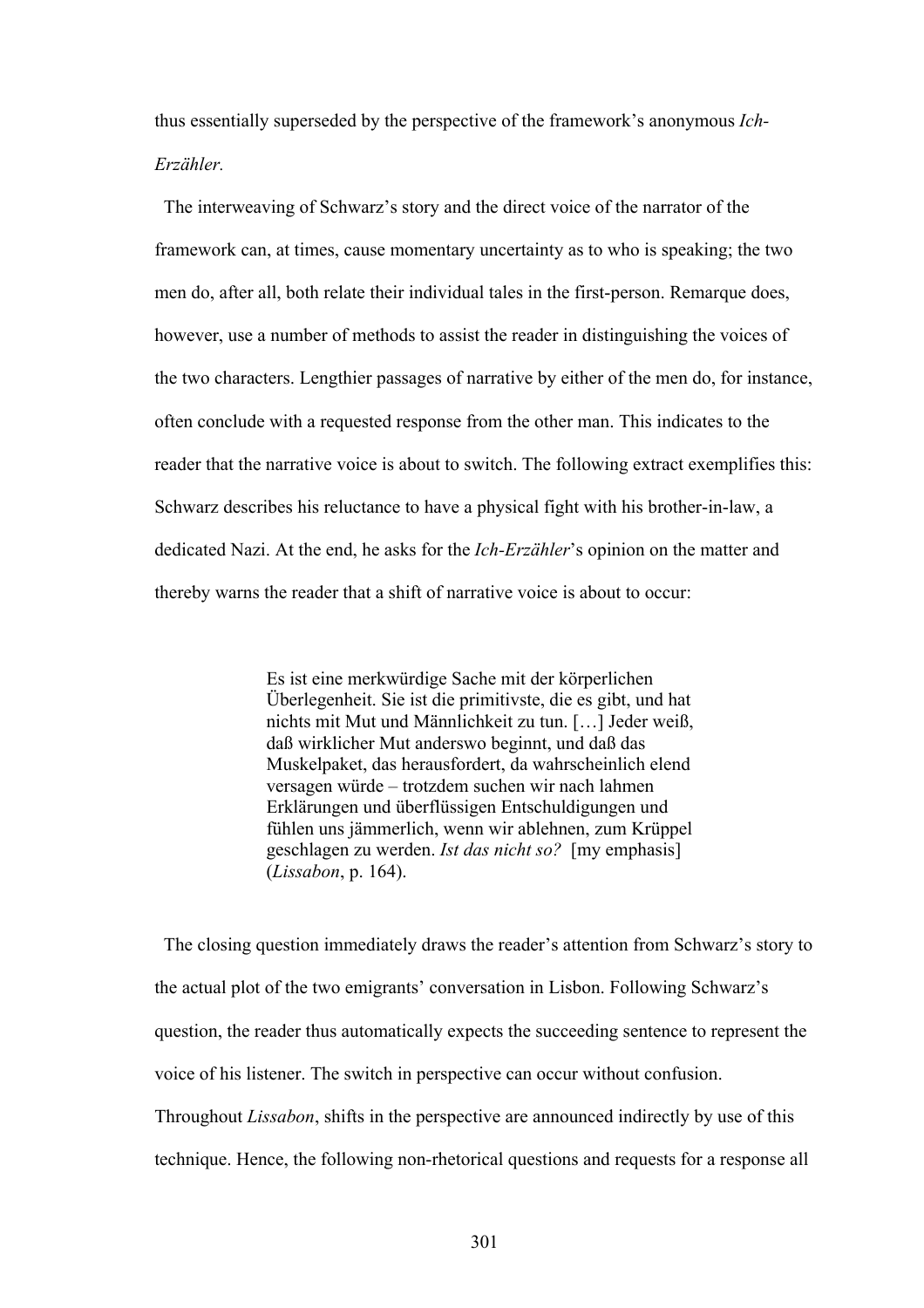thus essentially superseded by the perspective of the framework's anonymous *Ich-Erzähler.*

The interweaving of Schwarz's story and the direct voice of the narrator of the framework can, at times, cause momentary uncertainty as to who is speaking; the two men do, after all, both relate their individual tales in the first-person. Remarque does, however, use a number of methods to assist the reader in distinguishing the voices of the two characters. Lengthier passages of narrative by either of the men do, for instance, often conclude with a requested response from the other man. This indicates to the reader that the narrative voice is about to switch. The following extract exemplifies this: Schwarz describes his reluctance to have a physical fight with his brother-in-law, a dedicated Nazi. At the end, he asks for the *Ich-Erzähler*'s opinion on the matter and thereby warns the reader that a shift of narrative voice is about to occur:

> Es ist eine merkwürdige Sache mit der körperlichen Überlegenheit. Sie ist die primitivste, die es gibt, und hat nichts mit Mut und Männlichkeit zu tun. […] Jeder weiß, daß wirklicher Mut anderswo beginnt, und daß das Muskelpaket, das herausfordert, da wahrscheinlich elend versagen würde – trotzdem suchen wir nach lahmen Erklärungen und überflüssigen Entschuldigungen und fühlen uns jämmerlich, wenn wir ablehnen, zum Krüppel geschlagen zu werden. *Ist das nicht so?* [my emphasis] (*Lissabon*, p. 164).

The closing question immediately draws the reader's attention from Schwarz's story to the actual plot of the two emigrants' conversation in Lisbon. Following Schwarz's question, the reader thus automatically expects the succeeding sentence to represent the voice of his listener. The switch in perspective can occur without confusion. Throughout *Lissabon*, shifts in the perspective are announced indirectly by use of this technique. Hence, the following non-rhetorical questions and requests for a response all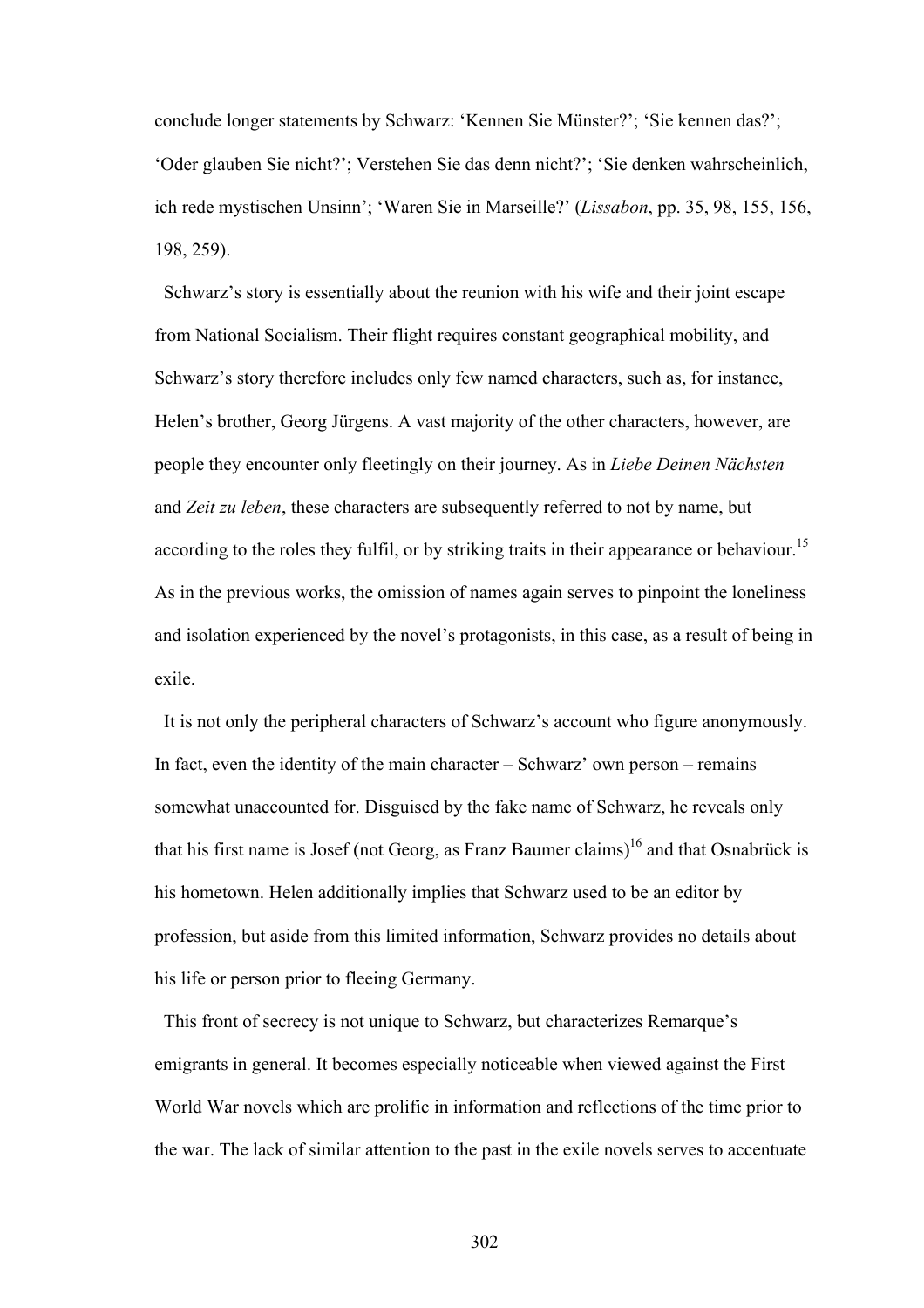conclude longer statements by Schwarz: 'Kennen Sie Münster?'; 'Sie kennen das?'; 'Oder glauben Sie nicht?'; Verstehen Sie das denn nicht?'; 'Sie denken wahrscheinlich, ich rede mystischen Unsinn'; 'Waren Sie in Marseille?' (*Lissabon*, pp. 35, 98, 155, 156, 198, 259).

Schwarz's story is essentially about the reunion with his wife and their joint escape from National Socialism. Their flight requires constant geographical mobility, and Schwarz's story therefore includes only few named characters, such as, for instance, Helen's brother, Georg Jürgens. A vast majority of the other characters, however, are people they encounter only fleetingly on their journey. As in *Liebe Deinen Nächsten* and *Zeit zu leben*, these characters are subsequently referred to not by name, but according to the roles they fulfil, or by striking traits in their appearance or behaviour.[15] As in the previous works, the omission of names again serves to pinpoint the loneliness and isolation experienced by the novel's protagonists, in this case, as a result of being in exile.

It is not only the peripheral characters of Schwarz's account who figure anonymously. In fact, even the identity of the main character – Schwarz' own person – remains somewhat unaccounted for. Disguised by the fake name of Schwarz, he reveals only that his first name is Josef (not Georg, as Franz Baumer claims)[16] and that Osnabrück is his hometown. Helen additionally implies that Schwarz used to be an editor by profession, but aside from this limited information, Schwarz provides no details about his life or person prior to fleeing Germany.

This front of secrecy is not unique to Schwarz, but characterizes Remarque's emigrants in general. It becomes especially noticeable when viewed against the First World War novels which are prolific in information and reflections of the time prior to the war. The lack of similar attention to the past in the exile novels serves to accentuate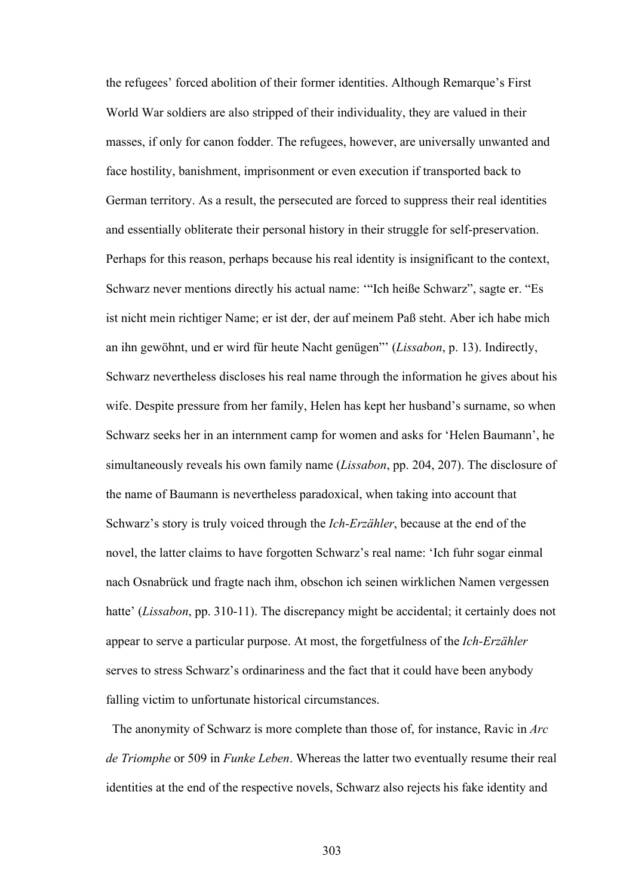the refugees' forced abolition of their former identities. Although Remarque's First World War soldiers are also stripped of their individuality, they are valued in their masses, if only for canon fodder. The refugees, however, are universally unwanted and face hostility, banishment, imprisonment or even execution if transported back to German territory. As a result, the persecuted are forced to suppress their real identities and essentially obliterate their personal history in their struggle for self-preservation. Perhaps for this reason, perhaps because his real identity is insignificant to the context, Schwarz never mentions directly his actual name: '"Ich heiße Schwarz", sagte er. "Es ist nicht mein richtiger Name; er ist der, der auf meinem Paß steht. Aber ich habe mich an ihn gewöhnt, und er wird für heute Nacht genügen"' (*Lissabon*, p. 13). Indirectly, Schwarz nevertheless discloses his real name through the information he gives about his wife. Despite pressure from her family, Helen has kept her husband's surname, so when Schwarz seeks her in an internment camp for women and asks for 'Helen Baumann', he simultaneously reveals his own family name (*Lissabon*, pp. 204, 207). The disclosure of the name of Baumann is nevertheless paradoxical, when taking into account that Schwarz's story is truly voiced through the *Ich-Erzähler*, because at the end of the novel, the latter claims to have forgotten Schwarz's real name: 'Ich fuhr sogar einmal nach Osnabrück und fragte nach ihm, obschon ich seinen wirklichen Namen vergessen hatte' (*Lissabon*, pp. 310-11). The discrepancy might be accidental; it certainly does not appear to serve a particular purpose. At most, the forgetfulness of the *Ich-Erzähler* serves to stress Schwarz's ordinariness and the fact that it could have been anybody falling victim to unfortunate historical circumstances.

The anonymity of Schwarz is more complete than those of, for instance, Ravic in *Arc de Triomphe* or 509 in *Funke Leben*. Whereas the latter two eventually resume their real identities at the end of the respective novels, Schwarz also rejects his fake identity and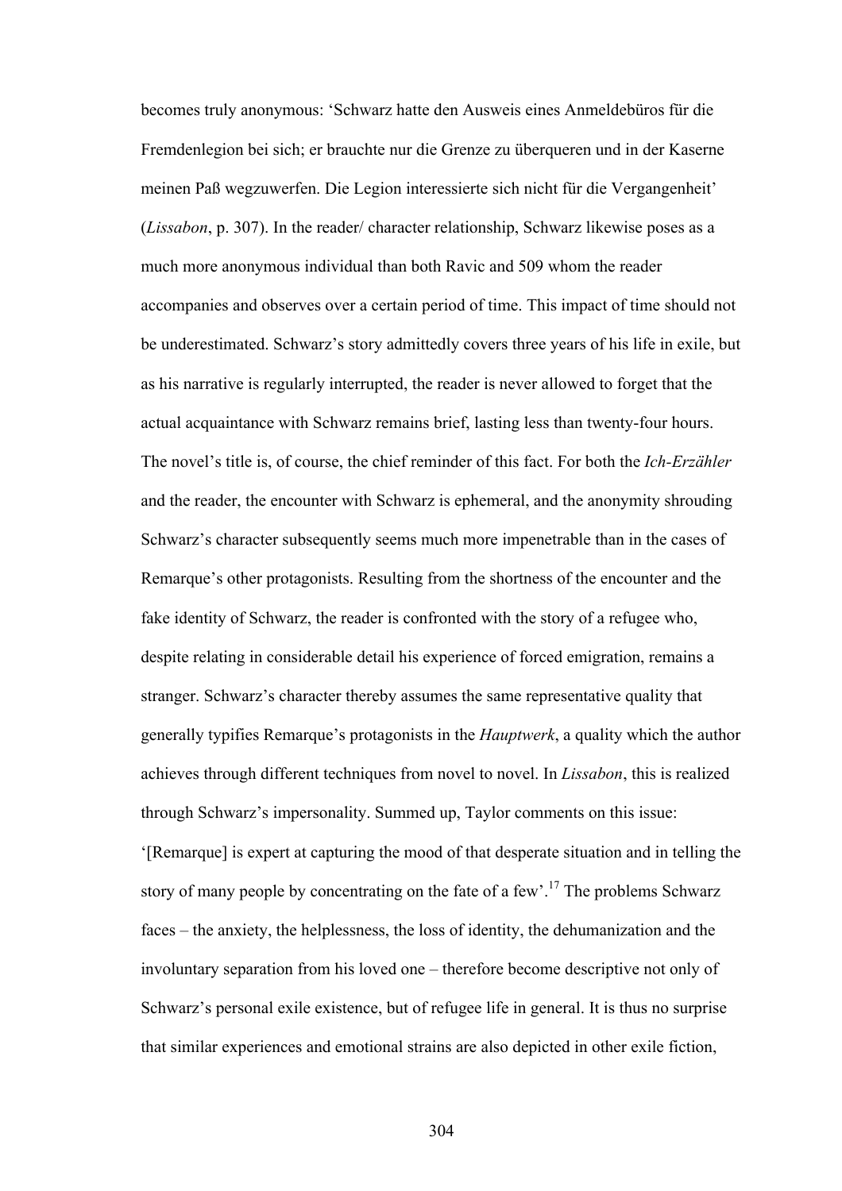becomes truly anonymous: 'Schwarz hatte den Ausweis eines Anmeldebüros für die Fremdenlegion bei sich; er brauchte nur die Grenze zu überqueren und in der Kaserne meinen Paß wegzuwerfen. Die Legion interessierte sich nicht für die Vergangenheit' (*Lissabon*, p. 307). In the reader/ character relationship, Schwarz likewise poses as a much more anonymous individual than both Ravic and 509 whom the reader accompanies and observes over a certain period of time. This impact of time should not be underestimated. Schwarz's story admittedly covers three years of his life in exile, but as his narrative is regularly interrupted, the reader is never allowed to forget that the actual acquaintance with Schwarz remains brief, lasting less than twenty-four hours. The novel's title is, of course, the chief reminder of this fact. For both the *Ich-Erzähler* and the reader, the encounter with Schwarz is ephemeral, and the anonymity shrouding Schwarz's character subsequently seems much more impenetrable than in the cases of Remarque's other protagonists. Resulting from the shortness of the encounter and the fake identity of Schwarz, the reader is confronted with the story of a refugee who, despite relating in considerable detail his experience of forced emigration, remains a stranger. Schwarz's character thereby assumes the same representative quality that generally typifies Remarque's protagonists in the *Hauptwerk*, a quality which the author achieves through different techniques from novel to novel. In *Lissabon*, this is realized through Schwarz's impersonality. Summed up, Taylor comments on this issue: '[Remarque] is expert at capturing the mood of that desperate situation and in telling the story of many people by concentrating on the fate of a few'.[17] The problems Schwarz faces – the anxiety, the helplessness, the loss of identity, the dehumanization and the involuntary separation from his loved one – therefore become descriptive not only of Schwarz's personal exile existence, but of refugee life in general. It is thus no surprise that similar experiences and emotional strains are also depicted in other exile fiction,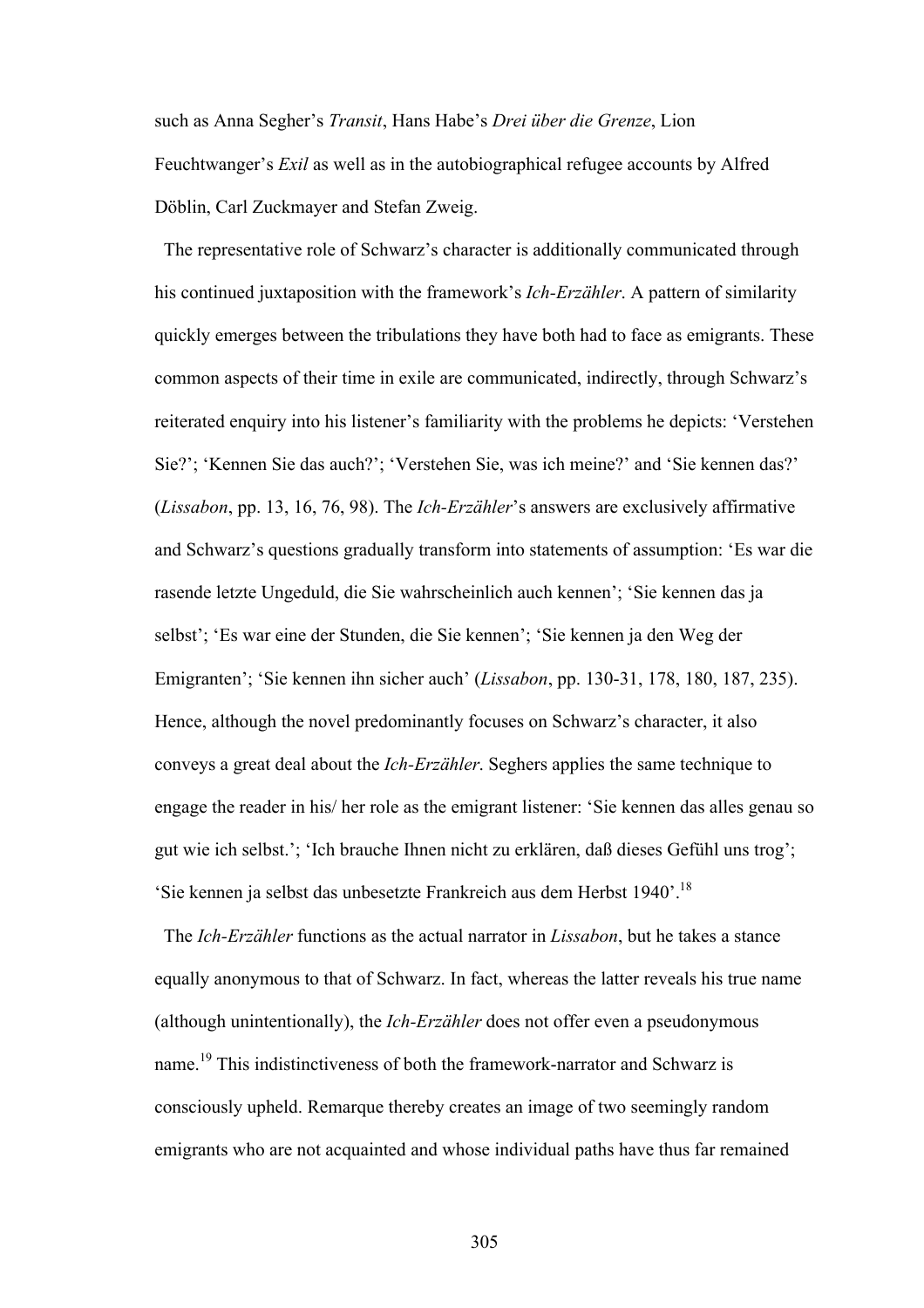such as Anna Segher's *Transit*, Hans Habe's *Drei über die Grenze*, Lion Feuchtwanger's *Exil* as well as in the autobiographical refugee accounts by Alfred Döblin, Carl Zuckmayer and Stefan Zweig.

The representative role of Schwarz's character is additionally communicated through his continued juxtaposition with the framework's *Ich-Erzähler*. A pattern of similarity quickly emerges between the tribulations they have both had to face as emigrants. These common aspects of their time in exile are communicated, indirectly, through Schwarz's reiterated enquiry into his listener's familiarity with the problems he depicts: 'Verstehen Sie?'; 'Kennen Sie das auch?'; 'Verstehen Sie, was ich meine?' and 'Sie kennen das?' (*Lissabon*, pp. 13, 16, 76, 98). The *Ich-Erzähler*'s answers are exclusively affirmative and Schwarz's questions gradually transform into statements of assumption: 'Es war die rasende letzte Ungeduld, die Sie wahrscheinlich auch kennen'; 'Sie kennen das ja selbst'; 'Es war eine der Stunden, die Sie kennen'; 'Sie kennen ja den Weg der Emigranten'; 'Sie kennen ihn sicher auch' (*Lissabon*, pp. 130-31, 178, 180, 187, 235). Hence, although the novel predominantly focuses on Schwarz's character, it also conveys a great deal about the *Ich-Erzähler*. Seghers applies the same technique to engage the reader in his/ her role as the emigrant listener: 'Sie kennen das alles genau so gut wie ich selbst.'; 'Ich brauche Ihnen nicht zu erklären, daß dieses Gefühl uns trog'; 'Sie kennen ja selbst das unbesetzte Frankreich aus dem Herbst 1940'.[18]

The *Ich-Erzähler* functions as the actual narrator in *Lissabon*, but he takes a stance equally anonymous to that of Schwarz. In fact, whereas the latter reveals his true name (although unintentionally), the *Ich-Erzähler* does not offer even a pseudonymous name.[19] This indistinctiveness of both the framework-narrator and Schwarz is consciously upheld. Remarque thereby creates an image of two seemingly random emigrants who are not acquainted and whose individual paths have thus far remained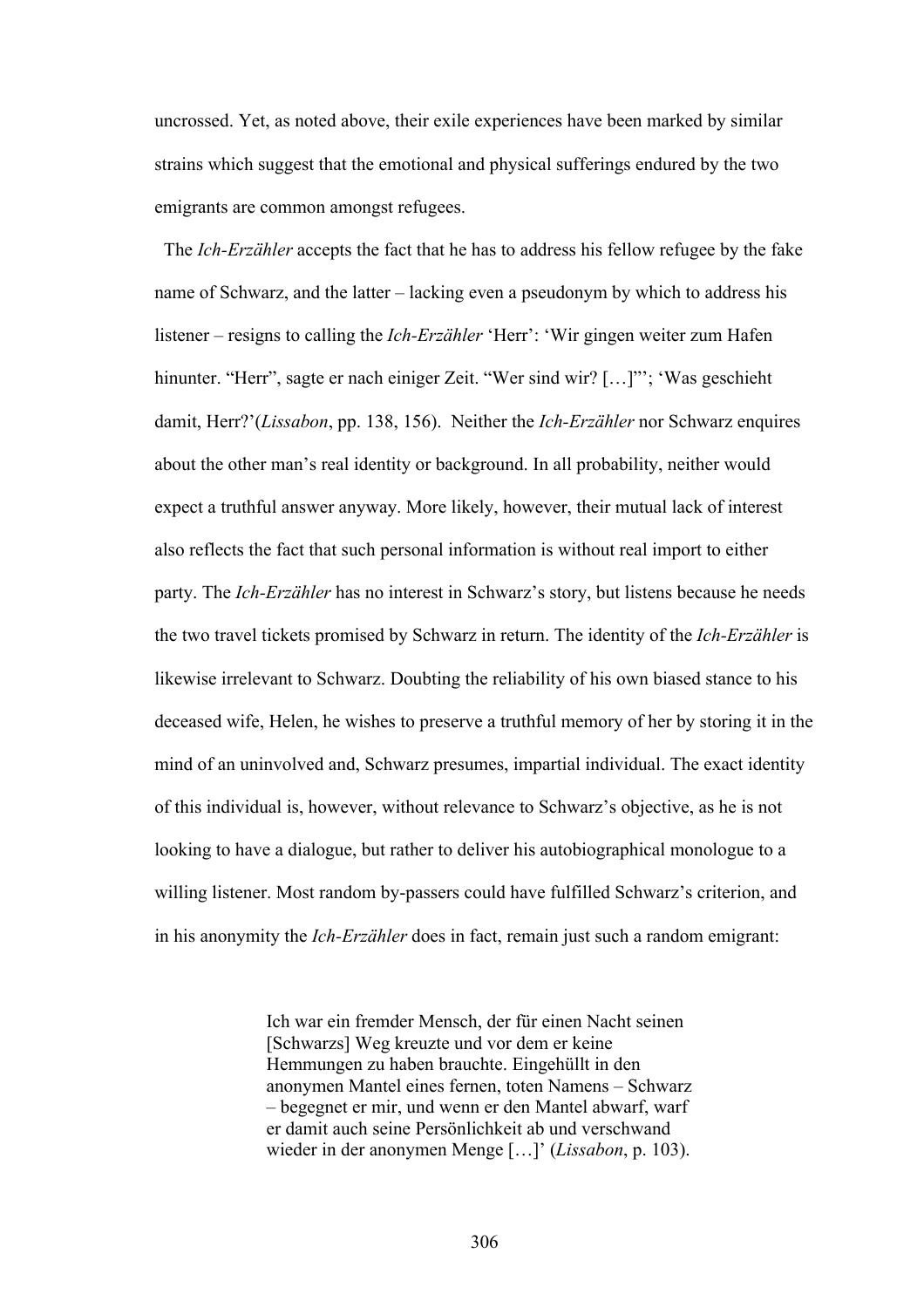uncrossed. Yet, as noted above, their exile experiences have been marked by similar strains which suggest that the emotional and physical sufferings endured by the two emigrants are common amongst refugees.

The *Ich-Erzähler* accepts the fact that he has to address his fellow refugee by the fake name of Schwarz, and the latter – lacking even a pseudonym by which to address his listener – resigns to calling the *Ich-Erzähler* 'Herr': 'Wir gingen weiter zum Hafen hinunter. "Herr", sagte er nach einiger Zeit. "Wer sind wir? […]"'; 'Was geschieht damit, Herr?'(*Lissabon*, pp. 138, 156). Neither the *Ich-Erzähler* nor Schwarz enquires about the other man's real identity or background. In all probability, neither would expect a truthful answer anyway. More likely, however, their mutual lack of interest also reflects the fact that such personal information is without real import to either party. The *Ich-Erzähler* has no interest in Schwarz's story, but listens because he needs the two travel tickets promised by Schwarz in return. The identity of the *Ich-Erzähler* is likewise irrelevant to Schwarz. Doubting the reliability of his own biased stance to his deceased wife, Helen, he wishes to preserve a truthful memory of her by storing it in the mind of an uninvolved and, Schwarz presumes, impartial individual. The exact identity of this individual is, however, without relevance to Schwarz's objective, as he is not looking to have a dialogue, but rather to deliver his autobiographical monologue to a willing listener. Most random by-passers could have fulfilled Schwarz's criterion, and in his anonymity the *Ich-Erzähler* does in fact, remain just such a random emigrant:

> Ich war ein fremder Mensch, der für einen Nacht seinen [Schwarzs] Weg kreuzte und vor dem er keine Hemmungen zu haben brauchte. Eingehüllt in den anonymen Mantel eines fernen, toten Namens – Schwarz – begegnet er mir, und wenn er den Mantel abwarf, warf er damit auch seine Persönlichkeit ab und verschwand wieder in der anonymen Menge […]' (*Lissabon*, p. 103).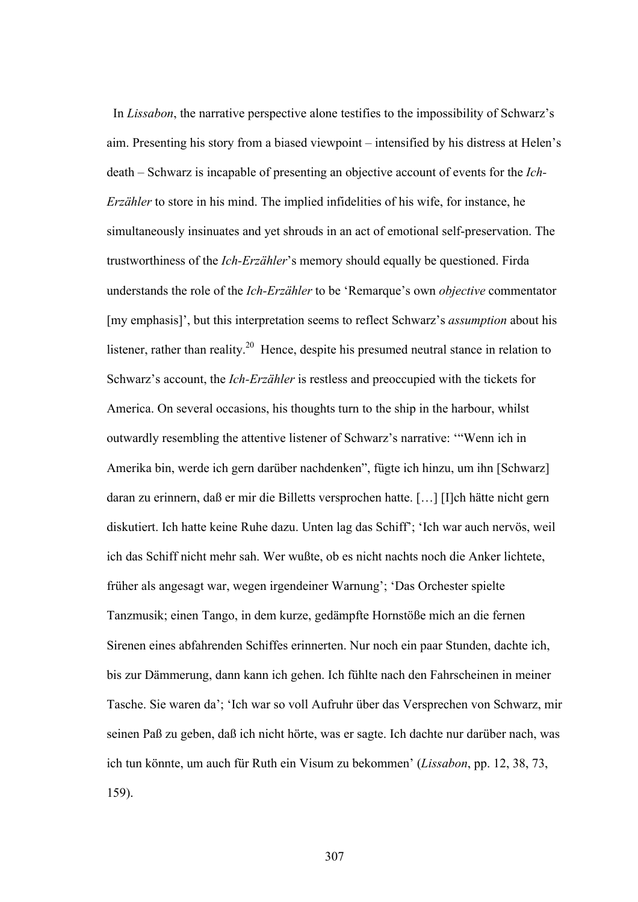In *Lissabon*, the narrative perspective alone testifies to the impossibility of Schwarz's aim. Presenting his story from a biased viewpoint – intensified by his distress at Helen's death – Schwarz is incapable of presenting an objective account of events for the *Ich-Erzähler* to store in his mind. The implied infidelities of his wife, for instance, he simultaneously insinuates and yet shrouds in an act of emotional self-preservation. The trustworthiness of the *Ich-Erzähler*'s memory should equally be questioned. Firda understands the role of the *Ich-Erzähler* to be 'Remarque's own *objective* commentator [my emphasis]', but this interpretation seems to reflect Schwarz's *assumption* about his listener, rather than reality.[20] Hence, despite his presumed neutral stance in relation to Schwarz's account, the *Ich-Erzähler* is restless and preoccupied with the tickets for America. On several occasions, his thoughts turn to the ship in the harbour, whilst outwardly resembling the attentive listener of Schwarz's narrative: '"Wenn ich in Amerika bin, werde ich gern darüber nachdenken", fügte ich hinzu, um ihn [Schwarz] daran zu erinnern, daß er mir die Billetts versprochen hatte. […] [I]ch hätte nicht gern diskutiert. Ich hatte keine Ruhe dazu. Unten lag das Schiff'; 'Ich war auch nervös, weil ich das Schiff nicht mehr sah. Wer wußte, ob es nicht nachts noch die Anker lichtete, früher als angesagt war, wegen irgendeiner Warnung'; 'Das Orchester spielte Tanzmusik; einen Tango, in dem kurze, gedämpfte Hornstöße mich an die fernen Sirenen eines abfahrenden Schiffes erinnerten. Nur noch ein paar Stunden, dachte ich, bis zur Dämmerung, dann kann ich gehen. Ich fühlte nach den Fahrscheinen in meiner Tasche. Sie waren da'; 'Ich war so voll Aufruhr über das Versprechen von Schwarz, mir seinen Paß zu geben, daß ich nicht hörte, was er sagte. Ich dachte nur darüber nach, was ich tun könnte, um auch für Ruth ein Visum zu bekommen' (*Lissabon*, pp. 12, 38, 73, 159).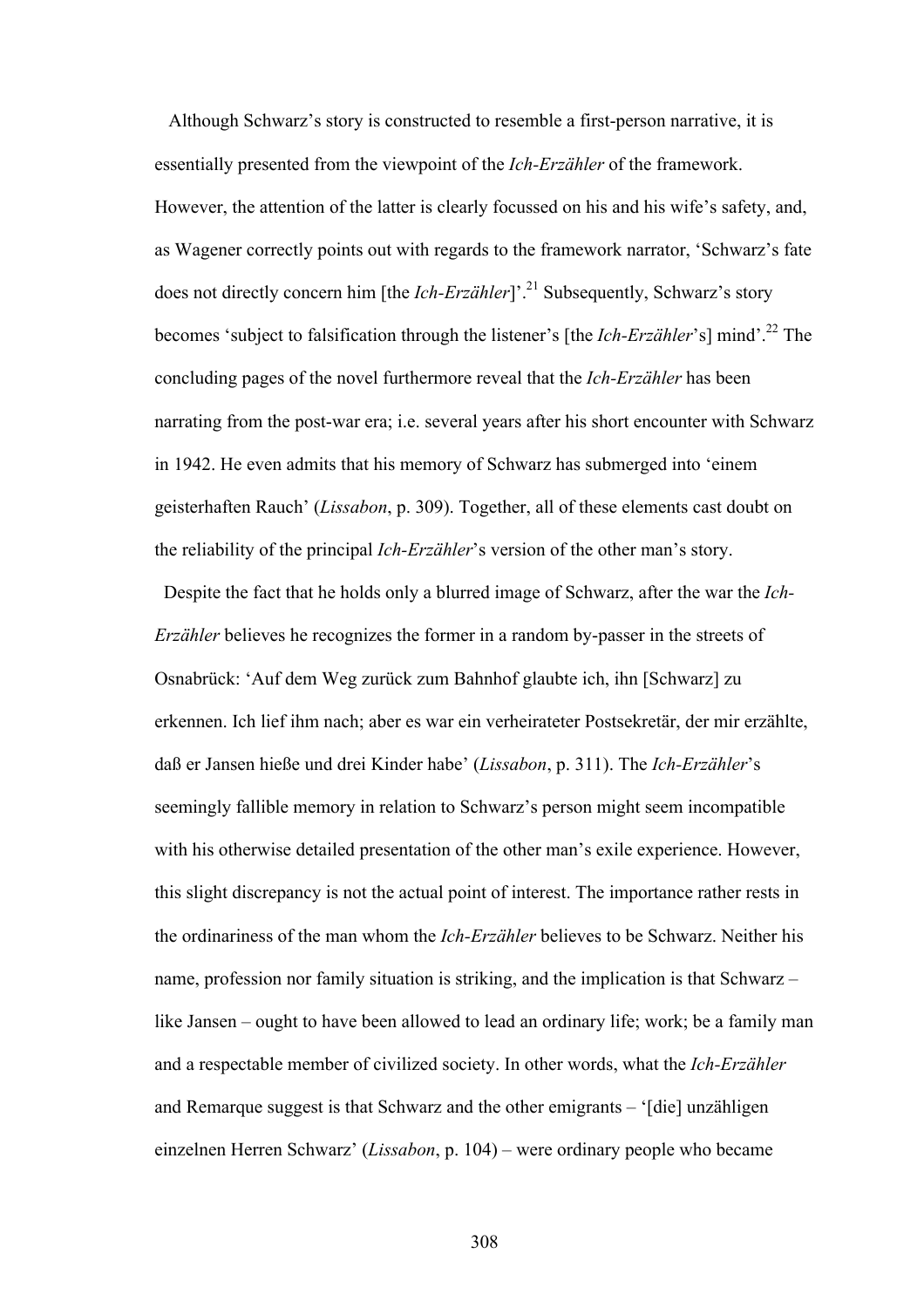Although Schwarz's story is constructed to resemble a first-person narrative, it is essentially presented from the viewpoint of the *Ich-Erzähler* of the framework. However, the attention of the latter is clearly focussed on his and his wife's safety, and, as Wagener correctly points out with regards to the framework narrator, 'Schwarz's fate does not directly concern him [the *Ich-Erzähler*]'.[21] Subsequently, Schwarz's story becomes 'subject to falsification through the listener's [the *Ich-Erzähler*'s] mind'.[22] The concluding pages of the novel furthermore reveal that the *Ich-Erzähler* has been narrating from the post-war era; i.e. several years after his short encounter with Schwarz in 1942. He even admits that his memory of Schwarz has submerged into 'einem geisterhaften Rauch' (*Lissabon*, p. 309). Together, all of these elements cast doubt on the reliability of the principal *Ich-Erzähler*'s version of the other man's story.

Despite the fact that he holds only a blurred image of Schwarz, after the war the *Ich-Erzähler* believes he recognizes the former in a random by-passer in the streets of Osnabrück: 'Auf dem Weg zurück zum Bahnhof glaubte ich, ihn [Schwarz] zu erkennen. Ich lief ihm nach; aber es war ein verheirateter Postsekretär, der mir erzählte, daß er Jansen hieße und drei Kinder habe' (*Lissabon*, p. 311). The *Ich-Erzähler*'s seemingly fallible memory in relation to Schwarz's person might seem incompatible with his otherwise detailed presentation of the other man's exile experience. However, this slight discrepancy is not the actual point of interest. The importance rather rests in the ordinariness of the man whom the *Ich-Erzähler* believes to be Schwarz. Neither his name, profession nor family situation is striking, and the implication is that Schwarz – like Jansen – ought to have been allowed to lead an ordinary life; work; be a family man and a respectable member of civilized society. In other words, what the *Ich-Erzähler* and Remarque suggest is that Schwarz and the other emigrants – '[die] unzähligen einzelnen Herren Schwarz' (*Lissabon*, p. 104) – were ordinary people who became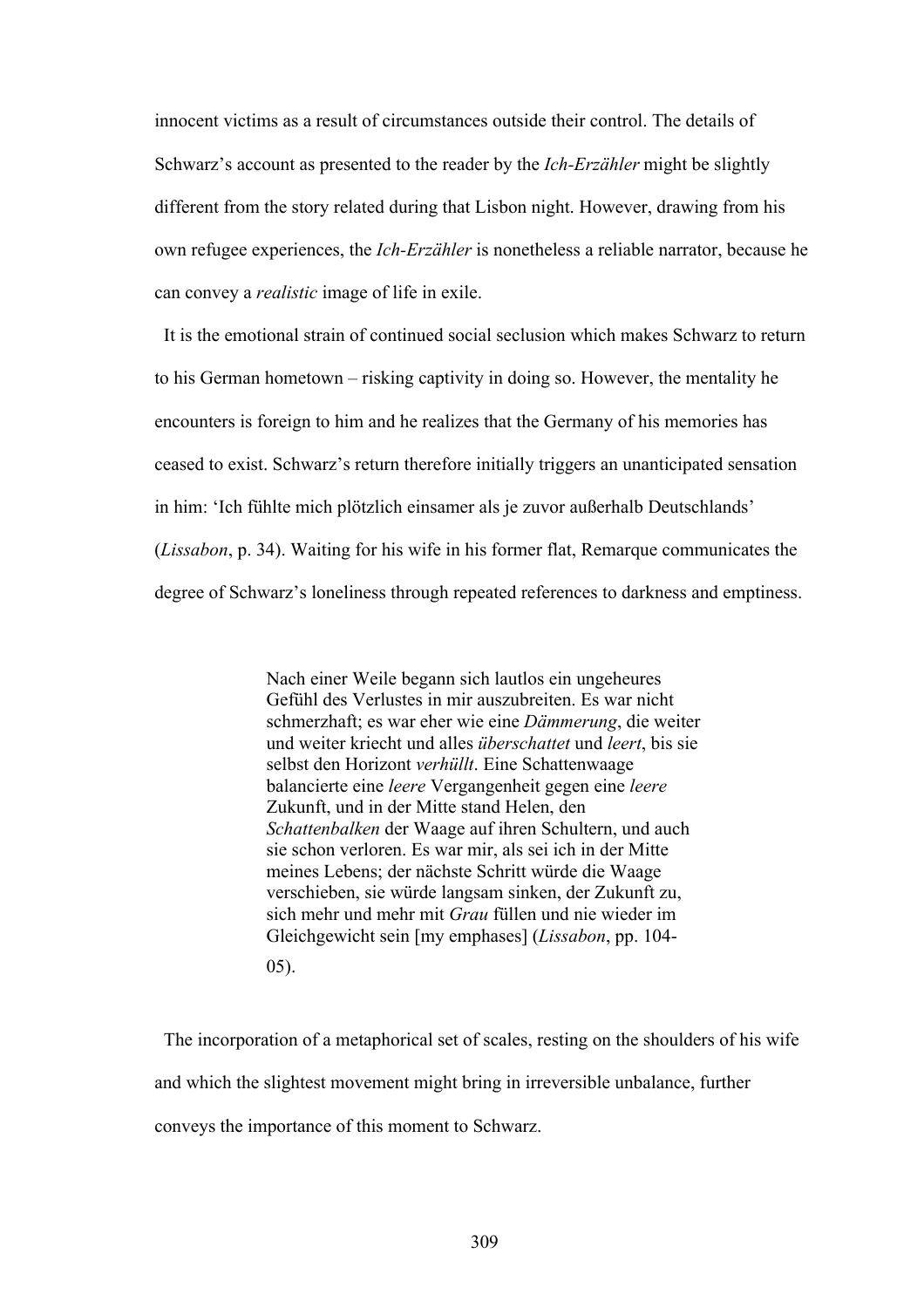innocent victims as a result of circumstances outside their control. The details of Schwarz's account as presented to the reader by the *Ich-Erzähler* might be slightly different from the story related during that Lisbon night. However, drawing from his own refugee experiences, the *Ich-Erzähler* is nonetheless a reliable narrator, because he can convey a *realistic* image of life in exile.

It is the emotional strain of continued social seclusion which makes Schwarz to return to his German hometown – risking captivity in doing so. However, the mentality he encounters is foreign to him and he realizes that the Germany of his memories has ceased to exist. Schwarz's return therefore initially triggers an unanticipated sensation in him: 'Ich fühlte mich plötzlich einsamer als je zuvor außerhalb Deutschlands' (*Lissabon*, p. 34). Waiting for his wife in his former flat, Remarque communicates the degree of Schwarz's loneliness through repeated references to darkness and emptiness.

> Nach einer Weile begann sich lautlos ein ungeheures Gefühl des Verlustes in mir auszubreiten. Es war nicht schmerzhaft; es war eher wie eine *Dämmerung*, die weiter und weiter kriecht und alles *überschattet* und *leert*, bis sie selbst den Horizont *verhüllt*. Eine Schattenwaage balancierte eine *leere* Vergangenheit gegen eine *leere* Zukunft, und in der Mitte stand Helen, den *Schattenbalken* der Waage auf ihren Schultern, und auch sie schon verloren. Es war mir, als sei ich in der Mitte meines Lebens; der nächste Schritt würde die Waage verschieben, sie würde langsam sinken, der Zukunft zu, sich mehr und mehr mit *Grau* füllen und nie wieder im Gleichgewicht sein [my emphases] (*Lissabon*, pp. 104-05).

The incorporation of a metaphorical set of scales, resting on the shoulders of his wife and which the slightest movement might bring in irreversible unbalance, further conveys the importance of this moment to Schwarz.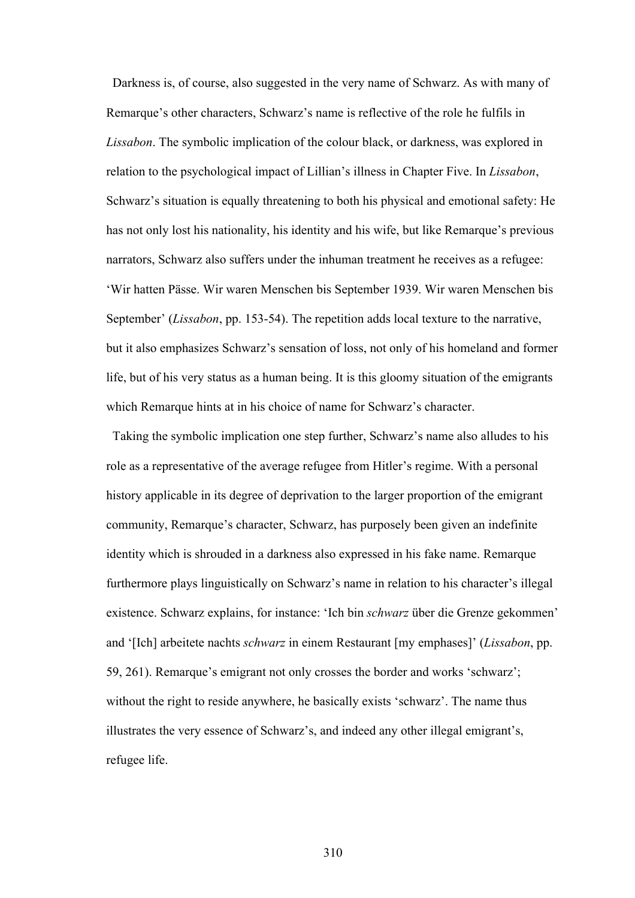Darkness is, of course, also suggested in the very name of Schwarz. As with many of Remarque's other characters, Schwarz's name is reflective of the role he fulfils in *Lissabon*. The symbolic implication of the colour black, or darkness, was explored in relation to the psychological impact of Lillian's illness in Chapter Five. In *Lissabon*, Schwarz's situation is equally threatening to both his physical and emotional safety: He has not only lost his nationality, his identity and his wife, but like Remarque's previous narrators, Schwarz also suffers under the inhuman treatment he receives as a refugee: 'Wir hatten Pässe. Wir waren Menschen bis September 1939. Wir waren Menschen bis September' (*Lissabon*, pp. 153-54). The repetition adds local texture to the narrative, but it also emphasizes Schwarz's sensation of loss, not only of his homeland and former life, but of his very status as a human being. It is this gloomy situation of the emigrants which Remarque hints at in his choice of name for Schwarz's character.

Taking the symbolic implication one step further, Schwarz's name also alludes to his role as a representative of the average refugee from Hitler's regime. With a personal history applicable in its degree of deprivation to the larger proportion of the emigrant community, Remarque's character, Schwarz, has purposely been given an indefinite identity which is shrouded in a darkness also expressed in his fake name. Remarque furthermore plays linguistically on Schwarz's name in relation to his character's illegal existence. Schwarz explains, for instance: 'Ich bin *schwarz* über die Grenze gekommen' and '[Ich] arbeitete nachts *schwarz* in einem Restaurant [my emphases]' (*Lissabon*, pp. 59, 261). Remarque's emigrant not only crosses the border and works 'schwarz'; without the right to reside anywhere, he basically exists 'schwarz'. The name thus illustrates the very essence of Schwarz's, and indeed any other illegal emigrant's, refugee life.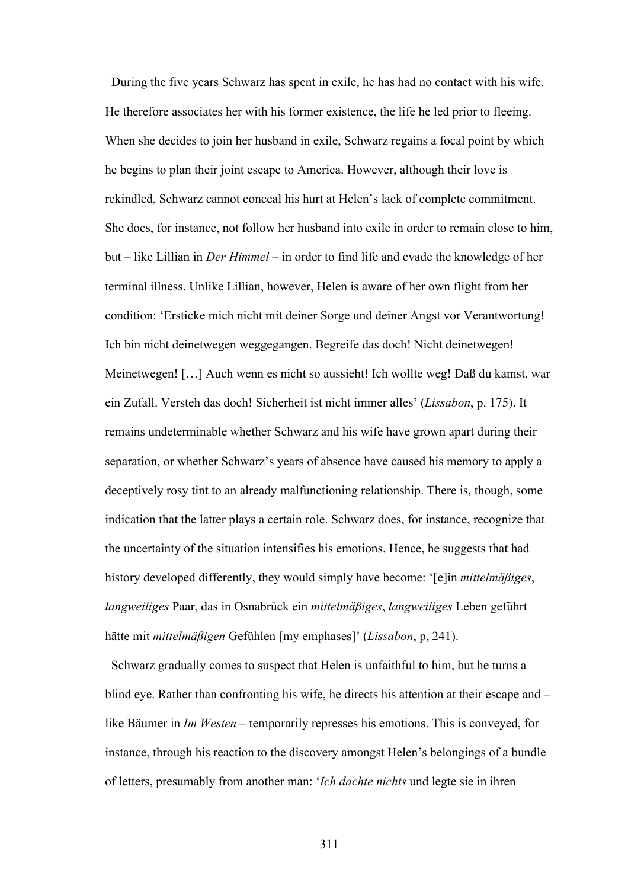During the five years Schwarz has spent in exile, he has had no contact with his wife. He therefore associates her with his former existence, the life he led prior to fleeing. When she decides to join her husband in exile, Schwarz regains a focal point by which he begins to plan their joint escape to America. However, although their love is rekindled, Schwarz cannot conceal his hurt at Helen's lack of complete commitment. She does, for instance, not follow her husband into exile in order to remain close to him, but – like Lillian in *Der Himmel* – in order to find life and evade the knowledge of her terminal illness. Unlike Lillian, however, Helen is aware of her own flight from her condition: 'Ersticke mich nicht mit deiner Sorge und deiner Angst vor Verantwortung! Ich bin nicht deinetwegen weggegangen. Begreife das doch! Nicht deinetwegen! Meinetwegen! […] Auch wenn es nicht so aussieht! Ich wollte weg! Daß du kamst, war ein Zufall. Versteh das doch! Sicherheit ist nicht immer alles' (*Lissabon*, p. 175). It remains undeterminable whether Schwarz and his wife have grown apart during their separation, or whether Schwarz's years of absence have caused his memory to apply a deceptively rosy tint to an already malfunctioning relationship. There is, though, some indication that the latter plays a certain role. Schwarz does, for instance, recognize that the uncertainty of the situation intensifies his emotions. Hence, he suggests that had history developed differently, they would simply have become: '[e]in *mittelmäßiges*, *langweiliges* Paar, das in Osnabrück ein *mittelmäßiges*, *langweiliges* Leben geführt hätte mit *mittelmäßigen* Gefühlen [my emphases]' (*Lissabon*, p, 241).

Schwarz gradually comes to suspect that Helen is unfaithful to him, but he turns a blind eye. Rather than confronting his wife, he directs his attention at their escape and – like Bäumer in *Im Westen* – temporarily represses his emotions. This is conveyed, for instance, through his reaction to the discovery amongst Helen's belongings of a bundle of letters, presumably from another man: '*Ich dachte nichts* und legte sie in ihren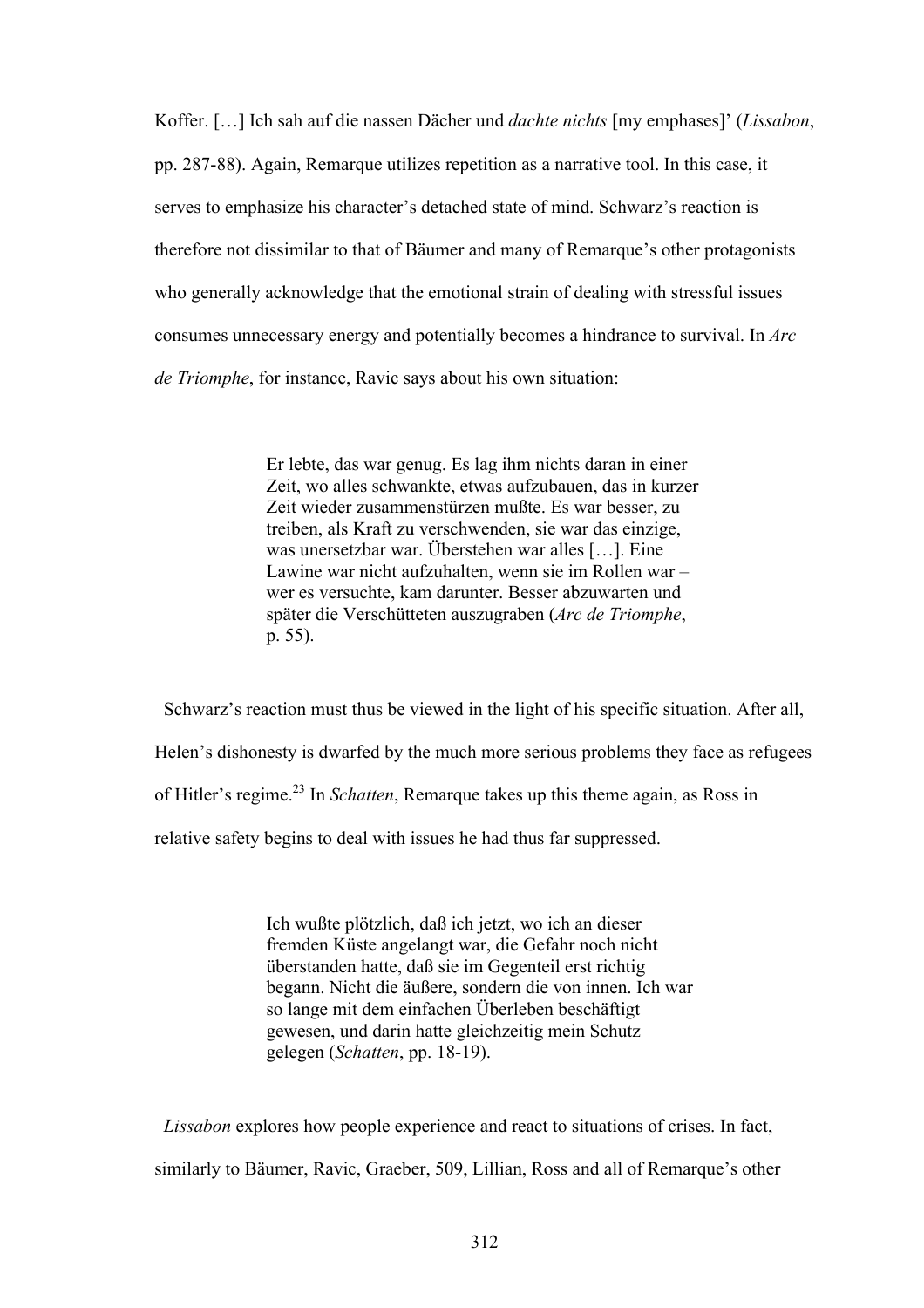Koffer. […] Ich sah auf die nassen Dächer und *dachte nichts* [my emphases]' (*Lissabon*, pp. 287-88). Again, Remarque utilizes repetition as a narrative tool. In this case, it serves to emphasize his character's detached state of mind. Schwarz's reaction is therefore not dissimilar to that of Bäumer and many of Remarque's other protagonists who generally acknowledge that the emotional strain of dealing with stressful issues consumes unnecessary energy and potentially becomes a hindrance to survival. In *Arc de Triomphe*, for instance, Ravic says about his own situation:

> Er lebte, das war genug. Es lag ihm nichts daran in einer Zeit, wo alles schwankte, etwas aufzubauen, das in kurzer Zeit wieder zusammenstürzen mußte. Es war besser, zu treiben, als Kraft zu verschwenden, sie war das einzige, was unersetzbar war. Überstehen war alles […]. Eine Lawine war nicht aufzuhalten, wenn sie im Rollen war – wer es versuchte, kam darunter. Besser abzuwarten und später die Verschütteten auszugraben (*Arc de Triomphe*, p. 55).

Schwarz's reaction must thus be viewed in the light of his specific situation. After all, Helen's dishonesty is dwarfed by the much more serious problems they face as refugees of Hitler's regime.[23] In *Schatten*, Remarque takes up this theme again, as Ross in relative safety begins to deal with issues he had thus far suppressed.

> Ich wußte plötzlich, daß ich jetzt, wo ich an dieser fremden Küste angelangt war, die Gefahr noch nicht überstanden hatte, daß sie im Gegenteil erst richtig begann. Nicht die äußere, sondern die von innen. Ich war so lange mit dem einfachen Überleben beschäftigt gewesen, und darin hatte gleichzeitig mein Schutz gelegen (*Schatten*, pp. 18-19).

*Lissabon* explores how people experience and react to situations of crises. In fact, similarly to Bäumer, Ravic, Graeber, 509, Lillian, Ross and all of Remarque's other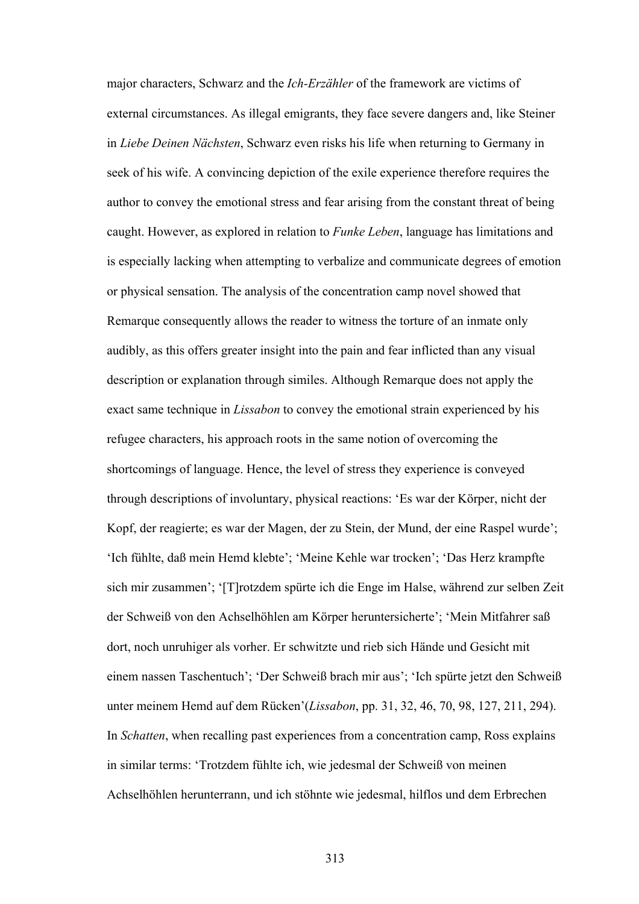major characters, Schwarz and the *Ich-Erzähler* of the framework are victims of external circumstances. As illegal emigrants, they face severe dangers and, like Steiner in *Liebe Deinen Nächsten*, Schwarz even risks his life when returning to Germany in seek of his wife. A convincing depiction of the exile experience therefore requires the author to convey the emotional stress and fear arising from the constant threat of being caught. However, as explored in relation to *Funke Leben*, language has limitations and is especially lacking when attempting to verbalize and communicate degrees of emotion or physical sensation. The analysis of the concentration camp novel showed that Remarque consequently allows the reader to witness the torture of an inmate only audibly, as this offers greater insight into the pain and fear inflicted than any visual description or explanation through similes. Although Remarque does not apply the exact same technique in *Lissabon* to convey the emotional strain experienced by his refugee characters, his approach roots in the same notion of overcoming the shortcomings of language. Hence, the level of stress they experience is conveyed through descriptions of involuntary, physical reactions: 'Es war der Körper, nicht der Kopf, der reagierte; es war der Magen, der zu Stein, der Mund, der eine Raspel wurde'; 'Ich fühlte, daß mein Hemd klebte'; 'Meine Kehle war trocken'; 'Das Herz krampfte sich mir zusammen'; '[T]rotzdem spürte ich die Enge im Halse, während zur selben Zeit der Schweiß von den Achselhöhlen am Körper heruntersicherte'; 'Mein Mitfahrer saß dort, noch unruhiger als vorher. Er schwitzte und rieb sich Hände und Gesicht mit einem nassen Taschentuch'; 'Der Schweiß brach mir aus'; 'Ich spürte jetzt den Schweiß unter meinem Hemd auf dem Rücken'(*Lissabon*, pp. 31, 32, 46, 70, 98, 127, 211, 294). In *Schatten*, when recalling past experiences from a concentration camp, Ross explains in similar terms: 'Trotzdem fühlte ich, wie jedesmal der Schweiß von meinen Achselhöhlen herunterrann, und ich stöhnte wie jedesmal, hilflos und dem Erbrechen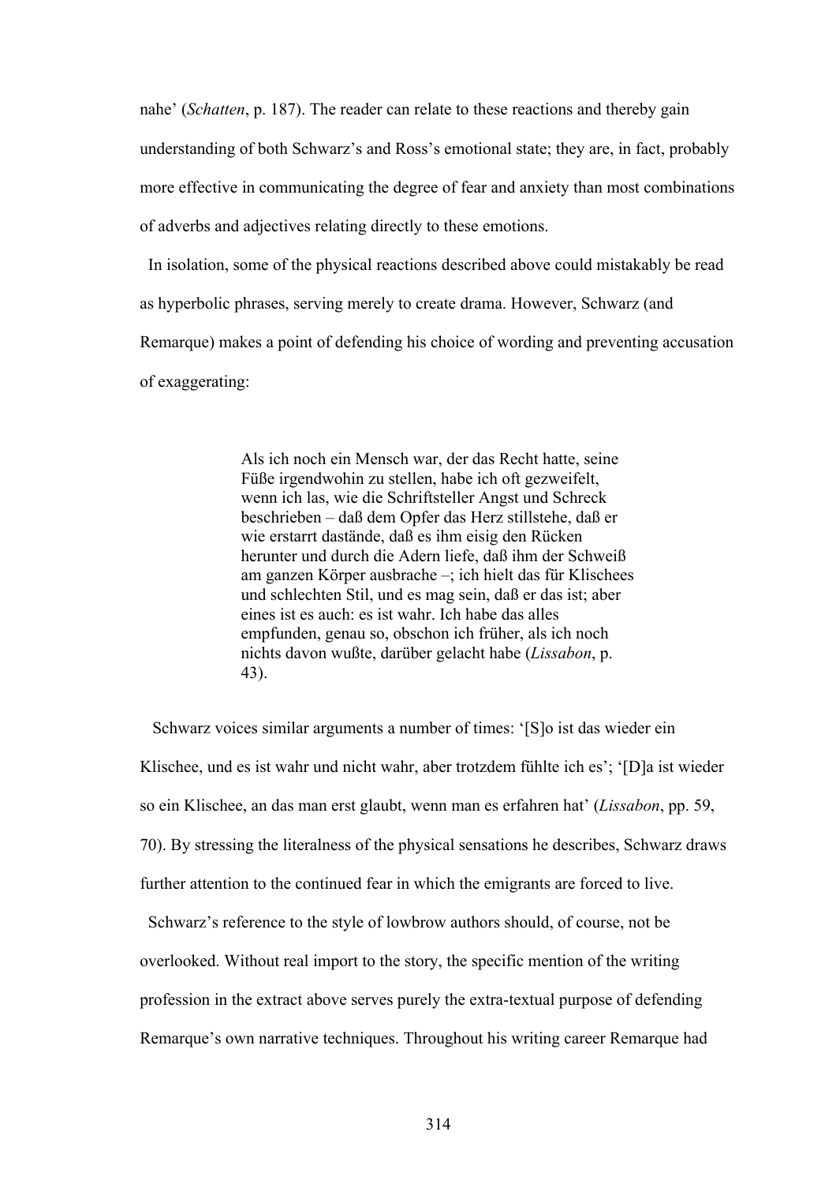nahe' (*Schatten*, p. 187). The reader can relate to these reactions and thereby gain understanding of both Schwarz's and Ross's emotional state; they are, in fact, probably more effective in communicating the degree of fear and anxiety than most combinations of adverbs and adjectives relating directly to these emotions.

In isolation, some of the physical reactions described above could mistakably be read as hyperbolic phrases, serving merely to create drama. However, Schwarz (and Remarque) makes a point of defending his choice of wording and preventing accusation of exaggerating:

> Als ich noch ein Mensch war, der das Recht hatte, seine Füße irgendwohin zu stellen, habe ich oft gezweifelt, wenn ich las, wie die Schriftsteller Angst und Schreck beschrieben – daß dem Opfer das Herz stillstehe, daß er wie erstarrt dastände, daß es ihm eisig den Rücken herunter und durch die Adern liefe, daß ihm der Schweiß am ganzen Körper ausbrache –; ich hielt das für Klischees und schlechten Stil, und es mag sein, daß er das ist; aber eines ist es auch: es ist wahr. Ich habe das alles empfunden, genau so, obschon ich früher, als ich noch nichts davon wußte, darüber gelacht habe (*Lissabon*, p. 43).

Schwarz voices similar arguments a number of times: '[S]o ist das wieder ein Klischee, und es ist wahr und nicht wahr, aber trotzdem fühlte ich es'; '[D]a ist wieder so ein Klischee, an das man erst glaubt, wenn man es erfahren hat' (*Lissabon*, pp. 59, 70). By stressing the literalness of the physical sensations he describes, Schwarz draws further attention to the continued fear in which the emigrants are forced to live.

Schwarz's reference to the style of lowbrow authors should, of course, not be overlooked. Without real import to the story, the specific mention of the writing profession in the extract above serves purely the extra-textual purpose of defending Remarque's own narrative techniques. Throughout his writing career Remarque had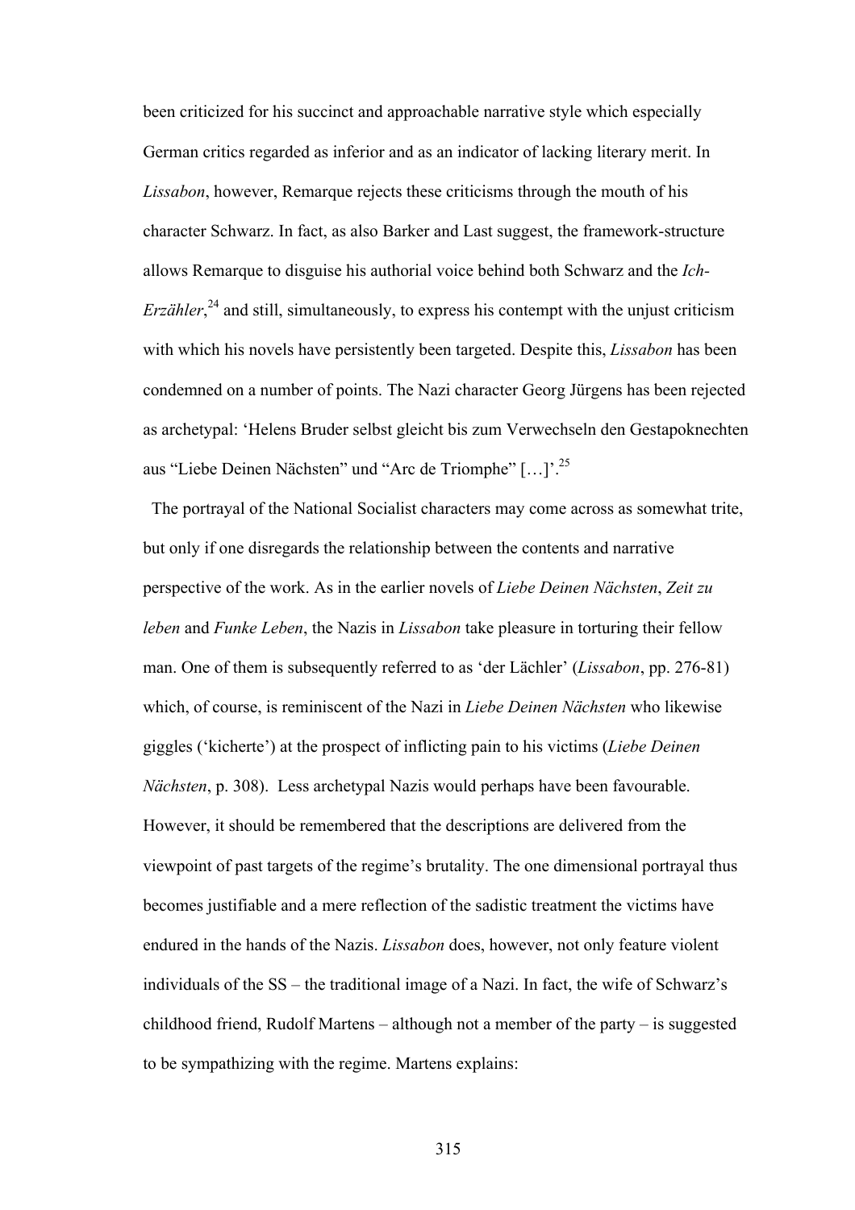been criticized for his succinct and approachable narrative style which especially German critics regarded as inferior and as an indicator of lacking literary merit. In *Lissabon*, however, Remarque rejects these criticisms through the mouth of his character Schwarz. In fact, as also Barker and Last suggest, the framework-structure allows Remarque to disguise his authorial voice behind both Schwarz and the *Ich-Erzähler*,[24] and still, simultaneously, to express his contempt with the unjust criticism with which his novels have persistently been targeted. Despite this, *Lissabon* has been condemned on a number of points. The Nazi character Georg Jürgens has been rejected as archetypal: 'Helens Bruder selbst gleicht bis zum Verwechseln den Gestapoknechten aus "Liebe Deinen Nächsten" und "Arc de Triomphe" […]'.[25]

The portrayal of the National Socialist characters may come across as somewhat trite, but only if one disregards the relationship between the contents and narrative perspective of the work. As in the earlier novels of *Liebe Deinen Nächsten*, *Zeit zu leben* and *Funke Leben*, the Nazis in *Lissabon* take pleasure in torturing their fellow man. One of them is subsequently referred to as 'der Lächler' (*Lissabon*, pp. 276-81) which, of course, is reminiscent of the Nazi in *Liebe Deinen Nächsten* who likewise giggles ('kicherte') at the prospect of inflicting pain to his victims (*Liebe Deinen Nächsten*, p. 308). Less archetypal Nazis would perhaps have been favourable. However, it should be remembered that the descriptions are delivered from the viewpoint of past targets of the regime's brutality. The one dimensional portrayal thus becomes justifiable and a mere reflection of the sadistic treatment the victims have endured in the hands of the Nazis. *Lissabon* does, however, not only feature violent individuals of the SS – the traditional image of a Nazi. In fact, the wife of Schwarz's childhood friend, Rudolf Martens – although not a member of the party – is suggested to be sympathizing with the regime. Martens explains: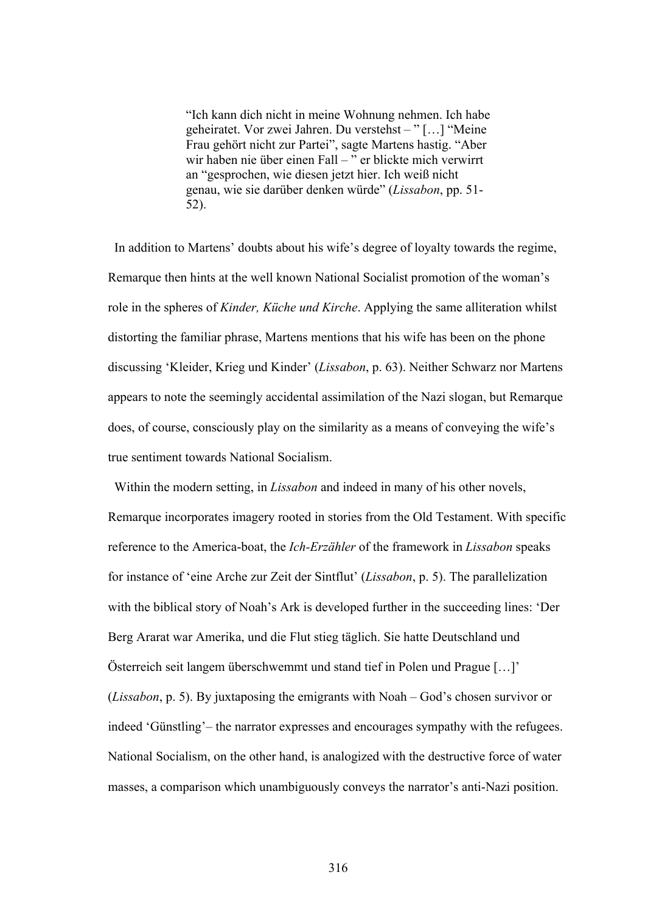> "Ich kann dich nicht in meine Wohnung nehmen. Ich habe geheiratet. Vor zwei Jahren. Du verstehst – " […] "Meine Frau gehört nicht zur Partei", sagte Martens hastig. "Aber wir haben nie über einen Fall – " er blickte mich verwirrt an "gesprochen, wie diesen jetzt hier. Ich weiß nicht genau, wie sie darüber denken würde" (*Lissabon*, pp. 51-52).

In addition to Martens' doubts about his wife's degree of loyalty towards the regime, Remarque then hints at the well known National Socialist promotion of the woman's role in the spheres of *Kinder, Küche und Kirche*. Applying the same alliteration whilst distorting the familiar phrase, Martens mentions that his wife has been on the phone discussing 'Kleider, Krieg und Kinder' (*Lissabon*, p. 63). Neither Schwarz nor Martens appears to note the seemingly accidental assimilation of the Nazi slogan, but Remarque does, of course, consciously play on the similarity as a means of conveying the wife's true sentiment towards National Socialism.

Within the modern setting, in *Lissabon* and indeed in many of his other novels, Remarque incorporates imagery rooted in stories from the Old Testament. With specific reference to the America-boat, the *Ich-Erzähler* of the framework in *Lissabon* speaks for instance of 'eine Arche zur Zeit der Sintflut' (*Lissabon*, p. 5). The parallelization with the biblical story of Noah's Ark is developed further in the succeeding lines: 'Der Berg Ararat war Amerika, und die Flut stieg täglich. Sie hatte Deutschland und Österreich seit langem überschwemmt und stand tief in Polen und Prague […]' (*Lissabon*, p. 5). By juxtaposing the emigrants with Noah – God's chosen survivor or indeed 'Günstling'– the narrator expresses and encourages sympathy with the refugees. National Socialism, on the other hand, is analogized with the destructive force of water masses, a comparison which unambiguously conveys the narrator's anti-Nazi position.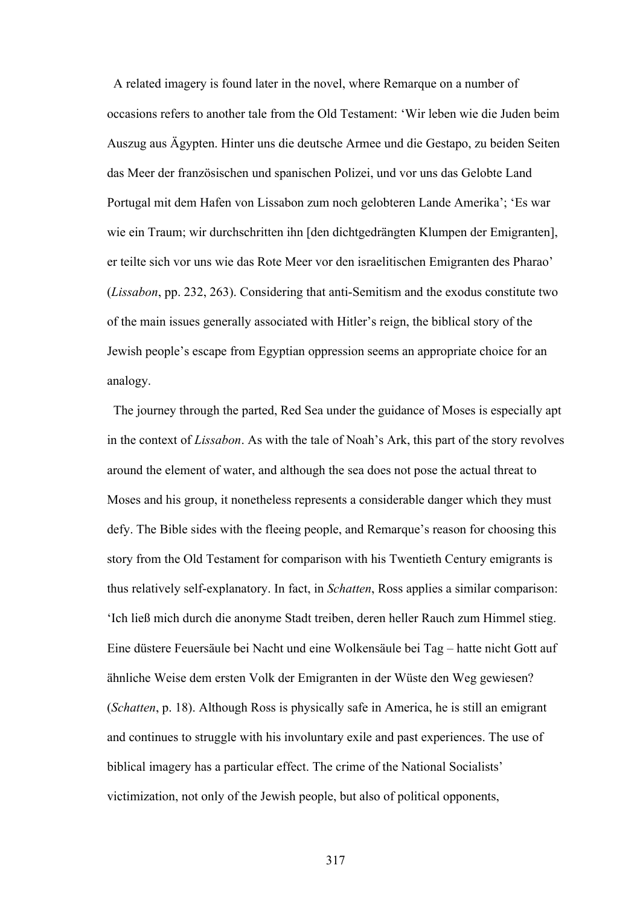A related imagery is found later in the novel, where Remarque on a number of occasions refers to another tale from the Old Testament: 'Wir leben wie die Juden beim Auszug aus Ägypten. Hinter uns die deutsche Armee und die Gestapo, zu beiden Seiten das Meer der französischen und spanischen Polizei, und vor uns das Gelobte Land Portugal mit dem Hafen von Lissabon zum noch gelobteren Lande Amerika'; 'Es war wie ein Traum; wir durchschritten ihn [den dichtgedrängten Klumpen der Emigranten], er teilte sich vor uns wie das Rote Meer vor den israelitischen Emigranten des Pharao' (*Lissabon*, pp. 232, 263). Considering that anti-Semitism and the exodus constitute two of the main issues generally associated with Hitler's reign, the biblical story of the Jewish people's escape from Egyptian oppression seems an appropriate choice for an analogy.

The journey through the parted, Red Sea under the guidance of Moses is especially apt in the context of *Lissabon*. As with the tale of Noah's Ark, this part of the story revolves around the element of water, and although the sea does not pose the actual threat to Moses and his group, it nonetheless represents a considerable danger which they must defy. The Bible sides with the fleeing people, and Remarque's reason for choosing this story from the Old Testament for comparison with his Twentieth Century emigrants is thus relatively self-explanatory. In fact, in *Schatten*, Ross applies a similar comparison: 'Ich ließ mich durch die anonyme Stadt treiben, deren heller Rauch zum Himmel stieg. Eine düstere Feuersäule bei Nacht und eine Wolkensäule bei Tag – hatte nicht Gott auf ähnliche Weise dem ersten Volk der Emigranten in der Wüste den Weg gewiesen? (*Schatten*, p. 18). Although Ross is physically safe in America, he is still an emigrant and continues to struggle with his involuntary exile and past experiences. The use of biblical imagery has a particular effect. The crime of the National Socialists' victimization, not only of the Jewish people, but also of political opponents,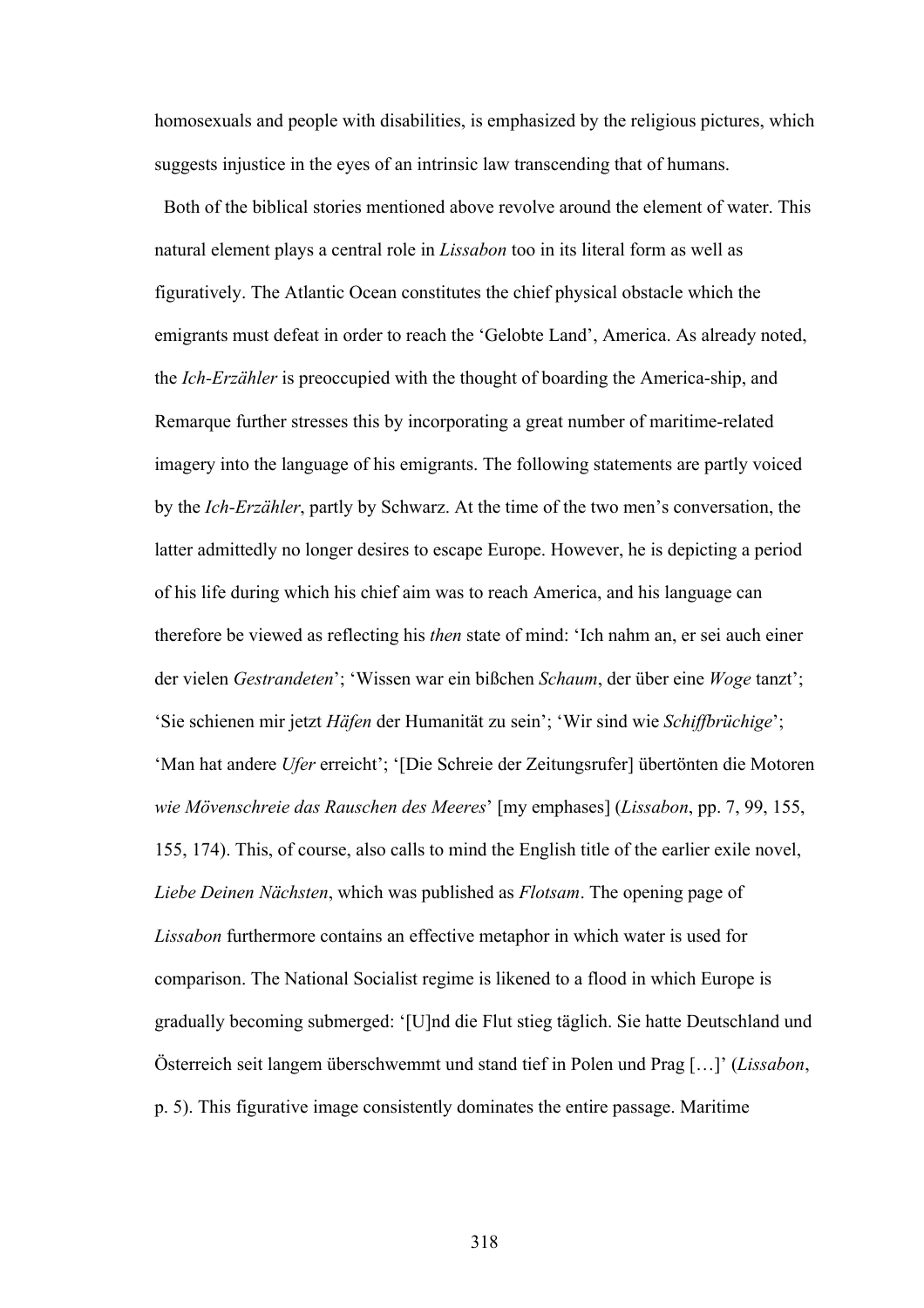homosexuals and people with disabilities, is emphasized by the religious pictures, which suggests injustice in the eyes of an intrinsic law transcending that of humans.

Both of the biblical stories mentioned above revolve around the element of water. This natural element plays a central role in *Lissabon* too in its literal form as well as figuratively. The Atlantic Ocean constitutes the chief physical obstacle which the emigrants must defeat in order to reach the 'Gelobte Land', America. As already noted, the *Ich-Erzähler* is preoccupied with the thought of boarding the America-ship, and Remarque further stresses this by incorporating a great number of maritime-related imagery into the language of his emigrants. The following statements are partly voiced by the *Ich-Erzähler*, partly by Schwarz. At the time of the two men's conversation, the latter admittedly no longer desires to escape Europe. However, he is depicting a period of his life during which his chief aim was to reach America, and his language can therefore be viewed as reflecting his *then* state of mind: 'Ich nahm an, er sei auch einer der vielen *Gestrandeten*'; 'Wissen war ein bißchen *Schaum*, der über eine *Woge* tanzt'; 'Sie schienen mir jetzt *Häfen* der Humanität zu sein'; 'Wir sind wie *Schiffbrüchige*'; 'Man hat andere *Ufer* erreicht'; '[Die Schreie der Zeitungsrufer] übertönten die Motoren *wie Mövenschreie das Rauschen des Meeres*' [my emphases] (*Lissabon*, pp. 7, 99, 155, 155, 174). This, of course, also calls to mind the English title of the earlier exile novel, *Liebe Deinen Nächsten*, which was published as *Flotsam*. The opening page of *Lissabon* furthermore contains an effective metaphor in which water is used for comparison. The National Socialist regime is likened to a flood in which Europe is gradually becoming submerged: '[U]nd die Flut stieg täglich. Sie hatte Deutschland und Österreich seit langem überschwemmt und stand tief in Polen und Prag […]' (*Lissabon*, p. 5). This figurative image consistently dominates the entire passage. Maritime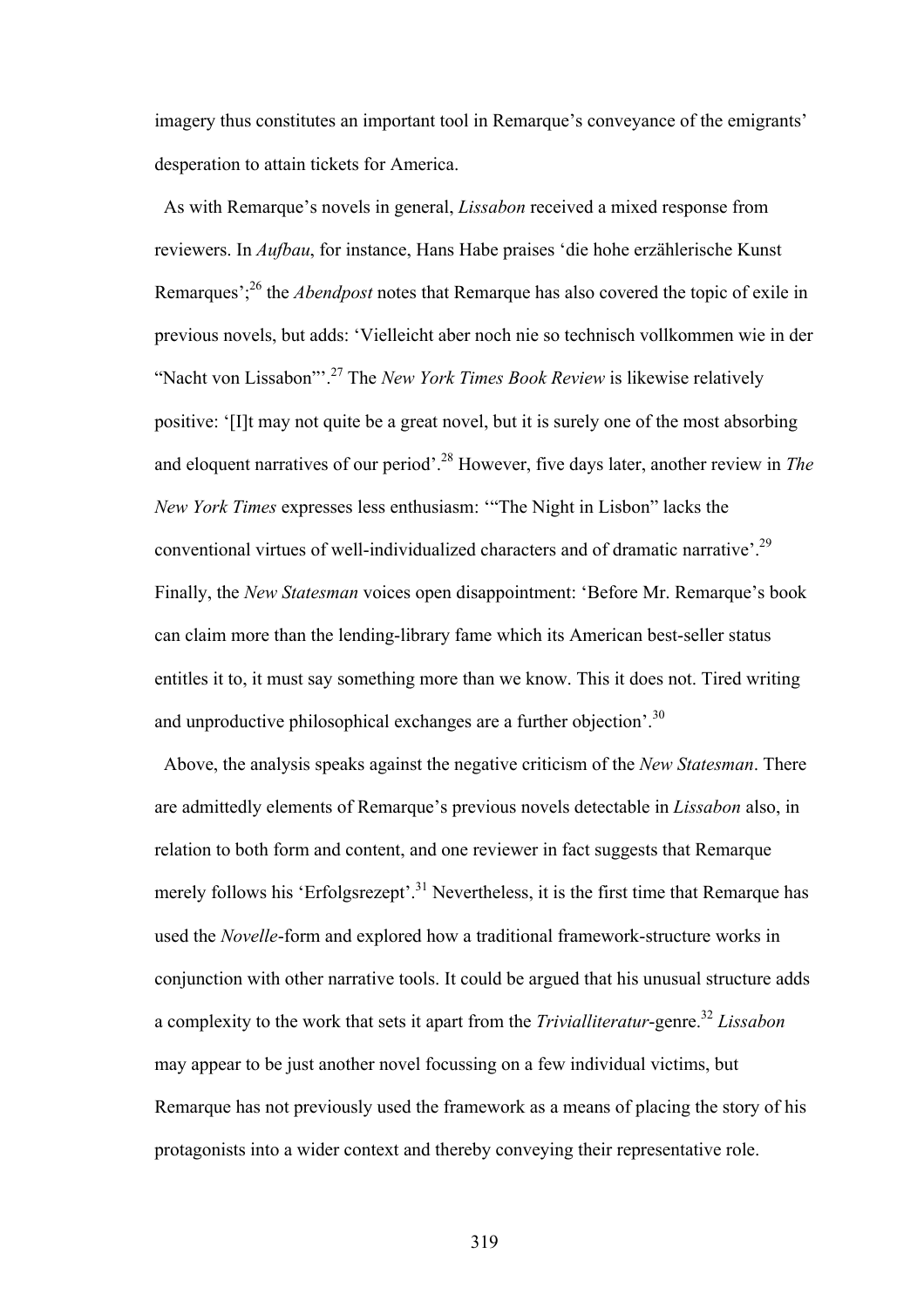imagery thus constitutes an important tool in Remarque's conveyance of the emigrants' desperation to attain tickets for America.

As with Remarque's novels in general, *Lissabon* received a mixed response from reviewers. In *Aufbau*, for instance, Hans Habe praises 'die hohe erzählerische Kunst Remarques';[26] the *Abendpost* notes that Remarque has also covered the topic of exile in previous novels, but adds: 'Vielleicht aber noch nie so technisch vollkommen wie in der "Nacht von Lissabon"'.[27] The *New York Times Book Review* is likewise relatively positive: '[I]t may not quite be a great novel, but it is surely one of the most absorbing and eloquent narratives of our period'.[28] However, five days later, another review in *The New York Times* expresses less enthusiasm: '"The Night in Lisbon" lacks the conventional virtues of well-individualized characters and of dramatic narrative'.[29] Finally, the *New Statesman* voices open disappointment: 'Before Mr. Remarque's book can claim more than the lending-library fame which its American best-seller status entitles it to, it must say something more than we know. This it does not. Tired writing and unproductive philosophical exchanges are a further objection'.[30]

Above, the analysis speaks against the negative criticism of the *New Statesman*. There are admittedly elements of Remarque's previous novels detectable in *Lissabon* also, in relation to both form and content, and one reviewer in fact suggests that Remarque merely follows his 'Erfolgsrezept'.[31] Nevertheless, it is the first time that Remarque has used the *Novelle*-form and explored how a traditional framework-structure works in conjunction with other narrative tools. It could be argued that his unusual structure adds a complexity to the work that sets it apart from the *Trivialliteratur*-genre.[32] *Lissabon* may appear to be just another novel focussing on a few individual victims, but Remarque has not previously used the framework as a means of placing the story of his protagonists into a wider context and thereby conveying their representative role.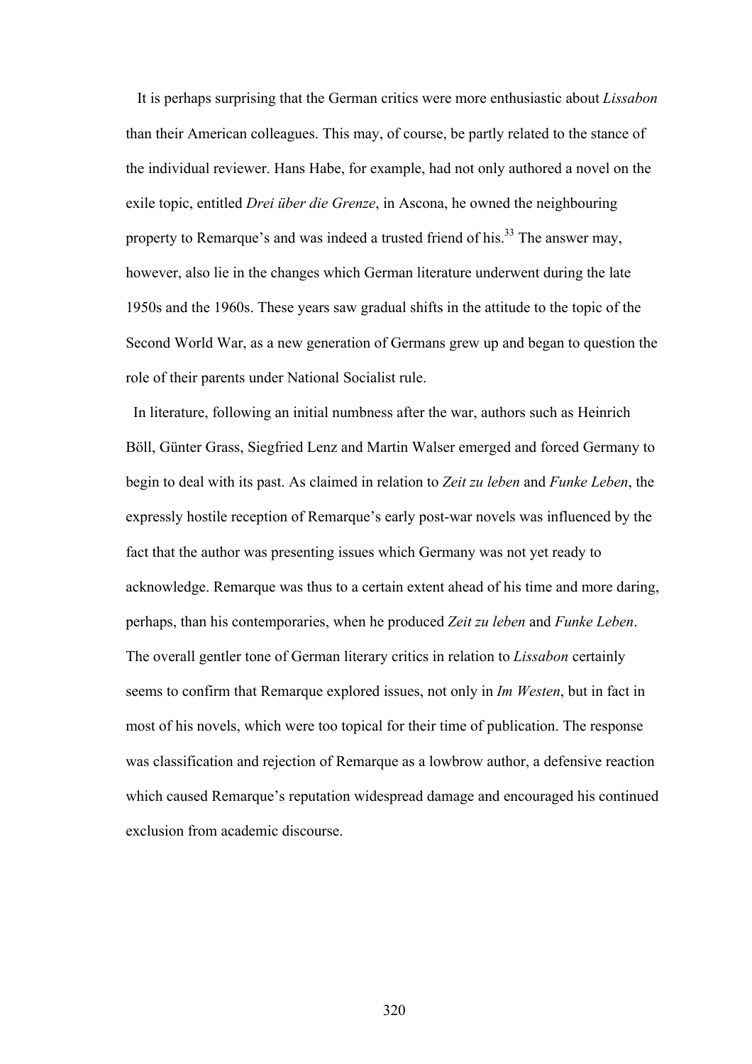It is perhaps surprising that the German critics were more enthusiastic about *Lissabon* than their American colleagues. This may, of course, be partly related to the stance of the individual reviewer. Hans Habe, for example, had not only authored a novel on the exile topic, entitled *Drei über die Grenze*, in Ascona, he owned the neighbouring property to Remarque's and was indeed a trusted friend of his.[33] The answer may, however, also lie in the changes which German literature underwent during the late 1950s and the 1960s. These years saw gradual shifts in the attitude to the topic of the Second World War, as a new generation of Germans grew up and began to question the role of their parents under National Socialist rule.

In literature, following an initial numbness after the war, authors such as Heinrich Böll, Günter Grass, Siegfried Lenz and Martin Walser emerged and forced Germany to begin to deal with its past. As claimed in relation to *Zeit zu leben* and *Funke Leben*, the expressly hostile reception of Remarque's early post-war novels was influenced by the fact that the author was presenting issues which Germany was not yet ready to acknowledge. Remarque was thus to a certain extent ahead of his time and more daring, perhaps, than his contemporaries, when he produced *Zeit zu leben* and *Funke Leben*. The overall gentler tone of German literary critics in relation to *Lissabon* certainly seems to confirm that Remarque explored issues, not only in *Im Westen*, but in fact in most of his novels, which were too topical for their time of publication. The response was classification and rejection of Remarque as a lowbrow author, a defensive reaction which caused Remarque's reputation widespread damage and encouraged his continued exclusion from academic discourse.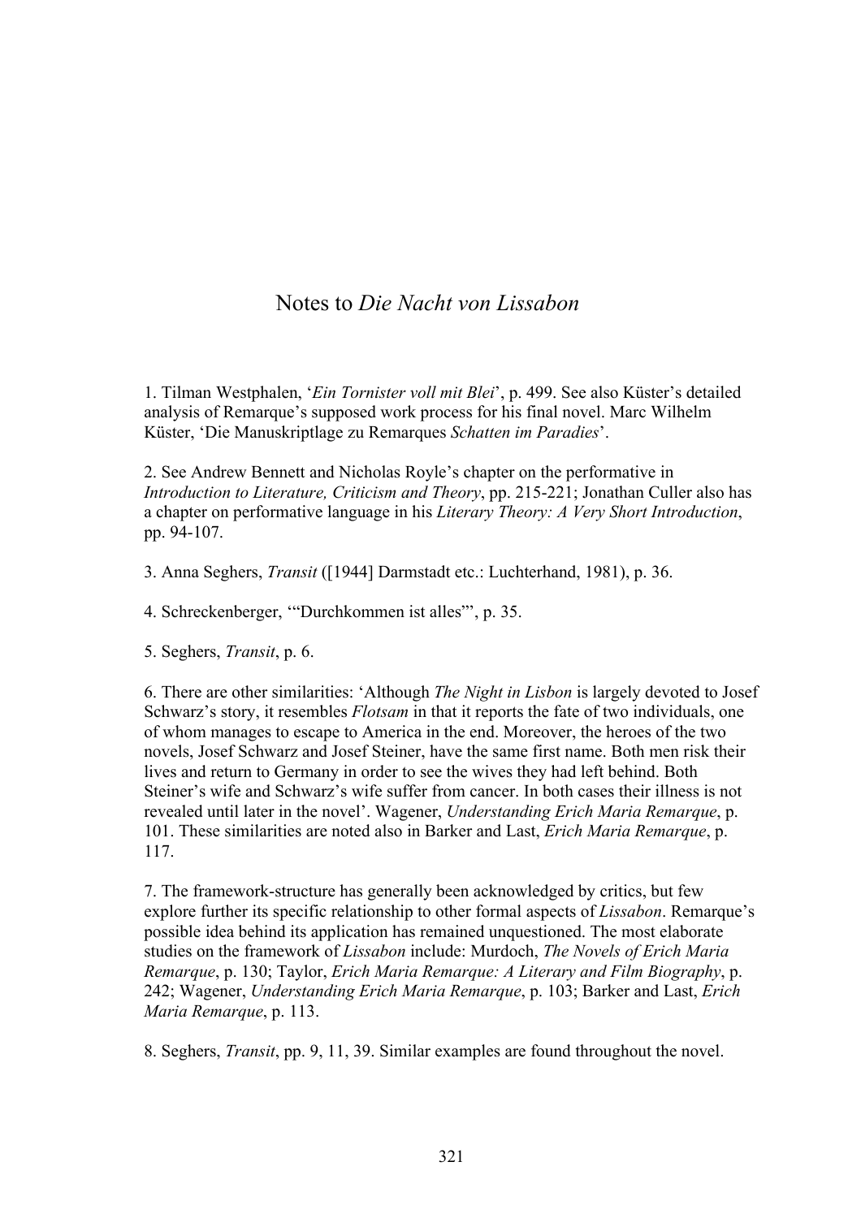# Notes to *Die Nacht von Lissabon*

1. Tilman Westphalen, '*Ein Tornister voll mit Blei*', p. 499. See also Küster's detailed analysis of Remarque's supposed work process for his final novel. Marc Wilhelm Küster, 'Die Manuskriptlage zu Remarques *Schatten im Paradies*'.

2. See Andrew Bennett and Nicholas Royle's chapter on the performative in *Introduction to Literature, Criticism and Theory*, pp. 215-221; Jonathan Culler also has a chapter on performative language in his *Literary Theory: A Very Short Introduction*, pp. 94-107.

3. Anna Seghers, *Transit* ([1944] Darmstadt etc.: Luchterhand, 1981), p. 36.

4. Schreckenberger, '"Durchkommen ist alles"', p. 35.

5. Seghers, *Transit*, p. 6.

6. There are other similarities: 'Although *The Night in Lisbon* is largely devoted to Josef Schwarz's story, it resembles *Flotsam* in that it reports the fate of two individuals, one of whom manages to escape to America in the end. Moreover, the heroes of the two novels, Josef Schwarz and Josef Steiner, have the same first name. Both men risk their lives and return to Germany in order to see the wives they had left behind. Both Steiner's wife and Schwarz's wife suffer from cancer. In both cases their illness is not revealed until later in the novel'. Wagener, *Understanding Erich Maria Remarque*, p. 101. These similarities are noted also in Barker and Last, *Erich Maria Remarque*, p. 117.

7. The framework-structure has generally been acknowledged by critics, but few explore further its specific relationship to other formal aspects of *Lissabon*. Remarque's possible idea behind its application has remained unquestioned. The most elaborate studies on the framework of *Lissabon* include: Murdoch, *The Novels of Erich Maria Remarque*, p. 130; Taylor, *Erich Maria Remarque: A Literary and Film Biography*, p. 242; Wagener, *Understanding Erich Maria Remarque*, p. 103; Barker and Last, *Erich Maria Remarque*, p. 113.

8. Seghers, *Transit*, pp. 9, 11, 39. Similar examples are found throughout the novel.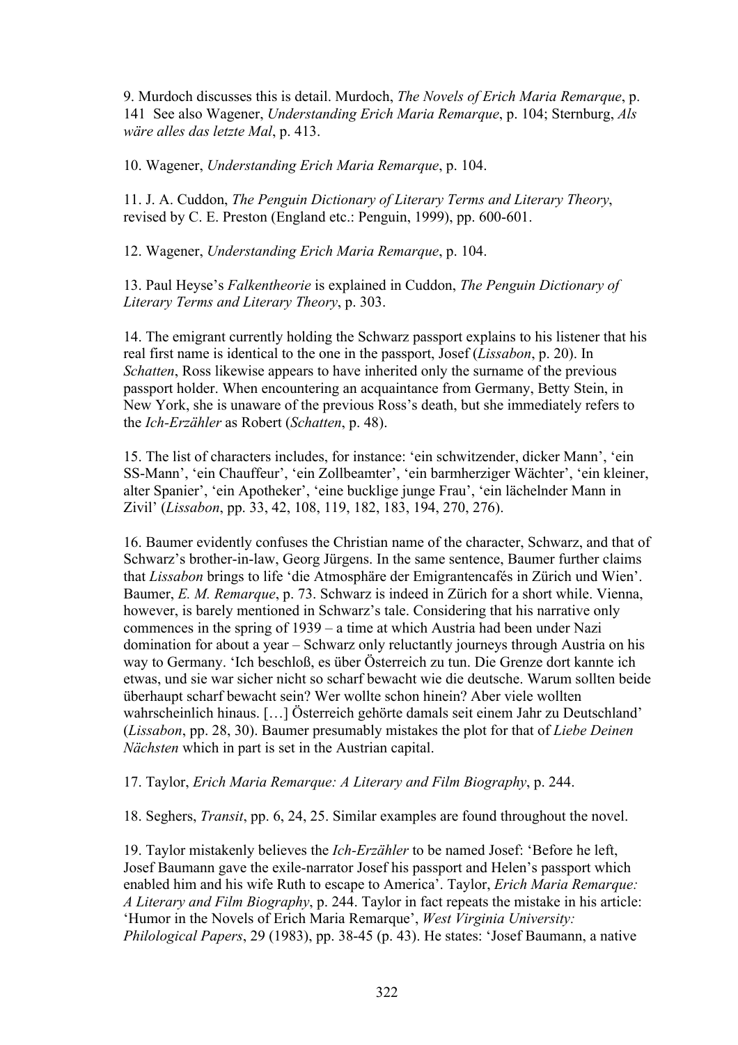9. Murdoch discusses this is detail. Murdoch, *The Novels of Erich Maria Remarque*, p. 141 See also Wagener, *Understanding Erich Maria Remarque*, p. 104; Sternburg, *Als wäre alles das letzte Mal*, p. 413.

10. Wagener, *Understanding Erich Maria Remarque*, p. 104.

11. J. A. Cuddon, *The Penguin Dictionary of Literary Terms and Literary Theory*, revised by C. E. Preston (England etc.: Penguin, 1999), pp. 600-601.

12. Wagener, *Understanding Erich Maria Remarque*, p. 104.

13. Paul Heyse's *Falkentheorie* is explained in Cuddon, *The Penguin Dictionary of Literary Terms and Literary Theory*, p. 303.

14. The emigrant currently holding the Schwarz passport explains to his listener that his real first name is identical to the one in the passport, Josef (*Lissabon*, p. 20). In *Schatten*, Ross likewise appears to have inherited only the surname of the previous passport holder. When encountering an acquaintance from Germany, Betty Stein, in New York, she is unaware of the previous Ross's death, but she immediately refers to the *Ich-Erzähler* as Robert (*Schatten*, p. 48).

15. The list of characters includes, for instance: 'ein schwitzender, dicker Mann', 'ein SS-Mann', 'ein Chauffeur', 'ein Zollbeamter', 'ein barmherziger Wächter', 'ein kleiner, alter Spanier', 'ein Apotheker', 'eine bucklige junge Frau', 'ein lächelnder Mann in Zivil' (*Lissabon*, pp. 33, 42, 108, 119, 182, 183, 194, 270, 276).

16. Baumer evidently confuses the Christian name of the character, Schwarz, and that of Schwarz's brother-in-law, Georg Jürgens. In the same sentence, Baumer further claims that *Lissabon* brings to life 'die Atmosphäre der Emigrantencafés in Zürich und Wien'. Baumer, *E. M. Remarque*, p. 73. Schwarz is indeed in Zürich for a short while. Vienna, however, is barely mentioned in Schwarz's tale. Considering that his narrative only commences in the spring of 1939 – a time at which Austria had been under Nazi domination for about a year – Schwarz only reluctantly journeys through Austria on his way to Germany. 'Ich beschloß, es über Österreich zu tun. Die Grenze dort kannte ich etwas, und sie war sicher nicht so scharf bewacht wie die deutsche. Warum sollten beide überhaupt scharf bewacht sein? Wer wollte schon hinein? Aber viele wollten wahrscheinlich hinaus. […] Österreich gehörte damals seit einem Jahr zu Deutschland' (*Lissabon*, pp. 28, 30). Baumer presumably mistakes the plot for that of *Liebe Deinen Nächsten* which in part is set in the Austrian capital.

17. Taylor, *Erich Maria Remarque: A Literary and Film Biography*, p. 244.

18. Seghers, *Transit*, pp. 6, 24, 25. Similar examples are found throughout the novel.

19. Taylor mistakenly believes the *Ich-Erzähler* to be named Josef: 'Before he left, Josef Baumann gave the exile-narrator Josef his passport and Helen's passport which enabled him and his wife Ruth to escape to America'. Taylor, *Erich Maria Remarque: A Literary and Film Biography*, p. 244. Taylor in fact repeats the mistake in his article: 'Humor in the Novels of Erich Maria Remarque', *West Virginia University: Philological Papers*, 29 (1983), pp. 38-45 (p. 43). He states: 'Josef Baumann, a native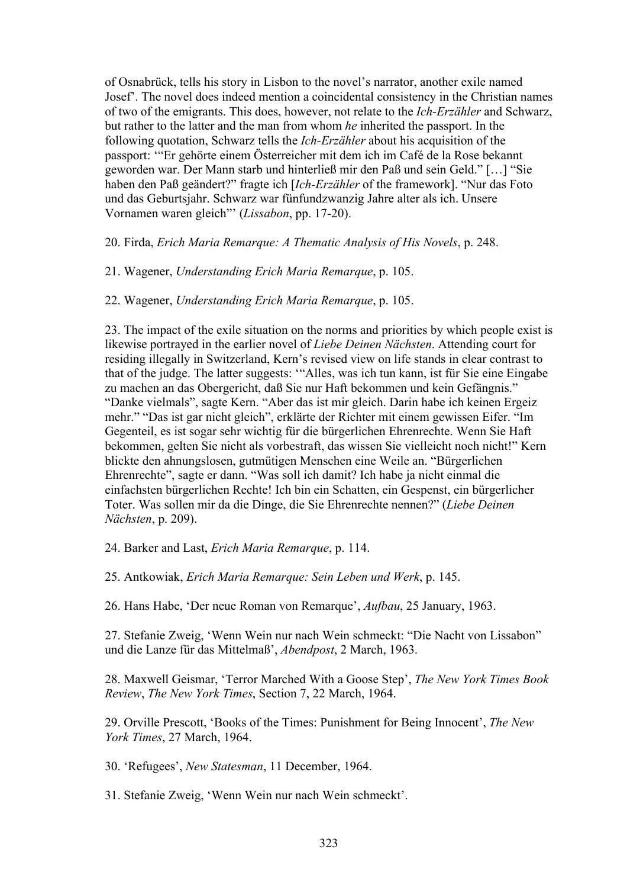of Osnabrück, tells his story in Lisbon to the novel's narrator, another exile named Josef'. The novel does indeed mention a coincidental consistency in the Christian names of two of the emigrants. This does, however, not relate to the *Ich-Erzähler* and Schwarz, but rather to the latter and the man from whom *he* inherited the passport. In the following quotation, Schwarz tells the *Ich-Erzähler* about his acquisition of the passport: '"Er gehörte einem Österreicher mit dem ich im Café de la Rose bekannt geworden war. Der Mann starb und hinterließ mir den Paß und sein Geld." […] "Sie haben den Paß geändert?" fragte ich [*Ich-Erzähler* of the framework]. "Nur das Foto und das Geburtsjahr. Schwarz war fünfundzwanzig Jahre alter als ich. Unsere Vornamen waren gleich"' (*Lissabon*, pp. 17-20).

20. Firda, *Erich Maria Remarque: A Thematic Analysis of His Novels*, p. 248.

21. Wagener, *Understanding Erich Maria Remarque*, p. 105.

22. Wagener, *Understanding Erich Maria Remarque*, p. 105.

23. The impact of the exile situation on the norms and priorities by which people exist is likewise portrayed in the earlier novel of *Liebe Deinen Nächsten*. Attending court for residing illegally in Switzerland, Kern's revised view on life stands in clear contrast to that of the judge. The latter suggests: '"Alles, was ich tun kann, ist für Sie eine Eingabe zu machen an das Obergericht, daß Sie nur Haft bekommen und kein Gefängnis." "Danke vielmals", sagte Kern. "Aber das ist mir gleich. Darin habe ich keinen Ergeiz mehr." "Das ist gar nicht gleich", erklärte der Richter mit einem gewissen Eifer. "Im Gegenteil, es ist sogar sehr wichtig für die bürgerlichen Ehrenrechte. Wenn Sie Haft bekommen, gelten Sie nicht als vorbestraft, das wissen Sie vielleicht noch nicht!" Kern blickte den ahnungslosen, gutmütigen Menschen eine Weile an. "Bürgerlichen Ehrenrechte", sagte er dann. "Was soll ich damit? Ich habe ja nicht einmal die einfachsten bürgerlichen Rechte! Ich bin ein Schatten, ein Gespenst, ein bürgerlicher Toter. Was sollen mir da die Dinge, die Sie Ehrenrechte nennen?" (*Liebe Deinen Nächsten*, p. 209).

24. Barker and Last, *Erich Maria Remarque*, p. 114.

25. Antkowiak, *Erich Maria Remarque: Sein Leben und Werk*, p. 145.

26. Hans Habe, 'Der neue Roman von Remarque', *Aufbau*, 25 January, 1963.

27. Stefanie Zweig, 'Wenn Wein nur nach Wein schmeckt: "Die Nacht von Lissabon" und die Lanze für das Mittelmaß', *Abendpost*, 2 March, 1963.

28. Maxwell Geismar, 'Terror Marched With a Goose Step', *The New York Times Book Review*, *The New York Times*, Section 7, 22 March, 1964.

29. Orville Prescott, 'Books of the Times: Punishment for Being Innocent', *The New York Times*, 27 March, 1964.

30. 'Refugees', *New Statesman*, 11 December, 1964.

31. Stefanie Zweig, 'Wenn Wein nur nach Wein schmeckt'.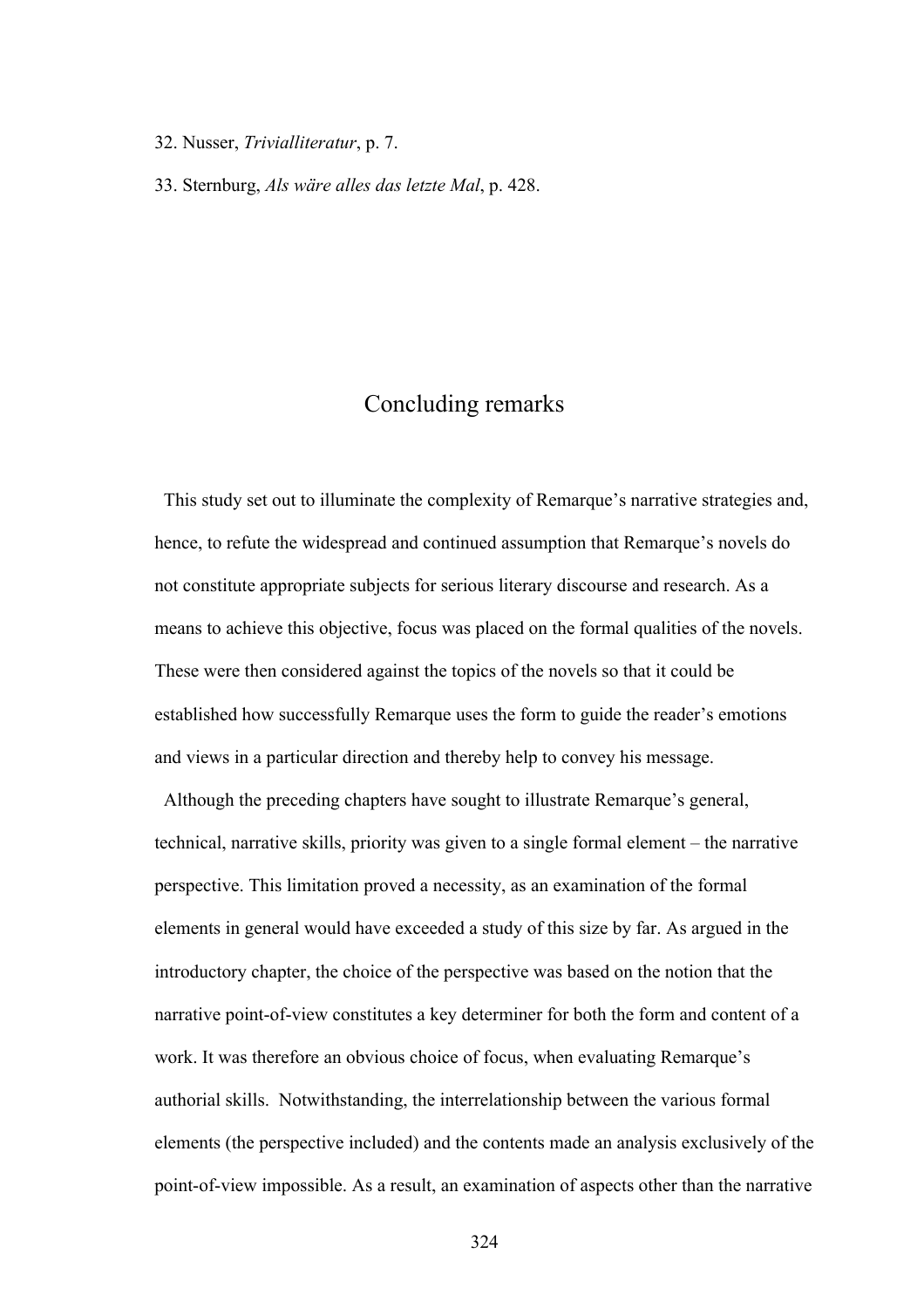32. Nusser, *Trivialliteratur*, p. 7.

33. Sternburg, *Als wäre alles das letzte Mal*, p. 428.

# Concluding remarks

This study set out to illuminate the complexity of Remarque's narrative strategies and, hence, to refute the widespread and continued assumption that Remarque's novels do not constitute appropriate subjects for serious literary discourse and research. As a means to achieve this objective, focus was placed on the formal qualities of the novels. These were then considered against the topics of the novels so that it could be established how successfully Remarque uses the form to guide the reader's emotions and views in a particular direction and thereby help to convey his message.

Although the preceding chapters have sought to illustrate Remarque's general, technical, narrative skills, priority was given to a single formal element – the narrative perspective. This limitation proved a necessity, as an examination of the formal elements in general would have exceeded a study of this size by far. As argued in the introductory chapter, the choice of the perspective was based on the notion that the narrative point-of-view constitutes a key determiner for both the form and content of a work. It was therefore an obvious choice of focus, when evaluating Remarque's authorial skills. Notwithstanding, the interrelationship between the various formal elements (the perspective included) and the contents made an analysis exclusively of the point-of-view impossible. As a result, an examination of aspects other than the narrative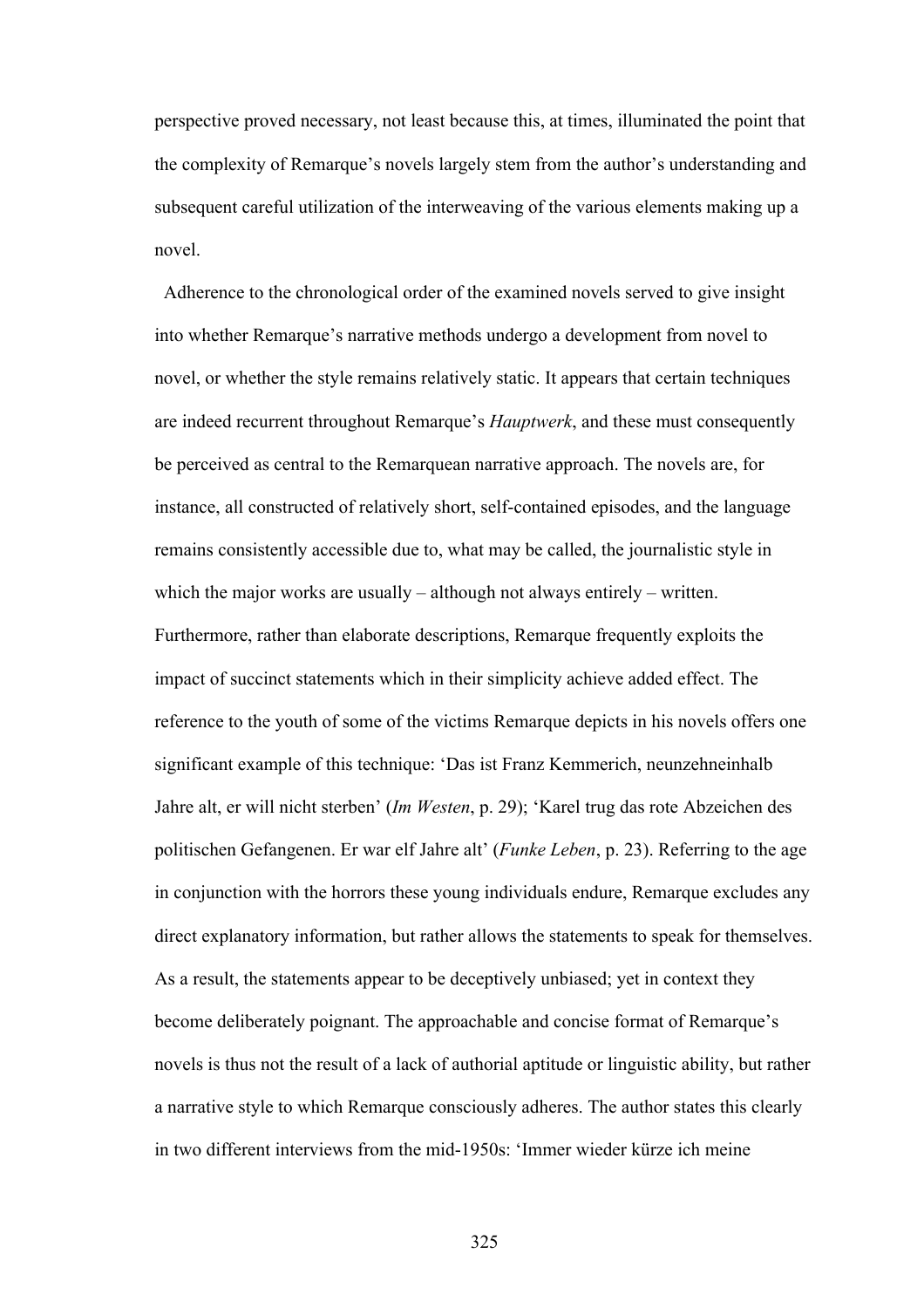perspective proved necessary, not least because this, at times, illuminated the point that the complexity of Remarque's novels largely stem from the author's understanding and subsequent careful utilization of the interweaving of the various elements making up a novel.

Adherence to the chronological order of the examined novels served to give insight into whether Remarque's narrative methods undergo a development from novel to novel, or whether the style remains relatively static. It appears that certain techniques are indeed recurrent throughout Remarque's *Hauptwerk*, and these must consequently be perceived as central to the Remarquean narrative approach. The novels are, for instance, all constructed of relatively short, self-contained episodes, and the language remains consistently accessible due to, what may be called, the journalistic style in which the major works are usually – although not always entirely – written. Furthermore, rather than elaborate descriptions, Remarque frequently exploits the impact of succinct statements which in their simplicity achieve added effect. The reference to the youth of some of the victims Remarque depicts in his novels offers one significant example of this technique: 'Das ist Franz Kemmerich, neunzehneinhalb Jahre alt, er will nicht sterben' (*Im Westen*, p. 29); 'Karel trug das rote Abzeichen des politischen Gefangenen. Er war elf Jahre alt' (*Funke Leben*, p. 23). Referring to the age in conjunction with the horrors these young individuals endure, Remarque excludes any direct explanatory information, but rather allows the statements to speak for themselves. As a result, the statements appear to be deceptively unbiased; yet in context they become deliberately poignant. The approachable and concise format of Remarque's novels is thus not the result of a lack of authorial aptitude or linguistic ability, but rather a narrative style to which Remarque consciously adheres. The author states this clearly in two different interviews from the mid-1950s: 'Immer wieder kürze ich meine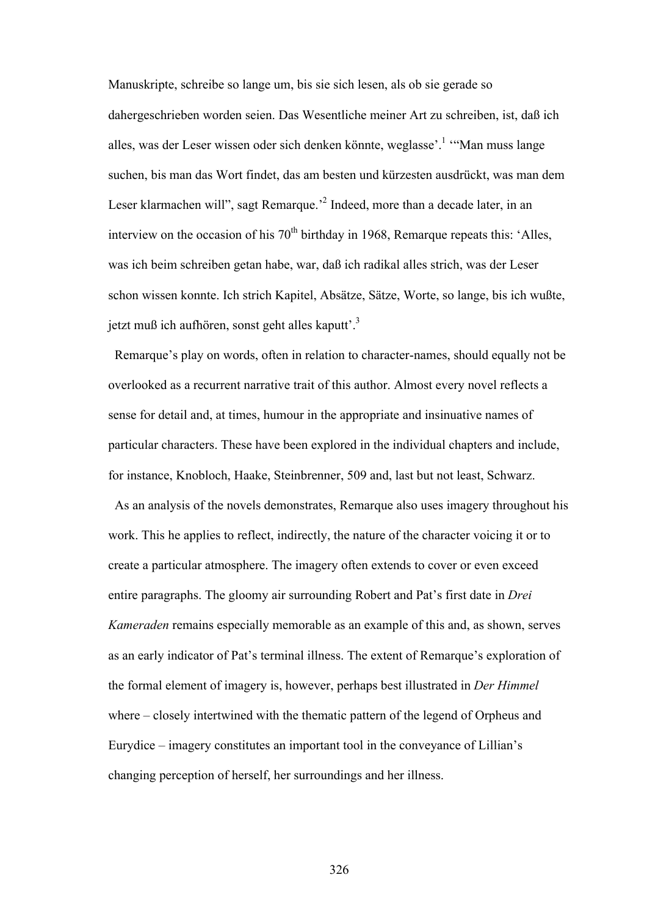Manuskripte, schreibe so lange um, bis sie sich lesen, als ob sie gerade so dahergeschrieben worden seien. Das Wesentliche meiner Art zu schreiben, ist, daß ich alles, was der Leser wissen oder sich denken könnte, weglasse'.[1] '"Man muss lange suchen, bis man das Wort findet, das am besten und kürzesten ausdrückt, was man dem Leser klarmachen will", sagt Remarque.'[2] Indeed, more than a decade later, in an interview on the occasion of his 70th birthday in 1968, Remarque repeats this: 'Alles, was ich beim schreiben getan habe, war, daß ich radikal alles strich, was der Leser schon wissen konnte. Ich strich Kapitel, Absätze, Sätze, Worte, so lange, bis ich wußte, jetzt muß ich aufhören, sonst geht alles kaputt'.[3]

Remarque's play on words, often in relation to character-names, should equally not be overlooked as a recurrent narrative trait of this author. Almost every novel reflects a sense for detail and, at times, humour in the appropriate and insinuative names of particular characters. These have been explored in the individual chapters and include, for instance, Knobloch, Haake, Steinbrenner, 509 and, last but not least, Schwarz.

As an analysis of the novels demonstrates, Remarque also uses imagery throughout his work. This he applies to reflect, indirectly, the nature of the character voicing it or to create a particular atmosphere. The imagery often extends to cover or even exceed entire paragraphs. The gloomy air surrounding Robert and Pat's first date in *Drei Kameraden* remains especially memorable as an example of this and, as shown, serves as an early indicator of Pat's terminal illness. The extent of Remarque's exploration of the formal element of imagery is, however, perhaps best illustrated in *Der Himmel* where – closely intertwined with the thematic pattern of the legend of Orpheus and Eurydice – imagery constitutes an important tool in the conveyance of Lillian's changing perception of herself, her surroundings and her illness.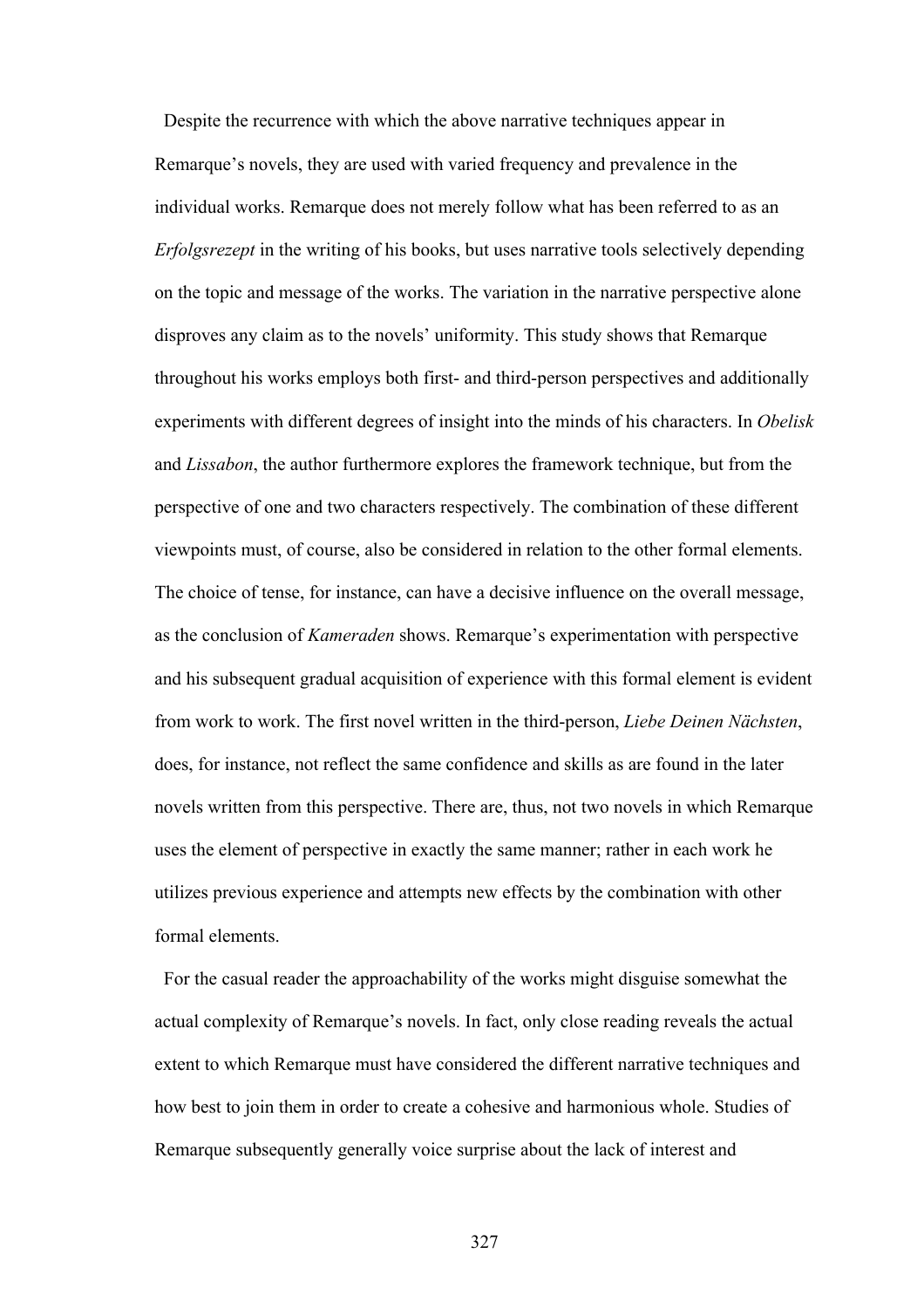Despite the recurrence with which the above narrative techniques appear in Remarque's novels, they are used with varied frequency and prevalence in the individual works. Remarque does not merely follow what has been referred to as an *Erfolgsrezept* in the writing of his books, but uses narrative tools selectively depending on the topic and message of the works. The variation in the narrative perspective alone disproves any claim as to the novels' uniformity. This study shows that Remarque throughout his works employs both first- and third-person perspectives and additionally experiments with different degrees of insight into the minds of his characters. In *Obelisk* and *Lissabon*, the author furthermore explores the framework technique, but from the perspective of one and two characters respectively. The combination of these different viewpoints must, of course, also be considered in relation to the other formal elements. The choice of tense, for instance, can have a decisive influence on the overall message, as the conclusion of *Kameraden* shows. Remarque's experimentation with perspective and his subsequent gradual acquisition of experience with this formal element is evident from work to work. The first novel written in the third-person, *Liebe Deinen Nächsten*, does, for instance, not reflect the same confidence and skills as are found in the later novels written from this perspective. There are, thus, not two novels in which Remarque uses the element of perspective in exactly the same manner; rather in each work he utilizes previous experience and attempts new effects by the combination with other formal elements.

For the casual reader the approachability of the works might disguise somewhat the actual complexity of Remarque's novels. In fact, only close reading reveals the actual extent to which Remarque must have considered the different narrative techniques and how best to join them in order to create a cohesive and harmonious whole. Studies of Remarque subsequently generally voice surprise about the lack of interest and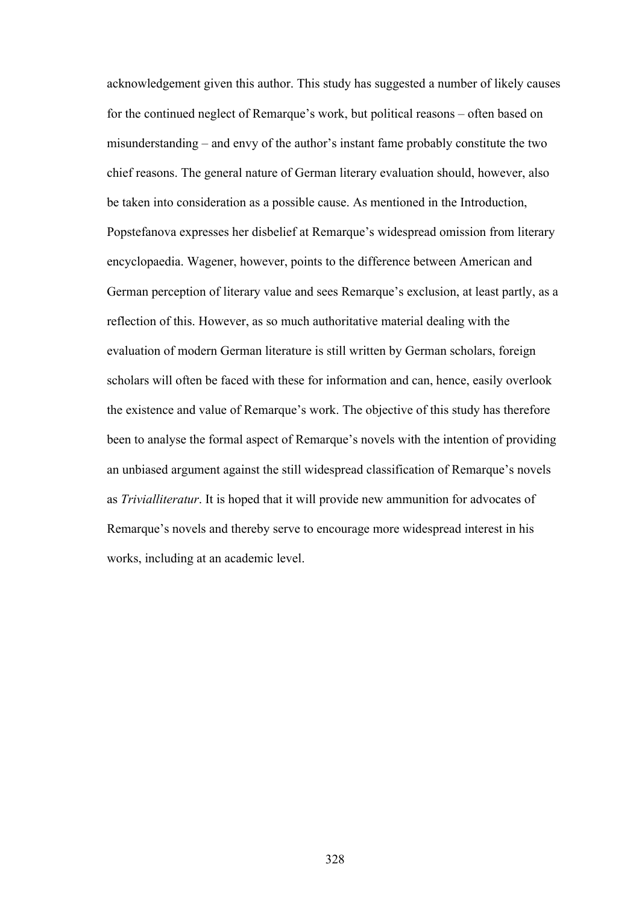acknowledgement given this author. This study has suggested a number of likely causes for the continued neglect of Remarque's work, but political reasons – often based on misunderstanding – and envy of the author's instant fame probably constitute the two chief reasons. The general nature of German literary evaluation should, however, also be taken into consideration as a possible cause. As mentioned in the Introduction, Popstefanova expresses her disbelief at Remarque's widespread omission from literary encyclopaedia. Wagener, however, points to the difference between American and German perception of literary value and sees Remarque's exclusion, at least partly, as a reflection of this. However, as so much authoritative material dealing with the evaluation of modern German literature is still written by German scholars, foreign scholars will often be faced with these for information and can, hence, easily overlook the existence and value of Remarque's work. The objective of this study has therefore been to analyse the formal aspect of Remarque's novels with the intention of providing an unbiased argument against the still widespread classification of Remarque's novels as *Trivialliteratur*. It is hoped that it will provide new ammunition for advocates of Remarque's novels and thereby serve to encourage more widespread interest in his works, including at an academic level.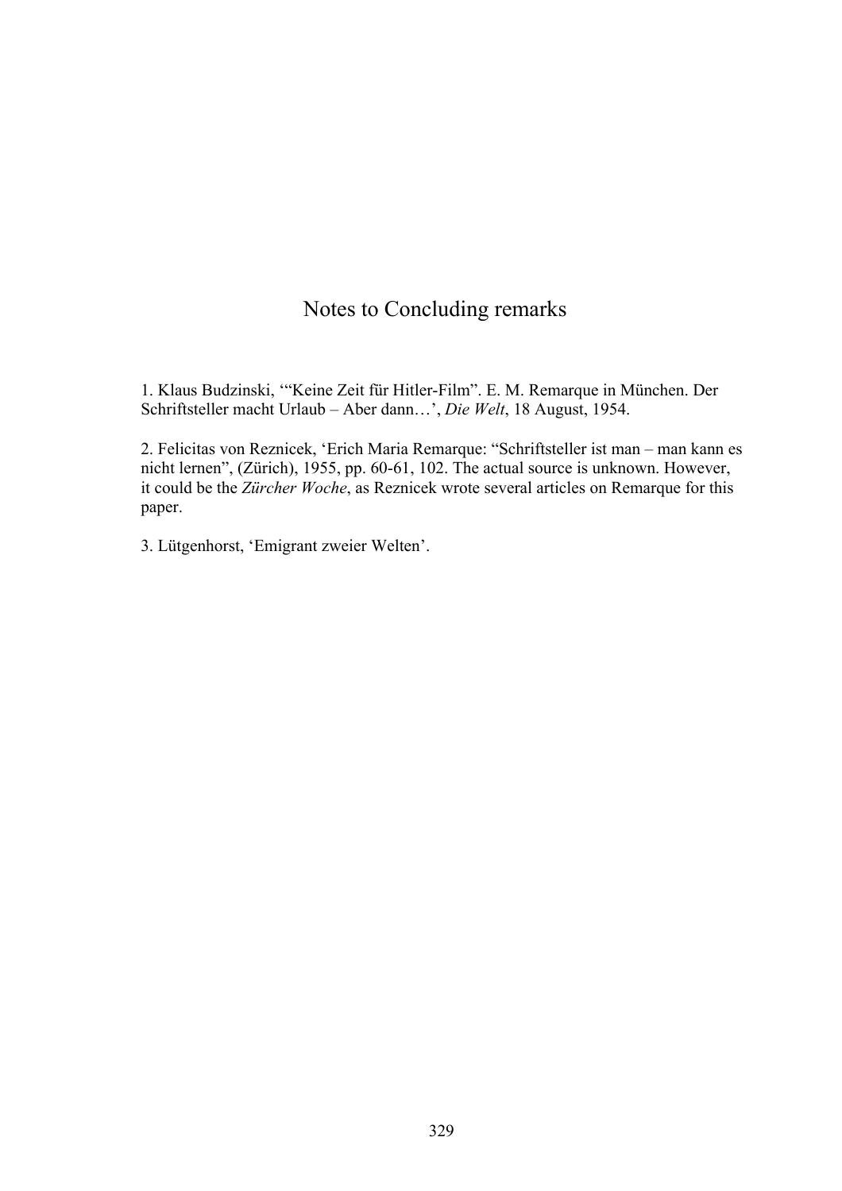# Notes to Concluding remarks

1. Klaus Budzinski, '"Keine Zeit für Hitler-Film". E. M. Remarque in München. Der Schriftsteller macht Urlaub – Aber dann…', *Die Welt*, 18 August, 1954.

2. Felicitas von Reznicek, 'Erich Maria Remarque: "Schriftsteller ist man – man kann es nicht lernen", (Zürich), 1955, pp. 60-61, 102. The actual source is unknown. However, it could be the *Zürcher Woche*, as Reznicek wrote several articles on Remarque for this paper.

3. Lütgenhorst, 'Emigrant zweier Welten'.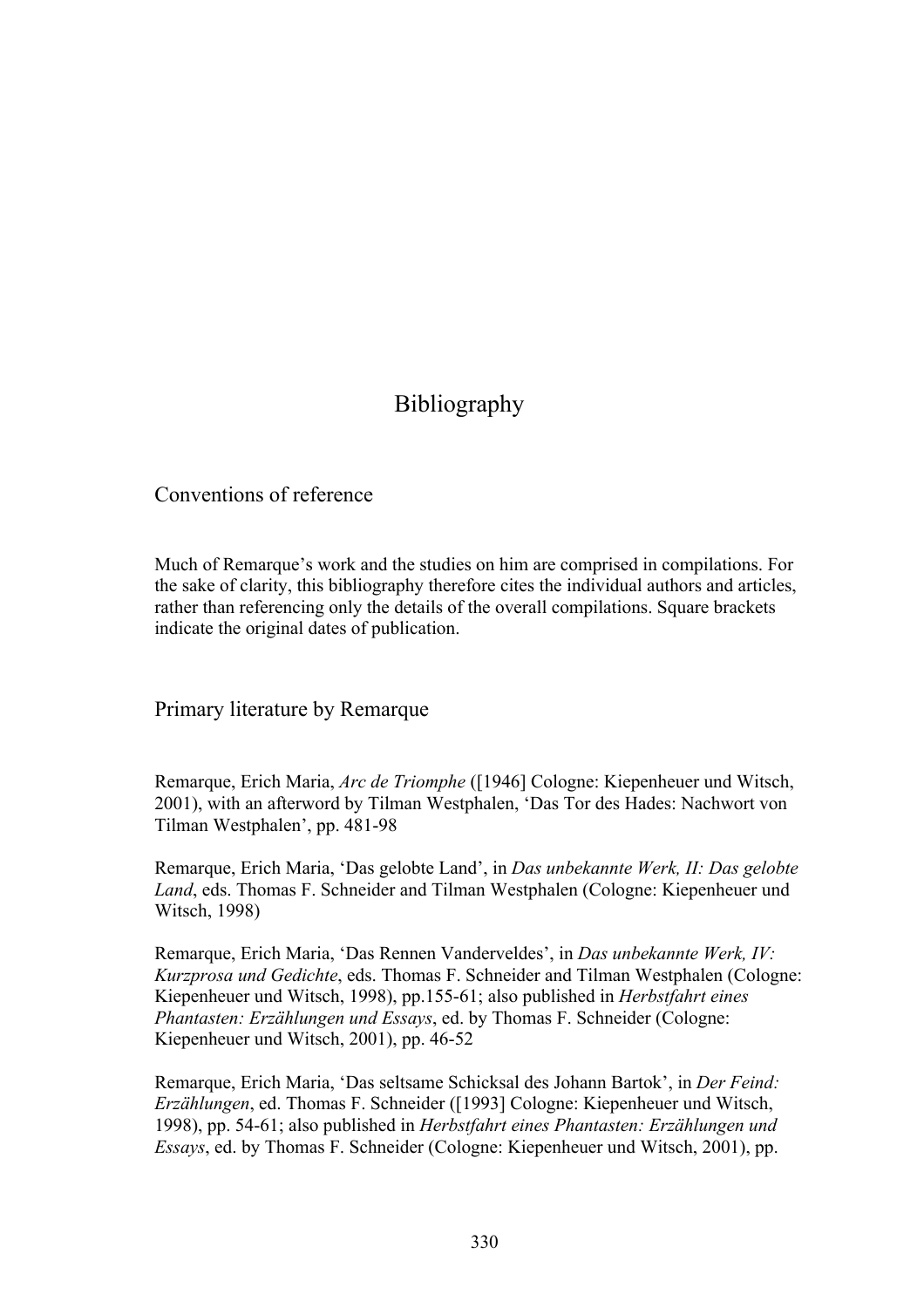# Bibliography

## Conventions of reference

Much of Remarque's work and the studies on him are comprised in compilations. For the sake of clarity, this bibliography therefore cites the individual authors and articles, rather than referencing only the details of the overall compilations. Square brackets indicate the original dates of publication.

## Primary literature by Remarque

Remarque, Erich Maria, *Arc de Triomphe* ([1946] Cologne: Kiepenheuer und Witsch, 2001), with an afterword by Tilman Westphalen, 'Das Tor des Hades: Nachwort von Tilman Westphalen', pp. 481-98

Remarque, Erich Maria, 'Das gelobte Land', in *Das unbekannte Werk, II: Das gelobte Land*, eds. Thomas F. Schneider and Tilman Westphalen (Cologne: Kiepenheuer und Witsch, 1998)

Remarque, Erich Maria, 'Das Rennen Vanderveldes', in *Das unbekannte Werk, IV: Kurzprosa und Gedichte*, eds. Thomas F. Schneider and Tilman Westphalen (Cologne: Kiepenheuer und Witsch, 1998), pp.155-61; also published in *Herbstfahrt eines Phantasten: Erzählungen und Essays*, ed. by Thomas F. Schneider (Cologne: Kiepenheuer und Witsch, 2001), pp. 46-52

Remarque, Erich Maria, 'Das seltsame Schicksal des Johann Bartok', in *Der Feind: Erzählungen*, ed. Thomas F. Schneider ([1993] Cologne: Kiepenheuer und Witsch, 1998), pp. 54-61; also published in *Herbstfahrt eines Phantasten: Erzählungen und Essays*, ed. by Thomas F. Schneider (Cologne: Kiepenheuer und Witsch, 2001), pp.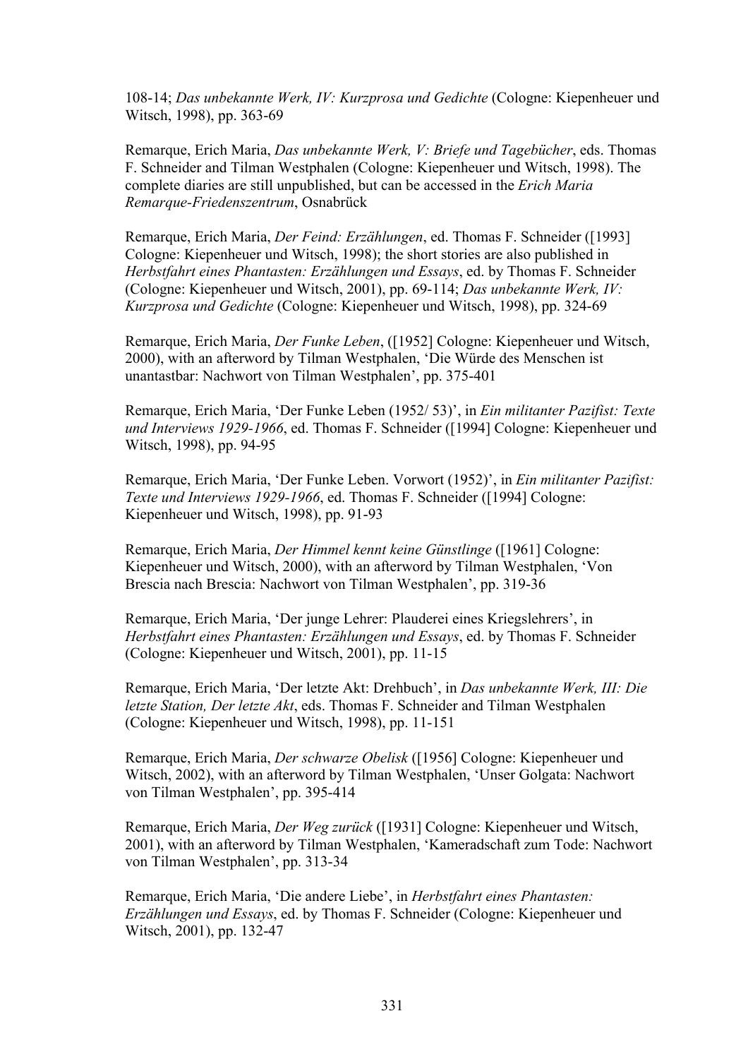108-14; *Das unbekannte Werk, IV: Kurzprosa und Gedichte* (Cologne: Kiepenheuer und Witsch, 1998), pp. 363-69

Remarque, Erich Maria, *Das unbekannte Werk, V: Briefe und Tagebücher*, eds. Thomas F. Schneider and Tilman Westphalen (Cologne: Kiepenheuer und Witsch, 1998). The complete diaries are still unpublished, but can be accessed in the *Erich Maria Remarque-Friedenszentrum*, Osnabrück

Remarque, Erich Maria, *Der Feind: Erzählungen*, ed. Thomas F. Schneider ([1993] Cologne: Kiepenheuer und Witsch, 1998); the short stories are also published in *Herbstfahrt eines Phantasten: Erzählungen und Essays*, ed. by Thomas F. Schneider (Cologne: Kiepenheuer und Witsch, 2001), pp. 69-114; *Das unbekannte Werk, IV: Kurzprosa und Gedichte* (Cologne: Kiepenheuer und Witsch, 1998), pp. 324-69

Remarque, Erich Maria, *Der Funke Leben*, ([1952] Cologne: Kiepenheuer und Witsch, 2000), with an afterword by Tilman Westphalen, 'Die Würde des Menschen ist unantastbar: Nachwort von Tilman Westphalen', pp. 375-401

Remarque, Erich Maria, 'Der Funke Leben (1952/ 53)', in *Ein militanter Pazifist: Texte und Interviews 1929-1966*, ed. Thomas F. Schneider ([1994] Cologne: Kiepenheuer und Witsch, 1998), pp. 94-95

Remarque, Erich Maria, 'Der Funke Leben. Vorwort (1952)', in *Ein militanter Pazifist: Texte und Interviews 1929-1966*, ed. Thomas F. Schneider ([1994] Cologne: Kiepenheuer und Witsch, 1998), pp. 91-93

Remarque, Erich Maria, *Der Himmel kennt keine Günstlinge* ([1961] Cologne: Kiepenheuer und Witsch, 2000), with an afterword by Tilman Westphalen, 'Von Brescia nach Brescia: Nachwort von Tilman Westphalen', pp. 319-36

Remarque, Erich Maria, 'Der junge Lehrer: Plauderei eines Kriegslehrers', in *Herbstfahrt eines Phantasten: Erzählungen und Essays*, ed. by Thomas F. Schneider (Cologne: Kiepenheuer und Witsch, 2001), pp. 11-15

Remarque, Erich Maria, 'Der letzte Akt: Drehbuch', in *Das unbekannte Werk, III: Die letzte Station, Der letzte Akt*, eds. Thomas F. Schneider and Tilman Westphalen (Cologne: Kiepenheuer und Witsch, 1998), pp. 11-151

Remarque, Erich Maria, *Der schwarze Obelisk* ([1956] Cologne: Kiepenheuer und Witsch, 2002), with an afterword by Tilman Westphalen, 'Unser Golgata: Nachwort von Tilman Westphalen', pp. 395-414

Remarque, Erich Maria, *Der Weg zurück* ([1931] Cologne: Kiepenheuer und Witsch, 2001), with an afterword by Tilman Westphalen, 'Kameradschaft zum Tode: Nachwort von Tilman Westphalen', pp. 313-34

Remarque, Erich Maria, 'Die andere Liebe', in *Herbstfahrt eines Phantasten: Erzählungen und Essays*, ed. by Thomas F. Schneider (Cologne: Kiepenheuer und Witsch, 2001), pp. 132-47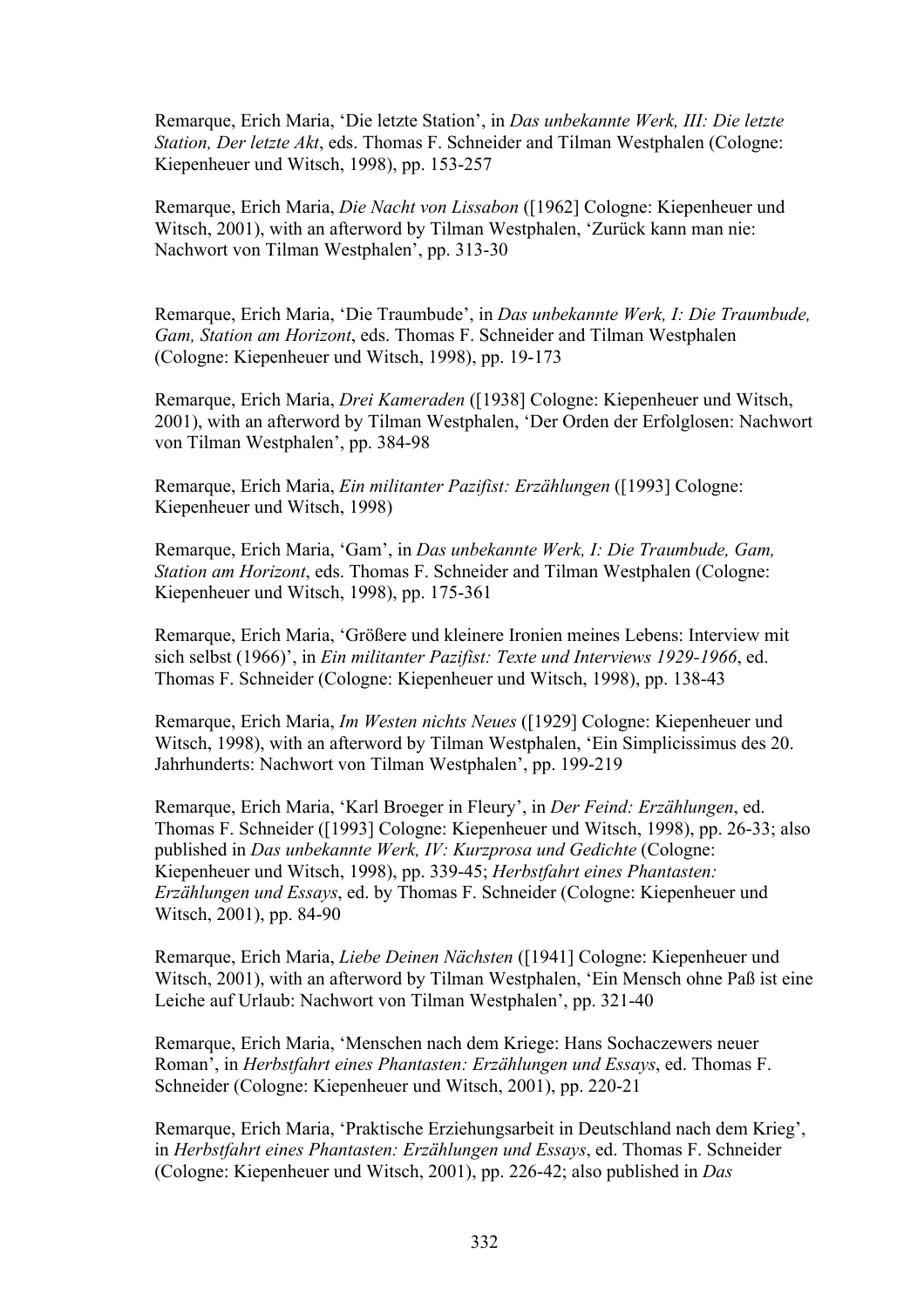Remarque, Erich Maria, ‘Die letzte Station’, in *Das unbekannte Werk, III: Die letzte Station, Der letzte Akt*, eds. Thomas F. Schneider and Tilman Westphalen (Cologne: Kiepenheuer und Witsch, 1998), pp. 153-257

Remarque, Erich Maria, *Die Nacht von Lissabon* ([1962] Cologne: Kiepenheuer und Witsch, 2001), with an afterword by Tilman Westphalen, ‘Zurück kann man nie: Nachwort von Tilman Westphalen’, pp. 313-30

Remarque, Erich Maria, ‘Die Traumbude’, in *Das unbekannte Werk, I: Die Traumbude, Gam, Station am Horizont*, eds. Thomas F. Schneider and Tilman Westphalen (Cologne: Kiepenheuer und Witsch, 1998), pp. 19-173

Remarque, Erich Maria, *Drei Kameraden* ([1938] Cologne: Kiepenheuer und Witsch, 2001), with an afterword by Tilman Westphalen, ‘Der Orden der Erfolglosen: Nachwort von Tilman Westphalen’, pp. 384-98

Remarque, Erich Maria, *Ein militanter Pazifist: Erzählungen* ([1993] Cologne: Kiepenheuer und Witsch, 1998)

Remarque, Erich Maria, ‘Gam’, in *Das unbekannte Werk, I: Die Traumbude, Gam, Station am Horizont*, eds. Thomas F. Schneider and Tilman Westphalen (Cologne: Kiepenheuer und Witsch, 1998), pp. 175-361

Remarque, Erich Maria, ‘Größere und kleinere Ironien meines Lebens: Interview mit sich selbst (1966)’, in *Ein militanter Pazifist: Texte und Interviews 1929-1966*, ed. Thomas F. Schneider (Cologne: Kiepenheuer und Witsch, 1998), pp. 138-43

Remarque, Erich Maria, *Im Westen nichts Neues* ([1929] Cologne: Kiepenheuer und Witsch, 1998), with an afterword by Tilman Westphalen, ‘Ein Simplicissimus des 20. Jahrhunderts: Nachwort von Tilman Westphalen’, pp. 199-219

Remarque, Erich Maria, ‘Karl Broeger in Fleury’, in *Der Feind: Erzählungen*, ed. Thomas F. Schneider ([1993] Cologne: Kiepenheuer und Witsch, 1998), pp. 26-33; also published in *Das unbekannte Werk, IV: Kurzprosa und Gedichte* (Cologne: Kiepenheuer und Witsch, 1998), pp. 339-45; *Herbstfahrt eines Phantasten: Erzählungen und Essays*, ed. by Thomas F. Schneider (Cologne: Kiepenheuer und Witsch, 2001), pp. 84-90

Remarque, Erich Maria, *Liebe Deinen Nächsten* ([1941] Cologne: Kiepenheuer und Witsch, 2001), with an afterword by Tilman Westphalen, ‘Ein Mensch ohne Paß ist eine Leiche auf Urlaub: Nachwort von Tilman Westphalen’, pp. 321-40

Remarque, Erich Maria, ‘Menschen nach dem Kriege: Hans Sochaczewers neuer Roman’, in *Herbstfahrt eines Phantasten: Erzählungen und Essays*, ed. Thomas F. Schneider (Cologne: Kiepenheuer und Witsch, 2001), pp. 220-21

Remarque, Erich Maria, ‘Praktische Erziehungsarbeit in Deutschland nach dem Krieg’, in *Herbstfahrt eines Phantasten: Erzählungen und Essays*, ed. Thomas F. Schneider (Cologne: Kiepenheuer und Witsch, 2001), pp. 226-42; also published in *Das*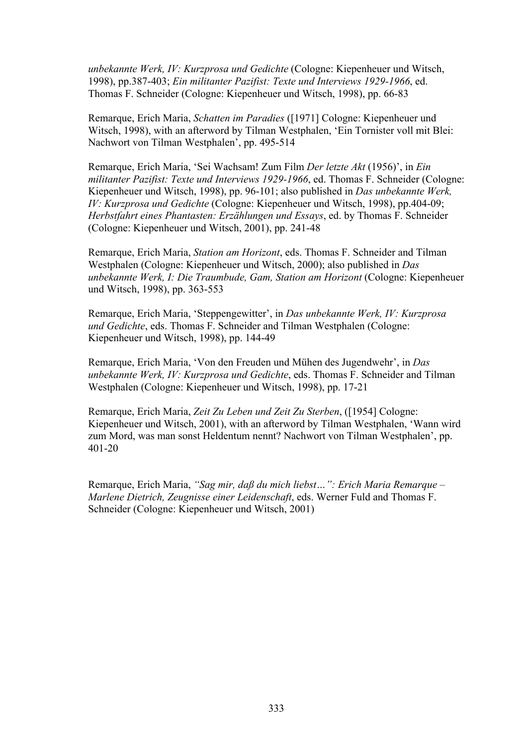*unbekannte Werk, IV: Kurzprosa und Gedichte* (Cologne: Kiepenheuer und Witsch, 1998), pp.387-403; *Ein militanter Pazifist: Texte und Interviews 1929-1966*, ed. Thomas F. Schneider (Cologne: Kiepenheuer und Witsch, 1998), pp. 66-83

Remarque, Erich Maria, *Schatten im Paradies* ([1971] Cologne: Kiepenheuer und Witsch, 1998), with an afterword by Tilman Westphalen, 'Ein Tornister voll mit Blei: Nachwort von Tilman Westphalen', pp. 495-514

Remarque, Erich Maria, 'Sei Wachsam! Zum Film *Der letzte Akt* (1956)', in *Ein militanter Pazifist: Texte und Interviews 1929-1966*, ed. Thomas F. Schneider (Cologne: Kiepenheuer und Witsch, 1998), pp. 96-101; also published in *Das unbekannte Werk, IV: Kurzprosa und Gedichte* (Cologne: Kiepenheuer und Witsch, 1998), pp.404-09; *Herbstfahrt eines Phantasten: Erzählungen und Essays*, ed. by Thomas F. Schneider (Cologne: Kiepenheuer und Witsch, 2001), pp. 241-48

Remarque, Erich Maria, *Station am Horizont*, eds. Thomas F. Schneider and Tilman Westphalen (Cologne: Kiepenheuer und Witsch, 2000); also published in *Das unbekannte Werk, I: Die Traumbude, Gam, Station am Horizont* (Cologne: Kiepenheuer und Witsch, 1998), pp. 363-553

Remarque, Erich Maria, 'Steppengewitter', in *Das unbekannte Werk, IV: Kurzprosa und Gedichte*, eds. Thomas F. Schneider and Tilman Westphalen (Cologne: Kiepenheuer und Witsch, 1998), pp. 144-49

Remarque, Erich Maria, 'Von den Freuden und Mühen des Jugendwehr', in *Das unbekannte Werk, IV: Kurzprosa und Gedichte*, eds. Thomas F. Schneider and Tilman Westphalen (Cologne: Kiepenheuer und Witsch, 1998), pp. 17-21

Remarque, Erich Maria, *Zeit Zu Leben und Zeit Zu Sterben*, ([1954] Cologne: Kiepenheuer und Witsch, 2001), with an afterword by Tilman Westphalen, 'Wann wird zum Mord, was man sonst Heldentum nennt? Nachwort von Tilman Westphalen', pp. 401-20

Remarque, Erich Maria, *"Sag mir, daß du mich liebst…": Erich Maria Remarque – Marlene Dietrich, Zeugnisse einer Leidenschaft*, eds. Werner Fuld and Thomas F. Schneider (Cologne: Kiepenheuer und Witsch, 2001)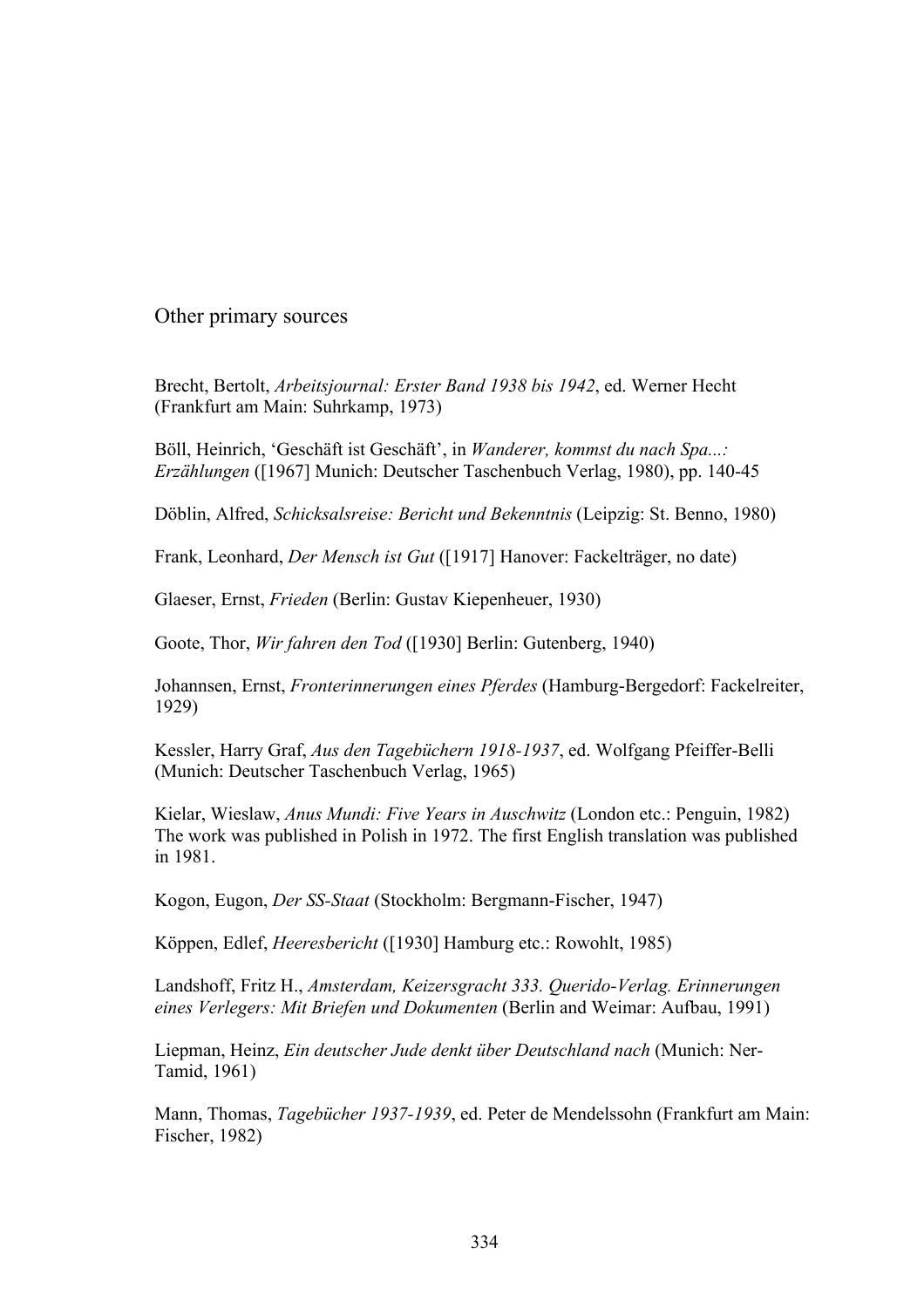## Other primary sources

Brecht, Bertolt, *Arbeitsjournal: Erster Band 1938 bis 1942*, ed. Werner Hecht (Frankfurt am Main: Suhrkamp, 1973)

Böll, Heinrich, 'Geschäft ist Geschäft', in *Wanderer, kommst du nach Spa...: Erzählungen* ([1967] Munich: Deutscher Taschenbuch Verlag, 1980), pp. 140-45

Döblin, Alfred, *Schicksalsreise: Bericht und Bekenntnis* (Leipzig: St. Benno, 1980)

Frank, Leonhard, *Der Mensch ist Gut* ([1917] Hanover: Fackelträger, no date)

Glaeser, Ernst, *Frieden* (Berlin: Gustav Kiepenheuer, 1930)

Goote, Thor, *Wir fahren den Tod* ([1930] Berlin: Gutenberg, 1940)

Johannsen, Ernst, *Fronterinnerungen eines Pferdes* (Hamburg-Bergedorf: Fackelreiter, 1929)

Kessler, Harry Graf, *Aus den Tagebüchern 1918-1937*, ed. Wolfgang Pfeiffer-Belli (Munich: Deutscher Taschenbuch Verlag, 1965)

Kielar, Wieslaw, *Anus Mundi: Five Years in Auschwitz* (London etc.: Penguin, 1982) The work was published in Polish in 1972. The first English translation was published in 1981.

Kogon, Eugon, *Der SS-Staat* (Stockholm: Bergmann-Fischer, 1947)

Köppen, Edlef, *Heeresbericht* ([1930] Hamburg etc.: Rowohlt, 1985)

Landshoff, Fritz H., *Amsterdam, Keizersgracht 333. Querido-Verlag. Erinnerungen eines Verlegers: Mit Briefen und Dokumenten* (Berlin and Weimar: Aufbau, 1991)

Liepman, Heinz, *Ein deutscher Jude denkt über Deutschland nach* (Munich: Ner-Tamid, 1961)

Mann, Thomas, *Tagebücher 1937-1939*, ed. Peter de Mendelssohn (Frankfurt am Main: Fischer, 1982)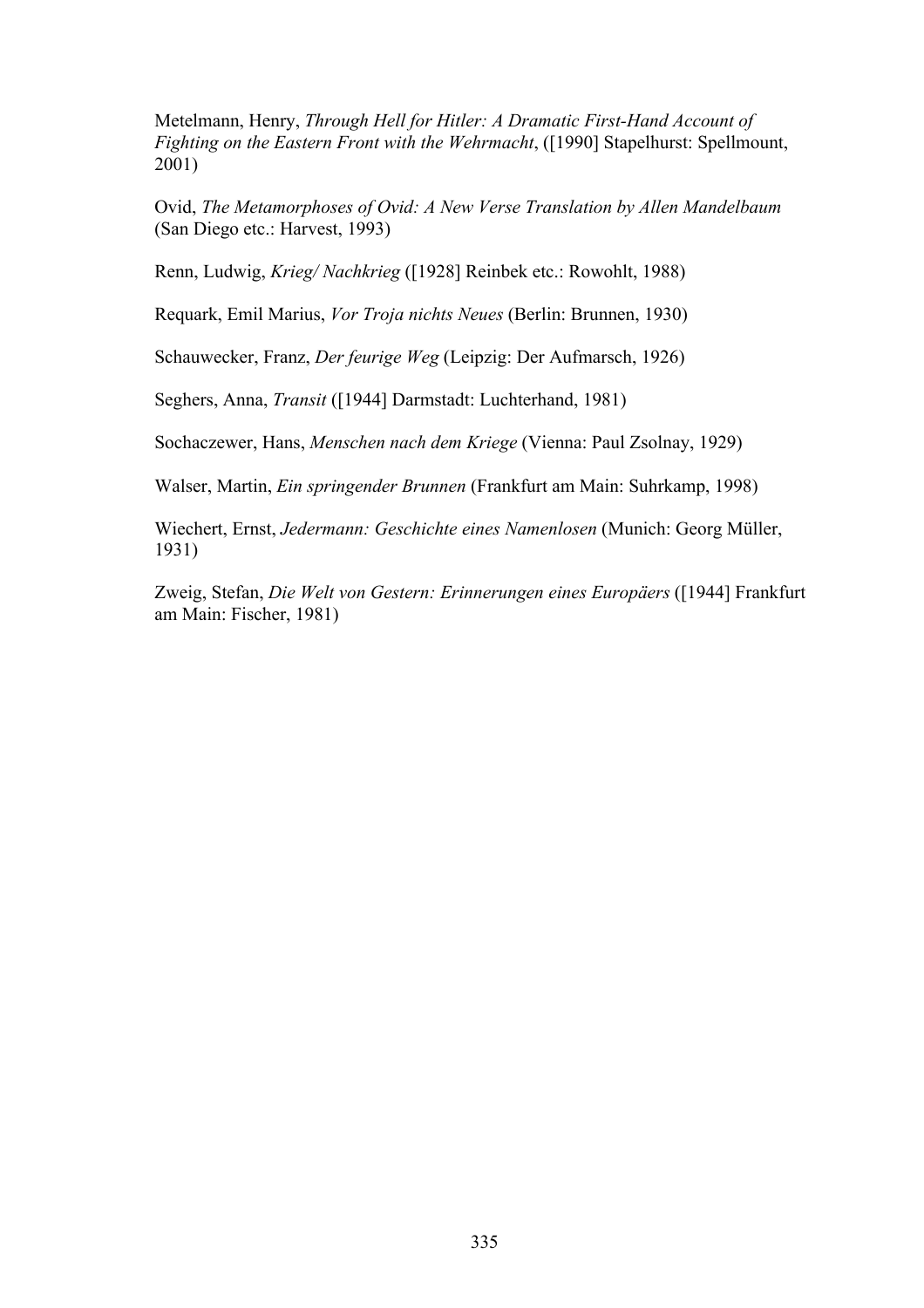Metelmann, Henry, *Through Hell for Hitler: A Dramatic First-Hand Account of Fighting on the Eastern Front with the Wehrmacht*, ([1990] Stapelhurst: Spellmount, 2001)

Ovid, *The Metamorphoses of Ovid: A New Verse Translation by Allen Mandelbaum* (San Diego etc.: Harvest, 1993)

Renn, Ludwig, *Krieg/ Nachkrieg* ([1928] Reinbek etc.: Rowohlt, 1988)

Requark, Emil Marius, *Vor Troja nichts Neues* (Berlin: Brunnen, 1930)

Schauwecker, Franz, *Der feurige Weg* (Leipzig: Der Aufmarsch, 1926)

Seghers, Anna, *Transit* ([1944] Darmstadt: Luchterhand, 1981)

Sochaczewer, Hans, *Menschen nach dem Kriege* (Vienna: Paul Zsolnay, 1929)

Walser, Martin, *Ein springender Brunnen* (Frankfurt am Main: Suhrkamp, 1998)

Wiechert, Ernst, *Jedermann: Geschichte eines Namenlosen* (Munich: Georg Müller, 1931)

Zweig, Stefan, *Die Welt von Gestern: Erinnerungen eines Europäers* ([1944] Frankfurt am Main: Fischer, 1981)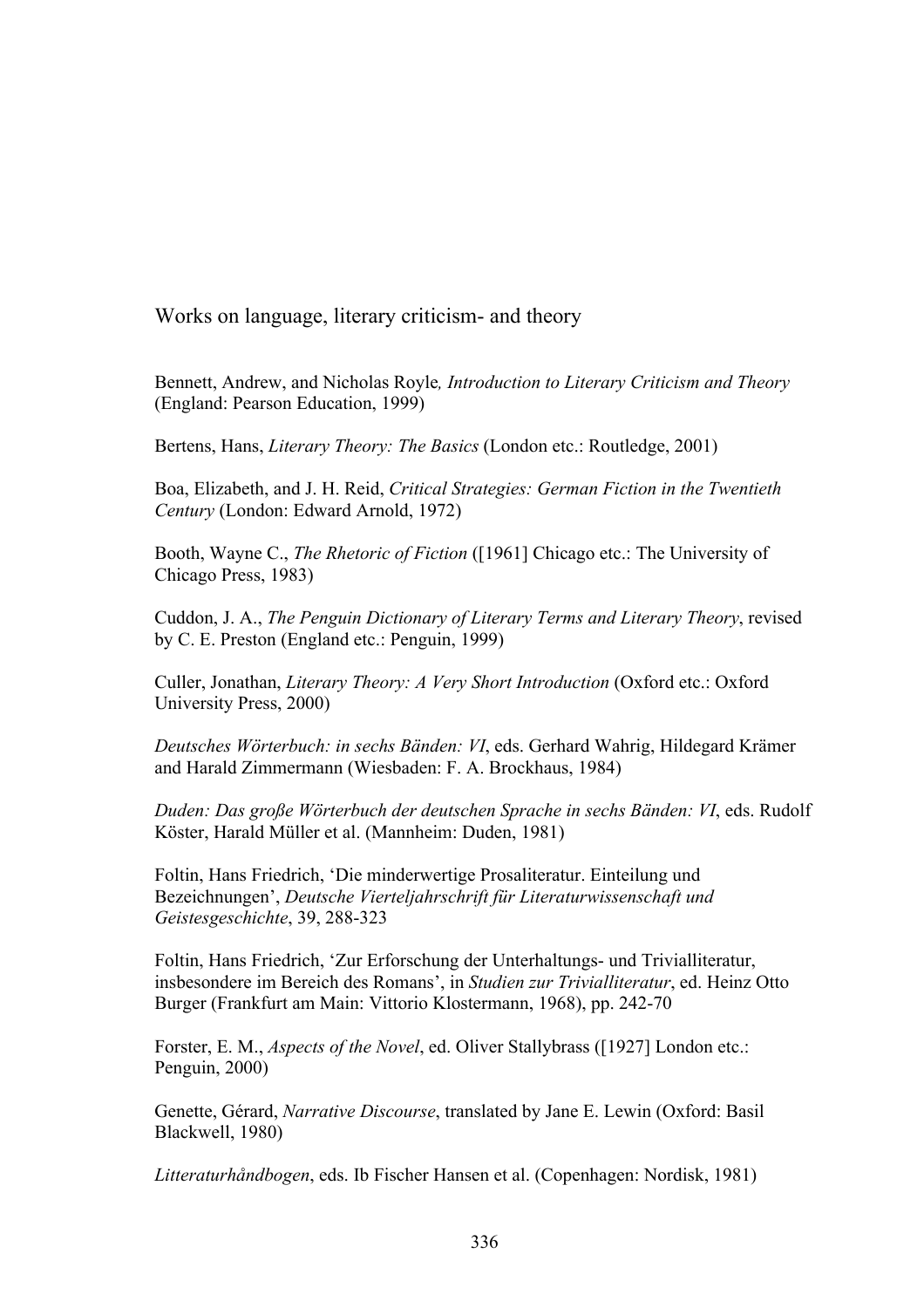## Works on language, literary criticism- and theory

Bennett, Andrew, and Nicholas Royle*, Introduction to Literary Criticism and Theory* (England: Pearson Education, 1999)

Bertens, Hans, *Literary Theory: The Basics* (London etc.: Routledge, 2001)

Boa, Elizabeth, and J. H. Reid, *Critical Strategies: German Fiction in the Twentieth Century* (London: Edward Arnold, 1972)

Booth, Wayne C., *The Rhetoric of Fiction* ([1961] Chicago etc.: The University of Chicago Press, 1983)

Cuddon, J. A., *The Penguin Dictionary of Literary Terms and Literary Theory*, revised by C. E. Preston (England etc.: Penguin, 1999)

Culler, Jonathan, *Literary Theory: A Very Short Introduction* (Oxford etc.: Oxford University Press, 2000)

*Deutsches Wörterbuch: in sechs Bänden: VI*, eds. Gerhard Wahrig, Hildegard Krämer and Harald Zimmermann (Wiesbaden: F. A. Brockhaus, 1984)

*Duden: Das große Wörterbuch der deutschen Sprache in sechs Bänden: VI*, eds. Rudolf Köster, Harald Müller et al. (Mannheim: Duden, 1981)

Foltin, Hans Friedrich, 'Die minderwertige Prosaliteratur. Einteilung und Bezeichnungen', *Deutsche Vierteljahrschrift für Literaturwissenschaft und Geistesgeschichte*, 39, 288-323

Foltin, Hans Friedrich, 'Zur Erforschung der Unterhaltungs- und Trivialliteratur, insbesondere im Bereich des Romans', in *Studien zur Trivialliteratur*, ed. Heinz Otto Burger (Frankfurt am Main: Vittorio Klostermann, 1968), pp. 242-70

Forster, E. M., *Aspects of the Novel*, ed. Oliver Stallybrass ([1927] London etc.: Penguin, 2000)

Genette, Gérard, *Narrative Discourse*, translated by Jane E. Lewin (Oxford: Basil Blackwell, 1980)

*Litteraturhåndbogen*, eds. Ib Fischer Hansen et al. (Copenhagen: Nordisk, 1981)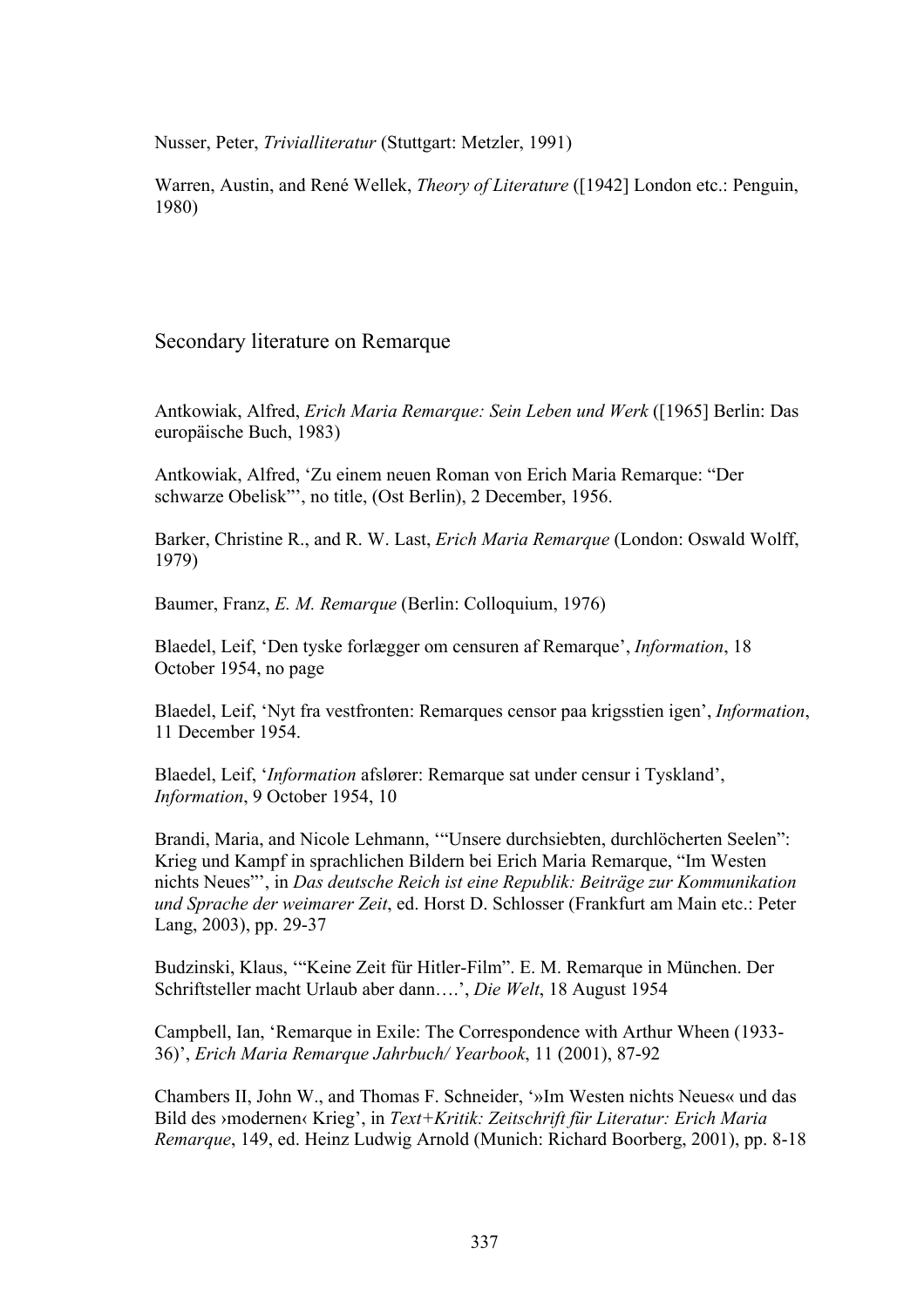Nusser, Peter, *Trivialliteratur* (Stuttgart: Metzler, 1991)

Warren, Austin, and René Wellek, *Theory of Literature* ([1942] London etc.: Penguin, 1980)

## Secondary literature on Remarque

Antkowiak, Alfred, *Erich Maria Remarque: Sein Leben und Werk* ([1965] Berlin: Das europäische Buch, 1983)

Antkowiak, Alfred, 'Zu einem neuen Roman von Erich Maria Remarque: "Der schwarze Obelisk"', no title, (Ost Berlin), 2 December, 1956.

Barker, Christine R., and R. W. Last, *Erich Maria Remarque* (London: Oswald Wolff, 1979)

Baumer, Franz, *E. M. Remarque* (Berlin: Colloquium, 1976)

Blaedel, Leif, 'Den tyske forlægger om censuren af Remarque', *Information*, 18 October 1954, no page

Blaedel, Leif, 'Nyt fra vestfronten: Remarques censor paa krigsstien igen', *Information*, 11 December 1954.

Blaedel, Leif, '*Information* afslører: Remarque sat under censur i Tyskland', *Information*, 9 October 1954, 10

Brandi, Maria, and Nicole Lehmann, '"Unsere durchsiebten, durchlöcherten Seelen": Krieg und Kampf in sprachlichen Bildern bei Erich Maria Remarque, "Im Westen nichts Neues"', in *Das deutsche Reich ist eine Republik: Beiträge zur Kommunikation und Sprache der weimarer Zeit*, ed. Horst D. Schlosser (Frankfurt am Main etc.: Peter Lang, 2003), pp. 29-37

Budzinski, Klaus, '"Keine Zeit für Hitler-Film". E. M. Remarque in München. Der Schriftsteller macht Urlaub aber dann….', *Die Welt*, 18 August 1954

Campbell, Ian, 'Remarque in Exile: The Correspondence with Arthur Wheen (1933-36)', *Erich Maria Remarque Jahrbuch/ Yearbook*, 11 (2001), 87-92

Chambers II, John W., and Thomas F. Schneider, '»Im Westen nichts Neues« und das Bild des ›modernen‹ Krieg', in *Text+Kritik: Zeitschrift für Literatur: Erich Maria Remarque*, 149, ed. Heinz Ludwig Arnold (Munich: Richard Boorberg, 2001), pp. 8-18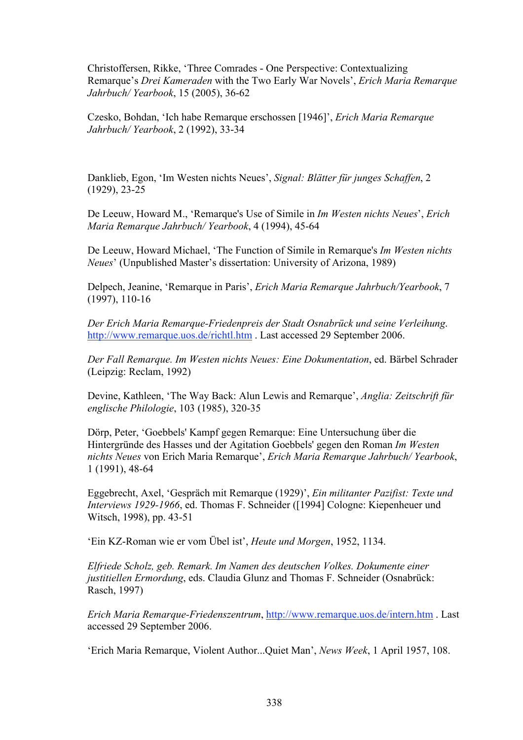Christoffersen, Rikke, ‘Three Comrades - One Perspective: Contextualizing Remarque’s *Drei Kameraden* with the Two Early War Novels’, *Erich Maria Remarque Jahrbuch/ Yearbook*, 15 (2005), 36-62

Czesko, Bohdan, ‘Ich habe Remarque erschossen [1946]’, *Erich Maria Remarque Jahrbuch/ Yearbook*, 2 (1992), 33-34

Danklieb, Egon, ‘Im Westen nichts Neues’, *Signal: Blätter für junges Schaffen*, 2 (1929), 23-25

De Leeuw, Howard M., ‘Remarque's Use of Simile in *Im Westen nichts Neues*’, *Erich Maria Remarque Jahrbuch/ Yearbook*, 4 (1994), 45-64

De Leeuw, Howard Michael, ‘The Function of Simile in Remarque's *Im Westen nichts Neues*’ (Unpublished Master’s dissertation: University of Arizona, 1989)

Delpech, Jeanine, ‘Remarque in Paris’, *Erich Maria Remarque Jahrbuch/Yearbook*, 7 (1997), 110-16

*Der Erich Maria Remarque-Friedenpreis der Stadt Osnabrück und seine Verleihung*. http://www.remarque.uos.de/richtl.htm . Last accessed 29 September 2006.

*Der Fall Remarque. Im Westen nichts Neues: Eine Dokumentation*, ed. Bärbel Schrader (Leipzig: Reclam, 1992)

Devine, Kathleen, ‘The Way Back: Alun Lewis and Remarque’, *Anglia: Zeitschrift für englische Philologie*, 103 (1985), 320-35

Dörp, Peter, ‘Goebbels' Kampf gegen Remarque: Eine Untersuchung über die Hintergründe des Hasses und der Agitation Goebbels' gegen den Roman *Im Westen nichts Neues* von Erich Maria Remarque’, *Erich Maria Remarque Jahrbuch/ Yearbook*, 1 (1991), 48-64

Eggebrecht, Axel, ‘Gespräch mit Remarque (1929)’, *Ein militanter Pazifist: Texte und Interviews 1929-1966*, ed. Thomas F. Schneider ([1994] Cologne: Kiepenheuer und Witsch, 1998), pp. 43-51

‘Ein KZ-Roman wie er vom Übel ist’, *Heute und Morgen*, 1952, 1134.

*Elfriede Scholz, geb. Remark. Im Namen des deutschen Volkes. Dokumente einer justitiellen Ermordung*, eds. Claudia Glunz and Thomas F. Schneider (Osnabrück: Rasch, 1997)

*Erich Maria Remarque-Friedenszentrum*, http://www.remarque.uos.de/intern.htm . Last accessed 29 September 2006.

‘Erich Maria Remarque, Violent Author...Quiet Man’, *News Week*, 1 April 1957, 108.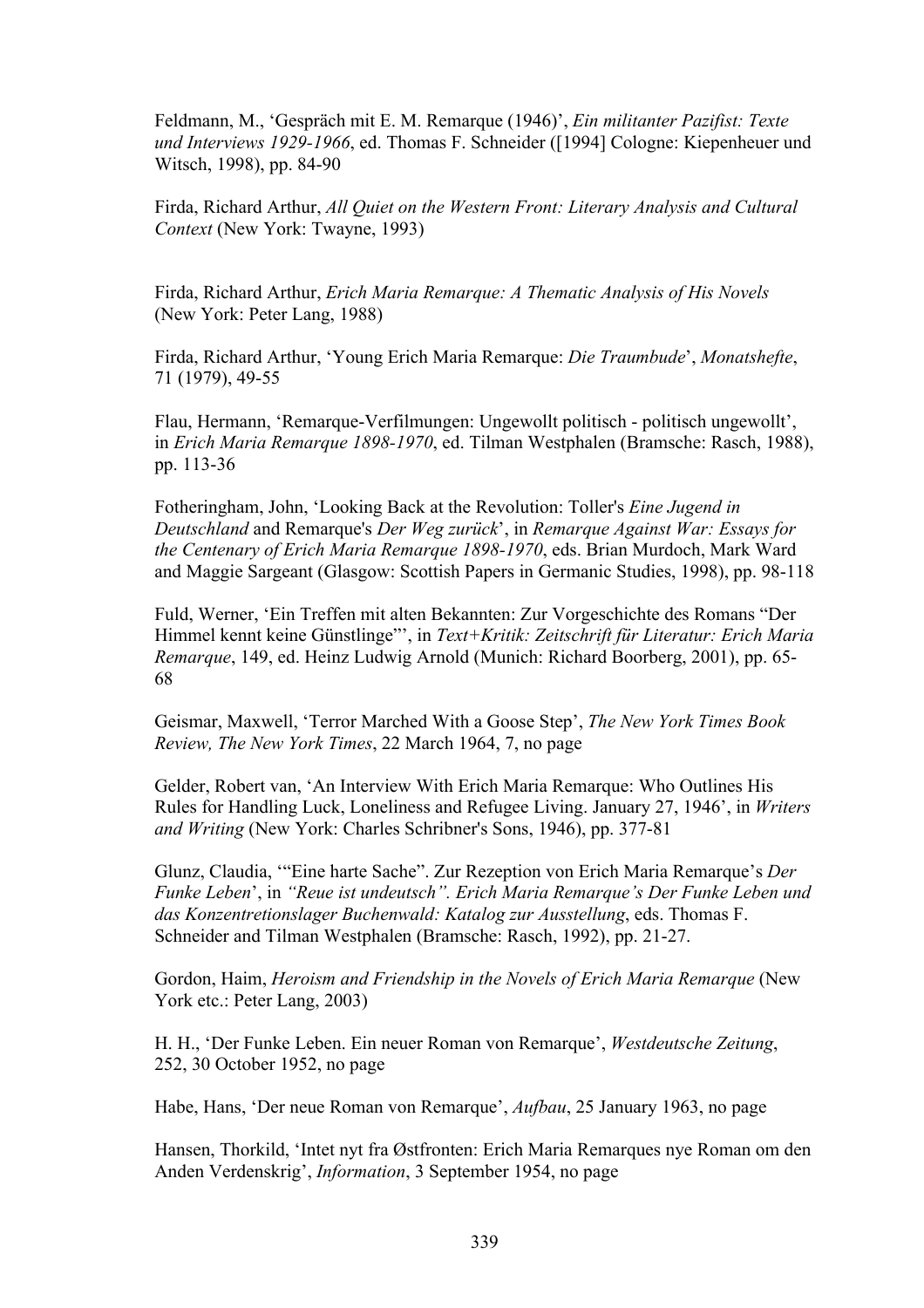Feldmann, M., ‘Gespräch mit E. M. Remarque (1946)’, *Ein militanter Pazifist: Texte und Interviews 1929-1966*, ed. Thomas F. Schneider ([1994] Cologne: Kiepenheuer und Witsch, 1998), pp. 84-90

Firda, Richard Arthur, *All Quiet on the Western Front: Literary Analysis and Cultural Context* (New York: Twayne, 1993)

Firda, Richard Arthur, *Erich Maria Remarque: A Thematic Analysis of His Novels* (New York: Peter Lang, 1988)

Firda, Richard Arthur, ‘Young Erich Maria Remarque: *Die Traumbude*’, *Monatshefte*, 71 (1979), 49-55

Flau, Hermann, ‘Remarque-Verfilmungen: Ungewollt politisch - politisch ungewollt’, in *Erich Maria Remarque 1898-1970*, ed. Tilman Westphalen (Bramsche: Rasch, 1988), pp. 113-36

Fotheringham, John, ‘Looking Back at the Revolution: Toller's *Eine Jugend in Deutschland* and Remarque's *Der Weg zurück*’, in *Remarque Against War: Essays for the Centenary of Erich Maria Remarque 1898-1970*, eds. Brian Murdoch, Mark Ward and Maggie Sargeant (Glasgow: Scottish Papers in Germanic Studies, 1998), pp. 98-118

Fuld, Werner, ‘Ein Treffen mit alten Bekannten: Zur Vorgeschichte des Romans “Der Himmel kennt keine Günstlinge”’, in *Text+Kritik: Zeitschrift für Literatur: Erich Maria Remarque*, 149, ed. Heinz Ludwig Arnold (Munich: Richard Boorberg, 2001), pp. 65-68

Geismar, Maxwell, ‘Terror Marched With a Goose Step’, *The New York Times Book Review, The New York Times*, 22 March 1964, 7, no page

Gelder, Robert van, ‘An Interview With Erich Maria Remarque: Who Outlines His Rules for Handling Luck, Loneliness and Refugee Living. January 27, 1946’, in *Writers and Writing* (New York: Charles Schribner's Sons, 1946), pp. 377-81

Glunz, Claudia, ‘“Eine harte Sache”. Zur Rezeption von Erich Maria Remarque’s *Der Funke Leben*’, in *“Reue ist undeutsch”. Erich Maria Remarque’s Der Funke Leben und das Konzentretionslager Buchenwald: Katalog zur Ausstellung*, eds. Thomas F. Schneider and Tilman Westphalen (Bramsche: Rasch, 1992), pp. 21-27.

Gordon, Haim, *Heroism and Friendship in the Novels of Erich Maria Remarque* (New York etc.: Peter Lang, 2003)

H. H., ‘Der Funke Leben. Ein neuer Roman von Remarque’, *Westdeutsche Zeitung*, 252, 30 October 1952, no page

Habe, Hans, ‘Der neue Roman von Remarque’, *Aufbau*, 25 January 1963, no page

Hansen, Thorkild, ‘Intet nyt fra Østfronten: Erich Maria Remarques nye Roman om den Anden Verdenskrig’, *Information*, 3 September 1954, no page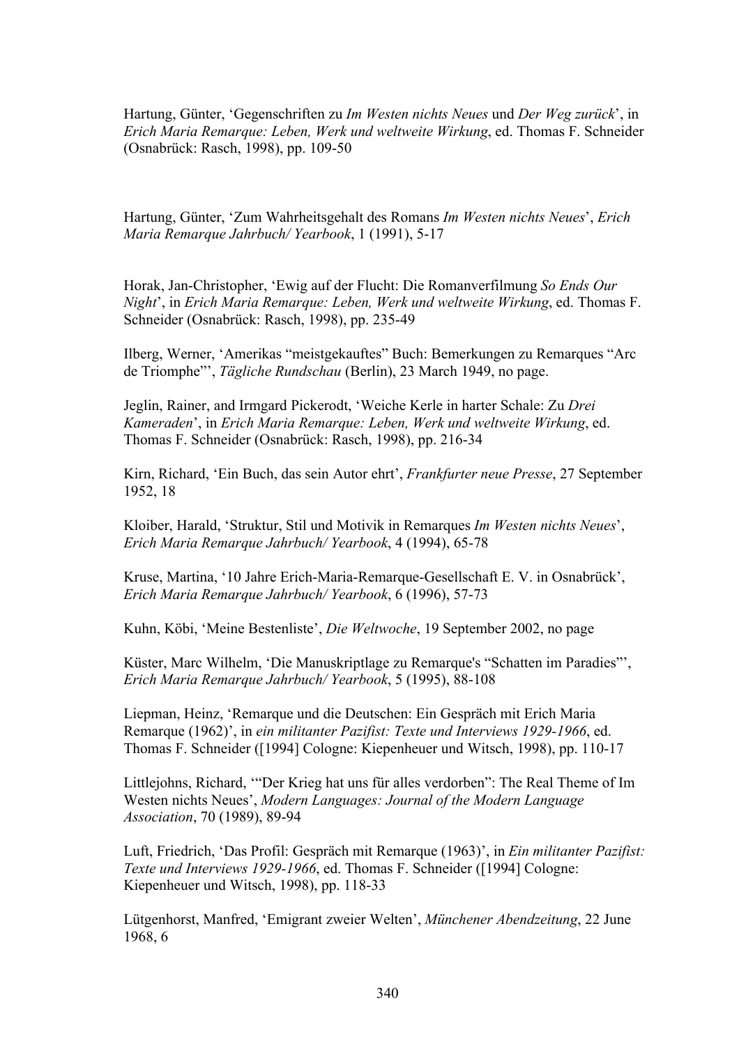Hartung, Günter, 'Gegenschriften zu *Im Westen nichts Neues* und *Der Weg zurück*', in *Erich Maria Remarque: Leben, Werk und weltweite Wirkung*, ed. Thomas F. Schneider (Osnabrück: Rasch, 1998), pp. 109-50

Hartung, Günter, 'Zum Wahrheitsgehalt des Romans *Im Westen nichts Neues*', *Erich Maria Remarque Jahrbuch/ Yearbook*, 1 (1991), 5-17

Horak, Jan-Christopher, 'Ewig auf der Flucht: Die Romanverfilmung *So Ends Our Night*', in *Erich Maria Remarque: Leben, Werk und weltweite Wirkung*, ed. Thomas F. Schneider (Osnabrück: Rasch, 1998), pp. 235-49

Ilberg, Werner, 'Amerikas "meistgekauftes" Buch: Bemerkungen zu Remarques "Arc de Triomphe"', *Tägliche Rundschau* (Berlin), 23 March 1949, no page.

Jeglin, Rainer, and Irmgard Pickerodt, 'Weiche Kerle in harter Schale: Zu *Drei Kameraden*', in *Erich Maria Remarque: Leben, Werk und weltweite Wirkung*, ed. Thomas F. Schneider (Osnabrück: Rasch, 1998), pp. 216-34

Kirn, Richard, 'Ein Buch, das sein Autor ehrt', *Frankfurter neue Presse*, 27 September 1952, 18

Kloiber, Harald, 'Struktur, Stil und Motivik in Remarques *Im Westen nichts Neues*', *Erich Maria Remarque Jahrbuch/ Yearbook*, 4 (1994), 65-78

Kruse, Martina, '10 Jahre Erich-Maria-Remarque-Gesellschaft E. V. in Osnabrück', *Erich Maria Remarque Jahrbuch/ Yearbook*, 6 (1996), 57-73

Kuhn, Köbi, 'Meine Bestenliste', *Die Weltwoche*, 19 September 2002, no page

Küster, Marc Wilhelm, 'Die Manuskriptlage zu Remarque's "Schatten im Paradies"', *Erich Maria Remarque Jahrbuch/ Yearbook*, 5 (1995), 88-108

Liepman, Heinz, 'Remarque und die Deutschen: Ein Gespräch mit Erich Maria Remarque (1962)', in *ein militanter Pazifist: Texte und Interviews 1929-1966*, ed. Thomas F. Schneider ([1994] Cologne: Kiepenheuer und Witsch, 1998), pp. 110-17

Littlejohns, Richard, '"Der Krieg hat uns für alles verdorben": The Real Theme of Im Westen nichts Neues', *Modern Languages: Journal of the Modern Language Association*, 70 (1989), 89-94

Luft, Friedrich, 'Das Profil: Gespräch mit Remarque (1963)', in *Ein militanter Pazifist: Texte und Interviews 1929-1966*, ed. Thomas F. Schneider ([1994] Cologne: Kiepenheuer und Witsch, 1998), pp. 118-33

Lütgenhorst, Manfred, 'Emigrant zweier Welten', *Münchener Abendzeitung*, 22 June 1968, 6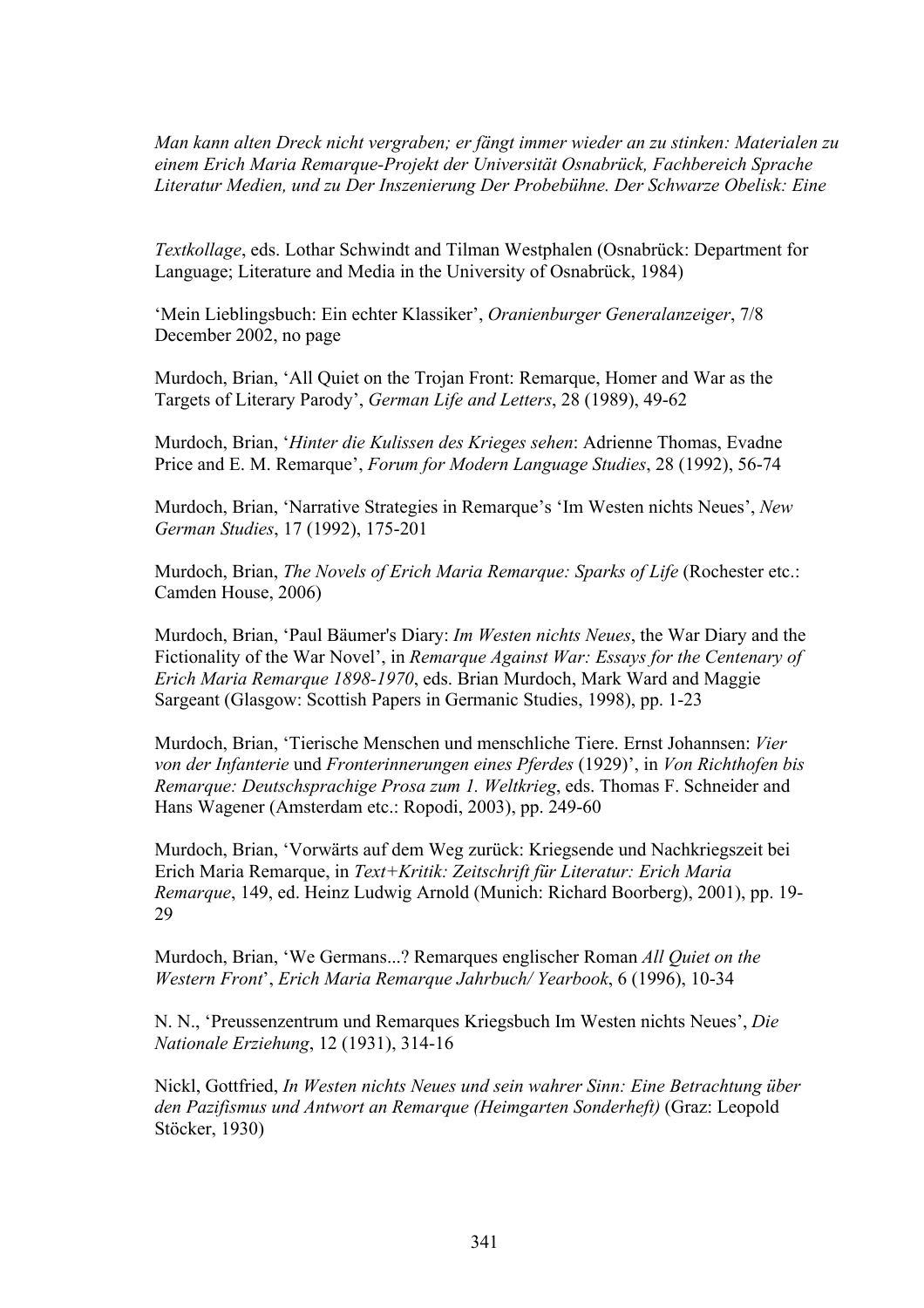*Man kann alten Dreck nicht vergraben; er fängt immer wieder an zu stinken: Materialen zu einem Erich Maria Remarque-Projekt der Universität Osnabrück, Fachbereich Sprache Literatur Medien, und zu Der Inszenierung Der Probebühne. Der Schwarze Obelisk: Eine*

*Textkollage*, eds. Lothar Schwindt and Tilman Westphalen (Osnabrück: Department for Language; Literature and Media in the University of Osnabrück, 1984)

'Mein Lieblingsbuch: Ein echter Klassiker', *Oranienburger Generalanzeiger*, 7/8 December 2002, no page

Murdoch, Brian, 'All Quiet on the Trojan Front: Remarque, Homer and War as the Targets of Literary Parody', *German Life and Letters*, 28 (1989), 49-62

Murdoch, Brian, '*Hinter die Kulissen des Krieges sehen*: Adrienne Thomas, Evadne Price and E. M. Remarque', *Forum for Modern Language Studies*, 28 (1992), 56-74

Murdoch, Brian, 'Narrative Strategies in Remarque's 'Im Westen nichts Neues', *New German Studies*, 17 (1992), 175-201

Murdoch, Brian, *The Novels of Erich Maria Remarque: Sparks of Life* (Rochester etc.: Camden House, 2006)

Murdoch, Brian, 'Paul Bäumer's Diary: *Im Westen nichts Neues*, the War Diary and the Fictionality of the War Novel', in *Remarque Against War: Essays for the Centenary of Erich Maria Remarque 1898-1970*, eds. Brian Murdoch, Mark Ward and Maggie Sargeant (Glasgow: Scottish Papers in Germanic Studies, 1998), pp. 1-23

Murdoch, Brian, 'Tierische Menschen und menschliche Tiere. Ernst Johannsen: *Vier von der Infanterie* und *Fronterinnerungen eines Pferdes* (1929)', in *Von Richthofen bis Remarque: Deutschsprachige Prosa zum 1. Weltkrieg*, eds. Thomas F. Schneider and Hans Wagener (Amsterdam etc.: Ropodi, 2003), pp. 249-60

Murdoch, Brian, 'Vorwärts auf dem Weg zurück: Kriegsende und Nachkriegszeit bei Erich Maria Remarque, in *Text+Kritik: Zeitschrift für Literatur: Erich Maria Remarque*, 149, ed. Heinz Ludwig Arnold (Munich: Richard Boorberg), 2001), pp. 19-29

Murdoch, Brian, 'We Germans...? Remarques englischer Roman *All Quiet on the Western Front*', *Erich Maria Remarque Jahrbuch/ Yearbook*, 6 (1996), 10-34

N. N., 'Preussenzentrum und Remarques Kriegsbuch Im Westen nichts Neues', *Die Nationale Erziehung*, 12 (1931), 314-16

Nickl, Gottfried, *In Westen nichts Neues und sein wahrer Sinn: Eine Betrachtung über den Pazifismus und Antwort an Remarque (Heimgarten Sonderheft)* (Graz: Leopold Stöcker, 1930)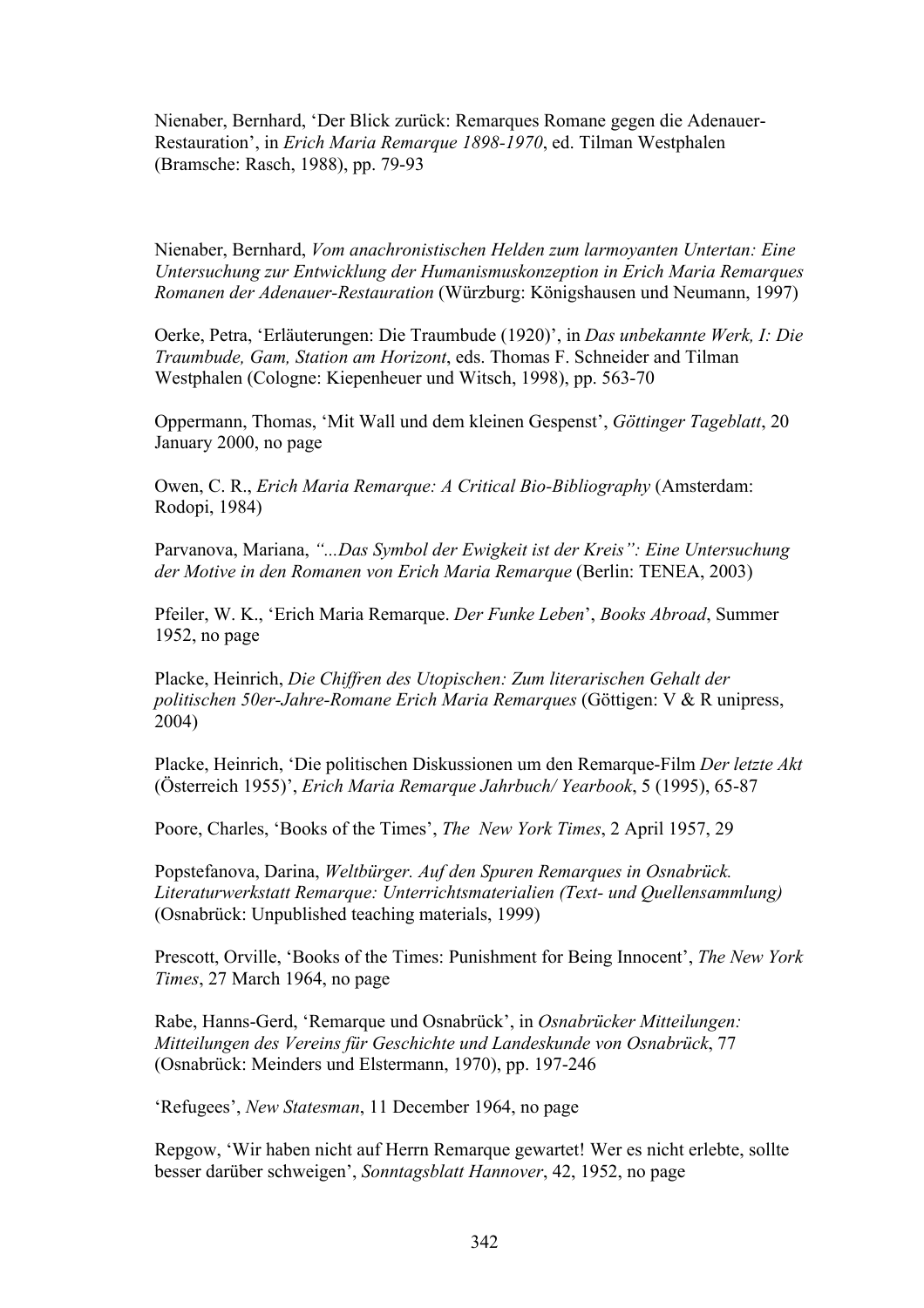Nienaber, Bernhard, 'Der Blick zurück: Remarques Romane gegen die Adenauer-Restauration', in *Erich Maria Remarque 1898-1970*, ed. Tilman Westphalen (Bramsche: Rasch, 1988), pp. 79-93

Nienaber, Bernhard, *Vom anachronistischen Helden zum larmoyanten Untertan: Eine Untersuchung zur Entwicklung der Humanismuskonzeption in Erich Maria Remarques Romanen der Adenauer-Restauration* (Würzburg: Königshausen und Neumann, 1997)

Oerke, Petra, 'Erläuterungen: Die Traumbude (1920)', in *Das unbekannte Werk, I: Die Traumbude, Gam, Station am Horizont*, eds. Thomas F. Schneider and Tilman Westphalen (Cologne: Kiepenheuer und Witsch, 1998), pp. 563-70

Oppermann, Thomas, 'Mit Wall und dem kleinen Gespenst', *Göttinger Tageblatt*, 20 January 2000, no page

Owen, C. R., *Erich Maria Remarque: A Critical Bio-Bibliography* (Amsterdam: Rodopi, 1984)

Parvanova, Mariana, *"...Das Symbol der Ewigkeit ist der Kreis": Eine Untersuchung der Motive in den Romanen von Erich Maria Remarque* (Berlin: TENEA, 2003)

Pfeiler, W. K., 'Erich Maria Remarque. *Der Funke Leben*', *Books Abroad*, Summer 1952, no page

Placke, Heinrich, *Die Chiffren des Utopischen: Zum literarischen Gehalt der politischen 50er-Jahre-Romane Erich Maria Remarques* (Göttigen: V & R unipress, 2004)

Placke, Heinrich, 'Die politischen Diskussionen um den Remarque-Film *Der letzte Akt* (Österreich 1955)', *Erich Maria Remarque Jahrbuch/ Yearbook*, 5 (1995), 65-87

Poore, Charles, 'Books of the Times', *The New York Times*, 2 April 1957, 29

Popstefanova, Darina, *Weltbürger. Auf den Spuren Remarques in Osnabrück. Literaturwerkstatt Remarque: Unterrichtsmaterialien (Text- und Quellensammlung)* (Osnabrück: Unpublished teaching materials, 1999)

Prescott, Orville, 'Books of the Times: Punishment for Being Innocent', *The New York Times*, 27 March 1964, no page

Rabe, Hanns-Gerd, 'Remarque und Osnabrück', in *Osnabrücker Mitteilungen: Mitteilungen des Vereins für Geschichte und Landeskunde von Osnabrück*, 77 (Osnabrück: Meinders und Elstermann, 1970), pp. 197-246

'Refugees', *New Statesman*, 11 December 1964, no page

Repgow, 'Wir haben nicht auf Herrn Remarque gewartet! Wer es nicht erlebte, sollte besser darüber schweigen', *Sonntagsblatt Hannover*, 42, 1952, no page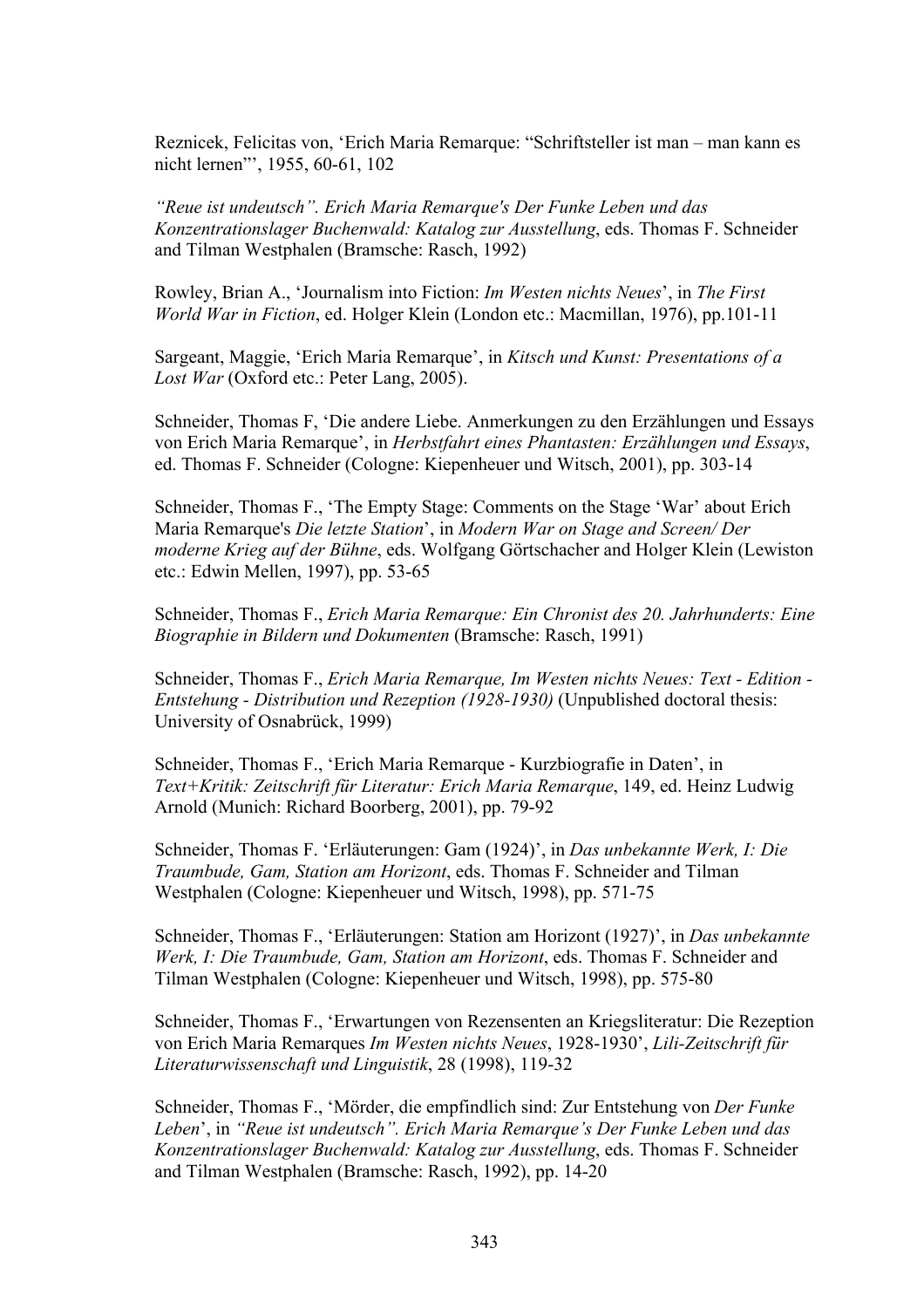Reznicek, Felicitas von, 'Erich Maria Remarque: "Schriftsteller ist man – man kann es nicht lernen"', 1955, 60-61, 102

*"Reue ist undeutsch". Erich Maria Remarque's Der Funke Leben und das Konzentrationslager Buchenwald: Katalog zur Ausstellung*, eds. Thomas F. Schneider and Tilman Westphalen (Bramsche: Rasch, 1992)

Rowley, Brian A., 'Journalism into Fiction: *Im Westen nichts Neues*', in *The First World War in Fiction*, ed. Holger Klein (London etc.: Macmillan, 1976), pp.101-11

Sargeant, Maggie, 'Erich Maria Remarque', in *Kitsch und Kunst: Presentations of a Lost War* (Oxford etc.: Peter Lang, 2005).

Schneider, Thomas F, 'Die andere Liebe. Anmerkungen zu den Erzählungen und Essays von Erich Maria Remarque', in *Herbstfahrt eines Phantasten: Erzählungen und Essays*, ed. Thomas F. Schneider (Cologne: Kiepenheuer und Witsch, 2001), pp. 303-14

Schneider, Thomas F., 'The Empty Stage: Comments on the Stage 'War' about Erich Maria Remarque's *Die letzte Station*', in *Modern War on Stage and Screen/ Der moderne Krieg auf der Bühne*, eds. Wolfgang Görtschacher and Holger Klein (Lewiston etc.: Edwin Mellen, 1997), pp. 53-65

Schneider, Thomas F., *Erich Maria Remarque: Ein Chronist des 20. Jahrhunderts: Eine Biographie in Bildern und Dokumenten* (Bramsche: Rasch, 1991)

Schneider, Thomas F., *Erich Maria Remarque, Im Westen nichts Neues: Text - Edition - Entstehung - Distribution und Rezeption (1928-1930)* (Unpublished doctoral thesis: University of Osnabrück, 1999)

Schneider, Thomas F., 'Erich Maria Remarque - Kurzbiografie in Daten', in *Text+Kritik: Zeitschrift für Literatur: Erich Maria Remarque*, 149, ed. Heinz Ludwig Arnold (Munich: Richard Boorberg, 2001), pp. 79-92

Schneider, Thomas F. 'Erläuterungen: Gam (1924)', in *Das unbekannte Werk, I: Die Traumbude, Gam, Station am Horizont*, eds. Thomas F. Schneider and Tilman Westphalen (Cologne: Kiepenheuer und Witsch, 1998), pp. 571-75

Schneider, Thomas F., 'Erläuterungen: Station am Horizont (1927)', in *Das unbekannte Werk, I: Die Traumbude, Gam, Station am Horizont*, eds. Thomas F. Schneider and Tilman Westphalen (Cologne: Kiepenheuer und Witsch, 1998), pp. 575-80

Schneider, Thomas F., 'Erwartungen von Rezensenten an Kriegsliteratur: Die Rezeption von Erich Maria Remarques *Im Westen nichts Neues*, 1928-1930', *Lili-Zeitschrift für Literaturwissenschaft und Linguistik*, 28 (1998), 119-32

Schneider, Thomas F., 'Mörder, die empfindlich sind: Zur Entstehung von *Der Funke Leben*', in *"Reue ist undeutsch". Erich Maria Remarque's Der Funke Leben und das Konzentrationslager Buchenwald: Katalog zur Ausstellung*, eds. Thomas F. Schneider and Tilman Westphalen (Bramsche: Rasch, 1992), pp. 14-20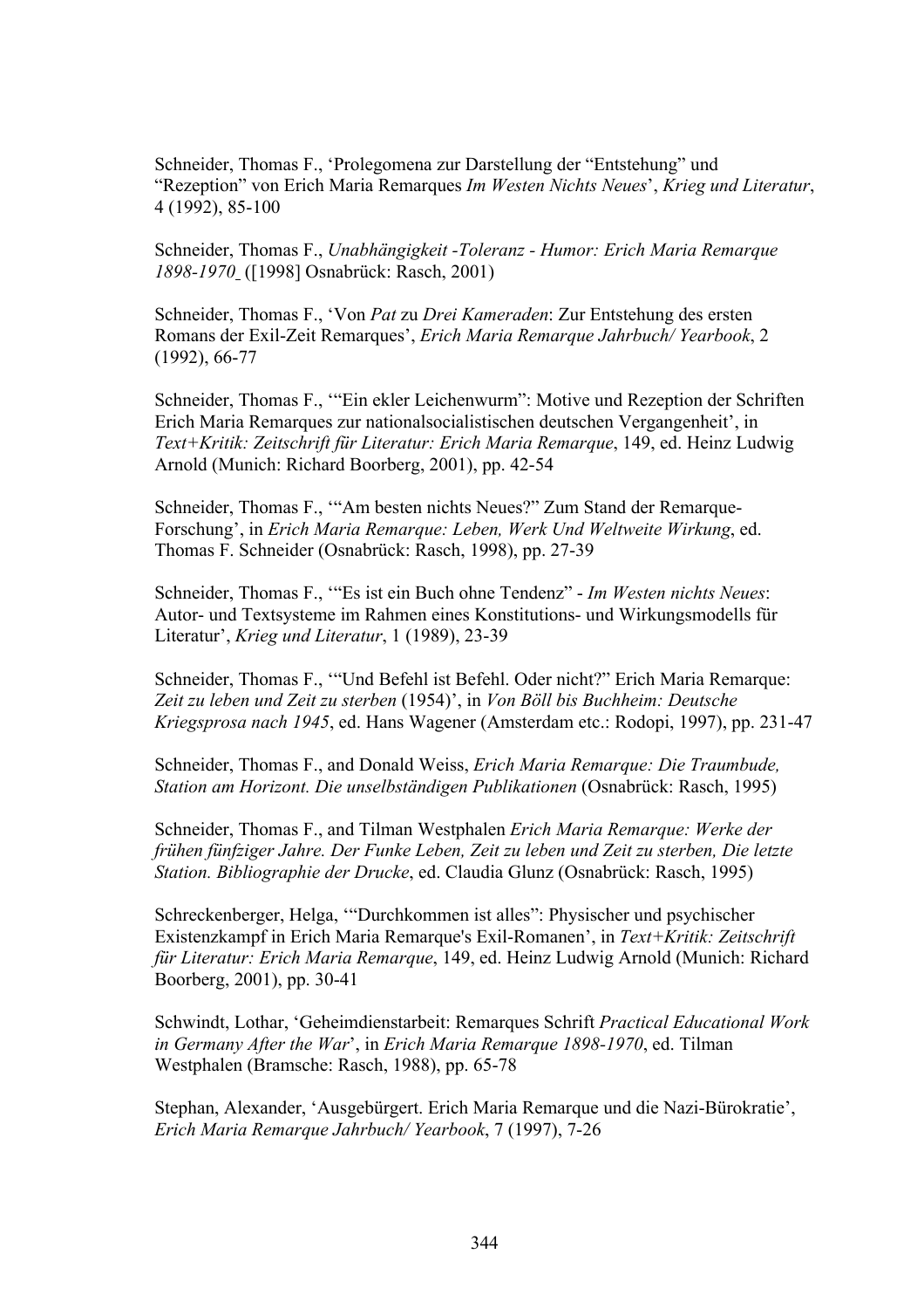Schneider, Thomas F., ‘Prolegomena zur Darstellung der “Entstehung” und “Rezeption” von Erich Maria Remarques *Im Westen Nichts Neues*’, *Krieg und Literatur*, 4 (1992), 85-100

Schneider, Thomas F., *Unabhängigkeit -Toleranz - Humor: Erich Maria Remarque 1898-1970* ([1998] Osnabrück: Rasch, 2001)

Schneider, Thomas F., ‘Von *Pat* zu *Drei Kameraden*: Zur Entstehung des ersten Romans der Exil-Zeit Remarques’, *Erich Maria Remarque Jahrbuch/ Yearbook*, 2 (1992), 66-77

Schneider, Thomas F., ‘“Ein ekler Leichenwurm”: Motive und Rezeption der Schriften Erich Maria Remarques zur nationalsocialistischen deutschen Vergangenheit’, in *Text+Kritik: Zeitschrift für Literatur: Erich Maria Remarque*, 149, ed. Heinz Ludwig Arnold (Munich: Richard Boorberg, 2001), pp. 42-54

Schneider, Thomas F., ‘“Am besten nichts Neues?” Zum Stand der Remarque-Forschung’, in *Erich Maria Remarque: Leben, Werk Und Weltweite Wirkung*, ed. Thomas F. Schneider (Osnabrück: Rasch, 1998), pp. 27-39

Schneider, Thomas F., ‘“Es ist ein Buch ohne Tendenz” - *Im Westen nichts Neues*: Autor- und Textsysteme im Rahmen eines Konstitutions- und Wirkungsmodells für Literatur’, *Krieg und Literatur*, 1 (1989), 23-39

Schneider, Thomas F., ‘“Und Befehl ist Befehl. Oder nicht?” Erich Maria Remarque: *Zeit zu leben und Zeit zu sterben* (1954)’, in *Von Böll bis Buchheim: Deutsche Kriegsprosa nach 1945*, ed. Hans Wagener (Amsterdam etc.: Rodopi, 1997), pp. 231-47

Schneider, Thomas F., and Donald Weiss, *Erich Maria Remarque: Die Traumbude, Station am Horizont. Die unselbständigen Publikationen* (Osnabrück: Rasch, 1995)

Schneider, Thomas F., and Tilman Westphalen *Erich Maria Remarque: Werke der frühen fünfziger Jahre. Der Funke Leben, Zeit zu leben und Zeit zu sterben, Die letzte Station. Bibliographie der Drucke*, ed. Claudia Glunz (Osnabrück: Rasch, 1995)

Schreckenberger, Helga, ‘“Durchkommen ist alles”: Physischer und psychischer Existenzkampf in Erich Maria Remarque's Exil-Romanen’, in *Text+Kritik: Zeitschrift für Literatur: Erich Maria Remarque*, 149, ed. Heinz Ludwig Arnold (Munich: Richard Boorberg, 2001), pp. 30-41

Schwindt, Lothar, ‘Geheimdienstarbeit: Remarques Schrift *Practical Educational Work in Germany After the War*’, in *Erich Maria Remarque 1898-1970*, ed. Tilman Westphalen (Bramsche: Rasch, 1988), pp. 65-78

Stephan, Alexander, ‘Ausgebürgert. Erich Maria Remarque und die Nazi-Bürokratie’, *Erich Maria Remarque Jahrbuch/ Yearbook*, 7 (1997), 7-26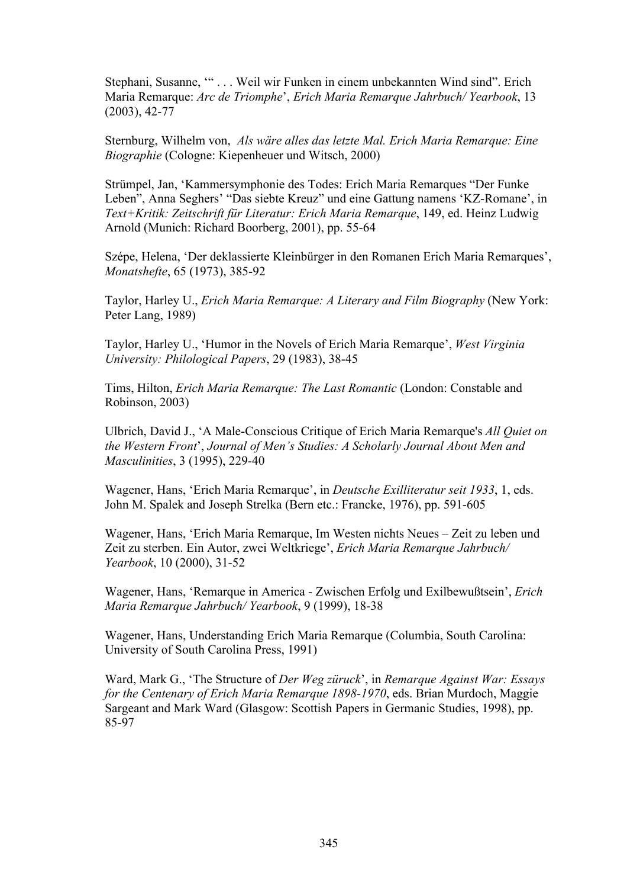Stephani, Susanne, '" . . . Weil wir Funken in einem unbekannten Wind sind". Erich Maria Remarque: *Arc de Triomphe*', *Erich Maria Remarque Jahrbuch/ Yearbook*, 13 (2003), 42-77

Sternburg, Wilhelm von, *Als wäre alles das letzte Mal. Erich Maria Remarque: Eine Biographie* (Cologne: Kiepenheuer und Witsch, 2000)

Strümpel, Jan, 'Kammersymphonie des Todes: Erich Maria Remarques "Der Funke Leben", Anna Seghers' "Das siebte Kreuz" und eine Gattung namens 'KZ-Romane', in *Text+Kritik: Zeitschrift für Literatur: Erich Maria Remarque*, 149, ed. Heinz Ludwig Arnold (Munich: Richard Boorberg, 2001), pp. 55-64

Szépe, Helena, 'Der deklassierte Kleinbürger in den Romanen Erich Maria Remarques', *Monatshefte*, 65 (1973), 385-92

Taylor, Harley U., *Erich Maria Remarque: A Literary and Film Biography* (New York: Peter Lang, 1989)

Taylor, Harley U., 'Humor in the Novels of Erich Maria Remarque', *West Virginia University: Philological Papers*, 29 (1983), 38-45

Tims, Hilton, *Erich Maria Remarque: The Last Romantic* (London: Constable and Robinson, 2003)

Ulbrich, David J., 'A Male-Conscious Critique of Erich Maria Remarque's *All Quiet on the Western Front*', *Journal of Men's Studies: A Scholarly Journal About Men and Masculinities*, 3 (1995), 229-40

Wagener, Hans, 'Erich Maria Remarque', in *Deutsche Exilliteratur seit 1933*, 1, eds. John M. Spalek and Joseph Strelka (Bern etc.: Francke, 1976), pp. 591-605

Wagener, Hans, 'Erich Maria Remarque, Im Westen nichts Neues – Zeit zu leben und Zeit zu sterben. Ein Autor, zwei Weltkriege', *Erich Maria Remarque Jahrbuch/ Yearbook*, 10 (2000), 31-52

Wagener, Hans, 'Remarque in America - Zwischen Erfolg und Exilbewußtsein', *Erich Maria Remarque Jahrbuch/ Yearbook*, 9 (1999), 18-38

Wagener, Hans, Understanding Erich Maria Remarque (Columbia, South Carolina: University of South Carolina Press, 1991)

Ward, Mark G., 'The Structure of *Der Weg zürück*', in *Remarque Against War: Essays for the Centenary of Erich Maria Remarque 1898-1970*, eds. Brian Murdoch, Maggie Sargeant and Mark Ward (Glasgow: Scottish Papers in Germanic Studies, 1998), pp. 85-97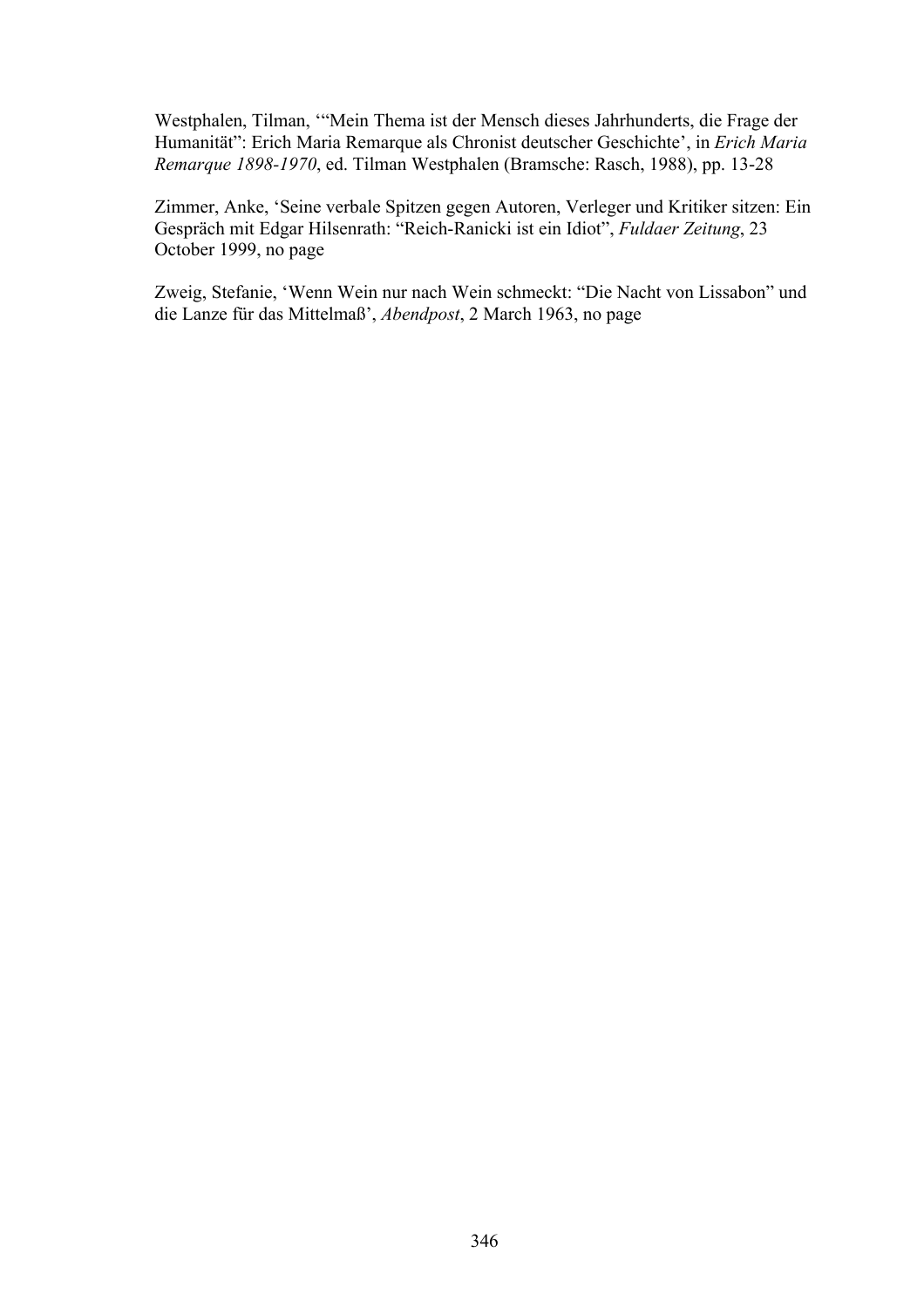Westphalen, Tilman, '"Mein Thema ist der Mensch dieses Jahrhunderts, die Frage der Humanität": Erich Maria Remarque als Chronist deutscher Geschichte', in *Erich Maria Remarque 1898-1970*, ed. Tilman Westphalen (Bramsche: Rasch, 1988), pp. 13-28

Zimmer, Anke, 'Seine verbale Spitzen gegen Autoren, Verleger und Kritiker sitzen: Ein Gespräch mit Edgar Hilsenrath: "Reich-Ranicki ist ein Idiot"', *Fuldaer Zeitung*, 23 October 1999, no page

Zweig, Stefanie, 'Wenn Wein nur nach Wein schmeckt: "Die Nacht von Lissabon" und die Lanze für das Mittelmaß', *Abendpost*, 2 March 1963, no page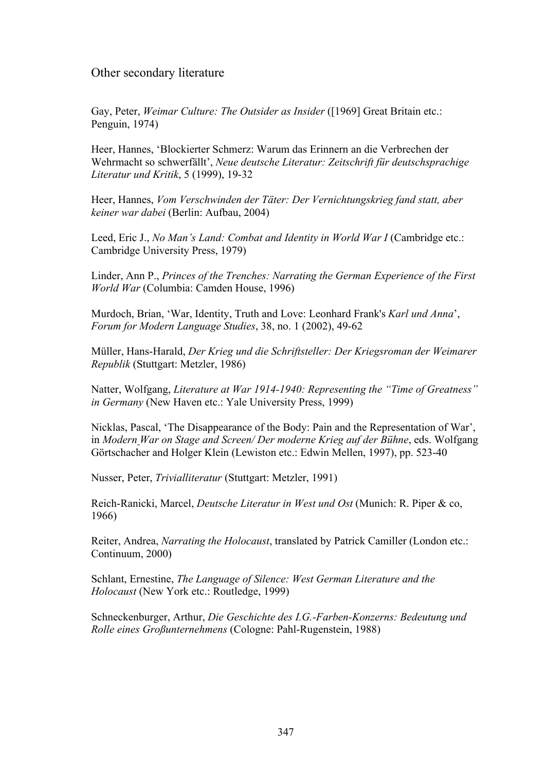## Other secondary literature

Gay, Peter, *Weimar Culture: The Outsider as Insider* ([1969] Great Britain etc.: Penguin, 1974)

Heer, Hannes, 'Blockierter Schmerz: Warum das Erinnern an die Verbrechen der Wehrmacht so schwerfällt', *Neue deutsche Literatur: Zeitschrift für deutschsprachige Literatur und Kritik*, 5 (1999), 19-32

Heer, Hannes, *Vom Verschwinden der Täter: Der Vernichtungskrieg fand statt, aber keiner war dabei* (Berlin: Aufbau, 2004)

Leed, Eric J., *No Man's Land: Combat and Identity in World War I* (Cambridge etc.: Cambridge University Press, 1979)

Linder, Ann P., *Princes of the Trenches: Narrating the German Experience of the First World War* (Columbia: Camden House, 1996)

Murdoch, Brian, 'War, Identity, Truth and Love: Leonhard Frank's *Karl und Anna*', *Forum for Modern Language Studies*, 38, no. 1 (2002), 49-62

Müller, Hans-Harald, *Der Krieg und die Schriftsteller: Der Kriegsroman der Weimarer Republik* (Stuttgart: Metzler, 1986)

Natter, Wolfgang, *Literature at War 1914-1940: Representing the "Time of Greatness" in Germany* (New Haven etc.: Yale University Press, 1999)

Nicklas, Pascal, 'The Disappearance of the Body: Pain and the Representation of War', in *Modern War on Stage and Screen/ Der moderne Krieg auf der Bühne*, eds. Wolfgang Görtschacher and Holger Klein (Lewiston etc.: Edwin Mellen, 1997), pp. 523-40

Nusser, Peter, *Trivialliteratur* (Stuttgart: Metzler, 1991)

Reich-Ranicki, Marcel, *Deutsche Literatur in West und Ost* (Munich: R. Piper & co, 1966)

Reiter, Andrea, *Narrating the Holocaust*, translated by Patrick Camiller (London etc.: Continuum, 2000)

Schlant, Ernestine, *The Language of Silence: West German Literature and the Holocaust* (New York etc.: Routledge, 1999)

Schneckenburger, Arthur, *Die Geschichte des I.G.-Farben-Konzerns: Bedeutung und Rolle eines Großunternehmens* (Cologne: Pahl-Rugenstein, 1988)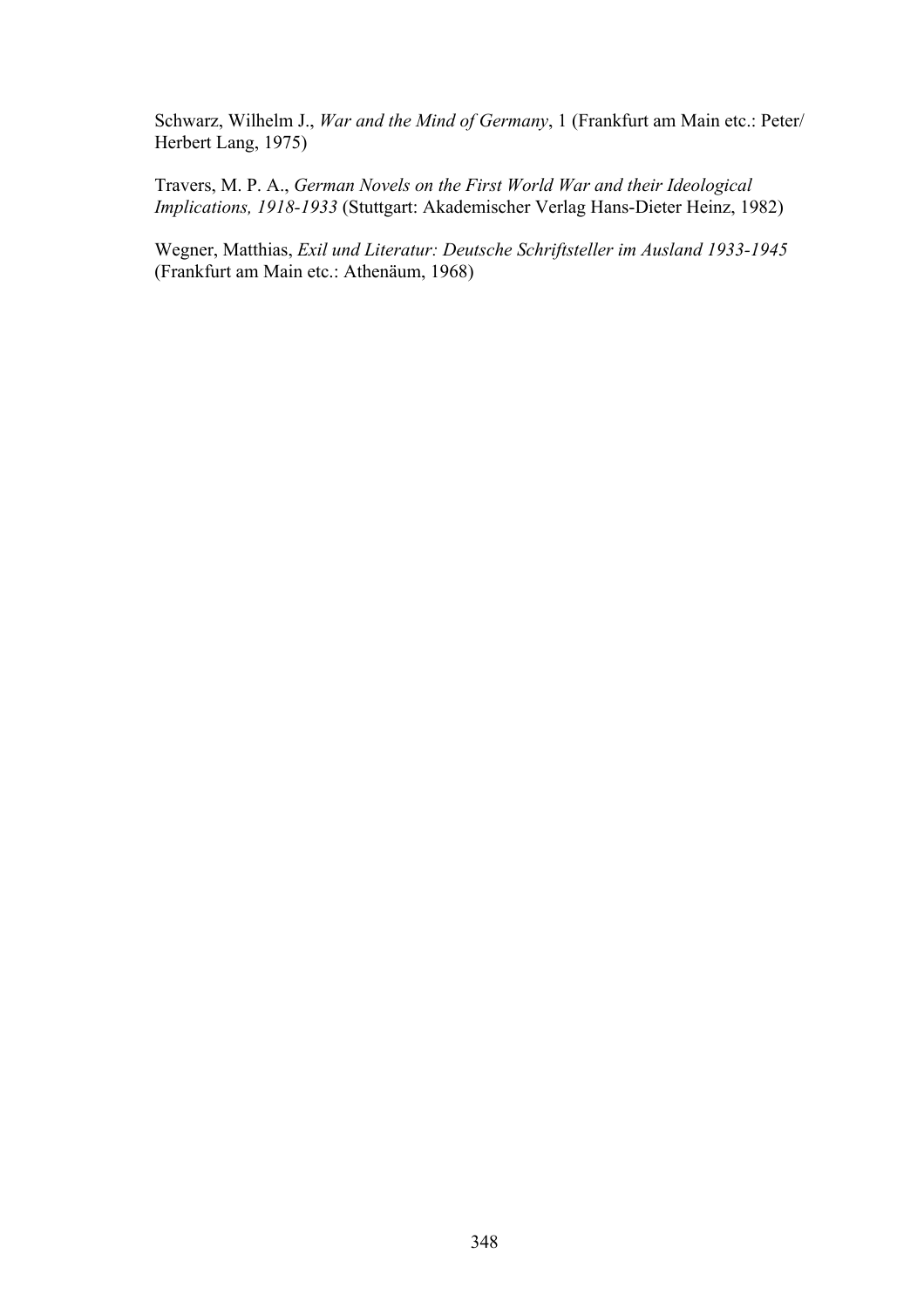Schwarz, Wilhelm J., *War and the Mind of Germany*, 1 (Frankfurt am Main etc.: Peter/ Herbert Lang, 1975)

Travers, M. P. A., *German Novels on the First World War and their Ideological Implications, 1918-1933* (Stuttgart: Akademischer Verlag Hans-Dieter Heinz, 1982)

Wegner, Matthias, *Exil und Literatur: Deutsche Schriftsteller im Ausland 1933-1945* (Frankfurt am Main etc.: Athenäum, 1968)